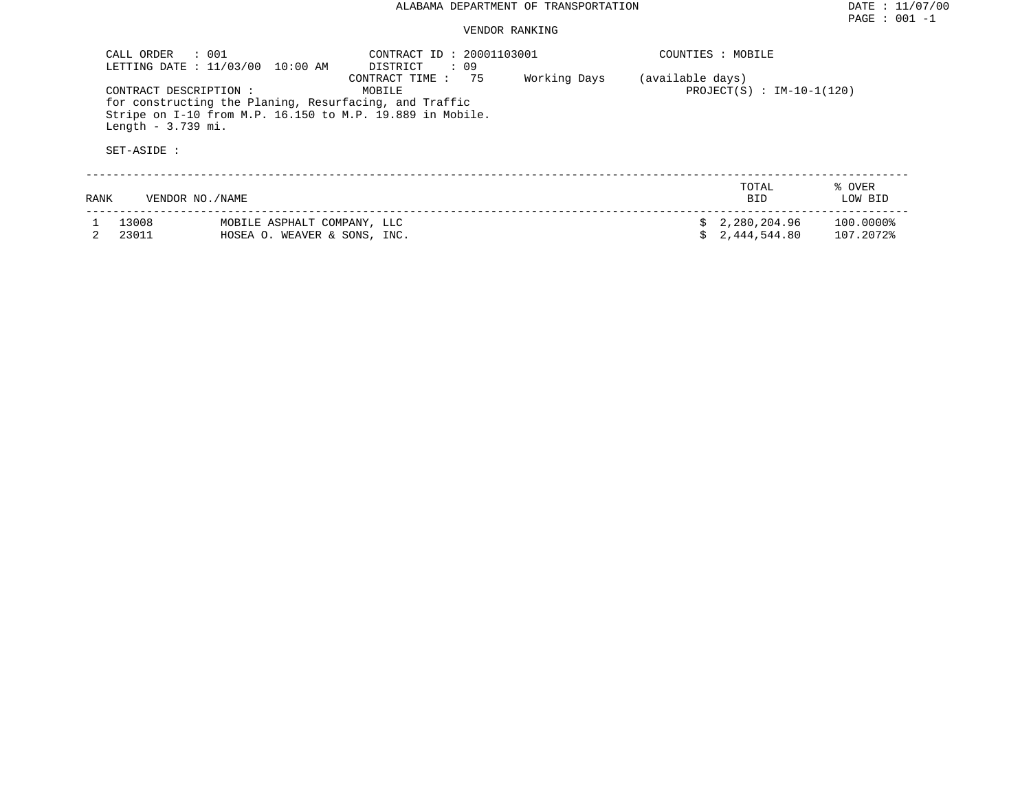# ALABAMA DEPARTMENT OF TRANSPORTATION

## VENDOR RANKING

DATE : 11/07/00
PAGE : 001 -1

CALL ORDER : 001
LETTING DATE : 11/03/00 10:00 AM

CONTRACT ID : 20001103001
DISTRICT : 09
CONTRACT TIME : 75 Working Days (available days)

COUNTIES : MOBILE

CONTRACT DESCRIPTION : MOBILE

PROJECT(S) : IM-10-1(120)

for constructing the Planing, Resurfacing, and Traffic Stripe on I-10 from M.P. 16.150 to M.P. 19.889 in Mobile. Length - 3.739 mi.

SET-ASIDE :

| RANK | VENDOR NO./NAME | | TOTAL BID | % OVER LOW BID |
|---|---|---|---|---|
| 1 | 13008 | MOBILE ASPHALT COMPANY, LLC | $ 2,280,204.96 | 100.0000% |
| 2 | 23011 | HOSEA O. WEAVER & SONS, INC. | $ 2,444,544.80 | 107.2072% |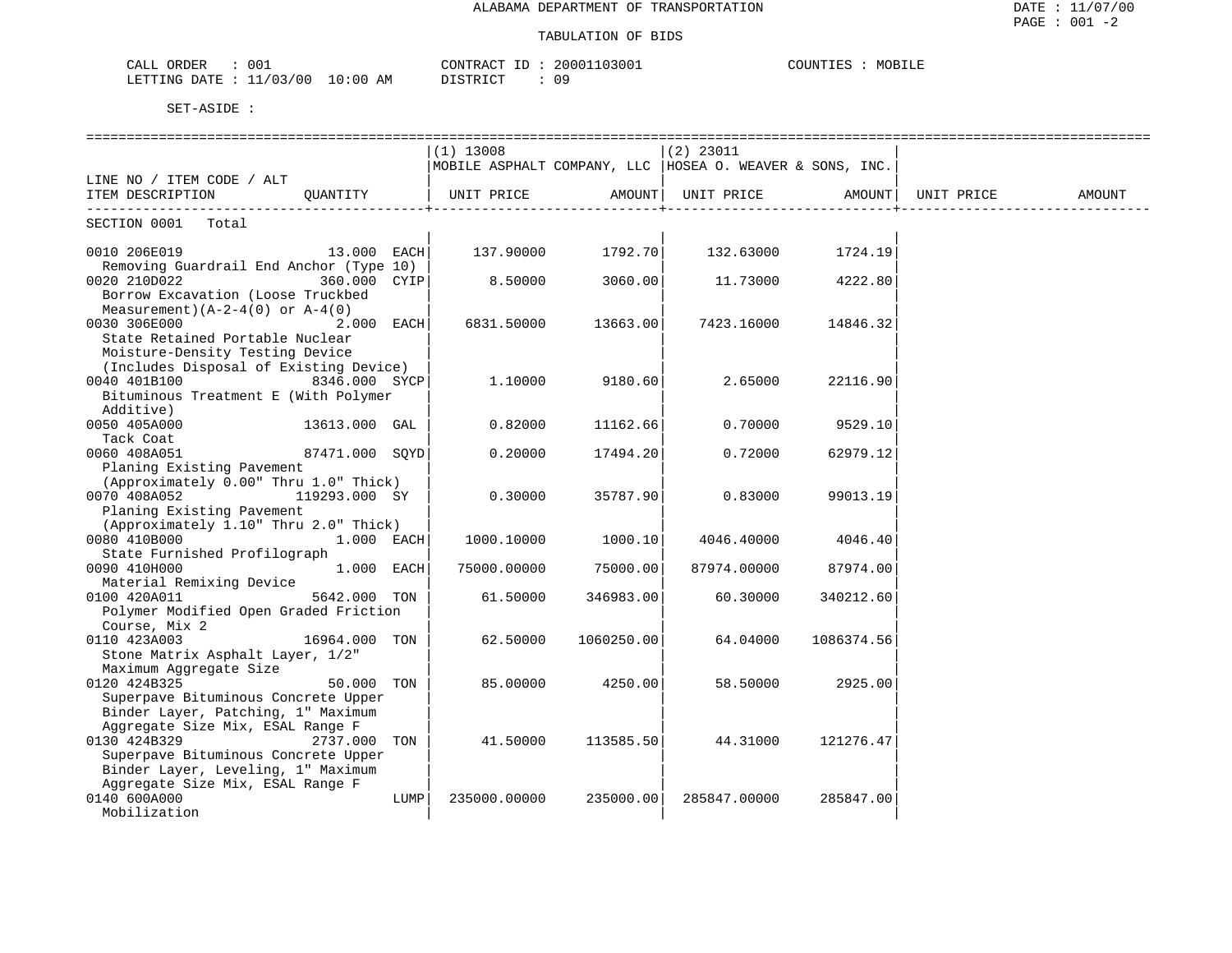ALABAMA DEPARTMENT OF TRANSPORTATION

TABULATION OF BIDS

CALL ORDER : 001    CONTRACT ID : 20001103001    COUNTIES : MOBILE
LETTING DATE : 11/03/00 10:00 AM    DISTRICT : 09

SET-ASIDE :

| LINE NO / ITEM CODE / ALT ITEM DESCRIPTION | QUANTITY | (1) 13008 MOBILE ASPHALT COMPANY, LLC UNIT PRICE | AMOUNT | (2) 23011 HOSEA O. WEAVER & SONS, INC. UNIT PRICE | AMOUNT | UNIT PRICE | AMOUNT |
|---|---|---|---|---|---|---|---|
| SECTION 0001 Total | | | | | | | |
| 0010 206E019 Removing Guardrail End Anchor (Type 10) | 13.000 EACH | 137.90000 | 1792.70 | 132.63000 | 1724.19 | | |
| 0020 210D022 Borrow Excavation (Loose Truckbed Measurement)(A-2-4(0) or A-4(0) | 360.000 CYIP | 8.50000 | 3060.00 | 11.73000 | 4222.80 | | |
| 0030 306E000 State Retained Portable Nuclear Moisture-Density Testing Device (Includes Disposal of Existing Device) | 2.000 EACH | 6831.50000 | 13663.00 | 7423.16000 | 14846.32 | | |
| 0040 401B100 Bituminous Treatment E (With Polymer Additive) | 8346.000 SYCP | 1.10000 | 9180.60 | 2.65000 | 22116.90 | | |
| 0050 405A000 Tack Coat | 13613.000 GAL | 0.82000 | 11162.66 | 0.70000 | 9529.10 | | |
| 0060 408A051 Planing Existing Pavement (Approximately 0.00" Thru 1.0" Thick) | 87471.000 SQYD | 0.20000 | 17494.20 | 0.72000 | 62979.12 | | |
| 0070 408A052 Planing Existing Pavement (Approximately 1.10" Thru 2.0" Thick) | 119293.000 SY | 0.30000 | 35787.90 | 0.83000 | 99013.19 | | |
| 0080 410B000 State Furnished Profilograph | 1.000 EACH | 1000.10000 | 1000.10 | 4046.40000 | 4046.40 | | |
| 0090 410H000 Material Remixing Device | 1.000 EACH | 75000.00000 | 75000.00 | 87974.00000 | 87974.00 | | |
| 0100 420A011 Polymer Modified Open Graded Friction Course, Mix 2 | 5642.000 TON | 61.50000 | 346983.00 | 60.30000 | 340212.60 | | |
| 0110 423A003 Stone Matrix Asphalt Layer, 1/2" Maximum Aggregate Size | 16964.000 TON | 62.50000 | 1060250.00 | 64.04000 | 1086374.56 | | |
| 0120 424B325 Superpave Bituminous Concrete Upper Binder Layer, Patching, 1" Maximum Aggregate Size Mix, ESAL Range F | 50.000 TON | 85.00000 | 4250.00 | 58.50000 | 2925.00 | | |
| 0130 424B329 Superpave Bituminous Concrete Upper Binder Layer, Leveling, 1" Maximum Aggregate Size Mix, ESAL Range F | 2737.000 TON | 41.50000 | 113585.50 | 44.31000 | 121276.47 | | |
| 0140 600A000 Mobilization | LUMP | 235000.00000 | 235000.00 | 285847.00000 | 285847.00 | | |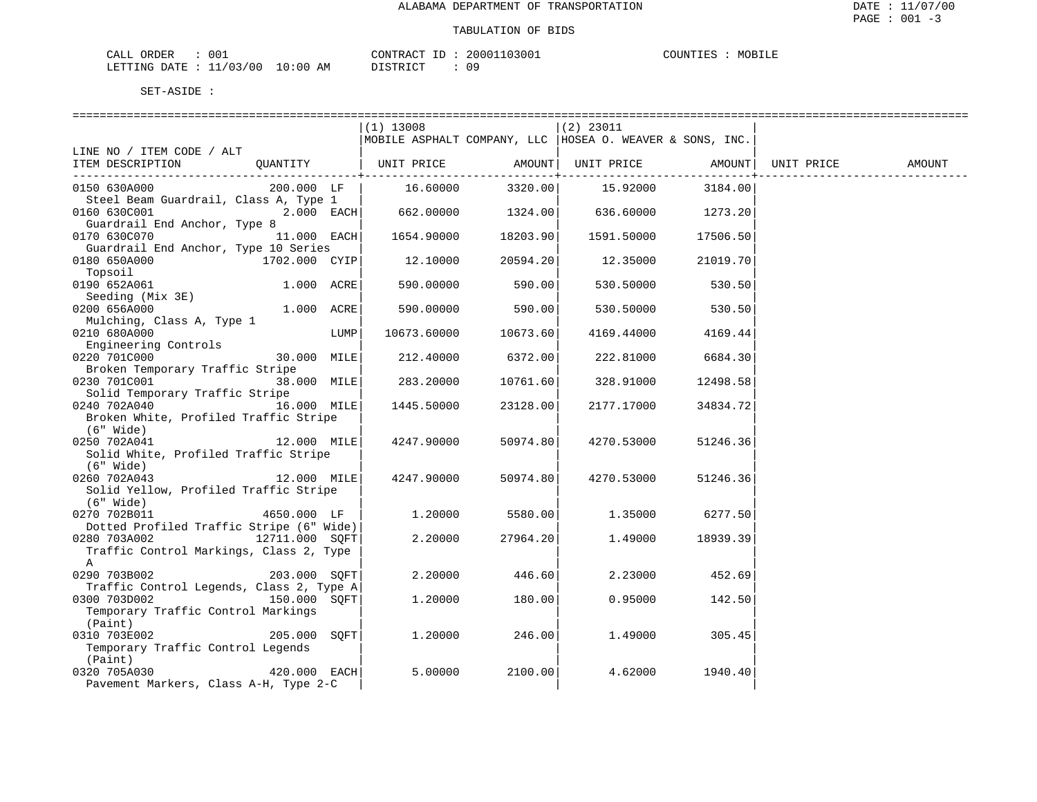ALABAMA DEPARTMENT OF TRANSPORTATION

TABULATION OF BIDS

CALL ORDER : 001 CONTRACT ID : 20001103001 COUNTIES : MOBILE
LETTING DATE : 11/03/00 10:00 AM DISTRICT : 09

SET-ASIDE :

| LINE NO / ITEM CODE / ALT ITEM DESCRIPTION | QUANTITY | (1) 13008 MOBILE ASPHALT COMPANY, LLC UNIT PRICE | AMOUNT | (2) 23011 HOSEA O. WEAVER & SONS, INC. UNIT PRICE | AMOUNT | UNIT PRICE | AMOUNT |
|---|---|---|---|---|---|---|---|
| 0150 630A000 Steel Beam Guardrail, Class A, Type 1 | 200.000 LF | 16.60000 | 3320.00 | 15.92000 | 3184.00 | | |
| 0160 630C001 Guardrail End Anchor, Type 8 | 2.000 EACH | 662.00000 | 1324.00 | 636.60000 | 1273.20 | | |
| 0170 630C070 Guardrail End Anchor, Type 10 Series | 11.000 EACH | 1654.90000 | 18203.90 | 1591.50000 | 17506.50 | | |
| 0180 650A000 Topsoil | 1702.000 CYIP | 12.10000 | 20594.20 | 12.35000 | 21019.70 | | |
| 0190 652A061 Seeding (Mix 3E) | 1.000 ACRE | 590.00000 | 590.00 | 530.50000 | 530.50 | | |
| 0200 656A000 Mulching, Class A, Type 1 | 1.000 ACRE | 590.00000 | 590.00 | 530.50000 | 530.50 | | |
| 0210 680A000 Engineering Controls | LUMP | 10673.60000 | 10673.60 | 4169.44000 | 4169.44 | | |
| 0220 701C000 Broken Temporary Traffic Stripe | 30.000 MILE | 212.40000 | 6372.00 | 222.81000 | 6684.30 | | |
| 0230 701C001 Solid Temporary Traffic Stripe | 38.000 MILE | 283.20000 | 10761.60 | 328.91000 | 12498.58 | | |
| 0240 702A040 Broken White, Profiled Traffic Stripe (6" Wide) | 16.000 MILE | 1445.50000 | 23128.00 | 2177.17000 | 34834.72 | | |
| 0250 702A041 Solid White, Profiled Traffic Stripe (6" Wide) | 12.000 MILE | 4247.90000 | 50974.80 | 4270.53000 | 51246.36 | | |
| 0260 702A043 Solid Yellow, Profiled Traffic Stripe (6" Wide) | 12.000 MILE | 4247.90000 | 50974.80 | 4270.53000 | 51246.36 | | |
| 0270 702B011 Dotted Profiled Traffic Stripe (6" Wide) | 4650.000 LF | 1.20000 | 5580.00 | 1.35000 | 6277.50 | | |
| 0280 703A002 Traffic Control Markings, Class 2, Type A | 12711.000 SQFT | 2.20000 | 27964.20 | 1.49000 | 18939.39 | | |
| 0290 703B002 Traffic Control Legends, Class 2, Type A | 203.000 SQFT | 2.20000 | 446.60 | 2.23000 | 452.69 | | |
| 0300 703D002 Temporary Traffic Control Markings (Paint) | 150.000 SQFT | 1.20000 | 180.00 | 0.95000 | 142.50 | | |
| 0310 703E002 Temporary Traffic Control Legends (Paint) | 205.000 SQFT | 1.20000 | 246.00 | 1.49000 | 305.45 | | |
| 0320 705A030 Pavement Markers, Class A-H, Type 2-C | 420.000 EACH | 5.00000 | 2100.00 | 4.62000 | 1940.40 | | |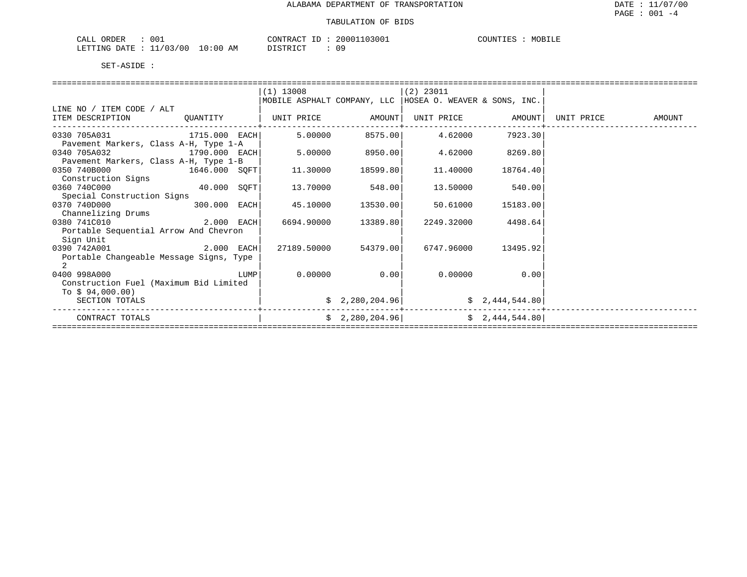# ALABAMA DEPARTMENT OF TRANSPORTATION

## TABULATION OF BIDS

DATE : 11/07/00

CALL ORDER : 001 | CONTRACT ID : 20001103001 | COUNTIES : MOBILE
LETTING DATE : 11/03/00 10:00 AM | DISTRICT : 09

SET-ASIDE :

| LINE NO / ITEM CODE / ALT ITEM DESCRIPTION | QUANTITY | (1) 13008 MOBILE ASPHALT COMPANY, LLC UNIT PRICE | AMOUNT | (2) 23011 HOSEA O. WEAVER & SONS, INC. UNIT PRICE | AMOUNT | UNIT PRICE | AMOUNT |
|---|---|---|---|---|---|---|---|
| 0330 705A031 Pavement Markers, Class A-H, Type 1-A | 1715.000 EACH | 5.00000 | 8575.00 | 4.62000 | 7923.30 | | |
| 0340 705A032 Pavement Markers, Class A-H, Type 1-B | 1790.000 EACH | 5.00000 | 8950.00 | 4.62000 | 8269.80 | | |
| 0350 740B000 Construction Signs | 1646.000 SQFT | 11.30000 | 18599.80 | 11.40000 | 18764.40 | | |
| 0360 740C000 Special Construction Signs | 40.000 SQFT | 13.70000 | 548.00 | 13.50000 | 540.00 | | |
| 0370 740D000 Channelizing Drums | 300.000 EACH | 45.10000 | 13530.00 | 50.61000 | 15183.00 | | |
| 0380 741C010 Portable Sequential Arrow And Chevron Sign Unit | 2.000 EACH | 6694.90000 | 13389.80 | 2249.32000 | 4498.64 | | |
| 0390 742A001 Portable Changeable Message Signs, Type 2 | 2.000 EACH | 27189.50000 | 54379.00 | 6747.96000 | 13495.92 | | |
| 0400 998A000 Construction Fuel (Maximum Bid Limited To $ 94,000.00) | LUMP | 0.00000 | 0.00 | 0.00000 | 0.00 | | |
| SECTION TOTALS | | | $ 2,280,204.96 | | $ 2,444,544.80 | | |
| CONTRACT TOTALS | | | $ 2,280,204.96 | | $ 2,444,544.80 | | |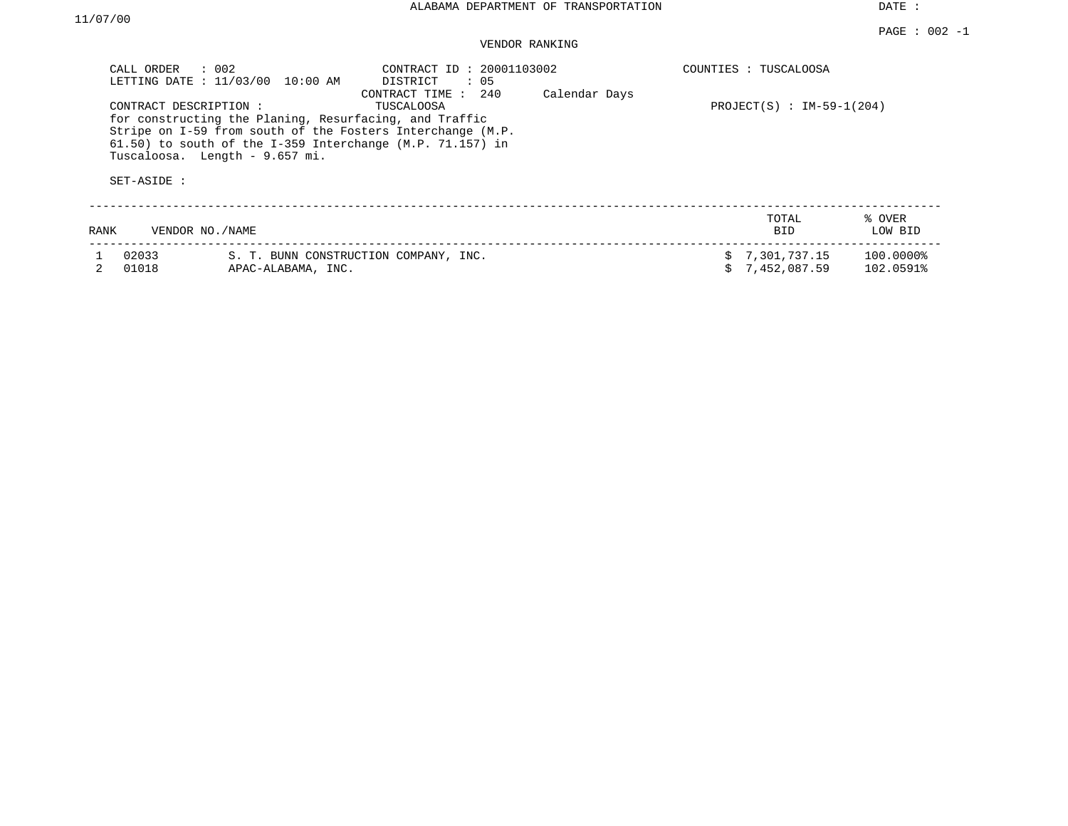ALABAMA DEPARTMENT OF TRANSPORTATION

DATE : 11/07/00

PAGE : 002 -1

VENDOR RANKING

CALL ORDER : 002
LETTING DATE : 11/03/00 10:00 AM

CONTRACT ID : 20001103002
DISTRICT : 05
CONTRACT TIME : 240 Calendar Days

COUNTIES : TUSCALOOSA

CONTRACT DESCRIPTION : TUSCALOOSA

PROJECT(S) : IM-59-1(204)

for constructing the Planing, Resurfacing, and Traffic Stripe on I-59 from south of the Fosters Interchange (M.P. 61.50) to south of the I-359 Interchange (M.P. 71.157) in Tuscaloosa. Length - 9.657 mi.

SET-ASIDE :

| RANK | VENDOR NO./NAME | | TOTAL BID | % OVER LOW BID |
|---|---|---|---|---|
| 1 | 02033 | S. T. BUNN CONSTRUCTION COMPANY, INC. | $ 7,301,737.15 | 100.0000% |
| 2 | 01018 | APAC-ALABAMA, INC. | $ 7,452,087.59 | 102.0591% |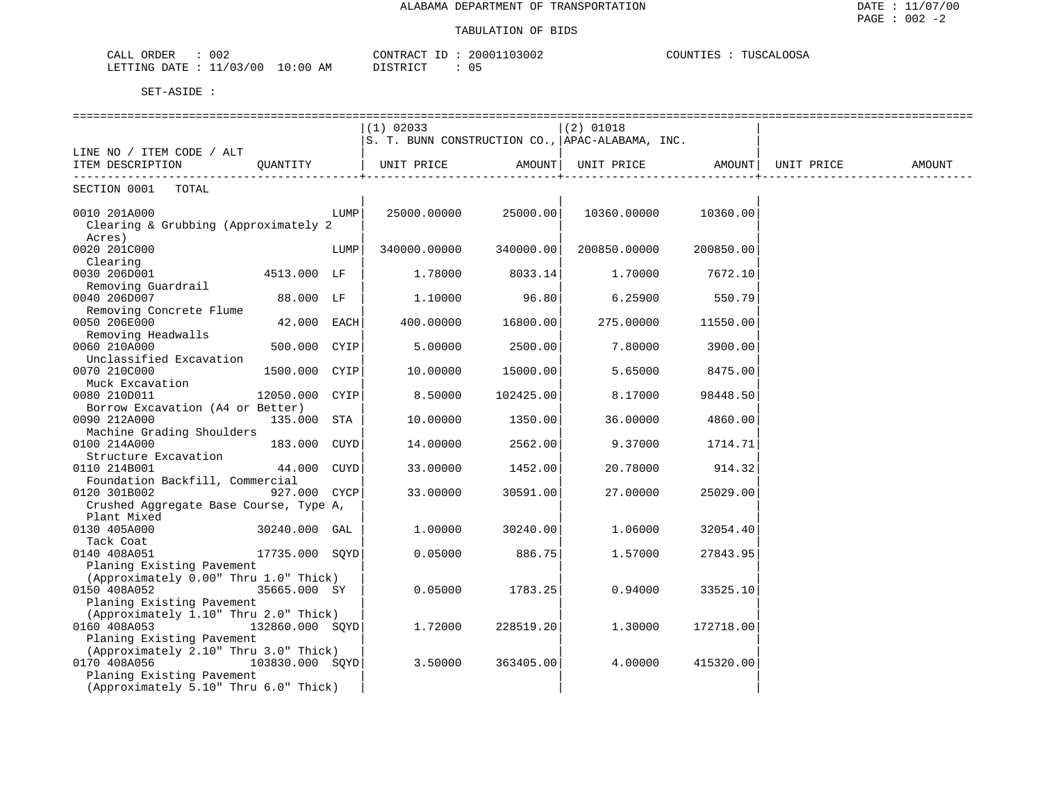ALABAMA DEPARTMENT OF TRANSPORTATION

TABULATION OF BIDS

CALL ORDER : 002　　CONTRACT ID : 20001103002　　COUNTIES : TUSCALOOSA
LETTING DATE : 11/03/00 10:00 AM　　DISTRICT : 05

SET-ASIDE :

| LINE NO / ITEM CODE / ALT ITEM DESCRIPTION | QUANTITY | | (1) 02033 S. T. BUNN CONSTRUCTION CO., UNIT PRICE | AMOUNT | (2) 01018 APAC-ALABAMA, INC. UNIT PRICE | AMOUNT | UNIT PRICE | AMOUNT |
|---|---|---|---|---|---|---|---|---|
| SECTION 0001 TOTAL | | | | | | | | |
| 0010 201A000 Clearing & Grubbing (Approximately 2 Acres) | | LUMP | 25000.00000 | 25000.00 | 10360.00000 | 10360.00 | | |
| 0020 201C000 Clearing | | LUMP | 340000.00000 | 340000.00 | 200850.00000 | 200850.00 | | |
| 0030 206D001 Removing Guardrail | 4513.000 | LF | 1.78000 | 8033.14 | 1.70000 | 7672.10 | | |
| 0040 206D007 Removing Concrete Flume | 88.000 | LF | 1.10000 | 96.80 | 6.25900 | 550.79 | | |
| 0050 206E000 Removing Headwalls | 42.000 | EACH | 400.00000 | 16800.00 | 275.00000 | 11550.00 | | |
| 0060 210A000 Unclassified Excavation | 500.000 | CYIP | 5.00000 | 2500.00 | 7.80000 | 3900.00 | | |
| 0070 210C000 Muck Excavation | 1500.000 | CYIP | 10.00000 | 15000.00 | 5.65000 | 8475.00 | | |
| 0080 210D011 Borrow Excavation (A4 or Better) | 12050.000 | CYIP | 8.50000 | 102425.00 | 8.17000 | 98448.50 | | |
| 0090 212A000 Machine Grading Shoulders | 135.000 | STA | 10.00000 | 1350.00 | 36.00000 | 4860.00 | | |
| 0100 214A000 Structure Excavation | 183.000 | CUYD | 14.00000 | 2562.00 | 9.37000 | 1714.71 | | |
| 0110 214B001 Foundation Backfill, Commercial | 44.000 | CUYD | 33.00000 | 1452.00 | 20.78000 | 914.32 | | |
| 0120 301B002 Crushed Aggregate Base Course, Type A, Plant Mixed | 927.000 | CYCP | 33.00000 | 30591.00 | 27.00000 | 25029.00 | | |
| 0130 405A000 Tack Coat | 30240.000 | GAL | 1.00000 | 30240.00 | 1.06000 | 32054.40 | | |
| 0140 408A051 Planing Existing Pavement (Approximately 0.00" Thru 1.0" Thick) | 17735.000 | SQYD | 0.05000 | 886.75 | 1.57000 | 27843.95 | | |
| 0150 408A052 Planing Existing Pavement (Approximately 1.10" Thru 2.0" Thick) | 35665.000 | SY | 0.05000 | 1783.25 | 0.94000 | 33525.10 | | |
| 0160 408A053 Planing Existing Pavement (Approximately 2.10" Thru 3.0" Thick) | 132860.000 | SQYD | 1.72000 | 228519.20 | 1.30000 | 172718.00 | | |
| 0170 408A056 Planing Existing Pavement (Approximately 5.10" Thru 6.0" Thick) | 103830.000 | SQYD | 3.50000 | 363405.00 | 4.00000 | 415320.00 | | |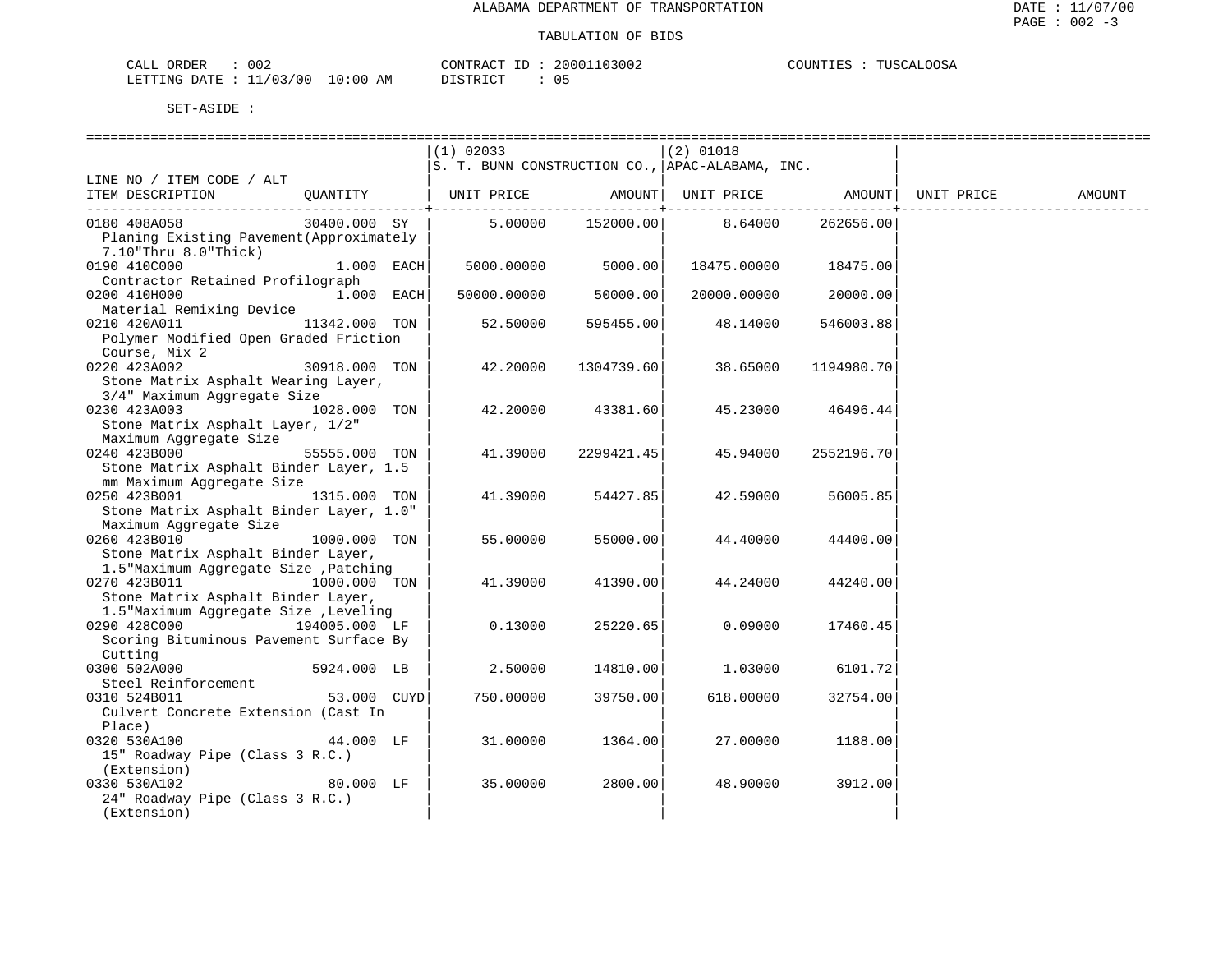ALABAMA DEPARTMENT OF TRANSPORTATION

TABULATION OF BIDS

CALL ORDER : 002 CONTRACT ID : 20001103002 COUNTIES : TUSCALOOSA
LETTING DATE : 11/03/00 10:00 AM DISTRICT : 05

SET-ASIDE :

| LINE NO / ITEM CODE / ALT ITEM DESCRIPTION | QUANTITY | (1) 02033 S. T. BUNN CONSTRUCTION CO., UNIT PRICE | AMOUNT | (2) 01018 APAC-ALABAMA, INC. UNIT PRICE | AMOUNT | UNIT PRICE | AMOUNT |
|---|---|---|---|---|---|---|---|
| 0180 408A058 Planing Existing Pavement(Approximately 7.10"Thru 8.0"Thick) | 30400.000 SY | 5.00000 | 152000.00 | 8.64000 | 262656.00 | | |
| 0190 410C000 Contractor Retained Profilograph | 1.000 EACH | 5000.00000 | 5000.00 | 18475.00000 | 18475.00 | | |
| 0200 410H000 Material Remixing Device | 1.000 EACH | 50000.00000 | 50000.00 | 20000.00000 | 20000.00 | | |
| 0210 420A011 Polymer Modified Open Graded Friction Course, Mix 2 | 11342.000 TON | 52.50000 | 595455.00 | 48.14000 | 546003.88 | | |
| 0220 423A002 Stone Matrix Asphalt Wearing Layer, 3/4" Maximum Aggregate Size | 30918.000 TON | 42.20000 | 1304739.60 | 38.65000 | 1194980.70 | | |
| 0230 423A003 Stone Matrix Asphalt Layer, 1/2" Maximum Aggregate Size | 1028.000 TON | 42.20000 | 43381.60 | 45.23000 | 46496.44 | | |
| 0240 423B000 Stone Matrix Asphalt Binder Layer, 1.5 mm Maximum Aggregate Size | 55555.000 TON | 41.39000 | 2299421.45 | 45.94000 | 2552196.70 | | |
| 0250 423B001 Stone Matrix Asphalt Binder Layer, 1.0" Maximum Aggregate Size | 1315.000 TON | 41.39000 | 54427.85 | 42.59000 | 56005.85 | | |
| 0260 423B010 Stone Matrix Asphalt Binder Layer, 1.5"Maximum Aggregate Size ,Patching | 1000.000 TON | 55.00000 | 55000.00 | 44.40000 | 44400.00 | | |
| 0270 423B011 Stone Matrix Asphalt Binder Layer, 1.5"Maximum Aggregate Size ,Leveling | 1000.000 TON | 41.39000 | 41390.00 | 44.24000 | 44240.00 | | |
| 0290 428C000 Scoring Bituminous Pavement Surface By Cutting | 194005.000 LF | 0.13000 | 25220.65 | 0.09000 | 17460.45 | | |
| 0300 502A000 Steel Reinforcement | 5924.000 LB | 2.50000 | 14810.00 | 1.03000 | 6101.72 | | |
| 0310 524B011 Culvert Concrete Extension (Cast In Place) | 53.000 CUYD | 750.00000 | 39750.00 | 618.00000 | 32754.00 | | |
| 0320 530A100 15" Roadway Pipe (Class 3 R.C.) (Extension) | 44.000 LF | 31.00000 | 1364.00 | 27.00000 | 1188.00 | | |
| 0330 530A102 24" Roadway Pipe (Class 3 R.C.) (Extension) | 80.000 LF | 35.00000 | 2800.00 | 48.90000 | 3912.00 | | |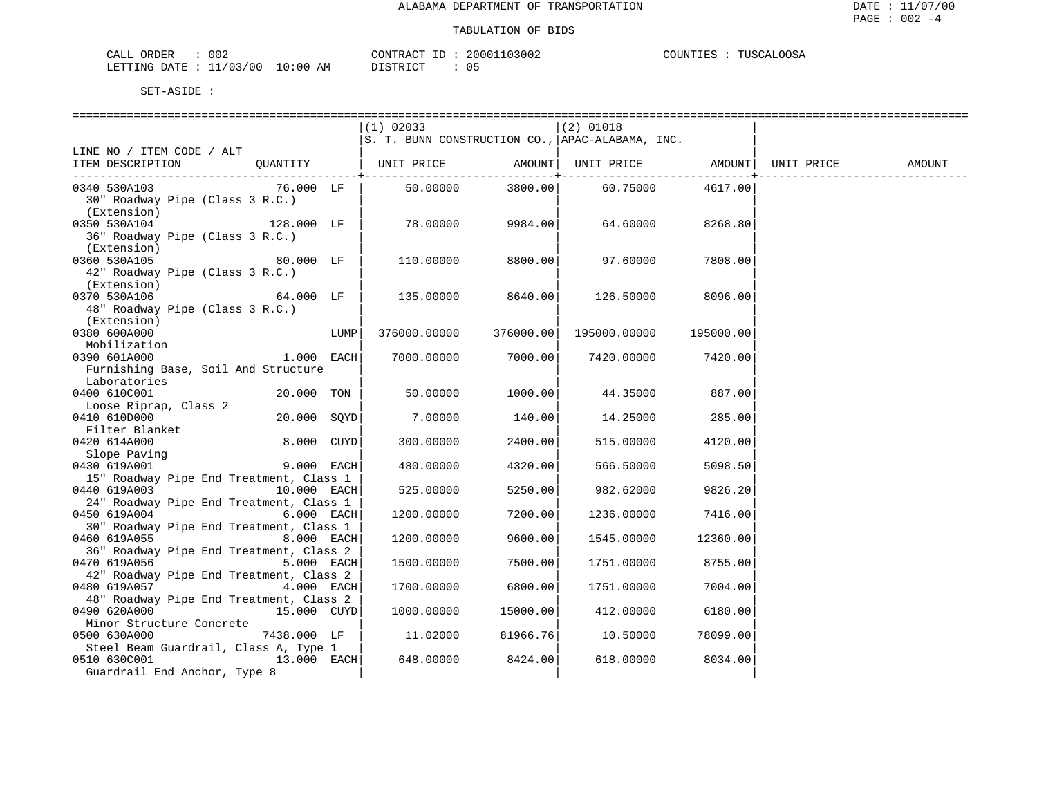ALABAMA DEPARTMENT OF TRANSPORTATION

TABULATION OF BIDS

CALL ORDER : 002 CONTRACT ID : 20001103002 COUNTIES : TUSCALOOSA
LETTING DATE : 11/03/00 10:00 AM DISTRICT : 05

SET-ASIDE :

| LINE NO / ITEM CODE / ALT ITEM DESCRIPTION | QUANTITY | (1) 02033 S. T. BUNN CONSTRUCTION CO., UNIT PRICE | AMOUNT | (2) 01018 APAC-ALABAMA, INC. UNIT PRICE | AMOUNT | UNIT PRICE | AMOUNT |
|---|---|---|---|---|---|---|---|
| 0340 530A103 30" Roadway Pipe (Class 3 R.C.) (Extension) | 76.000 LF | 50.00000 | 3800.00 | 60.75000 | 4617.00 | | |
| 0350 530A104 36" Roadway Pipe (Class 3 R.C.) (Extension) | 128.000 LF | 78.00000 | 9984.00 | 64.60000 | 8268.80 | | |
| 0360 530A105 42" Roadway Pipe (Class 3 R.C.) (Extension) | 80.000 LF | 110.00000 | 8800.00 | 97.60000 | 7808.00 | | |
| 0370 530A106 48" Roadway Pipe (Class 3 R.C.) (Extension) | 64.000 LF | 135.00000 | 8640.00 | 126.50000 | 8096.00 | | |
| 0380 600A000 Mobilization | LUMP | 376000.00000 | 376000.00 | 195000.00000 | 195000.00 | | |
| 0390 601A000 Furnishing Base, Soil And Structure Laboratories | 1.000 EACH | 7000.00000 | 7000.00 | 7420.00000 | 7420.00 | | |
| 0400 610C001 Loose Riprap, Class 2 | 20.000 TON | 50.00000 | 1000.00 | 44.35000 | 887.00 | | |
| 0410 610D000 Filter Blanket | 20.000 SQYD | 7.00000 | 140.00 | 14.25000 | 285.00 | | |
| 0420 614A000 Slope Paving | 8.000 CUYD | 300.00000 | 2400.00 | 515.00000 | 4120.00 | | |
| 0430 619A001 15" Roadway Pipe End Treatment, Class 1 | 9.000 EACH | 480.00000 | 4320.00 | 566.50000 | 5098.50 | | |
| 0440 619A003 24" Roadway Pipe End Treatment, Class 1 | 10.000 EACH | 525.00000 | 5250.00 | 982.62000 | 9826.20 | | |
| 0450 619A004 30" Roadway Pipe End Treatment, Class 1 | 6.000 EACH | 1200.00000 | 7200.00 | 1236.00000 | 7416.00 | | |
| 0460 619A055 36" Roadway Pipe End Treatment, Class 2 | 8.000 EACH | 1200.00000 | 9600.00 | 1545.00000 | 12360.00 | | |
| 0470 619A056 42" Roadway Pipe End Treatment, Class 2 | 5.000 EACH | 1500.00000 | 7500.00 | 1751.00000 | 8755.00 | | |
| 0480 619A057 48" Roadway Pipe End Treatment, Class 2 | 4.000 EACH | 1700.00000 | 6800.00 | 1751.00000 | 7004.00 | | |
| 0490 620A000 Minor Structure Concrete | 15.000 CUYD | 1000.00000 | 15000.00 | 412.00000 | 6180.00 | | |
| 0500 630A000 Steel Beam Guardrail, Class A, Type 1 | 7438.000 LF | 11.02000 | 81966.76 | 10.50000 | 78099.00 | | |
| 0510 630C001 Guardrail End Anchor, Type 8 | 13.000 EACH | 648.00000 | 8424.00 | 618.00000 | 8034.00 | | |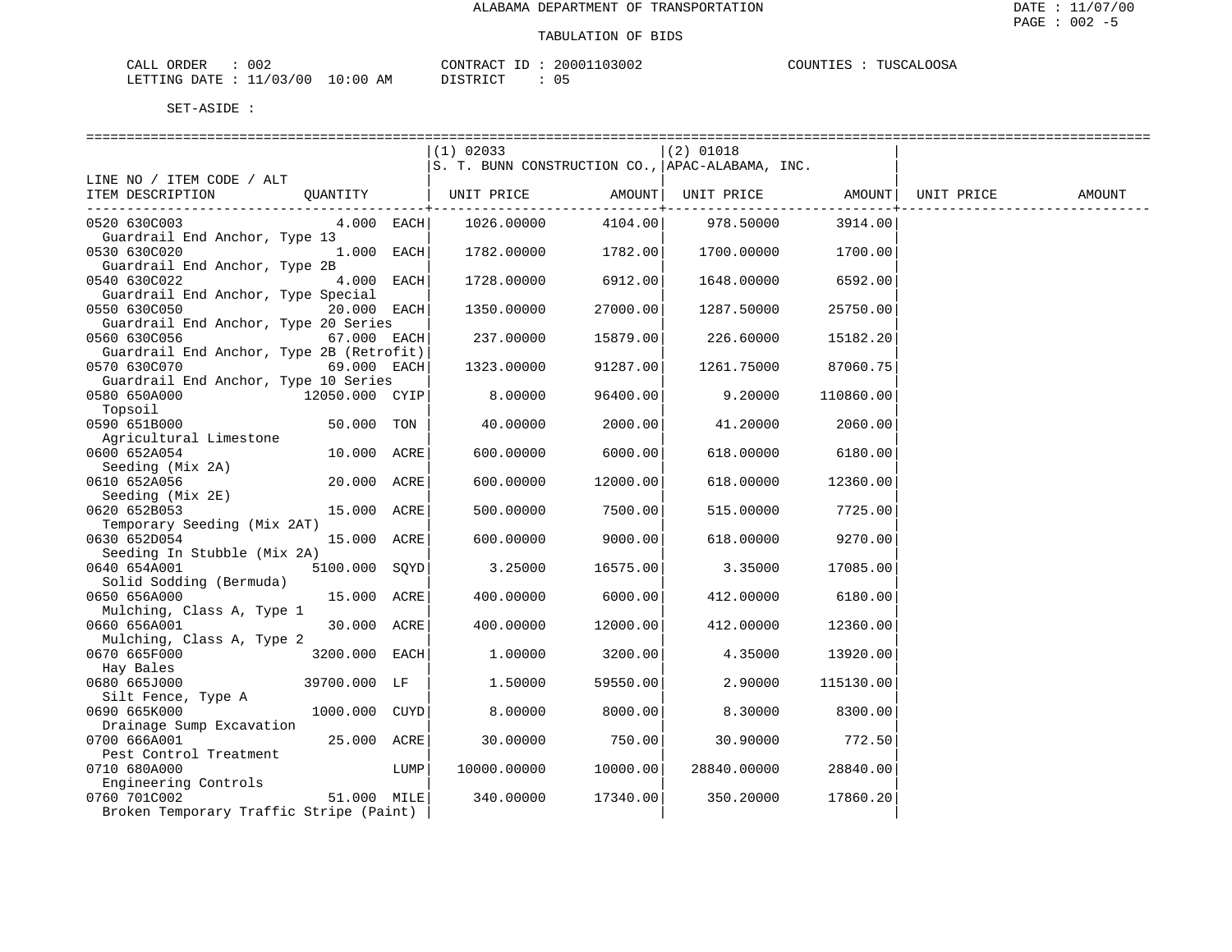ALABAMA DEPARTMENT OF TRANSPORTATION

TABULATION OF BIDS

CALL ORDER : 002 CONTRACT ID : 20001103002 COUNTIES : TUSCALOOSA
LETTING DATE : 11/03/00 10:00 AM DISTRICT : 05

SET-ASIDE :

| LINE NO / ITEM CODE / ALT ITEM DESCRIPTION | QUANTITY | (1) 02033 S. T. BUNN CONSTRUCTION CO., UNIT PRICE | AMOUNT | (2) 01018 APAC-ALABAMA, INC. UNIT PRICE | AMOUNT | UNIT PRICE | AMOUNT |
|---|---|---|---|---|---|---|---|
| 0520 630C003 Guardrail End Anchor, Type 13 | 4.000 EACH | 1026.00000 | 4104.00 | 978.50000 | 3914.00 | | |
| 0530 630C020 Guardrail End Anchor, Type 2B | 1.000 EACH | 1782.00000 | 1782.00 | 1700.00000 | 1700.00 | | |
| 0540 630C022 Guardrail End Anchor, Type Special | 4.000 EACH | 1728.00000 | 6912.00 | 1648.00000 | 6592.00 | | |
| 0550 630C050 Guardrail End Anchor, Type 20 Series | 20.000 EACH | 1350.00000 | 27000.00 | 1287.50000 | 25750.00 | | |
| 0560 630C056 Guardrail End Anchor, Type 2B (Retrofit) | 67.000 EACH | 237.00000 | 15879.00 | 226.60000 | 15182.20 | | |
| 0570 630C070 Guardrail End Anchor, Type 10 Series | 69.000 EACH | 1323.00000 | 91287.00 | 1261.75000 | 87060.75 | | |
| 0580 650A000 Topsoil | 12050.000 CYIP | 8.00000 | 96400.00 | 9.20000 | 110860.00 | | |
| 0590 651B000 Agricultural Limestone | 50.000 TON | 40.00000 | 2000.00 | 41.20000 | 2060.00 | | |
| 0600 652A054 Seeding (Mix 2A) | 10.000 ACRE | 600.00000 | 6000.00 | 618.00000 | 6180.00 | | |
| 0610 652A056 Seeding (Mix 2E) | 20.000 ACRE | 600.00000 | 12000.00 | 618.00000 | 12360.00 | | |
| 0620 652B053 Temporary Seeding (Mix 2AT) | 15.000 ACRE | 500.00000 | 7500.00 | 515.00000 | 7725.00 | | |
| 0630 652D054 Seeding In Stubble (Mix 2A) | 15.000 ACRE | 600.00000 | 9000.00 | 618.00000 | 9270.00 | | |
| 0640 654A001 Solid Sodding (Bermuda) | 5100.000 SQYD | 3.25000 | 16575.00 | 3.35000 | 17085.00 | | |
| 0650 656A000 Mulching, Class A, Type 1 | 15.000 ACRE | 400.00000 | 6000.00 | 412.00000 | 6180.00 | | |
| 0660 656A001 Mulching, Class A, Type 2 | 30.000 ACRE | 400.00000 | 12000.00 | 412.00000 | 12360.00 | | |
| 0670 665F000 Hay Bales | 3200.000 EACH | 1.00000 | 3200.00 | 4.35000 | 13920.00 | | |
| 0680 665J000 Silt Fence, Type A | 39700.000 LF | 1.50000 | 59550.00 | 2.90000 | 115130.00 | | |
| 0690 665K000 Drainage Sump Excavation | 1000.000 CUYD | 8.00000 | 8000.00 | 8.30000 | 8300.00 | | |
| 0700 666A001 Pest Control Treatment | 25.000 ACRE | 30.00000 | 750.00 | 30.90000 | 772.50 | | |
| 0710 680A000 Engineering Controls | LUMP | 10000.00000 | 10000.00 | 28840.00000 | 28840.00 | | |
| 0760 701C002 Broken Temporary Traffic Stripe (Paint) | 51.000 MILE | 340.00000 | 17340.00 | 350.20000 | 17860.20 | | |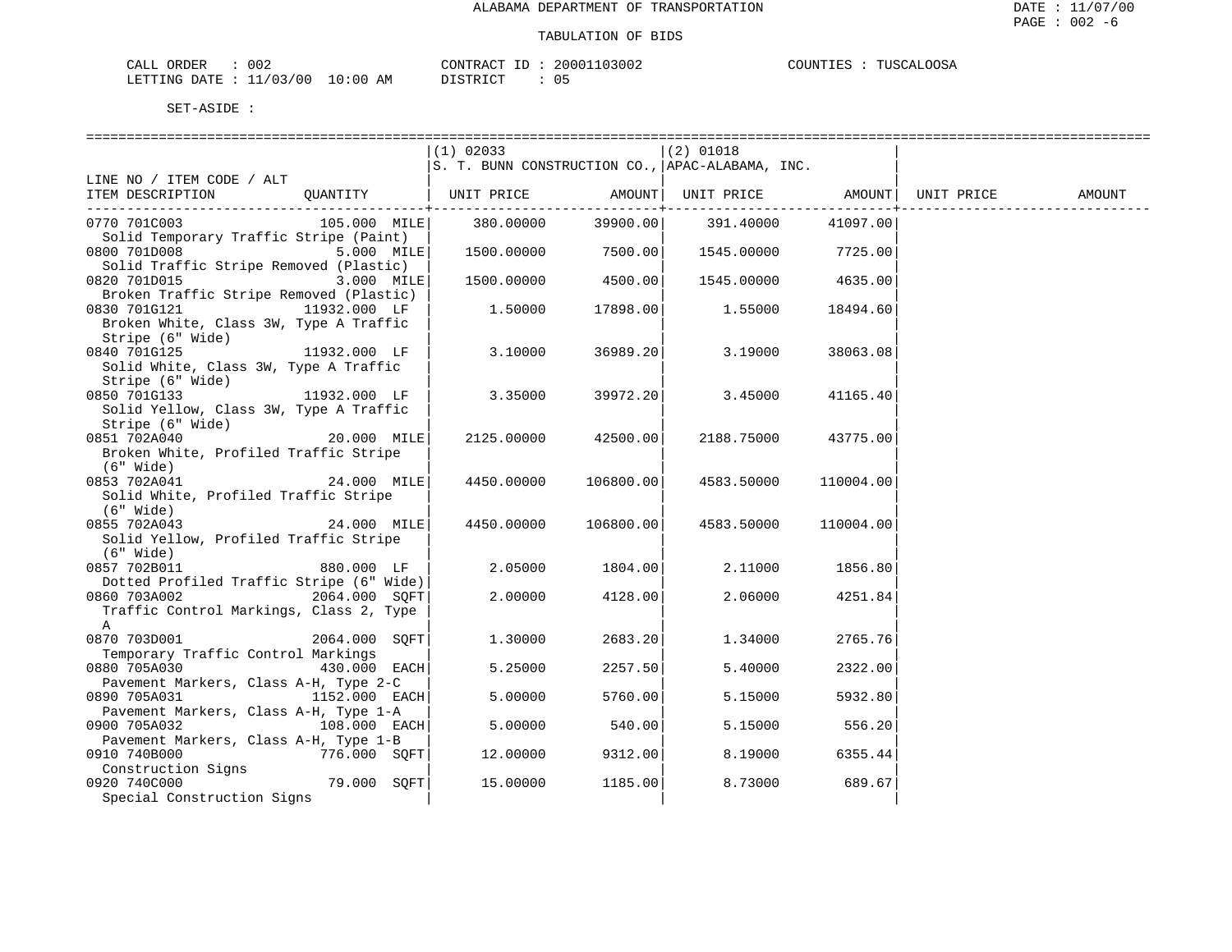ALABAMA DEPARTMENT OF TRANSPORTATION

TABULATION OF BIDS

CALL ORDER : 002 CONTRACT ID : 20001103002 COUNTIES : TUSCALOOSA
LETTING DATE : 11/03/00 10:00 AM DISTRICT : 05

SET-ASIDE :

| LINE NO / ITEM CODE / ALT ITEM DESCRIPTION | QUANTITY | (1) 02033 S. T. BUNN CONSTRUCTION CO., UNIT PRICE | AMOUNT | (2) 01018 APAC-ALABAMA, INC. UNIT PRICE | AMOUNT | UNIT PRICE | AMOUNT |
|---|---|---|---|---|---|---|---|
| 0770 701C003 Solid Temporary Traffic Stripe (Paint) | 105.000 MILE | 380.00000 | 39900.00 | 391.40000 | 41097.00 | | |
| 0800 701D008 Solid Traffic Stripe Removed (Plastic) | 5.000 MILE | 1500.00000 | 7500.00 | 1545.00000 | 7725.00 | | |
| 0820 701D015 Broken Traffic Stripe Removed (Plastic) | 3.000 MILE | 1500.00000 | 4500.00 | 1545.00000 | 4635.00 | | |
| 0830 701G121 Broken White, Class 3W, Type A Traffic Stripe (6" Wide) | 11932.000 LF | 1.50000 | 17898.00 | 1.55000 | 18494.60 | | |
| 0840 701G125 Solid White, Class 3W, Type A Traffic Stripe (6" Wide) | 11932.000 LF | 3.10000 | 36989.20 | 3.19000 | 38063.08 | | |
| 0850 701G133 Solid Yellow, Class 3W, Type A Traffic Stripe (6" Wide) | 11932.000 LF | 3.35000 | 39972.20 | 3.45000 | 41165.40 | | |
| 0851 702A040 Broken White, Profiled Traffic Stripe (6" Wide) | 20.000 MILE | 2125.00000 | 42500.00 | 2188.75000 | 43775.00 | | |
| 0853 702A041 Solid White, Profiled Traffic Stripe (6" Wide) | 24.000 MILE | 4450.00000 | 106800.00 | 4583.50000 | 110004.00 | | |
| 0855 702A043 Solid Yellow, Profiled Traffic Stripe (6" Wide) | 24.000 MILE | 4450.00000 | 106800.00 | 4583.50000 | 110004.00 | | |
| 0857 702B011 Dotted Profiled Traffic Stripe (6" Wide) | 880.000 LF | 2.05000 | 1804.00 | 2.11000 | 1856.80 | | |
| 0860 703A002 Traffic Control Markings, Class 2, Type A | 2064.000 SQFT | 2.00000 | 4128.00 | 2.06000 | 4251.84 | | |
| 0870 703D001 Temporary Traffic Control Markings | 2064.000 SQFT | 1.30000 | 2683.20 | 1.34000 | 2765.76 | | |
| 0880 705A030 Pavement Markers, Class A-H, Type 2-C | 430.000 EACH | 5.25000 | 2257.50 | 5.40000 | 2322.00 | | |
| 0890 705A031 Pavement Markers, Class A-H, Type 1-A | 1152.000 EACH | 5.00000 | 5760.00 | 5.15000 | 5932.80 | | |
| 0900 705A032 Pavement Markers, Class A-H, Type 1-B | 108.000 EACH | 5.00000 | 540.00 | 5.15000 | 556.20 | | |
| 0910 740B000 Construction Signs | 776.000 SQFT | 12.00000 | 9312.00 | 8.19000 | 6355.44 | | |
| 0920 740C000 Special Construction Signs | 79.000 SQFT | 15.00000 | 1185.00 | 8.73000 | 689.67 | | |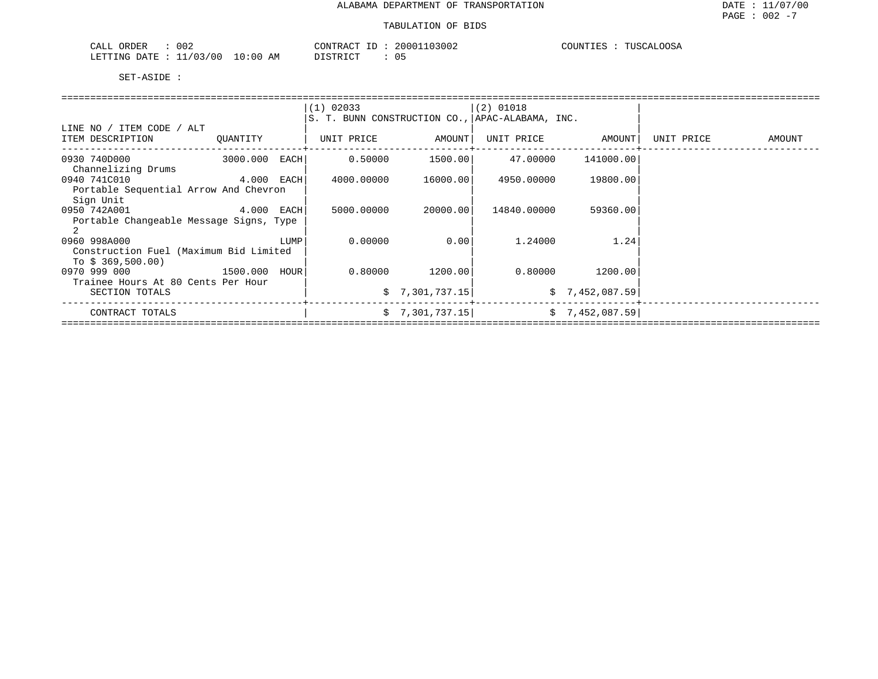ALABAMA DEPARTMENT OF TRANSPORTATION

TABULATION OF BIDS

DATE : 11/07/00
PAGE : 002 -7

CALL ORDER : 002
LETTING DATE : 11/03/00 10:00 AM

CONTRACT ID : 20001103002
DISTRICT : 05

COUNTIES : TUSCALOOSA

SET-ASIDE :

| LINE NO / ITEM CODE / ALT ITEM DESCRIPTION | QUANTITY | (1) 02033 S. T. BUNN CONSTRUCTION CO., UNIT PRICE | AMOUNT | (2) 01018 APAC-ALABAMA, INC. UNIT PRICE | AMOUNT | UNIT PRICE | AMOUNT |
|---|---|---|---|---|---|---|---|
| 0930 740D000 Channelizing Drums | 3000.000 EACH | 0.50000 | 1500.00 | 47.00000 | 141000.00 | | |
| 0940 741C010 Portable Sequential Arrow And Chevron Sign Unit | 4.000 EACH | 4000.00000 | 16000.00 | 4950.00000 | 19800.00 | | |
| 0950 742A001 Portable Changeable Message Signs, Type 2 | 4.000 EACH | 5000.00000 | 20000.00 | 14840.00000 | 59360.00 | | |
| 0960 998A000 Construction Fuel (Maximum Bid Limited To $ 369,500.00) | LUMP | 0.00000 | 0.00 | 1.24000 | 1.24 | | |
| 0970 999 000 Trainee Hours At 80 Cents Per Hour | 1500.000 HOUR | 0.80000 | 1200.00 | 0.80000 | 1200.00 | | |
| SECTION TOTALS | | | $ 7,301,737.15 | | $ 7,452,087.59 | | |
| CONTRACT TOTALS | | | $ 7,301,737.15 | | $ 7,452,087.59 | | |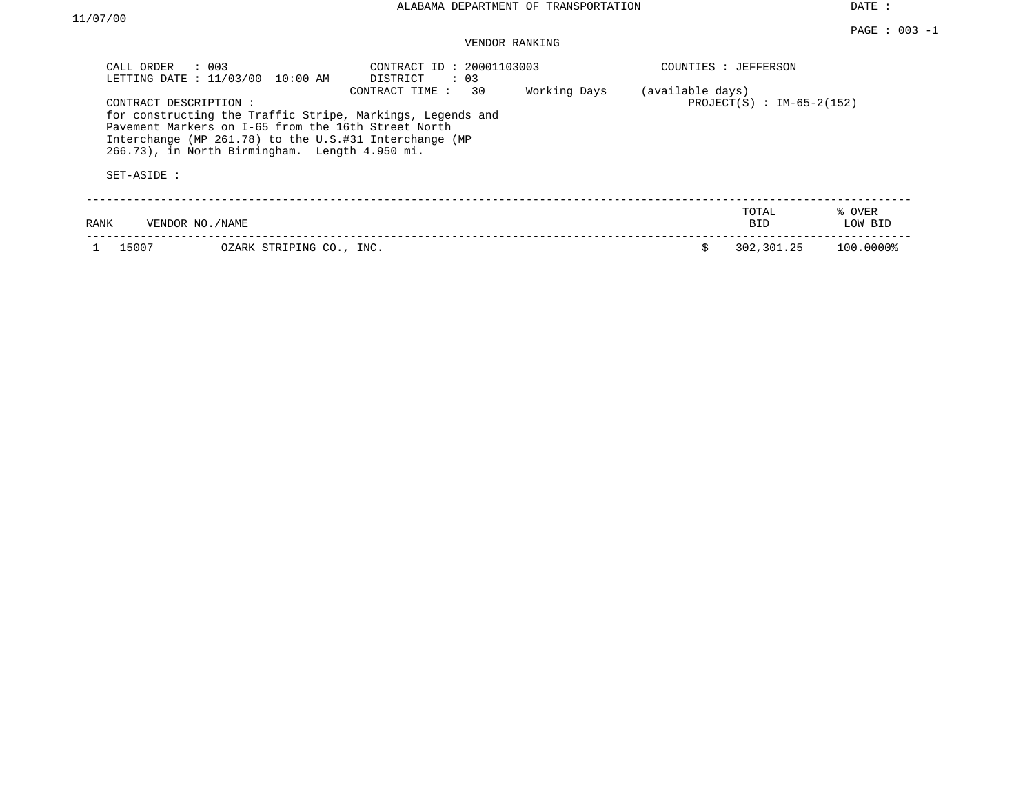# ALABAMA DEPARTMENT OF TRANSPORTATION

## VENDOR RANKING

CALL ORDER : 003
LETTING DATE : 11/03/00 10:00 AM

CONTRACT ID : 20001103003
DISTRICT : 03
CONTRACT TIME : 30 Working Days (available days)

COUNTIES : JEFFERSON
PROJECT(S) : IM-65-2(152)

CONTRACT DESCRIPTION :
for constructing the Traffic Stripe, Markings, Legends and Pavement Markers on I-65 from the 16th Street North Interchange (MP 261.78) to the U.S.#31 Interchange (MP 266.73), in North Birmingham. Length 4.950 mi.

SET-ASIDE :

| RANK | VENDOR NO./NAME | | TOTAL BID | % OVER LOW BID |
|---|---|---|---|---|
| 1 | 15007 | OZARK STRIPING CO., INC. | $ 302,301.25 | 100.0000% |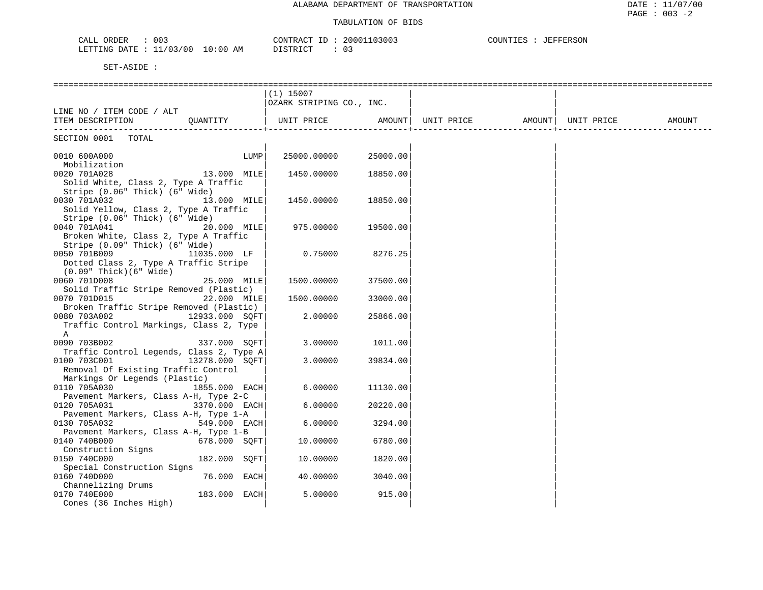ALABAMA DEPARTMENT OF TRANSPORTATION

TABULATION OF BIDS

CALL ORDER : 003 CONTRACT ID : 20001103003 COUNTIES : JEFFERSON
LETTING DATE : 11/03/00 10:00 AM DISTRICT : 03

SET-ASIDE :

| LINE NO / ITEM CODE / ALT ITEM DESCRIPTION | QUANTITY | (1) 15007 OZARK STRIPING CO., INC. UNIT PRICE | AMOUNT | UNIT PRICE | AMOUNT | UNIT PRICE | AMOUNT |
|---|---|---|---|---|---|---|---|
| SECTION 0001 TOTAL | | | | | | | |
| 0010 600A000 Mobilization | LUMP | 25000.00000 | 25000.00 | | | | |
| 0020 701A028 Solid White, Class 2, Type A Traffic Stripe (0.06" Thick) (6" Wide) | 13.000 MILE | 1450.00000 | 18850.00 | | | | |
| 0030 701A032 Solid Yellow, Class 2, Type A Traffic Stripe (0.06" Thick) (6" Wide) | 13.000 MILE | 1450.00000 | 18850.00 | | | | |
| 0040 701A041 Broken White, Class 2, Type A Traffic Stripe (0.09" Thick) (6" Wide) | 20.000 MILE | 975.00000 | 19500.00 | | | | |
| 0050 701B009 Dotted Class 2, Type A Traffic Stripe (0.09" Thick)(6" Wide) | 11035.000 LF | 0.75000 | 8276.25 | | | | |
| 0060 701D008 Solid Traffic Stripe Removed (Plastic) | 25.000 MILE | 1500.00000 | 37500.00 | | | | |
| 0070 701D015 Broken Traffic Stripe Removed (Plastic) | 22.000 MILE | 1500.00000 | 33000.00 | | | | |
| 0080 703A002 Traffic Control Markings, Class 2, Type A | 12933.000 SQFT | 2.00000 | 25866.00 | | | | |
| 0090 703B002 Traffic Control Legends, Class 2, Type A | 337.000 SQFT | 3.00000 | 1011.00 | | | | |
| 0100 703C001 Removal Of Existing Traffic Control Markings Or Legends (Plastic) | 13278.000 SQFT | 3.00000 | 39834.00 | | | | |
| 0110 705A030 Pavement Markers, Class A-H, Type 2-C | 1855.000 EACH | 6.00000 | 11130.00 | | | | |
| 0120 705A031 Pavement Markers, Class A-H, Type 1-A | 3370.000 EACH | 6.00000 | 20220.00 | | | | |
| 0130 705A032 Pavement Markers, Class A-H, Type 1-B | 549.000 EACH | 6.00000 | 3294.00 | | | | |
| 0140 740B000 Construction Signs | 678.000 SQFT | 10.00000 | 6780.00 | | | | |
| 0150 740C000 Special Construction Signs | 182.000 SQFT | 10.00000 | 1820.00 | | | | |
| 0160 740D000 Channelizing Drums | 76.000 EACH | 40.00000 | 3040.00 | | | | |
| 0170 740E000 Cones (36 Inches High) | 183.000 EACH | 5.00000 | 915.00 | | | | |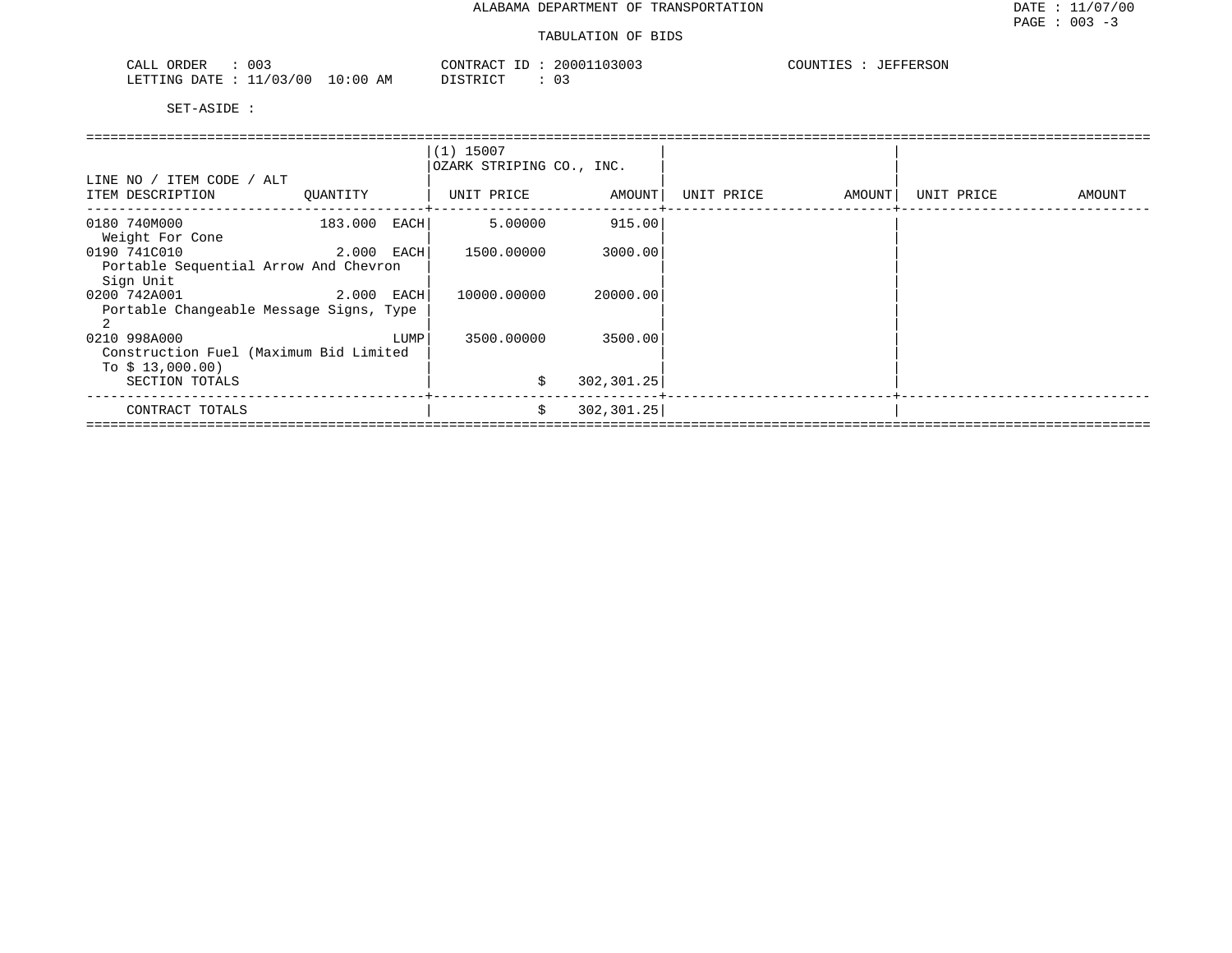ALABAMA DEPARTMENT OF TRANSPORTATION

TABULATION OF BIDS

CALL ORDER : 003    CONTRACT ID : 20001103003    COUNTIES : JEFFERSON
LETTING DATE : 11/03/00 10:00 AM    DISTRICT : 03

SET-ASIDE :

| LINE NO / ITEM CODE / ALT<br>ITEM DESCRIPTION | QUANTITY | (1) 15007<br>OZARK STRIPING CO., INC.<br>UNIT PRICE | AMOUNT | UNIT PRICE | AMOUNT | UNIT PRICE | AMOUNT |
|---|---|---|---|---|---|---|---|
| 0180 740M000<br>Weight For Cone | 183.000 EACH | 5.00000 | 915.00 | | | | |
| 0190 741C010<br>Portable Sequential Arrow And Chevron Sign Unit | 2.000 EACH | 1500.00000 | 3000.00 | | | | |
| 0200 742A001<br>Portable Changeable Message Signs, Type 2 | 2.000 EACH | 10000.00000 | 20000.00 | | | | |
| 0210 998A000<br>Construction Fuel (Maximum Bid Limited To $ 13,000.00) | LUMP | 3500.00000 | 3500.00 | | | | |
| SECTION TOTALS | | $ | 302,301.25 | | | | |
| CONTRACT TOTALS | | $ | 302,301.25 | | | | |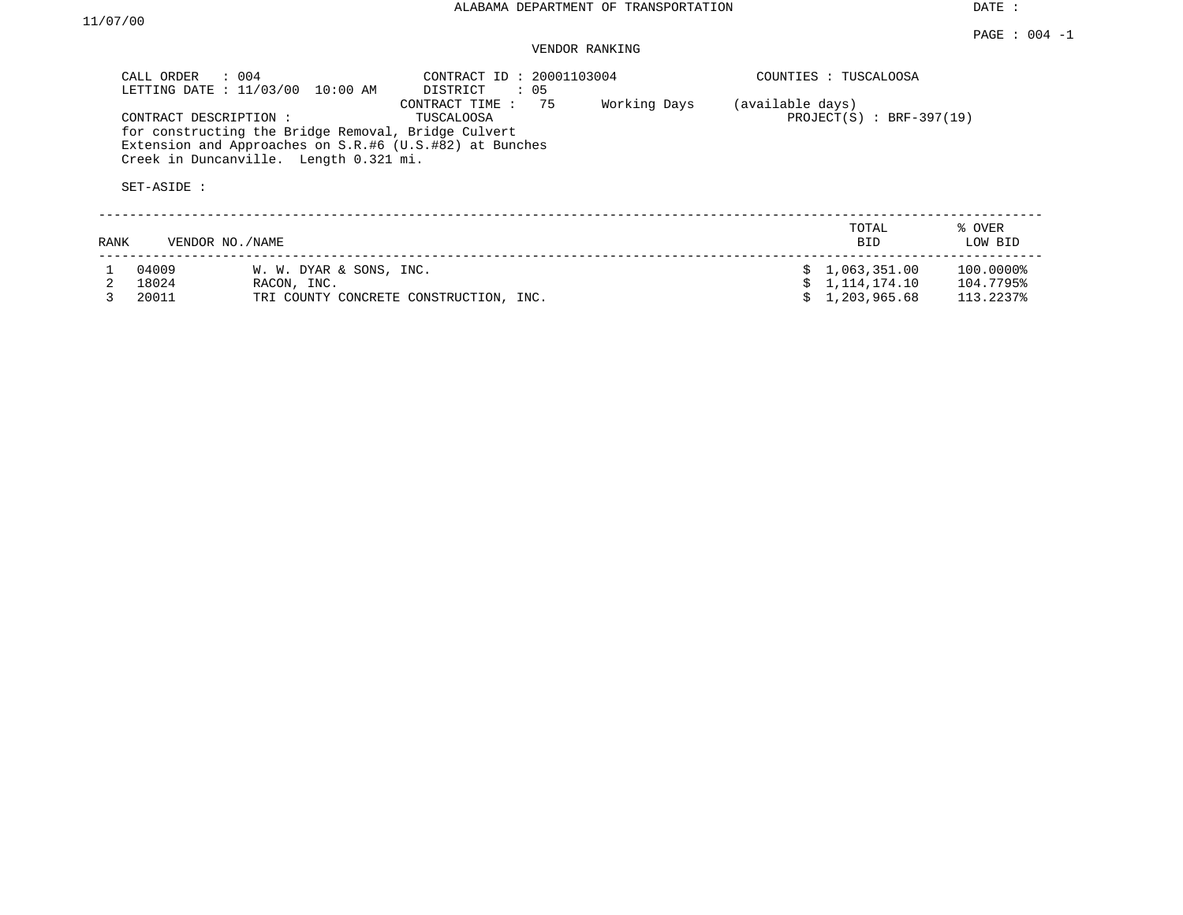ALABAMA DEPARTMENT OF TRANSPORTATION

DATE : 11/07/00

PAGE : 004 -1

VENDOR RANKING

CALL ORDER : 004
LETTING DATE : 11/03/00 10:00 AM

CONTRACT ID : 20001103004
DISTRICT : 05
CONTRACT TIME : 75 Working Days (available days)

COUNTIES : TUSCALOOSA
PROJECT(S) : BRF-397(19)

CONTRACT DESCRIPTION : TUSCALOOSA
for constructing the Bridge Removal, Bridge Culvert Extension and Approaches on S.R.#6 (U.S.#82) at Bunches Creek in Duncanville. Length 0.321 mi.

SET-ASIDE :

| RANK | VENDOR NO./NAME | | TOTAL BID | % OVER LOW BID |
|---|---|---|---|---|
| 1 | 04009 | W. W. DYAR & SONS, INC. | $ 1,063,351.00 | 100.0000% |
| 2 | 18024 | RACON, INC. | $ 1,114,174.10 | 104.7795% |
| 3 | 20011 | TRI COUNTY CONCRETE CONSTRUCTION, INC. | $ 1,203,965.68 | 113.2237% |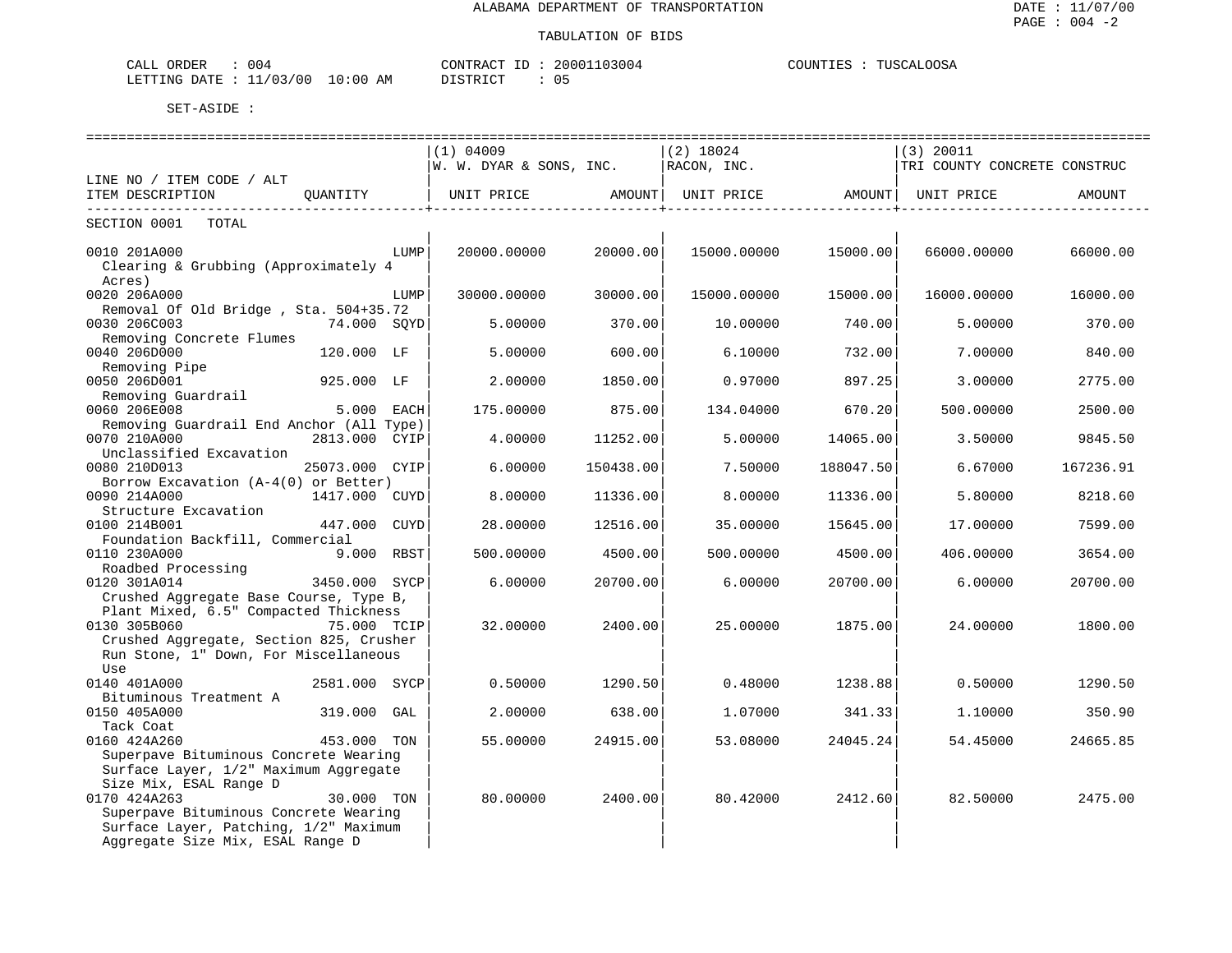ALABAMA DEPARTMENT OF TRANSPORTATION

TABULATION OF BIDS

DATE : 11/07/00
PAGE : 004 -2

CALL ORDER : 004
LETTING DATE : 11/03/00 10:00 AM

CONTRACT ID : 20001103004
DISTRICT : 05

COUNTIES : TUSCALOOSA

SET-ASIDE :

| LINE NO / ITEM CODE / ALT ITEM DESCRIPTION | QUANTITY | (1) 04009 W. W. DYAR & SONS, INC. UNIT PRICE | AMOUNT | (2) 18024 RACON, INC. UNIT PRICE | AMOUNT | (3) 20011 TRI COUNTY CONCRETE CONSTRUC UNIT PRICE | AMOUNT |
|---|---|---|---|---|---|---|---|
| SECTION 0001 TOTAL | | | | | | | |
| 0010 201A000 Clearing & Grubbing (Approximately 4 Acres) | LUMP | 20000.00000 | 20000.00 | 15000.00000 | 15000.00 | 66000.00000 | 66000.00 |
| 0020 206A000 Removal Of Old Bridge , Sta. 504+35.72 | LUMP | 30000.00000 | 30000.00 | 15000.00000 | 15000.00 | 16000.00000 | 16000.00 |
| 0030 206C003 Removing Concrete Flumes | 74.000 SQYD | 5.00000 | 370.00 | 10.00000 | 740.00 | 5.00000 | 370.00 |
| 0040 206D000 Removing Pipe | 120.000 LF | 5.00000 | 600.00 | 6.10000 | 732.00 | 7.00000 | 840.00 |
| 0050 206D001 Removing Guardrail | 925.000 LF | 2.00000 | 1850.00 | 0.97000 | 897.25 | 3.00000 | 2775.00 |
| 0060 206E008 Removing Guardrail End Anchor (All Type) | 5.000 EACH | 175.00000 | 875.00 | 134.04000 | 670.20 | 500.00000 | 2500.00 |
| 0070 210A000 Unclassified Excavation | 2813.000 CYIP | 4.00000 | 11252.00 | 5.00000 | 14065.00 | 3.50000 | 9845.50 |
| 0080 210D013 Borrow Excavation (A-4(0) or Better) | 25073.000 CYIP | 6.00000 | 150438.00 | 7.50000 | 188047.50 | 6.67000 | 167236.91 |
| 0090 214A000 Structure Excavation | 1417.000 CUYD | 8.00000 | 11336.00 | 8.00000 | 11336.00 | 5.80000 | 8218.60 |
| 0100 214B001 Foundation Backfill, Commercial | 447.000 CUYD | 28.00000 | 12516.00 | 35.00000 | 15645.00 | 17.00000 | 7599.00 |
| 0110 230A000 Roadbed Processing | 9.000 RBST | 500.00000 | 4500.00 | 500.00000 | 4500.00 | 406.00000 | 3654.00 |
| 0120 301A014 Crushed Aggregate Base Course, Type B, Plant Mixed, 6.5" Compacted Thickness | 3450.000 SYCP | 6.00000 | 20700.00 | 6.00000 | 20700.00 | 6.00000 | 20700.00 |
| 0130 305B060 Crushed Aggregate, Section 825, Crusher Run Stone, 1" Down, For Miscellaneous Use | 75.000 TCIP | 32.00000 | 2400.00 | 25.00000 | 1875.00 | 24.00000 | 1800.00 |
| 0140 401A000 Bituminous Treatment A | 2581.000 SYCP | 0.50000 | 1290.50 | 0.48000 | 1238.88 | 0.50000 | 1290.50 |
| 0150 405A000 Tack Coat | 319.000 GAL | 2.00000 | 638.00 | 1.07000 | 341.33 | 1.10000 | 350.90 |
| 0160 424A260 Superpave Bituminous Concrete Wearing Surface Layer, 1/2" Maximum Aggregate Size Mix, ESAL Range D | 453.000 TON | 55.00000 | 24915.00 | 53.08000 | 24045.24 | 54.45000 | 24665.85 |
| 0170 424A263 Superpave Bituminous Concrete Wearing Surface Layer, Patching, 1/2" Maximum Aggregate Size Mix, ESAL Range D | 30.000 TON | 80.00000 | 2400.00 | 80.42000 | 2412.60 | 82.50000 | 2475.00 |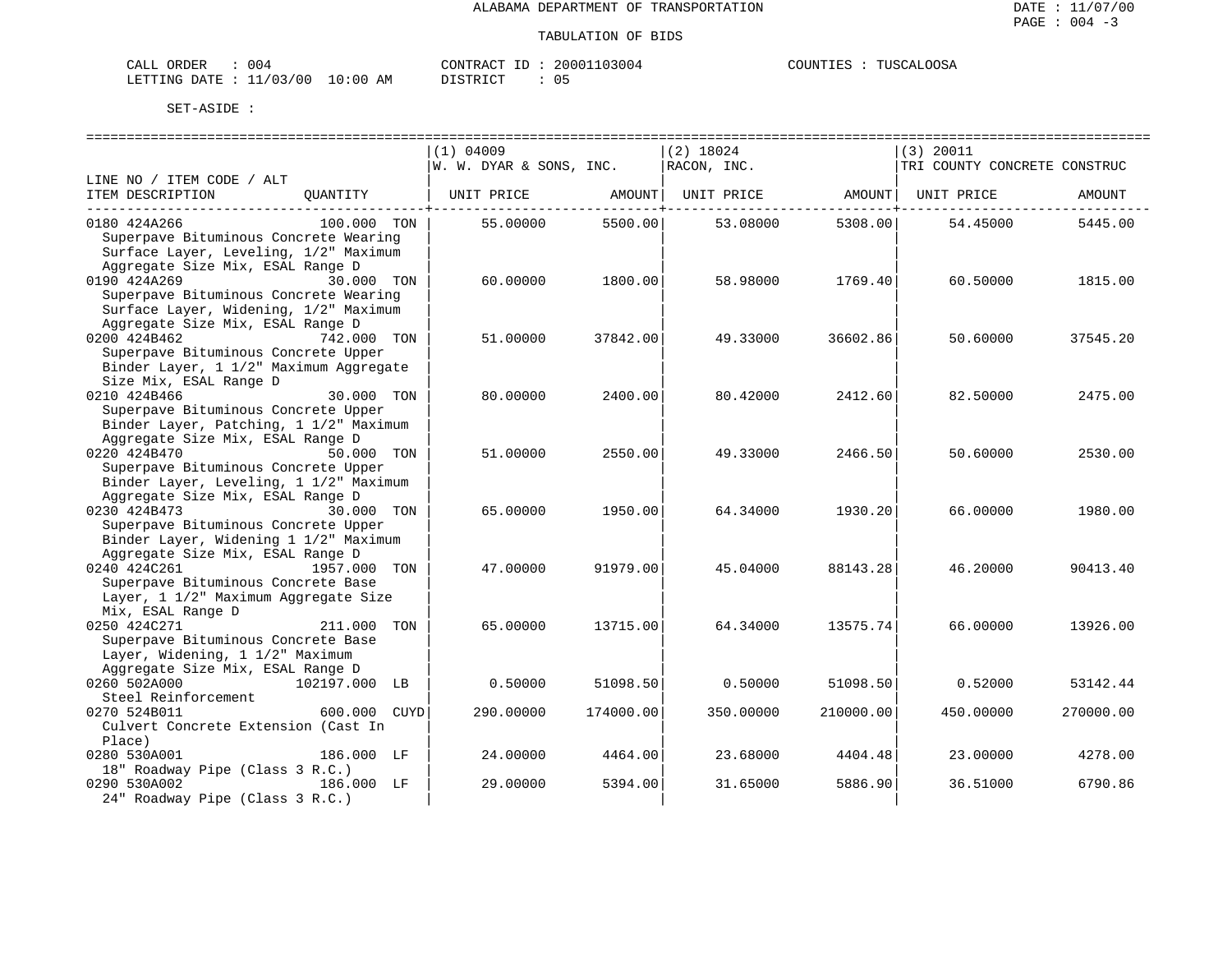ALABAMA DEPARTMENT OF TRANSPORTATION

TABULATION OF BIDS

CALL ORDER : 004    CONTRACT ID : 20001103004    COUNTIES : TUSCALOOSA
LETTING DATE : 11/03/00 10:00 AM    DISTRICT : 05

SET-ASIDE :

| LINE NO / ITEM CODE / ALT ITEM DESCRIPTION | QUANTITY | (1) 04009 W. W. DYAR & SONS, INC. UNIT PRICE | AMOUNT | (2) 18024 RACON, INC. UNIT PRICE | AMOUNT | (3) 20011 TRI COUNTY CONCRETE CONSTRUC UNIT PRICE | AMOUNT |
|---|---|---|---|---|---|---|---|
| 0180 424A266 Superpave Bituminous Concrete Wearing Surface Layer, Leveling, 1/2" Maximum Aggregate Size Mix, ESAL Range D | 100.000 TON | 55.00000 | 5500.00 | 53.08000 | 5308.00 | 54.45000 | 5445.00 |
| 0190 424A269 Superpave Bituminous Concrete Wearing Surface Layer, Widening, 1/2" Maximum Aggregate Size Mix, ESAL Range D | 30.000 TON | 60.00000 | 1800.00 | 58.98000 | 1769.40 | 60.50000 | 1815.00 |
| 0200 424B462 Superpave Bituminous Concrete Upper Binder Layer, 1 1/2" Maximum Aggregate Size Mix, ESAL Range D | 742.000 TON | 51.00000 | 37842.00 | 49.33000 | 36602.86 | 50.60000 | 37545.20 |
| 0210 424B466 Superpave Bituminous Concrete Upper Binder Layer, Patching, 1 1/2" Maximum Aggregate Size Mix, ESAL Range D | 30.000 TON | 80.00000 | 2400.00 | 80.42000 | 2412.60 | 82.50000 | 2475.00 |
| 0220 424B470 Superpave Bituminous Concrete Upper Binder Layer, Leveling, 1 1/2" Maximum Aggregate Size Mix, ESAL Range D | 50.000 TON | 51.00000 | 2550.00 | 49.33000 | 2466.50 | 50.60000 | 2530.00 |
| 0230 424B473 Superpave Bituminous Concrete Upper Binder Layer, Widening 1 1/2" Maximum Aggregate Size Mix, ESAL Range D | 30.000 TON | 65.00000 | 1950.00 | 64.34000 | 1930.20 | 66.00000 | 1980.00 |
| 0240 424C261 Superpave Bituminous Concrete Base Layer, 1 1/2" Maximum Aggregate Size Mix, ESAL Range D | 1957.000 TON | 47.00000 | 91979.00 | 45.04000 | 88143.28 | 46.20000 | 90413.40 |
| 0250 424C271 Superpave Bituminous Concrete Base Layer, Widening, 1 1/2" Maximum Aggregate Size Mix, ESAL Range D | 211.000 TON | 65.00000 | 13715.00 | 64.34000 | 13575.74 | 66.00000 | 13926.00 |
| 0260 502A000 Steel Reinforcement | 102197.000 LB | 0.50000 | 51098.50 | 0.50000 | 51098.50 | 0.52000 | 53142.44 |
| 0270 524B011 Culvert Concrete Extension (Cast In Place) | 600.000 CUYD | 290.00000 | 174000.00 | 350.00000 | 210000.00 | 450.00000 | 270000.00 |
| 0280 530A001 18" Roadway Pipe (Class 3 R.C.) | 186.000 LF | 24.00000 | 4464.00 | 23.68000 | 4404.48 | 23.00000 | 4278.00 |
| 0290 530A002 24" Roadway Pipe (Class 3 R.C.) | 186.000 LF | 29.00000 | 5394.00 | 31.65000 | 5886.90 | 36.51000 | 6790.86 |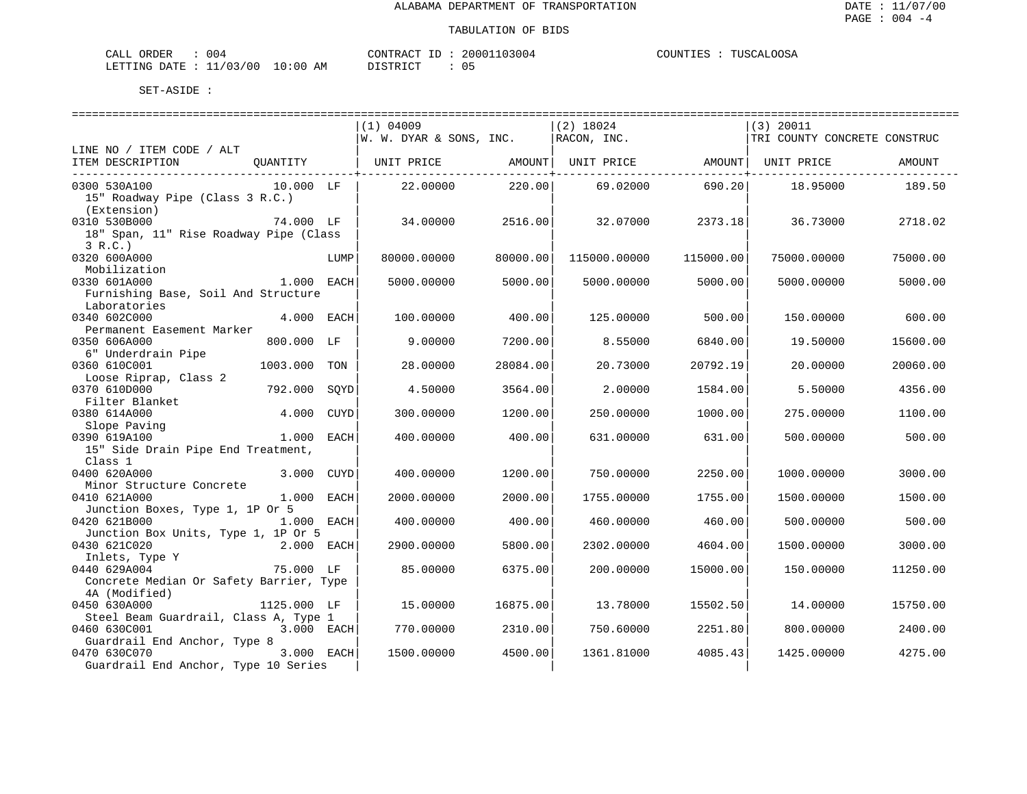ALABAMA DEPARTMENT OF TRANSPORTATION

TABULATION OF BIDS

DATE : 11/07/00
PAGE : 004 -4

CALL ORDER : 004 &nbsp;&nbsp;&nbsp;&nbsp; CONTRACT ID : 20001103004 &nbsp;&nbsp;&nbsp;&nbsp; COUNTIES : TUSCALOOSA
LETTING DATE : 11/03/00 10:00 AM &nbsp;&nbsp;&nbsp;&nbsp; DISTRICT : 05

SET-ASIDE :

| LINE NO / ITEM CODE / ALT ITEM DESCRIPTION | QUANTITY | | (1) 04009 W. W. DYAR & SONS, INC. UNIT PRICE | AMOUNT | (2) 18024 RACON, INC. UNIT PRICE | AMOUNT | (3) 20011 TRI COUNTY CONCRETE CONSTRUC UNIT PRICE | AMOUNT |
|---|---|---|---|---|---|---|---|---|
| 0300 530A100 15" Roadway Pipe (Class 3 R.C.) (Extension) | 10.000 | LF | 22.00000 | 220.00 | 69.02000 | 690.20 | 18.95000 | 189.50 |
| 0310 530B000 18" Span, 11" Rise Roadway Pipe (Class 3 R.C.) | 74.000 | LF | 34.00000 | 2516.00 | 32.07000 | 2373.18 | 36.73000 | 2718.02 |
| 0320 600A000 Mobilization | | LUMP | 80000.00000 | 80000.00 | 115000.00000 | 115000.00 | 75000.00000 | 75000.00 |
| 0330 601A000 Furnishing Base, Soil And Structure Laboratories | 1.000 | EACH | 5000.00000 | 5000.00 | 5000.00000 | 5000.00 | 5000.00000 | 5000.00 |
| 0340 602C000 Permanent Easement Marker | 4.000 | EACH | 100.00000 | 400.00 | 125.00000 | 500.00 | 150.00000 | 600.00 |
| 0350 606A000 6" Underdrain Pipe | 800.000 | LF | 9.00000 | 7200.00 | 8.55000 | 6840.00 | 19.50000 | 15600.00 |
| 0360 610C001 Loose Riprap, Class 2 | 1003.000 | TON | 28.00000 | 28084.00 | 20.73000 | 20792.19 | 20.00000 | 20060.00 |
| 0370 610D000 Filter Blanket | 792.000 | SQYD | 4.50000 | 3564.00 | 2.00000 | 1584.00 | 5.50000 | 4356.00 |
| 0380 614A000 Slope Paving | 4.000 | CUYD | 300.00000 | 1200.00 | 250.00000 | 1000.00 | 275.00000 | 1100.00 |
| 0390 619A100 15" Side Drain Pipe End Treatment, Class 1 | 1.000 | EACH | 400.00000 | 400.00 | 631.00000 | 631.00 | 500.00000 | 500.00 |
| 0400 620A000 Minor Structure Concrete | 3.000 | CUYD | 400.00000 | 1200.00 | 750.00000 | 2250.00 | 1000.00000 | 3000.00 |
| 0410 621A000 Junction Boxes, Type 1, 1P Or 5 | 1.000 | EACH | 2000.00000 | 2000.00 | 1755.00000 | 1755.00 | 1500.00000 | 1500.00 |
| 0420 621B000 Junction Box Units, Type 1, 1P Or 5 | 1.000 | EACH | 400.00000 | 400.00 | 460.00000 | 460.00 | 500.00000 | 500.00 |
| 0430 621C020 Inlets, Type Y | 2.000 | EACH | 2900.00000 | 5800.00 | 2302.00000 | 4604.00 | 1500.00000 | 3000.00 |
| 0440 629A004 Concrete Median Or Safety Barrier, Type 4A (Modified) | 75.000 | LF | 85.00000 | 6375.00 | 200.00000 | 15000.00 | 150.00000 | 11250.00 |
| 0450 630A000 Steel Beam Guardrail, Class A, Type 1 | 1125.000 | LF | 15.00000 | 16875.00 | 13.78000 | 15502.50 | 14.00000 | 15750.00 |
| 0460 630C001 Guardrail End Anchor, Type 8 | 3.000 | EACH | 770.00000 | 2310.00 | 750.60000 | 2251.80 | 800.00000 | 2400.00 |
| 0470 630C070 Guardrail End Anchor, Type 10 Series | 3.000 | EACH | 1500.00000 | 4500.00 | 1361.81000 | 4085.43 | 1425.00000 | 4275.00 |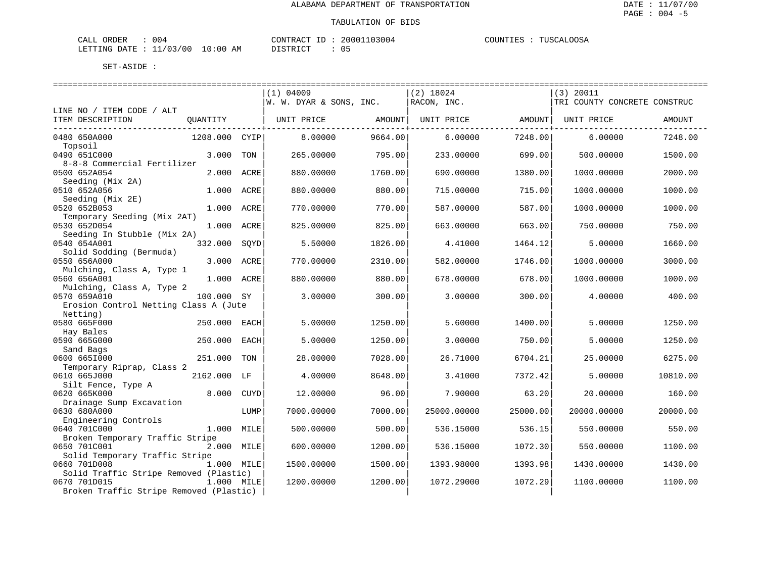ALABAMA DEPARTMENT OF TRANSPORTATION

TABULATION OF BIDS

CALL ORDER : 004 CONTRACT ID : 20001103004 COUNTIES : TUSCALOOSA
LETTING DATE : 11/03/00 10:00 AM DISTRICT : 05

SET-ASIDE :

| LINE NO / ITEM CODE / ALT ITEM DESCRIPTION | QUANTITY | | (1) 04009 W. W. DYAR & SONS, INC. UNIT PRICE | AMOUNT | (2) 18024 RACON, INC. UNIT PRICE | AMOUNT | (3) 20011 TRI COUNTY CONCRETE CONSTRUC UNIT PRICE | AMOUNT |
|---|---|---|---|---|---|---|---|---|
| 0480 650A000 Topsoil | 1208.000 | CYIP | 8.00000 | 9664.00 | 6.00000 | 7248.00 | 6.00000 | 7248.00 |
| 0490 651C000 8-8-8 Commercial Fertilizer | 3.000 | TON | 265.00000 | 795.00 | 233.00000 | 699.00 | 500.00000 | 1500.00 |
| 0500 652A054 Seeding (Mix 2A) | 2.000 | ACRE | 880.00000 | 1760.00 | 690.00000 | 1380.00 | 1000.00000 | 2000.00 |
| 0510 652A056 Seeding (Mix 2E) | 1.000 | ACRE | 880.00000 | 880.00 | 715.00000 | 715.00 | 1000.00000 | 1000.00 |
| 0520 652B053 Temporary Seeding (Mix 2AT) | 1.000 | ACRE | 770.00000 | 770.00 | 587.00000 | 587.00 | 1000.00000 | 1000.00 |
| 0530 652D054 Seeding In Stubble (Mix 2A) | 1.000 | ACRE | 825.00000 | 825.00 | 663.00000 | 663.00 | 750.00000 | 750.00 |
| 0540 654A001 Solid Sodding (Bermuda) | 332.000 | SQYD | 5.50000 | 1826.00 | 4.41000 | 1464.12 | 5.00000 | 1660.00 |
| 0550 656A000 Mulching, Class A, Type 1 | 3.000 | ACRE | 770.00000 | 2310.00 | 582.00000 | 1746.00 | 1000.00000 | 3000.00 |
| 0560 656A001 Mulching, Class A, Type 2 | 1.000 | ACRE | 880.00000 | 880.00 | 678.00000 | 678.00 | 1000.00000 | 1000.00 |
| 0570 659A010 Erosion Control Netting Class A (Jute Netting) | 100.000 | SY | 3.00000 | 300.00 | 3.00000 | 300.00 | 4.00000 | 400.00 |
| 0580 665F000 Hay Bales | 250.000 | EACH | 5.00000 | 1250.00 | 5.60000 | 1400.00 | 5.00000 | 1250.00 |
| 0590 665G000 Sand Bags | 250.000 | EACH | 5.00000 | 1250.00 | 3.00000 | 750.00 | 5.00000 | 1250.00 |
| 0600 665I000 Temporary Riprap, Class 2 | 251.000 | TON | 28.00000 | 7028.00 | 26.71000 | 6704.21 | 25.00000 | 6275.00 |
| 0610 665J000 Silt Fence, Type A | 2162.000 | LF | 4.00000 | 8648.00 | 3.41000 | 7372.42 | 5.00000 | 10810.00 |
| 0620 665K000 Drainage Sump Excavation | 8.000 | CUYD | 12.00000 | 96.00 | 7.90000 | 63.20 | 20.00000 | 160.00 |
| 0630 680A000 Engineering Controls | | LUMP | 7000.00000 | 7000.00 | 25000.00000 | 25000.00 | 20000.00000 | 20000.00 |
| 0640 701C000 Broken Temporary Traffic Stripe | 1.000 | MILE | 500.00000 | 500.00 | 536.15000 | 536.15 | 550.00000 | 550.00 |
| 0650 701C001 Solid Temporary Traffic Stripe | 2.000 | MILE | 600.00000 | 1200.00 | 536.15000 | 1072.30 | 550.00000 | 1100.00 |
| 0660 701D008 Solid Traffic Stripe Removed (Plastic) | 1.000 | MILE | 1500.00000 | 1500.00 | 1393.98000 | 1393.98 | 1430.00000 | 1430.00 |
| 0670 701D015 Broken Traffic Stripe Removed (Plastic) | 1.000 | MILE | 1200.00000 | 1200.00 | 1072.29000 | 1072.29 | 1100.00000 | 1100.00 |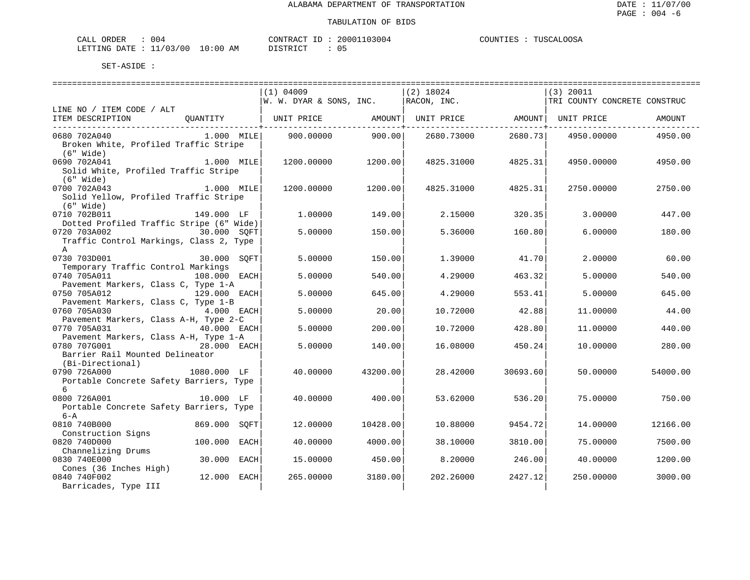ALABAMA DEPARTMENT OF TRANSPORTATION

TABULATION OF BIDS

CALL ORDER : 004 CONTRACT ID : 20001103004 COUNTIES : TUSCALOOSA
LETTING DATE : 11/03/00 10:00 AM DISTRICT : 05

SET-ASIDE :

| LINE NO / ITEM CODE / ALT ITEM DESCRIPTION | QUANTITY | (1) 04009 W. W. DYAR & SONS, INC. UNIT PRICE | AMOUNT | (2) 18024 RACON, INC. UNIT PRICE | AMOUNT | (3) 20011 TRI COUNTY CONCRETE CONSTRUC UNIT PRICE | AMOUNT |
|---|---|---|---|---|---|---|---|
| 0680 702A040 Broken White, Profiled Traffic Stripe (6" Wide) | 1.000 MILE | 900.00000 | 900.00 | 2680.73000 | 2680.73 | 4950.00000 | 4950.00 |
| 0690 702A041 Solid White, Profiled Traffic Stripe (6" Wide) | 1.000 MILE | 1200.00000 | 1200.00 | 4825.31000 | 4825.31 | 4950.00000 | 4950.00 |
| 0700 702A043 Solid Yellow, Profiled Traffic Stripe (6" Wide) | 1.000 MILE | 1200.00000 | 1200.00 | 4825.31000 | 4825.31 | 2750.00000 | 2750.00 |
| 0710 702B011 Dotted Profiled Traffic Stripe (6" Wide) | 149.000 LF | 1.00000 | 149.00 | 2.15000 | 320.35 | 3.00000 | 447.00 |
| 0720 703A002 Traffic Control Markings, Class 2, Type A | 30.000 SQFT | 5.00000 | 150.00 | 5.36000 | 160.80 | 6.00000 | 180.00 |
| 0730 703D001 Temporary Traffic Control Markings | 30.000 SQFT | 5.00000 | 150.00 | 1.39000 | 41.70 | 2.00000 | 60.00 |
| 0740 705A011 Pavement Markers, Class C, Type 1-A | 108.000 EACH | 5.00000 | 540.00 | 4.29000 | 463.32 | 5.00000 | 540.00 |
| 0750 705A012 Pavement Markers, Class C, Type 1-B | 129.000 EACH | 5.00000 | 645.00 | 4.29000 | 553.41 | 5.00000 | 645.00 |
| 0760 705A030 Pavement Markers, Class A-H, Type 2-C | 4.000 EACH | 5.00000 | 20.00 | 10.72000 | 42.88 | 11.00000 | 44.00 |
| 0770 705A031 Pavement Markers, Class A-H, Type 1-A | 40.000 EACH | 5.00000 | 200.00 | 10.72000 | 428.80 | 11.00000 | 440.00 |
| 0780 707G001 Barrier Rail Mounted Delineator (Bi-Directional) | 28.000 EACH | 5.00000 | 140.00 | 16.08000 | 450.24 | 10.00000 | 280.00 |
| 0790 726A000 Portable Concrete Safety Barriers, Type 6 | 1080.000 LF | 40.00000 | 43200.00 | 28.42000 | 30693.60 | 50.00000 | 54000.00 |
| 0800 726A001 Portable Concrete Safety Barriers, Type 6-A | 10.000 LF | 40.00000 | 400.00 | 53.62000 | 536.20 | 75.00000 | 750.00 |
| 0810 740B000 Construction Signs | 869.000 SQFT | 12.00000 | 10428.00 | 10.88000 | 9454.72 | 14.00000 | 12166.00 |
| 0820 740D000 Channelizing Drums | 100.000 EACH | 40.00000 | 4000.00 | 38.10000 | 3810.00 | 75.00000 | 7500.00 |
| 0830 740E000 Cones (36 Inches High) | 30.000 EACH | 15.00000 | 450.00 | 8.20000 | 246.00 | 40.00000 | 1200.00 |
| 0840 740F002 Barricades, Type III | 12.000 EACH | 265.00000 | 3180.00 | 202.26000 | 2427.12 | 250.00000 | 3000.00 |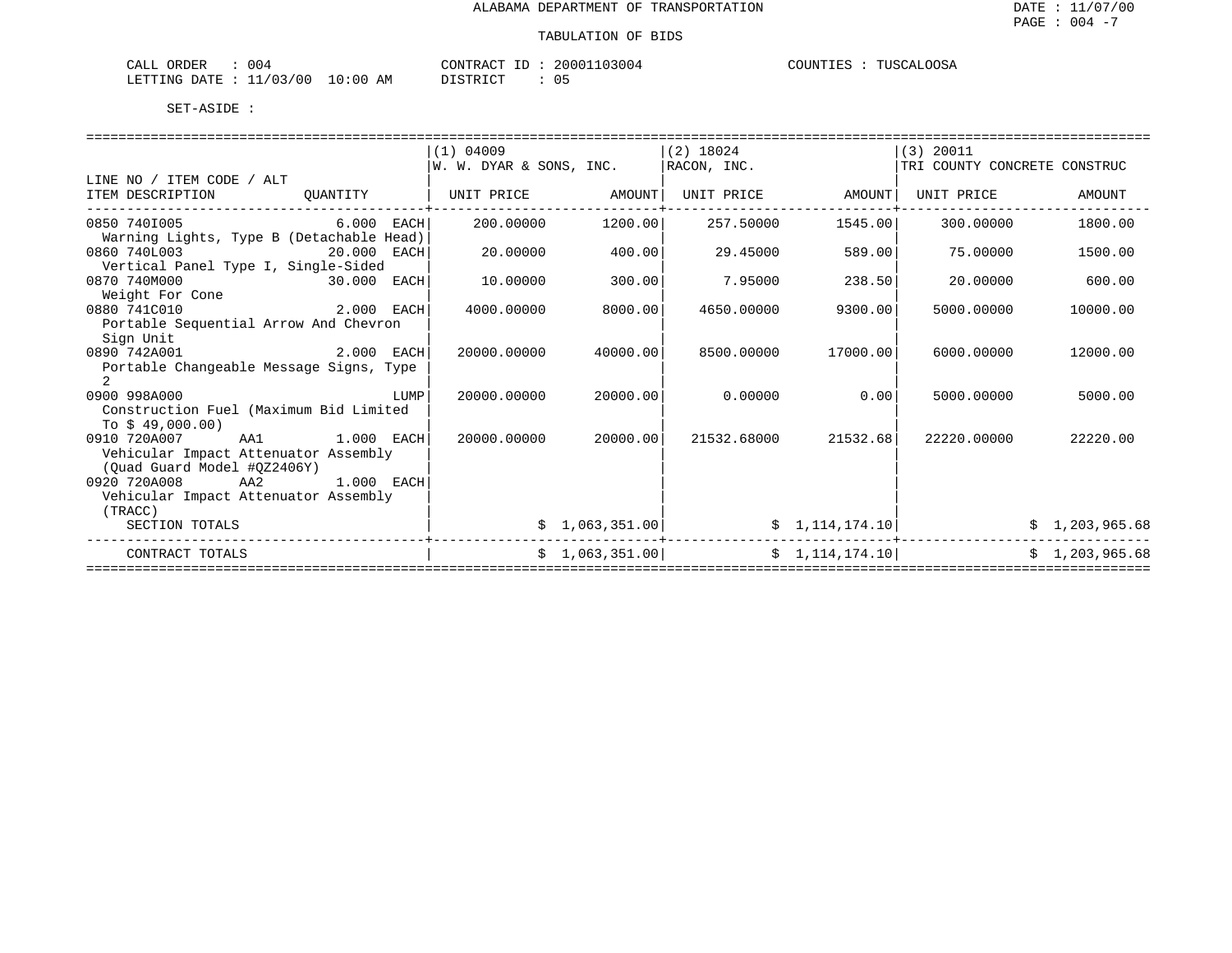ALABAMA DEPARTMENT OF TRANSPORTATION

TABULATION OF BIDS

CALL ORDER : 004 CONTRACT ID : 20001103004 COUNTIES : TUSCALOOSA
LETTING DATE : 11/03/00 10:00 AM DISTRICT : 05

SET-ASIDE :

| LINE NO / ITEM CODE / ALT ITEM DESCRIPTION | QUANTITY | (1) 04009 W. W. DYAR & SONS, INC. UNIT PRICE | AMOUNT | (2) 18024 RACON, INC. UNIT PRICE | AMOUNT | (3) 20011 TRI COUNTY CONCRETE CONSTRUC UNIT PRICE | AMOUNT |
|---|---|---|---|---|---|---|---|
| 0850 740I005 Warning Lights, Type B (Detachable Head) | 6.000 EACH | 200.00000 | 1200.00 | 257.50000 | 1545.00 | 300.00000 | 1800.00 |
| 0860 740L003 Vertical Panel Type I, Single-Sided | 20.000 EACH | 20.00000 | 400.00 | 29.45000 | 589.00 | 75.00000 | 1500.00 |
| 0870 740M000 Weight For Cone | 30.000 EACH | 10.00000 | 300.00 | 7.95000 | 238.50 | 20.00000 | 600.00 |
| 0880 741C010 Portable Sequential Arrow And Chevron Sign Unit | 2.000 EACH | 4000.00000 | 8000.00 | 4650.00000 | 9300.00 | 5000.00000 | 10000.00 |
| 0890 742A001 Portable Changeable Message Signs, Type 2 | 2.000 EACH | 20000.00000 | 40000.00 | 8500.00000 | 17000.00 | 6000.00000 | 12000.00 |
| 0900 998A000 Construction Fuel (Maximum Bid Limited To $ 49,000.00) | LUMP | 20000.00000 | 20000.00 | 0.00000 | 0.00 | 5000.00000 | 5000.00 |
| 0910 720A007 AA1 Vehicular Impact Attenuator Assembly (Quad Guard Model #QZ2406Y) | 1.000 EACH | 20000.00000 | 20000.00 | 21532.68000 | 21532.68 | 22220.00000 | 22220.00 |
| 0920 720A008 AA2 Vehicular Impact Attenuator Assembly (TRACC) | 1.000 EACH | | | | | | |
| SECTION TOTALS | | | $ 1,063,351.00 | | $ 1,114,174.10 | | $ 1,203,965.68 |
| CONTRACT TOTALS | | | $ 1,063,351.00 | | $ 1,114,174.10 | | $ 1,203,965.68 |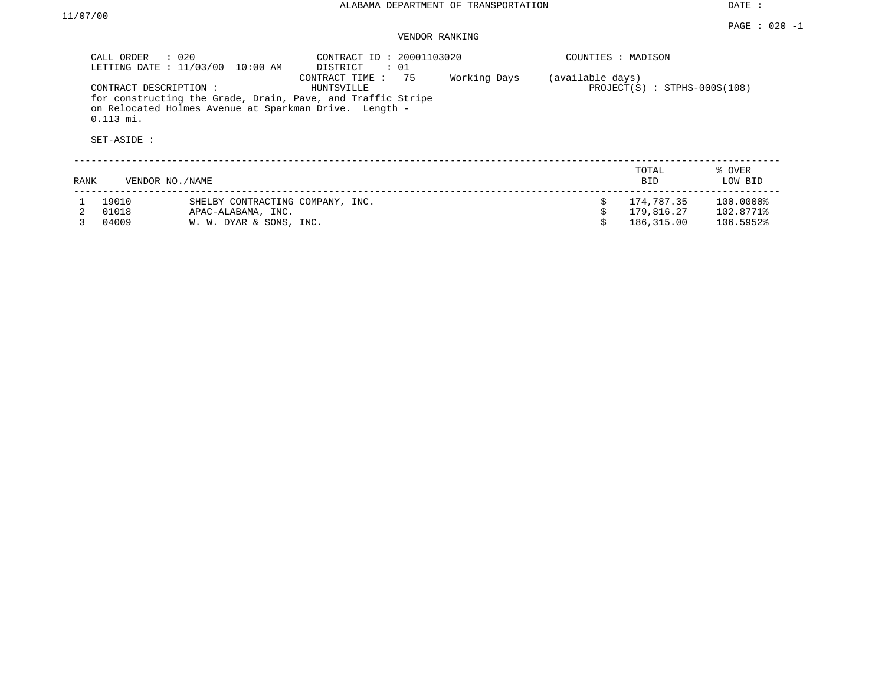ALABAMA DEPARTMENT OF TRANSPORTATION

DATE : 11/07/00

PAGE : 020 -1

VENDOR RANKING

CALL ORDER : 020
LETTING DATE : 11/03/00 10:00 AM
CONTRACT ID : 20001103020
DISTRICT : 01
COUNTIES : MADISON
CONTRACT TIME : 75 Working Days (available days)
CONTRACT DESCRIPTION : HUNTSVILLE
PROJECT(S) : STPHS-000S(108)

for constructing the Grade, Drain, Pave, and Traffic Stripe on Relocated Holmes Avenue at Sparkman Drive. Length - 0.113 mi.

SET-ASIDE :

| RANK | VENDOR NO./NAME | | TOTAL BID | % OVER LOW BID |
|---|---|---|---|---|
| 1 | 19010 | SHELBY CONTRACTING COMPANY, INC. | $ 174,787.35 | 100.0000% |
| 2 | 01018 | APAC-ALABAMA, INC. | $ 179,816.27 | 102.8771% |
| 3 | 04009 | W. W. DYAR & SONS, INC. | $ 186,315.00 | 106.5952% |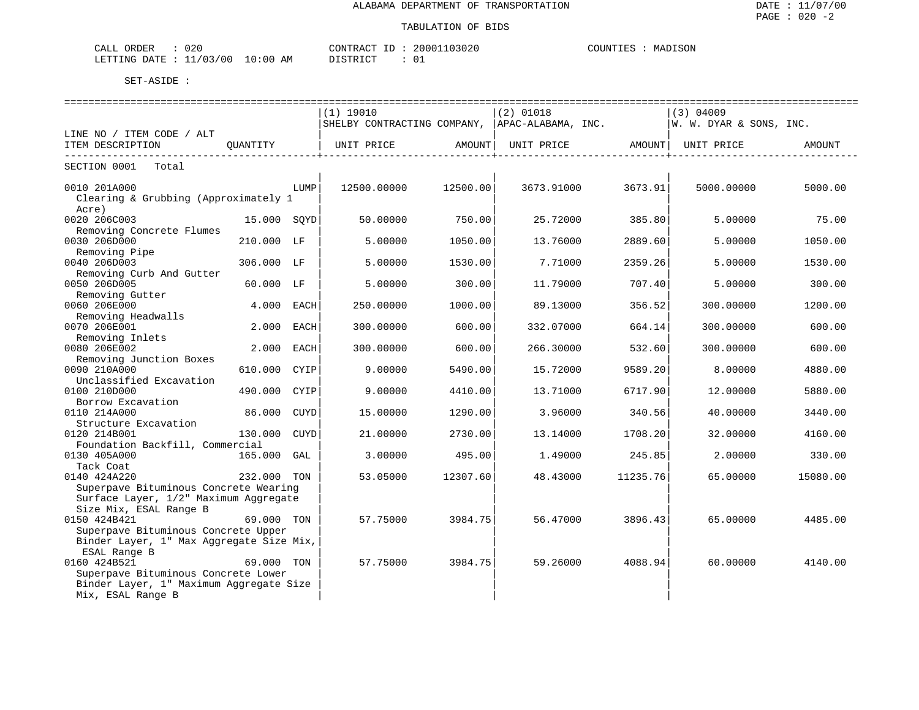ALABAMA DEPARTMENT OF TRANSPORTATION

TABULATION OF BIDS

DATE : 11/07/00
PAGE : 020 -2

CALL ORDER : 020 CONTRACT ID : 20001103020 COUNTIES : MADISON
LETTING DATE : 11/03/00 10:00 AM DISTRICT : 01

SET-ASIDE :

| LINE NO / ITEM CODE / ALT ITEM DESCRIPTION | QUANTITY | | (1) 19010 SHELBY CONTRACTING COMPANY, UNIT PRICE | AMOUNT | (2) 01018 APAC-ALABAMA, INC. UNIT PRICE | AMOUNT | (3) 04009 W. W. DYAR & SONS, INC. UNIT PRICE | AMOUNT |
|---|---|---|---|---|---|---|---|---|
| SECTION 0001 Total | | | | | | | | |
| 0010 201A000 Clearing & Grubbing (Approximately 1 Acre) | | LUMP | 12500.00000 | 12500.00 | 3673.91000 | 3673.91 | 5000.00000 | 5000.00 |
| 0020 206C003 Removing Concrete Flumes | 15.000 | SQYD | 50.00000 | 750.00 | 25.72000 | 385.80 | 5.00000 | 75.00 |
| 0030 206D000 Removing Pipe | 210.000 | LF | 5.00000 | 1050.00 | 13.76000 | 2889.60 | 5.00000 | 1050.00 |
| 0040 206D003 Removing Curb And Gutter | 306.000 | LF | 5.00000 | 1530.00 | 7.71000 | 2359.26 | 5.00000 | 1530.00 |
| 0050 206D005 Removing Gutter | 60.000 | LF | 5.00000 | 300.00 | 11.79000 | 707.40 | 5.00000 | 300.00 |
| 0060 206E000 Removing Headwalls | 4.000 | EACH | 250.00000 | 1000.00 | 89.13000 | 356.52 | 300.00000 | 1200.00 |
| 0070 206E001 Removing Inlets | 2.000 | EACH | 300.00000 | 600.00 | 332.07000 | 664.14 | 300.00000 | 600.00 |
| 0080 206E002 Removing Junction Boxes | 2.000 | EACH | 300.00000 | 600.00 | 266.30000 | 532.60 | 300.00000 | 600.00 |
| 0090 210A000 Unclassified Excavation | 610.000 | CYIP | 9.00000 | 5490.00 | 15.72000 | 9589.20 | 8.00000 | 4880.00 |
| 0100 210D000 Borrow Excavation | 490.000 | CYIP | 9.00000 | 4410.00 | 13.71000 | 6717.90 | 12.00000 | 5880.00 |
| 0110 214A000 Structure Excavation | 86.000 | CUYD | 15.00000 | 1290.00 | 3.96000 | 340.56 | 40.00000 | 3440.00 |
| 0120 214B001 Foundation Backfill, Commercial | 130.000 | CUYD | 21.00000 | 2730.00 | 13.14000 | 1708.20 | 32.00000 | 4160.00 |
| 0130 405A000 Tack Coat | 165.000 | GAL | 3.00000 | 495.00 | 1.49000 | 245.85 | 2.00000 | 330.00 |
| 0140 424A220 Superpave Bituminous Concrete Wearing Surface Layer, 1/2" Maximum Aggregate Size Mix, ESAL Range B | 232.000 | TON | 53.05000 | 12307.60 | 48.43000 | 11235.76 | 65.00000 | 15080.00 |
| 0150 424B421 Superpave Bituminous Concrete Upper Binder Layer, 1" Max Aggregate Size Mix, ESAL Range B | 69.000 | TON | 57.75000 | 3984.75 | 56.47000 | 3896.43 | 65.00000 | 4485.00 |
| 0160 424B521 Superpave Bituminous Concrete Lower Binder Layer, 1" Maximum Aggregate Size Mix, ESAL Range B | 69.000 | TON | 57.75000 | 3984.75 | 59.26000 | 4088.94 | 60.00000 | 4140.00 |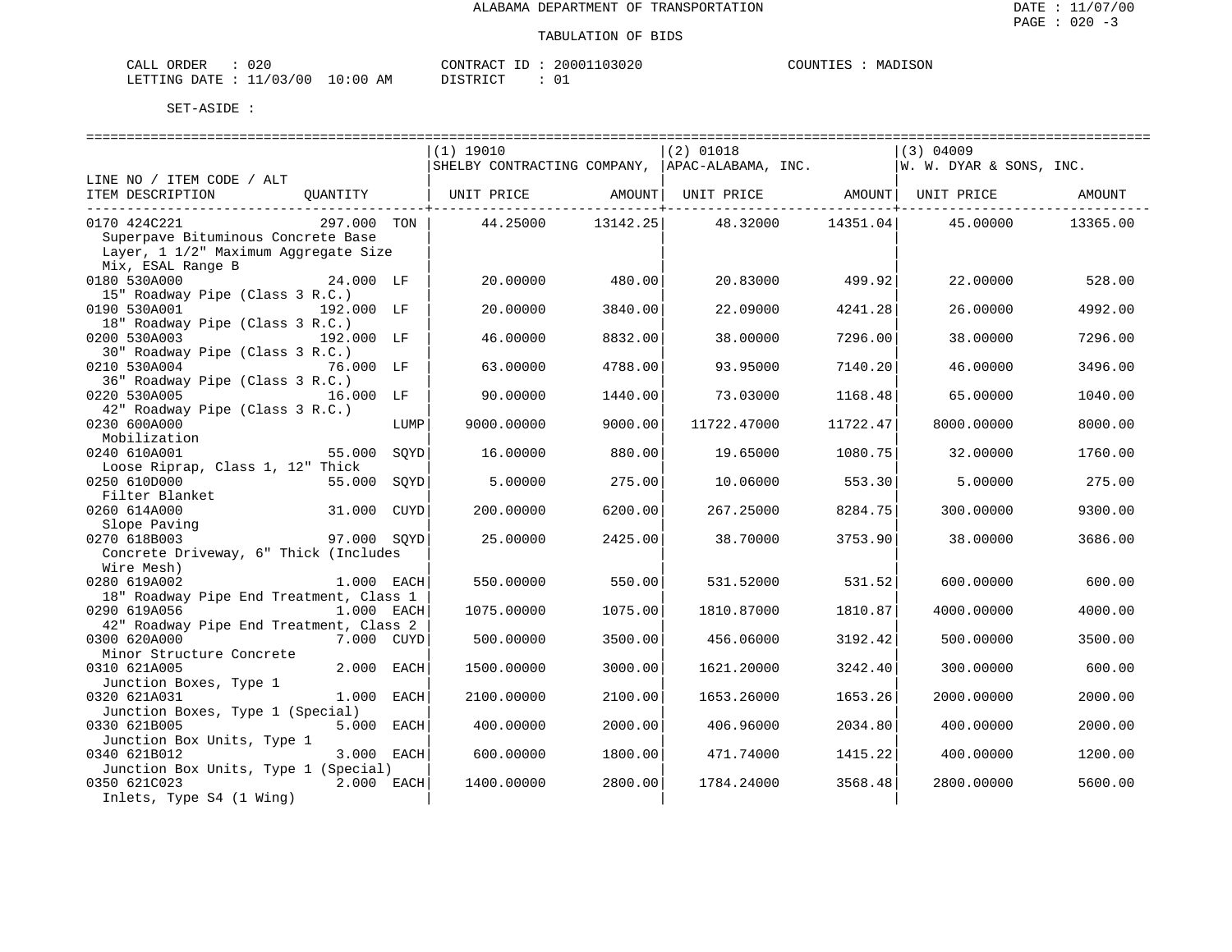ALABAMA DEPARTMENT OF TRANSPORTATION

TABULATION OF BIDS

CALL ORDER : 020  CONTRACT ID : 20001103020  COUNTIES : MADISON
LETTING DATE : 11/03/00 10:00 AM  DISTRICT : 01

SET-ASIDE :

| LINE NO / ITEM CODE / ALT ITEM DESCRIPTION | QUANTITY | (1) 19010 SHELBY CONTRACTING COMPANY, UNIT PRICE | AMOUNT | (2) 01018 APAC-ALABAMA, INC. UNIT PRICE | AMOUNT | (3) 04009 W. W. DYAR & SONS, INC. UNIT PRICE | AMOUNT |
|---|---|---|---|---|---|---|---|
| 0170 424C221 Superpave Bituminous Concrete Base Layer, 1 1/2" Maximum Aggregate Size Mix, ESAL Range B | 297.000 TON | 44.25000 | 13142.25 | 48.32000 | 14351.04 | 45.00000 | 13365.00 |
| 0180 530A000 15" Roadway Pipe (Class 3 R.C.) | 24.000 LF | 20.00000 | 480.00 | 20.83000 | 499.92 | 22.00000 | 528.00 |
| 0190 530A001 18" Roadway Pipe (Class 3 R.C.) | 192.000 LF | 20.00000 | 3840.00 | 22.09000 | 4241.28 | 26.00000 | 4992.00 |
| 0200 530A003 30" Roadway Pipe (Class 3 R.C.) | 192.000 LF | 46.00000 | 8832.00 | 38.00000 | 7296.00 | 38.00000 | 7296.00 |
| 0210 530A004 36" Roadway Pipe (Class 3 R.C.) | 76.000 LF | 63.00000 | 4788.00 | 93.95000 | 7140.20 | 46.00000 | 3496.00 |
| 0220 530A005 42" Roadway Pipe (Class 3 R.C.) | 16.000 LF | 90.00000 | 1440.00 | 73.03000 | 1168.48 | 65.00000 | 1040.00 |
| 0230 600A000 Mobilization | LUMP | 9000.00000 | 9000.00 | 11722.47000 | 11722.47 | 8000.00000 | 8000.00 |
| 0240 610A001 Loose Riprap, Class 1, 12" Thick | 55.000 SQYD | 16.00000 | 880.00 | 19.65000 | 1080.75 | 32.00000 | 1760.00 |
| 0250 610D000 Filter Blanket | 55.000 SQYD | 5.00000 | 275.00 | 10.06000 | 553.30 | 5.00000 | 275.00 |
| 0260 614A000 Slope Paving | 31.000 CUYD | 200.00000 | 6200.00 | 267.25000 | 8284.75 | 300.00000 | 9300.00 |
| 0270 618B003 Concrete Driveway, 6" Thick (Includes Wire Mesh) | 97.000 SQYD | 25.00000 | 2425.00 | 38.70000 | 3753.90 | 38.00000 | 3686.00 |
| 0280 619A002 18" Roadway Pipe End Treatment, Class 1 | 1.000 EACH | 550.00000 | 550.00 | 531.52000 | 531.52 | 600.00000 | 600.00 |
| 0290 619A056 42" Roadway Pipe End Treatment, Class 2 | 1.000 EACH | 1075.00000 | 1075.00 | 1810.87000 | 1810.87 | 4000.00000 | 4000.00 |
| 0300 620A000 Minor Structure Concrete | 7.000 CUYD | 500.00000 | 3500.00 | 456.06000 | 3192.42 | 500.00000 | 3500.00 |
| 0310 621A005 Junction Boxes, Type 1 | 2.000 EACH | 1500.00000 | 3000.00 | 1621.20000 | 3242.40 | 300.00000 | 600.00 |
| 0320 621A031 Junction Boxes, Type 1 (Special) | 1.000 EACH | 2100.00000 | 2100.00 | 1653.26000 | 1653.26 | 2000.00000 | 2000.00 |
| 0330 621B005 Junction Box Units, Type 1 | 5.000 EACH | 400.00000 | 2000.00 | 406.96000 | 2034.80 | 400.00000 | 2000.00 |
| 0340 621B012 Junction Box Units, Type 1 (Special) | 3.000 EACH | 600.00000 | 1800.00 | 471.74000 | 1415.22 | 400.00000 | 1200.00 |
| 0350 621C023 Inlets, Type S4 (1 Wing) | 2.000 EACH | 1400.00000 | 2800.00 | 1784.24000 | 3568.48 | 2800.00000 | 5600.00 |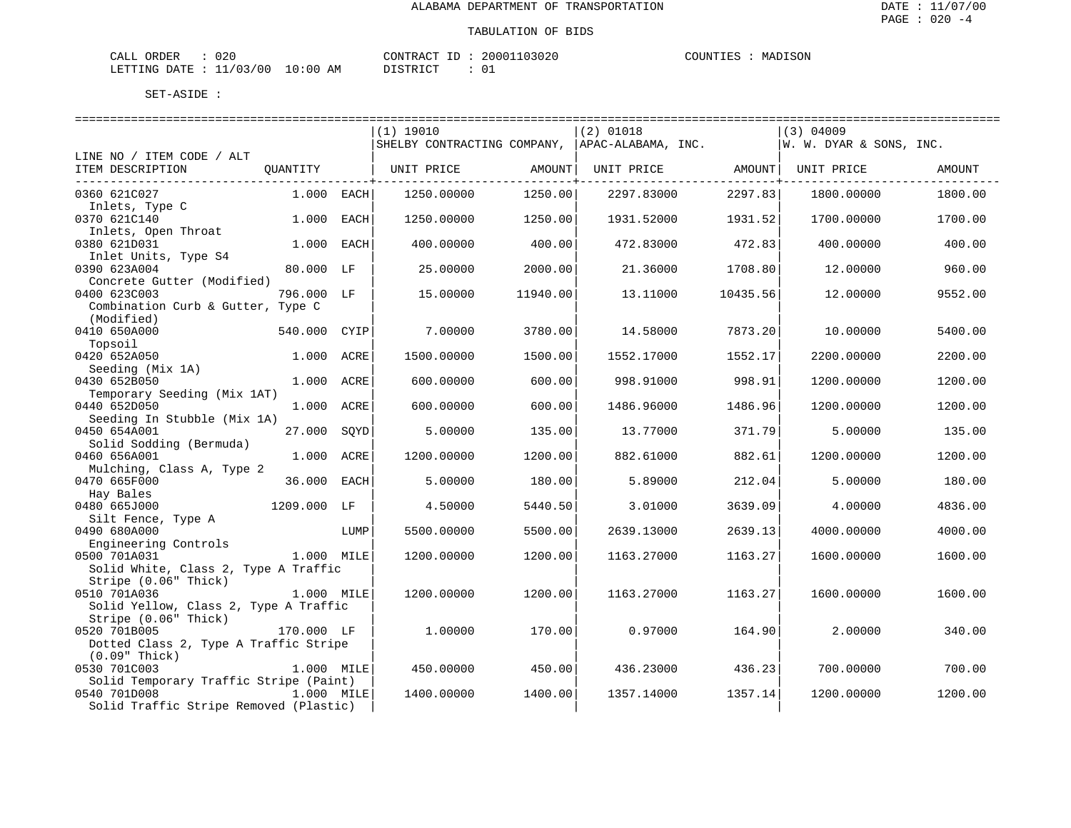ALABAMA DEPARTMENT OF TRANSPORTATION

TABULATION OF BIDS

CALL ORDER : 020 CONTRACT ID : 20001103020 COUNTIES : MADISON
LETTING DATE : 11/03/00 10:00 AM DISTRICT : 01

SET-ASIDE :

| LINE NO / ITEM CODE / ALT ITEM DESCRIPTION | QUANTITY | | (1) 19010 SHELBY CONTRACTING COMPANY, UNIT PRICE | AMOUNT | (2) 01018 APAC-ALABAMA, INC. UNIT PRICE | AMOUNT | (3) 04009 W. W. DYAR & SONS, INC. UNIT PRICE | AMOUNT |
|---|---|---|---|---|---|---|---|---|
| 0360 621C027 Inlets, Type C | 1.000 | EACH | 1250.00000 | 1250.00 | 2297.83000 | 2297.83 | 1800.00000 | 1800.00 |
| 0370 621C140 Inlets, Open Throat | 1.000 | EACH | 1250.00000 | 1250.00 | 1931.52000 | 1931.52 | 1700.00000 | 1700.00 |
| 0380 621D031 Inlet Units, Type S4 | 1.000 | EACH | 400.00000 | 400.00 | 472.83000 | 472.83 | 400.00000 | 400.00 |
| 0390 623A004 Concrete Gutter (Modified) | 80.000 | LF | 25.00000 | 2000.00 | 21.36000 | 1708.80 | 12.00000 | 960.00 |
| 0400 623C003 Combination Curb & Gutter, Type C (Modified) | 796.000 | LF | 15.00000 | 11940.00 | 13.11000 | 10435.56 | 12.00000 | 9552.00 |
| 0410 650A000 Topsoil | 540.000 | CYIP | 7.00000 | 3780.00 | 14.58000 | 7873.20 | 10.00000 | 5400.00 |
| 0420 652A050 Seeding (Mix 1A) | 1.000 | ACRE | 1500.00000 | 1500.00 | 1552.17000 | 1552.17 | 2200.00000 | 2200.00 |
| 0430 652B050 Temporary Seeding (Mix 1AT) | 1.000 | ACRE | 600.00000 | 600.00 | 998.91000 | 998.91 | 1200.00000 | 1200.00 |
| 0440 652D050 Seeding In Stubble (Mix 1A) | 1.000 | ACRE | 600.00000 | 600.00 | 1486.96000 | 1486.96 | 1200.00000 | 1200.00 |
| 0450 654A001 Solid Sodding (Bermuda) | 27.000 | SQYD | 5.00000 | 135.00 | 13.77000 | 371.79 | 5.00000 | 135.00 |
| 0460 656A001 Mulching, Class A, Type 2 | 1.000 | ACRE | 1200.00000 | 1200.00 | 882.61000 | 882.61 | 1200.00000 | 1200.00 |
| 0470 665F000 Hay Bales | 36.000 | EACH | 5.00000 | 180.00 | 5.89000 | 212.04 | 5.00000 | 180.00 |
| 0480 665J000 Silt Fence, Type A | 1209.000 | LF | 4.50000 | 5440.50 | 3.01000 | 3639.09 | 4.00000 | 4836.00 |
| 0490 680A000 Engineering Controls | | LUMP | 5500.00000 | 5500.00 | 2639.13000 | 2639.13 | 4000.00000 | 4000.00 |
| 0500 701A031 Solid White, Class 2, Type A Traffic Stripe (0.06" Thick) | 1.000 | MILE | 1200.00000 | 1200.00 | 1163.27000 | 1163.27 | 1600.00000 | 1600.00 |
| 0510 701A036 Solid Yellow, Class 2, Type A Traffic Stripe (0.06" Thick) | 1.000 | MILE | 1200.00000 | 1200.00 | 1163.27000 | 1163.27 | 1600.00000 | 1600.00 |
| 0520 701B005 Dotted Class 2, Type A Traffic Stripe (0.09" Thick) | 170.000 | LF | 1.00000 | 170.00 | 0.97000 | 164.90 | 2.00000 | 340.00 |
| 0530 701C003 Solid Temporary Traffic Stripe (Paint) | 1.000 | MILE | 450.00000 | 450.00 | 436.23000 | 436.23 | 700.00000 | 700.00 |
| 0540 701D008 Solid Traffic Stripe Removed (Plastic) | 1.000 | MILE | 1400.00000 | 1400.00 | 1357.14000 | 1357.14 | 1200.00000 | 1200.00 |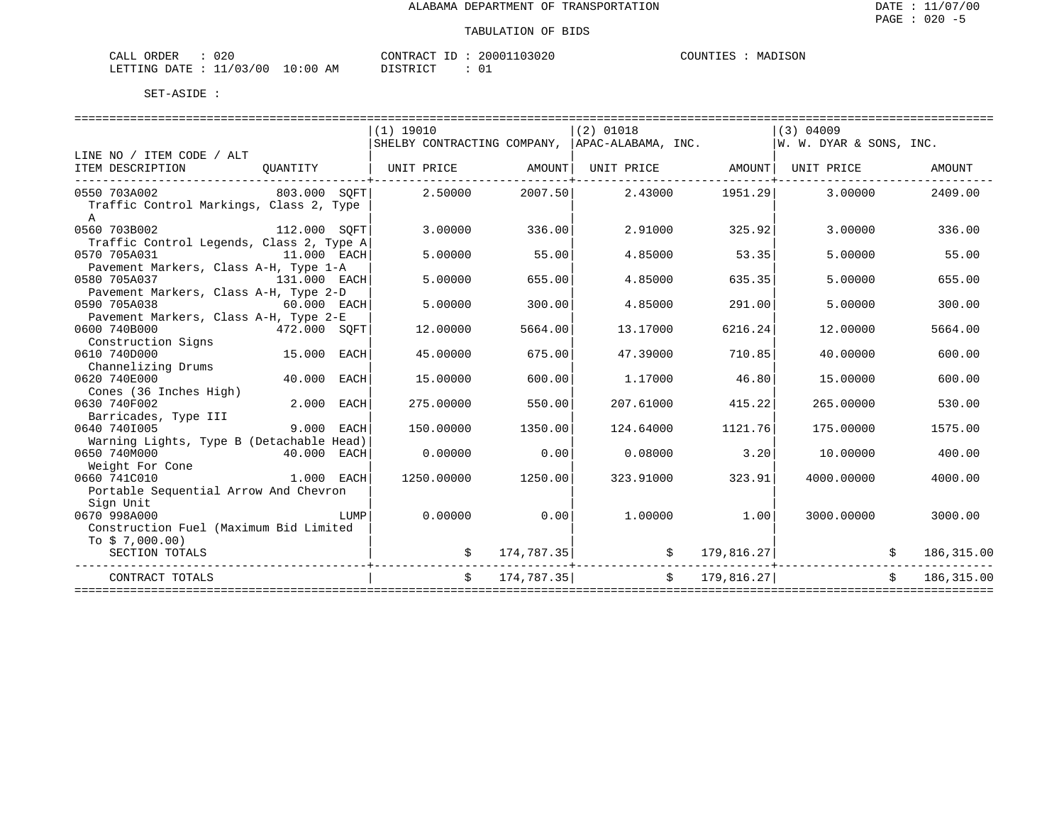ALABAMA DEPARTMENT OF TRANSPORTATION

TABULATION OF BIDS

CALL ORDER : 020 CONTRACT ID : 20001103020 COUNTIES : MADISON
LETTING DATE : 11/03/00 10:00 AM DISTRICT : 01

SET-ASIDE :

| LINE NO / ITEM CODE / ALT ITEM DESCRIPTION | QUANTITY | (1) 19010 SHELBY CONTRACTING COMPANY, UNIT PRICE | AMOUNT | (2) 01018 APAC-ALABAMA, INC. UNIT PRICE | AMOUNT | (3) 04009 W. W. DYAR & SONS, INC. UNIT PRICE | AMOUNT |
|---|---|---|---|---|---|---|---|
| 0550 703A002 Traffic Control Markings, Class 2, Type A | 803.000 SQFT | 2.50000 | 2007.50 | 2.43000 | 1951.29 | 3.00000 | 2409.00 |
| 0560 703B002 Traffic Control Legends, Class 2, Type A | 112.000 SQFT | 3.00000 | 336.00 | 2.91000 | 325.92 | 3.00000 | 336.00 |
| 0570 705A031 Pavement Markers, Class A-H, Type 1-A | 11.000 EACH | 5.00000 | 55.00 | 4.85000 | 53.35 | 5.00000 | 55.00 |
| 0580 705A037 Pavement Markers, Class A-H, Type 2-D | 131.000 EACH | 5.00000 | 655.00 | 4.85000 | 635.35 | 5.00000 | 655.00 |
| 0590 705A038 Pavement Markers, Class A-H, Type 2-E | 60.000 EACH | 5.00000 | 300.00 | 4.85000 | 291.00 | 5.00000 | 300.00 |
| 0600 740B000 Construction Signs | 472.000 SQFT | 12.00000 | 5664.00 | 13.17000 | 6216.24 | 12.00000 | 5664.00 |
| 0610 740D000 Channelizing Drums | 15.000 EACH | 45.00000 | 675.00 | 47.39000 | 710.85 | 40.00000 | 600.00 |
| 0620 740E000 Cones (36 Inches High) | 40.000 EACH | 15.00000 | 600.00 | 1.17000 | 46.80 | 15.00000 | 600.00 |
| 0630 740F002 Barricades, Type III | 2.000 EACH | 275.00000 | 550.00 | 207.61000 | 415.22 | 265.00000 | 530.00 |
| 0640 740I005 Warning Lights, Type B (Detachable Head) | 9.000 EACH | 150.00000 | 1350.00 | 124.64000 | 1121.76 | 175.00000 | 1575.00 |
| 0650 740M000 Weight For Cone | 40.000 EACH | 0.00000 | 0.00 | 0.08000 | 3.20 | 10.00000 | 400.00 |
| 0660 741C010 Portable Sequential Arrow And Chevron Sign Unit | 1.000 EACH | 1250.00000 | 1250.00 | 323.91000 | 323.91 | 4000.00000 | 4000.00 |
| 0670 998A000 Construction Fuel (Maximum Bid Limited To $ 7,000.00) | LUMP | 0.00000 | 0.00 | 1.00000 | 1.00 | 3000.00000 | 3000.00 |
| SECTION TOTALS | | | $ 174,787.35 | | $ 179,816.27 | | $ 186,315.00 |
| CONTRACT TOTALS | | | $ 174,787.35 | | $ 179,816.27 | | $ 186,315.00 |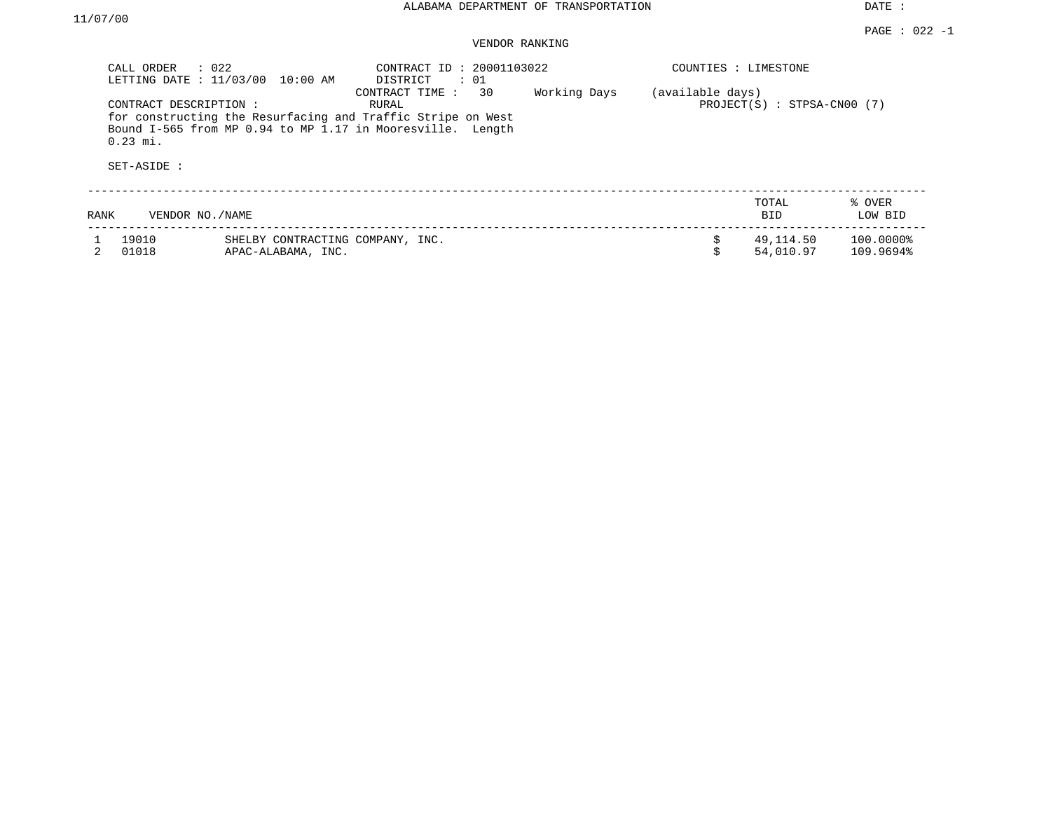ALABAMA DEPARTMENT OF TRANSPORTATION

DATE : 11/07/00

PAGE : 022 -1

VENDOR RANKING

CALL ORDER : 022
LETTING DATE : 11/03/00 10:00 AM

CONTRACT ID : 20001103022
DISTRICT : 01
CONTRACT TIME : 30 Working Days (available days)
RURAL

COUNTIES : LIMESTONE

PROJECT(S) : STPSA-CN00 (7)

CONTRACT DESCRIPTION :
for constructing the Resurfacing and Traffic Stripe on West Bound I-565 from MP 0.94 to MP 1.17 in Mooresville. Length 0.23 mi.

SET-ASIDE :

| RANK | VENDOR NO./NAME | | TOTAL BID | % OVER LOW BID |
|---|---|---|---|---|
| 1 | 19010 | SHELBY CONTRACTING COMPANY, INC. | $ 49,114.50 | 100.0000% |
| 2 | 01018 | APAC-ALABAMA, INC. | $ 54,010.97 | 109.9694% |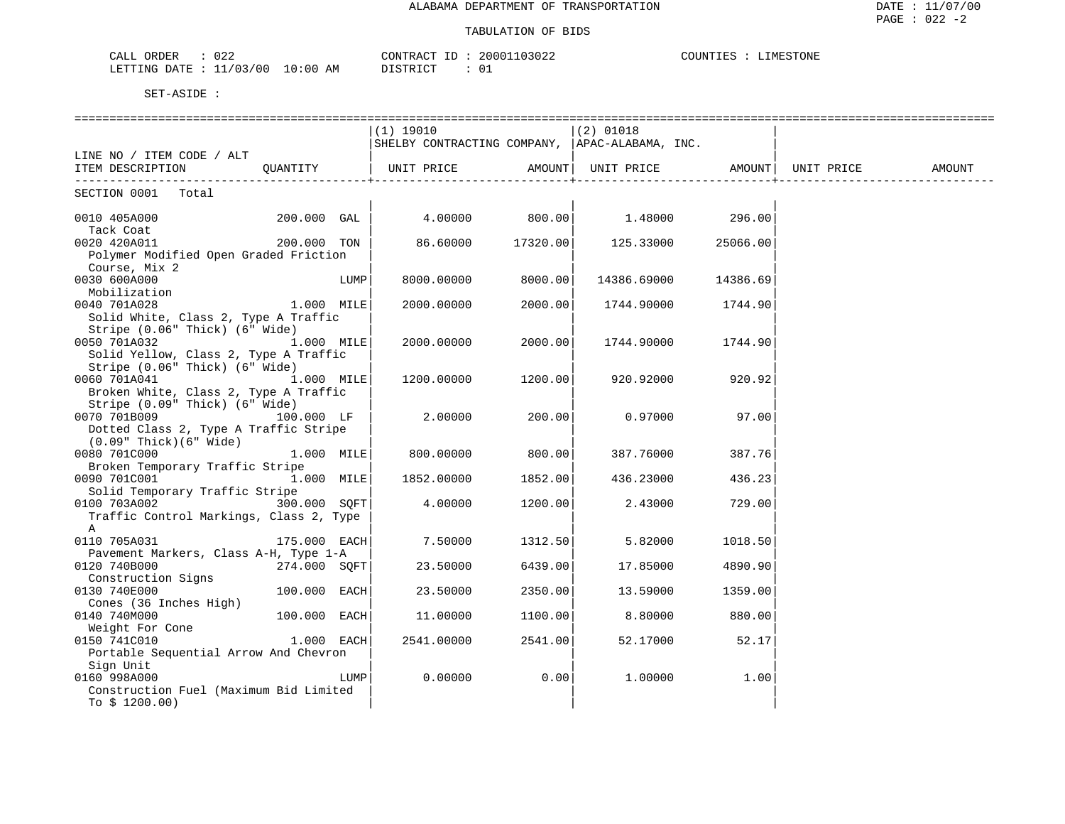# ALABAMA DEPARTMENT OF TRANSPORTATION

## TABULATION OF BIDS

CALL ORDER : 022 CONTRACT ID : 20001103022 COUNTIES : LIMESTONE
LETTING DATE : 11/03/00 10:00 AM DISTRICT : 01

SET-ASIDE :

| LINE NO / ITEM CODE / ALT ITEM DESCRIPTION | QUANTITY | (1) 19010 SHELBY CONTRACTING COMPANY, UNIT PRICE | AMOUNT | (2) 01018 APAC-ALABAMA, INC. UNIT PRICE | AMOUNT | UNIT PRICE | AMOUNT |
|---|---|---|---|---|---|---|---|
| SECTION 0001 Total | | | | | | | |
| 0010 405A000 Tack Coat | 200.000 GAL | 4.00000 | 800.00 | 1.48000 | 296.00 | | |
| 0020 420A011 Polymer Modified Open Graded Friction Course, Mix 2 | 200.000 TON | 86.60000 | 17320.00 | 125.33000 | 25066.00 | | |
| 0030 600A000 Mobilization | LUMP | 8000.00000 | 8000.00 | 14386.69000 | 14386.69 | | |
| 0040 701A028 Solid White, Class 2, Type A Traffic Stripe (0.06" Thick) (6" Wide) | 1.000 MILE | 2000.00000 | 2000.00 | 1744.90000 | 1744.90 | | |
| 0050 701A032 Solid Yellow, Class 2, Type A Traffic Stripe (0.06" Thick) (6" Wide) | 1.000 MILE | 2000.00000 | 2000.00 | 1744.90000 | 1744.90 | | |
| 0060 701A041 Broken White, Class 2, Type A Traffic Stripe (0.09" Thick) (6" Wide) | 1.000 MILE | 1200.00000 | 1200.00 | 920.92000 | 920.92 | | |
| 0070 701B009 Dotted Class 2, Type A Traffic Stripe (0.09" Thick)(6" Wide) | 100.000 LF | 2.00000 | 200.00 | 0.97000 | 97.00 | | |
| 0080 701C000 Broken Temporary Traffic Stripe | 1.000 MILE | 800.00000 | 800.00 | 387.76000 | 387.76 | | |
| 0090 701C001 Solid Temporary Traffic Stripe | 1.000 MILE | 1852.00000 | 1852.00 | 436.23000 | 436.23 | | |
| 0100 703A002 Traffic Control Markings, Class 2, Type A | 300.000 SQFT | 4.00000 | 1200.00 | 2.43000 | 729.00 | | |
| 0110 705A031 Pavement Markers, Class A-H, Type 1-A | 175.000 EACH | 7.50000 | 1312.50 | 5.82000 | 1018.50 | | |
| 0120 740B000 Construction Signs | 274.000 SQFT | 23.50000 | 6439.00 | 17.85000 | 4890.90 | | |
| 0130 740E000 Cones (36 Inches High) | 100.000 EACH | 23.50000 | 2350.00 | 13.59000 | 1359.00 | | |
| 0140 740M000 Weight For Cone | 100.000 EACH | 11.00000 | 1100.00 | 8.80000 | 880.00 | | |
| 0150 741C010 Portable Sequential Arrow And Chevron Sign Unit | 1.000 EACH | 2541.00000 | 2541.00 | 52.17000 | 52.17 | | |
| 0160 998A000 Construction Fuel (Maximum Bid Limited To $ 1200.00) | LUMP | 0.00000 | 0.00 | 1.00000 | 1.00 | | |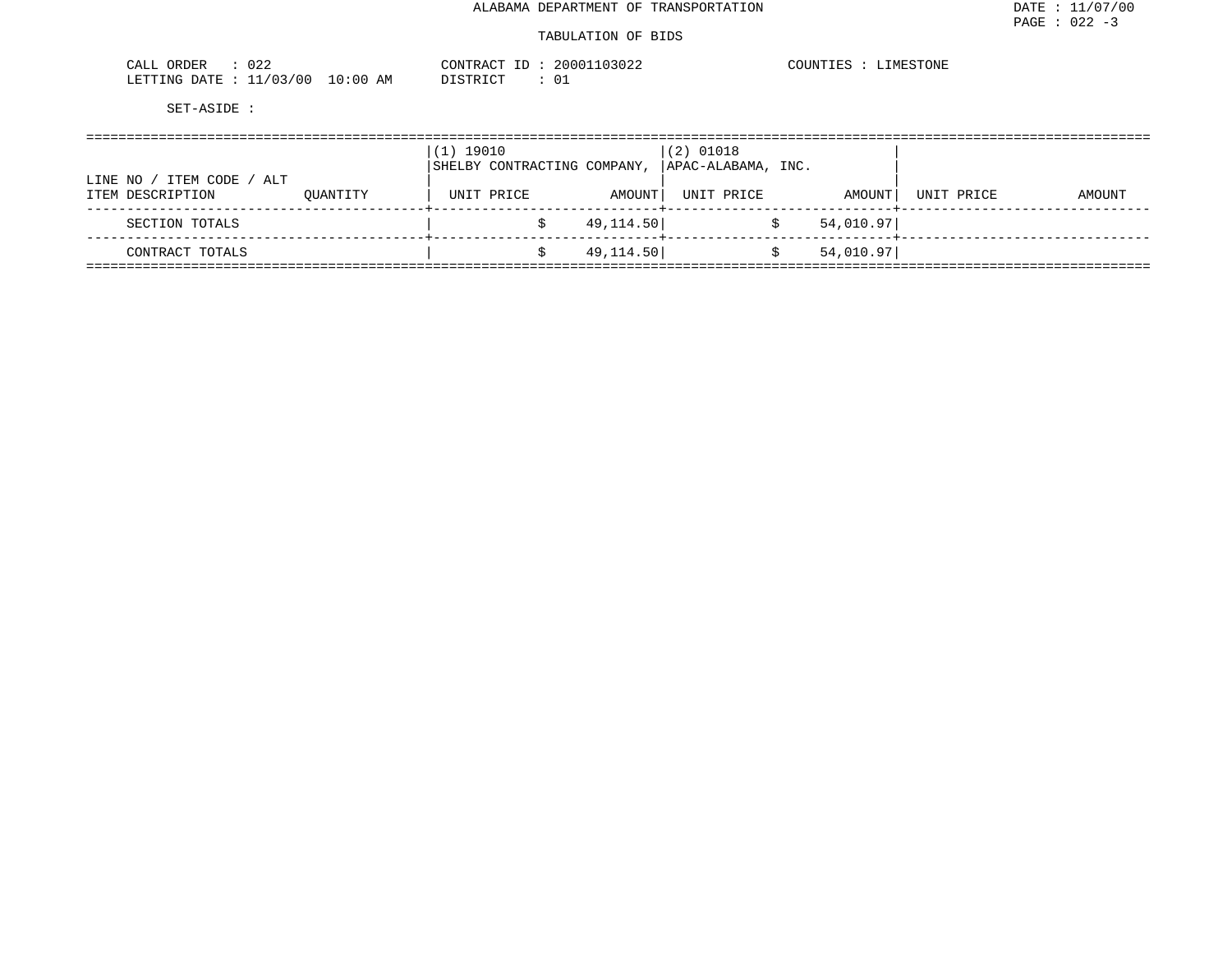ALABAMA DEPARTMENT OF TRANSPORTATION

TABULATION OF BIDS

DATE : 11/07/00
PAGE : 022 -3

CALL ORDER : 022
LETTING DATE : 11/03/00 10:00 AM

CONTRACT ID : 20001103022
DISTRICT : 01

COUNTIES : LIMESTONE

SET-ASIDE :

| LINE NO / ITEM CODE / ALT<br>ITEM DESCRIPTION | QUANTITY | (1) 19010<br>SHELBY CONTRACTING COMPANY,<br>UNIT PRICE | AMOUNT | (2) 01018<br>APAC-ALABAMA, INC.<br>UNIT PRICE | AMOUNT | UNIT PRICE | AMOUNT |
|---|---|---|---|---|---|---|---|
| SECTION TOTALS | | $ | 49,114.50 | $ | 54,010.97 | | |
| CONTRACT TOTALS | | $ | 49,114.50 | $ | 54,010.97 | | |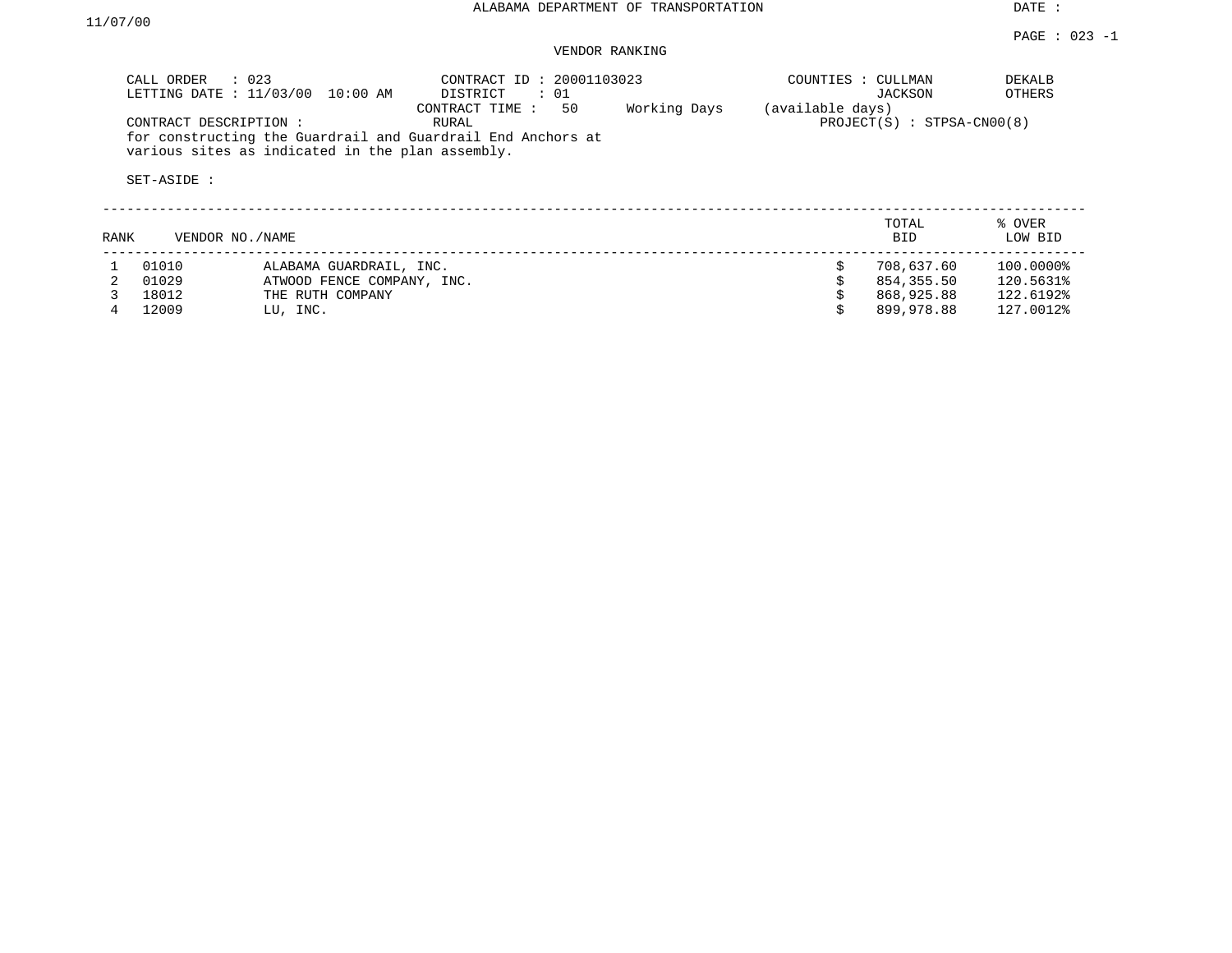ALABAMA DEPARTMENT OF TRANSPORTATION

DATE : 11/07/00

PAGE : 023 -1

VENDOR RANKING

CALL ORDER : 023
LETTING DATE : 11/03/00 10:00 AM

CONTRACT ID : 20001103023
DISTRICT : 01
CONTRACT TIME : 50 Working Days (available days)
RURAL

COUNTIES : CULLMAN DEKALB JACKSON OTHERS

PROJECT(S) : STPSA-CN00(8)

CONTRACT DESCRIPTION :
for constructing the Guardrail and Guardrail End Anchors at various sites as indicated in the plan assembly.

SET-ASIDE :

| RANK | VENDOR NO./NAME | | TOTAL BID | % OVER LOW BID |
|---|---|---|---|---|
| 1 | 01010 | ALABAMA GUARDRAIL, INC. | $ 708,637.60 | 100.0000% |
| 2 | 01029 | ATWOOD FENCE COMPANY, INC. | $ 854,355.50 | 120.5631% |
| 3 | 18012 | THE RUTH COMPANY | $ 868,925.88 | 122.6192% |
| 4 | 12009 | LU, INC. | $ 899,978.88 | 127.0012% |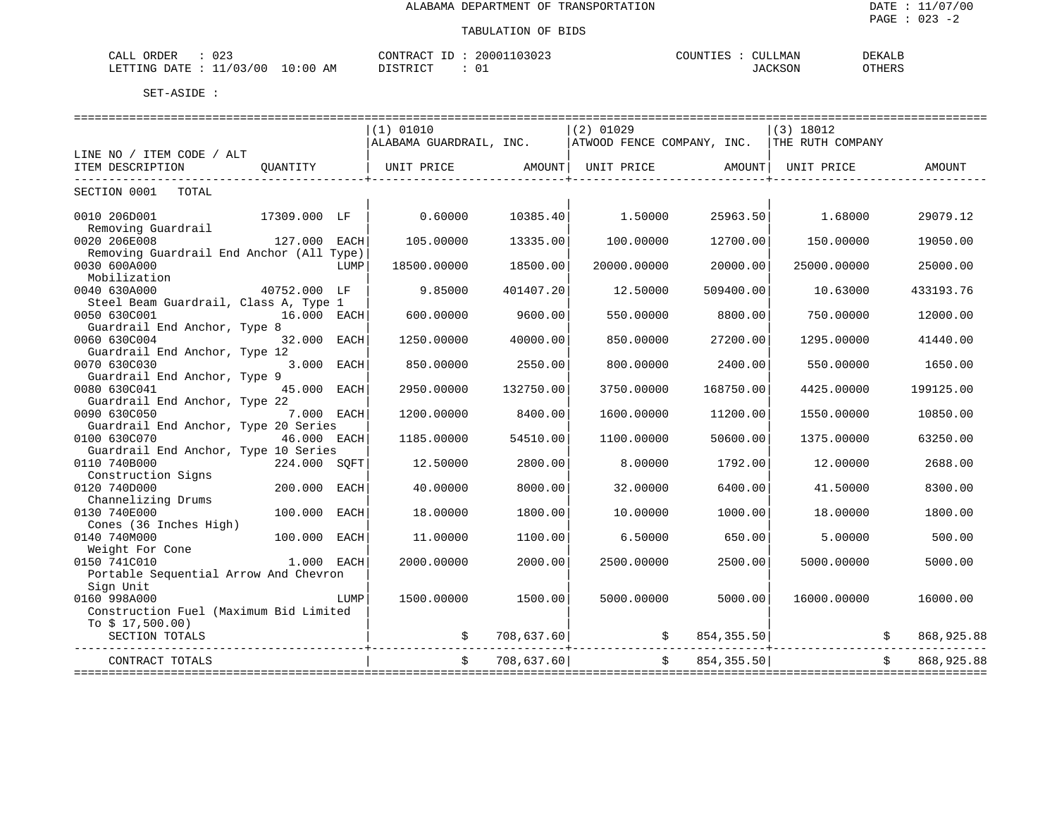# ALABAMA DEPARTMENT OF TRANSPORTATION

DATE : 11/07/00

PAGE : 023 -2

## TABULATION OF BIDS

CALL ORDER : 023
LETTING DATE : 11/03/00 10:00 AM

CONTRACT ID : 20001103023
DISTRICT : 01

COUNTIES : CULLMAN DEKALB JACKSON OTHERS

SET-ASIDE :

| LINE NO / ITEM CODE / ALT ITEM DESCRIPTION | QUANTITY | (1) 01010 ALABAMA GUARDRAIL, INC. UNIT PRICE | AMOUNT | (2) 01029 ATWOOD FENCE COMPANY, INC. UNIT PRICE | AMOUNT | (3) 18012 THE RUTH COMPANY UNIT PRICE | AMOUNT |
|---|---|---|---|---|---|---|---|
| SECTION 0001 TOTAL | | | | | | | |
| 0010 206D001 Removing Guardrail | 17309.000 LF | 0.60000 | 10385.40 | 1.50000 | 25963.50 | 1.68000 | 29079.12 |
| 0020 206E008 Removing Guardrail End Anchor (All Type) | 127.000 EACH | 105.00000 | 13335.00 | 100.00000 | 12700.00 | 150.00000 | 19050.00 |
| 0030 600A000 Mobilization | LUMP | 18500.00000 | 18500.00 | 20000.00000 | 20000.00 | 25000.00000 | 25000.00 |
| 0040 630A000 Steel Beam Guardrail, Class A, Type 1 | 40752.000 LF | 9.85000 | 401407.20 | 12.50000 | 509400.00 | 10.63000 | 433193.76 |
| 0050 630C001 Guardrail End Anchor, Type 8 | 16.000 EACH | 600.00000 | 9600.00 | 550.00000 | 8800.00 | 750.00000 | 12000.00 |
| 0060 630C004 Guardrail End Anchor, Type 12 | 32.000 EACH | 1250.00000 | 40000.00 | 850.00000 | 27200.00 | 1295.00000 | 41440.00 |
| 0070 630C030 Guardrail End Anchor, Type 9 | 3.000 EACH | 850.00000 | 2550.00 | 800.00000 | 2400.00 | 550.00000 | 1650.00 |
| 0080 630C041 Guardrail End Anchor, Type 22 | 45.000 EACH | 2950.00000 | 132750.00 | 3750.00000 | 168750.00 | 4425.00000 | 199125.00 |
| 0090 630C050 Guardrail End Anchor, Type 20 Series | 7.000 EACH | 1200.00000 | 8400.00 | 1600.00000 | 11200.00 | 1550.00000 | 10850.00 |
| 0100 630C070 Guardrail End Anchor, Type 10 Series | 46.000 EACH | 1185.00000 | 54510.00 | 1100.00000 | 50600.00 | 1375.00000 | 63250.00 |
| 0110 740B000 Construction Signs | 224.000 SQFT | 12.50000 | 2800.00 | 8.00000 | 1792.00 | 12.00000 | 2688.00 |
| 0120 740D000 Channelizing Drums | 200.000 EACH | 40.00000 | 8000.00 | 32.00000 | 6400.00 | 41.50000 | 8300.00 |
| 0130 740E000 Cones (36 Inches High) | 100.000 EACH | 18.00000 | 1800.00 | 10.00000 | 1000.00 | 18.00000 | 1800.00 |
| 0140 740M000 Weight For Cone | 100.000 EACH | 11.00000 | 1100.00 | 6.50000 | 650.00 | 5.00000 | 500.00 |
| 0150 741C010 Portable Sequential Arrow And Chevron Sign Unit | 1.000 EACH | 2000.00000 | 2000.00 | 2500.00000 | 2500.00 | 5000.00000 | 5000.00 |
| 0160 998A000 Construction Fuel (Maximum Bid Limited To $ 17,500.00) | LUMP | 1500.00000 | 1500.00 | 5000.00000 | 5000.00 | 16000.00000 | 16000.00 |
| SECTION TOTALS | | | $ 708,637.60 | | $ 854,355.50 | | $ 868,925.88 |
| CONTRACT TOTALS | | | $ 708,637.60 | | $ 854,355.50 | | $ 868,925.88 |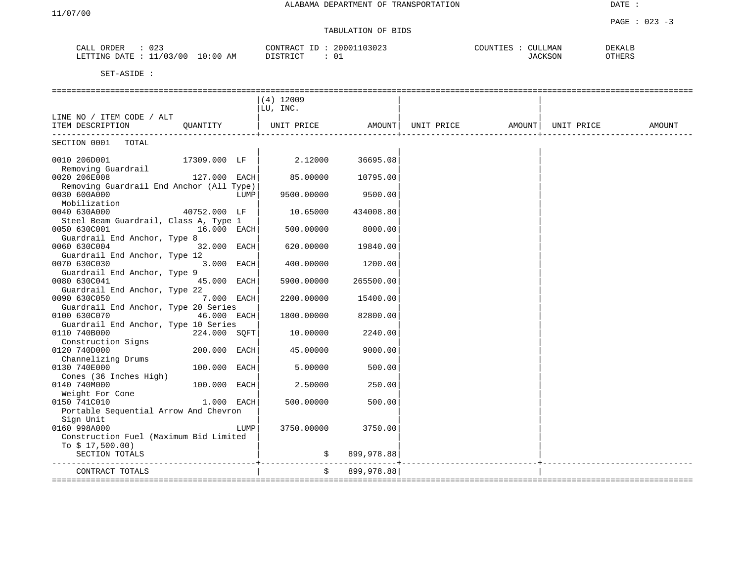ALABAMA DEPARTMENT OF TRANSPORTATION

TABULATION OF BIDS

CALL ORDER : 023
LETTING DATE : 11/03/00 10:00 AM

CONTRACT ID : 20001103023
DISTRICT : 01

COUNTIES : CULLMAN, DEKALB, JACKSON, OTHERS

DATE : 11/07/00

SET-ASIDE :

| LINE NO / ITEM CODE / ALT ITEM DESCRIPTION | QUANTITY | (4) 12009 LU, INC. UNIT PRICE | AMOUNT | UNIT PRICE | AMOUNT | UNIT PRICE | AMOUNT |
|---|---|---|---|---|---|---|---|
| SECTION 0001 TOTAL | | | | | | | |
| 0010 206D001 Removing Guardrail | 17309.000 LF | 2.12000 | 36695.08 | | | | |
| 0020 206E008 Removing Guardrail End Anchor (All Type) | 127.000 EACH | 85.00000 | 10795.00 | | | | |
| 0030 600A000 Mobilization | LUMP | 9500.00000 | 9500.00 | | | | |
| 0040 630A000 Steel Beam Guardrail, Class A, Type 1 | 40752.000 LF | 10.65000 | 434008.80 | | | | |
| 0050 630C001 Guardrail End Anchor, Type 8 | 16.000 EACH | 500.00000 | 8000.00 | | | | |
| 0060 630C004 Guardrail End Anchor, Type 12 | 32.000 EACH | 620.00000 | 19840.00 | | | | |
| 0070 630C030 Guardrail End Anchor, Type 9 | 3.000 EACH | 400.00000 | 1200.00 | | | | |
| 0080 630C041 Guardrail End Anchor, Type 22 | 45.000 EACH | 5900.00000 | 265500.00 | | | | |
| 0090 630C050 Guardrail End Anchor, Type 20 Series | 7.000 EACH | 2200.00000 | 15400.00 | | | | |
| 0100 630C070 Guardrail End Anchor, Type 10 Series | 46.000 EACH | 1800.00000 | 82800.00 | | | | |
| 0110 740B000 Construction Signs | 224.000 SQFT | 10.00000 | 2240.00 | | | | |
| 0120 740D000 Channelizing Drums | 200.000 EACH | 45.00000 | 9000.00 | | | | |
| 0130 740E000 Cones (36 Inches High) | 100.000 EACH | 5.00000 | 500.00 | | | | |
| 0140 740M000 Weight For Cone | 100.000 EACH | 2.50000 | 250.00 | | | | |
| 0150 741C010 Portable Sequential Arrow And Chevron Sign Unit | 1.000 EACH | 500.00000 | 500.00 | | | | |
| 0160 998A000 Construction Fuel (Maximum Bid Limited To $ 17,500.00) | LUMP | 3750.00000 | 3750.00 | | | | |
| SECTION TOTALS | | | $ 899,978.88 | | | | |
| CONTRACT TOTALS | | | $ 899,978.88 | | | | |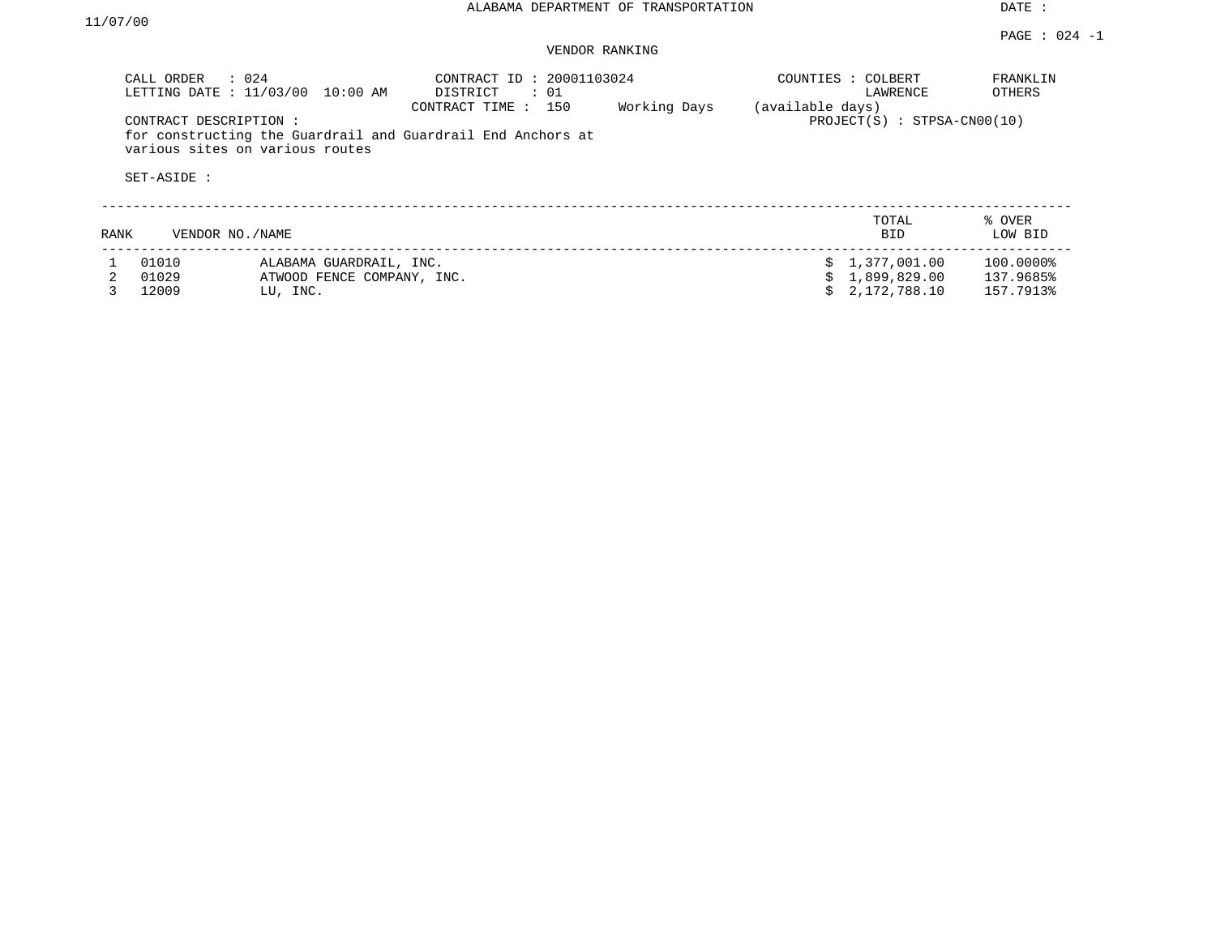ALABAMA DEPARTMENT OF TRANSPORTATION

DATE : 11/07/00

PAGE : 024 -1

VENDOR RANKING

CALL ORDER : 024
LETTING DATE : 11/03/00 10:00 AM

CONTRACT ID : 20001103024
DISTRICT : 01
CONTRACT TIME : 150 Working Days (available days)

COUNTIES : COLBERT FRANKLIN LAWRENCE OTHERS

PROJECT(S) : STPSA-CN00(10)

CONTRACT DESCRIPTION :
for constructing the Guardrail and Guardrail End Anchors at various sites on various routes

SET-ASIDE :

| RANK | VENDOR NO./NAME | | TOTAL BID | % OVER LOW BID |
|---|---|---|---|---|
| 1 | 01010 | ALABAMA GUARDRAIL, INC. | $ 1,377,001.00 | 100.0000% |
| 2 | 01029 | ATWOOD FENCE COMPANY, INC. | $ 1,899,829.00 | 137.9685% |
| 3 | 12009 | LU, INC. | $ 2,172,788.10 | 157.7913% |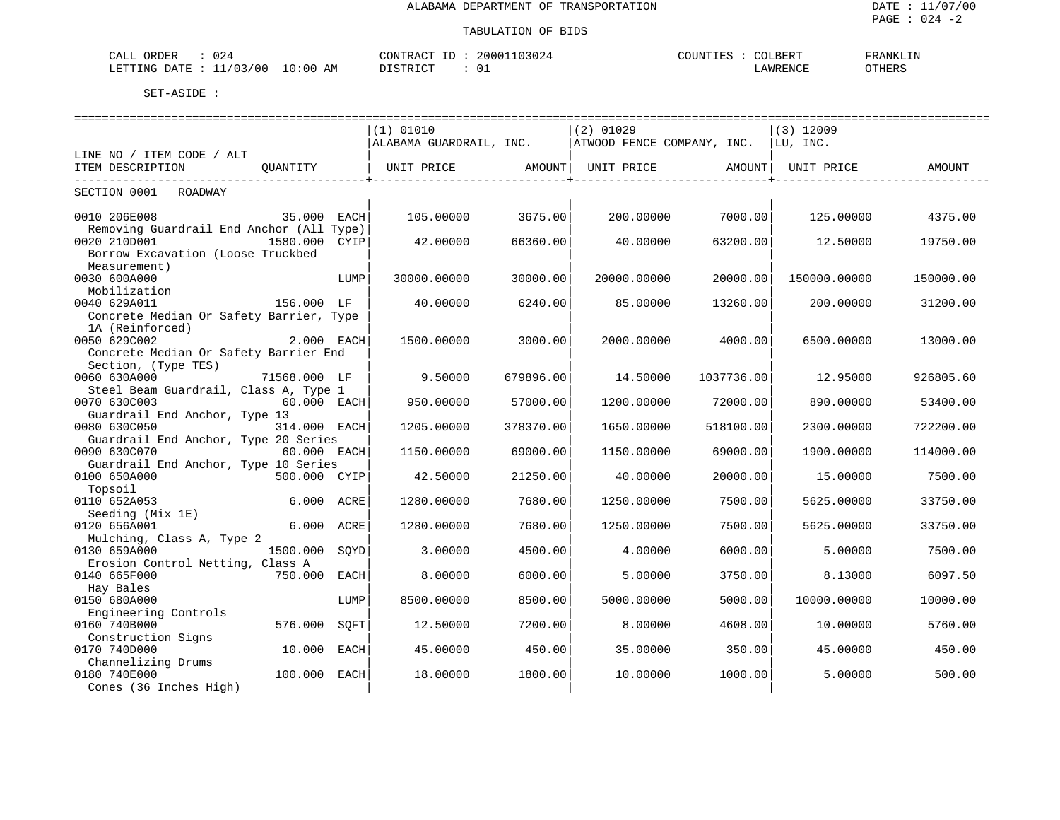# ALABAMA DEPARTMENT OF TRANSPORTATION

## TABULATION OF BIDS

DATE : 11/07/00
PAGE : 024 -2

CALL ORDER : 024 CONTRACT ID : 20001103024 COUNTIES : COLBERT FRANKLIN
LETTING DATE : 11/03/00 10:00 AM DISTRICT : 01 LAWRENCE OTHERS

SET-ASIDE :

| LINE NO / ITEM CODE / ALT ITEM DESCRIPTION | QUANTITY | (1) 01010 ALABAMA GUARDRAIL, INC. UNIT PRICE | AMOUNT | (2) 01029 ATWOOD FENCE COMPANY, INC. UNIT PRICE | AMOUNT | (3) 12009 LU, INC. UNIT PRICE | AMOUNT |
|---|---|---|---|---|---|---|---|
| SECTION 0001 ROADWAY | | | | | | | |
| 0010 206E008 Removing Guardrail End Anchor (All Type) | 35.000 EACH | 105.00000 | 3675.00 | 200.00000 | 7000.00 | 125.00000 | 4375.00 |
| 0020 210D001 Borrow Excavation (Loose Truckbed Measurement) | 1580.000 CYIP | 42.00000 | 66360.00 | 40.00000 | 63200.00 | 12.50000 | 19750.00 |
| 0030 600A000 Mobilization | LUMP | 30000.00000 | 30000.00 | 20000.00000 | 20000.00 | 150000.00000 | 150000.00 |
| 0040 629A011 Concrete Median Or Safety Barrier, Type 1A (Reinforced) | 156.000 LF | 40.00000 | 6240.00 | 85.00000 | 13260.00 | 200.00000 | 31200.00 |
| 0050 629C002 Concrete Median Or Safety Barrier End Section, (Type TES) | 2.000 EACH | 1500.00000 | 3000.00 | 2000.00000 | 4000.00 | 6500.00000 | 13000.00 |
| 0060 630A000 Steel Beam Guardrail, Class A, Type 1 | 71568.000 LF | 9.50000 | 679896.00 | 14.50000 | 1037736.00 | 12.95000 | 926805.60 |
| 0070 630C003 Guardrail End Anchor, Type 13 | 60.000 EACH | 950.00000 | 57000.00 | 1200.00000 | 72000.00 | 890.00000 | 53400.00 |
| 0080 630C050 Guardrail End Anchor, Type 20 Series | 314.000 EACH | 1205.00000 | 378370.00 | 1650.00000 | 518100.00 | 2300.00000 | 722200.00 |
| 0090 630C070 Guardrail End Anchor, Type 10 Series | 60.000 EACH | 1150.00000 | 69000.00 | 1150.00000 | 69000.00 | 1900.00000 | 114000.00 |
| 0100 650A000 Topsoil | 500.000 CYIP | 42.50000 | 21250.00 | 40.00000 | 20000.00 | 15.00000 | 7500.00 |
| 0110 652A053 Seeding (Mix 1E) | 6.000 ACRE | 1280.00000 | 7680.00 | 1250.00000 | 7500.00 | 5625.00000 | 33750.00 |
| 0120 656A001 Mulching, Class A, Type 2 | 6.000 ACRE | 1280.00000 | 7680.00 | 1250.00000 | 7500.00 | 5625.00000 | 33750.00 |
| 0130 659A000 Erosion Control Netting, Class A | 1500.000 SQYD | 3.00000 | 4500.00 | 4.00000 | 6000.00 | 5.00000 | 7500.00 |
| 0140 665F000 Hay Bales | 750.000 EACH | 8.00000 | 6000.00 | 5.00000 | 3750.00 | 8.13000 | 6097.50 |
| 0150 680A000 Engineering Controls | LUMP | 8500.00000 | 8500.00 | 5000.00000 | 5000.00 | 10000.00000 | 10000.00 |
| 0160 740B000 Construction Signs | 576.000 SQFT | 12.50000 | 7200.00 | 8.00000 | 4608.00 | 10.00000 | 5760.00 |
| 0170 740D000 Channelizing Drums | 10.000 EACH | 45.00000 | 450.00 | 35.00000 | 350.00 | 45.00000 | 450.00 |
| 0180 740E000 Cones (36 Inches High) | 100.000 EACH | 18.00000 | 1800.00 | 10.00000 | 1000.00 | 5.00000 | 500.00 |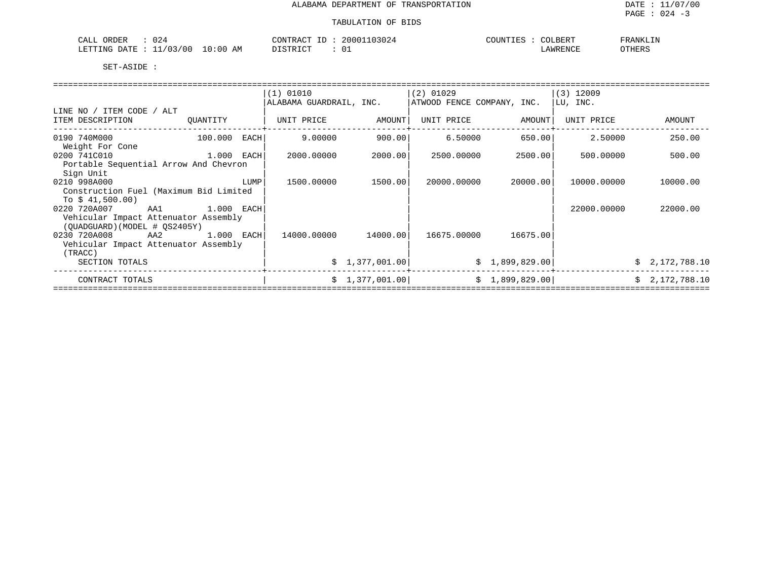ALABAMA DEPARTMENT OF TRANSPORTATION

DATE : 11/07/00

PAGE : 024 -3

TABULATION OF BIDS

CALL ORDER : 024 CONTRACT ID : 20001103024 COUNTIES : COLBERT FRANKLIN
LETTING DATE : 11/03/00 10:00 AM DISTRICT : 01 LAWRENCE OTHERS

SET-ASIDE :

| LINE NO / ITEM CODE / ALT ITEM DESCRIPTION | QUANTITY | (1) 01010 ALABAMA GUARDRAIL, INC. UNIT PRICE | AMOUNT | (2) 01029 ATWOOD FENCE COMPANY, INC. UNIT PRICE | AMOUNT | (3) 12009 LU, INC. UNIT PRICE | AMOUNT |
|---|---|---|---|---|---|---|---|
| 0190 740M000 Weight For Cone | 100.000 EACH | 9.00000 | 900.00 | 6.50000 | 650.00 | 2.50000 | 250.00 |
| 0200 741C010 Portable Sequential Arrow And Chevron Sign Unit | 1.000 EACH | 2000.00000 | 2000.00 | 2500.00000 | 2500.00 | 500.00000 | 500.00 |
| 0210 998A000 Construction Fuel (Maximum Bid Limited To $ 41,500.00) | LUMP | 1500.00000 | 1500.00 | 20000.00000 | 20000.00 | 10000.00000 | 10000.00 |
| 0220 720A007 AA1 Vehicular Impact Attenuator Assembly (QUADGUARD)(MODEL # QS2405Y) | 1.000 EACH | | | | | 22000.00000 | 22000.00 |
| 0230 720A008 AA2 Vehicular Impact Attenuator Assembly (TRACC) | 1.000 EACH | 14000.00000 | 14000.00 | 16675.00000 | 16675.00 | | |
| SECTION TOTALS | | | $ 1,377,001.00 | | $ 1,899,829.00 | | $ 2,172,788.10 |
| CONTRACT TOTALS | | | $ 1,377,001.00 | | $ 1,899,829.00 | | $ 2,172,788.10 |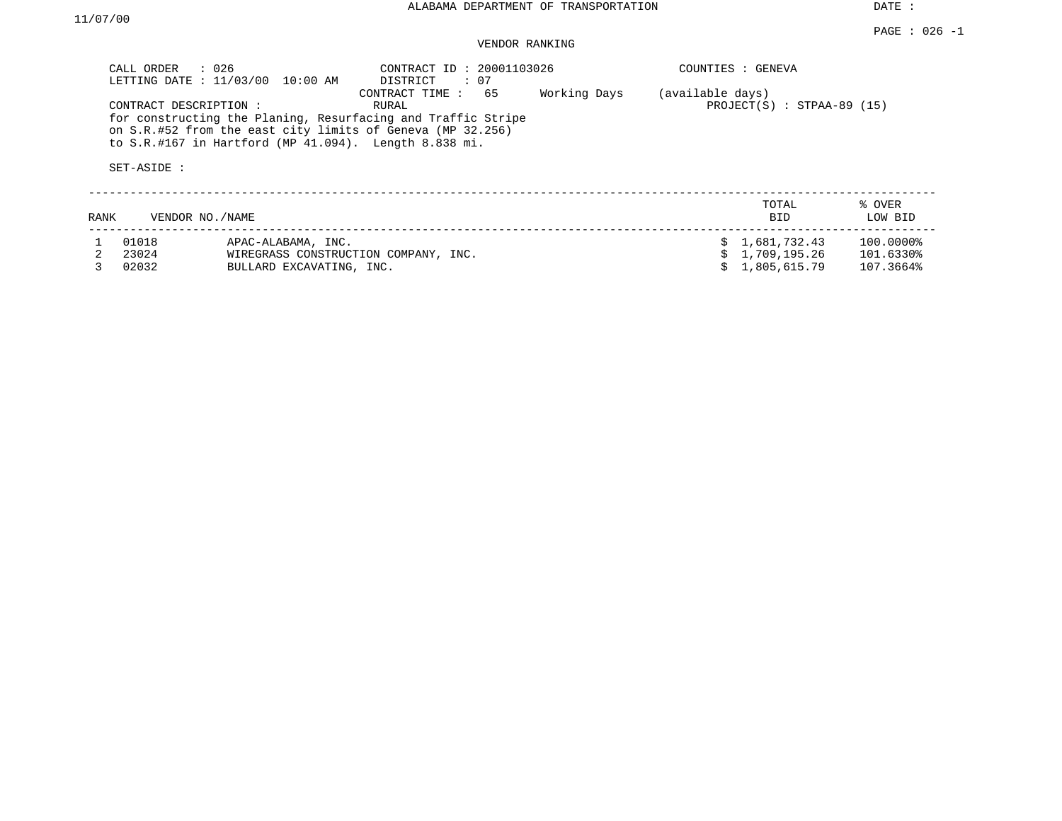ALABAMA DEPARTMENT OF TRANSPORTATION

DATE : 11/07/00

PAGE : 026 -1

VENDOR RANKING

CALL ORDER : 026
LETTING DATE : 11/03/00 10:00 AM

CONTRACT ID : 20001103026
DISTRICT : 07
CONTRACT TIME : 65 Working Days (available days)

COUNTIES : GENEVA

PROJECT(S) : STPAA-89 (15)

CONTRACT DESCRIPTION : RURAL
for constructing the Planing, Resurfacing and Traffic Stripe on S.R.#52 from the east city limits of Geneva (MP 32.256) to S.R.#167 in Hartford (MP 41.094). Length 8.838 mi.

SET-ASIDE :

| RANK | VENDOR NO./NAME | | TOTAL BID | % OVER LOW BID |
|---|---|---|---|---|
| 1 | 01018 | APAC-ALABAMA, INC. | $ 1,681,732.43 | 100.0000% |
| 2 | 23024 | WIREGRASS CONSTRUCTION COMPANY, INC. | $ 1,709,195.26 | 101.6330% |
| 3 | 02032 | BULLARD EXCAVATING, INC. | $ 1,805,615.79 | 107.3664% |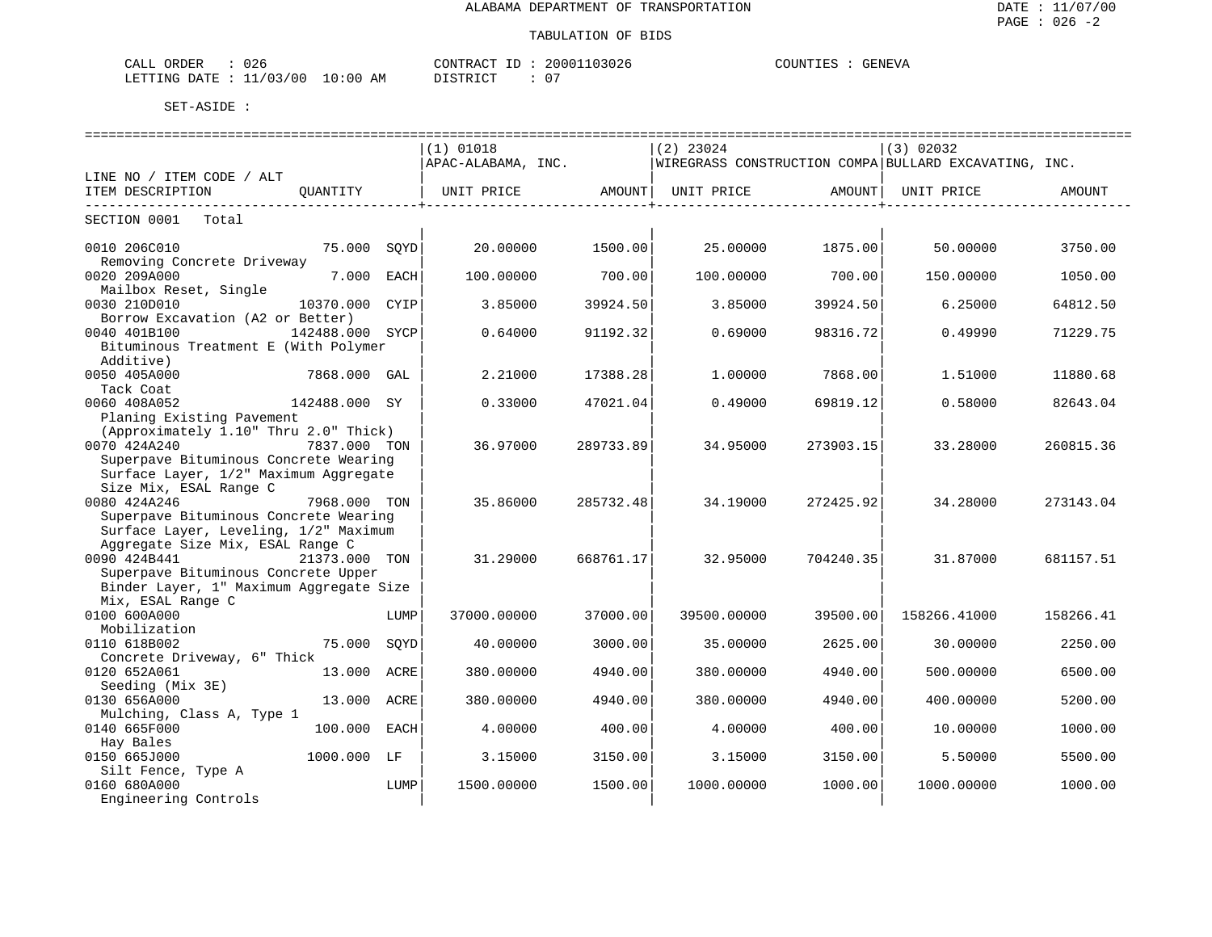ALABAMA DEPARTMENT OF TRANSPORTATION

TABULATION OF BIDS

CALL ORDER : 026 CONTRACT ID : 20001103026 COUNTIES : GENEVA
LETTING DATE : 11/03/00 10:00 AM DISTRICT : 07

SET-ASIDE :

| LINE NO / ITEM CODE / ALT | | | (1) 01018 APAC-ALABAMA, INC. | | (2) 23024 WIREGRASS CONSTRUCTION COMPA | | (3) 02032 BULLARD EXCAVATING, INC. | |
|---|---|---|---|---|---|---|---|---|
| ITEM DESCRIPTION | QUANTITY | | UNIT PRICE | AMOUNT | UNIT PRICE | AMOUNT | UNIT PRICE | AMOUNT |
| SECTION 0001 Total | | | | | | | | |
| 0010 206C010 Removing Concrete Driveway | 75.000 | SQYD | 20.00000 | 1500.00 | 25.00000 | 1875.00 | 50.00000 | 3750.00 |
| 0020 209A000 Mailbox Reset, Single | 7.000 | EACH | 100.00000 | 700.00 | 100.00000 | 700.00 | 150.00000 | 1050.00 |
| 0030 210D010 Borrow Excavation (A2 or Better) | 10370.000 | CYIP | 3.85000 | 39924.50 | 3.85000 | 39924.50 | 6.25000 | 64812.50 |
| 0040 401B100 Bituminous Treatment E (With Polymer Additive) | 142488.000 | SYCP | 0.64000 | 91192.32 | 0.69000 | 98316.72 | 0.49990 | 71229.75 |
| 0050 405A000 Tack Coat | 7868.000 | GAL | 2.21000 | 17388.28 | 1.00000 | 7868.00 | 1.51000 | 11880.68 |
| 0060 408A052 Planing Existing Pavement (Approximately 1.10" Thru 2.0" Thick) | 142488.000 | SY | 0.33000 | 47021.04 | 0.49000 | 69819.12 | 0.58000 | 82643.04 |
| 0070 424A240 Superpave Bituminous Concrete Wearing Surface Layer, 1/2" Maximum Aggregate Size Mix, ESAL Range C | 7837.000 | TON | 36.97000 | 289733.89 | 34.95000 | 273903.15 | 33.28000 | 260815.36 |
| 0080 424A246 Superpave Bituminous Concrete Wearing Surface Layer, Leveling, 1/2" Maximum Aggregate Size Mix, ESAL Range C | 7968.000 | TON | 35.86000 | 285732.48 | 34.19000 | 272425.92 | 34.28000 | 273143.04 |
| 0090 424B441 Superpave Bituminous Concrete Upper Binder Layer, 1" Maximum Aggregate Size Mix, ESAL Range C | 21373.000 | TON | 31.29000 | 668761.17 | 32.95000 | 704240.35 | 31.87000 | 681157.51 |
| 0100 600A000 Mobilization | | LUMP | 37000.00000 | 37000.00 | 39500.00000 | 39500.00 | 158266.41000 | 158266.41 |
| 0110 618B002 Concrete Driveway, 6" Thick | 75.000 | SQYD | 40.00000 | 3000.00 | 35.00000 | 2625.00 | 30.00000 | 2250.00 |
| 0120 652A061 Seeding (Mix 3E) | 13.000 | ACRE | 380.00000 | 4940.00 | 380.00000 | 4940.00 | 500.00000 | 6500.00 |
| 0130 656A000 Mulching, Class A, Type 1 | 13.000 | ACRE | 380.00000 | 4940.00 | 380.00000 | 4940.00 | 400.00000 | 5200.00 |
| 0140 665F000 Hay Bales | 100.000 | EACH | 4.00000 | 400.00 | 4.00000 | 400.00 | 10.00000 | 1000.00 |
| 0150 665J000 Silt Fence, Type A | 1000.000 | LF | 3.15000 | 3150.00 | 3.15000 | 3150.00 | 5.50000 | 5500.00 |
| 0160 680A000 Engineering Controls | | LUMP | 1500.00000 | 1500.00 | 1000.00000 | 1000.00 | 1000.00000 | 1000.00 |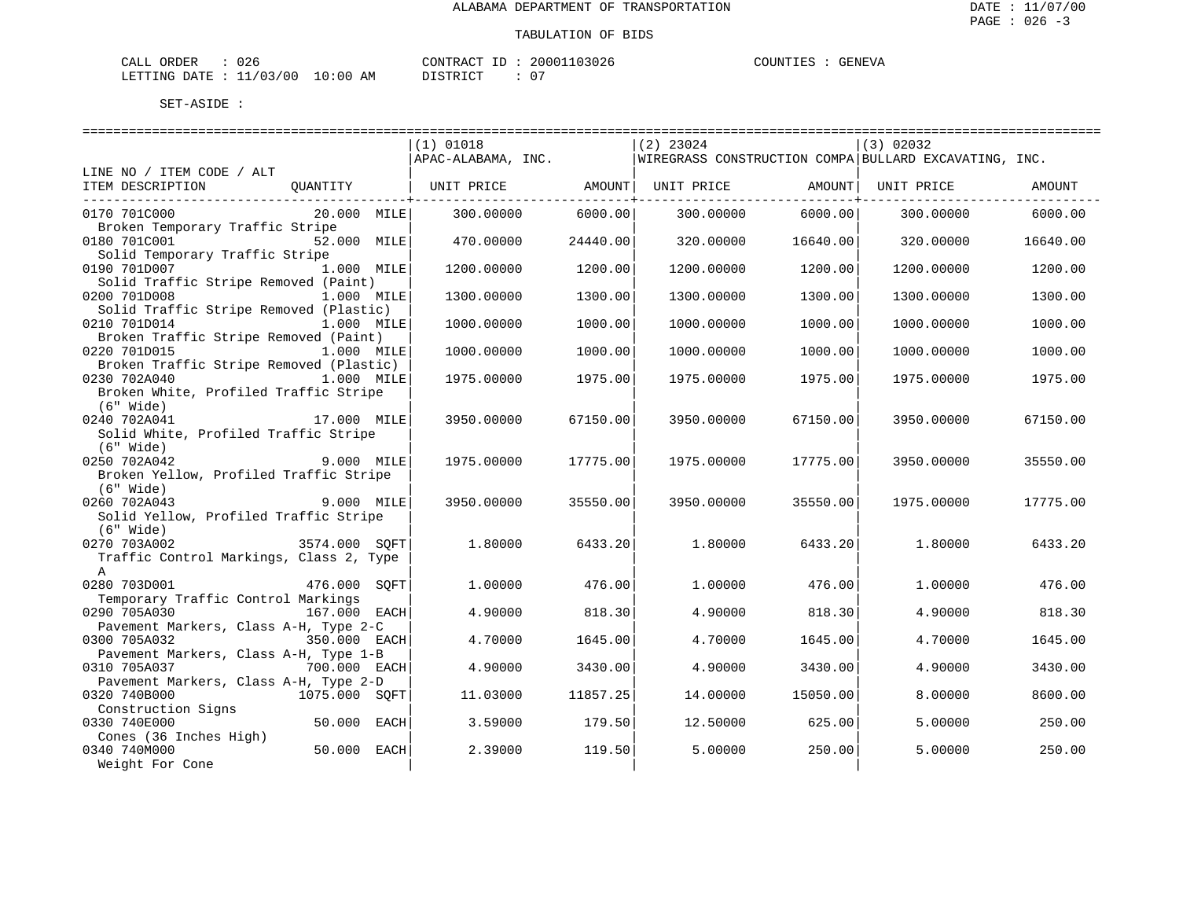ALABAMA DEPARTMENT OF TRANSPORTATION

TABULATION OF BIDS

DATE : 11/07/00

CALL ORDER : 026 &nbsp;&nbsp;&nbsp; CONTRACT ID : 20001103026 &nbsp;&nbsp;&nbsp; COUNTIES : GENEVA

LETTING DATE : 11/03/00 10:00 AM &nbsp;&nbsp;&nbsp; DISTRICT : 07

SET-ASIDE :

| LINE NO / ITEM CODE / ALT ITEM DESCRIPTION | QUANTITY | (1) 01018 APAC-ALABAMA, INC. UNIT PRICE | AMOUNT | (2) 23024 WIREGRASS CONSTRUCTION COMPA UNIT PRICE | AMOUNT | (3) 02032 BULLARD EXCAVATING, INC. UNIT PRICE | AMOUNT |
|---|---|---|---|---|---|---|---|
| 0170 701C000 Broken Temporary Traffic Stripe | 20.000 MILE | 300.00000 | 6000.00 | 300.00000 | 6000.00 | 300.00000 | 6000.00 |
| 0180 701C001 Solid Temporary Traffic Stripe | 52.000 MILE | 470.00000 | 24440.00 | 320.00000 | 16640.00 | 320.00000 | 16640.00 |
| 0190 701D007 Solid Traffic Stripe Removed (Paint) | 1.000 MILE | 1200.00000 | 1200.00 | 1200.00000 | 1200.00 | 1200.00000 | 1200.00 |
| 0200 701D008 Solid Traffic Stripe Removed (Plastic) | 1.000 MILE | 1300.00000 | 1300.00 | 1300.00000 | 1300.00 | 1300.00000 | 1300.00 |
| 0210 701D014 Broken Traffic Stripe Removed (Paint) | 1.000 MILE | 1000.00000 | 1000.00 | 1000.00000 | 1000.00 | 1000.00000 | 1000.00 |
| 0220 701D015 Broken Traffic Stripe Removed (Plastic) | 1.000 MILE | 1000.00000 | 1000.00 | 1000.00000 | 1000.00 | 1000.00000 | 1000.00 |
| 0230 702A040 Broken White, Profiled Traffic Stripe (6" Wide) | 1.000 MILE | 1975.00000 | 1975.00 | 1975.00000 | 1975.00 | 1975.00000 | 1975.00 |
| 0240 702A041 Solid White, Profiled Traffic Stripe (6" Wide) | 17.000 MILE | 3950.00000 | 67150.00 | 3950.00000 | 67150.00 | 3950.00000 | 67150.00 |
| 0250 702A042 Broken Yellow, Profiled Traffic Stripe (6" Wide) | 9.000 MILE | 1975.00000 | 17775.00 | 1975.00000 | 17775.00 | 3950.00000 | 35550.00 |
| 0260 702A043 Solid Yellow, Profiled Traffic Stripe (6" Wide) | 9.000 MILE | 3950.00000 | 35550.00 | 3950.00000 | 35550.00 | 1975.00000 | 17775.00 |
| 0270 703A002 Traffic Control Markings, Class 2, Type A | 3574.000 SQFT | 1.80000 | 6433.20 | 1.80000 | 6433.20 | 1.80000 | 6433.20 |
| 0280 703D001 Temporary Traffic Control Markings | 476.000 SQFT | 1.00000 | 476.00 | 1.00000 | 476.00 | 1.00000 | 476.00 |
| 0290 705A030 Pavement Markers, Class A-H, Type 2-C | 167.000 EACH | 4.90000 | 818.30 | 4.90000 | 818.30 | 4.90000 | 818.30 |
| 0300 705A032 Pavement Markers, Class A-H, Type 1-B | 350.000 EACH | 4.70000 | 1645.00 | 4.70000 | 1645.00 | 4.70000 | 1645.00 |
| 0310 705A037 Pavement Markers, Class A-H, Type 2-D | 700.000 EACH | 4.90000 | 3430.00 | 4.90000 | 3430.00 | 4.90000 | 3430.00 |
| 0320 740B000 Construction Signs | 1075.000 SQFT | 11.03000 | 11857.25 | 14.00000 | 15050.00 | 8.00000 | 8600.00 |
| 0330 740E000 Cones (36 Inches High) | 50.000 EACH | 3.59000 | 179.50 | 12.50000 | 625.00 | 5.00000 | 250.00 |
| 0340 740M000 Weight For Cone | 50.000 EACH | 2.39000 | 119.50 | 5.00000 | 250.00 | 5.00000 | 250.00 |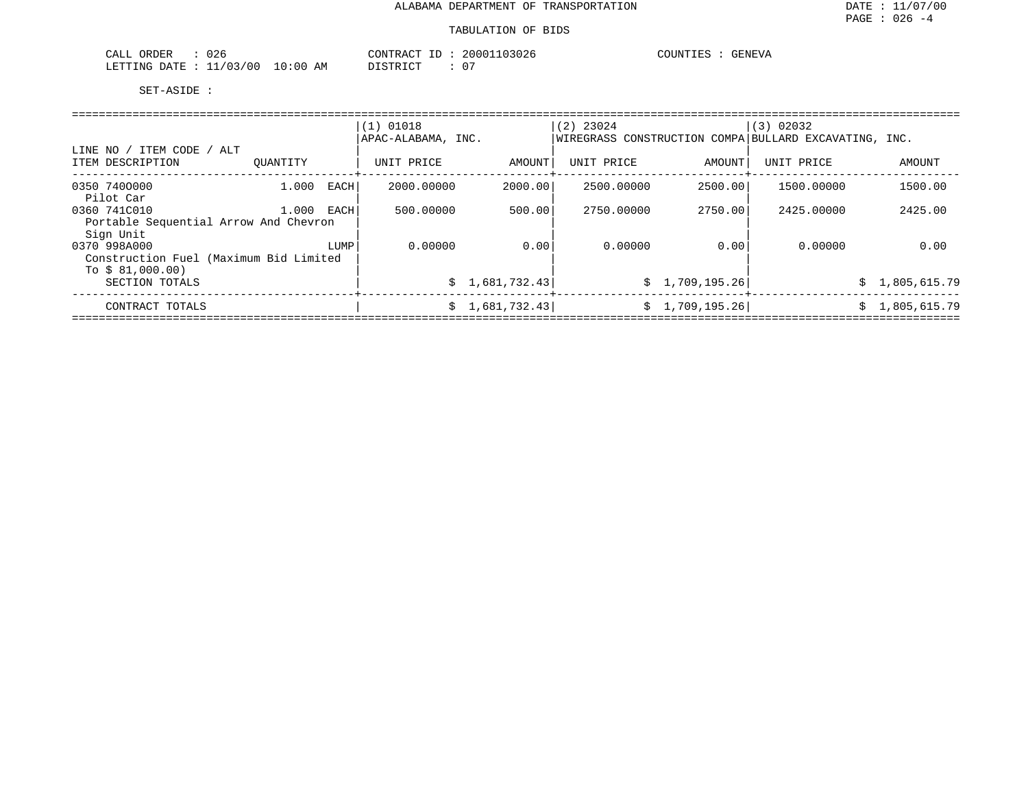ALABAMA DEPARTMENT OF TRANSPORTATION

TABULATION OF BIDS

DATE : 11/07/00
PAGE : 026 -4

CALL ORDER : 026
LETTING DATE : 11/03/00 10:00 AM

CONTRACT ID : 20001103026
DISTRICT : 07

COUNTIES : GENEVA

SET-ASIDE :

| LINE NO / ITEM CODE / ALT<br>ITEM DESCRIPTION | QUANTITY | (1) 01018<br>APAC-ALABAMA, INC.<br>UNIT PRICE | <br><br>AMOUNT | (2) 23024<br>WIREGRASS CONSTRUCTION COMPA<br>UNIT PRICE | <br><br>AMOUNT | (3) 02032<br>BULLARD EXCAVATING, INC.<br>UNIT PRICE | <br><br>AMOUNT |
|---|---|---|---|---|---|---|---|
| 0350 740O000<br>Pilot Car | 1.000 EACH | 2000.00000 | 2000.00 | 2500.00000 | 2500.00 | 1500.00000 | 1500.00 |
| 0360 741C010<br>Portable Sequential Arrow And Chevron Sign Unit | 1.000 EACH | 500.00000 | 500.00 | 2750.00000 | 2750.00 | 2425.00000 | 2425.00 |
| 0370 998A000<br>Construction Fuel (Maximum Bid Limited To $ 81,000.00) | LUMP | 0.00000 | 0.00 | 0.00000 | 0.00 | 0.00000 | 0.00 |
| SECTION TOTALS | | | $ 1,681,732.43 | | $ 1,709,195.26 | | $ 1,805,615.79 |
| CONTRACT TOTALS | | | $ 1,681,732.43 | | $ 1,709,195.26 | | $ 1,805,615.79 |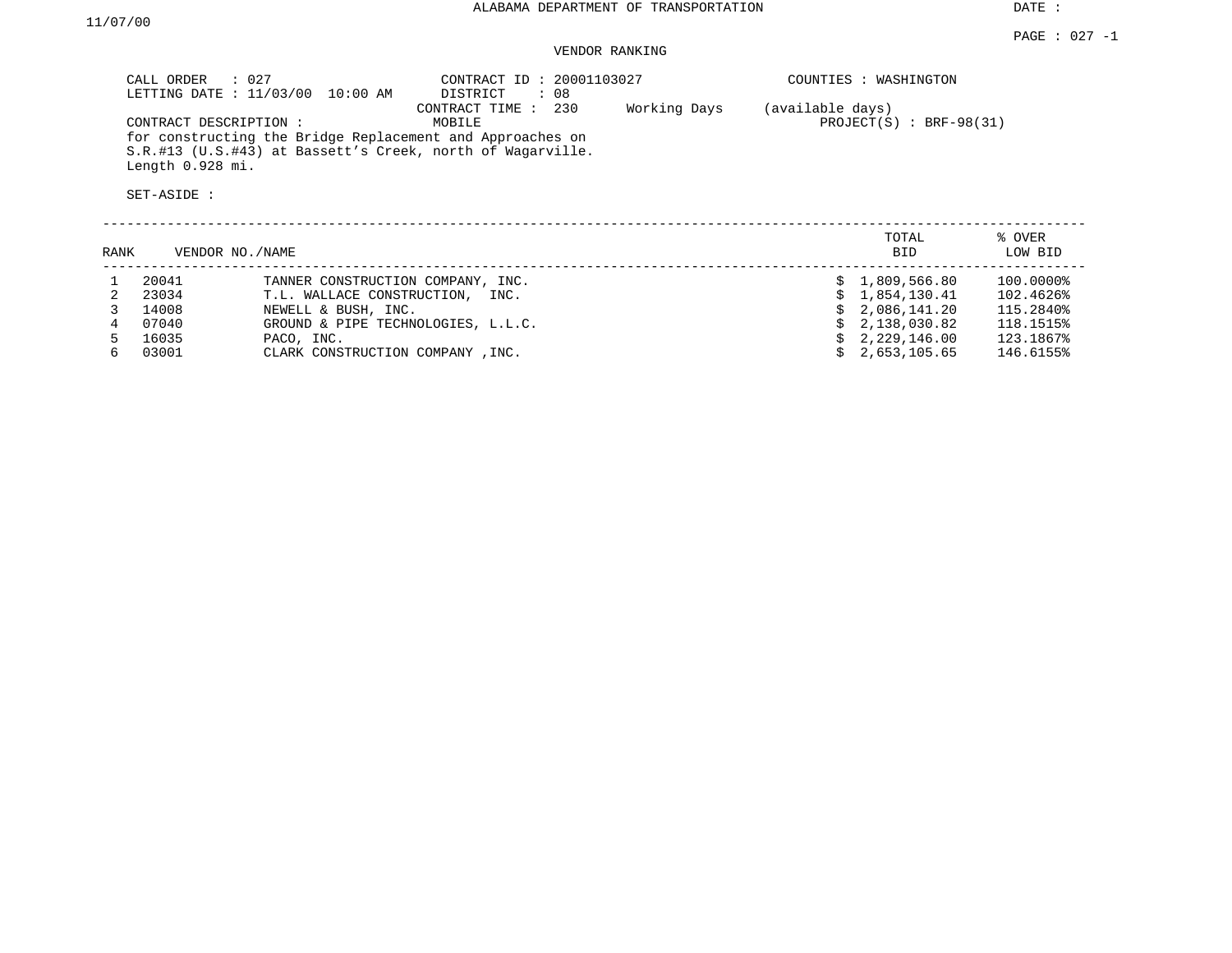ALABAMA DEPARTMENT OF TRANSPORTATION

DATE : 11/07/00

VENDOR RANKING

CALL ORDER : 027
LETTING DATE : 11/03/00 10:00 AM

CONTRACT ID : 20001103027
DISTRICT : 08

COUNTIES : WASHINGTON

CONTRACT TIME : 230 Working Days (available days)

CONTRACT DESCRIPTION : MOBILE

PROJECT(S) : BRF-98(31)

for constructing the Bridge Replacement and Approaches on S.R.#13 (U.S.#43) at Bassett's Creek, north of Wagarville. Length 0.928 mi.

SET-ASIDE :

| RANK | VENDOR NO./NAME | | TOTAL BID | % OVER LOW BID |
|---|---|---|---|---|
| 1 | 20041 | TANNER CONSTRUCTION COMPANY, INC. | $ 1,809,566.80 | 100.0000% |
| 2 | 23034 | T.L. WALLACE CONSTRUCTION, INC. | $ 1,854,130.41 | 102.4626% |
| 3 | 14008 | NEWELL & BUSH, INC. | $ 2,086,141.20 | 115.2840% |
| 4 | 07040 | GROUND & PIPE TECHNOLOGIES, L.L.C. | $ 2,138,030.82 | 118.1515% |
| 5 | 16035 | PACO, INC. | $ 2,229,146.00 | 123.1867% |
| 6 | 03001 | CLARK CONSTRUCTION COMPANY ,INC. | $ 2,653,105.65 | 146.6155% |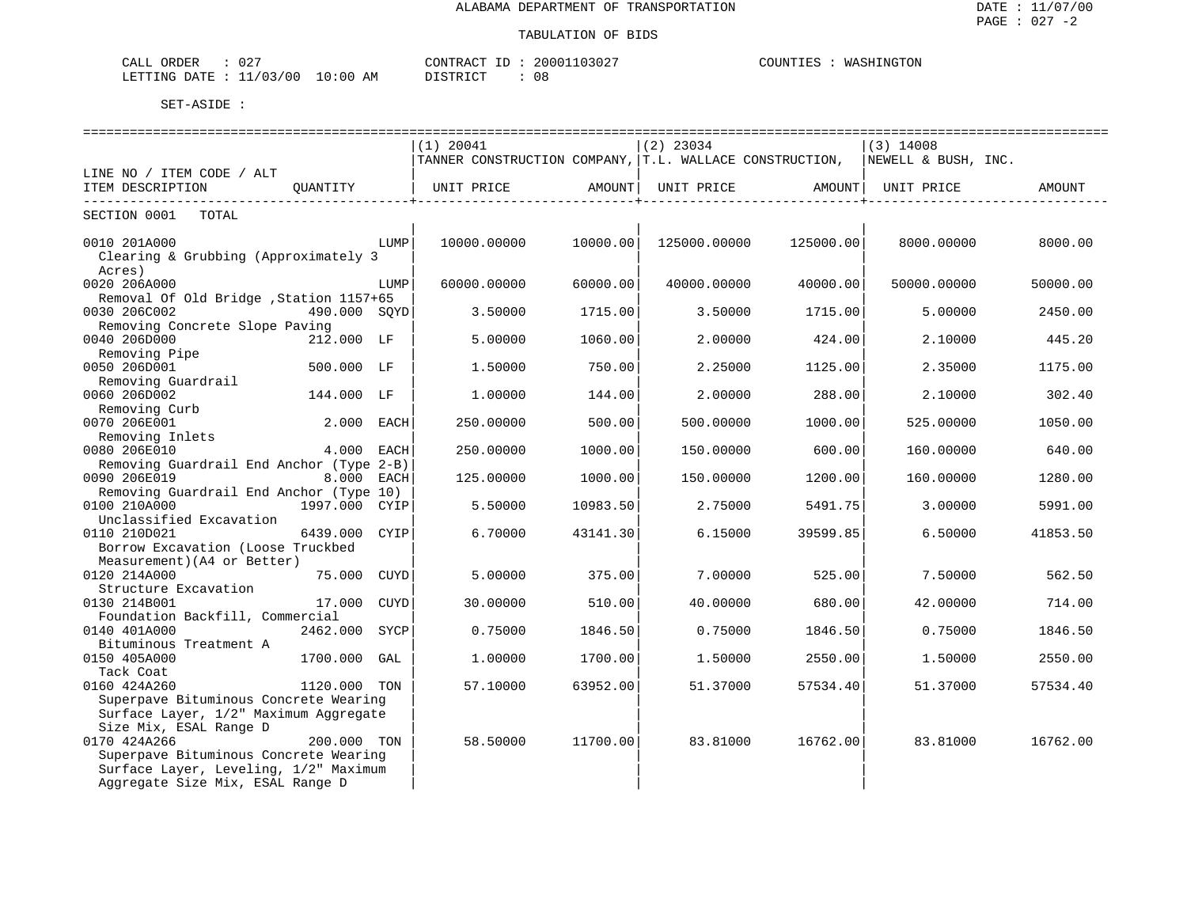ALABAMA DEPARTMENT OF TRANSPORTATION

TABULATION OF BIDS

DATE : 11/07/00
PAGE : 027 -2

CALL ORDER : 027
LETTING DATE : 11/03/00 10:00 AM

CONTRACT ID : 20001103027
DISTRICT : 08

COUNTIES : WASHINGTON

SET-ASIDE :

| LINE NO / ITEM CODE / ALT ITEM DESCRIPTION | QUANTITY | (1) 20041 TANNER CONSTRUCTION COMPANY, UNIT PRICE | AMOUNT | (2) 23034 T.L. WALLACE CONSTRUCTION, UNIT PRICE | AMOUNT | (3) 14008 NEWELL & BUSH, INC. UNIT PRICE | AMOUNT |
|---|---|---|---|---|---|---|---|
| SECTION 0001 TOTAL | | | | | | | |
| 0010 201A000 Clearing & Grubbing (Approximately 3 Acres) | LUMP | 10000.00000 | 10000.00 | 125000.00000 | 125000.00 | 8000.00000 | 8000.00 |
| 0020 206A000 Removal Of Old Bridge ,Station 1157+65 | LUMP | 60000.00000 | 60000.00 | 40000.00000 | 40000.00 | 50000.00000 | 50000.00 |
| 0030 206C002 Removing Concrete Slope Paving | 490.000 SQYD | 3.50000 | 1715.00 | 3.50000 | 1715.00 | 5.00000 | 2450.00 |
| 0040 206D000 Removing Pipe | 212.000 LF | 5.00000 | 1060.00 | 2.00000 | 424.00 | 2.10000 | 445.20 |
| 0050 206D001 Removing Guardrail | 500.000 LF | 1.50000 | 750.00 | 2.25000 | 1125.00 | 2.35000 | 1175.00 |
| 0060 206D002 Removing Curb | 144.000 LF | 1.00000 | 144.00 | 2.00000 | 288.00 | 2.10000 | 302.40 |
| 0070 206E001 Removing Inlets | 2.000 EACH | 250.00000 | 500.00 | 500.00000 | 1000.00 | 525.00000 | 1050.00 |
| 0080 206E010 Removing Guardrail End Anchor (Type 2-B) | 4.000 EACH | 250.00000 | 1000.00 | 150.00000 | 600.00 | 160.00000 | 640.00 |
| 0090 206E019 Removing Guardrail End Anchor (Type 10) | 8.000 EACH | 125.00000 | 1000.00 | 150.00000 | 1200.00 | 160.00000 | 1280.00 |
| 0100 210A000 Unclassified Excavation | 1997.000 CYIP | 5.50000 | 10983.50 | 2.75000 | 5491.75 | 3.00000 | 5991.00 |
| 0110 210D021 Borrow Excavation (Loose Truckbed Measurement)(A4 or Better) | 6439.000 CYIP | 6.70000 | 43141.30 | 6.15000 | 39599.85 | 6.50000 | 41853.50 |
| 0120 214A000 Structure Excavation | 75.000 CUYD | 5.00000 | 375.00 | 7.00000 | 525.00 | 7.50000 | 562.50 |
| 0130 214B001 Foundation Backfill, Commercial | 17.000 CUYD | 30.00000 | 510.00 | 40.00000 | 680.00 | 42.00000 | 714.00 |
| 0140 401A000 Bituminous Treatment A | 2462.000 SYCP | 0.75000 | 1846.50 | 0.75000 | 1846.50 | 0.75000 | 1846.50 |
| 0150 405A000 Tack Coat | 1700.000 GAL | 1.00000 | 1700.00 | 1.50000 | 2550.00 | 1.50000 | 2550.00 |
| 0160 424A260 Superpave Bituminous Concrete Wearing Surface Layer, 1/2" Maximum Aggregate Size Mix, ESAL Range D | 1120.000 TON | 57.10000 | 63952.00 | 51.37000 | 57534.40 | 51.37000 | 57534.40 |
| 0170 424A266 Superpave Bituminous Concrete Wearing Surface Layer, Leveling, 1/2" Maximum Aggregate Size Mix, ESAL Range D | 200.000 TON | 58.50000 | 11700.00 | 83.81000 | 16762.00 | 83.81000 | 16762.00 |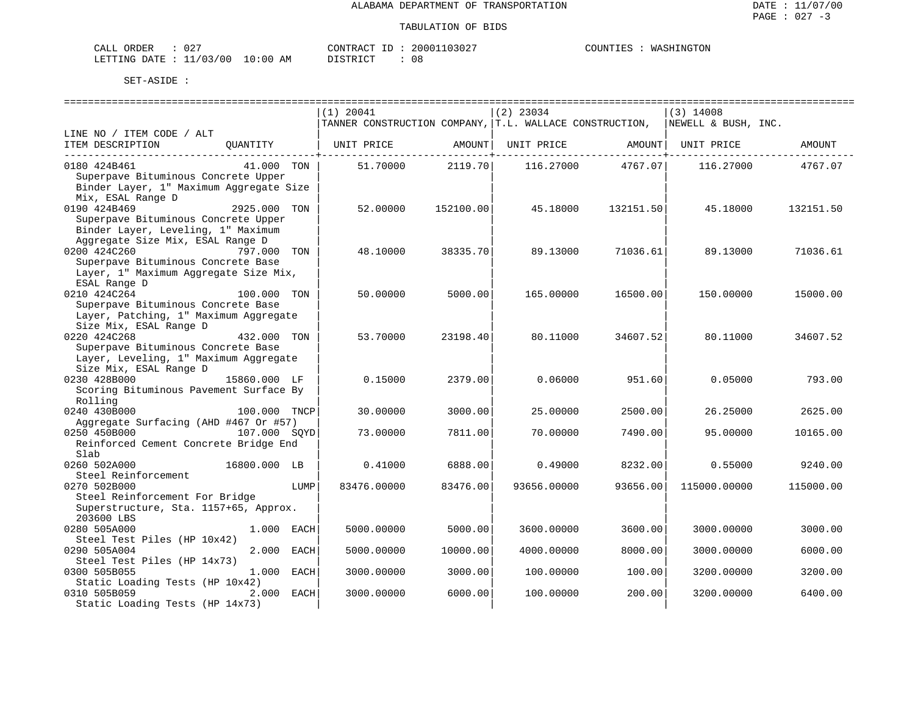ALABAMA DEPARTMENT OF TRANSPORTATION

TABULATION OF BIDS

CALL ORDER : 027 CONTRACT ID : 20001103027 COUNTIES : WASHINGTON
LETTING DATE : 11/03/00 10:00 AM DISTRICT : 08

SET-ASIDE :

| LINE NO / ITEM CODE / ALT ITEM DESCRIPTION | QUANTITY | (1) 20041 TANNER CONSTRUCTION COMPANY, UNIT PRICE | AMOUNT | (2) 23034 T.L. WALLACE CONSTRUCTION, UNIT PRICE | AMOUNT | (3) 14008 NEWELL & BUSH, INC. UNIT PRICE | AMOUNT |
|---|---|---|---|---|---|---|---|
| 0180 424B461 Superpave Bituminous Concrete Upper Binder Layer, 1" Maximum Aggregate Size Mix, ESAL Range D | 41.000 TON | 51.70000 | 2119.70 | 116.27000 | 4767.07 | 116.27000 | 4767.07 |
| 0190 424B469 Superpave Bituminous Concrete Upper Binder Layer, Leveling, 1" Maximum Aggregate Size Mix, ESAL Range D | 2925.000 TON | 52.00000 | 152100.00 | 45.18000 | 132151.50 | 45.18000 | 132151.50 |
| 0200 424C260 Superpave Bituminous Concrete Base Layer, 1" Maximum Aggregate Size Mix, ESAL Range D | 797.000 TON | 48.10000 | 38335.70 | 89.13000 | 71036.61 | 89.13000 | 71036.61 |
| 0210 424C264 Superpave Bituminous Concrete Base Layer, Patching, 1" Maximum Aggregate Size Mix, ESAL Range D | 100.000 TON | 50.00000 | 5000.00 | 165.00000 | 16500.00 | 150.00000 | 15000.00 |
| 0220 424C268 Superpave Bituminous Concrete Base Layer, Leveling, 1" Maximum Aggregate Size Mix, ESAL Range D | 432.000 TON | 53.70000 | 23198.40 | 80.11000 | 34607.52 | 80.11000 | 34607.52 |
| 0230 428B000 Scoring Bituminous Pavement Surface By Rolling | 15860.000 LF | 0.15000 | 2379.00 | 0.06000 | 951.60 | 0.05000 | 793.00 |
| 0240 430B000 Aggregate Surfacing (AHD #467 Or #57) | 100.000 TNCP | 30.00000 | 3000.00 | 25.00000 | 2500.00 | 26.25000 | 2625.00 |
| 0250 450B000 Reinforced Cement Concrete Bridge End Slab | 107.000 SQYD | 73.00000 | 7811.00 | 70.00000 | 7490.00 | 95.00000 | 10165.00 |
| 0260 502A000 Steel Reinforcement | 16800.000 LB | 0.41000 | 6888.00 | 0.49000 | 8232.00 | 0.55000 | 9240.00 |
| 0270 502B000 Steel Reinforcement For Bridge Superstructure, Sta. 1157+65, Approx. 203600 LBS | LUMP | 83476.00000 | 83476.00 | 93656.00000 | 93656.00 | 115000.00000 | 115000.00 |
| 0280 505A000 Steel Test Piles (HP 10x42) | 1.000 EACH | 5000.00000 | 5000.00 | 3600.00000 | 3600.00 | 3000.00000 | 3000.00 |
| 0290 505A004 Steel Test Piles (HP 14x73) | 2.000 EACH | 5000.00000 | 10000.00 | 4000.00000 | 8000.00 | 3000.00000 | 6000.00 |
| 0300 505B055 Static Loading Tests (HP 10x42) | 1.000 EACH | 3000.00000 | 3000.00 | 100.00000 | 100.00 | 3200.00000 | 3200.00 |
| 0310 505B059 Static Loading Tests (HP 14x73) | 2.000 EACH | 3000.00000 | 6000.00 | 100.00000 | 200.00 | 3200.00000 | 6400.00 |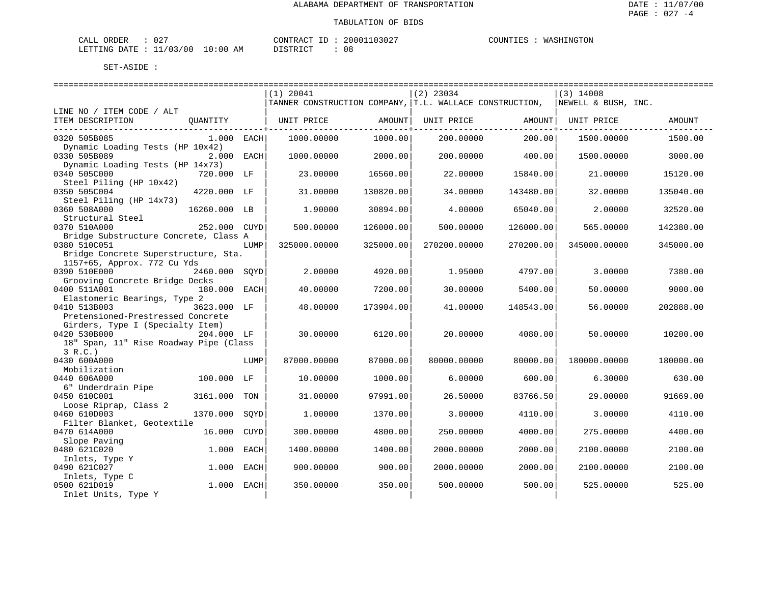ALABAMA DEPARTMENT OF TRANSPORTATION

TABULATION OF BIDS

DATE : 11/07/00
PAGE : 027 -4

CALL ORDER : 027
LETTING DATE : 11/03/00 10:00 AM

CONTRACT ID : 20001103027
DISTRICT : 08

COUNTIES : WASHINGTON

SET-ASIDE :

| LINE NO / ITEM CODE / ALT ITEM DESCRIPTION | QUANTITY | | (1) 20041 TANNER CONSTRUCTION COMPANY, UNIT PRICE | AMOUNT | (2) 23034 T.L. WALLACE CONSTRUCTION, UNIT PRICE | AMOUNT | (3) 14008 NEWELL & BUSH, INC. UNIT PRICE | AMOUNT |
|---|---|---|---|---|---|---|---|---|
| 0320 505B085 Dynamic Loading Tests (HP 10x42) | 1.000 | EACH | 1000.00000 | 1000.00 | 200.00000 | 200.00 | 1500.00000 | 1500.00 |
| 0330 505B089 Dynamic Loading Tests (HP 14x73) | 2.000 | EACH | 1000.00000 | 2000.00 | 200.00000 | 400.00 | 1500.00000 | 3000.00 |
| 0340 505C000 Steel Piling (HP 10x42) | 720.000 | LF | 23.00000 | 16560.00 | 22.00000 | 15840.00 | 21.00000 | 15120.00 |
| 0350 505C004 Steel Piling (HP 14x73) | 4220.000 | LF | 31.00000 | 130820.00 | 34.00000 | 143480.00 | 32.00000 | 135040.00 |
| 0360 508A000 Structural Steel | 16260.000 | LB | 1.90000 | 30894.00 | 4.00000 | 65040.00 | 2.00000 | 32520.00 |
| 0370 510A000 Bridge Substructure Concrete, Class A | 252.000 | CUYD | 500.00000 | 126000.00 | 500.00000 | 126000.00 | 565.00000 | 142380.00 |
| 0380 510C051 Bridge Concrete Superstructure, Sta. 1157+65, Approx. 772 Cu Yds | | LUMP | 325000.00000 | 325000.00 | 270200.00000 | 270200.00 | 345000.00000 | 345000.00 |
| 0390 510E000 Grooving Concrete Bridge Decks | 2460.000 | SQYD | 2.00000 | 4920.00 | 1.95000 | 4797.00 | 3.00000 | 7380.00 |
| 0400 511A001 Elastomeric Bearings, Type 2 | 180.000 | EACH | 40.00000 | 7200.00 | 30.00000 | 5400.00 | 50.00000 | 9000.00 |
| 0410 513B003 Pretensioned-Prestressed Concrete Girders, Type I (Specialty Item) | 3623.000 | LF | 48.00000 | 173904.00 | 41.00000 | 148543.00 | 56.00000 | 202888.00 |
| 0420 530B000 18" Span, 11" Rise Roadway Pipe (Class 3 R.C.) | 204.000 | LF | 30.00000 | 6120.00 | 20.00000 | 4080.00 | 50.00000 | 10200.00 |
| 0430 600A000 Mobilization | | LUMP | 87000.00000 | 87000.00 | 80000.00000 | 80000.00 | 180000.00000 | 180000.00 |
| 0440 606A000 6" Underdrain Pipe | 100.000 | LF | 10.00000 | 1000.00 | 6.00000 | 600.00 | 6.30000 | 630.00 |
| 0450 610C001 Loose Riprap, Class 2 | 3161.000 | TON | 31.00000 | 97991.00 | 26.50000 | 83766.50 | 29.00000 | 91669.00 |
| 0460 610D003 Filter Blanket, Geotextile | 1370.000 | SQYD | 1.00000 | 1370.00 | 3.00000 | 4110.00 | 3.00000 | 4110.00 |
| 0470 614A000 Slope Paving | 16.000 | CUYD | 300.00000 | 4800.00 | 250.00000 | 4000.00 | 275.00000 | 4400.00 |
| 0480 621C020 Inlets, Type Y | 1.000 | EACH | 1400.00000 | 1400.00 | 2000.00000 | 2000.00 | 2100.00000 | 2100.00 |
| 0490 621C027 Inlets, Type C | 1.000 | EACH | 900.00000 | 900.00 | 2000.00000 | 2000.00 | 2100.00000 | 2100.00 |
| 0500 621D019 Inlet Units, Type Y | 1.000 | EACH | 350.00000 | 350.00 | 500.00000 | 500.00 | 525.00000 | 525.00 |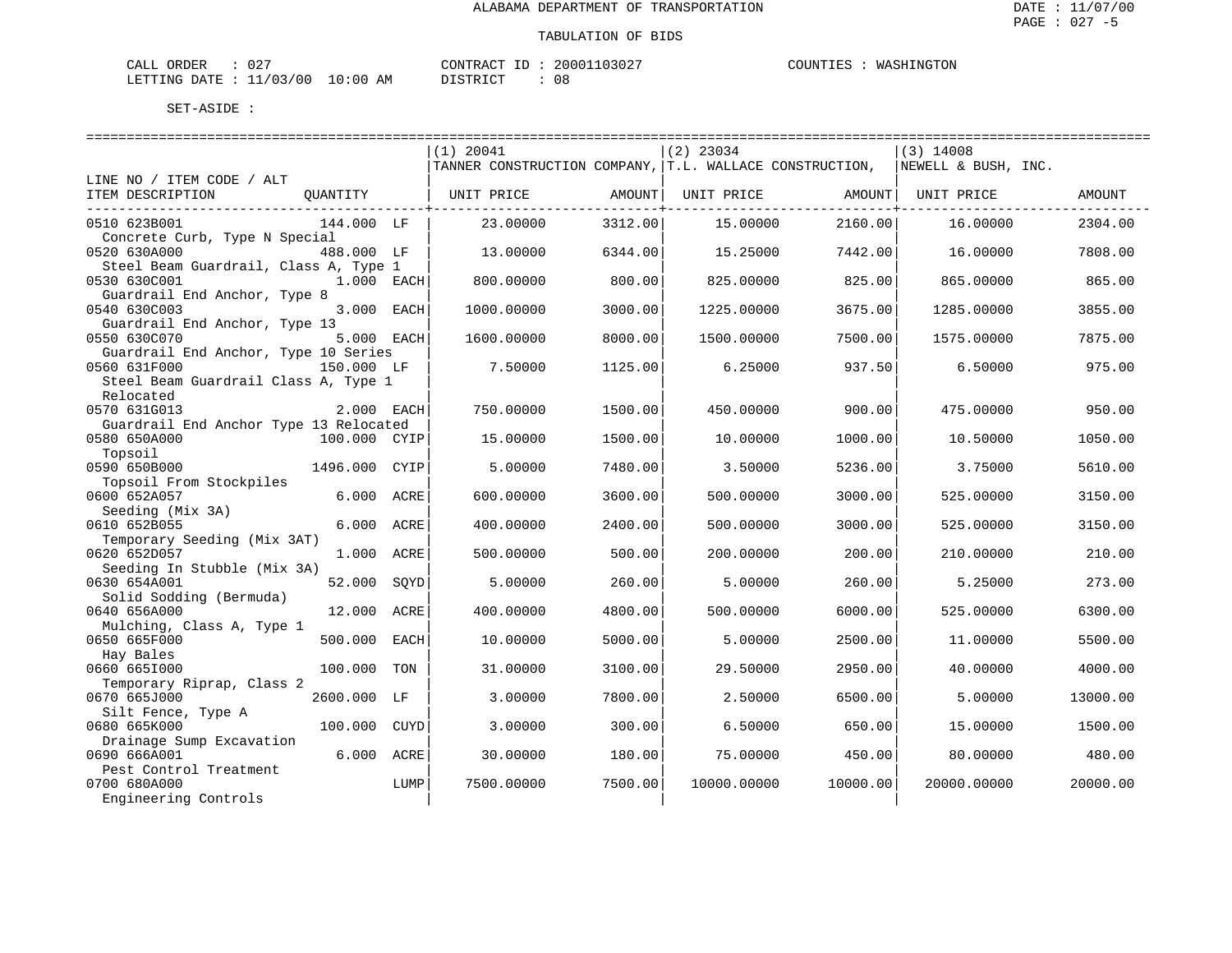ALABAMA DEPARTMENT OF TRANSPORTATION

TABULATION OF BIDS

CALL ORDER : 027 CONTRACT ID : 20001103027 COUNTIES : WASHINGTON
LETTING DATE : 11/03/00 10:00 AM DISTRICT : 08

SET-ASIDE :

| LINE NO / ITEM CODE / ALT ITEM DESCRIPTION | QUANTITY | | (1) 20041 TANNER CONSTRUCTION COMPANY, UNIT PRICE | AMOUNT | (2) 23034 T.L. WALLACE CONSTRUCTION, UNIT PRICE | AMOUNT | (3) 14008 NEWELL & BUSH, INC. UNIT PRICE | AMOUNT |
|---|---|---|---|---|---|---|---|---|
| 0510 623B001 Concrete Curb, Type N Special | 144.000 | LF | 23.00000 | 3312.00 | 15.00000 | 2160.00 | 16.00000 | 2304.00 |
| 0520 630A000 Steel Beam Guardrail, Class A, Type 1 | 488.000 | LF | 13.00000 | 6344.00 | 15.25000 | 7442.00 | 16.00000 | 7808.00 |
| 0530 630C001 Guardrail End Anchor, Type 8 | 1.000 | EACH | 800.00000 | 800.00 | 825.00000 | 825.00 | 865.00000 | 865.00 |
| 0540 630C003 Guardrail End Anchor, Type 13 | 3.000 | EACH | 1000.00000 | 3000.00 | 1225.00000 | 3675.00 | 1285.00000 | 3855.00 |
| 0550 630C070 Guardrail End Anchor, Type 10 Series | 5.000 | EACH | 1600.00000 | 8000.00 | 1500.00000 | 7500.00 | 1575.00000 | 7875.00 |
| 0560 631F000 Steel Beam Guardrail Class A, Type 1 Relocated | 150.000 | LF | 7.50000 | 1125.00 | 6.25000 | 937.50 | 6.50000 | 975.00 |
| 0570 631G013 Guardrail End Anchor Type 13 Relocated | 2.000 | EACH | 750.00000 | 1500.00 | 450.00000 | 900.00 | 475.00000 | 950.00 |
| 0580 650A000 Topsoil | 100.000 | CYIP | 15.00000 | 1500.00 | 10.00000 | 1000.00 | 10.50000 | 1050.00 |
| 0590 650B000 Topsoil From Stockpiles | 1496.000 | CYIP | 5.00000 | 7480.00 | 3.50000 | 5236.00 | 3.75000 | 5610.00 |
| 0600 652A057 Seeding (Mix 3A) | 6.000 | ACRE | 600.00000 | 3600.00 | 500.00000 | 3000.00 | 525.00000 | 3150.00 |
| 0610 652B055 Temporary Seeding (Mix 3AT) | 6.000 | ACRE | 400.00000 | 2400.00 | 500.00000 | 3000.00 | 525.00000 | 3150.00 |
| 0620 652D057 Seeding In Stubble (Mix 3A) | 1.000 | ACRE | 500.00000 | 500.00 | 200.00000 | 200.00 | 210.00000 | 210.00 |
| 0630 654A001 Solid Sodding (Bermuda) | 52.000 | SQYD | 5.00000 | 260.00 | 5.00000 | 260.00 | 5.25000 | 273.00 |
| 0640 656A000 Mulching, Class A, Type 1 | 12.000 | ACRE | 400.00000 | 4800.00 | 500.00000 | 6000.00 | 525.00000 | 6300.00 |
| 0650 665F000 Hay Bales | 500.000 | EACH | 10.00000 | 5000.00 | 5.00000 | 2500.00 | 11.00000 | 5500.00 |
| 0660 665I000 Temporary Riprap, Class 2 | 100.000 | TON | 31.00000 | 3100.00 | 29.50000 | 2950.00 | 40.00000 | 4000.00 |
| 0670 665J000 Silt Fence, Type A | 2600.000 | LF | 3.00000 | 7800.00 | 2.50000 | 6500.00 | 5.00000 | 13000.00 |
| 0680 665K000 Drainage Sump Excavation | 100.000 | CUYD | 3.00000 | 300.00 | 6.50000 | 650.00 | 15.00000 | 1500.00 |
| 0690 666A001 Pest Control Treatment | 6.000 | ACRE | 30.00000 | 180.00 | 75.00000 | 450.00 | 80.00000 | 480.00 |
| 0700 680A000 Engineering Controls | | LUMP | 7500.00000 | 7500.00 | 10000.00000 | 10000.00 | 20000.00000 | 20000.00 |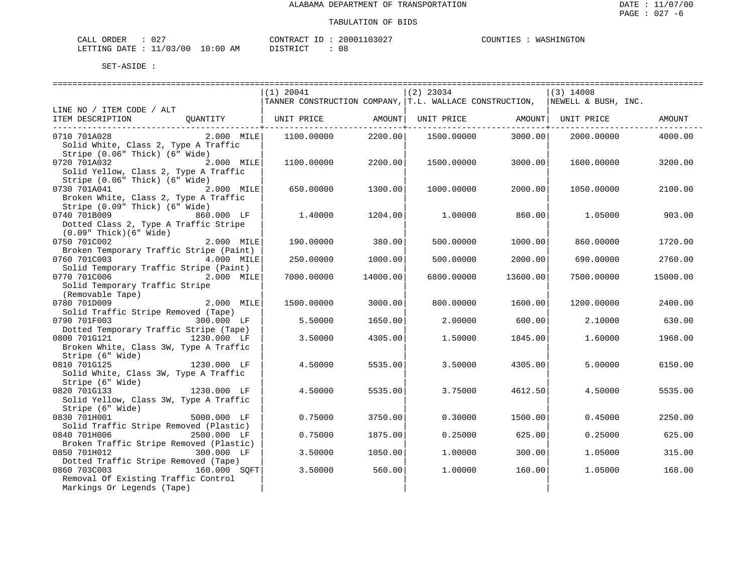ALABAMA DEPARTMENT OF TRANSPORTATION

TABULATION OF BIDS

CALL ORDER : 027 CONTRACT ID : 20001103027 COUNTIES : WASHINGTON
LETTING DATE : 11/03/00 10:00 AM DISTRICT : 08

SET-ASIDE :

| LINE NO / ITEM CODE / ALT ITEM DESCRIPTION | QUANTITY | (1) 20041 TANNER CONSTRUCTION COMPANY, UNIT PRICE | AMOUNT | (2) 23034 T.L. WALLACE CONSTRUCTION, UNIT PRICE | AMOUNT | (3) 14008 NEWELL & BUSH, INC. UNIT PRICE | AMOUNT |
|---|---|---|---|---|---|---|---|
| 0710 701A028 Solid White, Class 2, Type A Traffic Stripe (0.06" Thick) (6" Wide) | 2.000 MILE | 1100.00000 | 2200.00 | 1500.00000 | 3000.00 | 2000.00000 | 4000.00 |
| 0720 701A032 Solid Yellow, Class 2, Type A Traffic Stripe (0.06" Thick) (6" Wide) | 2.000 MILE | 1100.00000 | 2200.00 | 1500.00000 | 3000.00 | 1600.00000 | 3200.00 |
| 0730 701A041 Broken White, Class 2, Type A Traffic Stripe (0.09" Thick) (6" Wide) | 2.000 MILE | 650.00000 | 1300.00 | 1000.00000 | 2000.00 | 1050.00000 | 2100.00 |
| 0740 701B009 Dotted Class 2, Type A Traffic Stripe (0.09" Thick)(6" Wide) | 860.000 LF | 1.40000 | 1204.00 | 1.00000 | 860.00 | 1.05000 | 903.00 |
| 0750 701C002 Broken Temporary Traffic Stripe (Paint) | 2.000 MILE | 190.00000 | 380.00 | 500.00000 | 1000.00 | 860.00000 | 1720.00 |
| 0760 701C003 Solid Temporary Traffic Stripe (Paint) | 4.000 MILE | 250.00000 | 1000.00 | 500.00000 | 2000.00 | 690.00000 | 2760.00 |
| 0770 701C006 Solid Temporary Traffic Stripe (Removable Tape) | 2.000 MILE | 7000.00000 | 14000.00 | 6800.00000 | 13600.00 | 7500.00000 | 15000.00 |
| 0780 701D009 Solid Traffic Stripe Removed (Tape) | 2.000 MILE | 1500.00000 | 3000.00 | 800.00000 | 1600.00 | 1200.00000 | 2400.00 |
| 0790 701F003 Dotted Temporary Traffic Stripe (Tape) | 300.000 LF | 5.50000 | 1650.00 | 2.00000 | 600.00 | 2.10000 | 630.00 |
| 0800 701G121 Broken White, Class 3W, Type A Traffic Stripe (6" Wide) | 1230.000 LF | 3.50000 | 4305.00 | 1.50000 | 1845.00 | 1.60000 | 1968.00 |
| 0810 701G125 Solid White, Class 3W, Type A Traffic Stripe (6" Wide) | 1230.000 LF | 4.50000 | 5535.00 | 3.50000 | 4305.00 | 5.00000 | 6150.00 |
| 0820 701G133 Solid Yellow, Class 3W, Type A Traffic Stripe (6" Wide) | 1230.000 LF | 4.50000 | 5535.00 | 3.75000 | 4612.50 | 4.50000 | 5535.00 |
| 0830 701H001 Solid Traffic Stripe Removed (Plastic) | 5000.000 LF | 0.75000 | 3750.00 | 0.30000 | 1500.00 | 0.45000 | 2250.00 |
| 0840 701H006 Broken Traffic Stripe Removed (Plastic) | 2500.000 LF | 0.75000 | 1875.00 | 0.25000 | 625.00 | 0.25000 | 625.00 |
| 0850 701H012 Dotted Traffic Stripe Removed (Tape) | 300.000 LF | 3.50000 | 1050.00 | 1.00000 | 300.00 | 1.05000 | 315.00 |
| 0860 703C003 Removal Of Existing Traffic Control Markings Or Legends (Tape) | 160.000 SQFT | 3.50000 | 560.00 | 1.00000 | 160.00 | 1.05000 | 168.00 |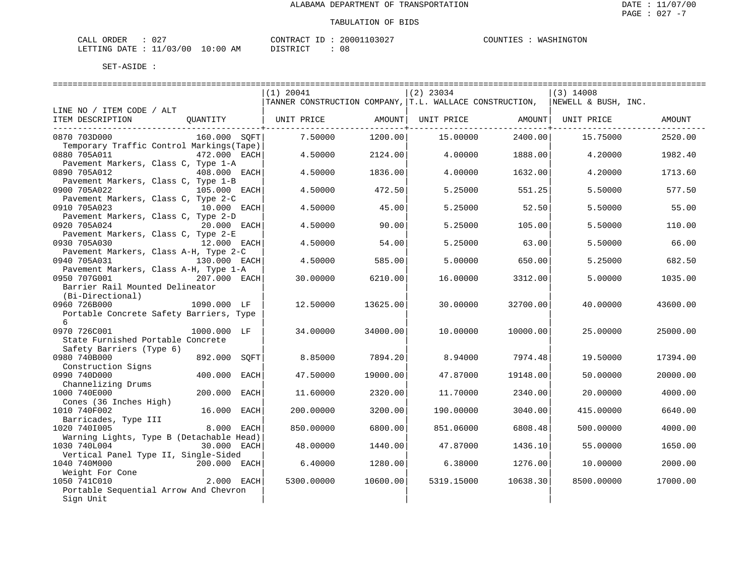ALABAMA DEPARTMENT OF TRANSPORTATION

TABULATION OF BIDS

CALL ORDER : 027 CONTRACT ID : 20001103027 COUNTIES : WASHINGTON
LETTING DATE : 11/03/00 10:00 AM DISTRICT : 08

SET-ASIDE :

| LINE NO / ITEM CODE / ALT ITEM DESCRIPTION | QUANTITY | (1) 20041 TANNER CONSTRUCTION COMPANY, UNIT PRICE | AMOUNT | (2) 23034 T.L. WALLACE CONSTRUCTION, UNIT PRICE | AMOUNT | (3) 14008 NEWELL & BUSH, INC. UNIT PRICE | AMOUNT |
|---|---|---|---|---|---|---|---|
| 0870 703D000 Temporary Traffic Control Markings(Tape) | 160.000 SQFT | 7.50000 | 1200.00 | 15.00000 | 2400.00 | 15.75000 | 2520.00 |
| 0880 705A011 Pavement Markers, Class C, Type 1-A | 472.000 EACH | 4.50000 | 2124.00 | 4.00000 | 1888.00 | 4.20000 | 1982.40 |
| 0890 705A012 Pavement Markers, Class C, Type 1-B | 408.000 EACH | 4.50000 | 1836.00 | 4.00000 | 1632.00 | 4.20000 | 1713.60 |
| 0900 705A022 Pavement Markers, Class C, Type 2-C | 105.000 EACH | 4.50000 | 472.50 | 5.25000 | 551.25 | 5.50000 | 577.50 |
| 0910 705A023 Pavement Markers, Class C, Type 2-D | 10.000 EACH | 4.50000 | 45.00 | 5.25000 | 52.50 | 5.50000 | 55.00 |
| 0920 705A024 Pavement Markers, Class C, Type 2-E | 20.000 EACH | 4.50000 | 90.00 | 5.25000 | 105.00 | 5.50000 | 110.00 |
| 0930 705A030 Pavement Markers, Class A-H, Type 2-C | 12.000 EACH | 4.50000 | 54.00 | 5.25000 | 63.00 | 5.50000 | 66.00 |
| 0940 705A031 Pavement Markers, Class A-H, Type 1-A | 130.000 EACH | 4.50000 | 585.00 | 5.00000 | 650.00 | 5.25000 | 682.50 |
| 0950 707G001 Barrier Rail Mounted Delineator (Bi-Directional) | 207.000 EACH | 30.00000 | 6210.00 | 16.00000 | 3312.00 | 5.00000 | 1035.00 |
| 0960 726B000 Portable Concrete Safety Barriers, Type 6 | 1090.000 LF | 12.50000 | 13625.00 | 30.00000 | 32700.00 | 40.00000 | 43600.00 |
| 0970 726C001 State Furnished Portable Concrete Safety Barriers (Type 6) | 1000.000 LF | 34.00000 | 34000.00 | 10.00000 | 10000.00 | 25.00000 | 25000.00 |
| 0980 740B000 Construction Signs | 892.000 SQFT | 8.85000 | 7894.20 | 8.94000 | 7974.48 | 19.50000 | 17394.00 |
| 0990 740D000 Channelizing Drums | 400.000 EACH | 47.50000 | 19000.00 | 47.87000 | 19148.00 | 50.00000 | 20000.00 |
| 1000 740E000 Cones (36 Inches High) | 200.000 EACH | 11.60000 | 2320.00 | 11.70000 | 2340.00 | 20.00000 | 4000.00 |
| 1010 740F002 Barricades, Type III | 16.000 EACH | 200.00000 | 3200.00 | 190.00000 | 3040.00 | 415.00000 | 6640.00 |
| 1020 740I005 Warning Lights, Type B (Detachable Head) | 8.000 EACH | 850.00000 | 6800.00 | 851.06000 | 6808.48 | 500.00000 | 4000.00 |
| 1030 740L004 Vertical Panel Type II, Single-Sided | 30.000 EACH | 48.00000 | 1440.00 | 47.87000 | 1436.10 | 55.00000 | 1650.00 |
| 1040 740M000 Weight For Cone | 200.000 EACH | 6.40000 | 1280.00 | 6.38000 | 1276.00 | 10.00000 | 2000.00 |
| 1050 741C010 Portable Sequential Arrow And Chevron Sign Unit | 2.000 EACH | 5300.00000 | 10600.00 | 5319.15000 | 10638.30 | 8500.00000 | 17000.00 |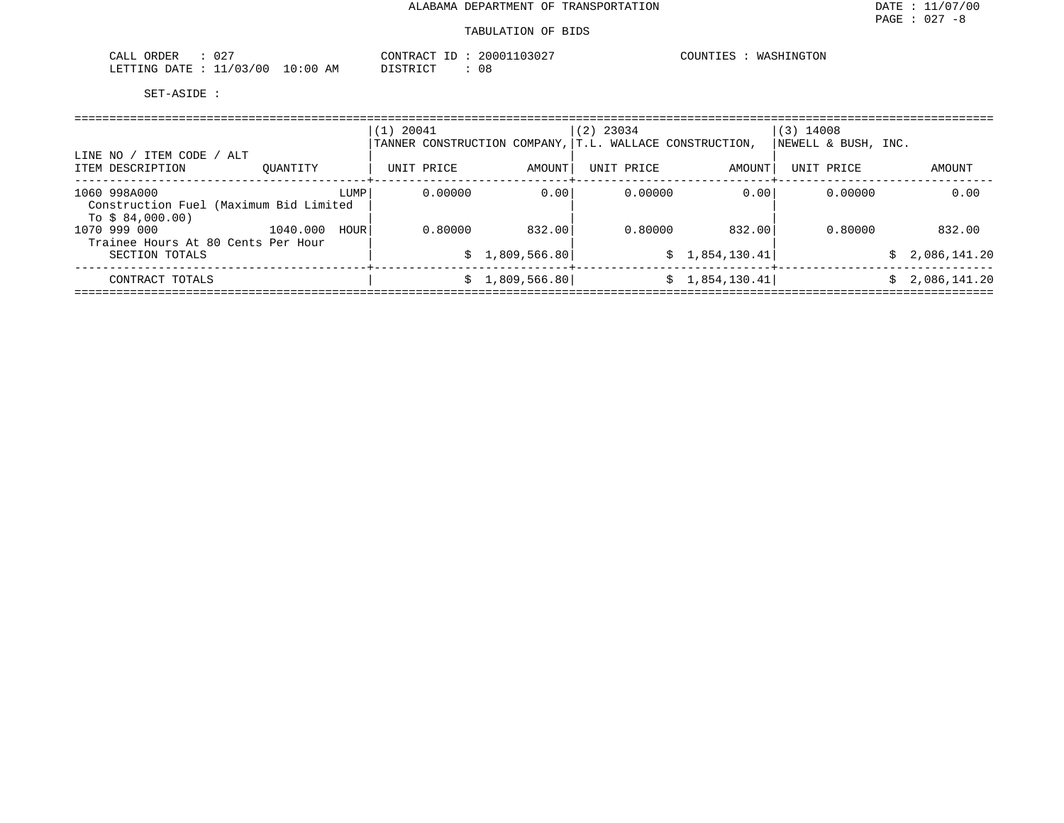ALABAMA DEPARTMENT OF TRANSPORTATION

TABULATION OF BIDS

CALL ORDER : 027
LETTING DATE : 11/03/00 10:00 AM

CONTRACT ID : 20001103027
DISTRICT : 08

COUNTIES : WASHINGTON

SET-ASIDE :

| LINE NO / ITEM CODE / ALT<br>ITEM DESCRIPTION | QUANTITY | (1) 20041<br>TANNER CONSTRUCTION COMPANY,<br>UNIT PRICE | AMOUNT | (2) 23034<br>T.L. WALLACE CONSTRUCTION,<br>UNIT PRICE | AMOUNT | (3) 14008<br>NEWELL & BUSH, INC.<br>UNIT PRICE | AMOUNT |
|---|---|---|---|---|---|---|---|
| 1060 998A000<br>Construction Fuel (Maximum Bid Limited To $ 84,000.00) | LUMP | 0.00000 | 0.00 | 0.00000 | 0.00 | 0.00000 | 0.00 |
| 1070 999 000<br>Trainee Hours At 80 Cents Per Hour | 1040.000 HOUR | 0.80000 | 832.00 | 0.80000 | 832.00 | 0.80000 | 832.00 |
| SECTION TOTALS | | | $ 1,809,566.80 | | $ 1,854,130.41 | | $ 2,086,141.20 |
| CONTRACT TOTALS | | | $ 1,809,566.80 | | $ 1,854,130.41 | | $ 2,086,141.20 |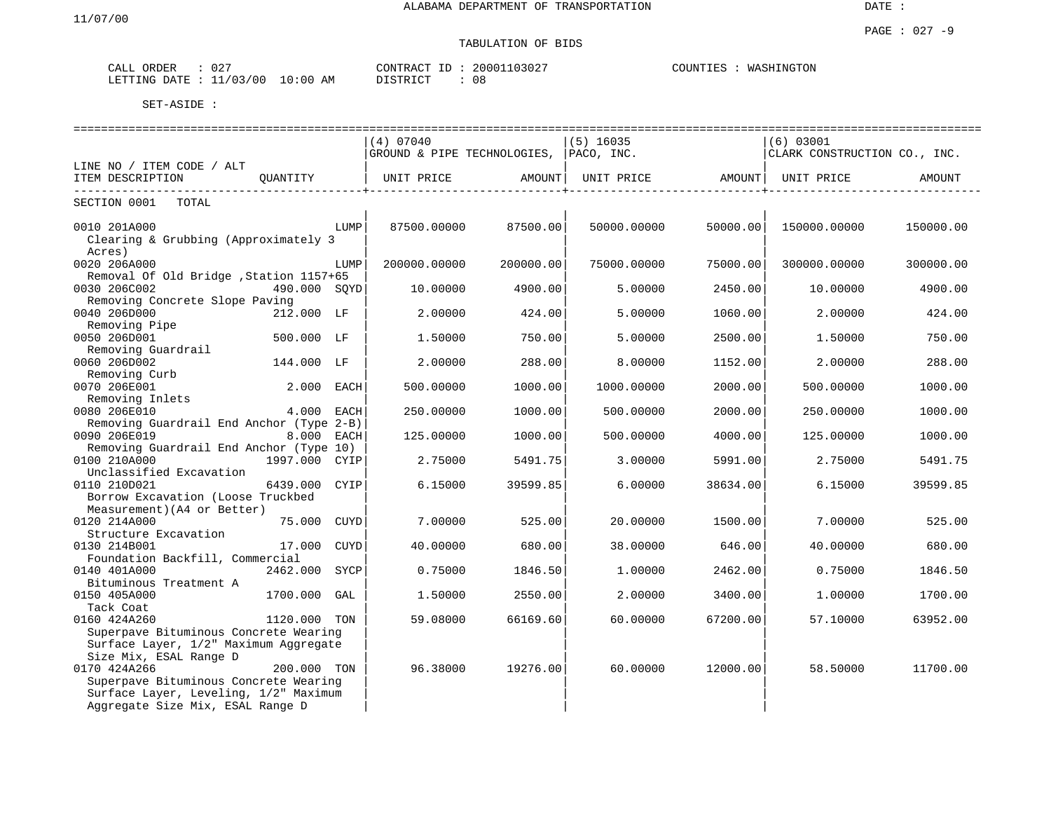ALABAMA DEPARTMENT OF TRANSPORTATION

11/07/00

DATE :

PAGE : 027 -9

TABULATION OF BIDS

CALL ORDER : 027 CONTRACT ID : 20001103027 COUNTIES : WASHINGTON
LETTING DATE : 11/03/00 10:00 AM DISTRICT : 08

SET-ASIDE :

| LINE NO / ITEM CODE / ALT ITEM DESCRIPTION | QUANTITY | (4) 07040 GROUND & PIPE TECHNOLOGIES, UNIT PRICE | AMOUNT | (5) 16035 PACO, INC. UNIT PRICE | AMOUNT | (6) 03001 CLARK CONSTRUCTION CO., INC. UNIT PRICE | AMOUNT |
|---|---|---|---|---|---|---|---|
| SECTION 0001 TOTAL | | | | | | | |
| 0010 201A000 Clearing & Grubbing (Approximately 3 Acres) | LUMP | 87500.00000 | 87500.00 | 50000.00000 | 50000.00 | 150000.00000 | 150000.00 |
| 0020 206A000 Removal Of Old Bridge ,Station 1157+65 | LUMP | 200000.00000 | 200000.00 | 75000.00000 | 75000.00 | 300000.00000 | 300000.00 |
| 0030 206C002 Removing Concrete Slope Paving | 490.000 SQYD | 10.00000 | 4900.00 | 5.00000 | 2450.00 | 10.00000 | 4900.00 |
| 0040 206D000 Removing Pipe | 212.000 LF | 2.00000 | 424.00 | 5.00000 | 1060.00 | 2.00000 | 424.00 |
| 0050 206D001 Removing Guardrail | 500.000 LF | 1.50000 | 750.00 | 5.00000 | 2500.00 | 1.50000 | 750.00 |
| 0060 206D002 Removing Curb | 144.000 LF | 2.00000 | 288.00 | 8.00000 | 1152.00 | 2.00000 | 288.00 |
| 0070 206E001 Removing Inlets | 2.000 EACH | 500.00000 | 1000.00 | 1000.00000 | 2000.00 | 500.00000 | 1000.00 |
| 0080 206E010 Removing Guardrail End Anchor (Type 2-B) | 4.000 EACH | 250.00000 | 1000.00 | 500.00000 | 2000.00 | 250.00000 | 1000.00 |
| 0090 206E019 Removing Guardrail End Anchor (Type 10) | 8.000 EACH | 125.00000 | 1000.00 | 500.00000 | 4000.00 | 125.00000 | 1000.00 |
| 0100 210A000 Unclassified Excavation | 1997.000 CYIP | 2.75000 | 5491.75 | 3.00000 | 5991.00 | 2.75000 | 5491.75 |
| 0110 210D021 Borrow Excavation (Loose Truckbed Measurement)(A4 or Better) | 6439.000 CYIP | 6.15000 | 39599.85 | 6.00000 | 38634.00 | 6.15000 | 39599.85 |
| 0120 214A000 Structure Excavation | 75.000 CUYD | 7.00000 | 525.00 | 20.00000 | 1500.00 | 7.00000 | 525.00 |
| 0130 214B001 Foundation Backfill, Commercial | 17.000 CUYD | 40.00000 | 680.00 | 38.00000 | 646.00 | 40.00000 | 680.00 |
| 0140 401A000 Bituminous Treatment A | 2462.000 SYCP | 0.75000 | 1846.50 | 1.00000 | 2462.00 | 0.75000 | 1846.50 |
| 0150 405A000 Tack Coat | 1700.000 GAL | 1.50000 | 2550.00 | 2.00000 | 3400.00 | 1.00000 | 1700.00 |
| 0160 424A260 Superpave Bituminous Concrete Wearing Surface Layer, 1/2" Maximum Aggregate Size Mix, ESAL Range D | 1120.000 TON | 59.08000 | 66169.60 | 60.00000 | 67200.00 | 57.10000 | 63952.00 |
| 0170 424A266 Superpave Bituminous Concrete Wearing Surface Layer, Leveling, 1/2" Maximum Aggregate Size Mix, ESAL Range D | 200.000 TON | 96.38000 | 19276.00 | 60.00000 | 12000.00 | 58.50000 | 11700.00 |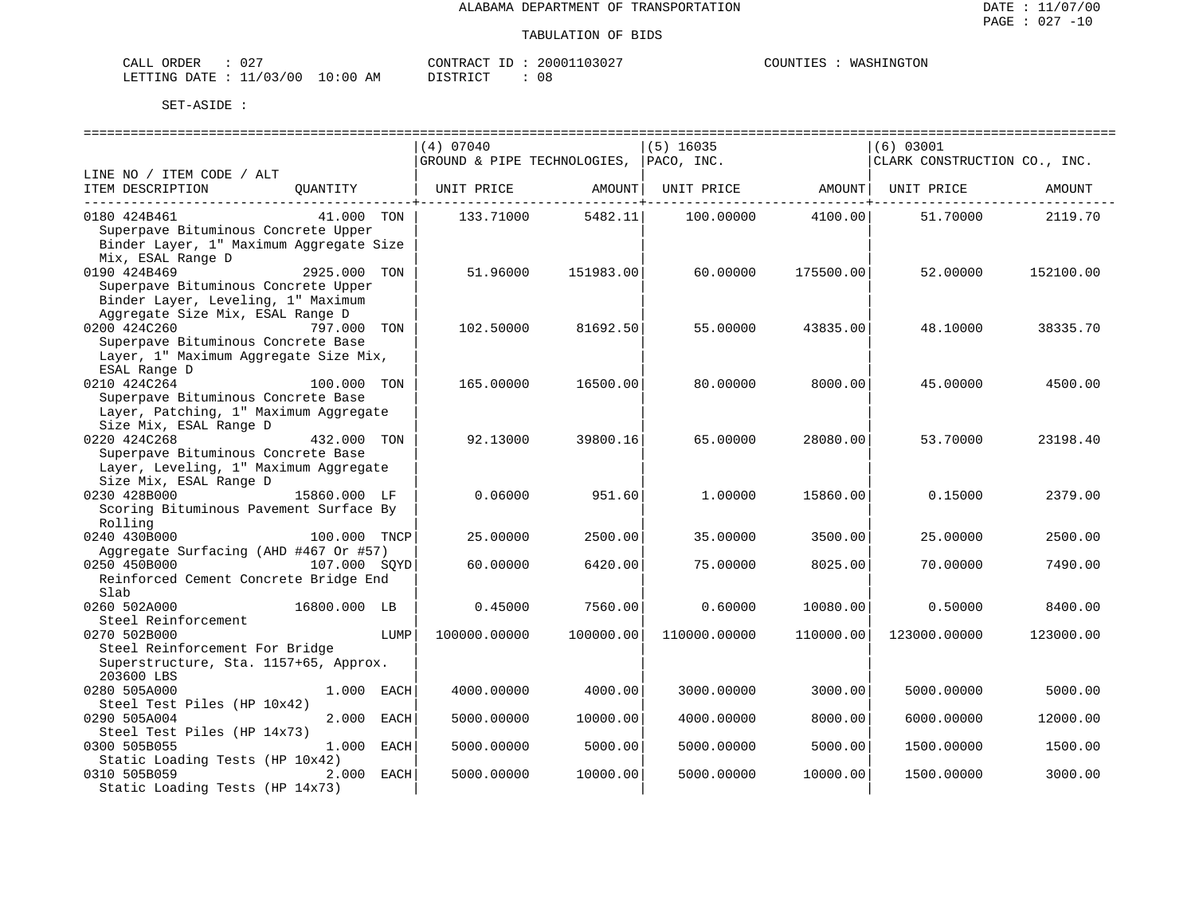ALABAMA DEPARTMENT OF TRANSPORTATION

TABULATION OF BIDS

CALL ORDER : 027 CONTRACT ID : 20001103027 COUNTIES : WASHINGTON
LETTING DATE : 11/03/00 10:00 AM DISTRICT : 08

SET-ASIDE :

| LINE NO / ITEM CODE / ALT ITEM DESCRIPTION | QUANTITY | (4) 07040 GROUND & PIPE TECHNOLOGIES, UNIT PRICE | AMOUNT | (5) 16035 PACO, INC. UNIT PRICE | AMOUNT | (6) 03001 CLARK CONSTRUCTION CO., INC. UNIT PRICE | AMOUNT |
|---|---|---|---|---|---|---|---|
| 0180 424B461 Superpave Bituminous Concrete Upper Binder Layer, 1" Maximum Aggregate Size Mix, ESAL Range D | 41.000 TON | 133.71000 | 5482.11 | 100.00000 | 4100.00 | 51.70000 | 2119.70 |
| 0190 424B469 Superpave Bituminous Concrete Upper Binder Layer, Leveling, 1" Maximum Aggregate Size Mix, ESAL Range D | 2925.000 TON | 51.96000 | 151983.00 | 60.00000 | 175500.00 | 52.00000 | 152100.00 |
| 0200 424C260 Superpave Bituminous Concrete Base Layer, 1" Maximum Aggregate Size Mix, ESAL Range D | 797.000 TON | 102.50000 | 81692.50 | 55.00000 | 43835.00 | 48.10000 | 38335.70 |
| 0210 424C264 Superpave Bituminous Concrete Base Layer, Patching, 1" Maximum Aggregate Size Mix, ESAL Range D | 100.000 TON | 165.00000 | 16500.00 | 80.00000 | 8000.00 | 45.00000 | 4500.00 |
| 0220 424C268 Superpave Bituminous Concrete Base Layer, Leveling, 1" Maximum Aggregate Size Mix, ESAL Range D | 432.000 TON | 92.13000 | 39800.16 | 65.00000 | 28080.00 | 53.70000 | 23198.40 |
| 0230 428B000 Scoring Bituminous Pavement Surface By Rolling | 15860.000 LF | 0.06000 | 951.60 | 1.00000 | 15860.00 | 0.15000 | 2379.00 |
| 0240 430B000 Aggregate Surfacing (AHD #467 Or #57) | 100.000 TNCP | 25.00000 | 2500.00 | 35.00000 | 3500.00 | 25.00000 | 2500.00 |
| 0250 450B000 Reinforced Cement Concrete Bridge End Slab | 107.000 SQYD | 60.00000 | 6420.00 | 75.00000 | 8025.00 | 70.00000 | 7490.00 |
| 0260 502A000 Steel Reinforcement | 16800.000 LB | 0.45000 | 7560.00 | 0.60000 | 10080.00 | 0.50000 | 8400.00 |
| 0270 502B000 Steel Reinforcement For Bridge Superstructure, Sta. 1157+65, Approx. 203600 LBS | LUMP | 100000.00000 | 100000.00 | 110000.00000 | 110000.00 | 123000.00000 | 123000.00 |
| 0280 505A000 Steel Test Piles (HP 10x42) | 1.000 EACH | 4000.00000 | 4000.00 | 3000.00000 | 3000.00 | 5000.00000 | 5000.00 |
| 0290 505A004 Steel Test Piles (HP 14x73) | 2.000 EACH | 5000.00000 | 10000.00 | 4000.00000 | 8000.00 | 6000.00000 | 12000.00 |
| 0300 505B055 Static Loading Tests (HP 10x42) | 1.000 EACH | 5000.00000 | 5000.00 | 5000.00000 | 5000.00 | 1500.00000 | 1500.00 |
| 0310 505B059 Static Loading Tests (HP 14x73) | 2.000 EACH | 5000.00000 | 10000.00 | 5000.00000 | 10000.00 | 1500.00000 | 3000.00 |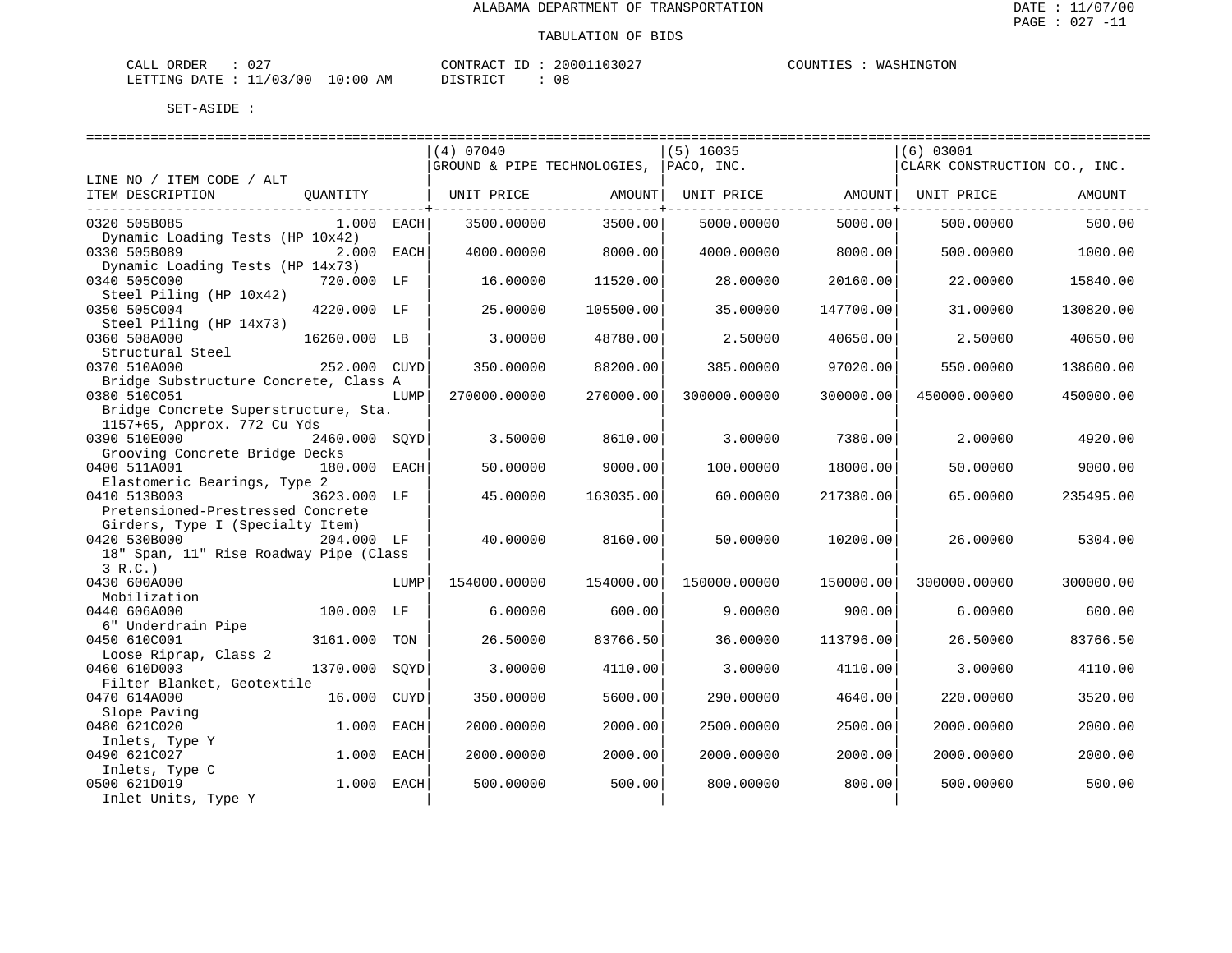ALABAMA DEPARTMENT OF TRANSPORTATION

TABULATION OF BIDS

CALL ORDER : 027 CONTRACT ID : 20001103027 COUNTIES : WASHINGTON
LETTING DATE : 11/03/00 10:00 AM DISTRICT : 08

SET-ASIDE :

| LINE NO / ITEM CODE / ALT ITEM DESCRIPTION | QUANTITY | | (4) 07040 GROUND & PIPE TECHNOLOGIES, UNIT PRICE | AMOUNT | (5) 16035 PACO, INC. UNIT PRICE | AMOUNT | (6) 03001 CLARK CONSTRUCTION CO., INC. UNIT PRICE | AMOUNT |
|---|---|---|---|---|---|---|---|---|
| 0320 505B085 Dynamic Loading Tests (HP 10x42) | 1.000 | EACH | 3500.00000 | 3500.00 | 5000.00000 | 5000.00 | 500.00000 | 500.00 |
| 0330 505B089 Dynamic Loading Tests (HP 14x73) | 2.000 | EACH | 4000.00000 | 8000.00 | 4000.00000 | 8000.00 | 500.00000 | 1000.00 |
| 0340 505C000 Steel Piling (HP 10x42) | 720.000 | LF | 16.00000 | 11520.00 | 28.00000 | 20160.00 | 22.00000 | 15840.00 |
| 0350 505C004 Steel Piling (HP 14x73) | 4220.000 | LF | 25.00000 | 105500.00 | 35.00000 | 147700.00 | 31.00000 | 130820.00 |
| 0360 508A000 Structural Steel | 16260.000 | LB | 3.00000 | 48780.00 | 2.50000 | 40650.00 | 2.50000 | 40650.00 |
| 0370 510A000 Bridge Substructure Concrete, Class A | 252.000 | CUYD | 350.00000 | 88200.00 | 385.00000 | 97020.00 | 550.00000 | 138600.00 |
| 0380 510C051 Bridge Concrete Superstructure, Sta. 1157+65, Approx. 772 Cu Yds | | LUMP | 270000.00000 | 270000.00 | 300000.00000 | 300000.00 | 450000.00000 | 450000.00 |
| 0390 510E000 Grooving Concrete Bridge Decks | 2460.000 | SQYD | 3.50000 | 8610.00 | 3.00000 | 7380.00 | 2.00000 | 4920.00 |
| 0400 511A001 Elastomeric Bearings, Type 2 | 180.000 | EACH | 50.00000 | 9000.00 | 100.00000 | 18000.00 | 50.00000 | 9000.00 |
| 0410 513B003 Pretensioned-Prestressed Concrete Girders, Type I (Specialty Item) | 3623.000 | LF | 45.00000 | 163035.00 | 60.00000 | 217380.00 | 65.00000 | 235495.00 |
| 0420 530B000 18" Span, 11" Rise Roadway Pipe (Class 3 R.C.) | 204.000 | LF | 40.00000 | 8160.00 | 50.00000 | 10200.00 | 26.00000 | 5304.00 |
| 0430 600A000 Mobilization | | LUMP | 154000.00000 | 154000.00 | 150000.00000 | 150000.00 | 300000.00000 | 300000.00 |
| 0440 606A000 6" Underdrain Pipe | 100.000 | LF | 6.00000 | 600.00 | 9.00000 | 900.00 | 6.00000 | 600.00 |
| 0450 610C001 Loose Riprap, Class 2 | 3161.000 | TON | 26.50000 | 83766.50 | 36.00000 | 113796.00 | 26.50000 | 83766.50 |
| 0460 610D003 Filter Blanket, Geotextile | 1370.000 | SQYD | 3.00000 | 4110.00 | 3.00000 | 4110.00 | 3.00000 | 4110.00 |
| 0470 614A000 Slope Paving | 16.000 | CUYD | 350.00000 | 5600.00 | 290.00000 | 4640.00 | 220.00000 | 3520.00 |
| 0480 621C020 Inlets, Type Y | 1.000 | EACH | 2000.00000 | 2000.00 | 2500.00000 | 2500.00 | 2000.00000 | 2000.00 |
| 0490 621C027 Inlets, Type C | 1.000 | EACH | 2000.00000 | 2000.00 | 2000.00000 | 2000.00 | 2000.00000 | 2000.00 |
| 0500 621D019 Inlet Units, Type Y | 1.000 | EACH | 500.00000 | 500.00 | 800.00000 | 800.00 | 500.00000 | 500.00 |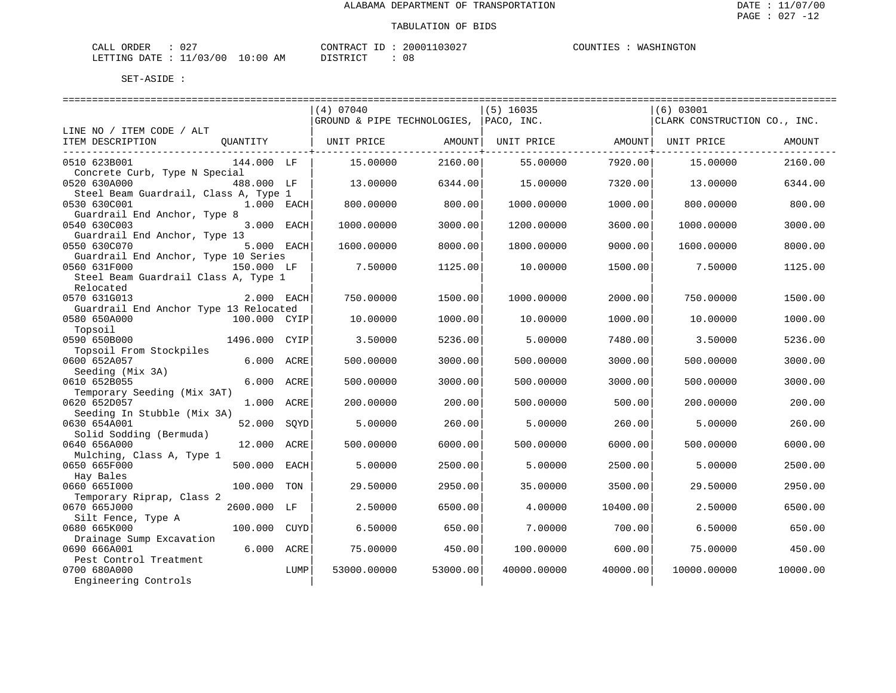ALABAMA DEPARTMENT OF TRANSPORTATION

TABULATION OF BIDS

CALL ORDER : 027 CONTRACT ID : 20001103027 COUNTIES : WASHINGTON
LETTING DATE : 11/03/00 10:00 AM DISTRICT : 08

SET-ASIDE :

| LINE NO / ITEM CODE / ALT ITEM DESCRIPTION | QUANTITY | (4) 07040 GROUND & PIPE TECHNOLOGIES, UNIT PRICE | AMOUNT | (5) 16035 PACO, INC. UNIT PRICE | AMOUNT | (6) 03001 CLARK CONSTRUCTION CO., INC. UNIT PRICE | AMOUNT |
|---|---|---|---|---|---|---|---|
| 0510 623B001 Concrete Curb, Type N Special | 144.000 LF | 15.00000 | 2160.00 | 55.00000 | 7920.00 | 15.00000 | 2160.00 |
| 0520 630A000 Steel Beam Guardrail, Class A, Type 1 | 488.000 LF | 13.00000 | 6344.00 | 15.00000 | 7320.00 | 13.00000 | 6344.00 |
| 0530 630C001 Guardrail End Anchor, Type 8 | 1.000 EACH | 800.00000 | 800.00 | 1000.00000 | 1000.00 | 800.00000 | 800.00 |
| 0540 630C003 Guardrail End Anchor, Type 13 | 3.000 EACH | 1000.00000 | 3000.00 | 1200.00000 | 3600.00 | 1000.00000 | 3000.00 |
| 0550 630C070 Guardrail End Anchor, Type 10 Series | 5.000 EACH | 1600.00000 | 8000.00 | 1800.00000 | 9000.00 | 1600.00000 | 8000.00 |
| 0560 631F000 Steel Beam Guardrail Class A, Type 1 Relocated | 150.000 LF | 7.50000 | 1125.00 | 10.00000 | 1500.00 | 7.50000 | 1125.00 |
| 0570 631G013 Guardrail End Anchor Type 13 Relocated | 2.000 EACH | 750.00000 | 1500.00 | 1000.00000 | 2000.00 | 750.00000 | 1500.00 |
| 0580 650A000 Topsoil | 100.000 CYIP | 10.00000 | 1000.00 | 10.00000 | 1000.00 | 10.00000 | 1000.00 |
| 0590 650B000 Topsoil From Stockpiles | 1496.000 CYIP | 3.50000 | 5236.00 | 5.00000 | 7480.00 | 3.50000 | 5236.00 |
| 0600 652A057 Seeding (Mix 3A) | 6.000 ACRE | 500.00000 | 3000.00 | 500.00000 | 3000.00 | 500.00000 | 3000.00 |
| 0610 652B055 Temporary Seeding (Mix 3AT) | 6.000 ACRE | 500.00000 | 3000.00 | 500.00000 | 3000.00 | 500.00000 | 3000.00 |
| 0620 652D057 Seeding In Stubble (Mix 3A) | 1.000 ACRE | 200.00000 | 200.00 | 500.00000 | 500.00 | 200.00000 | 200.00 |
| 0630 654A001 Solid Sodding (Bermuda) | 52.000 SQYD | 5.00000 | 260.00 | 5.00000 | 260.00 | 5.00000 | 260.00 |
| 0640 656A000 Mulching, Class A, Type 1 | 12.000 ACRE | 500.00000 | 6000.00 | 500.00000 | 6000.00 | 500.00000 | 6000.00 |
| 0650 665F000 Hay Bales | 500.000 EACH | 5.00000 | 2500.00 | 5.00000 | 2500.00 | 5.00000 | 2500.00 |
| 0660 665I000 Temporary Riprap, Class 2 | 100.000 TON | 29.50000 | 2950.00 | 35.00000 | 3500.00 | 29.50000 | 2950.00 |
| 0670 665J000 Silt Fence, Type A | 2600.000 LF | 2.50000 | 6500.00 | 4.00000 | 10400.00 | 2.50000 | 6500.00 |
| 0680 665K000 Drainage Sump Excavation | 100.000 CUYD | 6.50000 | 650.00 | 7.00000 | 700.00 | 6.50000 | 650.00 |
| 0690 666A001 Pest Control Treatment | 6.000 ACRE | 75.00000 | 450.00 | 100.00000 | 600.00 | 75.00000 | 450.00 |
| 0700 680A000 Engineering Controls | LUMP | 53000.00000 | 53000.00 | 40000.00000 | 40000.00 | 10000.00000 | 10000.00 |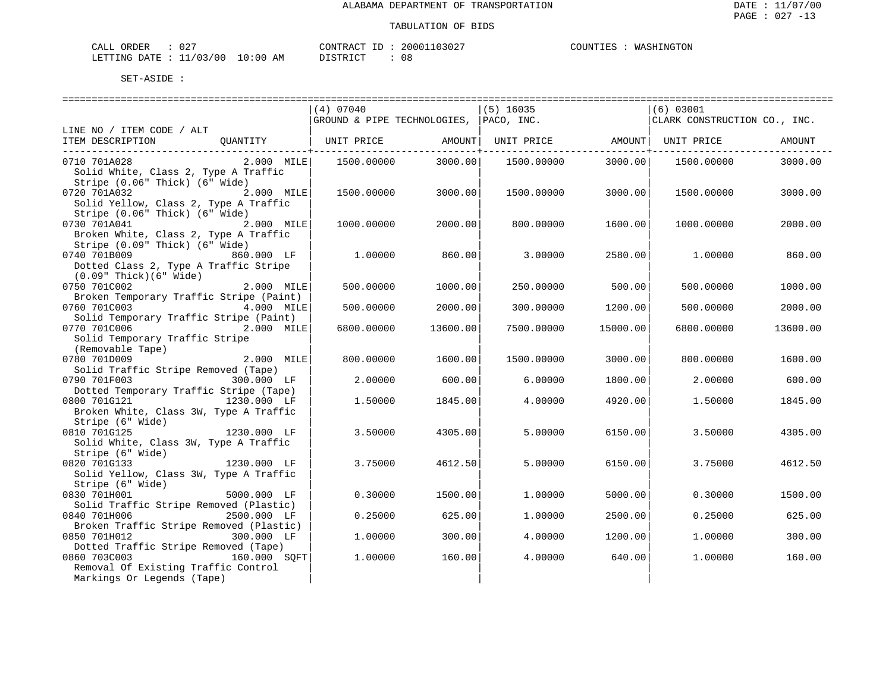ALABAMA DEPARTMENT OF TRANSPORTATION

TABULATION OF BIDS

CALL ORDER : 027 CONTRACT ID : 20001103027 COUNTIES : WASHINGTON
LETTING DATE : 11/03/00 10:00 AM DISTRICT : 08

SET-ASIDE :

| LINE NO / ITEM CODE / ALT ITEM DESCRIPTION | QUANTITY | (4) 07040 GROUND & PIPE TECHNOLOGIES, UNIT PRICE | AMOUNT | (5) 16035 PACO, INC. UNIT PRICE | AMOUNT | (6) 03001 CLARK CONSTRUCTION CO., INC. UNIT PRICE | AMOUNT |
|---|---|---|---|---|---|---|---|
| 0710 701A028 Solid White, Class 2, Type A Traffic Stripe (0.06" Thick) (6" Wide) | 2.000 MILE | 1500.00000 | 3000.00 | 1500.00000 | 3000.00 | 1500.00000 | 3000.00 |
| 0720 701A032 Solid Yellow, Class 2, Type A Traffic Stripe (0.06" Thick) (6" Wide) | 2.000 MILE | 1500.00000 | 3000.00 | 1500.00000 | 3000.00 | 1500.00000 | 3000.00 |
| 0730 701A041 Broken White, Class 2, Type A Traffic Stripe (0.09" Thick) (6" Wide) | 2.000 MILE | 1000.00000 | 2000.00 | 800.00000 | 1600.00 | 1000.00000 | 2000.00 |
| 0740 701B009 Dotted Class 2, Type A Traffic Stripe (0.09" Thick)(6" Wide) | 860.000 LF | 1.00000 | 860.00 | 3.00000 | 2580.00 | 1.00000 | 860.00 |
| 0750 701C002 Broken Temporary Traffic Stripe (Paint) | 2.000 MILE | 500.00000 | 1000.00 | 250.00000 | 500.00 | 500.00000 | 1000.00 |
| 0760 701C003 Solid Temporary Traffic Stripe (Paint) | 4.000 MILE | 500.00000 | 2000.00 | 300.00000 | 1200.00 | 500.00000 | 2000.00 |
| 0770 701C006 Solid Temporary Traffic Stripe (Removable Tape) | 2.000 MILE | 6800.00000 | 13600.00 | 7500.00000 | 15000.00 | 6800.00000 | 13600.00 |
| 0780 701D009 Solid Traffic Stripe Removed (Tape) | 2.000 MILE | 800.00000 | 1600.00 | 1500.00000 | 3000.00 | 800.00000 | 1600.00 |
| 0790 701F003 Dotted Temporary Traffic Stripe (Tape) | 300.000 LF | 2.00000 | 600.00 | 6.00000 | 1800.00 | 2.00000 | 600.00 |
| 0800 701G121 Broken White, Class 3W, Type A Traffic Stripe (6" Wide) | 1230.000 LF | 1.50000 | 1845.00 | 4.00000 | 4920.00 | 1.50000 | 1845.00 |
| 0810 701G125 Solid White, Class 3W, Type A Traffic Stripe (6" Wide) | 1230.000 LF | 3.50000 | 4305.00 | 5.00000 | 6150.00 | 3.50000 | 4305.00 |
| 0820 701G133 Solid Yellow, Class 3W, Type A Traffic Stripe (6" Wide) | 1230.000 LF | 3.75000 | 4612.50 | 5.00000 | 6150.00 | 3.75000 | 4612.50 |
| 0830 701H001 Solid Traffic Stripe Removed (Plastic) | 5000.000 LF | 0.30000 | 1500.00 | 1.00000 | 5000.00 | 0.30000 | 1500.00 |
| 0840 701H006 Broken Traffic Stripe Removed (Plastic) | 2500.000 LF | 0.25000 | 625.00 | 1.00000 | 2500.00 | 0.25000 | 625.00 |
| 0850 701H012 Dotted Traffic Stripe Removed (Tape) | 300.000 LF | 1.00000 | 300.00 | 4.00000 | 1200.00 | 1.00000 | 300.00 |
| 0860 703C003 Removal Of Existing Traffic Control Markings Or Legends (Tape) | 160.000 SQFT | 1.00000 | 160.00 | 4.00000 | 640.00 | 1.00000 | 160.00 |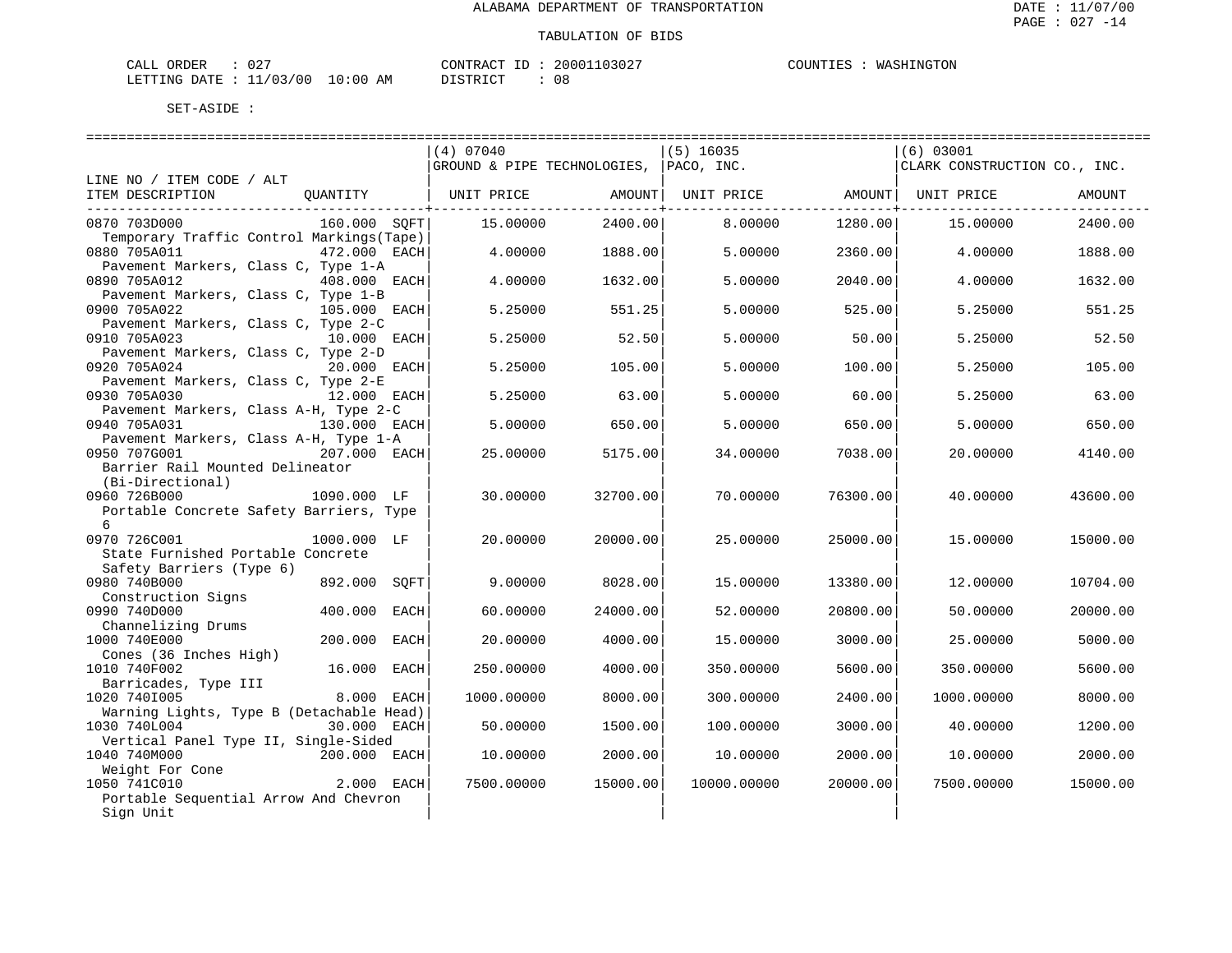ALABAMA DEPARTMENT OF TRANSPORTATION

TABULATION OF BIDS

CALL ORDER : 027 &nbsp;&nbsp;&nbsp;&nbsp; CONTRACT ID : 20001103027 &nbsp;&nbsp;&nbsp;&nbsp; COUNTIES : WASHINGTON
LETTING DATE : 11/03/00 10:00 AM &nbsp;&nbsp;&nbsp;&nbsp; DISTRICT : 08

SET-ASIDE :

| LINE NO / ITEM CODE / ALT ITEM DESCRIPTION | QUANTITY | (4) 07040 GROUND & PIPE TECHNOLOGIES, UNIT PRICE | AMOUNT | (5) 16035 PACO, INC. UNIT PRICE | AMOUNT | (6) 03001 CLARK CONSTRUCTION CO., INC. UNIT PRICE | AMOUNT |
|---|---|---|---|---|---|---|---|
| 0870 703D000 Temporary Traffic Control Markings(Tape) | 160.000 SQFT | 15.00000 | 2400.00 | 8.00000 | 1280.00 | 15.00000 | 2400.00 |
| 0880 705A011 Pavement Markers, Class C, Type 1-A | 472.000 EACH | 4.00000 | 1888.00 | 5.00000 | 2360.00 | 4.00000 | 1888.00 |
| 0890 705A012 Pavement Markers, Class C, Type 1-B | 408.000 EACH | 4.00000 | 1632.00 | 5.00000 | 2040.00 | 4.00000 | 1632.00 |
| 0900 705A022 Pavement Markers, Class C, Type 2-C | 105.000 EACH | 5.25000 | 551.25 | 5.00000 | 525.00 | 5.25000 | 551.25 |
| 0910 705A023 Pavement Markers, Class C, Type 2-D | 10.000 EACH | 5.25000 | 52.50 | 5.00000 | 50.00 | 5.25000 | 52.50 |
| 0920 705A024 Pavement Markers, Class C, Type 2-E | 20.000 EACH | 5.25000 | 105.00 | 5.00000 | 100.00 | 5.25000 | 105.00 |
| 0930 705A030 Pavement Markers, Class A-H, Type 2-C | 12.000 EACH | 5.25000 | 63.00 | 5.00000 | 60.00 | 5.25000 | 63.00 |
| 0940 705A031 Pavement Markers, Class A-H, Type 1-A | 130.000 EACH | 5.00000 | 650.00 | 5.00000 | 650.00 | 5.00000 | 650.00 |
| 0950 707G001 Barrier Rail Mounted Delineator (Bi-Directional) | 207.000 EACH | 25.00000 | 5175.00 | 34.00000 | 7038.00 | 20.00000 | 4140.00 |
| 0960 726B000 Portable Concrete Safety Barriers, Type 6 | 1090.000 LF | 30.00000 | 32700.00 | 70.00000 | 76300.00 | 40.00000 | 43600.00 |
| 0970 726C001 State Furnished Portable Concrete Safety Barriers (Type 6) | 1000.000 LF | 20.00000 | 20000.00 | 25.00000 | 25000.00 | 15.00000 | 15000.00 |
| 0980 740B000 Construction Signs | 892.000 SQFT | 9.00000 | 8028.00 | 15.00000 | 13380.00 | 12.00000 | 10704.00 |
| 0990 740D000 Channelizing Drums | 400.000 EACH | 60.00000 | 24000.00 | 52.00000 | 20800.00 | 50.00000 | 20000.00 |
| 1000 740E000 Cones (36 Inches High) | 200.000 EACH | 20.00000 | 4000.00 | 15.00000 | 3000.00 | 25.00000 | 5000.00 |
| 1010 740F002 Barricades, Type III | 16.000 EACH | 250.00000 | 4000.00 | 350.00000 | 5600.00 | 350.00000 | 5600.00 |
| 1020 740I005 Warning Lights, Type B (Detachable Head) | 8.000 EACH | 1000.00000 | 8000.00 | 300.00000 | 2400.00 | 1000.00000 | 8000.00 |
| 1030 740L004 Vertical Panel Type II, Single-Sided | 30.000 EACH | 50.00000 | 1500.00 | 100.00000 | 3000.00 | 40.00000 | 1200.00 |
| 1040 740M000 Weight For Cone | 200.000 EACH | 10.00000 | 2000.00 | 10.00000 | 2000.00 | 10.00000 | 2000.00 |
| 1050 741C010 Portable Sequential Arrow And Chevron Sign Unit | 2.000 EACH | 7500.00000 | 15000.00 | 10000.00000 | 20000.00 | 7500.00000 | 15000.00 |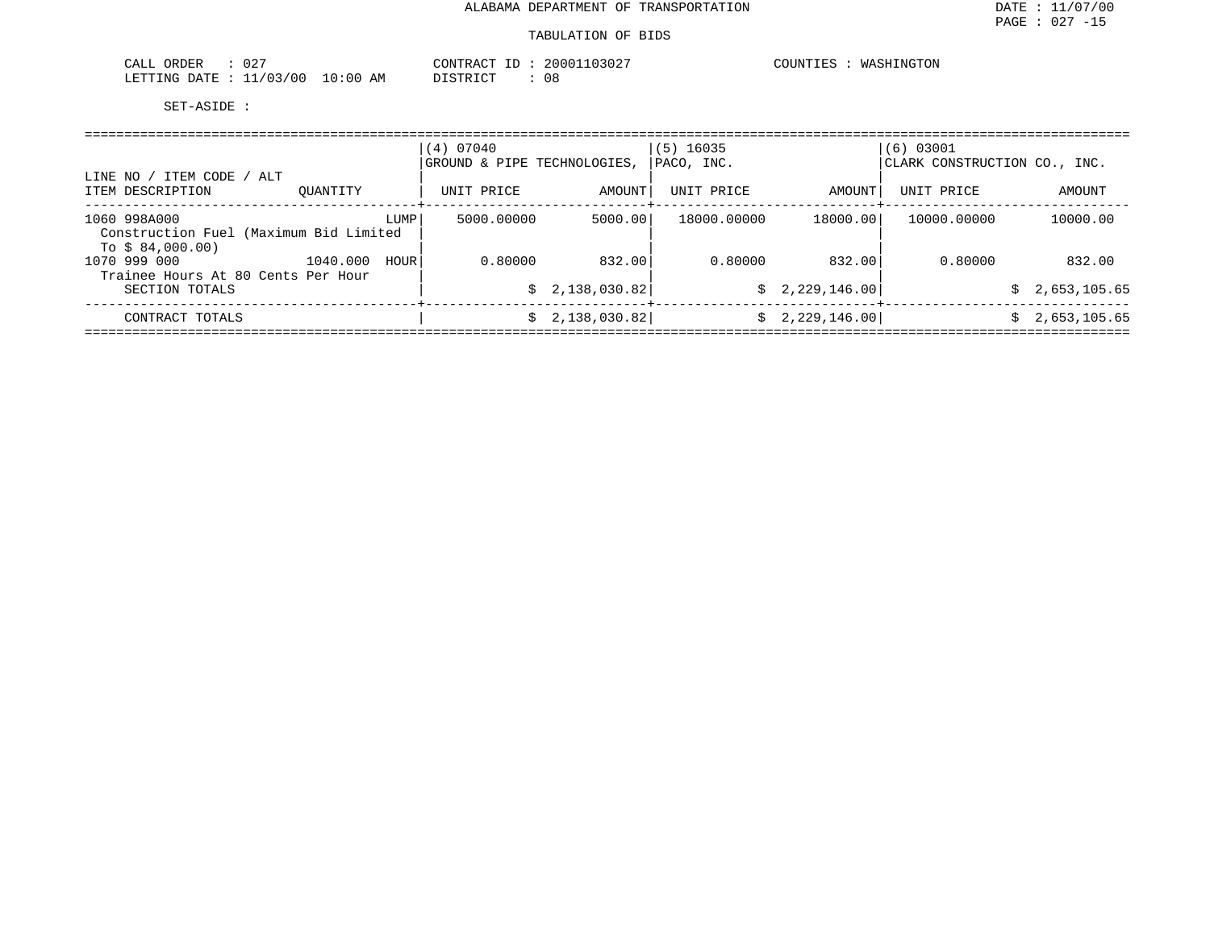ALABAMA DEPARTMENT OF TRANSPORTATION

TABULATION OF BIDS

CALL ORDER : 027
LETTING DATE : 11/03/00 10:00 AM

CONTRACT ID : 20001103027
DISTRICT : 08

COUNTIES : WASHINGTON

SET-ASIDE :

| LINE NO / ITEM CODE / ALT<br>ITEM DESCRIPTION | QUANTITY | (4) 07040<br>GROUND & PIPE TECHNOLOGIES,<br>UNIT PRICE | AMOUNT | (5) 16035<br>PACO, INC.<br>UNIT PRICE | AMOUNT | (6) 03001<br>CLARK CONSTRUCTION CO., INC.<br>UNIT PRICE | AMOUNT |
|---|---|---|---|---|---|---|---|
| 1060 998A000<br>Construction Fuel (Maximum Bid Limited To $ 84,000.00) | LUMP | 5000.00000 | 5000.00 | 18000.00000 | 18000.00 | 10000.00000 | 10000.00 |
| 1070 999 000<br>Trainee Hours At 80 Cents Per Hour | 1040.000 HOUR | 0.80000 | 832.00 | 0.80000 | 832.00 | 0.80000 | 832.00 |
| SECTION TOTALS | | | $ 2,138,030.82 | | $ 2,229,146.00 | | $ 2,653,105.65 |
| CONTRACT TOTALS | | | $ 2,138,030.82 | | $ 2,229,146.00 | | $ 2,653,105.65 |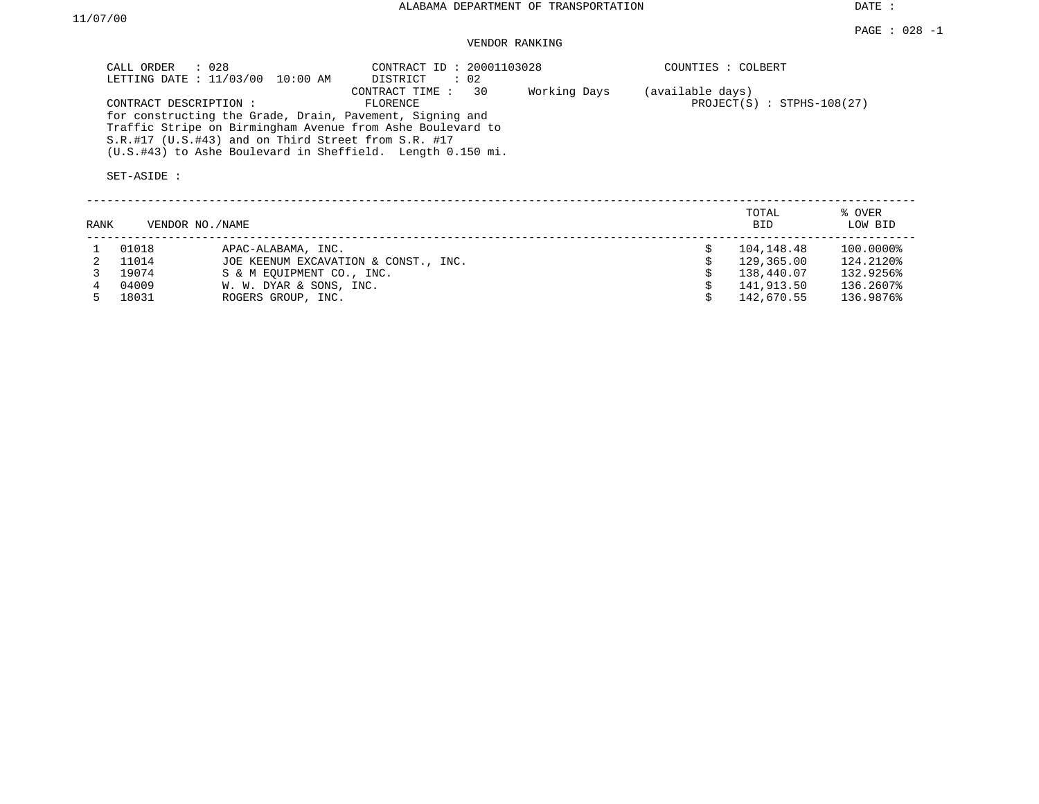ALABAMA DEPARTMENT OF TRANSPORTATION

DATE : 11/07/00

PAGE : 028 -1

VENDOR RANKING

CALL ORDER : 028
LETTING DATE : 11/03/00 10:00 AM

CONTRACT ID : 20001103028
DISTRICT : 02
CONTRACT TIME : 30 Working Days (available days)

COUNTIES : COLBERT

CONTRACT DESCRIPTION : FLORENCE

PROJECT(S) : STPHS-108(27)

for constructing the Grade, Drain, Pavement, Signing and Traffic Stripe on Birmingham Avenue from Ashe Boulevard to S.R.#17 (U.S.#43) and on Third Street from S.R. #17 (U.S.#43) to Ashe Boulevard in Sheffield. Length 0.150 mi.

SET-ASIDE :

| RANK | VENDOR NO. | NAME | TOTAL BID | % OVER LOW BID |
|---|---|---|---|---|
| 1 | 01018 | APAC-ALABAMA, INC. | $ 104,148.48 | 100.0000% |
| 2 | 11014 | JOE KEENUM EXCAVATION & CONST., INC. | $ 129,365.00 | 124.2120% |
| 3 | 19074 | S & M EQUIPMENT CO., INC. | $ 138,440.07 | 132.9256% |
| 4 | 04009 | W. W. DYAR & SONS, INC. | $ 141,913.50 | 136.2607% |
| 5 | 18031 | ROGERS GROUP, INC. | $ 142,670.55 | 136.9876% |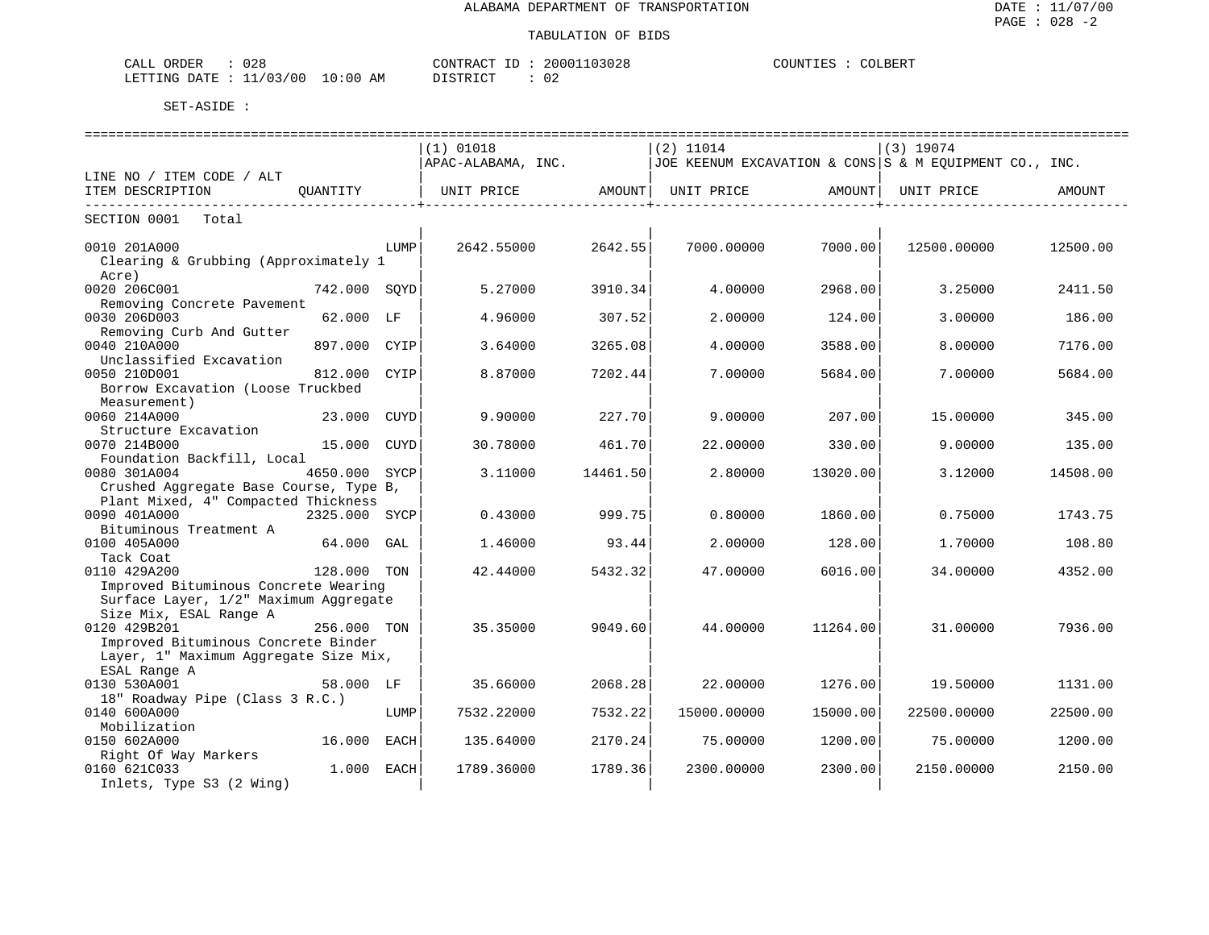ALABAMA DEPARTMENT OF TRANSPORTATION

TABULATION OF BIDS

CALL ORDER : 028 CONTRACT ID : 20001103028 COUNTIES : COLBERT
LETTING DATE : 11/03/00 10:00 AM DISTRICT : 02

SET-ASIDE :

| LINE NO / ITEM CODE / ALT ITEM DESCRIPTION | QUANTITY | | (1) 01018 APAC-ALABAMA, INC. UNIT PRICE | AMOUNT | (2) 11014 JOE KEENUM EXCAVATION & CONS UNIT PRICE | AMOUNT | (3) 19074 S & M EQUIPMENT CO., INC. UNIT PRICE | AMOUNT |
|---|---|---|---|---|---|---|---|---|
| SECTION 0001 Total | | | | | | | | |
| 0010 201A000 Clearing & Grubbing (Approximately 1 Acre) | | LUMP | 2642.55000 | 2642.55 | 7000.00000 | 7000.00 | 12500.00000 | 12500.00 |
| 0020 206C001 Removing Concrete Pavement | 742.000 | SQYD | 5.27000 | 3910.34 | 4.00000 | 2968.00 | 3.25000 | 2411.50 |
| 0030 206D003 Removing Curb And Gutter | 62.000 | LF | 4.96000 | 307.52 | 2.00000 | 124.00 | 3.00000 | 186.00 |
| 0040 210A000 Unclassified Excavation | 897.000 | CYIP | 3.64000 | 3265.08 | 4.00000 | 3588.00 | 8.00000 | 7176.00 |
| 0050 210D001 Borrow Excavation (Loose Truckbed Measurement) | 812.000 | CYIP | 8.87000 | 7202.44 | 7.00000 | 5684.00 | 7.00000 | 5684.00 |
| 0060 214A000 Structure Excavation | 23.000 | CUYD | 9.90000 | 227.70 | 9.00000 | 207.00 | 15.00000 | 345.00 |
| 0070 214B000 Foundation Backfill, Local | 15.000 | CUYD | 30.78000 | 461.70 | 22.00000 | 330.00 | 9.00000 | 135.00 |
| 0080 301A004 Crushed Aggregate Base Course, Type B, Plant Mixed, 4" Compacted Thickness | 4650.000 | SYCP | 3.11000 | 14461.50 | 2.80000 | 13020.00 | 3.12000 | 14508.00 |
| 0090 401A000 Bituminous Treatment A | 2325.000 | SYCP | 0.43000 | 999.75 | 0.80000 | 1860.00 | 0.75000 | 1743.75 |
| 0100 405A000 Tack Coat | 64.000 | GAL | 1.46000 | 93.44 | 2.00000 | 128.00 | 1.70000 | 108.80 |
| 0110 429A200 Improved Bituminous Concrete Wearing Surface Layer, 1/2" Maximum Aggregate Size Mix, ESAL Range A | 128.000 | TON | 42.44000 | 5432.32 | 47.00000 | 6016.00 | 34.00000 | 4352.00 |
| 0120 429B201 Improved Bituminous Concrete Binder Layer, 1" Maximum Aggregate Size Mix, ESAL Range A | 256.000 | TON | 35.35000 | 9049.60 | 44.00000 | 11264.00 | 31.00000 | 7936.00 |
| 0130 530A001 18" Roadway Pipe (Class 3 R.C.) | 58.000 | LF | 35.66000 | 2068.28 | 22.00000 | 1276.00 | 19.50000 | 1131.00 |
| 0140 600A000 Mobilization | | LUMP | 7532.22000 | 7532.22 | 15000.00000 | 15000.00 | 22500.00000 | 22500.00 |
| 0150 602A000 Right Of Way Markers | 16.000 | EACH | 135.64000 | 2170.24 | 75.00000 | 1200.00 | 75.00000 | 1200.00 |
| 0160 621C033 Inlets, Type S3 (2 Wing) | 1.000 | EACH | 1789.36000 | 1789.36 | 2300.00000 | 2300.00 | 2150.00000 | 2150.00 |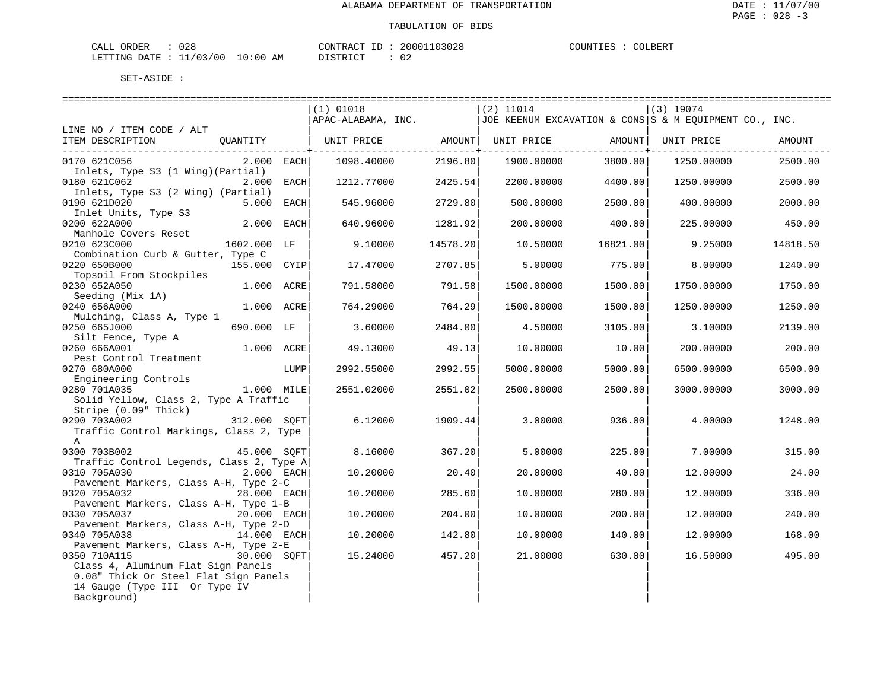ALABAMA DEPARTMENT OF TRANSPORTATION

TABULATION OF BIDS

CALL ORDER : 028 CONTRACT ID : 20001103028 COUNTIES : COLBERT
LETTING DATE : 11/03/00 10:00 AM DISTRICT : 02

SET-ASIDE :

| LINE NO / ITEM CODE / ALT ITEM DESCRIPTION | QUANTITY | (1) 01018 APAC-ALABAMA, INC. UNIT PRICE | AMOUNT | (2) 11014 JOE KEENUM EXCAVATION & CONS UNIT PRICE | AMOUNT | (3) 19074 S & M EQUIPMENT CO., INC. UNIT PRICE | AMOUNT |
|---|---|---|---|---|---|---|---|
| 0170 621C056 Inlets, Type S3 (1 Wing)(Partial) | 2.000 EACH | 1098.40000 | 2196.80 | 1900.00000 | 3800.00 | 1250.00000 | 2500.00 |
| 0180 621C062 Inlets, Type S3 (2 Wing) (Partial) | 2.000 EACH | 1212.77000 | 2425.54 | 2200.00000 | 4400.00 | 1250.00000 | 2500.00 |
| 0190 621D020 Inlet Units, Type S3 | 5.000 EACH | 545.96000 | 2729.80 | 500.00000 | 2500.00 | 400.00000 | 2000.00 |
| 0200 622A000 Manhole Covers Reset | 2.000 EACH | 640.96000 | 1281.92 | 200.00000 | 400.00 | 225.00000 | 450.00 |
| 0210 623C000 Combination Curb & Gutter, Type C | 1602.000 LF | 9.10000 | 14578.20 | 10.50000 | 16821.00 | 9.25000 | 14818.50 |
| 0220 650B000 Topsoil From Stockpiles | 155.000 CYIP | 17.47000 | 2707.85 | 5.00000 | 775.00 | 8.00000 | 1240.00 |
| 0230 652A050 Seeding (Mix 1A) | 1.000 ACRE | 791.58000 | 791.58 | 1500.00000 | 1500.00 | 1750.00000 | 1750.00 |
| 0240 656A000 Mulching, Class A, Type 1 | 1.000 ACRE | 764.29000 | 764.29 | 1500.00000 | 1500.00 | 1250.00000 | 1250.00 |
| 0250 665J000 Silt Fence, Type A | 690.000 LF | 3.60000 | 2484.00 | 4.50000 | 3105.00 | 3.10000 | 2139.00 |
| 0260 666A001 Pest Control Treatment | 1.000 ACRE | 49.13000 | 49.13 | 10.00000 | 10.00 | 200.00000 | 200.00 |
| 0270 680A000 Engineering Controls | LUMP | 2992.55000 | 2992.55 | 5000.00000 | 5000.00 | 6500.00000 | 6500.00 |
| 0280 701A035 Solid Yellow, Class 2, Type A Traffic Stripe (0.09" Thick) | 1.000 MILE | 2551.02000 | 2551.02 | 2500.00000 | 2500.00 | 3000.00000 | 3000.00 |
| 0290 703A002 Traffic Control Markings, Class 2, Type A | 312.000 SQFT | 6.12000 | 1909.44 | 3.00000 | 936.00 | 4.00000 | 1248.00 |
| 0300 703B002 Traffic Control Legends, Class 2, Type A | 45.000 SQFT | 8.16000 | 367.20 | 5.00000 | 225.00 | 7.00000 | 315.00 |
| 0310 705A030 Pavement Markers, Class A-H, Type 2-C | 2.000 EACH | 10.20000 | 20.40 | 20.00000 | 40.00 | 12.00000 | 24.00 |
| 0320 705A032 Pavement Markers, Class A-H, Type 1-B | 28.000 EACH | 10.20000 | 285.60 | 10.00000 | 280.00 | 12.00000 | 336.00 |
| 0330 705A037 Pavement Markers, Class A-H, Type 2-D | 20.000 EACH | 10.20000 | 204.00 | 10.00000 | 200.00 | 12.00000 | 240.00 |
| 0340 705A038 Pavement Markers, Class A-H, Type 2-E | 14.000 EACH | 10.20000 | 142.80 | 10.00000 | 140.00 | 12.00000 | 168.00 |
| 0350 710A115 Class 4, Aluminum Flat Sign Panels 0.08" Thick Or Steel Flat Sign Panels 14 Gauge (Type III Or Type IV Background) | 30.000 SQFT | 15.24000 | 457.20 | 21.00000 | 630.00 | 16.50000 | 495.00 |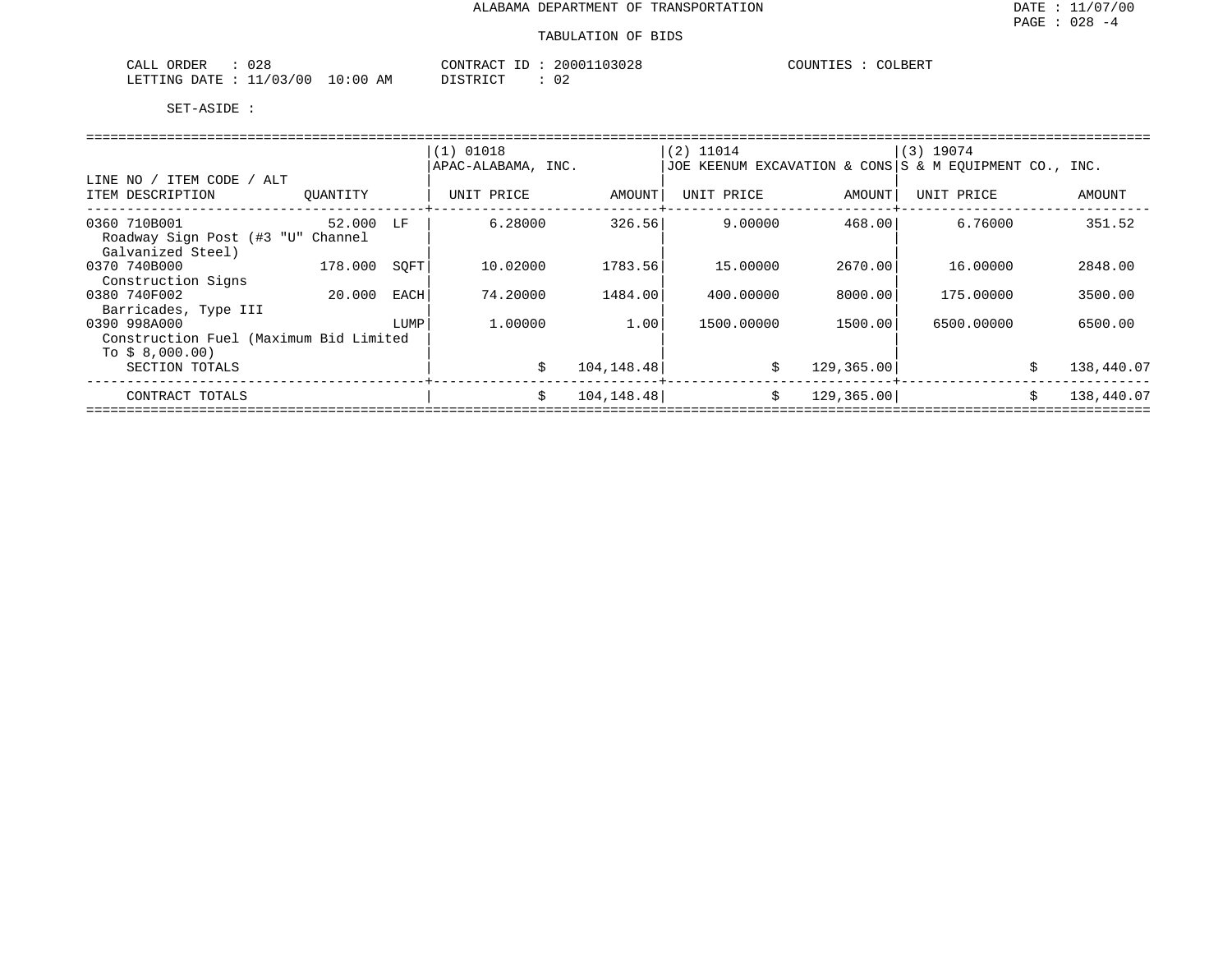ALABAMA DEPARTMENT OF TRANSPORTATION

DATE : 11/07/00

TABULATION OF BIDS

CALL ORDER : 028 CONTRACT ID : 20001103028 COUNTIES : COLBERT
LETTING DATE : 11/03/00 10:00 AM DISTRICT : 02

SET-ASIDE :

| LINE NO / ITEM CODE / ALT ITEM DESCRIPTION | QUANTITY | | (1) 01018 APAC-ALABAMA, INC. UNIT PRICE | AMOUNT | (2) 11014 JOE KEENUM EXCAVATION & CONS UNIT PRICE | AMOUNT | (3) 19074 S & M EQUIPMENT CO., INC. UNIT PRICE | AMOUNT |
|---|---|---|---|---|---|---|---|---|
| 0360 710B001 Roadway Sign Post (#3 "U" Channel Galvanized Steel) | 52.000 | LF | 6.28000 | 326.56 | 9.00000 | 468.00 | 6.76000 | 351.52 |
| 0370 740B000 Construction Signs | 178.000 | SQFT | 10.02000 | 1783.56 | 15.00000 | 2670.00 | 16.00000 | 2848.00 |
| 0380 740F002 Barricades, Type III | 20.000 | EACH | 74.20000 | 1484.00 | 400.00000 | 8000.00 | 175.00000 | 3500.00 |
| 0390 998A000 Construction Fuel (Maximum Bid Limited To $ 8,000.00) | | LUMP | 1.00000 | 1.00 | 1500.00000 | 1500.00 | 6500.00000 | 6500.00 |
| SECTION TOTALS | | | $ | 104,148.48 | $ | 129,365.00 | $ | 138,440.07 |
| CONTRACT TOTALS | | | $ | 104,148.48 | $ | 129,365.00 | $ | 138,440.07 |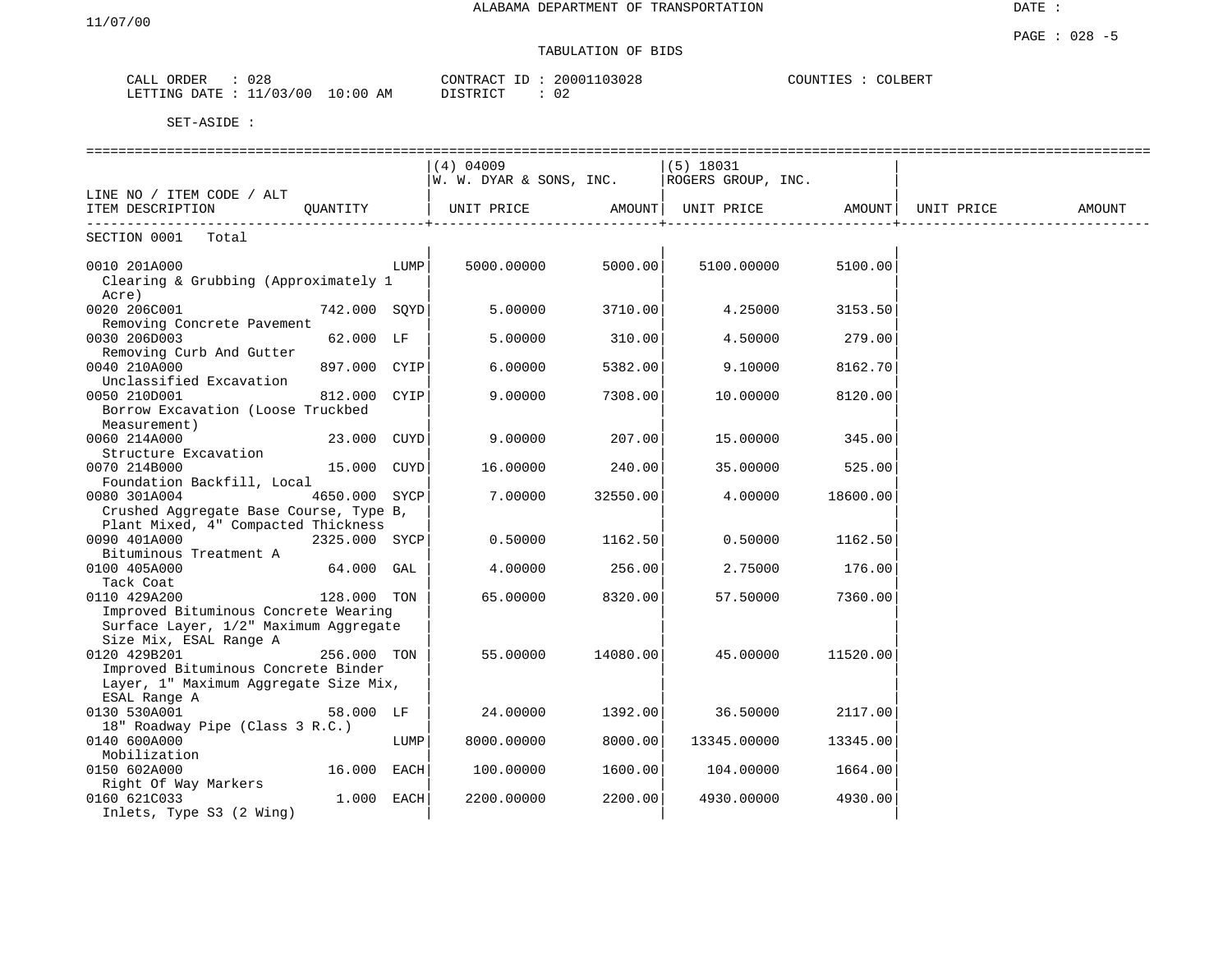ALABAMA DEPARTMENT OF TRANSPORTATION

TABULATION OF BIDS

DATE :

11/07/00

PAGE : 028 -5

CALL ORDER : 028 | CONTRACT ID : 20001103028 | COUNTIES : COLBERT
LETTING DATE : 11/03/00 10:00 AM | DISTRICT : 02

SET-ASIDE :

| LINE NO / ITEM CODE / ALT<br>ITEM DESCRIPTION | QUANTITY | (4) 04009<br>W. W. DYAR & SONS, INC.<br>UNIT PRICE | AMOUNT | (5) 18031<br>ROGERS GROUP, INC.<br>UNIT PRICE | AMOUNT | UNIT PRICE | AMOUNT |
|---|---|---|---|---|---|---|---|
| SECTION 0001 Total | | | | | | | |
| 0010 201A000<br>Clearing & Grubbing (Approximately 1 Acre) | LUMP | 5000.00000 | 5000.00 | 5100.00000 | 5100.00 | | |
| 0020 206C001<br>Removing Concrete Pavement | 742.000 SQYD | 5.00000 | 3710.00 | 4.25000 | 3153.50 | | |
| 0030 206D003<br>Removing Curb And Gutter | 62.000 LF | 5.00000 | 310.00 | 4.50000 | 279.00 | | |
| 0040 210A000<br>Unclassified Excavation | 897.000 CYIP | 6.00000 | 5382.00 | 9.10000 | 8162.70 | | |
| 0050 210D001<br>Borrow Excavation (Loose Truckbed Measurement) | 812.000 CYIP | 9.00000 | 7308.00 | 10.00000 | 8120.00 | | |
| 0060 214A000<br>Structure Excavation | 23.000 CUYD | 9.00000 | 207.00 | 15.00000 | 345.00 | | |
| 0070 214B000<br>Foundation Backfill, Local | 15.000 CUYD | 16.00000 | 240.00 | 35.00000 | 525.00 | | |
| 0080 301A004<br>Crushed Aggregate Base Course, Type B, Plant Mixed, 4" Compacted Thickness | 4650.000 SYCP | 7.00000 | 32550.00 | 4.00000 | 18600.00 | | |
| 0090 401A000<br>Bituminous Treatment A | 2325.000 SYCP | 0.50000 | 1162.50 | 0.50000 | 1162.50 | | |
| 0100 405A000<br>Tack Coat | 64.000 GAL | 4.00000 | 256.00 | 2.75000 | 176.00 | | |
| 0110 429A200<br>Improved Bituminous Concrete Wearing Surface Layer, 1/2" Maximum Aggregate Size Mix, ESAL Range A | 128.000 TON | 65.00000 | 8320.00 | 57.50000 | 7360.00 | | |
| 0120 429B201<br>Improved Bituminous Concrete Binder Layer, 1" Maximum Aggregate Size Mix, ESAL Range A | 256.000 TON | 55.00000 | 14080.00 | 45.00000 | 11520.00 | | |
| 0130 530A001<br>18" Roadway Pipe (Class 3 R.C.) | 58.000 LF | 24.00000 | 1392.00 | 36.50000 | 2117.00 | | |
| 0140 600A000<br>Mobilization | LUMP | 8000.00000 | 8000.00 | 13345.00000 | 13345.00 | | |
| 0150 602A000<br>Right Of Way Markers | 16.000 EACH | 100.00000 | 1600.00 | 104.00000 | 1664.00 | | |
| 0160 621C033<br>Inlets, Type S3 (2 Wing) | 1.000 EACH | 2200.00000 | 2200.00 | 4930.00000 | 4930.00 | | |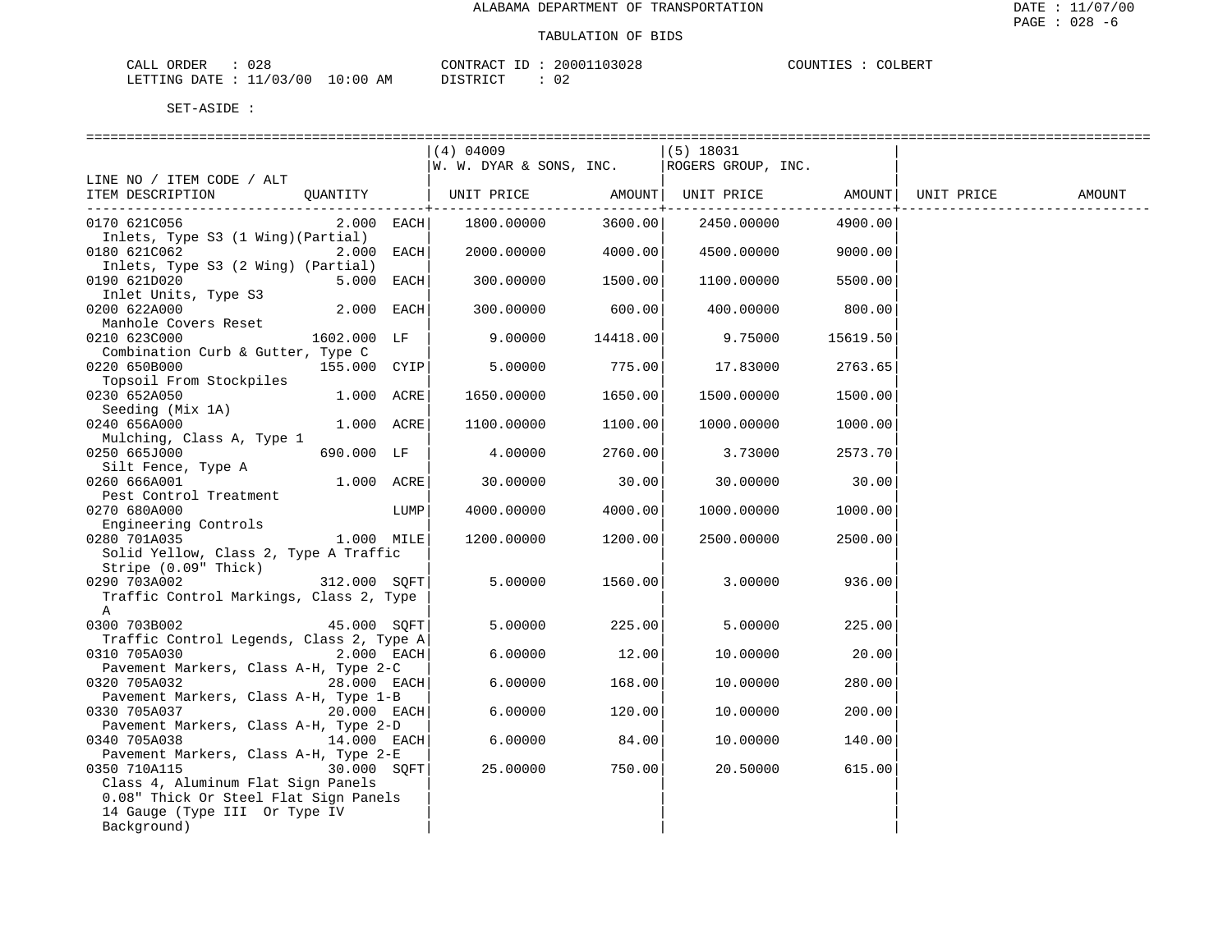ALABAMA DEPARTMENT OF TRANSPORTATION

TABULATION OF BIDS

CALL ORDER : 028 &nbsp;&nbsp;&nbsp;&nbsp; CONTRACT ID : 20001103028 &nbsp;&nbsp;&nbsp;&nbsp; COUNTIES : COLBERT
LETTING DATE : 11/03/00 10:00 AM &nbsp;&nbsp;&nbsp;&nbsp; DISTRICT : 02

SET-ASIDE :

| LINE NO / ITEM CODE / ALT ITEM DESCRIPTION | QUANTITY | (4) 04009 W. W. DYAR & SONS, INC. UNIT PRICE | AMOUNT | (5) 18031 ROGERS GROUP, INC. UNIT PRICE | AMOUNT | UNIT PRICE | AMOUNT |
|---|---|---|---|---|---|---|---|
| 0170 621C056 Inlets, Type S3 (1 Wing)(Partial) | 2.000 EACH | 1800.00000 | 3600.00 | 2450.00000 | 4900.00 | | |
| 0180 621C062 Inlets, Type S3 (2 Wing) (Partial) | 2.000 EACH | 2000.00000 | 4000.00 | 4500.00000 | 9000.00 | | |
| 0190 621D020 Inlet Units, Type S3 | 5.000 EACH | 300.00000 | 1500.00 | 1100.00000 | 5500.00 | | |
| 0200 622A000 Manhole Covers Reset | 2.000 EACH | 300.00000 | 600.00 | 400.00000 | 800.00 | | |
| 0210 623C000 Combination Curb & Gutter, Type C | 1602.000 LF | 9.00000 | 14418.00 | 9.75000 | 15619.50 | | |
| 0220 650B000 Topsoil From Stockpiles | 155.000 CYIP | 5.00000 | 775.00 | 17.83000 | 2763.65 | | |
| 0230 652A050 Seeding (Mix 1A) | 1.000 ACRE | 1650.00000 | 1650.00 | 1500.00000 | 1500.00 | | |
| 0240 656A000 Mulching, Class A, Type 1 | 1.000 ACRE | 1100.00000 | 1100.00 | 1000.00000 | 1000.00 | | |
| 0250 665J000 Silt Fence, Type A | 690.000 LF | 4.00000 | 2760.00 | 3.73000 | 2573.70 | | |
| 0260 666A001 Pest Control Treatment | 1.000 ACRE | 30.00000 | 30.00 | 30.00000 | 30.00 | | |
| 0270 680A000 Engineering Controls | LUMP | 4000.00000 | 4000.00 | 1000.00000 | 1000.00 | | |
| 0280 701A035 Solid Yellow, Class 2, Type A Traffic Stripe (0.09" Thick) | 1.000 MILE | 1200.00000 | 1200.00 | 2500.00000 | 2500.00 | | |
| 0290 703A002 Traffic Control Markings, Class 2, Type A | 312.000 SQFT | 5.00000 | 1560.00 | 3.00000 | 936.00 | | |
| 0300 703B002 Traffic Control Legends, Class 2, Type A | 45.000 SQFT | 5.00000 | 225.00 | 5.00000 | 225.00 | | |
| 0310 705A030 Pavement Markers, Class A-H, Type 2-C | 2.000 EACH | 6.00000 | 12.00 | 10.00000 | 20.00 | | |
| 0320 705A032 Pavement Markers, Class A-H, Type 1-B | 28.000 EACH | 6.00000 | 168.00 | 10.00000 | 280.00 | | |
| 0330 705A037 Pavement Markers, Class A-H, Type 2-D | 20.000 EACH | 6.00000 | 120.00 | 10.00000 | 200.00 | | |
| 0340 705A038 Pavement Markers, Class A-H, Type 2-E | 14.000 EACH | 6.00000 | 84.00 | 10.00000 | 140.00 | | |
| 0350 710A115 Class 4, Aluminum Flat Sign Panels 0.08" Thick Or Steel Flat Sign Panels 14 Gauge (Type III Or Type IV Background) | 30.000 SQFT | 25.00000 | 750.00 | 20.50000 | 615.00 | | |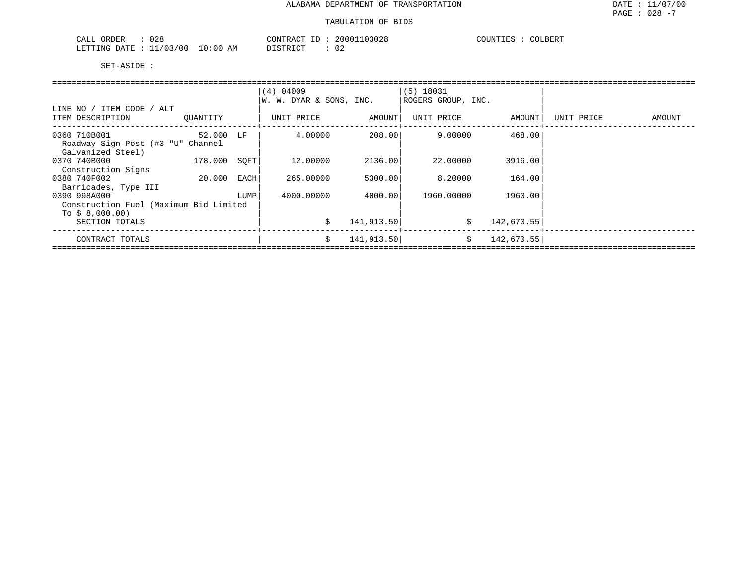# ALABAMA DEPARTMENT OF TRANSPORTATION

## TABULATION OF BIDS

DATE : 11/07/00
PAGE : 028 -7

CALL ORDER : 028
LETTING DATE : 11/03/00 10:00 AM

CONTRACT ID : 20001103028
DISTRICT : 02

COUNTIES : COLBERT

SET-ASIDE :

| LINE NO / ITEM CODE / ALT ITEM DESCRIPTION | QUANTITY | | (4) 04009 W. W. DYAR & SONS, INC. UNIT PRICE | AMOUNT | (5) 18031 ROGERS GROUP, INC. UNIT PRICE | AMOUNT | UNIT PRICE | AMOUNT |
|---|---|---|---|---|---|---|---|---|
| 0360 710B001 Roadway Sign Post (#3 "U" Channel Galvanized Steel) | 52.000 | LF | 4.00000 | 208.00 | 9.00000 | 468.00 | | |
| 0370 740B000 Construction Signs | 178.000 | SQFT | 12.00000 | 2136.00 | 22.00000 | 3916.00 | | |
| 0380 740F002 Barricades, Type III | 20.000 | EACH | 265.00000 | 5300.00 | 8.20000 | 164.00 | | |
| 0390 998A000 Construction Fuel (Maximum Bid Limited To $ 8,000.00) | | LUMP | 4000.00000 | 4000.00 | 1960.00000 | 1960.00 | | |
| SECTION TOTALS | | | $ | 141,913.50 | $ | 142,670.55 | | |
| CONTRACT TOTALS | | | $ | 141,913.50 | $ | 142,670.55 | | |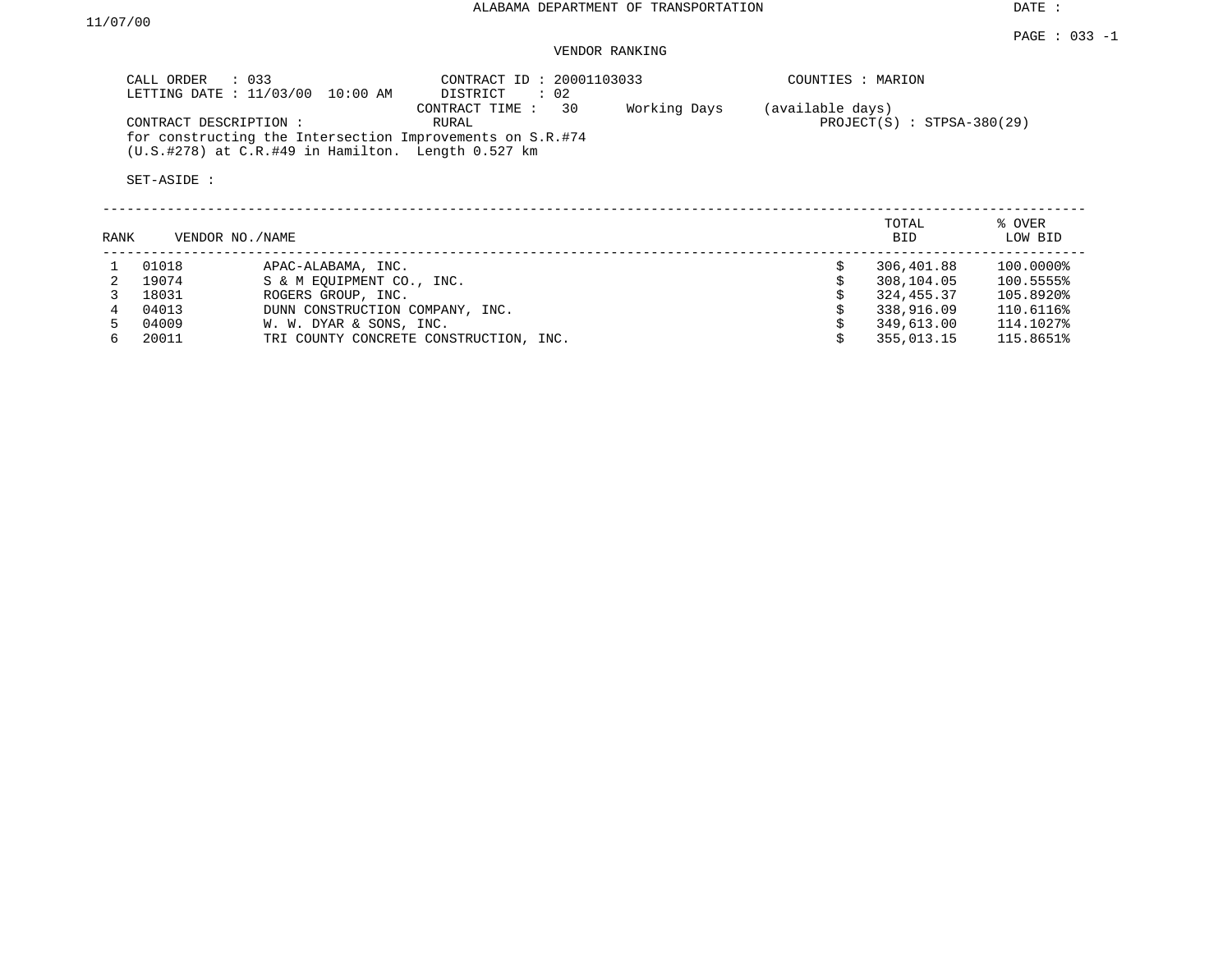ALABAMA DEPARTMENT OF TRANSPORTATION

DATE : 11/07/00

PAGE : 033 -1

VENDOR RANKING

CALL ORDER : 033
LETTING DATE : 11/03/00 10:00 AM

CONTRACT ID : 20001103033
DISTRICT : 02
CONTRACT TIME : 30 Working Days (available days)
RURAL

COUNTIES : MARION

PROJECT(S) : STPSA-380(29)

CONTRACT DESCRIPTION :
for constructing the Intersection Improvements on S.R.#74 (U.S.#278) at C.R.#49 in Hamilton. Length 0.527 km

SET-ASIDE :

| RANK | VENDOR NO. | NAME | | TOTAL BID | % OVER LOW BID |
|---|---|---|---|---|---|
| 1 | 01018 | APAC-ALABAMA, INC. | $ | 306,401.88 | 100.0000% |
| 2 | 19074 | S & M EQUIPMENT CO., INC. | $ | 308,104.05 | 100.5555% |
| 3 | 18031 | ROGERS GROUP, INC. | $ | 324,455.37 | 105.8920% |
| 4 | 04013 | DUNN CONSTRUCTION COMPANY, INC. | $ | 338,916.09 | 110.6116% |
| 5 | 04009 | W. W. DYAR & SONS, INC. | $ | 349,613.00 | 114.1027% |
| 6 | 20011 | TRI COUNTY CONCRETE CONSTRUCTION, INC. | $ | 355,013.15 | 115.8651% |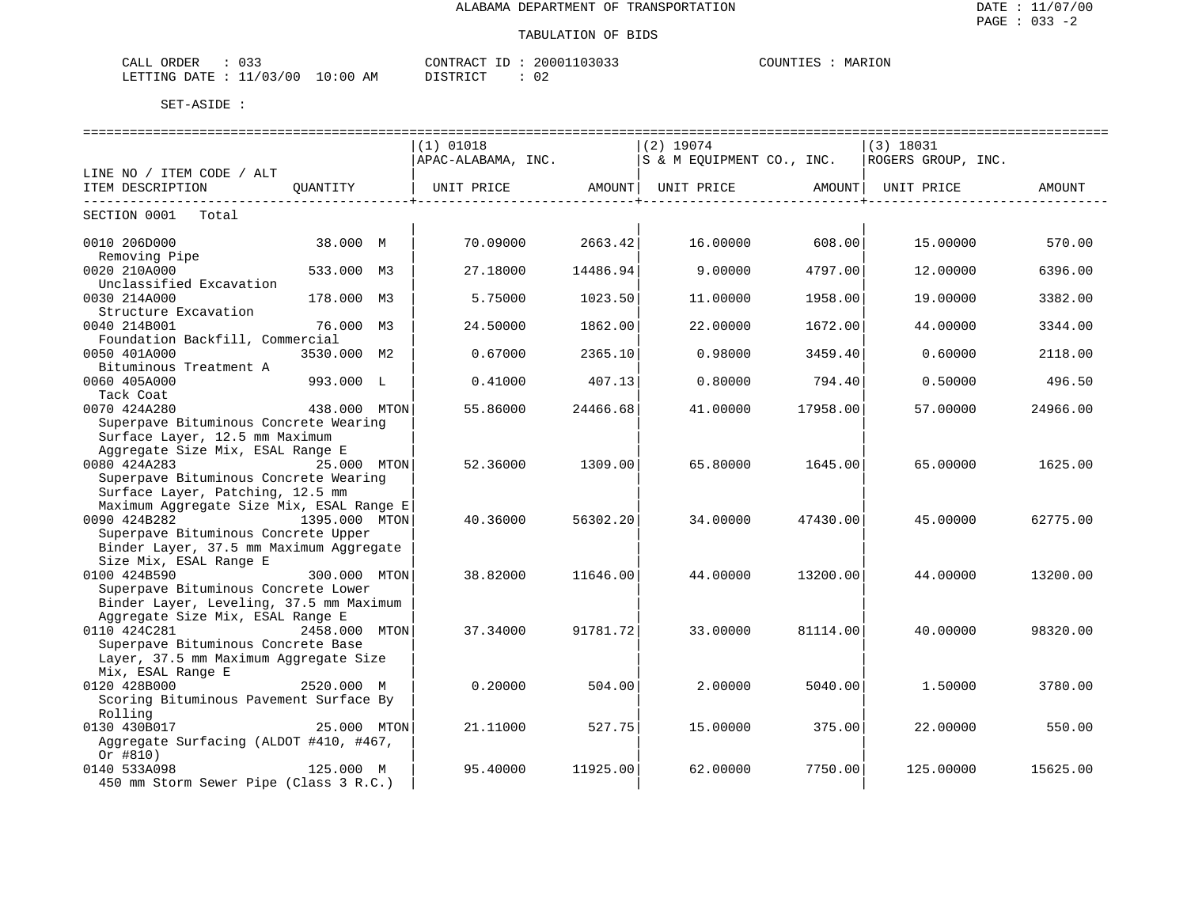ALABAMA DEPARTMENT OF TRANSPORTATION

TABULATION OF BIDS

DATE : 11/07/00
PAGE : 033 -2

CALL ORDER : 033 CONTRACT ID : 20001103033 COUNTIES : MARION
LETTING DATE : 11/03/00 10:00 AM DISTRICT : 02

SET-ASIDE :

| LINE NO / ITEM CODE / ALT ITEM DESCRIPTION | QUANTITY | (1) 01018 APAC-ALABAMA, INC. UNIT PRICE | AMOUNT | (2) 19074 S & M EQUIPMENT CO., INC. UNIT PRICE | AMOUNT | (3) 18031 ROGERS GROUP, INC. UNIT PRICE | AMOUNT |
|---|---|---|---|---|---|---|---|
| SECTION 0001 Total | | | | | | | |
| 0010 206D000 Removing Pipe | 38.000 M | 70.09000 | 2663.42 | 16.00000 | 608.00 | 15.00000 | 570.00 |
| 0020 210A000 Unclassified Excavation | 533.000 M3 | 27.18000 | 14486.94 | 9.00000 | 4797.00 | 12.00000 | 6396.00 |
| 0030 214A000 Structure Excavation | 178.000 M3 | 5.75000 | 1023.50 | 11.00000 | 1958.00 | 19.00000 | 3382.00 |
| 0040 214B001 Foundation Backfill, Commercial | 76.000 M3 | 24.50000 | 1862.00 | 22.00000 | 1672.00 | 44.00000 | 3344.00 |
| 0050 401A000 Bituminous Treatment A | 3530.000 M2 | 0.67000 | 2365.10 | 0.98000 | 3459.40 | 0.60000 | 2118.00 |
| 0060 405A000 Tack Coat | 993.000 L | 0.41000 | 407.13 | 0.80000 | 794.40 | 0.50000 | 496.50 |
| 0070 424A280 Superpave Bituminous Concrete Wearing Surface Layer, 12.5 mm Maximum Aggregate Size Mix, ESAL Range E | 438.000 MTON | 55.86000 | 24466.68 | 41.00000 | 17958.00 | 57.00000 | 24966.00 |
| 0080 424A283 Superpave Bituminous Concrete Wearing Surface Layer, Patching, 12.5 mm Maximum Aggregate Size Mix, ESAL Range E | 25.000 MTON | 52.36000 | 1309.00 | 65.80000 | 1645.00 | 65.00000 | 1625.00 |
| 0090 424B282 Superpave Bituminous Concrete Upper Binder Layer, 37.5 mm Maximum Aggregate Size Mix, ESAL Range E | 1395.000 MTON | 40.36000 | 56302.20 | 34.00000 | 47430.00 | 45.00000 | 62775.00 |
| 0100 424B590 Superpave Bituminous Concrete Lower Binder Layer, Leveling, 37.5 mm Maximum Aggregate Size Mix, ESAL Range E | 300.000 MTON | 38.82000 | 11646.00 | 44.00000 | 13200.00 | 44.00000 | 13200.00 |
| 0110 424C281 Superpave Bituminous Concrete Base Layer, 37.5 mm Maximum Aggregate Size Mix, ESAL Range E | 2458.000 MTON | 37.34000 | 91781.72 | 33.00000 | 81114.00 | 40.00000 | 98320.00 |
| 0120 428B000 Scoring Bituminous Pavement Surface By Rolling | 2520.000 M | 0.20000 | 504.00 | 2.00000 | 5040.00 | 1.50000 | 3780.00 |
| 0130 430B017 Aggregate Surfacing (ALDOT #410, #467, Or #810) | 25.000 MTON | 21.11000 | 527.75 | 15.00000 | 375.00 | 22.00000 | 550.00 |
| 0140 533A098 450 mm Storm Sewer Pipe (Class 3 R.C.) | 125.000 M | 95.40000 | 11925.00 | 62.00000 | 7750.00 | 125.00000 | 15625.00 |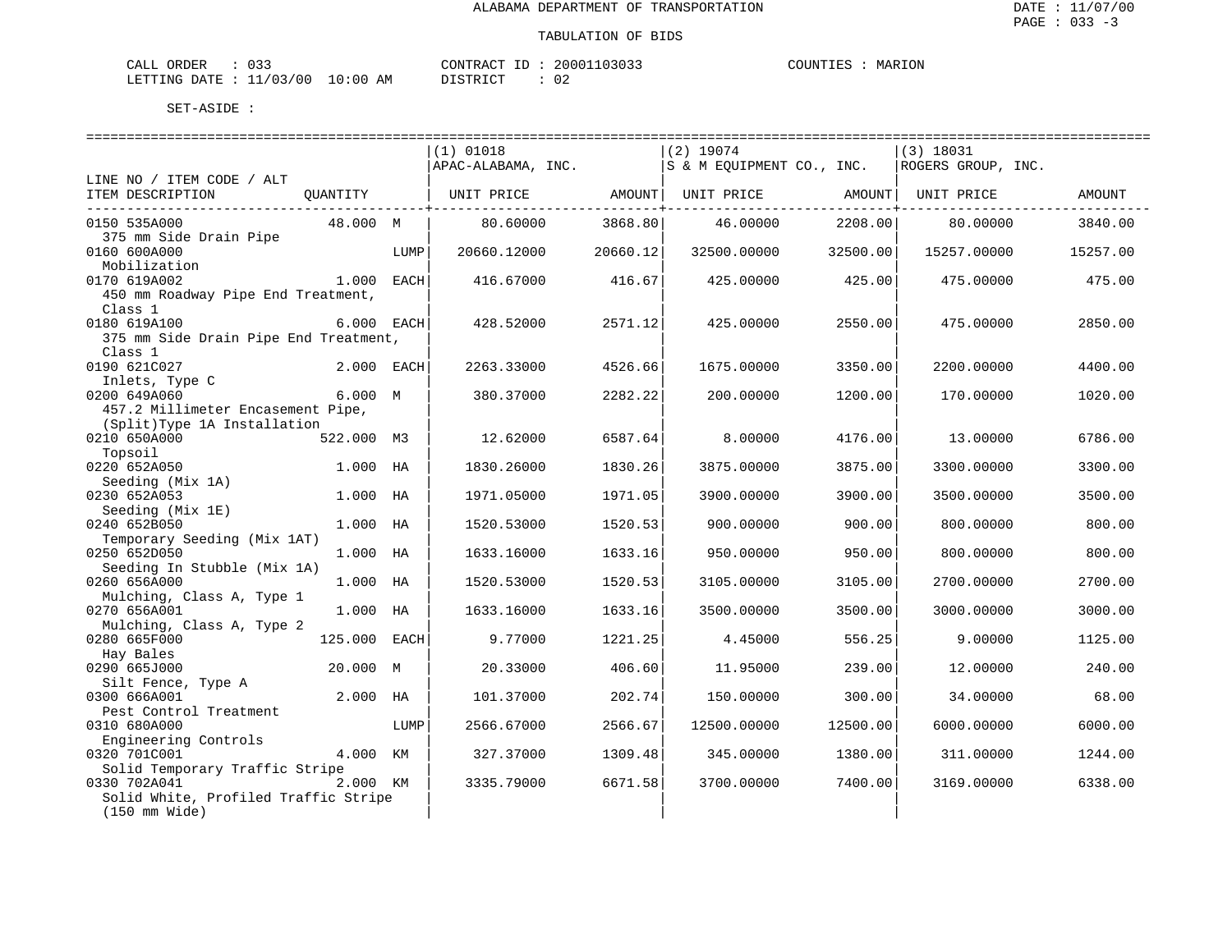ALABAMA DEPARTMENT OF TRANSPORTATION

TABULATION OF BIDS

CALL ORDER : 033 CONTRACT ID : 20001103033 COUNTIES : MARION
LETTING DATE : 11/03/00 10:00 AM DISTRICT : 02

SET-ASIDE :

| LINE NO / ITEM CODE / ALT ITEM DESCRIPTION | QUANTITY | | (1) 01018 APAC-ALABAMA, INC. UNIT PRICE | AMOUNT | (2) 19074 S & M EQUIPMENT CO., INC. UNIT PRICE | AMOUNT | (3) 18031 ROGERS GROUP, INC. UNIT PRICE | AMOUNT |
|---|---|---|---|---|---|---|---|---|
| 0150 535A000 375 mm Side Drain Pipe | 48.000 | M | 80.60000 | 3868.80 | 46.00000 | 2208.00 | 80.00000 | 3840.00 |
| 0160 600A000 Mobilization | | LUMP | 20660.12000 | 20660.12 | 32500.00000 | 32500.00 | 15257.00000 | 15257.00 |
| 0170 619A002 450 mm Roadway Pipe End Treatment, Class 1 | 1.000 | EACH | 416.67000 | 416.67 | 425.00000 | 425.00 | 475.00000 | 475.00 |
| 0180 619A100 375 mm Side Drain Pipe End Treatment, Class 1 | 6.000 | EACH | 428.52000 | 2571.12 | 425.00000 | 2550.00 | 475.00000 | 2850.00 |
| 0190 621C027 Inlets, Type C | 2.000 | EACH | 2263.33000 | 4526.66 | 1675.00000 | 3350.00 | 2200.00000 | 4400.00 |
| 0200 649A060 457.2 Millimeter Encasement Pipe, (Split)Type 1A Installation | 6.000 | M | 380.37000 | 2282.22 | 200.00000 | 1200.00 | 170.00000 | 1020.00 |
| 0210 650A000 Topsoil | 522.000 | M3 | 12.62000 | 6587.64 | 8.00000 | 4176.00 | 13.00000 | 6786.00 |
| 0220 652A050 Seeding (Mix 1A) | 1.000 | HA | 1830.26000 | 1830.26 | 3875.00000 | 3875.00 | 3300.00000 | 3300.00 |
| 0230 652A053 Seeding (Mix 1E) | 1.000 | HA | 1971.05000 | 1971.05 | 3900.00000 | 3900.00 | 3500.00000 | 3500.00 |
| 0240 652B050 Temporary Seeding (Mix 1AT) | 1.000 | HA | 1520.53000 | 1520.53 | 900.00000 | 900.00 | 800.00000 | 800.00 |
| 0250 652D050 Seeding In Stubble (Mix 1A) | 1.000 | HA | 1633.16000 | 1633.16 | 950.00000 | 950.00 | 800.00000 | 800.00 |
| 0260 656A000 Mulching, Class A, Type 1 | 1.000 | HA | 1520.53000 | 1520.53 | 3105.00000 | 3105.00 | 2700.00000 | 2700.00 |
| 0270 656A001 Mulching, Class A, Type 2 | 1.000 | HA | 1633.16000 | 1633.16 | 3500.00000 | 3500.00 | 3000.00000 | 3000.00 |
| 0280 665F000 Hay Bales | 125.000 | EACH | 9.77000 | 1221.25 | 4.45000 | 556.25 | 9.00000 | 1125.00 |
| 0290 665J000 Silt Fence, Type A | 20.000 | M | 20.33000 | 406.60 | 11.95000 | 239.00 | 12.00000 | 240.00 |
| 0300 666A001 Pest Control Treatment | 2.000 | HA | 101.37000 | 202.74 | 150.00000 | 300.00 | 34.00000 | 68.00 |
| 0310 680A000 Engineering Controls | | LUMP | 2566.67000 | 2566.67 | 12500.00000 | 12500.00 | 6000.00000 | 6000.00 |
| 0320 701C001 Solid Temporary Traffic Stripe | 4.000 | KM | 327.37000 | 1309.48 | 345.00000 | 1380.00 | 311.00000 | 1244.00 |
| 0330 702A041 Solid White, Profiled Traffic Stripe (150 mm Wide) | 2.000 | KM | 3335.79000 | 6671.58 | 3700.00000 | 7400.00 | 3169.00000 | 6338.00 |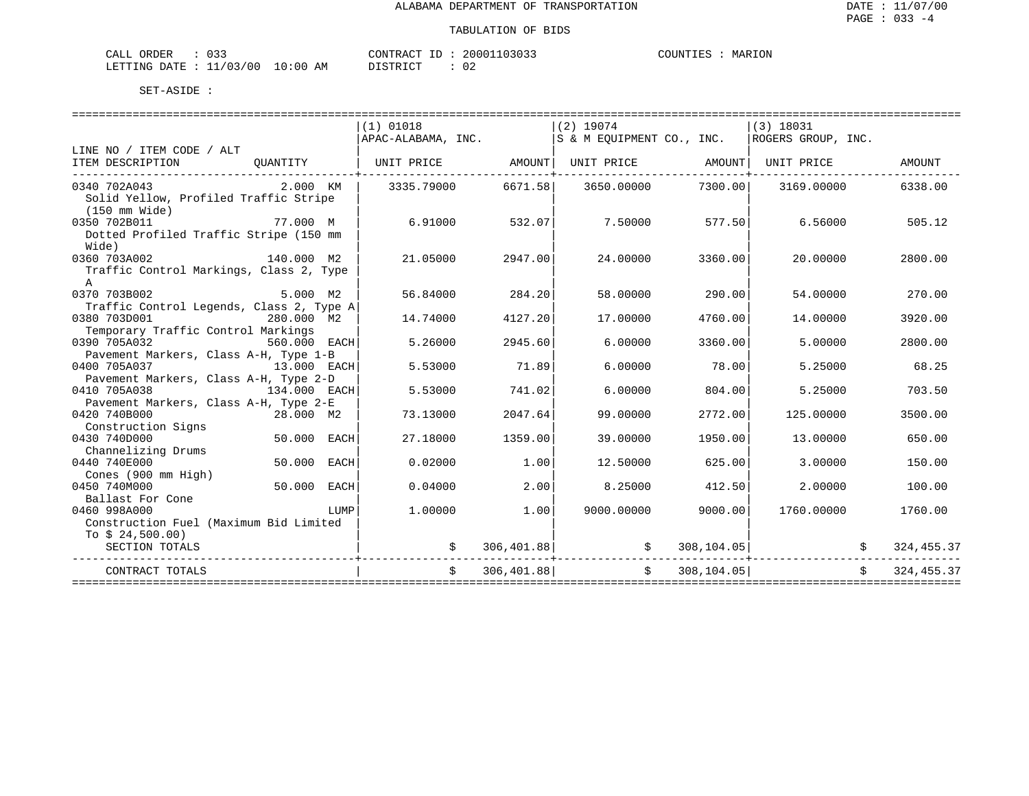ALABAMA DEPARTMENT OF TRANSPORTATION

TABULATION OF BIDS

DATE : 11/07/00
PAGE : 033 -4

CALL ORDER : 033
LETTING DATE : 11/03/00 10:00 AM

CONTRACT ID : 20001103033
DISTRICT : 02

COUNTIES : MARION

SET-ASIDE :

| LINE NO / ITEM CODE / ALT ITEM DESCRIPTION | QUANTITY | (1) 01018 APAC-ALABAMA, INC. UNIT PRICE | AMOUNT | (2) 19074 S & M EQUIPMENT CO., INC. UNIT PRICE | AMOUNT | (3) 18031 ROGERS GROUP, INC. UNIT PRICE | AMOUNT |
|---|---|---|---|---|---|---|---|
| 0340 702A043 Solid Yellow, Profiled Traffic Stripe (150 mm Wide) | 2.000 KM | 3335.79000 | 6671.58 | 3650.00000 | 7300.00 | 3169.00000 | 6338.00 |
| 0350 702B011 Dotted Profiled Traffic Stripe (150 mm Wide) | 77.000 M | 6.91000 | 532.07 | 7.50000 | 577.50 | 6.56000 | 505.12 |
| 0360 703A002 Traffic Control Markings, Class 2, Type A | 140.000 M2 | 21.05000 | 2947.00 | 24.00000 | 3360.00 | 20.00000 | 2800.00 |
| 0370 703B002 Traffic Control Legends, Class 2, Type A | 5.000 M2 | 56.84000 | 284.20 | 58.00000 | 290.00 | 54.00000 | 270.00 |
| 0380 703D001 Temporary Traffic Control Markings | 280.000 M2 | 14.74000 | 4127.20 | 17.00000 | 4760.00 | 14.00000 | 3920.00 |
| 0390 705A032 Pavement Markers, Class A-H, Type 1-B | 560.000 EACH | 5.26000 | 2945.60 | 6.00000 | 3360.00 | 5.00000 | 2800.00 |
| 0400 705A037 Pavement Markers, Class A-H, Type 2-D | 13.000 EACH | 5.53000 | 71.89 | 6.00000 | 78.00 | 5.25000 | 68.25 |
| 0410 705A038 Pavement Markers, Class A-H, Type 2-E | 134.000 EACH | 5.53000 | 741.02 | 6.00000 | 804.00 | 5.25000 | 703.50 |
| 0420 740B000 Construction Signs | 28.000 M2 | 73.13000 | 2047.64 | 99.00000 | 2772.00 | 125.00000 | 3500.00 |
| 0430 740D000 Channelizing Drums | 50.000 EACH | 27.18000 | 1359.00 | 39.00000 | 1950.00 | 13.00000 | 650.00 |
| 0440 740E000 Cones (900 mm High) | 50.000 EACH | 0.02000 | 1.00 | 12.50000 | 625.00 | 3.00000 | 150.00 |
| 0450 740M000 Ballast For Cone | 50.000 EACH | 0.04000 | 2.00 | 8.25000 | 412.50 | 2.00000 | 100.00 |
| 0460 998A000 Construction Fuel (Maximum Bid Limited To $ 24,500.00) | LUMP | 1.00000 | 1.00 | 9000.00000 | 9000.00 | 1760.00000 | 1760.00 |
| SECTION TOTALS | | $ | 306,401.88 | $ | 308,104.05 | $ | 324,455.37 |
| CONTRACT TOTALS | | $ | 306,401.88 | $ | 308,104.05 | $ | 324,455.37 |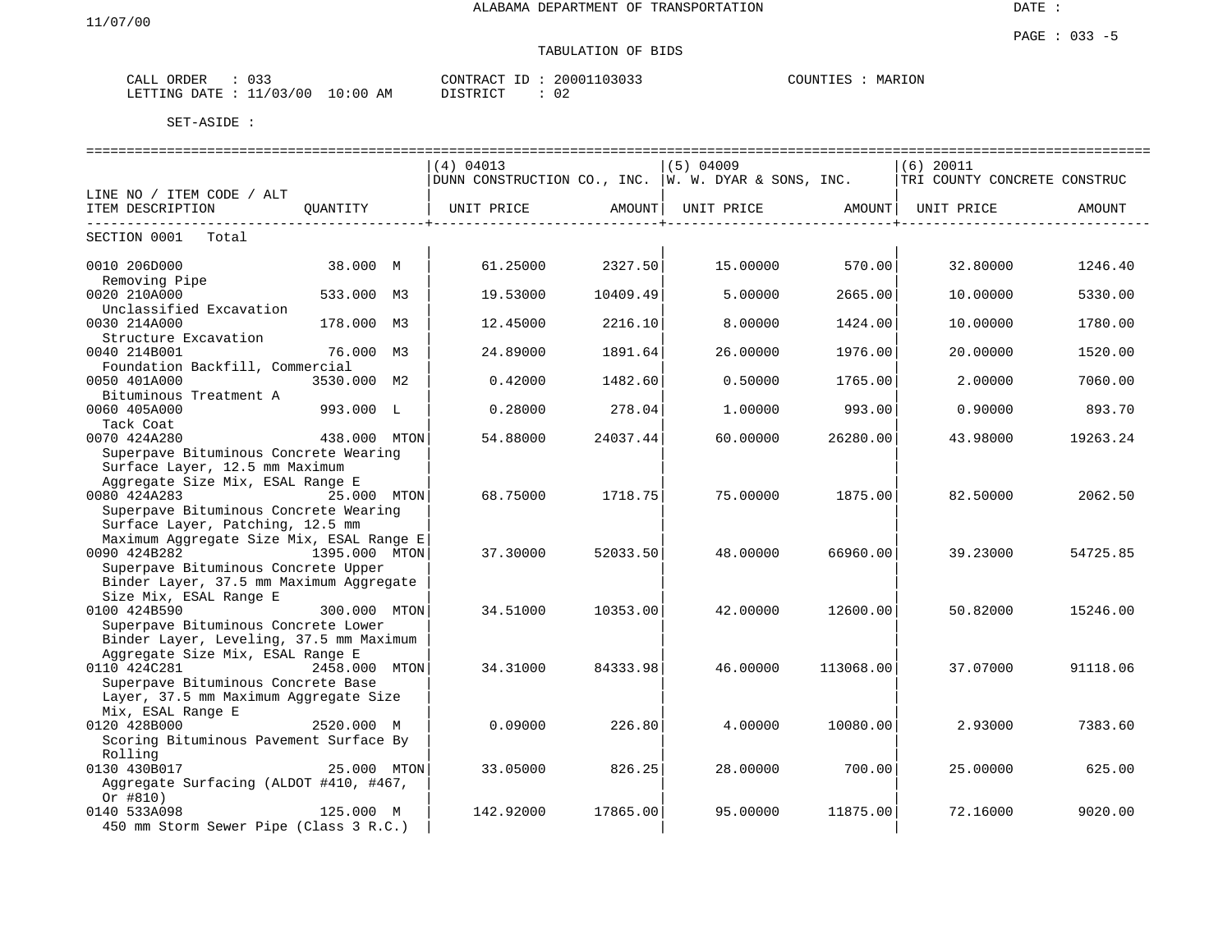ALABAMA DEPARTMENT OF TRANSPORTATION

11/07/00

DATE :

PAGE : 033 -5

TABULATION OF BIDS

CALL ORDER : 033 CONTRACT ID : 20001103033 COUNTIES : MARION
LETTING DATE : 11/03/00 10:00 AM DISTRICT : 02

SET-ASIDE :

| LINE NO / ITEM CODE / ALT / ITEM DESCRIPTION | QUANTITY | (4) 04013 DUNN CONSTRUCTION CO., INC. UNIT PRICE | AMOUNT | (5) 04009 W. W. DYAR & SONS, INC. UNIT PRICE | AMOUNT | (6) 20011 TRI COUNTY CONCRETE CONSTRUC UNIT PRICE | AMOUNT |
|---|---|---|---|---|---|---|---|
| SECTION 0001 Total | | | | | | | |
| 0010 206D000 Removing Pipe | 38.000 M | 61.25000 | 2327.50 | 15.00000 | 570.00 | 32.80000 | 1246.40 |
| 0020 210A000 Unclassified Excavation | 533.000 M3 | 19.53000 | 10409.49 | 5.00000 | 2665.00 | 10.00000 | 5330.00 |
| 0030 214A000 Structure Excavation | 178.000 M3 | 12.45000 | 2216.10 | 8.00000 | 1424.00 | 10.00000 | 1780.00 |
| 0040 214B001 Foundation Backfill, Commercial | 76.000 M3 | 24.89000 | 1891.64 | 26.00000 | 1976.00 | 20.00000 | 1520.00 |
| 0050 401A000 Bituminous Treatment A | 3530.000 M2 | 0.42000 | 1482.60 | 0.50000 | 1765.00 | 2.00000 | 7060.00 |
| 0060 405A000 Tack Coat | 993.000 L | 0.28000 | 278.04 | 1.00000 | 993.00 | 0.90000 | 893.70 |
| 0070 424A280 Superpave Bituminous Concrete Wearing Surface Layer, 12.5 mm Maximum Aggregate Size Mix, ESAL Range E | 438.000 MTON | 54.88000 | 24037.44 | 60.00000 | 26280.00 | 43.98000 | 19263.24 |
| 0080 424A283 Superpave Bituminous Concrete Wearing Surface Layer, Patching, 12.5 mm Maximum Aggregate Size Mix, ESAL Range E | 25.000 MTON | 68.75000 | 1718.75 | 75.00000 | 1875.00 | 82.50000 | 2062.50 |
| 0090 424B282 Superpave Bituminous Concrete Upper Binder Layer, 37.5 mm Maximum Aggregate Size Mix, ESAL Range E | 1395.000 MTON | 37.30000 | 52033.50 | 48.00000 | 66960.00 | 39.23000 | 54725.85 |
| 0100 424B590 Superpave Bituminous Concrete Lower Binder Layer, Leveling, 37.5 mm Maximum Aggregate Size Mix, ESAL Range E | 300.000 MTON | 34.51000 | 10353.00 | 42.00000 | 12600.00 | 50.82000 | 15246.00 |
| 0110 424C281 Superpave Bituminous Concrete Base Layer, 37.5 mm Maximum Aggregate Size Mix, ESAL Range E | 2458.000 MTON | 34.31000 | 84333.98 | 46.00000 | 113068.00 | 37.07000 | 91118.06 |
| 0120 428B000 Scoring Bituminous Pavement Surface By Rolling | 2520.000 M | 0.09000 | 226.80 | 4.00000 | 10080.00 | 2.93000 | 7383.60 |
| 0130 430B017 Aggregate Surfacing (ALDOT #410, #467, Or #810) | 25.000 MTON | 33.05000 | 826.25 | 28.00000 | 700.00 | 25.00000 | 625.00 |
| 0140 533A098 450 mm Storm Sewer Pipe (Class 3 R.C.) | 125.000 M | 142.92000 | 17865.00 | 95.00000 | 11875.00 | 72.16000 | 9020.00 |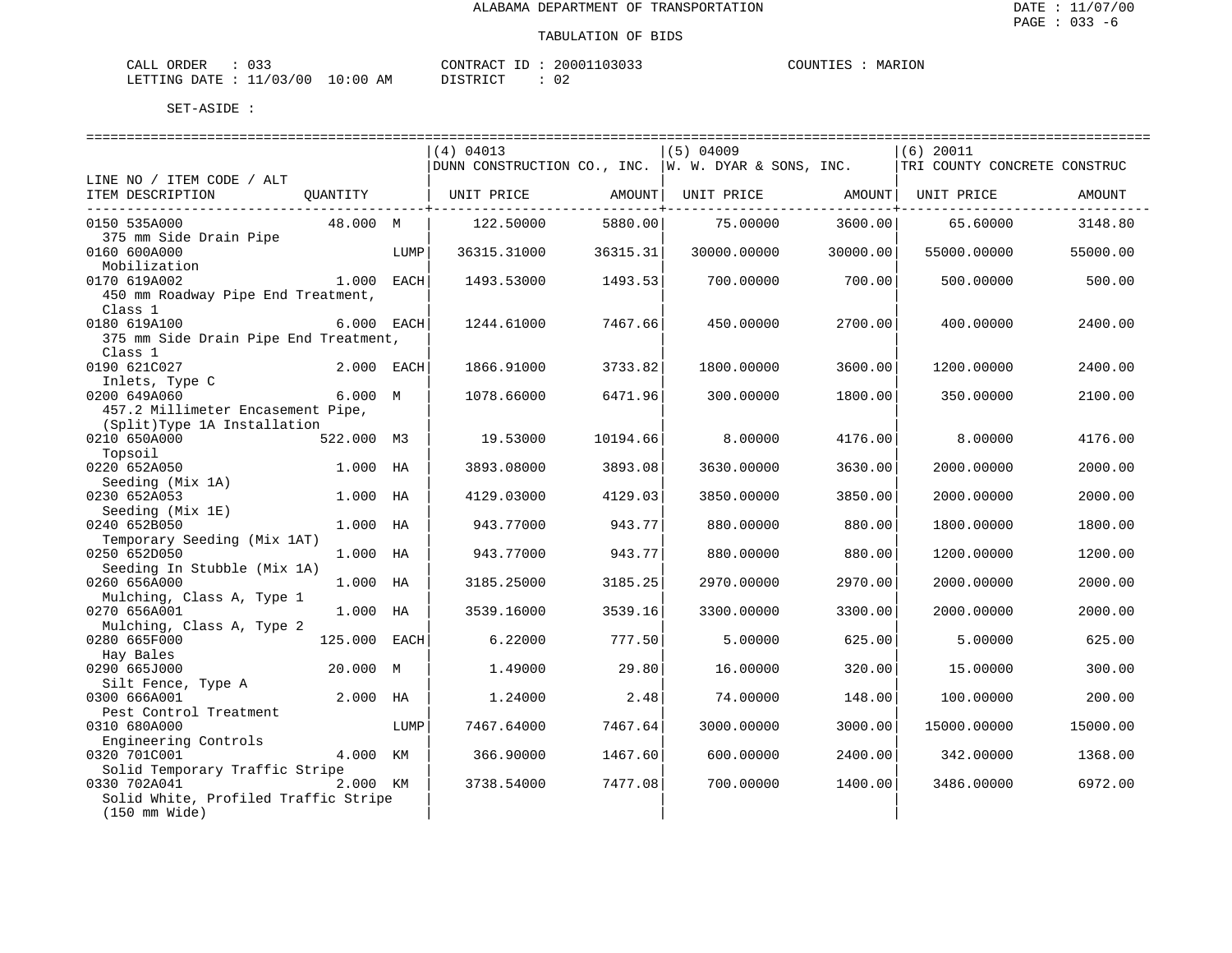ALABAMA DEPARTMENT OF TRANSPORTATION

TABULATION OF BIDS

CALL ORDER : 033
LETTING DATE : 11/03/00 10:00 AM

CONTRACT ID : 20001103033
DISTRICT : 02

COUNTIES : MARION

SET-ASIDE :

| LINE NO / ITEM CODE / ALT ITEM DESCRIPTION | QUANTITY | | (4) 04013 DUNN CONSTRUCTION CO., INC. UNIT PRICE | AMOUNT | (5) 04009 W. W. DYAR & SONS, INC. UNIT PRICE | AMOUNT | (6) 20011 TRI COUNTY CONCRETE CONSTRUC UNIT PRICE | AMOUNT |
|---|---|---|---|---|---|---|---|---|
| 0150 535A000 375 mm Side Drain Pipe | 48.000 | M | 122.50000 | 5880.00 | 75.00000 | 3600.00 | 65.60000 | 3148.80 |
| 0160 600A000 Mobilization | | LUMP | 36315.31000 | 36315.31 | 30000.00000 | 30000.00 | 55000.00000 | 55000.00 |
| 0170 619A002 450 mm Roadway Pipe End Treatment, Class 1 | 1.000 | EACH | 1493.53000 | 1493.53 | 700.00000 | 700.00 | 500.00000 | 500.00 |
| 0180 619A100 375 mm Side Drain Pipe End Treatment, Class 1 | 6.000 | EACH | 1244.61000 | 7467.66 | 450.00000 | 2700.00 | 400.00000 | 2400.00 |
| 0190 621C027 Inlets, Type C | 2.000 | EACH | 1866.91000 | 3733.82 | 1800.00000 | 3600.00 | 1200.00000 | 2400.00 |
| 0200 649A060 457.2 Millimeter Encasement Pipe, (Split)Type 1A Installation | 6.000 | M | 1078.66000 | 6471.96 | 300.00000 | 1800.00 | 350.00000 | 2100.00 |
| 0210 650A000 Topsoil | 522.000 | M3 | 19.53000 | 10194.66 | 8.00000 | 4176.00 | 8.00000 | 4176.00 |
| 0220 652A050 Seeding (Mix 1A) | 1.000 | HA | 3893.08000 | 3893.08 | 3630.00000 | 3630.00 | 2000.00000 | 2000.00 |
| 0230 652A053 Seeding (Mix 1E) | 1.000 | HA | 4129.03000 | 4129.03 | 3850.00000 | 3850.00 | 2000.00000 | 2000.00 |
| 0240 652B050 Temporary Seeding (Mix 1AT) | 1.000 | HA | 943.77000 | 943.77 | 880.00000 | 880.00 | 1800.00000 | 1800.00 |
| 0250 652D050 Seeding In Stubble (Mix 1A) | 1.000 | HA | 943.77000 | 943.77 | 880.00000 | 880.00 | 1200.00000 | 1200.00 |
| 0260 656A000 Mulching, Class A, Type 1 | 1.000 | HA | 3185.25000 | 3185.25 | 2970.00000 | 2970.00 | 2000.00000 | 2000.00 |
| 0270 656A001 Mulching, Class A, Type 2 | 1.000 | HA | 3539.16000 | 3539.16 | 3300.00000 | 3300.00 | 2000.00000 | 2000.00 |
| 0280 665F000 Hay Bales | 125.000 | EACH | 6.22000 | 777.50 | 5.00000 | 625.00 | 5.00000 | 625.00 |
| 0290 665J000 Silt Fence, Type A | 20.000 | M | 1.49000 | 29.80 | 16.00000 | 320.00 | 15.00000 | 300.00 |
| 0300 666A001 Pest Control Treatment | 2.000 | HA | 1.24000 | 2.48 | 74.00000 | 148.00 | 100.00000 | 200.00 |
| 0310 680A000 Engineering Controls | | LUMP | 7467.64000 | 7467.64 | 3000.00000 | 3000.00 | 15000.00000 | 15000.00 |
| 0320 701C001 Solid Temporary Traffic Stripe | 4.000 | KM | 366.90000 | 1467.60 | 600.00000 | 2400.00 | 342.00000 | 1368.00 |
| 0330 702A041 Solid White, Profiled Traffic Stripe (150 mm Wide) | 2.000 | KM | 3738.54000 | 7477.08 | 700.00000 | 1400.00 | 3486.00000 | 6972.00 |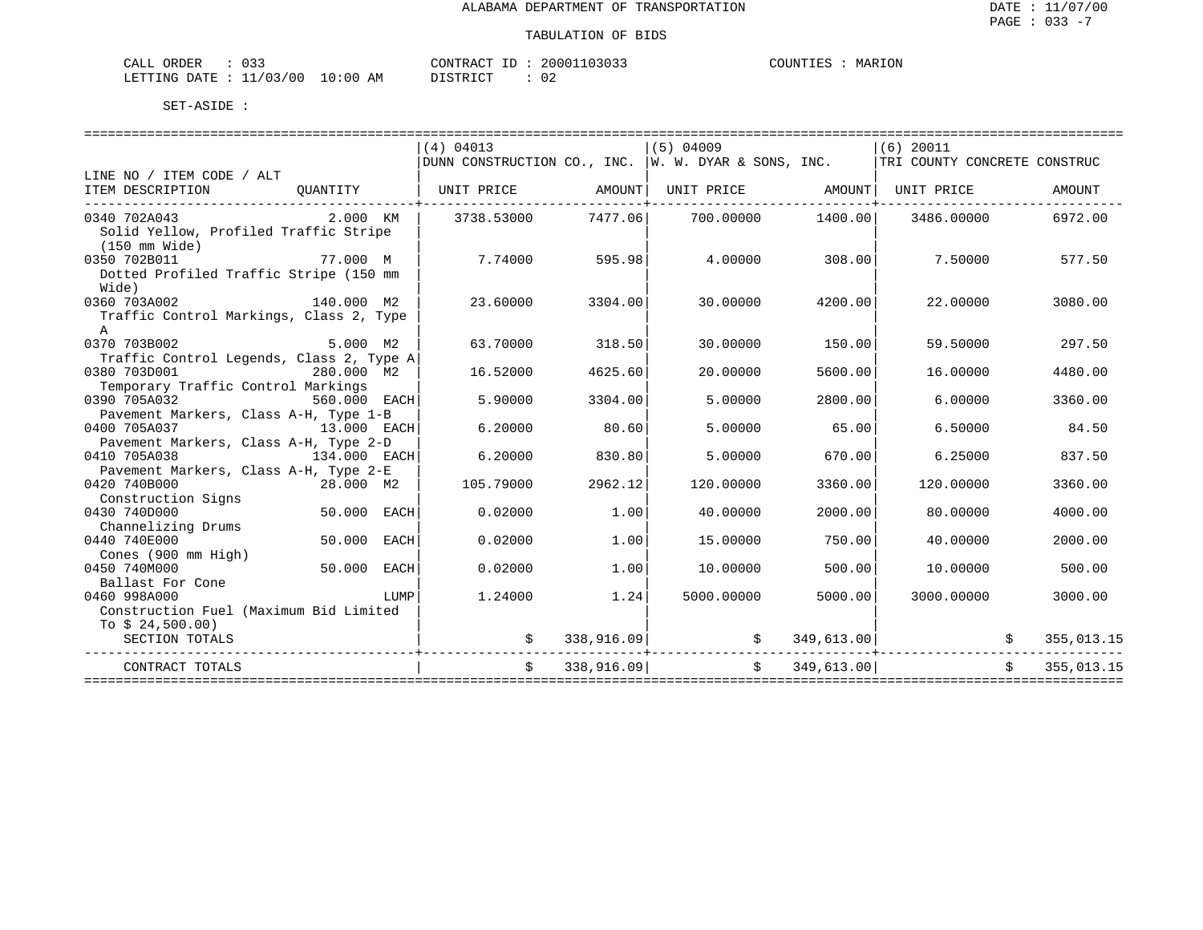ALABAMA DEPARTMENT OF TRANSPORTATION

TABULATION OF BIDS

DATE : 11/07/00
PAGE : 033 -7

CALL ORDER : 033 &nbsp;&nbsp;&nbsp;&nbsp; CONTRACT ID : 20001103033 &nbsp;&nbsp;&nbsp;&nbsp; COUNTIES : MARION
LETTING DATE : 11/03/00 10:00 AM &nbsp;&nbsp;&nbsp;&nbsp; DISTRICT : 02

SET-ASIDE :

| LINE NO / ITEM CODE / ALT<br>ITEM DESCRIPTION | QUANTITY | (4) 04013<br>DUNN CONSTRUCTION CO., INC.<br>UNIT PRICE | <br><br>AMOUNT | (5) 04009<br>W. W. DYAR & SONS, INC.<br>UNIT PRICE | <br><br>AMOUNT | (6) 20011<br>TRI COUNTY CONCRETE CONSTRUC<br>UNIT PRICE | <br><br>AMOUNT |
|---|---|---|---|---|---|---|---|
| 0340 702A043<br>Solid Yellow, Profiled Traffic Stripe (150 mm Wide) | 2.000 KM | 3738.53000 | 7477.06 | 700.00000 | 1400.00 | 3486.00000 | 6972.00 |
| 0350 702B011<br>Dotted Profiled Traffic Stripe (150 mm Wide) | 77.000 M | 7.74000 | 595.98 | 4.00000 | 308.00 | 7.50000 | 577.50 |
| 0360 703A002<br>Traffic Control Markings, Class 2, Type A | 140.000 M2 | 23.60000 | 3304.00 | 30.00000 | 4200.00 | 22.00000 | 3080.00 |
| 0370 703B002<br>Traffic Control Legends, Class 2, Type A | 5.000 M2 | 63.70000 | 318.50 | 30.00000 | 150.00 | 59.50000 | 297.50 |
| 0380 703D001<br>Temporary Traffic Control Markings | 280.000 M2 | 16.52000 | 4625.60 | 20.00000 | 5600.00 | 16.00000 | 4480.00 |
| 0390 705A032<br>Pavement Markers, Class A-H, Type 1-B | 560.000 EACH | 5.90000 | 3304.00 | 5.00000 | 2800.00 | 6.00000 | 3360.00 |
| 0400 705A037<br>Pavement Markers, Class A-H, Type 2-D | 13.000 EACH | 6.20000 | 80.60 | 5.00000 | 65.00 | 6.50000 | 84.50 |
| 0410 705A038<br>Pavement Markers, Class A-H, Type 2-E | 134.000 EACH | 6.20000 | 830.80 | 5.00000 | 670.00 | 6.25000 | 837.50 |
| 0420 740B000<br>Construction Signs | 28.000 M2 | 105.79000 | 2962.12 | 120.00000 | 3360.00 | 120.00000 | 3360.00 |
| 0430 740D000<br>Channelizing Drums | 50.000 EACH | 0.02000 | 1.00 | 40.00000 | 2000.00 | 80.00000 | 4000.00 |
| 0440 740E000<br>Cones (900 mm High) | 50.000 EACH | 0.02000 | 1.00 | 15.00000 | 750.00 | 40.00000 | 2000.00 |
| 0450 740M000<br>Ballast For Cone | 50.000 EACH | 0.02000 | 1.00 | 10.00000 | 500.00 | 10.00000 | 500.00 |
| 0460 998A000<br>Construction Fuel (Maximum Bid Limited To $ 24,500.00) | LUMP | 1.24000 | 1.24 | 5000.00000 | 5000.00 | 3000.00000 | 3000.00 |
| SECTION TOTALS | | | $ 338,916.09 | | $ 349,613.00 | | $ 355,013.15 |
| CONTRACT TOTALS | | | $ 338,916.09 | | $ 349,613.00 | | $ 355,013.15 |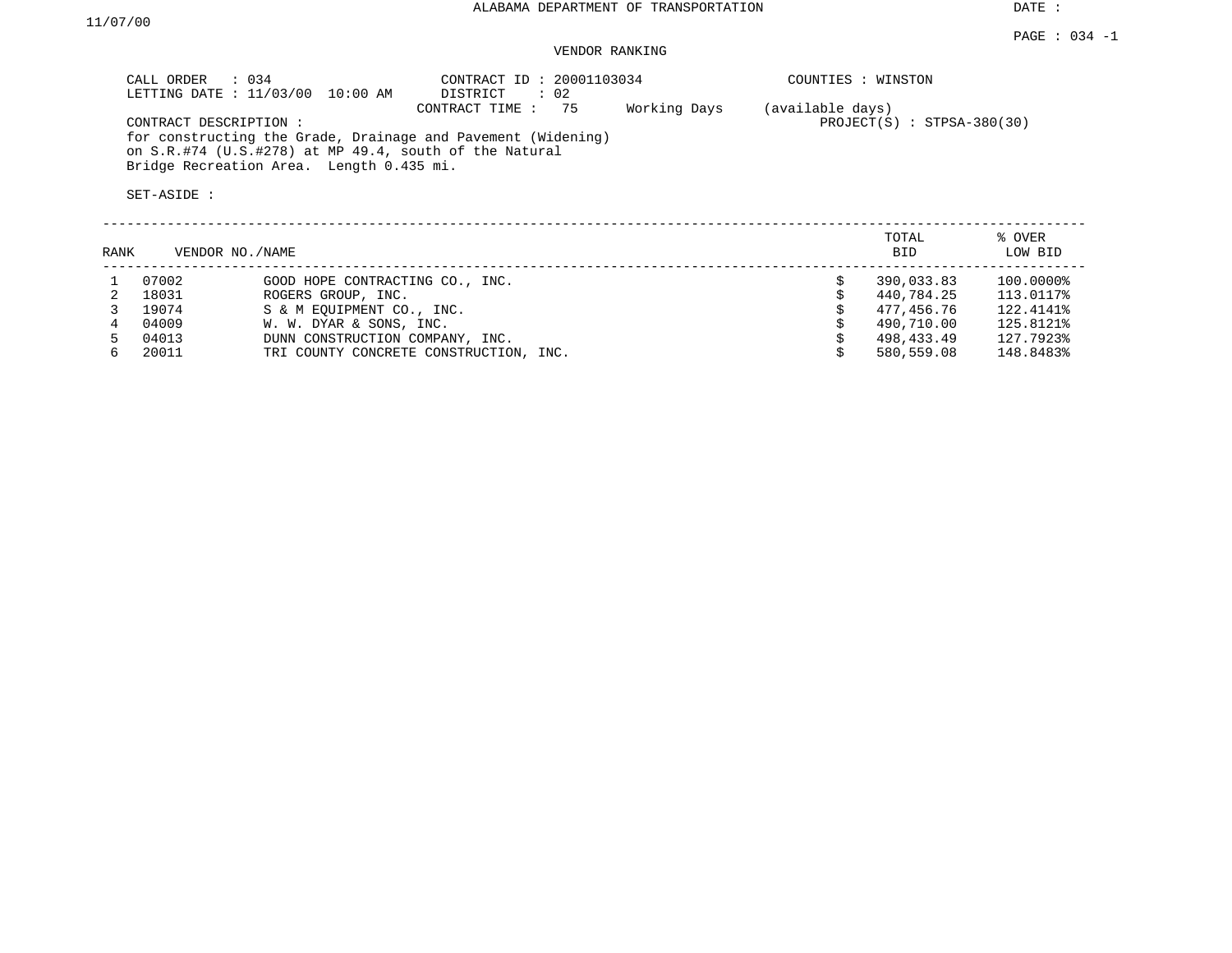ALABAMA DEPARTMENT OF TRANSPORTATION

DATE : 11/07/00

PAGE : 034 -1

VENDOR RANKING

CALL ORDER : 034
LETTING DATE : 11/03/00 10:00 AM

CONTRACT ID : 20001103034
DISTRICT : 02
CONTRACT TIME : 75 Working Days (available days)

COUNTIES : WINSTON

PROJECT(S) : STPSA-380(30)

CONTRACT DESCRIPTION :
for constructing the Grade, Drainage and Pavement (Widening) on S.R.#74 (U.S.#278) at MP 49.4, south of the Natural Bridge Recreation Area. Length 0.435 mi.

SET-ASIDE :

| RANK | VENDOR NO./NAME | | TOTAL BID | % OVER LOW BID |
|---|---|---|---|---|
| 1 | 07002 | GOOD HOPE CONTRACTING CO., INC. | $ 390,033.83 | 100.0000% |
| 2 | 18031 | ROGERS GROUP, INC. | $ 440,784.25 | 113.0117% |
| 3 | 19074 | S & M EQUIPMENT CO., INC. | $ 477,456.76 | 122.4141% |
| 4 | 04009 | W. W. DYAR & SONS, INC. | $ 490,710.00 | 125.8121% |
| 5 | 04013 | DUNN CONSTRUCTION COMPANY, INC. | $ 498,433.49 | 127.7923% |
| 6 | 20011 | TRI COUNTY CONCRETE CONSTRUCTION, INC. | $ 580,559.08 | 148.8483% |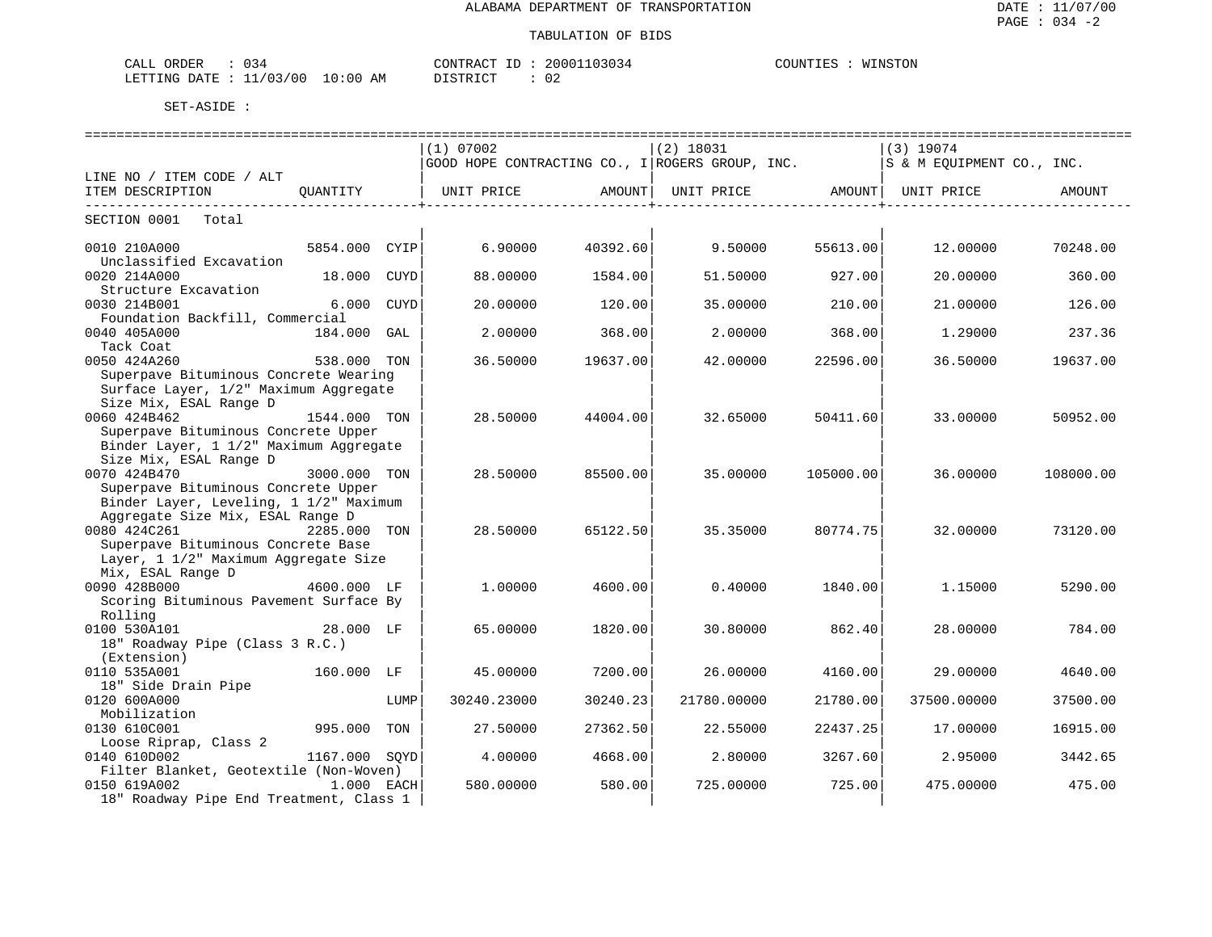ALABAMA DEPARTMENT OF TRANSPORTATION

TABULATION OF BIDS

DATE : 11/07/00
PAGE : 034 -2

CALL ORDER : 034
LETTING DATE : 11/03/00 10:00 AM

CONTRACT ID : 20001103034
DISTRICT : 02

COUNTIES : WINSTON

SET-ASIDE :

| LINE NO / ITEM CODE / ALT<br>ITEM DESCRIPTION | QUANTITY | (1) 07002<br>GOOD HOPE CONTRACTING CO., I<br>UNIT PRICE | <br><br>AMOUNT | (2) 18031<br>ROGERS GROUP, INC.<br>UNIT PRICE | <br><br>AMOUNT | (3) 19074<br>S & M EQUIPMENT CO., INC.<br>UNIT PRICE | <br><br>AMOUNT |
|---|---|---|---|---|---|---|---|
| SECTION 0001 Total | | | | | | | |
| 0010 210A000<br>Unclassified Excavation | 5854.000 CYIP | 6.90000 | 40392.60 | 9.50000 | 55613.00 | 12.00000 | 70248.00 |
| 0020 214A000<br>Structure Excavation | 18.000 CUYD | 88.00000 | 1584.00 | 51.50000 | 927.00 | 20.00000 | 360.00 |
| 0030 214B001<br>Foundation Backfill, Commercial | 6.000 CUYD | 20.00000 | 120.00 | 35.00000 | 210.00 | 21.00000 | 126.00 |
| 0040 405A000<br>Tack Coat | 184.000 GAL | 2.00000 | 368.00 | 2.00000 | 368.00 | 1.29000 | 237.36 |
| 0050 424A260<br>Superpave Bituminous Concrete Wearing Surface Layer, 1/2" Maximum Aggregate Size Mix, ESAL Range D | 538.000 TON | 36.50000 | 19637.00 | 42.00000 | 22596.00 | 36.50000 | 19637.00 |
| 0060 424B462<br>Superpave Bituminous Concrete Upper Binder Layer, 1 1/2" Maximum Aggregate Size Mix, ESAL Range D | 1544.000 TON | 28.50000 | 44004.00 | 32.65000 | 50411.60 | 33.00000 | 50952.00 |
| 0070 424B470<br>Superpave Bituminous Concrete Upper Binder Layer, Leveling, 1 1/2" Maximum Aggregate Size Mix, ESAL Range D | 3000.000 TON | 28.50000 | 85500.00 | 35.00000 | 105000.00 | 36.00000 | 108000.00 |
| 0080 424C261<br>Superpave Bituminous Concrete Base Layer, 1 1/2" Maximum Aggregate Size Mix, ESAL Range D | 2285.000 TON | 28.50000 | 65122.50 | 35.35000 | 80774.75 | 32.00000 | 73120.00 |
| 0090 428B000<br>Scoring Bituminous Pavement Surface By Rolling | 4600.000 LF | 1.00000 | 4600.00 | 0.40000 | 1840.00 | 1.15000 | 5290.00 |
| 0100 530A101<br>18" Roadway Pipe (Class 3 R.C.) (Extension) | 28.000 LF | 65.00000 | 1820.00 | 30.80000 | 862.40 | 28.00000 | 784.00 |
| 0110 535A001<br>18" Side Drain Pipe | 160.000 LF | 45.00000 | 7200.00 | 26.00000 | 4160.00 | 29.00000 | 4640.00 |
| 0120 600A000<br>Mobilization | LUMP | 30240.23000 | 30240.23 | 21780.00000 | 21780.00 | 37500.00000 | 37500.00 |
| 0130 610C001<br>Loose Riprap, Class 2 | 995.000 TON | 27.50000 | 27362.50 | 22.55000 | 22437.25 | 17.00000 | 16915.00 |
| 0140 610D002<br>Filter Blanket, Geotextile (Non-Woven) | 1167.000 SQYD | 4.00000 | 4668.00 | 2.80000 | 3267.60 | 2.95000 | 3442.65 |
| 0150 619A002<br>18" Roadway Pipe End Treatment, Class 1 | 1.000 EACH | 580.00000 | 580.00 | 725.00000 | 725.00 | 475.00000 | 475.00 |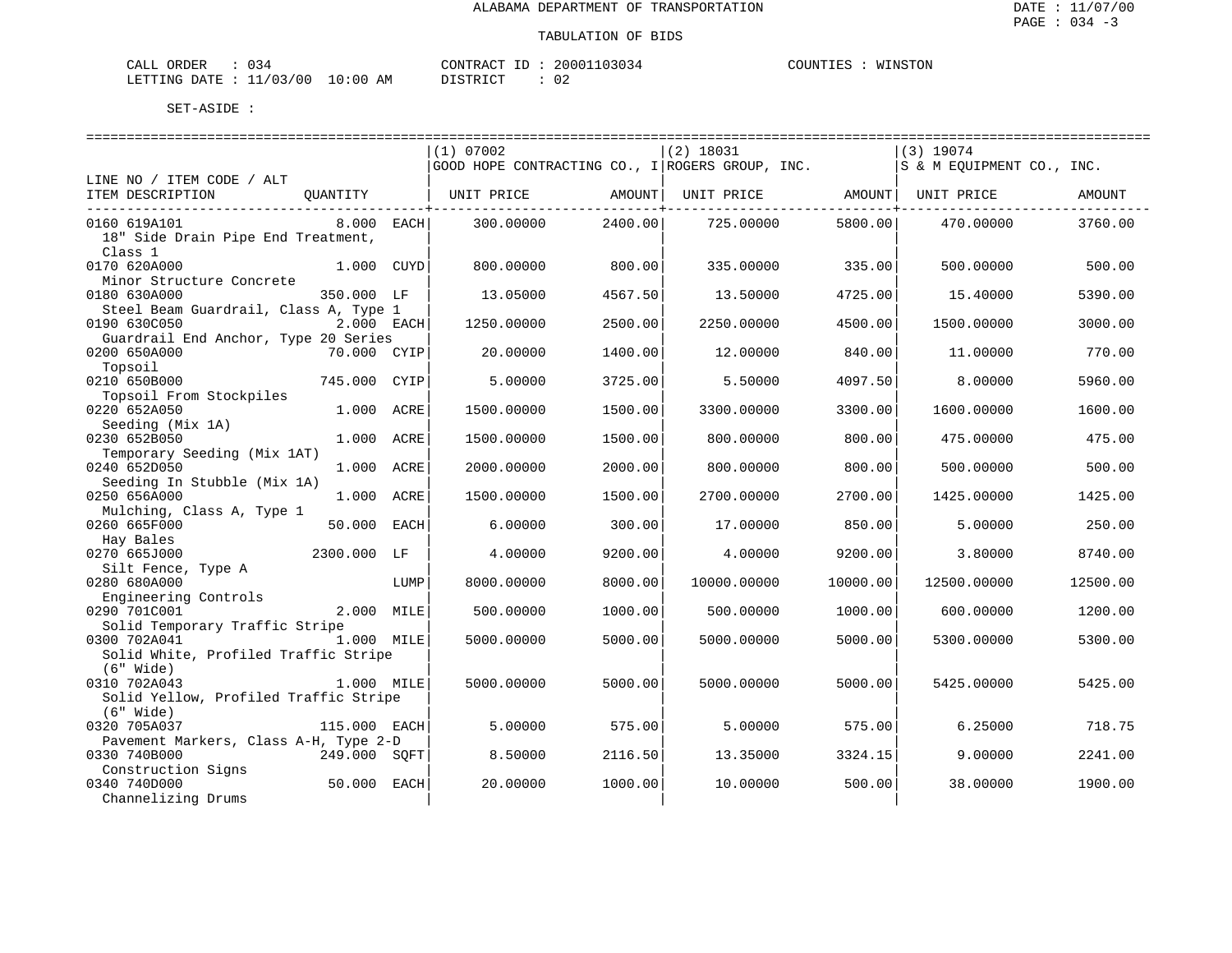ALABAMA DEPARTMENT OF TRANSPORTATION

TABULATION OF BIDS

DATE : 11/07/00
PAGE : 034 -3

CALL ORDER : 034 &nbsp;&nbsp;&nbsp;&nbsp; CONTRACT ID : 20001103034 &nbsp;&nbsp;&nbsp;&nbsp; COUNTIES : WINSTON
LETTING DATE : 11/03/00 10:00 AM &nbsp;&nbsp;&nbsp;&nbsp; DISTRICT : 02

SET-ASIDE :

| LINE NO / ITEM CODE / ALT ITEM DESCRIPTION | QUANTITY | (1) 07002 GOOD HOPE CONTRACTING CO., I UNIT PRICE | AMOUNT | (2) 18031 ROGERS GROUP, INC. UNIT PRICE | AMOUNT | (3) 19074 S & M EQUIPMENT CO., INC. UNIT PRICE | AMOUNT |
|---|---|---|---|---|---|---|---|
| 0160 619A101 18" Side Drain Pipe End Treatment, Class 1 | 8.000 EACH | 300.00000 | 2400.00 | 725.00000 | 5800.00 | 470.00000 | 3760.00 |
| 0170 620A000 Minor Structure Concrete | 1.000 CUYD | 800.00000 | 800.00 | 335.00000 | 335.00 | 500.00000 | 500.00 |
| 0180 630A000 Steel Beam Guardrail, Class A, Type 1 | 350.000 LF | 13.05000 | 4567.50 | 13.50000 | 4725.00 | 15.40000 | 5390.00 |
| 0190 630C050 Guardrail End Anchor, Type 20 Series | 2.000 EACH | 1250.00000 | 2500.00 | 2250.00000 | 4500.00 | 1500.00000 | 3000.00 |
| 0200 650A000 Topsoil | 70.000 CYIP | 20.00000 | 1400.00 | 12.00000 | 840.00 | 11.00000 | 770.00 |
| 0210 650B000 Topsoil From Stockpiles | 745.000 CYIP | 5.00000 | 3725.00 | 5.50000 | 4097.50 | 8.00000 | 5960.00 |
| 0220 652A050 Seeding (Mix 1A) | 1.000 ACRE | 1500.00000 | 1500.00 | 3300.00000 | 3300.00 | 1600.00000 | 1600.00 |
| 0230 652B050 Temporary Seeding (Mix 1AT) | 1.000 ACRE | 1500.00000 | 1500.00 | 800.00000 | 800.00 | 475.00000 | 475.00 |
| 0240 652D050 Seeding In Stubble (Mix 1A) | 1.000 ACRE | 2000.00000 | 2000.00 | 800.00000 | 800.00 | 500.00000 | 500.00 |
| 0250 656A000 Mulching, Class A, Type 1 | 1.000 ACRE | 1500.00000 | 1500.00 | 2700.00000 | 2700.00 | 1425.00000 | 1425.00 |
| 0260 665F000 Hay Bales | 50.000 EACH | 6.00000 | 300.00 | 17.00000 | 850.00 | 5.00000 | 250.00 |
| 0270 665J000 Silt Fence, Type A | 2300.000 LF | 4.00000 | 9200.00 | 4.00000 | 9200.00 | 3.80000 | 8740.00 |
| 0280 680A000 Engineering Controls | LUMP | 8000.00000 | 8000.00 | 10000.00000 | 10000.00 | 12500.00000 | 12500.00 |
| 0290 701C001 Solid Temporary Traffic Stripe | 2.000 MILE | 500.00000 | 1000.00 | 500.00000 | 1000.00 | 600.00000 | 1200.00 |
| 0300 702A041 Solid White, Profiled Traffic Stripe (6" Wide) | 1.000 MILE | 5000.00000 | 5000.00 | 5000.00000 | 5000.00 | 5300.00000 | 5300.00 |
| 0310 702A043 Solid Yellow, Profiled Traffic Stripe (6" Wide) | 1.000 MILE | 5000.00000 | 5000.00 | 5000.00000 | 5000.00 | 5425.00000 | 5425.00 |
| 0320 705A037 Pavement Markers, Class A-H, Type 2-D | 115.000 EACH | 5.00000 | 575.00 | 5.00000 | 575.00 | 6.25000 | 718.75 |
| 0330 740B000 Construction Signs | 249.000 SQFT | 8.50000 | 2116.50 | 13.35000 | 3324.15 | 9.00000 | 2241.00 |
| 0340 740D000 Channelizing Drums | 50.000 EACH | 20.00000 | 1000.00 | 10.00000 | 500.00 | 38.00000 | 1900.00 |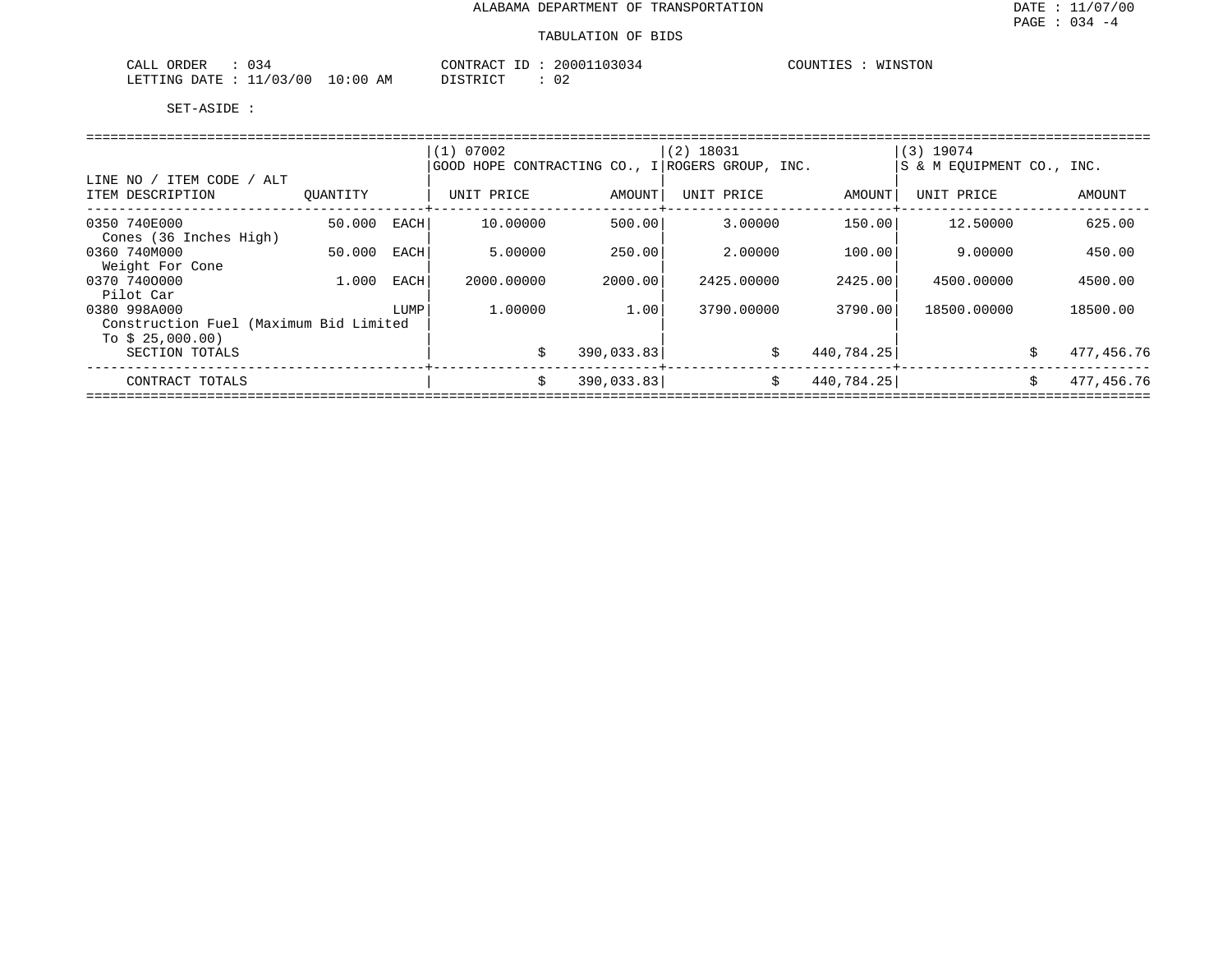ALABAMA DEPARTMENT OF TRANSPORTATION

TABULATION OF BIDS

CALL ORDER : 034
LETTING DATE : 11/03/00 10:00 AM

CONTRACT ID : 20001103034
DISTRICT : 02

COUNTIES : WINSTON

SET-ASIDE :

| LINE NO / ITEM CODE / ALT ITEM DESCRIPTION | QUANTITY | | (1) 07002 GOOD HOPE CONTRACTING CO., I UNIT PRICE | AMOUNT | (2) 18031 ROGERS GROUP, INC. UNIT PRICE | AMOUNT | (3) 19074 S & M EQUIPMENT CO., INC. UNIT PRICE | AMOUNT |
|---|---|---|---|---|---|---|---|---|
| 0350 740E000 Cones (36 Inches High) | 50.000 | EACH | 10.00000 | 500.00 | 3.00000 | 150.00 | 12.50000 | 625.00 |
| 0360 740M000 Weight For Cone | 50.000 | EACH | 5.00000 | 250.00 | 2.00000 | 100.00 | 9.00000 | 450.00 |
| 0370 740O000 Pilot Car | 1.000 | EACH | 2000.00000 | 2000.00 | 2425.00000 | 2425.00 | 4500.00000 | 4500.00 |
| 0380 998A000 Construction Fuel (Maximum Bid Limited To $ 25,000.00) | | LUMP | 1.00000 | 1.00 | 3790.00000 | 3790.00 | 18500.00000 | 18500.00 |
| SECTION TOTALS | | | | $ 390,033.83 | | $ 440,784.25 | | $ 477,456.76 |
| CONTRACT TOTALS | | | | $ 390,033.83 | | $ 440,784.25 | | $ 477,456.76 |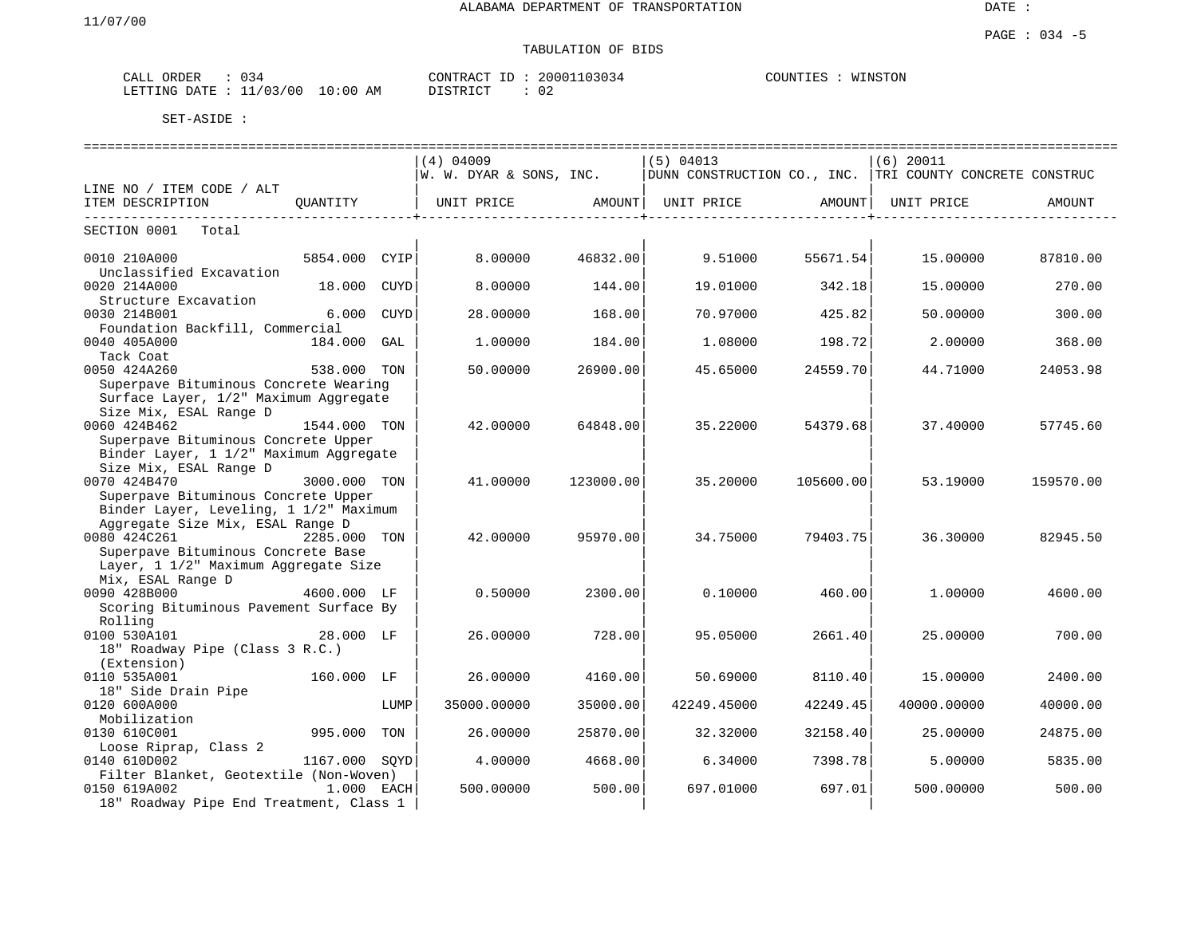ALABAMA DEPARTMENT OF TRANSPORTATION

11/07/00

DATE :

PAGE : 034 -5

TABULATION OF BIDS

CALL ORDER : 034
LETTING DATE : 11/03/00 10:00 AM

CONTRACT ID : 20001103034
DISTRICT : 02

COUNTIES : WINSTON

SET-ASIDE :

| LINE NO / ITEM CODE / ALT ITEM DESCRIPTION | QUANTITY | UNIT | (4) 04009 W. W. DYAR & SONS, INC. UNIT PRICE | AMOUNT | (5) 04013 DUNN CONSTRUCTION CO., INC. UNIT PRICE | AMOUNT | (6) 20011 TRI COUNTY CONCRETE CONSTRUC UNIT PRICE | AMOUNT |
|---|---|---|---|---|---|---|---|---|
| SECTION 0001 Total | | | | | | | | |
| 0010 210A000 Unclassified Excavation | 5854.000 | CYIP | 8.00000 | 46832.00 | 9.51000 | 55671.54 | 15.00000 | 87810.00 |
| 0020 214A000 Structure Excavation | 18.000 | CUYD | 8.00000 | 144.00 | 19.01000 | 342.18 | 15.00000 | 270.00 |
| 0030 214B001 Foundation Backfill, Commercial | 6.000 | CUYD | 28.00000 | 168.00 | 70.97000 | 425.82 | 50.00000 | 300.00 |
| 0040 405A000 Tack Coat | 184.000 | GAL | 1.00000 | 184.00 | 1.08000 | 198.72 | 2.00000 | 368.00 |
| 0050 424A260 Superpave Bituminous Concrete Wearing Surface Layer, 1/2" Maximum Aggregate Size Mix, ESAL Range D | 538.000 | TON | 50.00000 | 26900.00 | 45.65000 | 24559.70 | 44.71000 | 24053.98 |
| 0060 424B462 Superpave Bituminous Concrete Upper Binder Layer, 1 1/2" Maximum Aggregate Size Mix, ESAL Range D | 1544.000 | TON | 42.00000 | 64848.00 | 35.22000 | 54379.68 | 37.40000 | 57745.60 |
| 0070 424B470 Superpave Bituminous Concrete Upper Binder Layer, Leveling, 1 1/2" Maximum Aggregate Size Mix, ESAL Range D | 3000.000 | TON | 41.00000 | 123000.00 | 35.20000 | 105600.00 | 53.19000 | 159570.00 |
| 0080 424C261 Superpave Bituminous Concrete Base Layer, 1 1/2" Maximum Aggregate Size Mix, ESAL Range D | 2285.000 | TON | 42.00000 | 95970.00 | 34.75000 | 79403.75 | 36.30000 | 82945.50 |
| 0090 428B000 Scoring Bituminous Pavement Surface By Rolling | 4600.000 | LF | 0.50000 | 2300.00 | 0.10000 | 460.00 | 1.00000 | 4600.00 |
| 0100 530A101 18" Roadway Pipe (Class 3 R.C.) (Extension) | 28.000 | LF | 26.00000 | 728.00 | 95.05000 | 2661.40 | 25.00000 | 700.00 |
| 0110 535A001 18" Side Drain Pipe | 160.000 | LF | 26.00000 | 4160.00 | 50.69000 | 8110.40 | 15.00000 | 2400.00 |
| 0120 600A000 Mobilization | | LUMP | 35000.00000 | 35000.00 | 42249.45000 | 42249.45 | 40000.00000 | 40000.00 |
| 0130 610C001 Loose Riprap, Class 2 | 995.000 | TON | 26.00000 | 25870.00 | 32.32000 | 32158.40 | 25.00000 | 24875.00 |
| 0140 610D002 Filter Blanket, Geotextile (Non-Woven) | 1167.000 | SQYD | 4.00000 | 4668.00 | 6.34000 | 7398.78 | 5.00000 | 5835.00 |
| 0150 619A002 18" Roadway Pipe End Treatment, Class 1 | 1.000 | EACH | 500.00000 | 500.00 | 697.01000 | 697.01 | 500.00000 | 500.00 |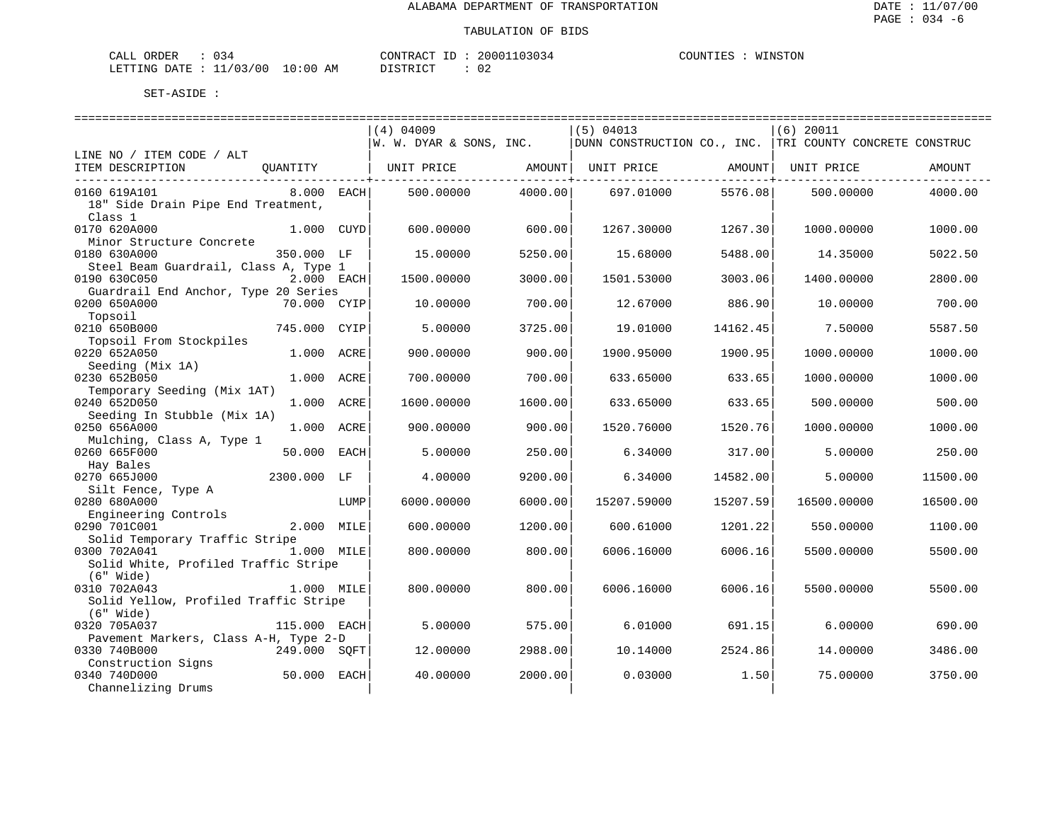ALABAMA DEPARTMENT OF TRANSPORTATION

TABULATION OF BIDS

DATE : 11/07/00
PAGE : 034 -6

CALL ORDER : 034
LETTING DATE : 11/03/00 10:00 AM

CONTRACT ID : 20001103034
DISTRICT : 02

COUNTIES : WINSTON

SET-ASIDE :

| LINE NO / ITEM CODE / ALT ITEM DESCRIPTION | QUANTITY | (4) 04009 W. W. DYAR & SONS, INC. UNIT PRICE | AMOUNT | (5) 04013 DUNN CONSTRUCTION CO., INC. UNIT PRICE | AMOUNT | (6) 20011 TRI COUNTY CONCRETE CONSTRUC UNIT PRICE | AMOUNT |
|---|---|---|---|---|---|---|---|
| 0160 619A101 18" Side Drain Pipe End Treatment, Class 1 | 8.000 EACH | 500.00000 | 4000.00 | 697.01000 | 5576.08 | 500.00000 | 4000.00 |
| 0170 620A000 Minor Structure Concrete | 1.000 CUYD | 600.00000 | 600.00 | 1267.30000 | 1267.30 | 1000.00000 | 1000.00 |
| 0180 630A000 Steel Beam Guardrail, Class A, Type 1 | 350.000 LF | 15.00000 | 5250.00 | 15.68000 | 5488.00 | 14.35000 | 5022.50 |
| 0190 630C050 Guardrail End Anchor, Type 20 Series | 2.000 EACH | 1500.00000 | 3000.00 | 1501.53000 | 3003.06 | 1400.00000 | 2800.00 |
| 0200 650A000 Topsoil | 70.000 CYIP | 10.00000 | 700.00 | 12.67000 | 886.90 | 10.00000 | 700.00 |
| 0210 650B000 Topsoil From Stockpiles | 745.000 CYIP | 5.00000 | 3725.00 | 19.01000 | 14162.45 | 7.50000 | 5587.50 |
| 0220 652A050 Seeding (Mix 1A) | 1.000 ACRE | 900.00000 | 900.00 | 1900.95000 | 1900.95 | 1000.00000 | 1000.00 |
| 0230 652B050 Temporary Seeding (Mix 1AT) | 1.000 ACRE | 700.00000 | 700.00 | 633.65000 | 633.65 | 1000.00000 | 1000.00 |
| 0240 652D050 Seeding In Stubble (Mix 1A) | 1.000 ACRE | 1600.00000 | 1600.00 | 633.65000 | 633.65 | 500.00000 | 500.00 |
| 0250 656A000 Mulching, Class A, Type 1 | 1.000 ACRE | 900.00000 | 900.00 | 1520.76000 | 1520.76 | 1000.00000 | 1000.00 |
| 0260 665F000 Hay Bales | 50.000 EACH | 5.00000 | 250.00 | 6.34000 | 317.00 | 5.00000 | 250.00 |
| 0270 665J000 Silt Fence, Type A | 2300.000 LF | 4.00000 | 9200.00 | 6.34000 | 14582.00 | 5.00000 | 11500.00 |
| 0280 680A000 Engineering Controls | LUMP | 6000.00000 | 6000.00 | 15207.59000 | 15207.59 | 16500.00000 | 16500.00 |
| 0290 701C001 Solid Temporary Traffic Stripe | 2.000 MILE | 600.00000 | 1200.00 | 600.61000 | 1201.22 | 550.00000 | 1100.00 |
| 0300 702A041 Solid White, Profiled Traffic Stripe (6" Wide) | 1.000 MILE | 800.00000 | 800.00 | 6006.16000 | 6006.16 | 5500.00000 | 5500.00 |
| 0310 702A043 Solid Yellow, Profiled Traffic Stripe (6" Wide) | 1.000 MILE | 800.00000 | 800.00 | 6006.16000 | 6006.16 | 5500.00000 | 5500.00 |
| 0320 705A037 Pavement Markers, Class A-H, Type 2-D | 115.000 EACH | 5.00000 | 575.00 | 6.01000 | 691.15 | 6.00000 | 690.00 |
| 0330 740B000 Construction Signs | 249.000 SQFT | 12.00000 | 2988.00 | 10.14000 | 2524.86 | 14.00000 | 3486.00 |
| 0340 740D000 Channelizing Drums | 50.000 EACH | 40.00000 | 2000.00 | 0.03000 | 1.50 | 75.00000 | 3750.00 |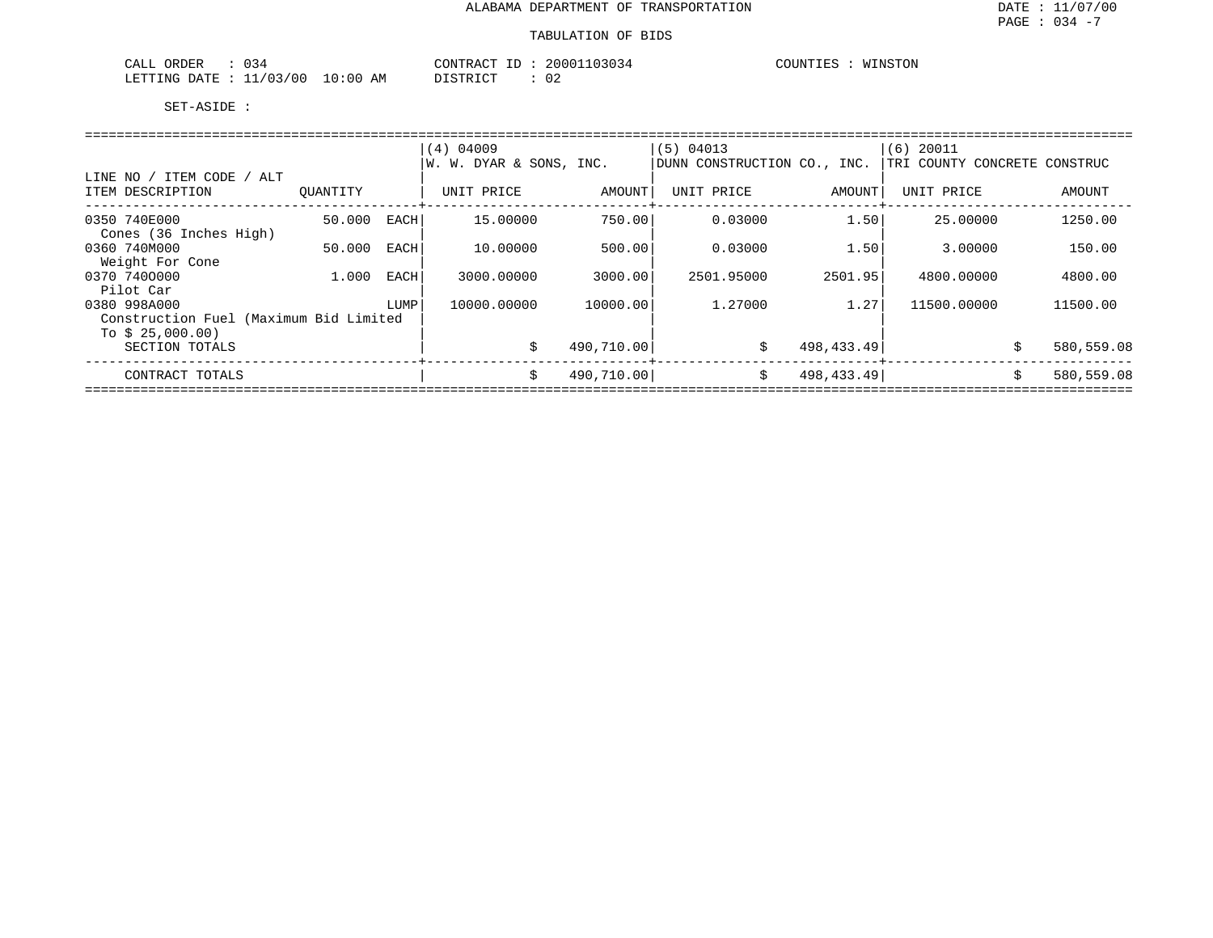ALABAMA DEPARTMENT OF TRANSPORTATION

TABULATION OF BIDS

CALL ORDER : 034 CONTRACT ID : 20001103034 COUNTIES : WINSTON
LETTING DATE : 11/03/00 10:00 AM DISTRICT : 02

SET-ASIDE :

| LINE NO / ITEM CODE / ALT ITEM DESCRIPTION | QUANTITY | | (4) 04009 W. W. DYAR & SONS, INC. UNIT PRICE | AMOUNT | (5) 04013 DUNN CONSTRUCTION CO., INC. UNIT PRICE | AMOUNT | (6) 20011 TRI COUNTY CONCRETE CONSTRUC UNIT PRICE | AMOUNT |
|---|---|---|---|---|---|---|---|---|
| 0350 740E000 Cones (36 Inches High) | 50.000 | EACH | 15.00000 | 750.00 | 0.03000 | 1.50 | 25.00000 | 1250.00 |
| 0360 740M000 Weight For Cone | 50.000 | EACH | 10.00000 | 500.00 | 0.03000 | 1.50 | 3.00000 | 150.00 |
| 0370 740O000 Pilot Car | 1.000 | EACH | 3000.00000 | 3000.00 | 2501.95000 | 2501.95 | 4800.00000 | 4800.00 |
| 0380 998A000 Construction Fuel (Maximum Bid Limited To $ 25,000.00) | | LUMP | 10000.00000 | 10000.00 | 1.27000 | 1.27 | 11500.00000 | 11500.00 |
| SECTION TOTALS | | | | $ 490,710.00 | | $ 498,433.49 | | $ 580,559.08 |
| CONTRACT TOTALS | | | | $ 490,710.00 | | $ 498,433.49 | | $ 580,559.08 |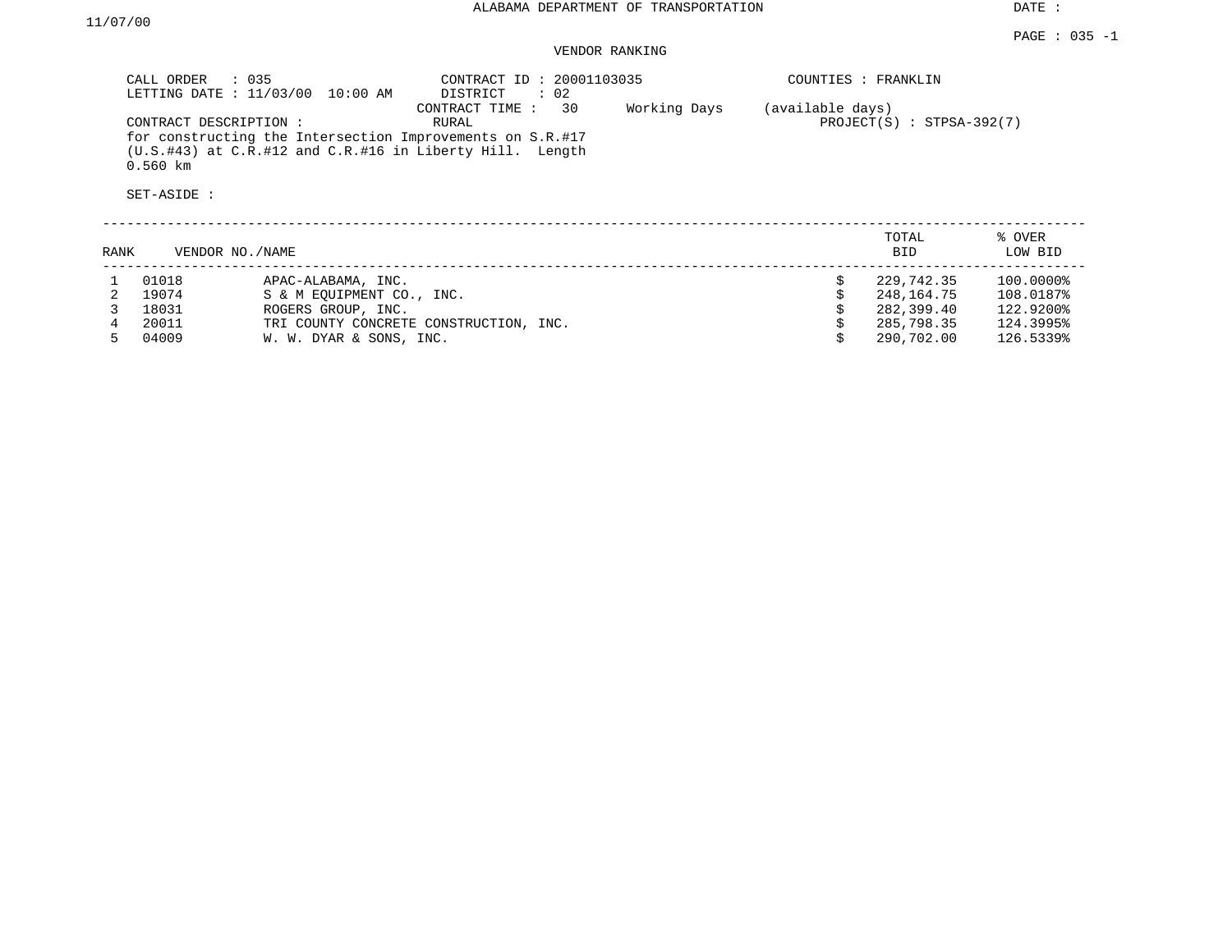ALABAMA DEPARTMENT OF TRANSPORTATION

DATE : 11/07/00

PAGE : 035 -1

VENDOR RANKING

CALL ORDER : 035
LETTING DATE : 11/03/00 10:00 AM

CONTRACT ID : 20001103035
DISTRICT : 02
CONTRACT TIME : 30 Working Days (available days)
RURAL

COUNTIES : FRANKLIN

PROJECT(S) : STPSA-392(7)

CONTRACT DESCRIPTION :
for constructing the Intersection Improvements on S.R.#17 (U.S.#43) at C.R.#12 and C.R.#16 in Liberty Hill. Length 0.560 km

SET-ASIDE :

| RANK | VENDOR NO. | NAME | TOTAL BID | % OVER LOW BID |
|---|---|---|---|---|
| 1 | 01018 | APAC-ALABAMA, INC. | $ 229,742.35 | 100.0000% |
| 2 | 19074 | S & M EQUIPMENT CO., INC. | $ 248,164.75 | 108.0187% |
| 3 | 18031 | ROGERS GROUP, INC. | $ 282,399.40 | 122.9200% |
| 4 | 20011 | TRI COUNTY CONCRETE CONSTRUCTION, INC. | $ 285,798.35 | 124.3995% |
| 5 | 04009 | W. W. DYAR & SONS, INC. | $ 290,702.00 | 126.5339% |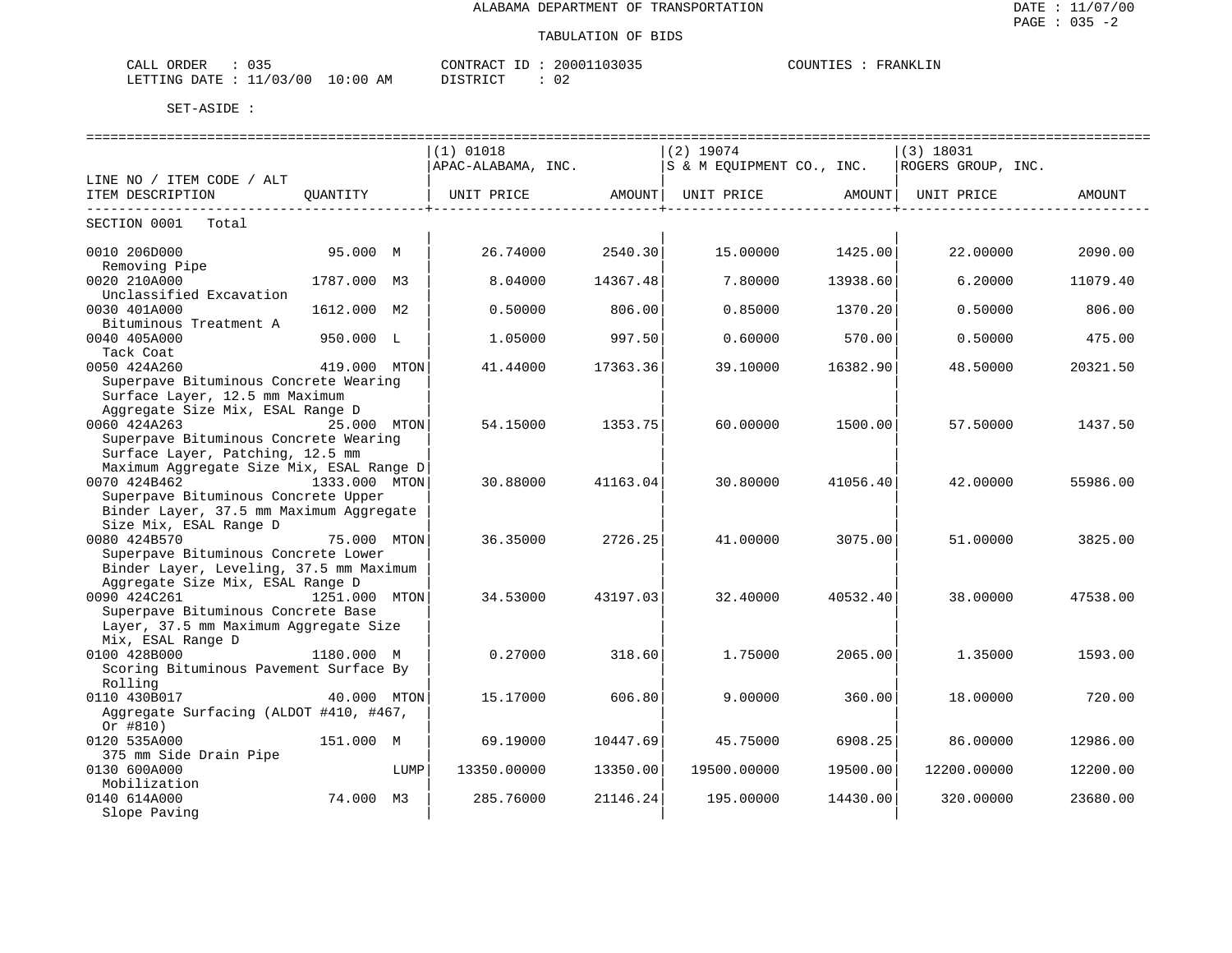ALABAMA DEPARTMENT OF TRANSPORTATION

TABULATION OF BIDS

CALL ORDER : 035 CONTRACT ID : 20001103035 COUNTIES : FRANKLIN
LETTING DATE : 11/03/00 10:00 AM DISTRICT : 02

SET-ASIDE :

| LINE NO / ITEM CODE / ALT ITEM DESCRIPTION | QUANTITY | (1) 01018 APAC-ALABAMA, INC. UNIT PRICE | AMOUNT | (2) 19074 S & M EQUIPMENT CO., INC. UNIT PRICE | AMOUNT | (3) 18031 ROGERS GROUP, INC. UNIT PRICE | AMOUNT |
|---|---|---|---|---|---|---|---|
| SECTION 0001 Total | | | | | | | |
| 0010 206D000 Removing Pipe | 95.000 M | 26.74000 | 2540.30 | 15.00000 | 1425.00 | 22.00000 | 2090.00 |
| 0020 210A000 Unclassified Excavation | 1787.000 M3 | 8.04000 | 14367.48 | 7.80000 | 13938.60 | 6.20000 | 11079.40 |
| 0030 401A000 Bituminous Treatment A | 1612.000 M2 | 0.50000 | 806.00 | 0.85000 | 1370.20 | 0.50000 | 806.00 |
| 0040 405A000 Tack Coat | 950.000 L | 1.05000 | 997.50 | 0.60000 | 570.00 | 0.50000 | 475.00 |
| 0050 424A260 Superpave Bituminous Concrete Wearing Surface Layer, 12.5 mm Maximum Aggregate Size Mix, ESAL Range D | 419.000 MTON | 41.44000 | 17363.36 | 39.10000 | 16382.90 | 48.50000 | 20321.50 |
| 0060 424A263 Superpave Bituminous Concrete Wearing Surface Layer, Patching, 12.5 mm Maximum Aggregate Size Mix, ESAL Range D | 25.000 MTON | 54.15000 | 1353.75 | 60.00000 | 1500.00 | 57.50000 | 1437.50 |
| 0070 424B462 Superpave Bituminous Concrete Upper Binder Layer, 37.5 mm Maximum Aggregate Size Mix, ESAL Range D | 1333.000 MTON | 30.88000 | 41163.04 | 30.80000 | 41056.40 | 42.00000 | 55986.00 |
| 0080 424B570 Superpave Bituminous Concrete Lower Binder Layer, Leveling, 37.5 mm Maximum Aggregate Size Mix, ESAL Range D | 75.000 MTON | 36.35000 | 2726.25 | 41.00000 | 3075.00 | 51.00000 | 3825.00 |
| 0090 424C261 Superpave Bituminous Concrete Base Layer, 37.5 mm Maximum Aggregate Size Mix, ESAL Range D | 1251.000 MTON | 34.53000 | 43197.03 | 32.40000 | 40532.40 | 38.00000 | 47538.00 |
| 0100 428B000 Scoring Bituminous Pavement Surface By Rolling | 1180.000 M | 0.27000 | 318.60 | 1.75000 | 2065.00 | 1.35000 | 1593.00 |
| 0110 430B017 Aggregate Surfacing (ALDOT #410, #467, Or #810) | 40.000 MTON | 15.17000 | 606.80 | 9.00000 | 360.00 | 18.00000 | 720.00 |
| 0120 535A000 375 mm Side Drain Pipe | 151.000 M | 69.19000 | 10447.69 | 45.75000 | 6908.25 | 86.00000 | 12986.00 |
| 0130 600A000 Mobilization | LUMP | 13350.00000 | 13350.00 | 19500.00000 | 19500.00 | 12200.00000 | 12200.00 |
| 0140 614A000 Slope Paving | 74.000 M3 | 285.76000 | 21146.24 | 195.00000 | 14430.00 | 320.00000 | 23680.00 |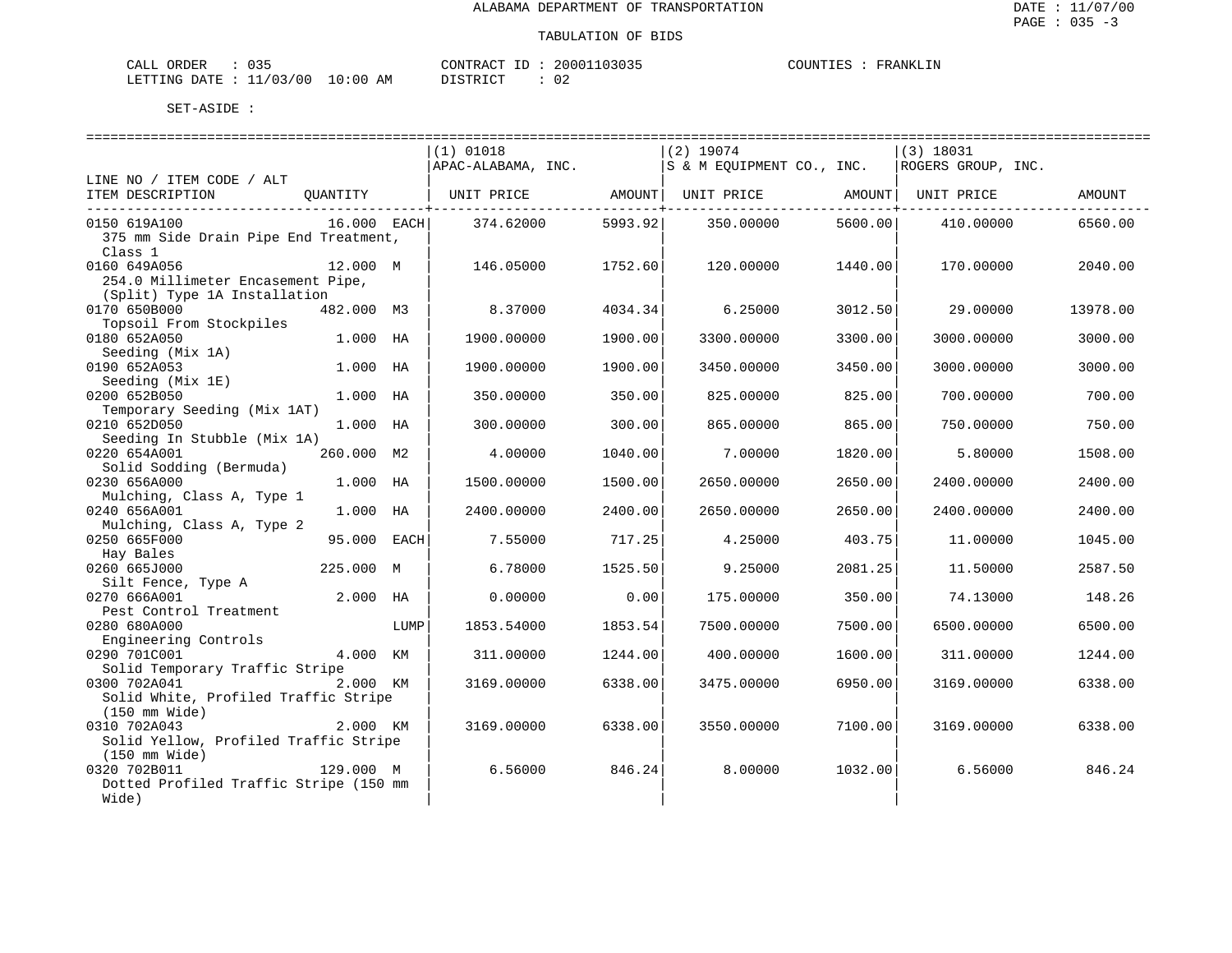# ALABAMA DEPARTMENT OF TRANSPORTATION

## TABULATION OF BIDS

DATE : 11/07/00
PAGE : 035 -3

CALL ORDER : 035
LETTING DATE : 11/03/00 10:00 AM

CONTRACT ID : 20001103035
DISTRICT : 02

COUNTIES : FRANKLIN

SET-ASIDE :

| LINE NO / ITEM CODE / ALT ITEM DESCRIPTION | QUANTITY | | (1) 01018 APAC-ALABAMA, INC. UNIT PRICE | AMOUNT | (2) 19074 S & M EQUIPMENT CO., INC. UNIT PRICE | AMOUNT | (3) 18031 ROGERS GROUP, INC. UNIT PRICE | AMOUNT |
|---|---|---|---|---|---|---|---|---|
| 0150 619A100 375 mm Side Drain Pipe End Treatment, Class 1 | 16.000 | EACH | 374.62000 | 5993.92 | 350.00000 | 5600.00 | 410.00000 | 6560.00 |
| 0160 649A056 254.0 Millimeter Encasement Pipe, (Split) Type 1A Installation | 12.000 | M | 146.05000 | 1752.60 | 120.00000 | 1440.00 | 170.00000 | 2040.00 |
| 0170 650B000 Topsoil From Stockpiles | 482.000 | M3 | 8.37000 | 4034.34 | 6.25000 | 3012.50 | 29.00000 | 13978.00 |
| 0180 652A050 Seeding (Mix 1A) | 1.000 | HA | 1900.00000 | 1900.00 | 3300.00000 | 3300.00 | 3000.00000 | 3000.00 |
| 0190 652A053 Seeding (Mix 1E) | 1.000 | HA | 1900.00000 | 1900.00 | 3450.00000 | 3450.00 | 3000.00000 | 3000.00 |
| 0200 652B050 Temporary Seeding (Mix 1AT) | 1.000 | HA | 350.00000 | 350.00 | 825.00000 | 825.00 | 700.00000 | 700.00 |
| 0210 652D050 Seeding In Stubble (Mix 1A) | 1.000 | HA | 300.00000 | 300.00 | 865.00000 | 865.00 | 750.00000 | 750.00 |
| 0220 654A001 Solid Sodding (Bermuda) | 260.000 | M2 | 4.00000 | 1040.00 | 7.00000 | 1820.00 | 5.80000 | 1508.00 |
| 0230 656A000 Mulching, Class A, Type 1 | 1.000 | HA | 1500.00000 | 1500.00 | 2650.00000 | 2650.00 | 2400.00000 | 2400.00 |
| 0240 656A001 Mulching, Class A, Type 2 | 1.000 | HA | 2400.00000 | 2400.00 | 2650.00000 | 2650.00 | 2400.00000 | 2400.00 |
| 0250 665F000 Hay Bales | 95.000 | EACH | 7.55000 | 717.25 | 4.25000 | 403.75 | 11.00000 | 1045.00 |
| 0260 665J000 Silt Fence, Type A | 225.000 | M | 6.78000 | 1525.50 | 9.25000 | 2081.25 | 11.50000 | 2587.50 |
| 0270 666A001 Pest Control Treatment | 2.000 | HA | 0.00000 | 0.00 | 175.00000 | 350.00 | 74.13000 | 148.26 |
| 0280 680A000 Engineering Controls | | LUMP | 1853.54000 | 1853.54 | 7500.00000 | 7500.00 | 6500.00000 | 6500.00 |
| 0290 701C001 Solid Temporary Traffic Stripe | 4.000 | KM | 311.00000 | 1244.00 | 400.00000 | 1600.00 | 311.00000 | 1244.00 |
| 0300 702A041 Solid White, Profiled Traffic Stripe (150 mm Wide) | 2.000 | KM | 3169.00000 | 6338.00 | 3475.00000 | 6950.00 | 3169.00000 | 6338.00 |
| 0310 702A043 Solid Yellow, Profiled Traffic Stripe (150 mm Wide) | 2.000 | KM | 3169.00000 | 6338.00 | 3550.00000 | 7100.00 | 3169.00000 | 6338.00 |
| 0320 702B011 Dotted Profiled Traffic Stripe (150 mm Wide) | 129.000 | M | 6.56000 | 846.24 | 8.00000 | 1032.00 | 6.56000 | 846.24 |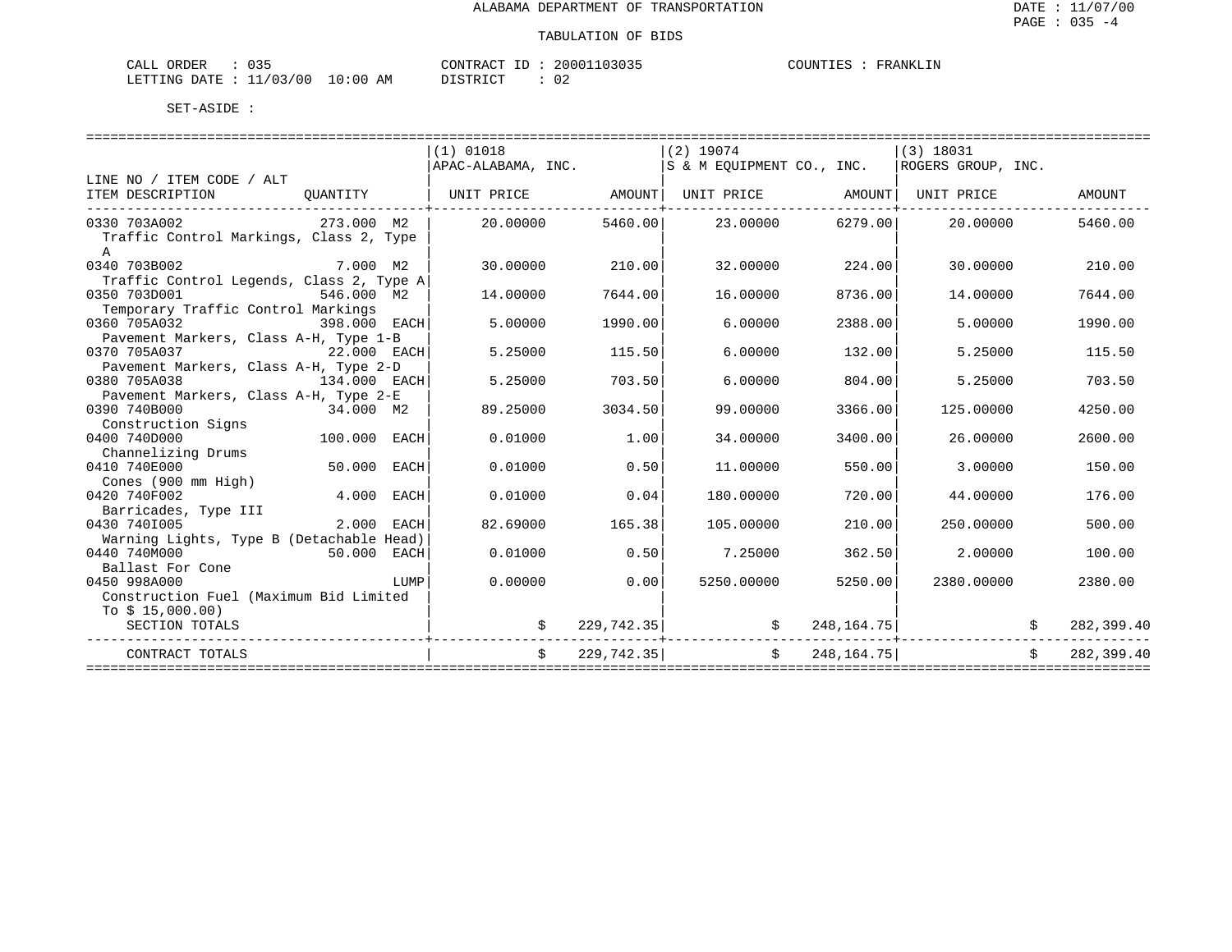ALABAMA DEPARTMENT OF TRANSPORTATION

TABULATION OF BIDS

CALL ORDER : 035 CONTRACT ID : 20001103035 COUNTIES : FRANKLIN
LETTING DATE : 11/03/00 10:00 AM DISTRICT : 02

SET-ASIDE :

| LINE NO / ITEM CODE / ALT ITEM DESCRIPTION | QUANTITY | (1) 01018 APAC-ALABAMA, INC. UNIT PRICE | AMOUNT | (2) 19074 S & M EQUIPMENT CO., INC. UNIT PRICE | AMOUNT | (3) 18031 ROGERS GROUP, INC. UNIT PRICE | AMOUNT |
|---|---|---|---|---|---|---|---|
| 0330 703A002 Traffic Control Markings, Class 2, Type A | 273.000 M2 | 20.00000 | 5460.00 | 23.00000 | 6279.00 | 20.00000 | 5460.00 |
| 0340 703B002 Traffic Control Legends, Class 2, Type A | 7.000 M2 | 30.00000 | 210.00 | 32.00000 | 224.00 | 30.00000 | 210.00 |
| 0350 703D001 Temporary Traffic Control Markings | 546.000 M2 | 14.00000 | 7644.00 | 16.00000 | 8736.00 | 14.00000 | 7644.00 |
| 0360 705A032 Pavement Markers, Class A-H, Type 1-B | 398.000 EACH | 5.00000 | 1990.00 | 6.00000 | 2388.00 | 5.00000 | 1990.00 |
| 0370 705A037 Pavement Markers, Class A-H, Type 2-D | 22.000 EACH | 5.25000 | 115.50 | 6.00000 | 132.00 | 5.25000 | 115.50 |
| 0380 705A038 Pavement Markers, Class A-H, Type 2-E | 134.000 EACH | 5.25000 | 703.50 | 6.00000 | 804.00 | 5.25000 | 703.50 |
| 0390 740B000 Construction Signs | 34.000 M2 | 89.25000 | 3034.50 | 99.00000 | 3366.00 | 125.00000 | 4250.00 |
| 0400 740D000 Channelizing Drums | 100.000 EACH | 0.01000 | 1.00 | 34.00000 | 3400.00 | 26.00000 | 2600.00 |
| 0410 740E000 Cones (900 mm High) | 50.000 EACH | 0.01000 | 0.50 | 11.00000 | 550.00 | 3.00000 | 150.00 |
| 0420 740F002 Barricades, Type III | 4.000 EACH | 0.01000 | 0.04 | 180.00000 | 720.00 | 44.00000 | 176.00 |
| 0430 740I005 Warning Lights, Type B (Detachable Head) | 2.000 EACH | 82.69000 | 165.38 | 105.00000 | 210.00 | 250.00000 | 500.00 |
| 0440 740M000 Ballast For Cone | 50.000 EACH | 0.01000 | 0.50 | 7.25000 | 362.50 | 2.00000 | 100.00 |
| 0450 998A000 Construction Fuel (Maximum Bid Limited To $ 15,000.00) | LUMP | 0.00000 | 0.00 | 5250.00000 | 5250.00 | 2380.00000 | 2380.00 |
| SECTION TOTALS | | | $ 229,742.35 | | $ 248,164.75 | | $ 282,399.40 |
| CONTRACT TOTALS | | | $ 229,742.35 | | $ 248,164.75 | | $ 282,399.40 |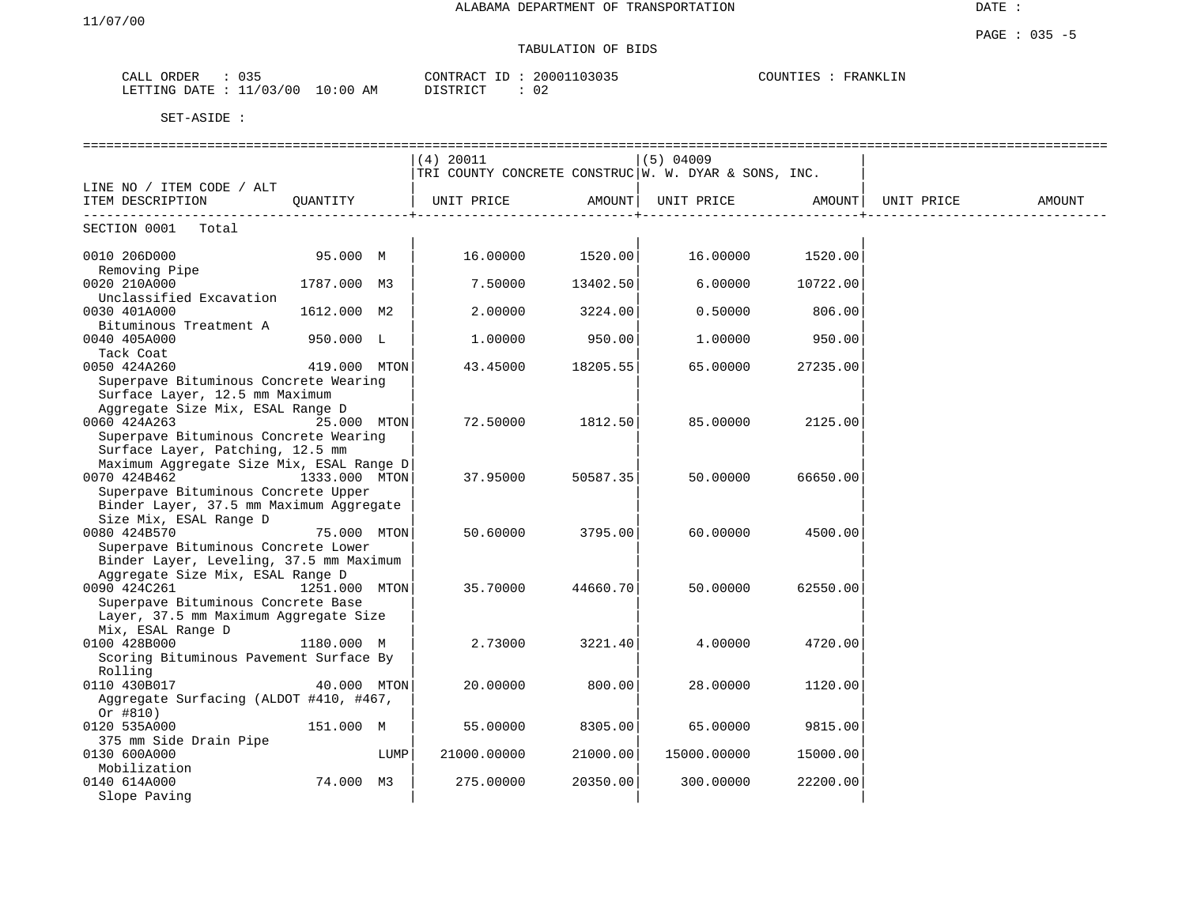ALABAMA DEPARTMENT OF TRANSPORTATION

TABULATION OF BIDS

CALL ORDER : 035
LETTING DATE : 11/03/00 10:00 AM

CONTRACT ID : 20001103035
DISTRICT : 02

COUNTIES : FRANKLIN

SET-ASIDE :

| LINE NO / ITEM CODE / ALT ITEM DESCRIPTION | QUANTITY | (4) 20011 TRI COUNTY CONCRETE CONSTRUC UNIT PRICE | AMOUNT | (5) 04009 W. W. DYAR & SONS, INC. UNIT PRICE | AMOUNT | UNIT PRICE | AMOUNT |
|---|---|---|---|---|---|---|---|
| SECTION 0001 Total | | | | | | | |
| 0010 206D000 Removing Pipe | 95.000 M | 16.00000 | 1520.00 | 16.00000 | 1520.00 | | |
| 0020 210A000 Unclassified Excavation | 1787.000 M3 | 7.50000 | 13402.50 | 6.00000 | 10722.00 | | |
| 0030 401A000 Bituminous Treatment A | 1612.000 M2 | 2.00000 | 3224.00 | 0.50000 | 806.00 | | |
| 0040 405A000 Tack Coat | 950.000 L | 1.00000 | 950.00 | 1.00000 | 950.00 | | |
| 0050 424A260 Superpave Bituminous Concrete Wearing Surface Layer, 12.5 mm Maximum Aggregate Size Mix, ESAL Range D | 419.000 MTON | 43.45000 | 18205.55 | 65.00000 | 27235.00 | | |
| 0060 424A263 Superpave Bituminous Concrete Wearing Surface Layer, Patching, 12.5 mm Maximum Aggregate Size Mix, ESAL Range D | 25.000 MTON | 72.50000 | 1812.50 | 85.00000 | 2125.00 | | |
| 0070 424B462 Superpave Bituminous Concrete Upper Binder Layer, 37.5 mm Maximum Aggregate Size Mix, ESAL Range D | 1333.000 MTON | 37.95000 | 50587.35 | 50.00000 | 66650.00 | | |
| 0080 424B570 Superpave Bituminous Concrete Lower Binder Layer, Leveling, 37.5 mm Maximum Aggregate Size Mix, ESAL Range D | 75.000 MTON | 50.60000 | 3795.00 | 60.00000 | 4500.00 | | |
| 0090 424C261 Superpave Bituminous Concrete Base Layer, 37.5 mm Maximum Aggregate Size Mix, ESAL Range D | 1251.000 MTON | 35.70000 | 44660.70 | 50.00000 | 62550.00 | | |
| 0100 428B000 Scoring Bituminous Pavement Surface By Rolling | 1180.000 M | 2.73000 | 3221.40 | 4.00000 | 4720.00 | | |
| 0110 430B017 Aggregate Surfacing (ALDOT #410, #467, Or #810) | 40.000 MTON | 20.00000 | 800.00 | 28.00000 | 1120.00 | | |
| 0120 535A000 375 mm Side Drain Pipe | 151.000 M | 55.00000 | 8305.00 | 65.00000 | 9815.00 | | |
| 0130 600A000 Mobilization | LUMP | 21000.00000 | 21000.00 | 15000.00000 | 15000.00 | | |
| 0140 614A000 Slope Paving | 74.000 M3 | 275.00000 | 20350.00 | 300.00000 | 22200.00 | | |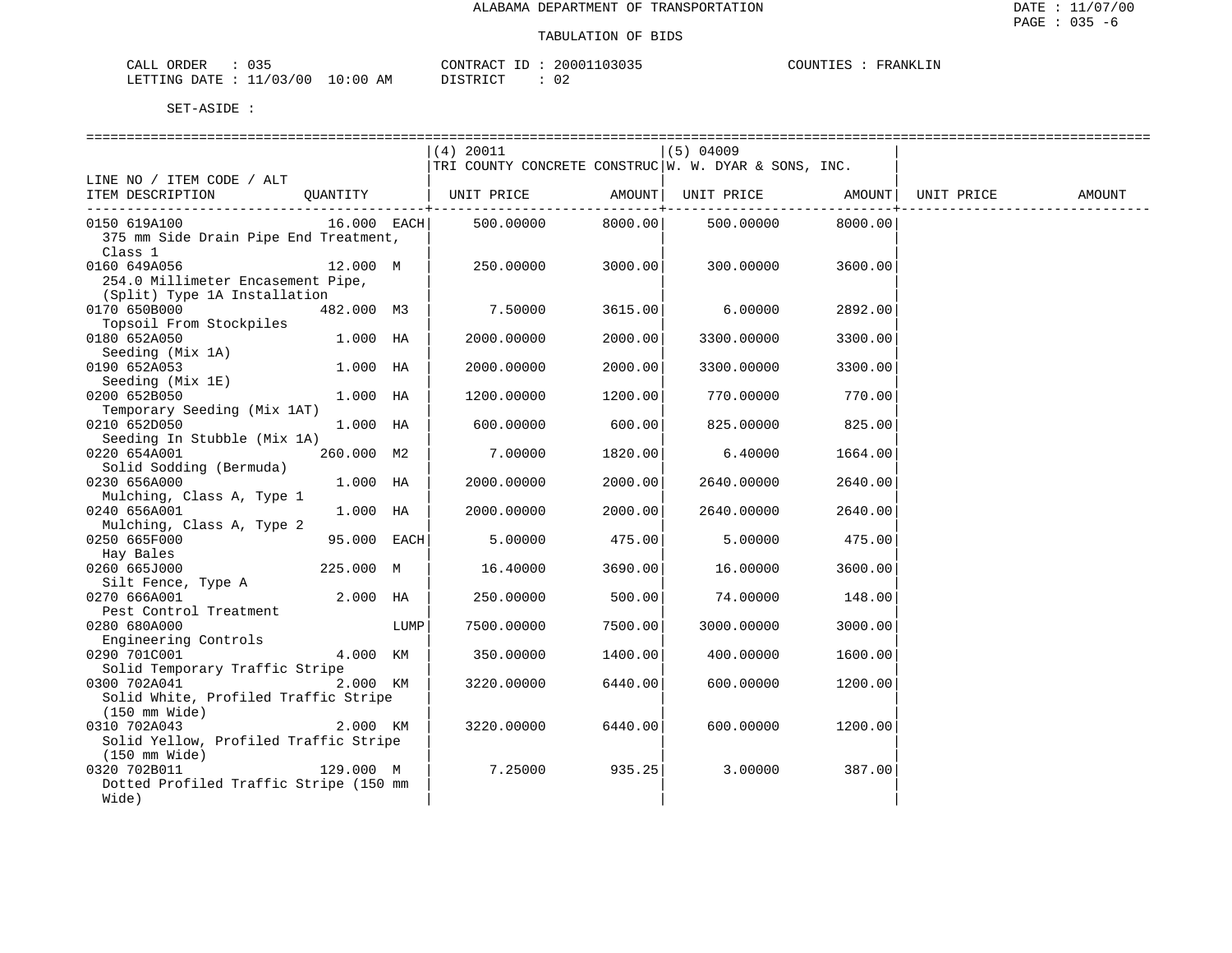ALABAMA DEPARTMENT OF TRANSPORTATION

TABULATION OF BIDS

CALL ORDER : 035 CONTRACT ID : 20001103035 COUNTIES : FRANKLIN
LETTING DATE : 11/03/00 10:00 AM DISTRICT : 02

SET-ASIDE :

| LINE NO / ITEM CODE / ALT ITEM DESCRIPTION | QUANTITY | (4) 20011 TRI COUNTY CONCRETE CONSTRUC UNIT PRICE | AMOUNT | (5) 04009 W. W. DYAR & SONS, INC. UNIT PRICE | AMOUNT | UNIT PRICE | AMOUNT |
|---|---|---|---|---|---|---|---|
| 0150 619A100 375 mm Side Drain Pipe End Treatment, Class 1 | 16.000 EACH | 500.00000 | 8000.00 | 500.00000 | 8000.00 | | |
| 0160 649A056 254.0 Millimeter Encasement Pipe, (Split) Type 1A Installation | 12.000 M | 250.00000 | 3000.00 | 300.00000 | 3600.00 | | |
| 0170 650B000 Topsoil From Stockpiles | 482.000 M3 | 7.50000 | 3615.00 | 6.00000 | 2892.00 | | |
| 0180 652A050 Seeding (Mix 1A) | 1.000 HA | 2000.00000 | 2000.00 | 3300.00000 | 3300.00 | | |
| 0190 652A053 Seeding (Mix 1E) | 1.000 HA | 2000.00000 | 2000.00 | 3300.00000 | 3300.00 | | |
| 0200 652B050 Temporary Seeding (Mix 1AT) | 1.000 HA | 1200.00000 | 1200.00 | 770.00000 | 770.00 | | |
| 0210 652D050 Seeding In Stubble (Mix 1A) | 1.000 HA | 600.00000 | 600.00 | 825.00000 | 825.00 | | |
| 0220 654A001 Solid Sodding (Bermuda) | 260.000 M2 | 7.00000 | 1820.00 | 6.40000 | 1664.00 | | |
| 0230 656A000 Mulching, Class A, Type 1 | 1.000 HA | 2000.00000 | 2000.00 | 2640.00000 | 2640.00 | | |
| 0240 656A001 Mulching, Class A, Type 2 | 1.000 HA | 2000.00000 | 2000.00 | 2640.00000 | 2640.00 | | |
| 0250 665F000 Hay Bales | 95.000 EACH | 5.00000 | 475.00 | 5.00000 | 475.00 | | |
| 0260 665J000 Silt Fence, Type A | 225.000 M | 16.40000 | 3690.00 | 16.00000 | 3600.00 | | |
| 0270 666A001 Pest Control Treatment | 2.000 HA | 250.00000 | 500.00 | 74.00000 | 148.00 | | |
| 0280 680A000 Engineering Controls | LUMP | 7500.00000 | 7500.00 | 3000.00000 | 3000.00 | | |
| 0290 701C001 Solid Temporary Traffic Stripe | 4.000 KM | 350.00000 | 1400.00 | 400.00000 | 1600.00 | | |
| 0300 702A041 Solid White, Profiled Traffic Stripe (150 mm Wide) | 2.000 KM | 3220.00000 | 6440.00 | 600.00000 | 1200.00 | | |
| 0310 702A043 Solid Yellow, Profiled Traffic Stripe (150 mm Wide) | 2.000 KM | 3220.00000 | 6440.00 | 600.00000 | 1200.00 | | |
| 0320 702B011 Dotted Profiled Traffic Stripe (150 mm Wide) | 129.000 M | 7.25000 | 935.25 | 3.00000 | 387.00 | | |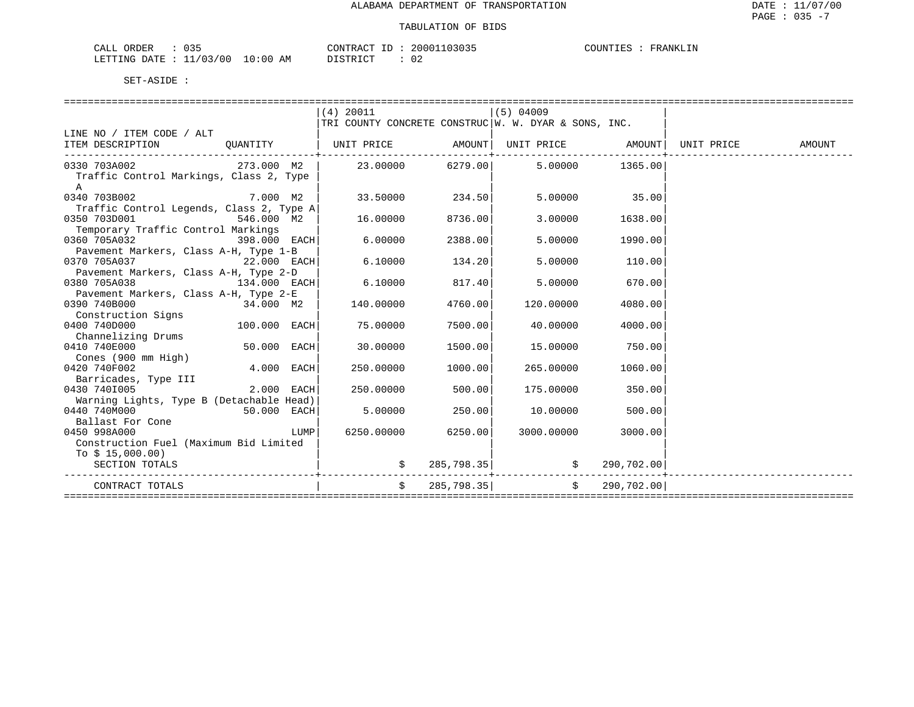ALABAMA DEPARTMENT OF TRANSPORTATION

TABULATION OF BIDS

CALL ORDER : 035    CONTRACT ID : 20001103035    COUNTIES : FRANKLIN
LETTING DATE : 11/03/00 10:00 AM    DISTRICT : 02

SET-ASIDE :

| LINE NO / ITEM CODE / ALT ITEM DESCRIPTION | QUANTITY | (4) 20011 TRI COUNTY CONCRETE CONSTRUC UNIT PRICE | AMOUNT | (5) 04009 W. W. DYAR & SONS, INC. UNIT PRICE | AMOUNT | UNIT PRICE | AMOUNT |
|---|---|---|---|---|---|---|---|
| 0330 703A002 Traffic Control Markings, Class 2, Type A | 273.000 M2 | 23.00000 | 6279.00 | 5.00000 | 1365.00 | | |
| 0340 703B002 Traffic Control Legends, Class 2, Type A | 7.000 M2 | 33.50000 | 234.50 | 5.00000 | 35.00 | | |
| 0350 703D001 Temporary Traffic Control Markings | 546.000 M2 | 16.00000 | 8736.00 | 3.00000 | 1638.00 | | |
| 0360 705A032 Pavement Markers, Class A-H, Type 1-B | 398.000 EACH | 6.00000 | 2388.00 | 5.00000 | 1990.00 | | |
| 0370 705A037 Pavement Markers, Class A-H, Type 2-D | 22.000 EACH | 6.10000 | 134.20 | 5.00000 | 110.00 | | |
| 0380 705A038 Pavement Markers, Class A-H, Type 2-E | 134.000 EACH | 6.10000 | 817.40 | 5.00000 | 670.00 | | |
| 0390 740B000 Construction Signs | 34.000 M2 | 140.00000 | 4760.00 | 120.00000 | 4080.00 | | |
| 0400 740D000 Channelizing Drums | 100.000 EACH | 75.00000 | 7500.00 | 40.00000 | 4000.00 | | |
| 0410 740E000 Cones (900 mm High) | 50.000 EACH | 30.00000 | 1500.00 | 15.00000 | 750.00 | | |
| 0420 740F002 Barricades, Type III | 4.000 EACH | 250.00000 | 1000.00 | 265.00000 | 1060.00 | | |
| 0430 740I005 Warning Lights, Type B (Detachable Head) | 2.000 EACH | 250.00000 | 500.00 | 175.00000 | 350.00 | | |
| 0440 740M000 Ballast For Cone | 50.000 EACH | 5.00000 | 250.00 | 10.00000 | 500.00 | | |
| 0450 998A000 Construction Fuel (Maximum Bid Limited To $ 15,000.00) | LUMP | 6250.00000 | 6250.00 | 3000.00000 | 3000.00 | | |
| SECTION TOTALS | | $ | 285,798.35 | $ | 290,702.00 | | |
| CONTRACT TOTALS | | $ | 285,798.35 | $ | 290,702.00 | | |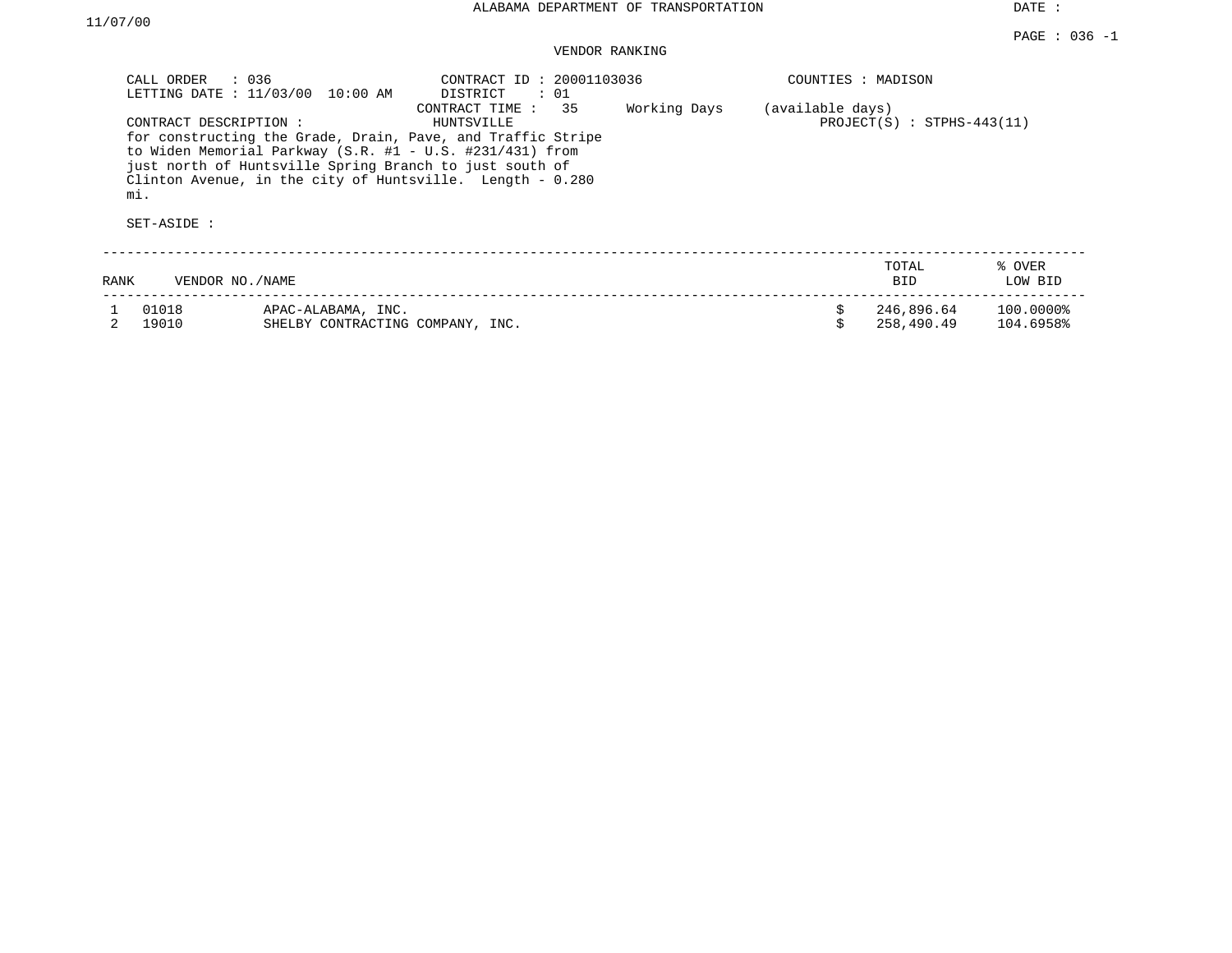ALABAMA DEPARTMENT OF TRANSPORTATION

DATE : 11/07/00

PAGE : 036 -1

VENDOR RANKING

CALL ORDER : 036
LETTING DATE : 11/03/00 10:00 AM

CONTRACT ID : 20001103036
DISTRICT : 01
CONTRACT TIME : 35 Working Days (available days)

COUNTIES : MADISON

HUNTSVILLE

PROJECT(S) : STPHS-443(11)

CONTRACT DESCRIPTION :
for constructing the Grade, Drain, Pave, and Traffic Stripe to Widen Memorial Parkway (S.R. #1 - U.S. #231/431) from just north of Huntsville Spring Branch to just south of Clinton Avenue, in the city of Huntsville. Length - 0.280 mi.

SET-ASIDE :

| RANK | VENDOR NO./NAME | | TOTAL BID | % OVER LOW BID |
|---|---|---|---|---|
| 1 | 01018 | APAC-ALABAMA, INC. | $ 246,896.64 | 100.0000% |
| 2 | 19010 | SHELBY CONTRACTING COMPANY, INC. | $ 258,490.49 | 104.6958% |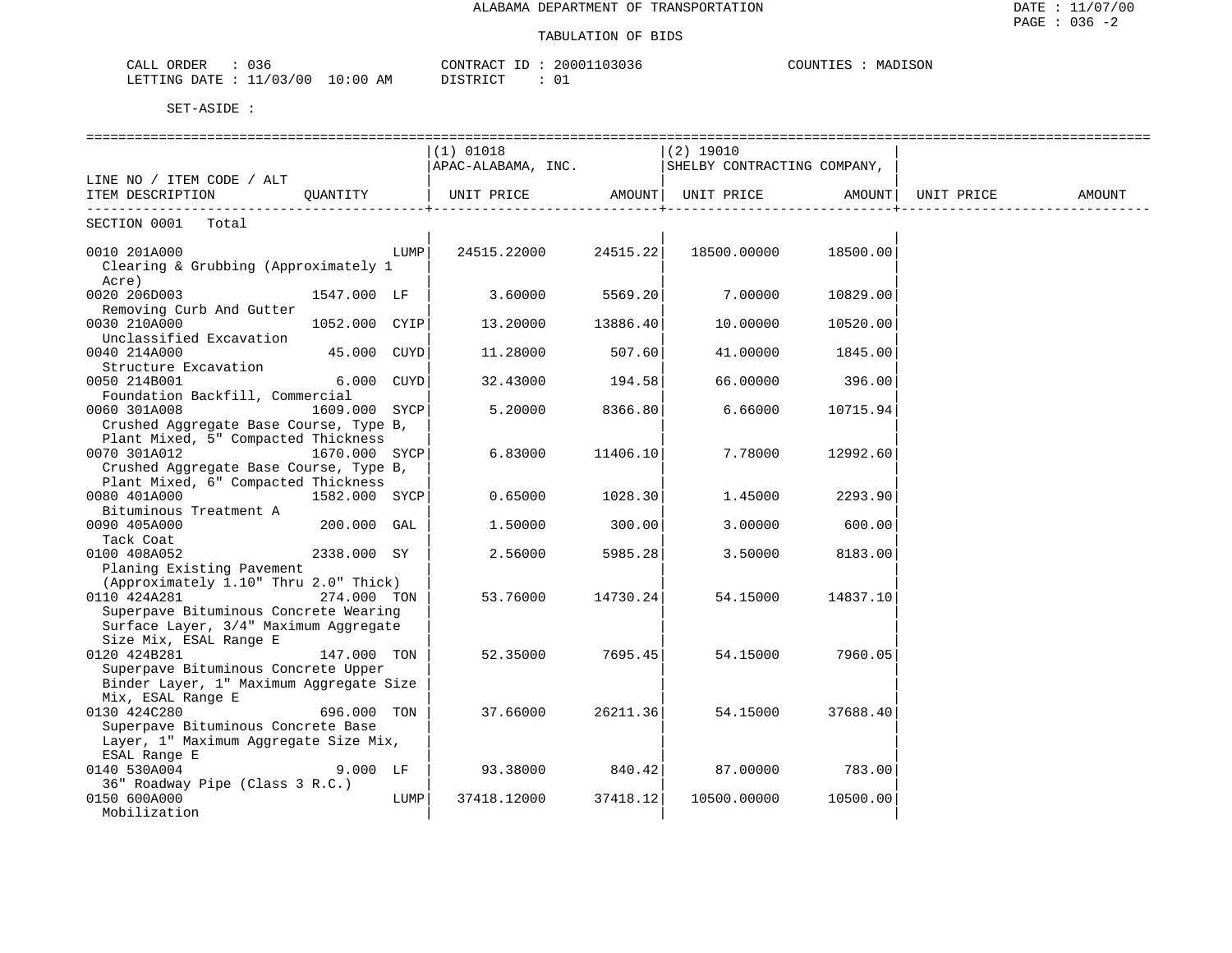ALABAMA DEPARTMENT OF TRANSPORTATION

TABULATION OF BIDS

DATE : 11/07/00
PAGE : 036 -2

CALL ORDER : 036 CONTRACT ID : 20001103036 COUNTIES : MADISON
LETTING DATE : 11/03/00 10:00 AM DISTRICT : 01

SET-ASIDE :

| LINE NO / ITEM CODE / ALT ITEM DESCRIPTION | QUANTITY | (1) 01018 APAC-ALABAMA, INC. UNIT PRICE | AMOUNT | (2) 19010 SHELBY CONTRACTING COMPANY, UNIT PRICE | AMOUNT | UNIT PRICE | AMOUNT |
|---|---|---|---|---|---|---|---|
| SECTION 0001 Total | | | | | | | |
| 0010 201A000 Clearing & Grubbing (Approximately 1 Acre) | LUMP | 24515.22000 | 24515.22 | 18500.00000 | 18500.00 | | |
| 0020 206D003 Removing Curb And Gutter | 1547.000 LF | 3.60000 | 5569.20 | 7.00000 | 10829.00 | | |
| 0030 210A000 Unclassified Excavation | 1052.000 CYIP | 13.20000 | 13886.40 | 10.00000 | 10520.00 | | |
| 0040 214A000 Structure Excavation | 45.000 CUYD | 11.28000 | 507.60 | 41.00000 | 1845.00 | | |
| 0050 214B001 Foundation Backfill, Commercial | 6.000 CUYD | 32.43000 | 194.58 | 66.00000 | 396.00 | | |
| 0060 301A008 Crushed Aggregate Base Course, Type B, Plant Mixed, 5" Compacted Thickness | 1609.000 SYCP | 5.20000 | 8366.80 | 6.66000 | 10715.94 | | |
| 0070 301A012 Crushed Aggregate Base Course, Type B, Plant Mixed, 6" Compacted Thickness | 1670.000 SYCP | 6.83000 | 11406.10 | 7.78000 | 12992.60 | | |
| 0080 401A000 Bituminous Treatment A | 1582.000 SYCP | 0.65000 | 1028.30 | 1.45000 | 2293.90 | | |
| 0090 405A000 Tack Coat | 200.000 GAL | 1.50000 | 300.00 | 3.00000 | 600.00 | | |
| 0100 408A052 Planing Existing Pavement (Approximately 1.10" Thru 2.0" Thick) | 2338.000 SY | 2.56000 | 5985.28 | 3.50000 | 8183.00 | | |
| 0110 424A281 Superpave Bituminous Concrete Wearing Surface Layer, 3/4" Maximum Aggregate Size Mix, ESAL Range E | 274.000 TON | 53.76000 | 14730.24 | 54.15000 | 14837.10 | | |
| 0120 424B281 Superpave Bituminous Concrete Upper Binder Layer, 1" Maximum Aggregate Size Mix, ESAL Range E | 147.000 TON | 52.35000 | 7695.45 | 54.15000 | 7960.05 | | |
| 0130 424C280 Superpave Bituminous Concrete Base Layer, 1" Maximum Aggregate Size Mix, ESAL Range E | 696.000 TON | 37.66000 | 26211.36 | 54.15000 | 37688.40 | | |
| 0140 530A004 36" Roadway Pipe (Class 3 R.C.) | 9.000 LF | 93.38000 | 840.42 | 87.00000 | 783.00 | | |
| 0150 600A000 Mobilization | LUMP | 37418.12000 | 37418.12 | 10500.00000 | 10500.00 | | |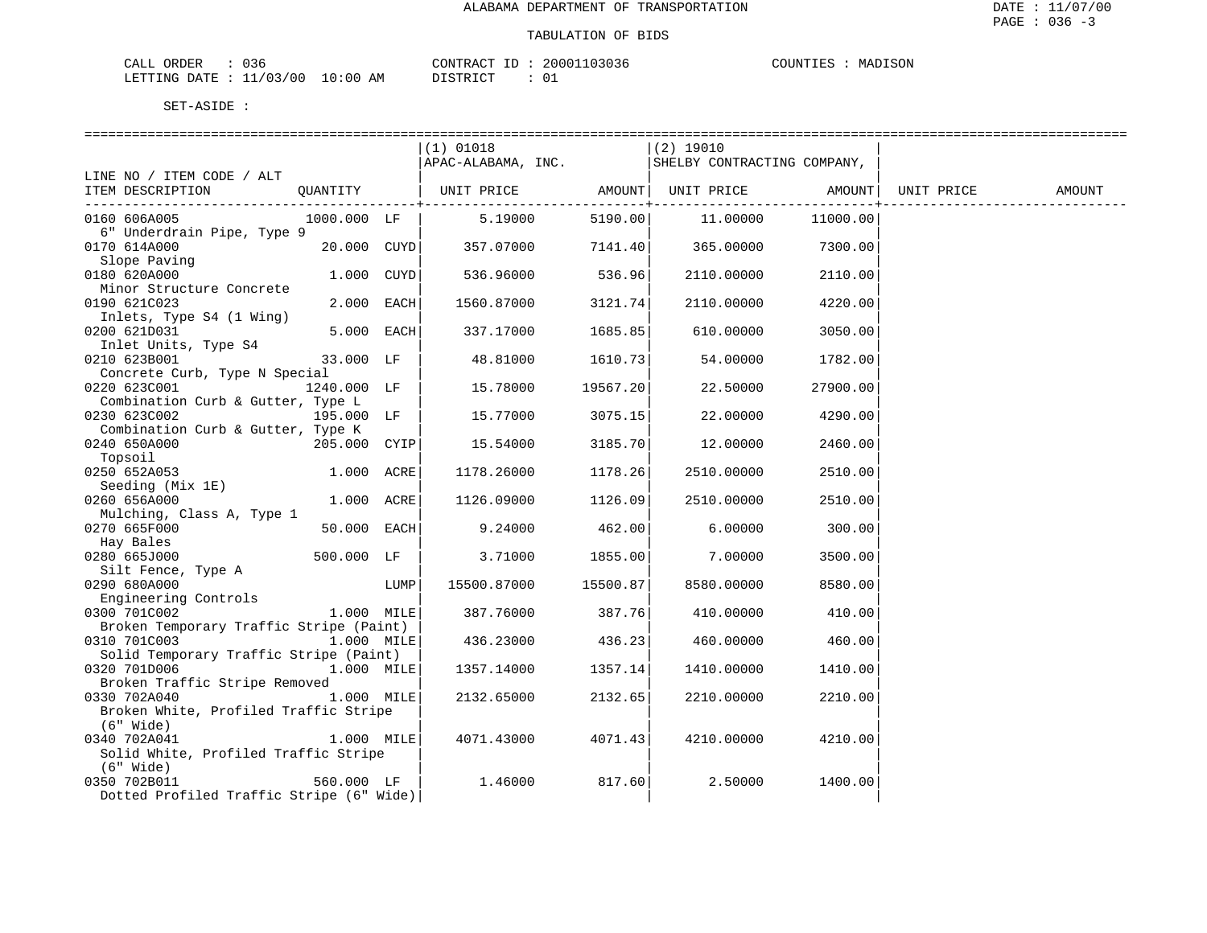ALABAMA DEPARTMENT OF TRANSPORTATION

DATE : 11/07/00

PAGE : 036 -3

TABULATION OF BIDS

CALL ORDER : 036 CONTRACT ID : 20001103036 COUNTIES : MADISON

LETTING DATE : 11/03/00 10:00 AM DISTRICT : 01

SET-ASIDE :

| LINE NO / ITEM CODE / ALT ITEM DESCRIPTION | QUANTITY | | (1) 01018 APAC-ALABAMA, INC. UNIT PRICE | AMOUNT | (2) 19010 SHELBY CONTRACTING COMPANY, UNIT PRICE | AMOUNT | UNIT PRICE | AMOUNT |
|---|---|---|---|---|---|---|---|---|
| 0160 606A005 6" Underdrain Pipe, Type 9 | 1000.000 | LF | 5.19000 | 5190.00 | 11.00000 | 11000.00 | | |
| 0170 614A000 Slope Paving | 20.000 | CUYD | 357.07000 | 7141.40 | 365.00000 | 7300.00 | | |
| 0180 620A000 Minor Structure Concrete | 1.000 | CUYD | 536.96000 | 536.96 | 2110.00000 | 2110.00 | | |
| 0190 621C023 Inlets, Type S4 (1 Wing) | 2.000 | EACH | 1560.87000 | 3121.74 | 2110.00000 | 4220.00 | | |
| 0200 621D031 Inlet Units, Type S4 | 5.000 | EACH | 337.17000 | 1685.85 | 610.00000 | 3050.00 | | |
| 0210 623B001 Concrete Curb, Type N Special | 33.000 | LF | 48.81000 | 1610.73 | 54.00000 | 1782.00 | | |
| 0220 623C001 Combination Curb & Gutter, Type L | 1240.000 | LF | 15.78000 | 19567.20 | 22.50000 | 27900.00 | | |
| 0230 623C002 Combination Curb & Gutter, Type K | 195.000 | LF | 15.77000 | 3075.15 | 22.00000 | 4290.00 | | |
| 0240 650A000 Topsoil | 205.000 | CYIP | 15.54000 | 3185.70 | 12.00000 | 2460.00 | | |
| 0250 652A053 Seeding (Mix 1E) | 1.000 | ACRE | 1178.26000 | 1178.26 | 2510.00000 | 2510.00 | | |
| 0260 656A000 Mulching, Class A, Type 1 | 1.000 | ACRE | 1126.09000 | 1126.09 | 2510.00000 | 2510.00 | | |
| 0270 665F000 Hay Bales | 50.000 | EACH | 9.24000 | 462.00 | 6.00000 | 300.00 | | |
| 0280 665J000 Silt Fence, Type A | 500.000 | LF | 3.71000 | 1855.00 | 7.00000 | 3500.00 | | |
| 0290 680A000 Engineering Controls | | LUMP | 15500.87000 | 15500.87 | 8580.00000 | 8580.00 | | |
| 0300 701C002 Broken Temporary Traffic Stripe (Paint) | 1.000 | MILE | 387.76000 | 387.76 | 410.00000 | 410.00 | | |
| 0310 701C003 Solid Temporary Traffic Stripe (Paint) | 1.000 | MILE | 436.23000 | 436.23 | 460.00000 | 460.00 | | |
| 0320 701D006 Broken Traffic Stripe Removed | 1.000 | MILE | 1357.14000 | 1357.14 | 1410.00000 | 1410.00 | | |
| 0330 702A040 Broken White, Profiled Traffic Stripe (6" Wide) | 1.000 | MILE | 2132.65000 | 2132.65 | 2210.00000 | 2210.00 | | |
| 0340 702A041 Solid White, Profiled Traffic Stripe (6" Wide) | 1.000 | MILE | 4071.43000 | 4071.43 | 4210.00000 | 4210.00 | | |
| 0350 702B011 Dotted Profiled Traffic Stripe (6" Wide) | 560.000 | LF | 1.46000 | 817.60 | 2.50000 | 1400.00 | | |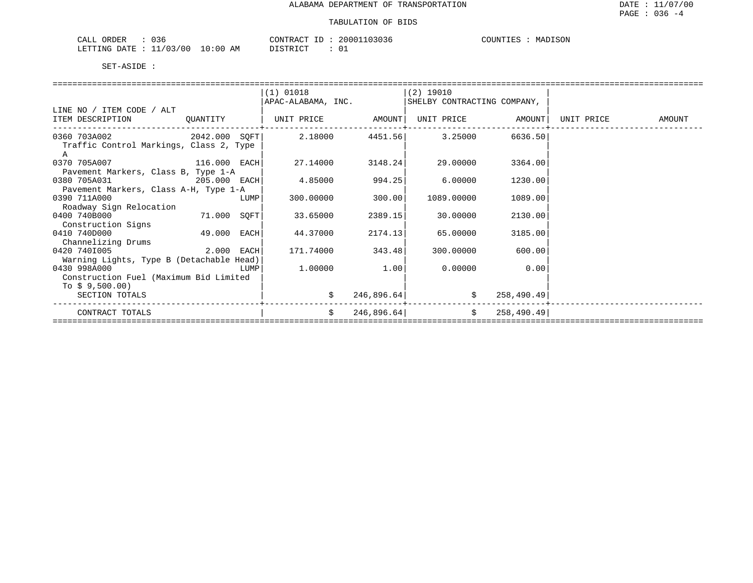# ALABAMA DEPARTMENT OF TRANSPORTATION

DATE : 11/07/00
PAGE : 036 -4

## TABULATION OF BIDS

CALL ORDER : 036
LETTING DATE : 11/03/00 10:00 AM

CONTRACT ID : 20001103036
DISTRICT : 01

COUNTIES : MADISON

SET-ASIDE :

| LINE NO / ITEM CODE / ALT ITEM DESCRIPTION | QUANTITY | (1) 01018 APAC-ALABAMA, INC. UNIT PRICE | AMOUNT | (2) 19010 SHELBY CONTRACTING COMPANY, UNIT PRICE | AMOUNT | UNIT PRICE | AMOUNT |
|---|---|---|---|---|---|---|---|
| 0360 703A002 Traffic Control Markings, Class 2, Type A | 2042.000 SQFT | 2.18000 | 4451.56 | 3.25000 | 6636.50 | | |
| 0370 705A007 Pavement Markers, Class B, Type 1-A | 116.000 EACH | 27.14000 | 3148.24 | 29.00000 | 3364.00 | | |
| 0380 705A031 Pavement Markers, Class A-H, Type 1-A | 205.000 EACH | 4.85000 | 994.25 | 6.00000 | 1230.00 | | |
| 0390 711A000 Roadway Sign Relocation | LUMP | 300.00000 | 300.00 | 1089.00000 | 1089.00 | | |
| 0400 740B000 Construction Signs | 71.000 SQFT | 33.65000 | 2389.15 | 30.00000 | 2130.00 | | |
| 0410 740D000 Channelizing Drums | 49.000 EACH | 44.37000 | 2174.13 | 65.00000 | 3185.00 | | |
| 0420 740I005 Warning Lights, Type B (Detachable Head) | 2.000 EACH | 171.74000 | 343.48 | 300.00000 | 600.00 | | |
| 0430 998A000 Construction Fuel (Maximum Bid Limited To $ 9,500.00) | LUMP | 1.00000 | 1.00 | 0.00000 | 0.00 | | |
| SECTION TOTALS | | $ | 246,896.64 | $ | 258,490.49 | | |
| CONTRACT TOTALS | | $ | 246,896.64 | $ | 258,490.49 | | |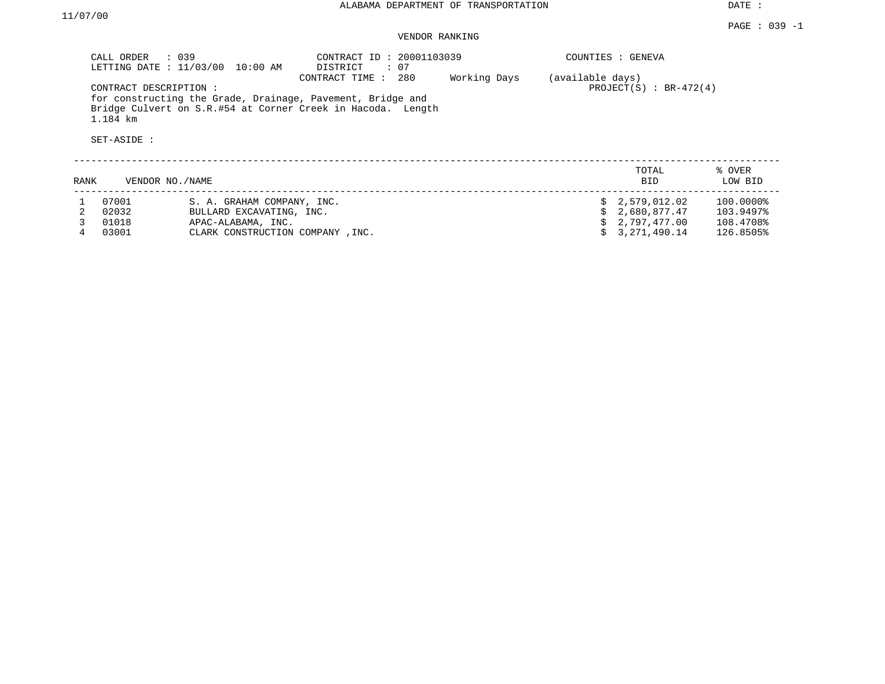ALABAMA DEPARTMENT OF TRANSPORTATION

DATE : 11/07/00

PAGE : 039 -1

VENDOR RANKING

CALL ORDER : 039
LETTING DATE : 11/03/00 10:00 AM

CONTRACT ID : 20001103039
DISTRICT : 07
CONTRACT TIME : 280 Working Days (available days)

COUNTIES : GENEVA
PROJECT(S) : BR-472(4)

CONTRACT DESCRIPTION :
for constructing the Grade, Drainage, Pavement, Bridge and Bridge Culvert on S.R.#54 at Corner Creek in Hacoda. Length 1.184 km

SET-ASIDE :

| RANK | VENDOR NO. | NAME | TOTAL BID | % OVER LOW BID |
|---|---|---|---|---|
| 1 | 07001 | S. A. GRAHAM COMPANY, INC. | $ 2,579,012.02 | 100.0000% |
| 2 | 02032 | BULLARD EXCAVATING, INC. | $ 2,680,877.47 | 103.9497% |
| 3 | 01018 | APAC-ALABAMA, INC. | $ 2,797,477.00 | 108.4708% |
| 4 | 03001 | CLARK CONSTRUCTION COMPANY ,INC. | $ 3,271,490.14 | 126.8505% |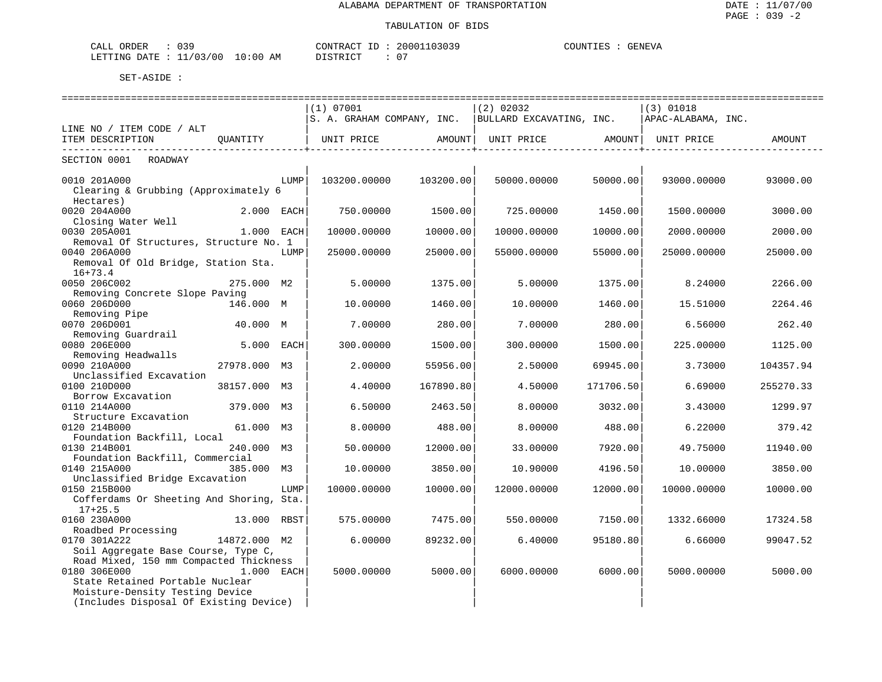ALABAMA DEPARTMENT OF TRANSPORTATION

TABULATION OF BIDS

CALL ORDER : 039 CONTRACT ID : 20001103039 COUNTIES : GENEVA
LETTING DATE : 11/03/00 10:00 AM DISTRICT : 07

SET-ASIDE :

| LINE NO / ITEM CODE / ALT ITEM DESCRIPTION | QUANTITY | | (1) 07001 S. A. GRAHAM COMPANY, INC. UNIT PRICE | AMOUNT | (2) 02032 BULLARD EXCAVATING, INC. UNIT PRICE | AMOUNT | (3) 01018 APAC-ALABAMA, INC. UNIT PRICE | AMOUNT |
|---|---|---|---|---|---|---|---|---|
| SECTION 0001 ROADWAY | | | | | | | | |
| 0010 201A000 Clearing & Grubbing (Approximately 6 Hectares) | | LUMP | 103200.00000 | 103200.00 | 50000.00000 | 50000.00 | 93000.00000 | 93000.00 |
| 0020 204A000 Closing Water Well | 2.000 | EACH | 750.00000 | 1500.00 | 725.00000 | 1450.00 | 1500.00000 | 3000.00 |
| 0030 205A001 Removal Of Structures, Structure No. 1 | 1.000 | EACH | 10000.00000 | 10000.00 | 10000.00000 | 10000.00 | 2000.00000 | 2000.00 |
| 0040 206A000 Removal Of Old Bridge, Station Sta. 16+73.4 | | LUMP | 25000.00000 | 25000.00 | 55000.00000 | 55000.00 | 25000.00000 | 25000.00 |
| 0050 206C002 Removing Concrete Slope Paving | 275.000 | M2 | 5.00000 | 1375.00 | 5.00000 | 1375.00 | 8.24000 | 2266.00 |
| 0060 206D000 Removing Pipe | 146.000 | M | 10.00000 | 1460.00 | 10.00000 | 1460.00 | 15.51000 | 2264.46 |
| 0070 206D001 Removing Guardrail | 40.000 | M | 7.00000 | 280.00 | 7.00000 | 280.00 | 6.56000 | 262.40 |
| 0080 206E000 Removing Headwalls | 5.000 | EACH | 300.00000 | 1500.00 | 300.00000 | 1500.00 | 225.00000 | 1125.00 |
| 0090 210A000 Unclassified Excavation | 27978.000 | M3 | 2.00000 | 55956.00 | 2.50000 | 69945.00 | 3.73000 | 104357.94 |
| 0100 210D000 Borrow Excavation | 38157.000 | M3 | 4.40000 | 167890.80 | 4.50000 | 171706.50 | 6.69000 | 255270.33 |
| 0110 214A000 Structure Excavation | 379.000 | M3 | 6.50000 | 2463.50 | 8.00000 | 3032.00 | 3.43000 | 1299.97 |
| 0120 214B000 Foundation Backfill, Local | 61.000 | M3 | 8.00000 | 488.00 | 8.00000 | 488.00 | 6.22000 | 379.42 |
| 0130 214B001 Foundation Backfill, Commercial | 240.000 | M3 | 50.00000 | 12000.00 | 33.00000 | 7920.00 | 49.75000 | 11940.00 |
| 0140 215A000 Unclassified Bridge Excavation | 385.000 | M3 | 10.00000 | 3850.00 | 10.90000 | 4196.50 | 10.00000 | 3850.00 |
| 0150 215B000 Cofferdams Or Sheeting And Shoring, Sta. 17+25.5 | | LUMP | 10000.00000 | 10000.00 | 12000.00000 | 12000.00 | 10000.00000 | 10000.00 |
| 0160 230A000 Roadbed Processing | 13.000 | RBST | 575.00000 | 7475.00 | 550.00000 | 7150.00 | 1332.66000 | 17324.58 |
| 0170 301A222 Soil Aggregate Base Course, Type C, Road Mixed, 150 mm Compacted Thickness | 14872.000 | M2 | 6.00000 | 89232.00 | 6.40000 | 95180.80 | 6.66000 | 99047.52 |
| 0180 306E000 State Retained Portable Nuclear Moisture-Density Testing Device (Includes Disposal Of Existing Device) | 1.000 | EACH | 5000.00000 | 5000.00 | 6000.00000 | 6000.00 | 5000.00000 | 5000.00 |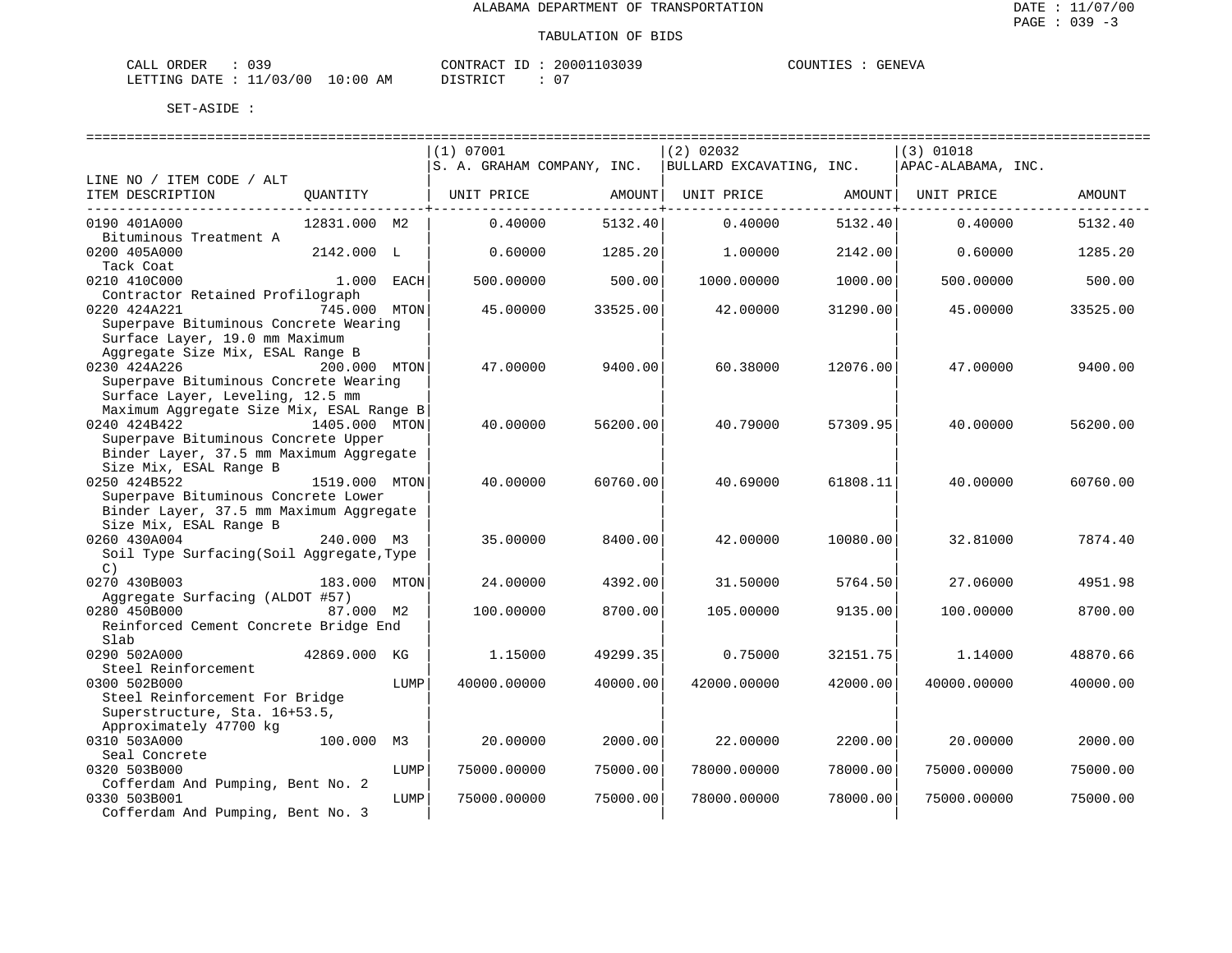ALABAMA DEPARTMENT OF TRANSPORTATION

TABULATION OF BIDS

CALL ORDER : 039 &nbsp;&nbsp;&nbsp; CONTRACT ID : 20001103039 &nbsp;&nbsp;&nbsp; COUNTIES : GENEVA
LETTING DATE : 11/03/00 10:00 AM &nbsp;&nbsp;&nbsp; DISTRICT : 07

SET-ASIDE :

| LINE NO / ITEM CODE / ALT ITEM DESCRIPTION | QUANTITY | (1) 07001 S. A. GRAHAM COMPANY, INC. UNIT PRICE | AMOUNT | (2) 02032 BULLARD EXCAVATING, INC. UNIT PRICE | AMOUNT | (3) 01018 APAC-ALABAMA, INC. UNIT PRICE | AMOUNT |
|---|---|---|---|---|---|---|---|
| 0190 401A000 Bituminous Treatment A | 12831.000 M2 | 0.40000 | 5132.40 | 0.40000 | 5132.40 | 0.40000 | 5132.40 |
| 0200 405A000 Tack Coat | 2142.000 L | 0.60000 | 1285.20 | 1.00000 | 2142.00 | 0.60000 | 1285.20 |
| 0210 410C000 Contractor Retained Profilograph | 1.000 EACH | 500.00000 | 500.00 | 1000.00000 | 1000.00 | 500.00000 | 500.00 |
| 0220 424A221 Superpave Bituminous Concrete Wearing Surface Layer, 19.0 mm Maximum Aggregate Size Mix, ESAL Range B | 745.000 MTON | 45.00000 | 33525.00 | 42.00000 | 31290.00 | 45.00000 | 33525.00 |
| 0230 424A226 Superpave Bituminous Concrete Wearing Surface Layer, Leveling, 12.5 mm Maximum Aggregate Size Mix, ESAL Range B | 200.000 MTON | 47.00000 | 9400.00 | 60.38000 | 12076.00 | 47.00000 | 9400.00 |
| 0240 424B422 Superpave Bituminous Concrete Upper Binder Layer, 37.5 mm Maximum Aggregate Size Mix, ESAL Range B | 1405.000 MTON | 40.00000 | 56200.00 | 40.79000 | 57309.95 | 40.00000 | 56200.00 |
| 0250 424B522 Superpave Bituminous Concrete Lower Binder Layer, 37.5 mm Maximum Aggregate Size Mix, ESAL Range B | 1519.000 MTON | 40.00000 | 60760.00 | 40.69000 | 61808.11 | 40.00000 | 60760.00 |
| 0260 430A004 Soil Type Surfacing(Soil Aggregate,Type C) | 240.000 M3 | 35.00000 | 8400.00 | 42.00000 | 10080.00 | 32.81000 | 7874.40 |
| 0270 430B003 Aggregate Surfacing (ALDOT #57) | 183.000 MTON | 24.00000 | 4392.00 | 31.50000 | 5764.50 | 27.06000 | 4951.98 |
| 0280 450B000 Reinforced Cement Concrete Bridge End Slab | 87.000 M2 | 100.00000 | 8700.00 | 105.00000 | 9135.00 | 100.00000 | 8700.00 |
| 0290 502A000 Steel Reinforcement | 42869.000 KG | 1.15000 | 49299.35 | 0.75000 | 32151.75 | 1.14000 | 48870.66 |
| 0300 502B000 Steel Reinforcement For Bridge Superstructure, Sta. 16+53.5, Approximately 47700 kg | LUMP | 40000.00000 | 40000.00 | 42000.00000 | 42000.00 | 40000.00000 | 40000.00 |
| 0310 503A000 Seal Concrete | 100.000 M3 | 20.00000 | 2000.00 | 22.00000 | 2200.00 | 20.00000 | 2000.00 |
| 0320 503B000 Cofferdam And Pumping, Bent No. 2 | LUMP | 75000.00000 | 75000.00 | 78000.00000 | 78000.00 | 75000.00000 | 75000.00 |
| 0330 503B001 Cofferdam And Pumping, Bent No. 3 | LUMP | 75000.00000 | 75000.00 | 78000.00000 | 78000.00 | 75000.00000 | 75000.00 |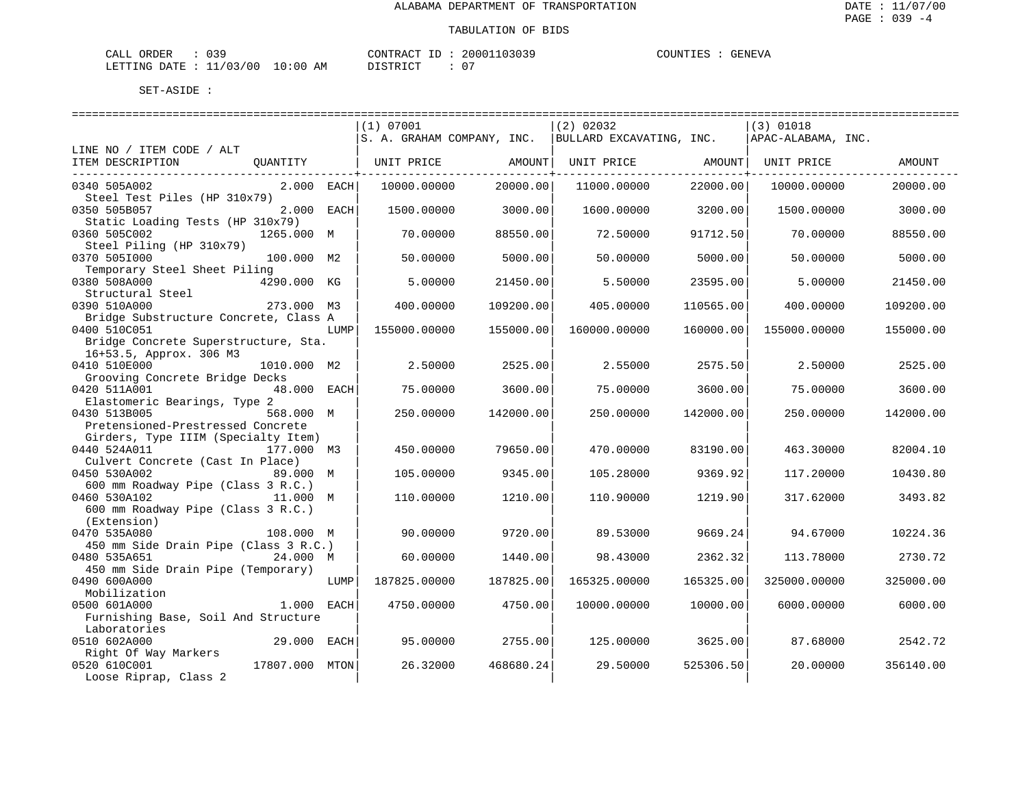ALABAMA DEPARTMENT OF TRANSPORTATION

TABULATION OF BIDS

CALL ORDER : 039 CONTRACT ID : 20001103039 COUNTIES : GENEVA
LETTING DATE : 11/03/00 10:00 AM DISTRICT : 07

SET-ASIDE :

| LINE NO / ITEM CODE / ALT<br>ITEM DESCRIPTION | QUANTITY | | (1) 07001<br>S. A. GRAHAM COMPANY, INC.<br>UNIT PRICE | AMOUNT | (2) 02032<br>BULLARD EXCAVATING, INC.<br>UNIT PRICE | AMOUNT | (3) 01018<br>APAC-ALABAMA, INC.<br>UNIT PRICE | AMOUNT |
|---|---|---|---|---|---|---|---|---|
| 0340 505A002<br>Steel Test Piles (HP 310x79) | 2.000 | EACH | 10000.00000 | 20000.00 | 11000.00000 | 22000.00 | 10000.00000 | 20000.00 |
| 0350 505B057<br>Static Loading Tests (HP 310x79) | 2.000 | EACH | 1500.00000 | 3000.00 | 1600.00000 | 3200.00 | 1500.00000 | 3000.00 |
| 0360 505C002<br>Steel Piling (HP 310x79) | 1265.000 | M | 70.00000 | 88550.00 | 72.50000 | 91712.50 | 70.00000 | 88550.00 |
| 0370 505I000<br>Temporary Steel Sheet Piling | 100.000 | M2 | 50.00000 | 5000.00 | 50.00000 | 5000.00 | 50.00000 | 5000.00 |
| 0380 508A000<br>Structural Steel | 4290.000 | KG | 5.00000 | 21450.00 | 5.50000 | 23595.00 | 5.00000 | 21450.00 |
| 0390 510A000<br>Bridge Substructure Concrete, Class A | 273.000 | M3 | 400.00000 | 109200.00 | 405.00000 | 110565.00 | 400.00000 | 109200.00 |
| 0400 510C051<br>Bridge Concrete Superstructure, Sta. 16+53.5, Approx. 306 M3 | | LUMP | 155000.00000 | 155000.00 | 160000.00000 | 160000.00 | 155000.00000 | 155000.00 |
| 0410 510E000<br>Grooving Concrete Bridge Decks | 1010.000 | M2 | 2.50000 | 2525.00 | 2.55000 | 2575.50 | 2.50000 | 2525.00 |
| 0420 511A001<br>Elastomeric Bearings, Type 2 | 48.000 | EACH | 75.00000 | 3600.00 | 75.00000 | 3600.00 | 75.00000 | 3600.00 |
| 0430 513B005<br>Pretensioned-Prestressed Concrete Girders, Type IIIM (Specialty Item) | 568.000 | M | 250.00000 | 142000.00 | 250.00000 | 142000.00 | 250.00000 | 142000.00 |
| 0440 524A011<br>Culvert Concrete (Cast In Place) | 177.000 | M3 | 450.00000 | 79650.00 | 470.00000 | 83190.00 | 463.30000 | 82004.10 |
| 0450 530A002<br>600 mm Roadway Pipe (Class 3 R.C.) | 89.000 | M | 105.00000 | 9345.00 | 105.28000 | 9369.92 | 117.20000 | 10430.80 |
| 0460 530A102<br>600 mm Roadway Pipe (Class 3 R.C.) (Extension) | 11.000 | M | 110.00000 | 1210.00 | 110.90000 | 1219.90 | 317.62000 | 3493.82 |
| 0470 535A080<br>450 mm Side Drain Pipe (Class 3 R.C.) | 108.000 | M | 90.00000 | 9720.00 | 89.53000 | 9669.24 | 94.67000 | 10224.36 |
| 0480 535A651<br>450 mm Side Drain Pipe (Temporary) | 24.000 | M | 60.00000 | 1440.00 | 98.43000 | 2362.32 | 113.78000 | 2730.72 |
| 0490 600A000<br>Mobilization | | LUMP | 187825.00000 | 187825.00 | 165325.00000 | 165325.00 | 325000.00000 | 325000.00 |
| 0500 601A000<br>Furnishing Base, Soil And Structure Laboratories | 1.000 | EACH | 4750.00000 | 4750.00 | 10000.00000 | 10000.00 | 6000.00000 | 6000.00 |
| 0510 602A000<br>Right Of Way Markers | 29.000 | EACH | 95.00000 | 2755.00 | 125.00000 | 3625.00 | 87.68000 | 2542.72 |
| 0520 610C001<br>Loose Riprap, Class 2 | 17807.000 | MTON | 26.32000 | 468680.24 | 29.50000 | 525306.50 | 20.00000 | 356140.00 |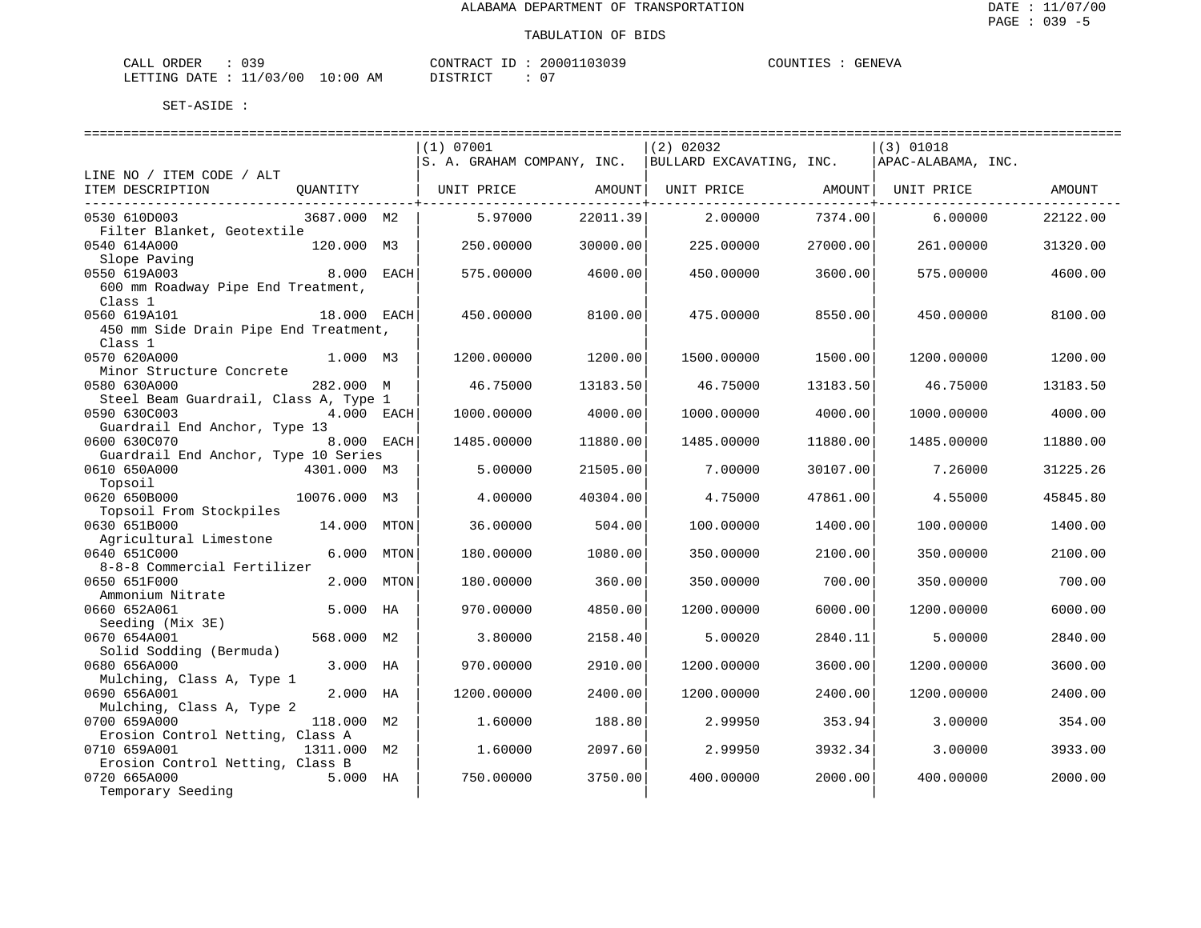ALABAMA DEPARTMENT OF TRANSPORTATION

TABULATION OF BIDS

CALL ORDER : 039 CONTRACT ID : 20001103039 COUNTIES : GENEVA
LETTING DATE : 11/03/00 10:00 AM DISTRICT : 07

SET-ASIDE :

| LINE NO / ITEM CODE / ALT ITEM DESCRIPTION | QUANTITY | | (1) 07001 S. A. GRAHAM COMPANY, INC. UNIT PRICE | AMOUNT | (2) 02032 BULLARD EXCAVATING, INC. UNIT PRICE | AMOUNT | (3) 01018 APAC-ALABAMA, INC. UNIT PRICE | AMOUNT |
|---|---|---|---|---|---|---|---|---|
| 0530 610D003 Filter Blanket, Geotextile | 3687.000 | M2 | 5.97000 | 22011.39 | 2.00000 | 7374.00 | 6.00000 | 22122.00 |
| 0540 614A000 Slope Paving | 120.000 | M3 | 250.00000 | 30000.00 | 225.00000 | 27000.00 | 261.00000 | 31320.00 |
| 0550 619A003 600 mm Roadway Pipe End Treatment, Class 1 | 8.000 | EACH | 575.00000 | 4600.00 | 450.00000 | 3600.00 | 575.00000 | 4600.00 |
| 0560 619A101 450 mm Side Drain Pipe End Treatment, Class 1 | 18.000 | EACH | 450.00000 | 8100.00 | 475.00000 | 8550.00 | 450.00000 | 8100.00 |
| 0570 620A000 Minor Structure Concrete | 1.000 | M3 | 1200.00000 | 1200.00 | 1500.00000 | 1500.00 | 1200.00000 | 1200.00 |
| 0580 630A000 Steel Beam Guardrail, Class A, Type 1 | 282.000 | M | 46.75000 | 13183.50 | 46.75000 | 13183.50 | 46.75000 | 13183.50 |
| 0590 630C003 Guardrail End Anchor, Type 13 | 4.000 | EACH | 1000.00000 | 4000.00 | 1000.00000 | 4000.00 | 1000.00000 | 4000.00 |
| 0600 630C070 Guardrail End Anchor, Type 10 Series | 8.000 | EACH | 1485.00000 | 11880.00 | 1485.00000 | 11880.00 | 1485.00000 | 11880.00 |
| 0610 650A000 Topsoil | 4301.000 | M3 | 5.00000 | 21505.00 | 7.00000 | 30107.00 | 7.26000 | 31225.26 |
| 0620 650B000 Topsoil From Stockpiles | 10076.000 | M3 | 4.00000 | 40304.00 | 4.75000 | 47861.00 | 4.55000 | 45845.80 |
| 0630 651B000 Agricultural Limestone | 14.000 | MTON | 36.00000 | 504.00 | 100.00000 | 1400.00 | 100.00000 | 1400.00 |
| 0640 651C000 8-8-8 Commercial Fertilizer | 6.000 | MTON | 180.00000 | 1080.00 | 350.00000 | 2100.00 | 350.00000 | 2100.00 |
| 0650 651F000 Ammonium Nitrate | 2.000 | MTON | 180.00000 | 360.00 | 350.00000 | 700.00 | 350.00000 | 700.00 |
| 0660 652A061 Seeding (Mix 3E) | 5.000 | HA | 970.00000 | 4850.00 | 1200.00000 | 6000.00 | 1200.00000 | 6000.00 |
| 0670 654A001 Solid Sodding (Bermuda) | 568.000 | M2 | 3.80000 | 2158.40 | 5.00020 | 2840.11 | 5.00000 | 2840.00 |
| 0680 656A000 Mulching, Class A, Type 1 | 3.000 | HA | 970.00000 | 2910.00 | 1200.00000 | 3600.00 | 1200.00000 | 3600.00 |
| 0690 656A001 Mulching, Class A, Type 2 | 2.000 | HA | 1200.00000 | 2400.00 | 1200.00000 | 2400.00 | 1200.00000 | 2400.00 |
| 0700 659A000 Erosion Control Netting, Class A | 118.000 | M2 | 1.60000 | 188.80 | 2.99950 | 353.94 | 3.00000 | 354.00 |
| 0710 659A001 Erosion Control Netting, Class B | 1311.000 | M2 | 1.60000 | 2097.60 | 2.99950 | 3932.34 | 3.00000 | 3933.00 |
| 0720 665A000 Temporary Seeding | 5.000 | HA | 750.00000 | 3750.00 | 400.00000 | 2000.00 | 400.00000 | 2000.00 |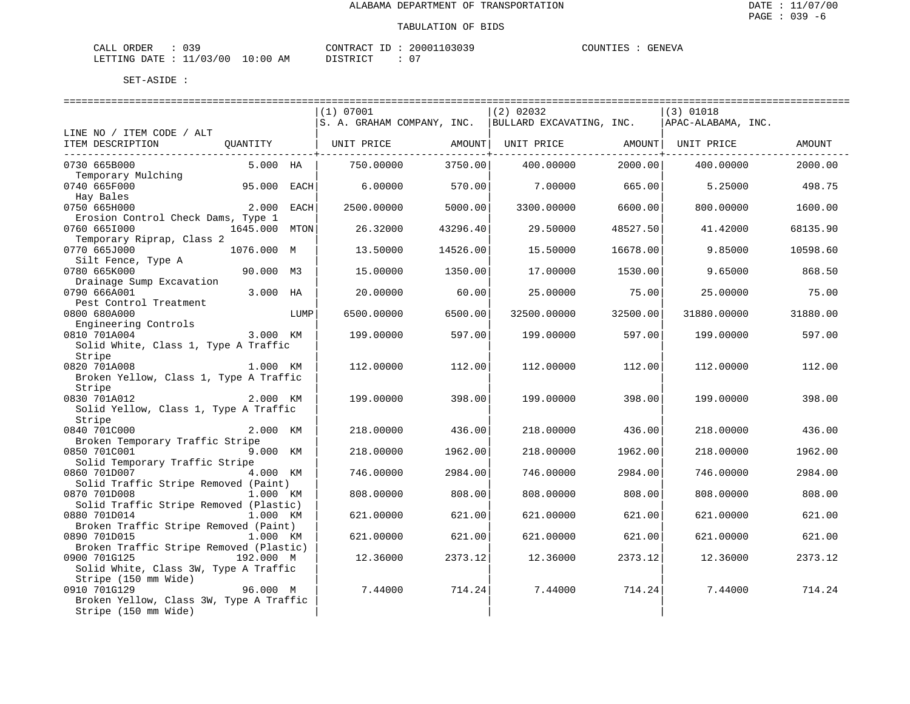ALABAMA DEPARTMENT OF TRANSPORTATION

TABULATION OF BIDS

CALL ORDER : 039 CONTRACT ID : 20001103039 COUNTIES : GENEVA
LETTING DATE : 11/03/00 10:00 AM DISTRICT : 07

SET-ASIDE :

| LINE NO / ITEM CODE / ALT ITEM DESCRIPTION | QUANTITY | | (1) 07001 S. A. GRAHAM COMPANY, INC. UNIT PRICE | AMOUNT | (2) 02032 BULLARD EXCAVATING, INC. UNIT PRICE | AMOUNT | (3) 01018 APAC-ALABAMA, INC. UNIT PRICE | AMOUNT |
|---|---|---|---|---|---|---|---|---|
| 0730 665B000 Temporary Mulching | 5.000 | HA | 750.00000 | 3750.00 | 400.00000 | 2000.00 | 400.00000 | 2000.00 |
| 0740 665F000 Hay Bales | 95.000 | EACH | 6.00000 | 570.00 | 7.00000 | 665.00 | 5.25000 | 498.75 |
| 0750 665H000 Erosion Control Check Dams, Type 1 | 2.000 | EACH | 2500.00000 | 5000.00 | 3300.00000 | 6600.00 | 800.00000 | 1600.00 |
| 0760 665I000 Temporary Riprap, Class 2 | 1645.000 | MTON | 26.32000 | 43296.40 | 29.50000 | 48527.50 | 41.42000 | 68135.90 |
| 0770 665J000 Silt Fence, Type A | 1076.000 | M | 13.50000 | 14526.00 | 15.50000 | 16678.00 | 9.85000 | 10598.60 |
| 0780 665K000 Drainage Sump Excavation | 90.000 | M3 | 15.00000 | 1350.00 | 17.00000 | 1530.00 | 9.65000 | 868.50 |
| 0790 666A001 Pest Control Treatment | 3.000 | HA | 20.00000 | 60.00 | 25.00000 | 75.00 | 25.00000 | 75.00 |
| 0800 680A000 Engineering Controls | | LUMP | 6500.00000 | 6500.00 | 32500.00000 | 32500.00 | 31880.00000 | 31880.00 |
| 0810 701A004 Solid White, Class 1, Type A Traffic Stripe | 3.000 | KM | 199.00000 | 597.00 | 199.00000 | 597.00 | 199.00000 | 597.00 |
| 0820 701A008 Broken Yellow, Class 1, Type A Traffic Stripe | 1.000 | KM | 112.00000 | 112.00 | 112.00000 | 112.00 | 112.00000 | 112.00 |
| 0830 701A012 Solid Yellow, Class 1, Type A Traffic Stripe | 2.000 | KM | 199.00000 | 398.00 | 199.00000 | 398.00 | 199.00000 | 398.00 |
| 0840 701C000 Broken Temporary Traffic Stripe | 2.000 | KM | 218.00000 | 436.00 | 218.00000 | 436.00 | 218.00000 | 436.00 |
| 0850 701C001 Solid Temporary Traffic Stripe | 9.000 | KM | 218.00000 | 1962.00 | 218.00000 | 1962.00 | 218.00000 | 1962.00 |
| 0860 701D007 Solid Traffic Stripe Removed (Paint) | 4.000 | KM | 746.00000 | 2984.00 | 746.00000 | 2984.00 | 746.00000 | 2984.00 |
| 0870 701D008 Solid Traffic Stripe Removed (Plastic) | 1.000 | KM | 808.00000 | 808.00 | 808.00000 | 808.00 | 808.00000 | 808.00 |
| 0880 701D014 Broken Traffic Stripe Removed (Paint) | 1.000 | KM | 621.00000 | 621.00 | 621.00000 | 621.00 | 621.00000 | 621.00 |
| 0890 701D015 Broken Traffic Stripe Removed (Plastic) | 1.000 | KM | 621.00000 | 621.00 | 621.00000 | 621.00 | 621.00000 | 621.00 |
| 0900 701G125 Solid White, Class 3W, Type A Traffic Stripe (150 mm Wide) | 192.000 | M | 12.36000 | 2373.12 | 12.36000 | 2373.12 | 12.36000 | 2373.12 |
| 0910 701G129 Broken Yellow, Class 3W, Type A Traffic Stripe (150 mm Wide) | 96.000 | M | 7.44000 | 714.24 | 7.44000 | 714.24 | 7.44000 | 714.24 |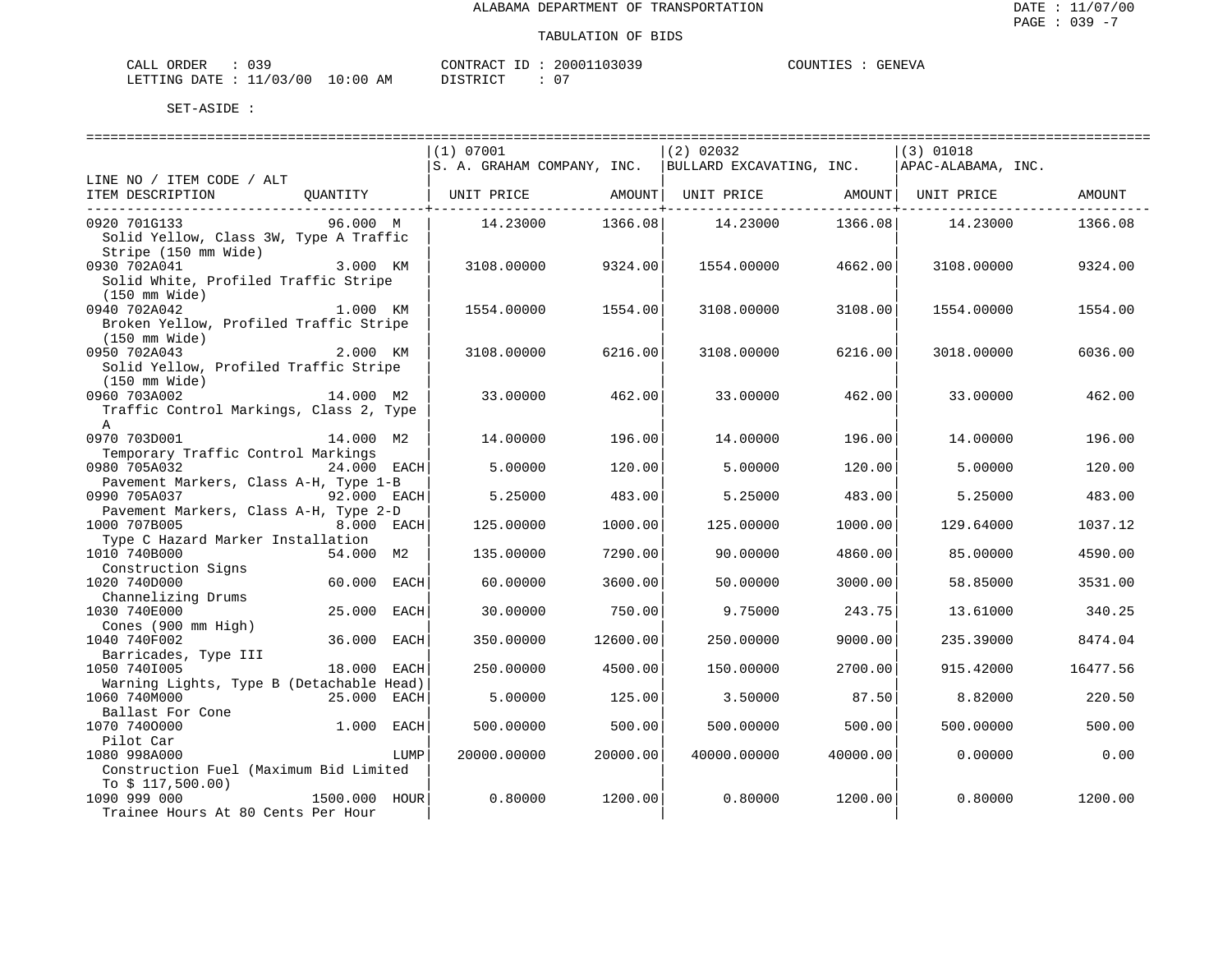ALABAMA DEPARTMENT OF TRANSPORTATION

TABULATION OF BIDS

CALL ORDER : 039 &nbsp;&nbsp;&nbsp;&nbsp; CONTRACT ID : 20001103039 &nbsp;&nbsp;&nbsp;&nbsp; COUNTIES : GENEVA
LETTING DATE : 11/03/00 10:00 AM &nbsp;&nbsp;&nbsp;&nbsp; DISTRICT : 07

SET-ASIDE :

| LINE NO / ITEM CODE / ALT ITEM DESCRIPTION | QUANTITY | (1) 07001 S. A. GRAHAM COMPANY, INC. UNIT PRICE | AMOUNT | (2) 02032 BULLARD EXCAVATING, INC. UNIT PRICE | AMOUNT | (3) 01018 APAC-ALABAMA, INC. UNIT PRICE | AMOUNT |
|---|---|---|---|---|---|---|---|
| 0920 701G133 Solid Yellow, Class 3W, Type A Traffic Stripe (150 mm Wide) | 96.000 M | 14.23000 | 1366.08 | 14.23000 | 1366.08 | 14.23000 | 1366.08 |
| 0930 702A041 Solid White, Profiled Traffic Stripe (150 mm Wide) | 3.000 KM | 3108.00000 | 9324.00 | 1554.00000 | 4662.00 | 3108.00000 | 9324.00 |
| 0940 702A042 Broken Yellow, Profiled Traffic Stripe (150 mm Wide) | 1.000 KM | 1554.00000 | 1554.00 | 3108.00000 | 3108.00 | 1554.00000 | 1554.00 |
| 0950 702A043 Solid Yellow, Profiled Traffic Stripe (150 mm Wide) | 2.000 KM | 3108.00000 | 6216.00 | 3108.00000 | 6216.00 | 3018.00000 | 6036.00 |
| 0960 703A002 Traffic Control Markings, Class 2, Type A | 14.000 M2 | 33.00000 | 462.00 | 33.00000 | 462.00 | 33.00000 | 462.00 |
| 0970 703D001 Temporary Traffic Control Markings | 14.000 M2 | 14.00000 | 196.00 | 14.00000 | 196.00 | 14.00000 | 196.00 |
| 0980 705A032 Pavement Markers, Class A-H, Type 1-B | 24.000 EACH | 5.00000 | 120.00 | 5.00000 | 120.00 | 5.00000 | 120.00 |
| 0990 705A037 Pavement Markers, Class A-H, Type 2-D | 92.000 EACH | 5.25000 | 483.00 | 5.25000 | 483.00 | 5.25000 | 483.00 |
| 1000 707B005 Type C Hazard Marker Installation | 8.000 EACH | 125.00000 | 1000.00 | 125.00000 | 1000.00 | 129.64000 | 1037.12 |
| 1010 740B000 Construction Signs | 54.000 M2 | 135.00000 | 7290.00 | 90.00000 | 4860.00 | 85.00000 | 4590.00 |
| 1020 740D000 Channelizing Drums | 60.000 EACH | 60.00000 | 3600.00 | 50.00000 | 3000.00 | 58.85000 | 3531.00 |
| 1030 740E000 Cones (900 mm High) | 25.000 EACH | 30.00000 | 750.00 | 9.75000 | 243.75 | 13.61000 | 340.25 |
| 1040 740F002 Barricades, Type III | 36.000 EACH | 350.00000 | 12600.00 | 250.00000 | 9000.00 | 235.39000 | 8474.04 |
| 1050 740I005 Warning Lights, Type B (Detachable Head) | 18.000 EACH | 250.00000 | 4500.00 | 150.00000 | 2700.00 | 915.42000 | 16477.56 |
| 1060 740M000 Ballast For Cone | 25.000 EACH | 5.00000 | 125.00 | 3.50000 | 87.50 | 8.82000 | 220.50 |
| 1070 740O000 Pilot Car | 1.000 EACH | 500.00000 | 500.00 | 500.00000 | 500.00 | 500.00000 | 500.00 |
| 1080 998A000 Construction Fuel (Maximum Bid Limited To $ 117,500.00) | LUMP | 20000.00000 | 20000.00 | 40000.00000 | 40000.00 | 0.00000 | 0.00 |
| 1090 999 000 Trainee Hours At 80 Cents Per Hour | 1500.000 HOUR | 0.80000 | 1200.00 | 0.80000 | 1200.00 | 0.80000 | 1200.00 |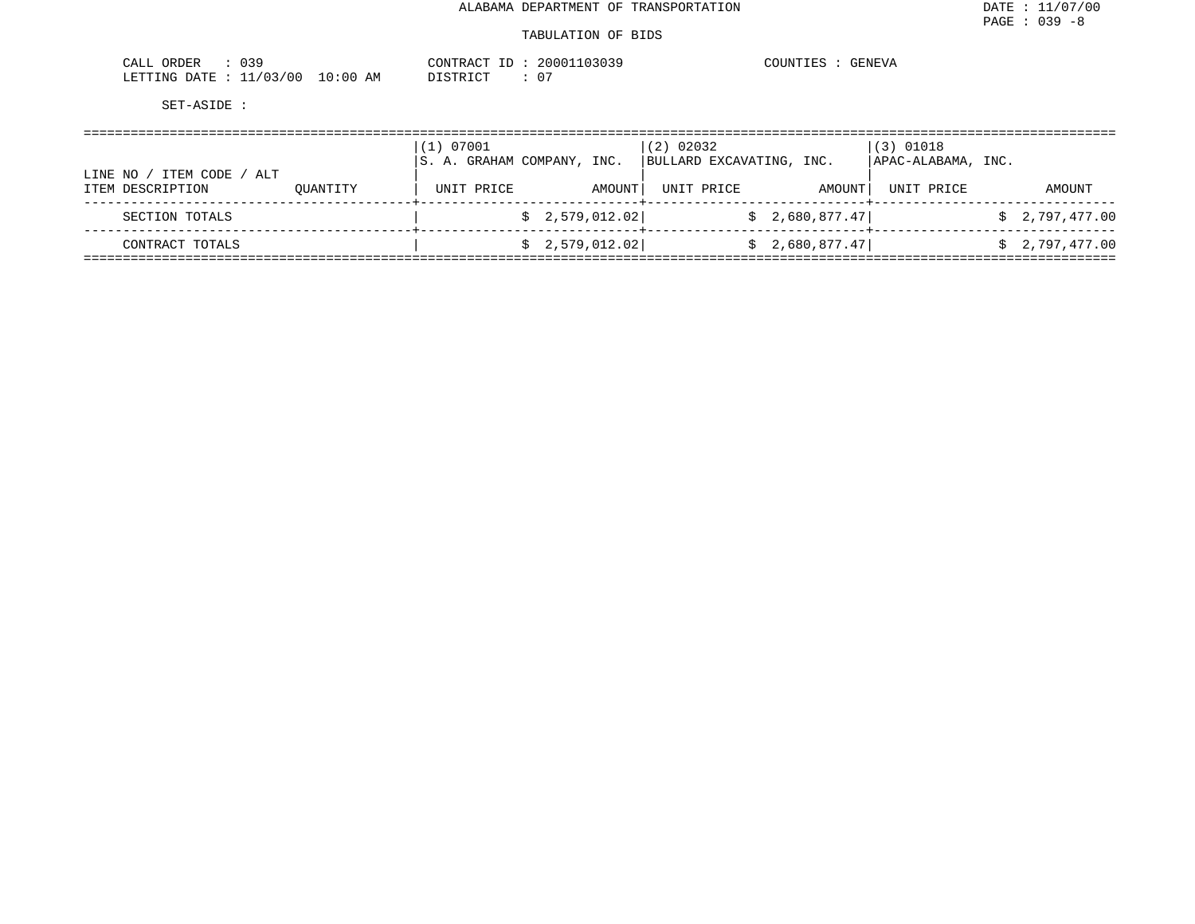ALABAMA DEPARTMENT OF TRANSPORTATION

TABULATION OF BIDS

DATE : 11/07/00
PAGE : 039 -8

CALL ORDER : 039
LETTING DATE : 11/03/00 10:00 AM

CONTRACT ID : 20001103039
DISTRICT : 07

COUNTIES : GENEVA

SET-ASIDE :

| LINE NO / ITEM CODE / ALT<br>ITEM DESCRIPTION | QUANTITY | (1) 07001<br>S. A. GRAHAM COMPANY, INC.<br>UNIT PRICE | AMOUNT | (2) 02032<br>BULLARD EXCAVATING, INC.<br>UNIT PRICE | AMOUNT | (3) 01018<br>APAC-ALABAMA, INC.<br>UNIT PRICE | AMOUNT |
|---|---|---|---|---|---|---|---|
| SECTION TOTALS | | | $ 2,579,012.02 | | $ 2,680,877.47 | | $ 2,797,477.00 |
| CONTRACT TOTALS | | | $ 2,579,012.02 | | $ 2,680,877.47 | | $ 2,797,477.00 |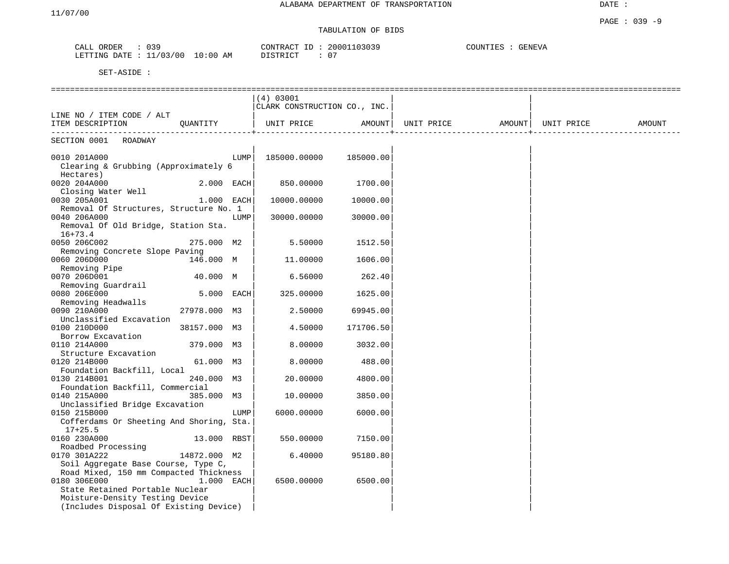ALABAMA DEPARTMENT OF TRANSPORTATION

11/07/00

TABULATION OF BIDS

CALL ORDER : 039
LETTING DATE : 11/03/00 10:00 AM

CONTRACT ID : 20001103039
DISTRICT : 07

COUNTIES : GENEVA

SET-ASIDE :

| LINE NO / ITEM CODE / ALT ITEM DESCRIPTION | QUANTITY | | (4) 03001 CLARK CONSTRUCTION CO., INC. UNIT PRICE | AMOUNT | UNIT PRICE | AMOUNT | UNIT PRICE | AMOUNT |
|---|---|---|---|---|---|---|---|---|
| SECTION 0001 ROADWAY | | | | | | | | |
| 0010 201A000 Clearing & Grubbing (Approximately 6 Hectares) | | LUMP | 185000.00000 | 185000.00 | | | | |
| 0020 204A000 Closing Water Well | 2.000 | EACH | 850.00000 | 1700.00 | | | | |
| 0030 205A001 Removal Of Structures, Structure No. 1 | 1.000 | EACH | 10000.00000 | 10000.00 | | | | |
| 0040 206A000 Removal Of Old Bridge, Station Sta. 16+73.4 | | LUMP | 30000.00000 | 30000.00 | | | | |
| 0050 206C002 Removing Concrete Slope Paving | 275.000 | M2 | 5.50000 | 1512.50 | | | | |
| 0060 206D000 Removing Pipe | 146.000 | M | 11.00000 | 1606.00 | | | | |
| 0070 206D001 Removing Guardrail | 40.000 | M | 6.56000 | 262.40 | | | | |
| 0080 206E000 Removing Headwalls | 5.000 | EACH | 325.00000 | 1625.00 | | | | |
| 0090 210A000 Unclassified Excavation | 27978.000 | M3 | 2.50000 | 69945.00 | | | | |
| 0100 210D000 Borrow Excavation | 38157.000 | M3 | 4.50000 | 171706.50 | | | | |
| 0110 214A000 Structure Excavation | 379.000 | M3 | 8.00000 | 3032.00 | | | | |
| 0120 214B000 Foundation Backfill, Local | 61.000 | M3 | 8.00000 | 488.00 | | | | |
| 0130 214B001 Foundation Backfill, Commercial | 240.000 | M3 | 20.00000 | 4800.00 | | | | |
| 0140 215A000 Unclassified Bridge Excavation | 385.000 | M3 | 10.00000 | 3850.00 | | | | |
| 0150 215B000 Cofferdams Or Sheeting And Shoring, Sta. 17+25.5 | | LUMP | 6000.00000 | 6000.00 | | | | |
| 0160 230A000 Roadbed Processing | 13.000 | RBST | 550.00000 | 7150.00 | | | | |
| 0170 301A222 Soil Aggregate Base Course, Type C, Road Mixed, 150 mm Compacted Thickness | 14872.000 | M2 | 6.40000 | 95180.80 | | | | |
| 0180 306E000 State Retained Portable Nuclear Moisture-Density Testing Device (Includes Disposal Of Existing Device) | 1.000 | EACH | 6500.00000 | 6500.00 | | | | |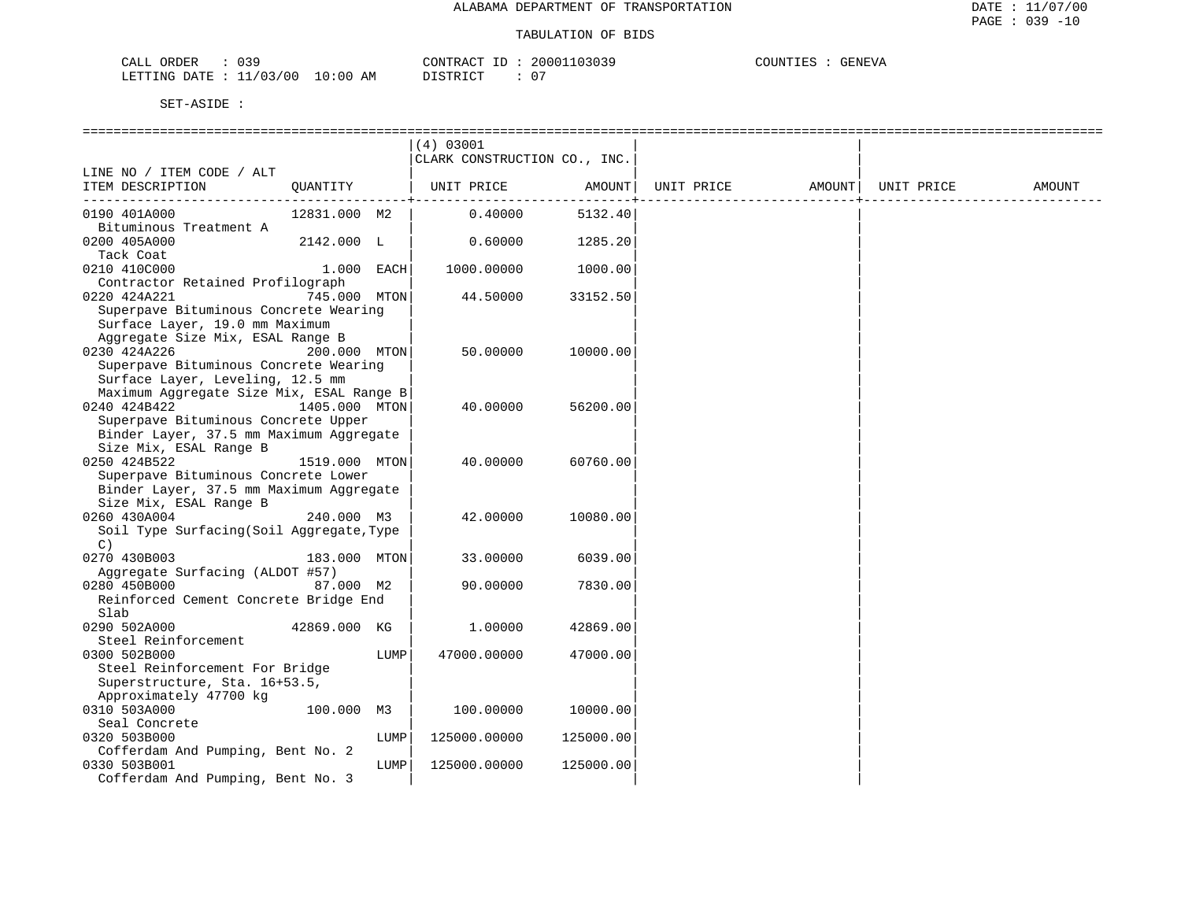ALABAMA DEPARTMENT OF TRANSPORTATION

TABULATION OF BIDS

CALL ORDER : 039 CONTRACT ID : 20001103039 COUNTIES : GENEVA
LETTING DATE : 11/03/00 10:00 AM DISTRICT : 07

SET-ASIDE :

| LINE NO / ITEM CODE / ALT ITEM DESCRIPTION | QUANTITY | (4) 03001 CLARK CONSTRUCTION CO., INC. UNIT PRICE | AMOUNT | UNIT PRICE | AMOUNT | UNIT PRICE | AMOUNT |
|---|---|---|---|---|---|---|---|
| 0190 401A000 Bituminous Treatment A | 12831.000 M2 | 0.40000 | 5132.40 | | | | |
| 0200 405A000 Tack Coat | 2142.000 L | 0.60000 | 1285.20 | | | | |
| 0210 410C000 Contractor Retained Profilograph | 1.000 EACH | 1000.00000 | 1000.00 | | | | |
| 0220 424A221 Superpave Bituminous Concrete Wearing Surface Layer, 19.0 mm Maximum Aggregate Size Mix, ESAL Range B | 745.000 MTON | 44.50000 | 33152.50 | | | | |
| 0230 424A226 Superpave Bituminous Concrete Wearing Surface Layer, Leveling, 12.5 mm Maximum Aggregate Size Mix, ESAL Range B | 200.000 MTON | 50.00000 | 10000.00 | | | | |
| 0240 424B422 Superpave Bituminous Concrete Upper Binder Layer, 37.5 mm Maximum Aggregate Size Mix, ESAL Range B | 1405.000 MTON | 40.00000 | 56200.00 | | | | |
| 0250 424B522 Superpave Bituminous Concrete Lower Binder Layer, 37.5 mm Maximum Aggregate Size Mix, ESAL Range B | 1519.000 MTON | 40.00000 | 60760.00 | | | | |
| 0260 430A004 Soil Type Surfacing(Soil Aggregate,Type C) | 240.000 M3 | 42.00000 | 10080.00 | | | | |
| 0270 430B003 Aggregate Surfacing (ALDOT #57) | 183.000 MTON | 33.00000 | 6039.00 | | | | |
| 0280 450B000 Reinforced Cement Concrete Bridge End Slab | 87.000 M2 | 90.00000 | 7830.00 | | | | |
| 0290 502A000 Steel Reinforcement | 42869.000 KG | 1.00000 | 42869.00 | | | | |
| 0300 502B000 Steel Reinforcement For Bridge Superstructure, Sta. 16+53.5, Approximately 47700 kg | LUMP | 47000.00000 | 47000.00 | | | | |
| 0310 503A000 Seal Concrete | 100.000 M3 | 100.00000 | 10000.00 | | | | |
| 0320 503B000 Cofferdam And Pumping, Bent No. 2 | LUMP | 125000.00000 | 125000.00 | | | | |
| 0330 503B001 Cofferdam And Pumping, Bent No. 3 | LUMP | 125000.00000 | 125000.00 | | | | |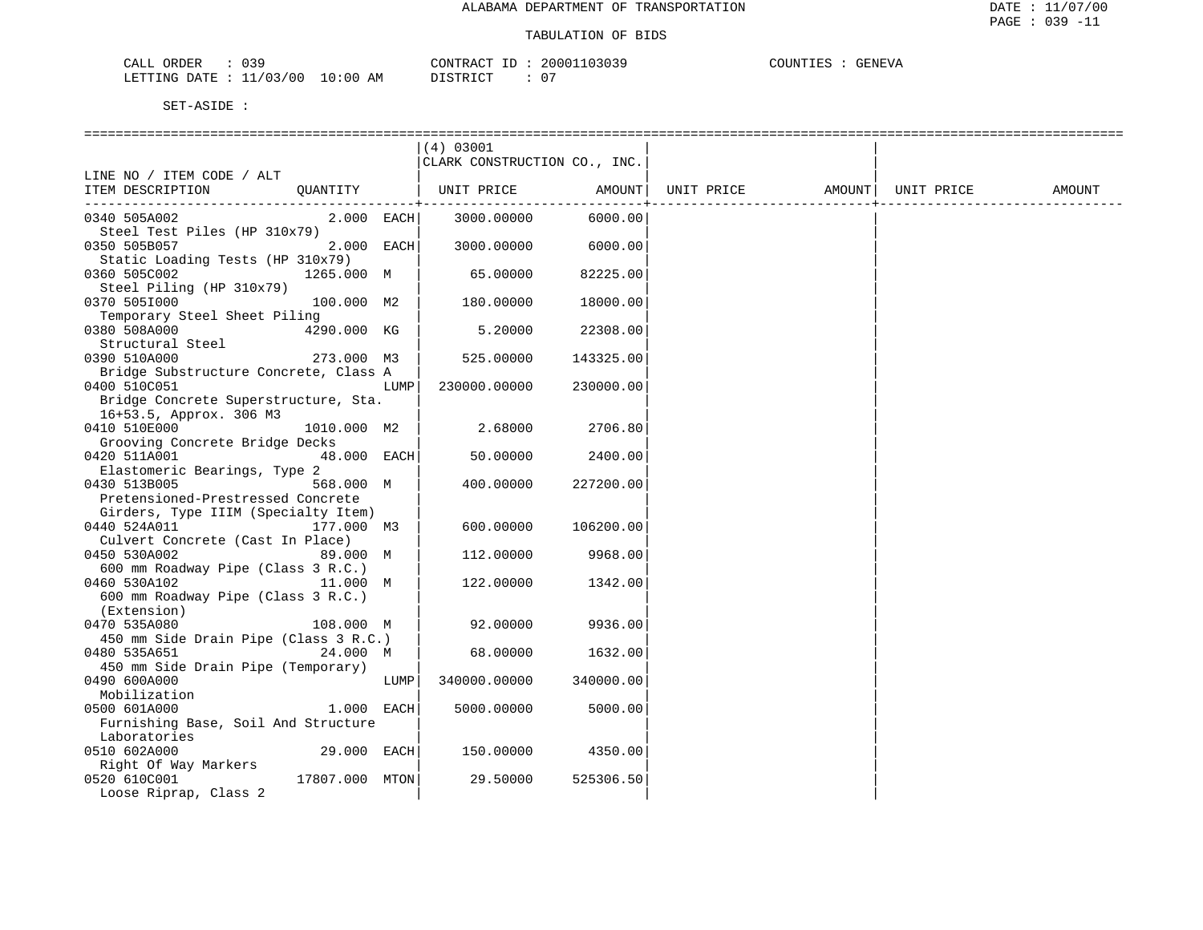ALABAMA DEPARTMENT OF TRANSPORTATION

TABULATION OF BIDS

CALL ORDER : 039 CONTRACT ID : 20001103039 COUNTIES : GENEVA
LETTING DATE : 11/03/00 10:00 AM DISTRICT : 07

SET-ASIDE :

| LINE NO / ITEM CODE / ALT ITEM DESCRIPTION | QUANTITY | (4) 03001 CLARK CONSTRUCTION CO., INC. UNIT PRICE | AMOUNT | UNIT PRICE | AMOUNT | UNIT PRICE | AMOUNT |
|---|---|---|---|---|---|---|---|
| 0340 505A002 Steel Test Piles (HP 310x79) | 2.000 EACH | 3000.00000 | 6000.00 | | | | |
| 0350 505B057 Static Loading Tests (HP 310x79) | 2.000 EACH | 3000.00000 | 6000.00 | | | | |
| 0360 505C002 Steel Piling (HP 310x79) | 1265.000 M | 65.00000 | 82225.00 | | | | |
| 0370 505I000 Temporary Steel Sheet Piling | 100.000 M2 | 180.00000 | 18000.00 | | | | |
| 0380 508A000 Structural Steel | 4290.000 KG | 5.20000 | 22308.00 | | | | |
| 0390 510A000 Bridge Substructure Concrete, Class A | 273.000 M3 | 525.00000 | 143325.00 | | | | |
| 0400 510C051 Bridge Concrete Superstructure, Sta. 16+53.5, Approx. 306 M3 | LUMP | 230000.00000 | 230000.00 | | | | |
| 0410 510E000 Grooving Concrete Bridge Decks | 1010.000 M2 | 2.68000 | 2706.80 | | | | |
| 0420 511A001 Elastomeric Bearings, Type 2 | 48.000 EACH | 50.00000 | 2400.00 | | | | |
| 0430 513B005 Pretensioned-Prestressed Concrete Girders, Type IIIM (Specialty Item) | 568.000 M | 400.00000 | 227200.00 | | | | |
| 0440 524A011 Culvert Concrete (Cast In Place) | 177.000 M3 | 600.00000 | 106200.00 | | | | |
| 0450 530A002 600 mm Roadway Pipe (Class 3 R.C.) | 89.000 M | 112.00000 | 9968.00 | | | | |
| 0460 530A102 600 mm Roadway Pipe (Class 3 R.C.) (Extension) | 11.000 M | 122.00000 | 1342.00 | | | | |
| 0470 535A080 450 mm Side Drain Pipe (Class 3 R.C.) | 108.000 M | 92.00000 | 9936.00 | | | | |
| 0480 535A651 450 mm Side Drain Pipe (Temporary) | 24.000 M | 68.00000 | 1632.00 | | | | |
| 0490 600A000 Mobilization | LUMP | 340000.00000 | 340000.00 | | | | |
| 0500 601A000 Furnishing Base, Soil And Structure Laboratories | 1.000 EACH | 5000.00000 | 5000.00 | | | | |
| 0510 602A000 Right Of Way Markers | 29.000 EACH | 150.00000 | 4350.00 | | | | |
| 0520 610C001 Loose Riprap, Class 2 | 17807.000 MTON | 29.50000 | 525306.50 | | | | |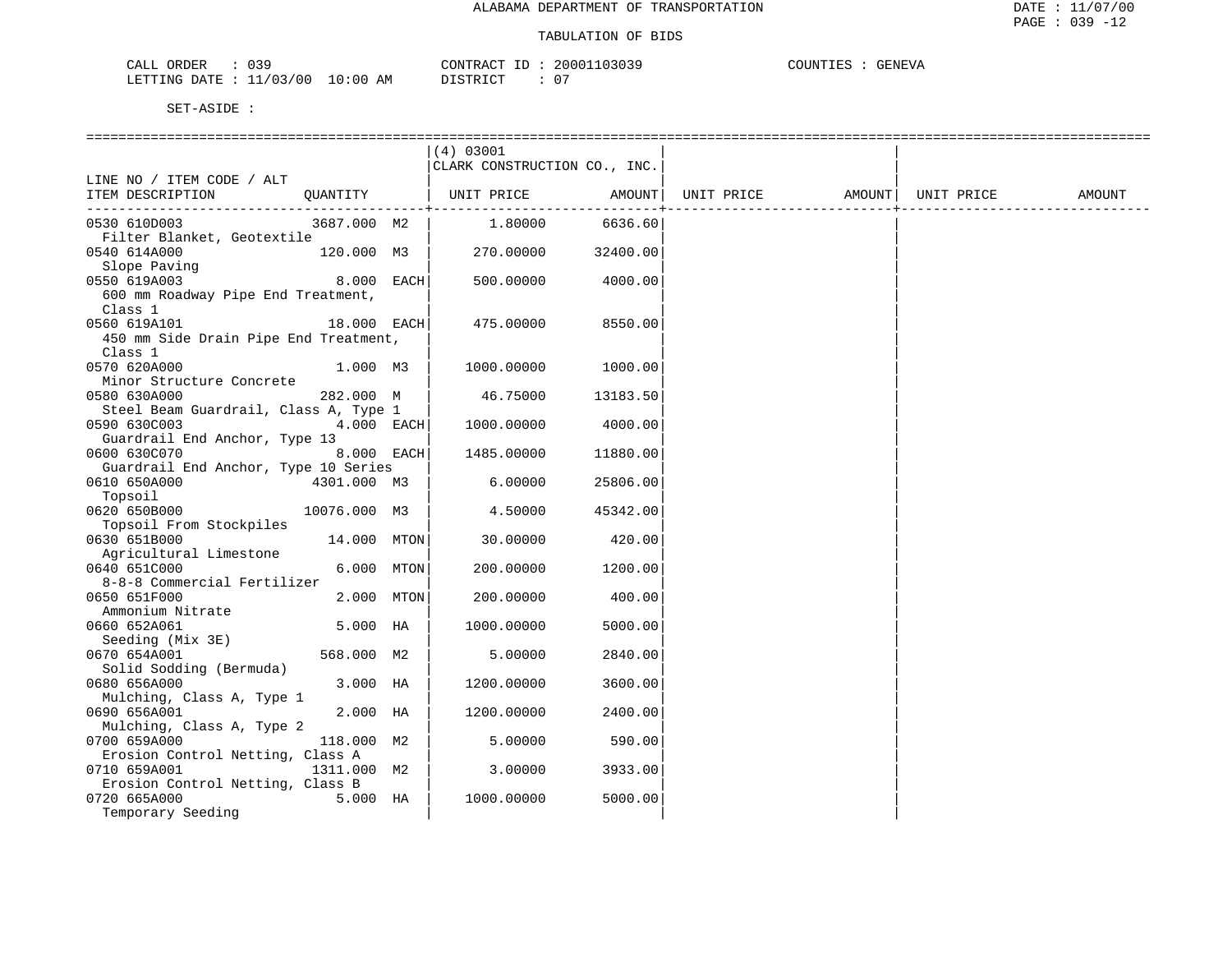ALABAMA DEPARTMENT OF TRANSPORTATION

TABULATION OF BIDS

DATE : 11/07/00
PAGE : 039 -12

CALL ORDER : 039 CONTRACT ID : 20001103039 COUNTIES : GENEVA
LETTING DATE : 11/03/00 10:00 AM DISTRICT : 07

SET-ASIDE :

| LINE NO / ITEM CODE / ALT ITEM DESCRIPTION | QUANTITY | (4) 03001 CLARK CONSTRUCTION CO., INC. UNIT PRICE | AMOUNT | UNIT PRICE | AMOUNT | UNIT PRICE | AMOUNT |
|---|---|---|---|---|---|---|---|
| 0530 610D003 Filter Blanket, Geotextile | 3687.000 M2 | 1.80000 | 6636.60 | | | | |
| 0540 614A000 Slope Paving | 120.000 M3 | 270.00000 | 32400.00 | | | | |
| 0550 619A003 600 mm Roadway Pipe End Treatment, Class 1 | 8.000 EACH | 500.00000 | 4000.00 | | | | |
| 0560 619A101 450 mm Side Drain Pipe End Treatment, Class 1 | 18.000 EACH | 475.00000 | 8550.00 | | | | |
| 0570 620A000 Minor Structure Concrete | 1.000 M3 | 1000.00000 | 1000.00 | | | | |
| 0580 630A000 Steel Beam Guardrail, Class A, Type 1 | 282.000 M | 46.75000 | 13183.50 | | | | |
| 0590 630C003 Guardrail End Anchor, Type 13 | 4.000 EACH | 1000.00000 | 4000.00 | | | | |
| 0600 630C070 Guardrail End Anchor, Type 10 Series | 8.000 EACH | 1485.00000 | 11880.00 | | | | |
| 0610 650A000 Topsoil | 4301.000 M3 | 6.00000 | 25806.00 | | | | |
| 0620 650B000 Topsoil From Stockpiles | 10076.000 M3 | 4.50000 | 45342.00 | | | | |
| 0630 651B000 Agricultural Limestone | 14.000 MTON | 30.00000 | 420.00 | | | | |
| 0640 651C000 8-8-8 Commercial Fertilizer | 6.000 MTON | 200.00000 | 1200.00 | | | | |
| 0650 651F000 Ammonium Nitrate | 2.000 MTON | 200.00000 | 400.00 | | | | |
| 0660 652A061 Seeding (Mix 3E) | 5.000 HA | 1000.00000 | 5000.00 | | | | |
| 0670 654A001 Solid Sodding (Bermuda) | 568.000 M2 | 5.00000 | 2840.00 | | | | |
| 0680 656A000 Mulching, Class A, Type 1 | 3.000 HA | 1200.00000 | 3600.00 | | | | |
| 0690 656A001 Mulching, Class A, Type 2 | 2.000 HA | 1200.00000 | 2400.00 | | | | |
| 0700 659A000 Erosion Control Netting, Class A | 118.000 M2 | 5.00000 | 590.00 | | | | |
| 0710 659A001 Erosion Control Netting, Class B | 1311.000 M2 | 3.00000 | 3933.00 | | | | |
| 0720 665A000 Temporary Seeding | 5.000 HA | 1000.00000 | 5000.00 | | | | |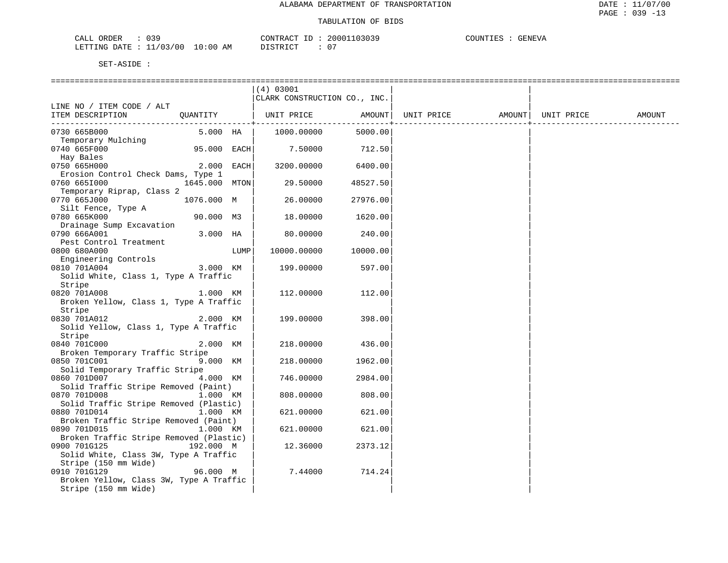ALABAMA DEPARTMENT OF TRANSPORTATION

TABULATION OF BIDS

CALL ORDER : 039          CONTRACT ID : 20001103039          COUNTIES : GENEVA
LETTING DATE : 11/03/00 10:00 AM          DISTRICT : 07

SET-ASIDE :

| LINE NO / ITEM CODE / ALT ITEM DESCRIPTION | QUANTITY | (4) 03001 CLARK CONSTRUCTION CO., INC. UNIT PRICE | AMOUNT | UNIT PRICE | AMOUNT | UNIT PRICE | AMOUNT |
|---|---|---|---|---|---|---|---|
| 0730 665B000 Temporary Mulching | 5.000 HA | 1000.00000 | 5000.00 | | | | |
| 0740 665F000 Hay Bales | 95.000 EACH | 7.50000 | 712.50 | | | | |
| 0750 665H000 Erosion Control Check Dams, Type 1 | 2.000 EACH | 3200.00000 | 6400.00 | | | | |
| 0760 665I000 Temporary Riprap, Class 2 | 1645.000 MTON | 29.50000 | 48527.50 | | | | |
| 0770 665J000 Silt Fence, Type A | 1076.000 M | 26.00000 | 27976.00 | | | | |
| 0780 665K000 Drainage Sump Excavation | 90.000 M3 | 18.00000 | 1620.00 | | | | |
| 0790 666A001 Pest Control Treatment | 3.000 HA | 80.00000 | 240.00 | | | | |
| 0800 680A000 Engineering Controls | LUMP | 10000.00000 | 10000.00 | | | | |
| 0810 701A004 Solid White, Class 1, Type A Traffic Stripe | 3.000 KM | 199.00000 | 597.00 | | | | |
| 0820 701A008 Broken Yellow, Class 1, Type A Traffic Stripe | 1.000 KM | 112.00000 | 112.00 | | | | |
| 0830 701A012 Solid Yellow, Class 1, Type A Traffic Stripe | 2.000 KM | 199.00000 | 398.00 | | | | |
| 0840 701C000 Broken Temporary Traffic Stripe | 2.000 KM | 218.00000 | 436.00 | | | | |
| 0850 701C001 Solid Temporary Traffic Stripe | 9.000 KM | 218.00000 | 1962.00 | | | | |
| 0860 701D007 Solid Traffic Stripe Removed (Paint) | 4.000 KM | 746.00000 | 2984.00 | | | | |
| 0870 701D008 Solid Traffic Stripe Removed (Plastic) | 1.000 KM | 808.00000 | 808.00 | | | | |
| 0880 701D014 Broken Traffic Stripe Removed (Paint) | 1.000 KM | 621.00000 | 621.00 | | | | |
| 0890 701D015 Broken Traffic Stripe Removed (Plastic) | 1.000 KM | 621.00000 | 621.00 | | | | |
| 0900 701G125 Solid White, Class 3W, Type A Traffic Stripe (150 mm Wide) | 192.000 M | 12.36000 | 2373.12 | | | | |
| 0910 701G129 Broken Yellow, Class 3W, Type A Traffic Stripe (150 mm Wide) | 96.000 M | 7.44000 | 714.24 | | | | |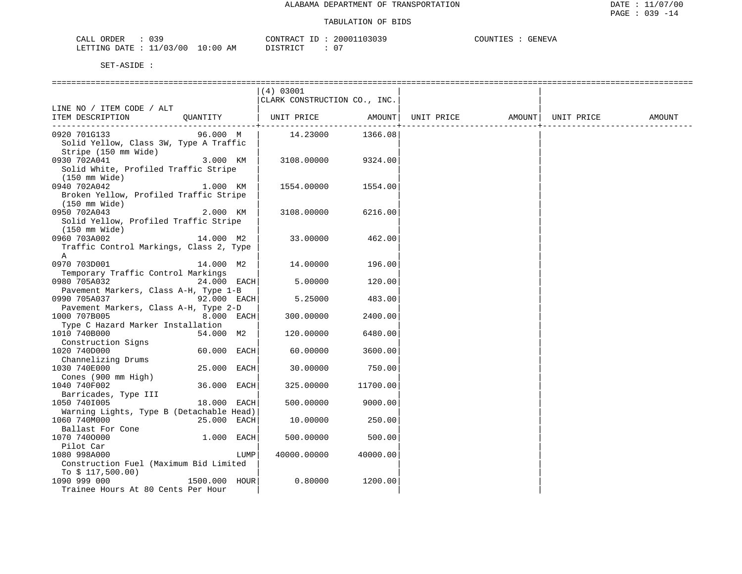ALABAMA DEPARTMENT OF TRANSPORTATION

TABULATION OF BIDS

CALL ORDER : 039 CONTRACT ID : 20001103039 COUNTIES : GENEVA
LETTING DATE : 11/03/00 10:00 AM DISTRICT : 07

SET-ASIDE :

| LINE NO / ITEM CODE / ALT ITEM DESCRIPTION | QUANTITY | (4) 03001 CLARK CONSTRUCTION CO., INC. UNIT PRICE | AMOUNT | UNIT PRICE | AMOUNT | UNIT PRICE | AMOUNT |
|---|---|---|---|---|---|---|---|
| 0920 701G133 Solid Yellow, Class 3W, Type A Traffic Stripe (150 mm Wide) | 96.000 M | 14.23000 | 1366.08 | | | | |
| 0930 702A041 Solid White, Profiled Traffic Stripe (150 mm Wide) | 3.000 KM | 3108.00000 | 9324.00 | | | | |
| 0940 702A042 Broken Yellow, Profiled Traffic Stripe (150 mm Wide) | 1.000 KM | 1554.00000 | 1554.00 | | | | |
| 0950 702A043 Solid Yellow, Profiled Traffic Stripe (150 mm Wide) | 2.000 KM | 3108.00000 | 6216.00 | | | | |
| 0960 703A002 Traffic Control Markings, Class 2, Type A | 14.000 M2 | 33.00000 | 462.00 | | | | |
| 0970 703D001 Temporary Traffic Control Markings | 14.000 M2 | 14.00000 | 196.00 | | | | |
| 0980 705A032 Pavement Markers, Class A-H, Type 1-B | 24.000 EACH | 5.00000 | 120.00 | | | | |
| 0990 705A037 Pavement Markers, Class A-H, Type 2-D | 92.000 EACH | 5.25000 | 483.00 | | | | |
| 1000 707B005 Type C Hazard Marker Installation | 8.000 EACH | 300.00000 | 2400.00 | | | | |
| 1010 740B000 Construction Signs | 54.000 M2 | 120.00000 | 6480.00 | | | | |
| 1020 740D000 Channelizing Drums | 60.000 EACH | 60.00000 | 3600.00 | | | | |
| 1030 740E000 Cones (900 mm High) | 25.000 EACH | 30.00000 | 750.00 | | | | |
| 1040 740F002 Barricades, Type III | 36.000 EACH | 325.00000 | 11700.00 | | | | |
| 1050 740I005 Warning Lights, Type B (Detachable Head) | 18.000 EACH | 500.00000 | 9000.00 | | | | |
| 1060 740M000 Ballast For Cone | 25.000 EACH | 10.00000 | 250.00 | | | | |
| 1070 740O000 Pilot Car | 1.000 EACH | 500.00000 | 500.00 | | | | |
| 1080 998A000 Construction Fuel (Maximum Bid Limited To $ 117,500.00) | LUMP | 40000.00000 | 40000.00 | | | | |
| 1090 999 000 Trainee Hours At 80 Cents Per Hour | 1500.000 HOUR | 0.80000 | 1200.00 | | | | |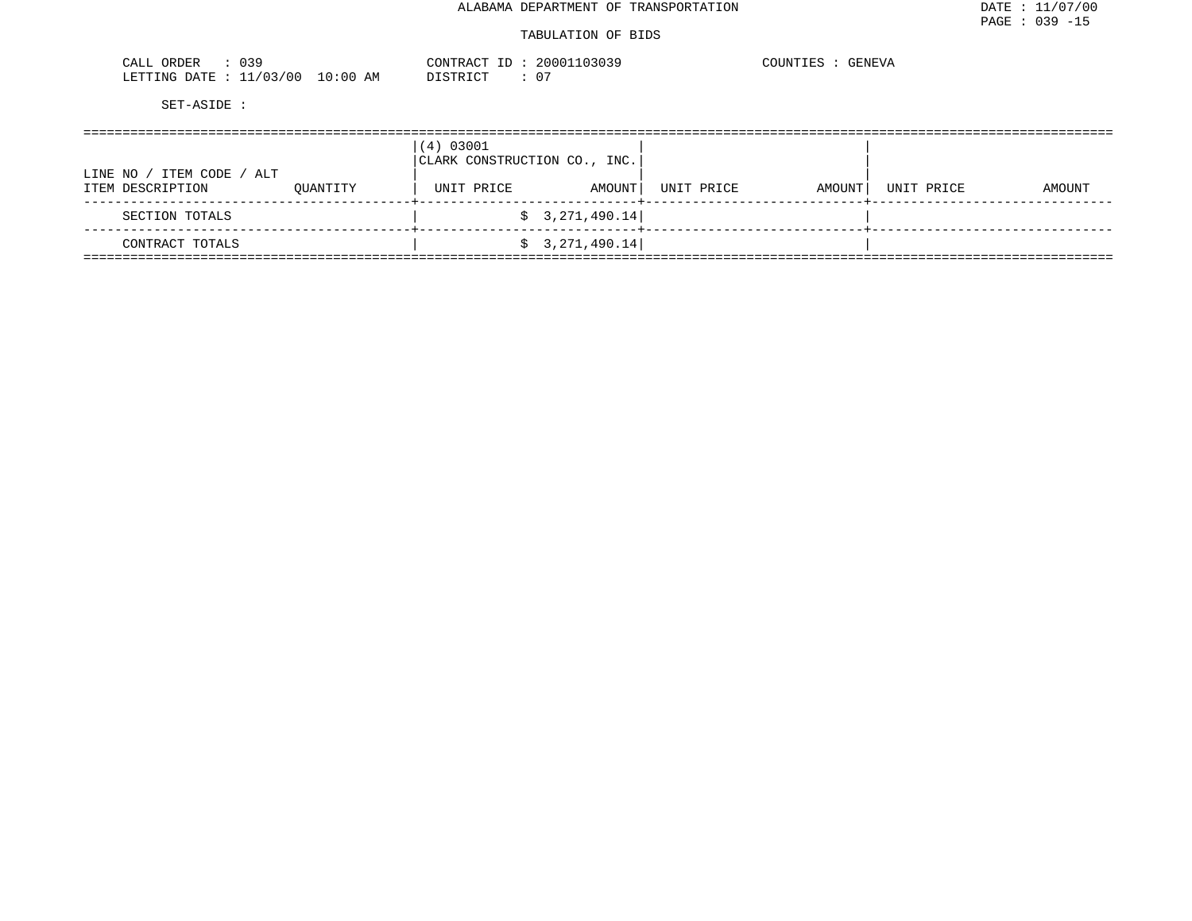ALABAMA DEPARTMENT OF TRANSPORTATION

DATE : 11/07/00

PAGE : 039 -15

TABULATION OF BIDS

CALL ORDER : 039
LETTING DATE : 11/03/00 10:00 AM

CONTRACT ID : 20001103039
DISTRICT : 07

COUNTIES : GENEVA

SET-ASIDE :

| LINE NO / ITEM CODE / ALT<br>ITEM DESCRIPTION | QUANTITY | (4) 03001<br>CLARK CONSTRUCTION CO., INC.<br>UNIT PRICE | AMOUNT | UNIT PRICE | AMOUNT | UNIT PRICE | AMOUNT |
|---|---|---|---|---|---|---|---|
| SECTION TOTALS | | | $ 3,271,490.14 | | | | |
| CONTRACT TOTALS | | | $ 3,271,490.14 | | | | |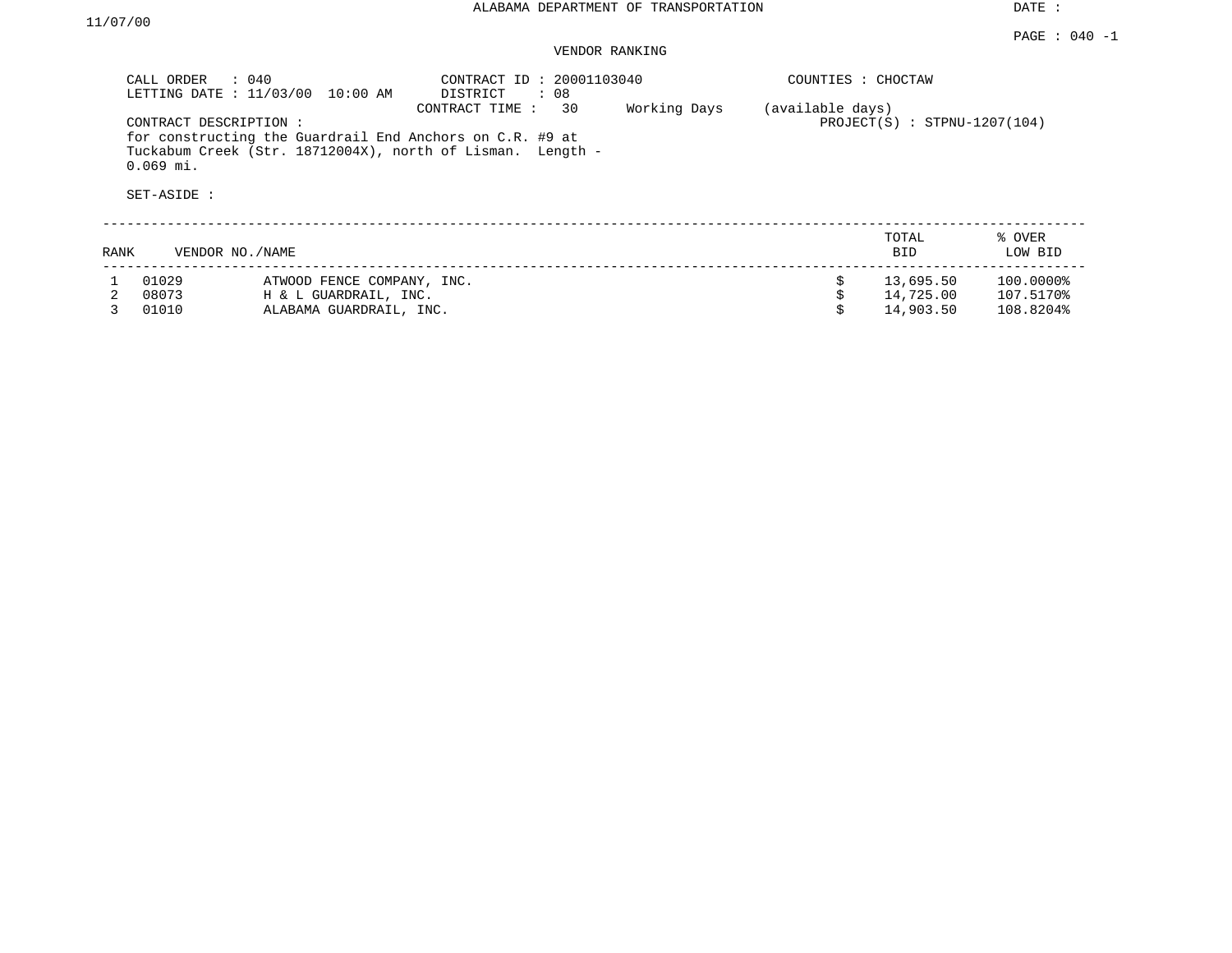ALABAMA DEPARTMENT OF TRANSPORTATION

DATE : 11/07/00

PAGE : 040 -1

VENDOR RANKING

CALL ORDER : 040
LETTING DATE : 11/03/00 10:00 AM

CONTRACT ID : 20001103040
DISTRICT : 08
CONTRACT TIME : 30 Working Days (available days)

COUNTIES : CHOCTAW

PROJECT(S) : STPNU-1207(104)

CONTRACT DESCRIPTION :
for constructing the Guardrail End Anchors on C.R. #9 at Tuckabum Creek (Str. 18712004X), north of Lisman. Length - 0.069 mi.

SET-ASIDE :

| RANK | VENDOR NO./NAME | | TOTAL BID | % OVER LOW BID |
|---|---|---|---|---|
| 1 | 01029 | ATWOOD FENCE COMPANY, INC. | $ 13,695.50 | 100.0000% |
| 2 | 08073 | H & L GUARDRAIL, INC. | $ 14,725.00 | 107.5170% |
| 3 | 01010 | ALABAMA GUARDRAIL, INC. | $ 14,903.50 | 108.8204% |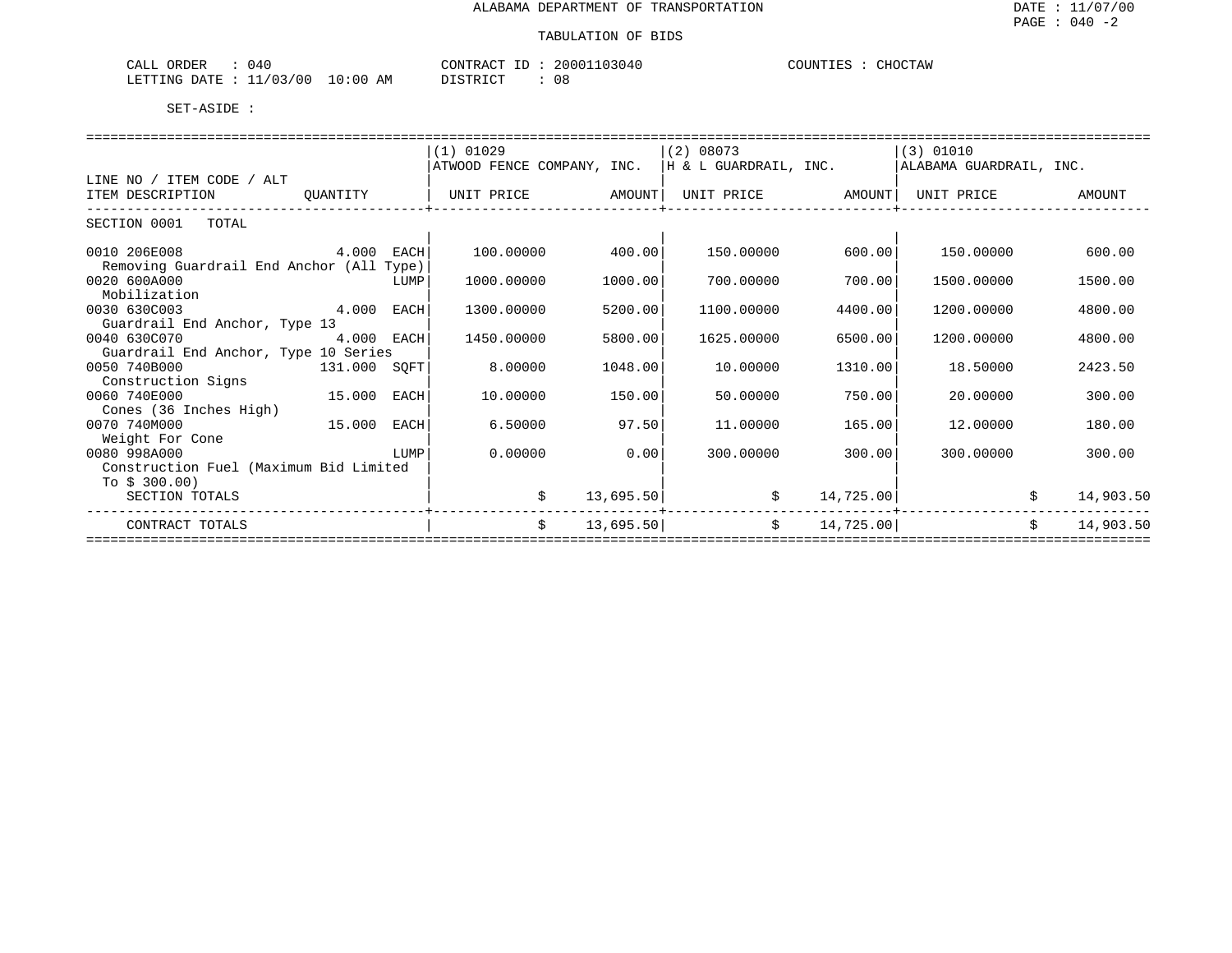ALABAMA DEPARTMENT OF TRANSPORTATION

TABULATION OF BIDS

DATE : 11/07/00
PAGE : 040 -2

CALL ORDER : 040 CONTRACT ID : 20001103040 COUNTIES : CHOCTAW
LETTING DATE : 11/03/00 10:00 AM DISTRICT : 08

SET-ASIDE :

| LINE NO / ITEM CODE / ALT<br>ITEM DESCRIPTION | QUANTITY | (1) 01029<br>ATWOOD FENCE COMPANY, INC.<br>UNIT PRICE | AMOUNT | (2) 08073<br>H & L GUARDRAIL, INC.<br>UNIT PRICE | AMOUNT | (3) 01010<br>ALABAMA GUARDRAIL, INC.<br>UNIT PRICE | AMOUNT |
|---|---|---|---|---|---|---|---|
| SECTION 0001 TOTAL | | | | | | | |
| 0010 206E008<br>Removing Guardrail End Anchor (All Type) | 4.000 EACH | 100.00000 | 400.00 | 150.00000 | 600.00 | 150.00000 | 600.00 |
| 0020 600A000<br>Mobilization | LUMP | 1000.00000 | 1000.00 | 700.00000 | 700.00 | 1500.00000 | 1500.00 |
| 0030 630C003<br>Guardrail End Anchor, Type 13 | 4.000 EACH | 1300.00000 | 5200.00 | 1100.00000 | 4400.00 | 1200.00000 | 4800.00 |
| 0040 630C070<br>Guardrail End Anchor, Type 10 Series | 4.000 EACH | 1450.00000 | 5800.00 | 1625.00000 | 6500.00 | 1200.00000 | 4800.00 |
| 0050 740B000<br>Construction Signs | 131.000 SQFT | 8.00000 | 1048.00 | 10.00000 | 1310.00 | 18.50000 | 2423.50 |
| 0060 740E000<br>Cones (36 Inches High) | 15.000 EACH | 10.00000 | 150.00 | 50.00000 | 750.00 | 20.00000 | 300.00 |
| 0070 740M000<br>Weight For Cone | 15.000 EACH | 6.50000 | 97.50 | 11.00000 | 165.00 | 12.00000 | 180.00 |
| 0080 998A000<br>Construction Fuel (Maximum Bid Limited To $ 300.00) | LUMP | 0.00000 | 0.00 | 300.00000 | 300.00 | 300.00000 | 300.00 |
| SECTION TOTALS | | $ | 13,695.50 | $ | 14,725.00 | $ | 14,903.50 |
| CONTRACT TOTALS | | $ | 13,695.50 | $ | 14,725.00 | $ | 14,903.50 |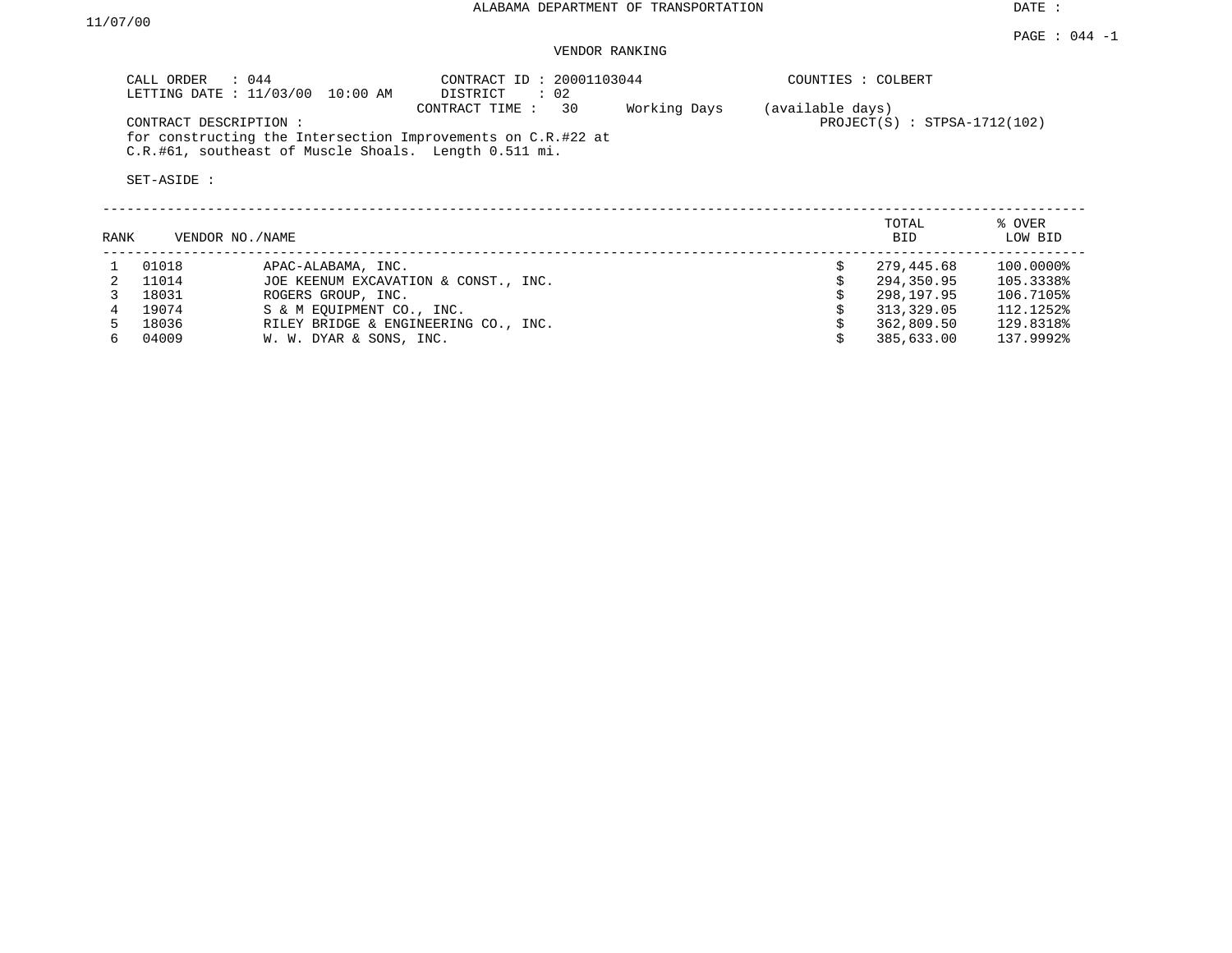ALABAMA DEPARTMENT OF TRANSPORTATION

DATE : 11/07/00

PAGE : 044 -1

VENDOR RANKING

CALL ORDER : 044
LETTING DATE : 11/03/00 10:00 AM

CONTRACT ID : 20001103044
DISTRICT : 02
CONTRACT TIME : 30 Working Days (available days)

COUNTIES : COLBERT

PROJECT(S) : STPSA-1712(102)

CONTRACT DESCRIPTION :
for constructing the Intersection Improvements on C.R.#22 at C.R.#61, southeast of Muscle Shoals. Length 0.511 mi.

SET-ASIDE :

| RANK | VENDOR NO./NAME | | | TOTAL BID | % OVER LOW BID |
|---|---|---|---|---|---|
| 1 | 01018 | APAC-ALABAMA, INC. | $ | 279,445.68 | 100.0000% |
| 2 | 11014 | JOE KEENUM EXCAVATION & CONST., INC. | $ | 294,350.95 | 105.3338% |
| 3 | 18031 | ROGERS GROUP, INC. | $ | 298,197.95 | 106.7105% |
| 4 | 19074 | S & M EQUIPMENT CO., INC. | $ | 313,329.05 | 112.1252% |
| 5 | 18036 | RILEY BRIDGE & ENGINEERING CO., INC. | $ | 362,809.50 | 129.8318% |
| 6 | 04009 | W. W. DYAR & SONS, INC. | $ | 385,633.00 | 137.9992% |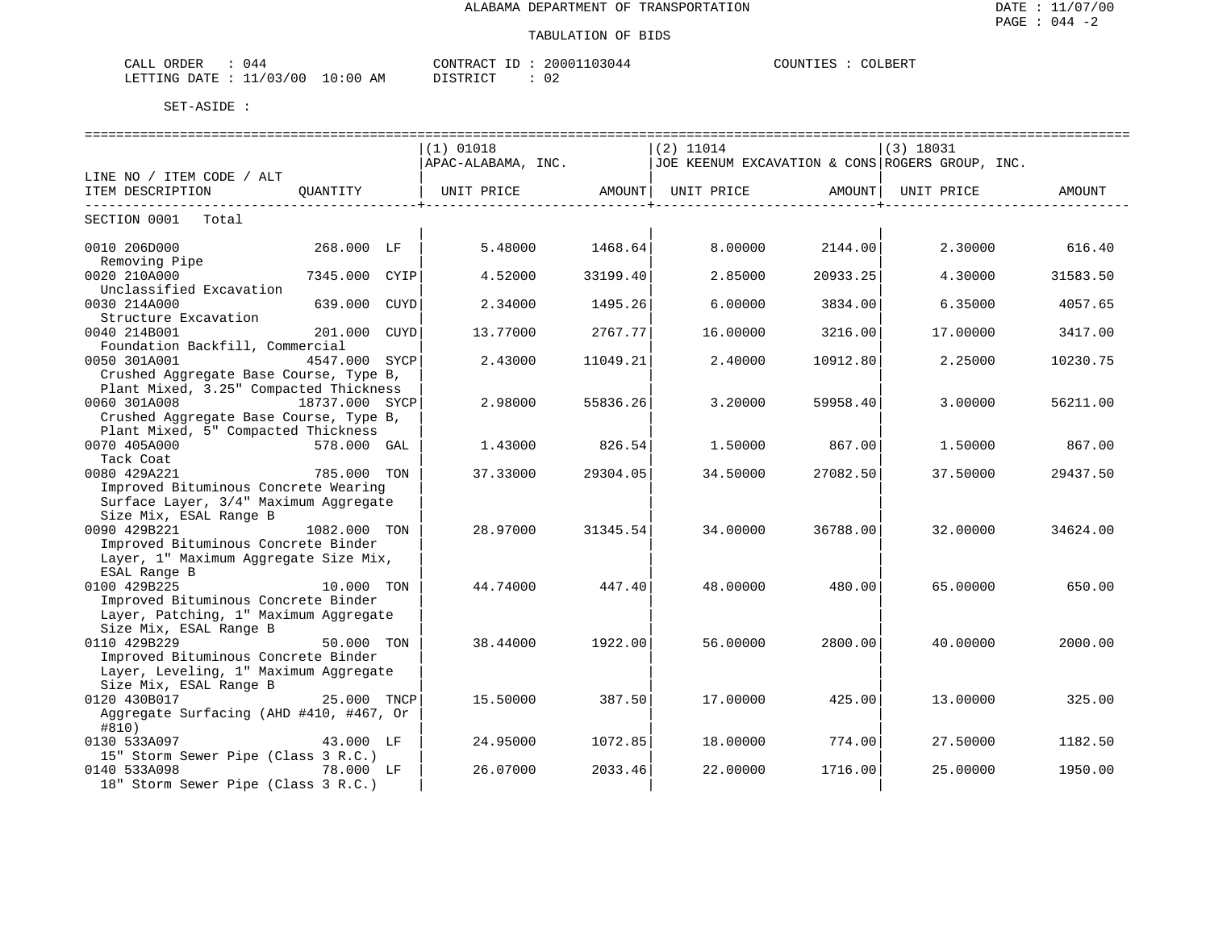ALABAMA DEPARTMENT OF TRANSPORTATION

TABULATION OF BIDS

DATE : 11/07/00
PAGE : 044 -2

CALL ORDER : 044 CONTRACT ID : 20001103044 COUNTIES : COLBERT
LETTING DATE : 11/03/00 10:00 AM DISTRICT : 02

SET-ASIDE :

| LINE NO / ITEM CODE / ALT ITEM DESCRIPTION | QUANTITY | (1) 01018 APAC-ALABAMA, INC. UNIT PRICE | AMOUNT | (2) 11014 JOE KEENUM EXCAVATION & CONS UNIT PRICE | AMOUNT | (3) 18031 ROGERS GROUP, INC. UNIT PRICE | AMOUNT |
|---|---|---|---|---|---|---|---|
| SECTION 0001 Total | | | | | | | |
| 0010 206D000 Removing Pipe | 268.000 LF | 5.48000 | 1468.64 | 8.00000 | 2144.00 | 2.30000 | 616.40 |
| 0020 210A000 Unclassified Excavation | 7345.000 CYIP | 4.52000 | 33199.40 | 2.85000 | 20933.25 | 4.30000 | 31583.50 |
| 0030 214A000 Structure Excavation | 639.000 CUYD | 2.34000 | 1495.26 | 6.00000 | 3834.00 | 6.35000 | 4057.65 |
| 0040 214B001 Foundation Backfill, Commercial | 201.000 CUYD | 13.77000 | 2767.77 | 16.00000 | 3216.00 | 17.00000 | 3417.00 |
| 0050 301A001 Crushed Aggregate Base Course, Type B, Plant Mixed, 3.25" Compacted Thickness | 4547.000 SYCP | 2.43000 | 11049.21 | 2.40000 | 10912.80 | 2.25000 | 10230.75 |
| 0060 301A008 Crushed Aggregate Base Course, Type B, Plant Mixed, 5" Compacted Thickness | 18737.000 SYCP | 2.98000 | 55836.26 | 3.20000 | 59958.40 | 3.00000 | 56211.00 |
| 0070 405A000 Tack Coat | 578.000 GAL | 1.43000 | 826.54 | 1.50000 | 867.00 | 1.50000 | 867.00 |
| 0080 429A221 Improved Bituminous Concrete Wearing Surface Layer, 3/4" Maximum Aggregate Size Mix, ESAL Range B | 785.000 TON | 37.33000 | 29304.05 | 34.50000 | 27082.50 | 37.50000 | 29437.50 |
| 0090 429B221 Improved Bituminous Concrete Binder Layer, 1" Maximum Aggregate Size Mix, ESAL Range B | 1082.000 TON | 28.97000 | 31345.54 | 34.00000 | 36788.00 | 32.00000 | 34624.00 |
| 0100 429B225 Improved Bituminous Concrete Binder Layer, Patching, 1" Maximum Aggregate Size Mix, ESAL Range B | 10.000 TON | 44.74000 | 447.40 | 48.00000 | 480.00 | 65.00000 | 650.00 |
| 0110 429B229 Improved Bituminous Concrete Binder Layer, Leveling, 1" Maximum Aggregate Size Mix, ESAL Range B | 50.000 TON | 38.44000 | 1922.00 | 56.00000 | 2800.00 | 40.00000 | 2000.00 |
| 0120 430B017 Aggregate Surfacing (AHD #410, #467, Or #810) | 25.000 TNCP | 15.50000 | 387.50 | 17.00000 | 425.00 | 13.00000 | 325.00 |
| 0130 533A097 15" Storm Sewer Pipe (Class 3 R.C.) | 43.000 LF | 24.95000 | 1072.85 | 18.00000 | 774.00 | 27.50000 | 1182.50 |
| 0140 533A098 18" Storm Sewer Pipe (Class 3 R.C.) | 78.000 LF | 26.07000 | 2033.46 | 22.00000 | 1716.00 | 25.00000 | 1950.00 |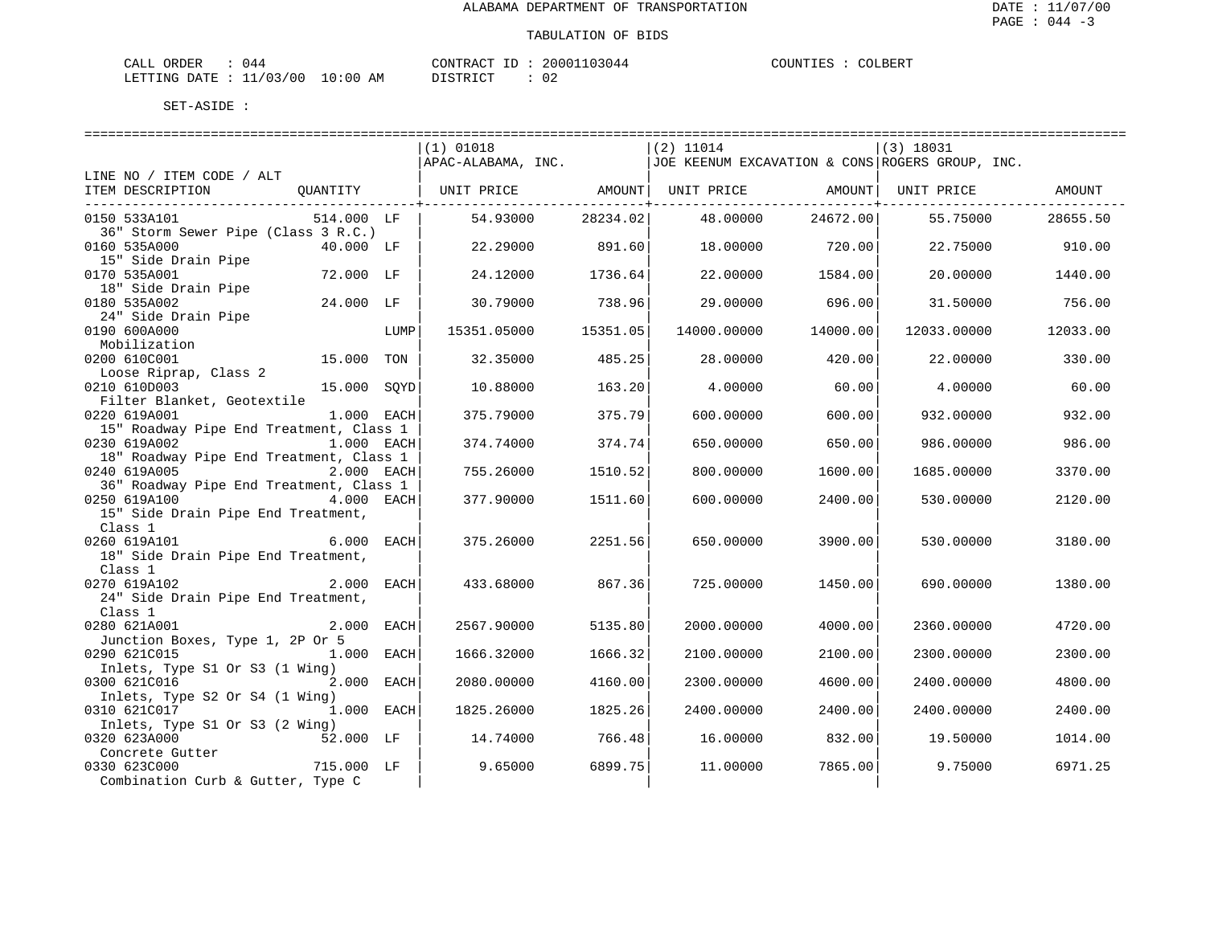# ALABAMA DEPARTMENT OF TRANSPORTATION

## TABULATION OF BIDS

CALL ORDER : 044 CONTRACT ID : 20001103044 COUNTIES : COLBERT
LETTING DATE : 11/03/00 10:00 AM DISTRICT : 02

SET-ASIDE :

| LINE NO / ITEM CODE / ALT<br>ITEM DESCRIPTION | QUANTITY | | (1) 01018<br>APAC-ALABAMA, INC.<br>UNIT PRICE | AMOUNT | (2) 11014<br>JOE KEENUM EXCAVATION & CONS<br>UNIT PRICE | AMOUNT | (3) 18031<br>ROGERS GROUP, INC.<br>UNIT PRICE | AMOUNT |
|---|---|---|---|---|---|---|---|---|
| 0150 533A101<br>36" Storm Sewer Pipe (Class 3 R.C.) | 514.000 | LF | 54.93000 | 28234.02 | 48.00000 | 24672.00 | 55.75000 | 28655.50 |
| 0160 535A000<br>15" Side Drain Pipe | 40.000 | LF | 22.29000 | 891.60 | 18.00000 | 720.00 | 22.75000 | 910.00 |
| 0170 535A001<br>18" Side Drain Pipe | 72.000 | LF | 24.12000 | 1736.64 | 22.00000 | 1584.00 | 20.00000 | 1440.00 |
| 0180 535A002<br>24" Side Drain Pipe | 24.000 | LF | 30.79000 | 738.96 | 29.00000 | 696.00 | 31.50000 | 756.00 |
| 0190 600A000<br>Mobilization | | LUMP | 15351.05000 | 15351.05 | 14000.00000 | 14000.00 | 12033.00000 | 12033.00 |
| 0200 610C001<br>Loose Riprap, Class 2 | 15.000 | TON | 32.35000 | 485.25 | 28.00000 | 420.00 | 22.00000 | 330.00 |
| 0210 610D003<br>Filter Blanket, Geotextile | 15.000 | SQYD | 10.88000 | 163.20 | 4.00000 | 60.00 | 4.00000 | 60.00 |
| 0220 619A001<br>15" Roadway Pipe End Treatment, Class 1 | 1.000 | EACH | 375.79000 | 375.79 | 600.00000 | 600.00 | 932.00000 | 932.00 |
| 0230 619A002<br>18" Roadway Pipe End Treatment, Class 1 | 1.000 | EACH | 374.74000 | 374.74 | 650.00000 | 650.00 | 986.00000 | 986.00 |
| 0240 619A005<br>36" Roadway Pipe End Treatment, Class 1 | 2.000 | EACH | 755.26000 | 1510.52 | 800.00000 | 1600.00 | 1685.00000 | 3370.00 |
| 0250 619A100<br>15" Side Drain Pipe End Treatment, Class 1 | 4.000 | EACH | 377.90000 | 1511.60 | 600.00000 | 2400.00 | 530.00000 | 2120.00 |
| 0260 619A101<br>18" Side Drain Pipe End Treatment, Class 1 | 6.000 | EACH | 375.26000 | 2251.56 | 650.00000 | 3900.00 | 530.00000 | 3180.00 |
| 0270 619A102<br>24" Side Drain Pipe End Treatment, Class 1 | 2.000 | EACH | 433.68000 | 867.36 | 725.00000 | 1450.00 | 690.00000 | 1380.00 |
| 0280 621A001<br>Junction Boxes, Type 1, 2P Or 5 | 2.000 | EACH | 2567.90000 | 5135.80 | 2000.00000 | 4000.00 | 2360.00000 | 4720.00 |
| 0290 621C015<br>Inlets, Type S1 Or S3 (1 Wing) | 1.000 | EACH | 1666.32000 | 1666.32 | 2100.00000 | 2100.00 | 2300.00000 | 2300.00 |
| 0300 621C016<br>Inlets, Type S2 Or S4 (1 Wing) | 2.000 | EACH | 2080.00000 | 4160.00 | 2300.00000 | 4600.00 | 2400.00000 | 4800.00 |
| 0310 621C017<br>Inlets, Type S1 Or S3 (2 Wing) | 1.000 | EACH | 1825.26000 | 1825.26 | 2400.00000 | 2400.00 | 2400.00000 | 2400.00 |
| 0320 623A000<br>Concrete Gutter | 52.000 | LF | 14.74000 | 766.48 | 16.00000 | 832.00 | 19.50000 | 1014.00 |
| 0330 623C000<br>Combination Curb & Gutter, Type C | 715.000 | LF | 9.65000 | 6899.75 | 11.00000 | 7865.00 | 9.75000 | 6971.25 |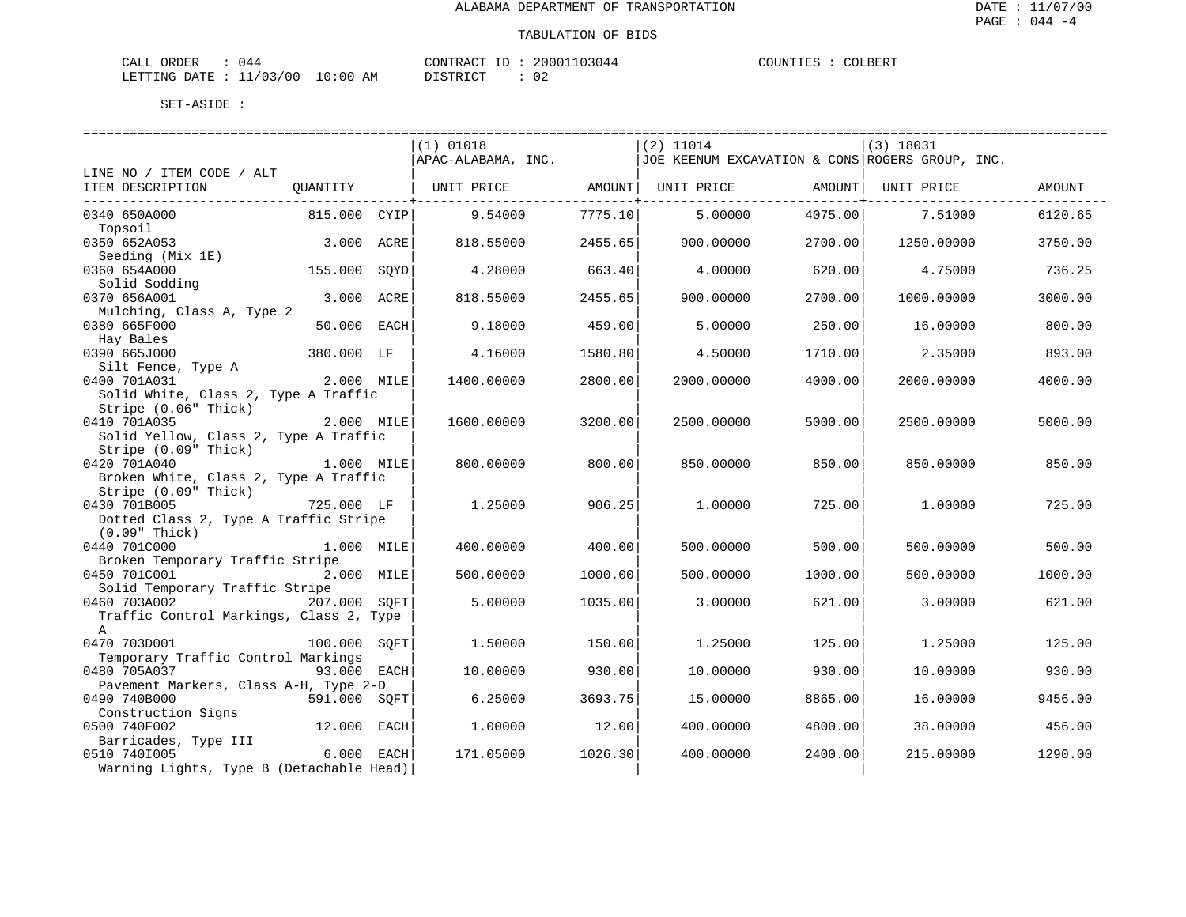ALABAMA DEPARTMENT OF TRANSPORTATION

TABULATION OF BIDS

CALL ORDER : 044 CONTRACT ID : 20001103044 COUNTIES : COLBERT
LETTING DATE : 11/03/00 10:00 AM DISTRICT : 02

SET-ASIDE :

| LINE NO / ITEM CODE / ALT ITEM DESCRIPTION | QUANTITY | | (1) 01018 APAC-ALABAMA, INC. UNIT PRICE | AMOUNT | (2) 11014 JOE KEENUM EXCAVATION & CONS UNIT PRICE | AMOUNT | (3) 18031 ROGERS GROUP, INC. UNIT PRICE | AMOUNT |
|---|---|---|---|---|---|---|---|---|
| 0340 650A000 Topsoil | 815.000 | CYIP | 9.54000 | 7775.10 | 5.00000 | 4075.00 | 7.51000 | 6120.65 |
| 0350 652A053 Seeding (Mix 1E) | 3.000 | ACRE | 818.55000 | 2455.65 | 900.00000 | 2700.00 | 1250.00000 | 3750.00 |
| 0360 654A000 Solid Sodding | 155.000 | SQYD | 4.28000 | 663.40 | 4.00000 | 620.00 | 4.75000 | 736.25 |
| 0370 656A001 Mulching, Class A, Type 2 | 3.000 | ACRE | 818.55000 | 2455.65 | 900.00000 | 2700.00 | 1000.00000 | 3000.00 |
| 0380 665F000 Hay Bales | 50.000 | EACH | 9.18000 | 459.00 | 5.00000 | 250.00 | 16.00000 | 800.00 |
| 0390 665J000 Silt Fence, Type A | 380.000 | LF | 4.16000 | 1580.80 | 4.50000 | 1710.00 | 2.35000 | 893.00 |
| 0400 701A031 Solid White, Class 2, Type A Traffic Stripe (0.06" Thick) | 2.000 | MILE | 1400.00000 | 2800.00 | 2000.00000 | 4000.00 | 2000.00000 | 4000.00 |
| 0410 701A035 Solid Yellow, Class 2, Type A Traffic Stripe (0.09" Thick) | 2.000 | MILE | 1600.00000 | 3200.00 | 2500.00000 | 5000.00 | 2500.00000 | 5000.00 |
| 0420 701A040 Broken White, Class 2, Type A Traffic Stripe (0.09" Thick) | 1.000 | MILE | 800.00000 | 800.00 | 850.00000 | 850.00 | 850.00000 | 850.00 |
| 0430 701B005 Dotted Class 2, Type A Traffic Stripe (0.09" Thick) | 725.000 | LF | 1.25000 | 906.25 | 1.00000 | 725.00 | 1.00000 | 725.00 |
| 0440 701C000 Broken Temporary Traffic Stripe | 1.000 | MILE | 400.00000 | 400.00 | 500.00000 | 500.00 | 500.00000 | 500.00 |
| 0450 701C001 Solid Temporary Traffic Stripe | 2.000 | MILE | 500.00000 | 1000.00 | 500.00000 | 1000.00 | 500.00000 | 1000.00 |
| 0460 703A002 Traffic Control Markings, Class 2, Type A | 207.000 | SQFT | 5.00000 | 1035.00 | 3.00000 | 621.00 | 3.00000 | 621.00 |
| 0470 703D001 Temporary Traffic Control Markings | 100.000 | SQFT | 1.50000 | 150.00 | 1.25000 | 125.00 | 1.25000 | 125.00 |
| 0480 705A037 Pavement Markers, Class A-H, Type 2-D | 93.000 | EACH | 10.00000 | 930.00 | 10.00000 | 930.00 | 10.00000 | 930.00 |
| 0490 740B000 Construction Signs | 591.000 | SQFT | 6.25000 | 3693.75 | 15.00000 | 8865.00 | 16.00000 | 9456.00 |
| 0500 740F002 Barricades, Type III | 12.000 | EACH | 1.00000 | 12.00 | 400.00000 | 4800.00 | 38.00000 | 456.00 |
| 0510 740I005 Warning Lights, Type B (Detachable Head) | 6.000 | EACH | 171.05000 | 1026.30 | 400.00000 | 2400.00 | 215.00000 | 1290.00 |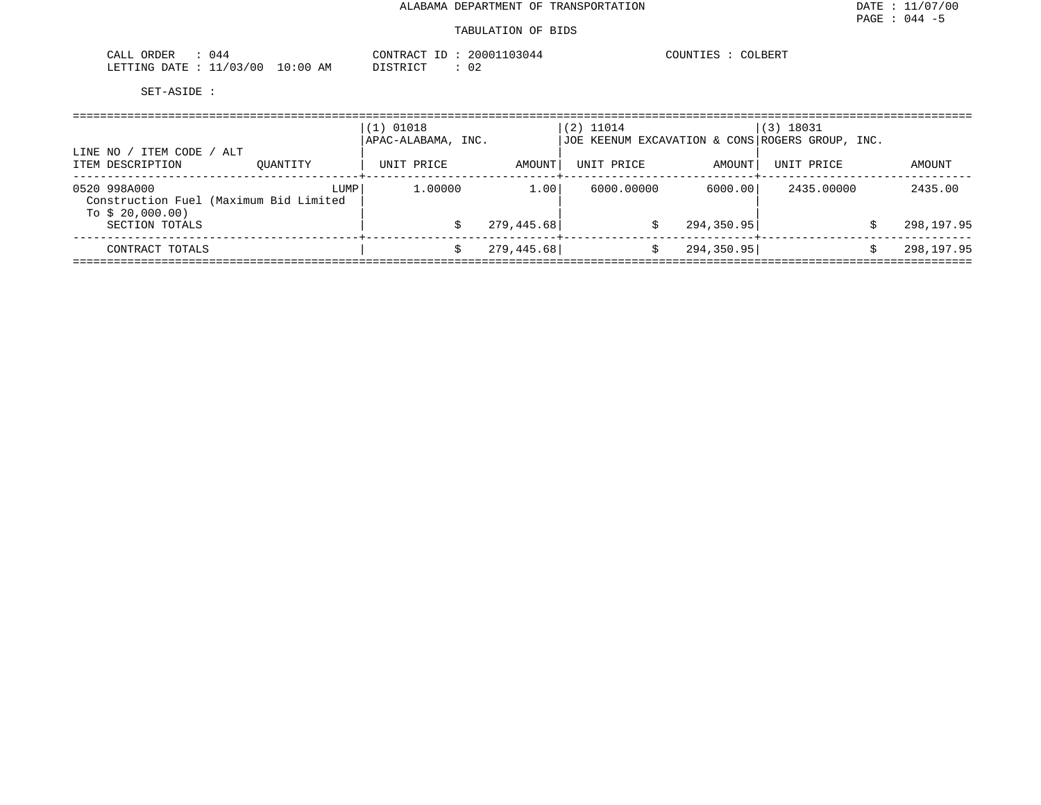ALABAMA DEPARTMENT OF TRANSPORTATION

TABULATION OF BIDS

DATE : 11/07/00
PAGE : 044 -5

CALL ORDER : 044
LETTING DATE : 11/03/00 10:00 AM

CONTRACT ID : 20001103044
DISTRICT : 02

COUNTIES : COLBERT

SET-ASIDE :

| LINE NO / ITEM CODE / ALT<br>ITEM DESCRIPTION | QUANTITY | (1) 01018<br>APAC-ALABAMA, INC.<br>UNIT PRICE | AMOUNT | (2) 11014<br>JOE KEENUM EXCAVATION & CONS<br>UNIT PRICE | AMOUNT | (3) 18031<br>ROGERS GROUP, INC.<br>UNIT PRICE | AMOUNT |
|---|---|---|---|---|---|---|---|
| 0520 998A000<br>Construction Fuel (Maximum Bid Limited To $ 20,000.00) | LUMP | 1.00000 | 1.00 | 6000.00000 | 6000.00 | 2435.00000 | 2435.00 |
| SECTION TOTALS | | | $ 279,445.68 | | $ 294,350.95 | | $ 298,197.95 |
| CONTRACT TOTALS | | | $ 279,445.68 | | $ 294,350.95 | | $ 298,197.95 |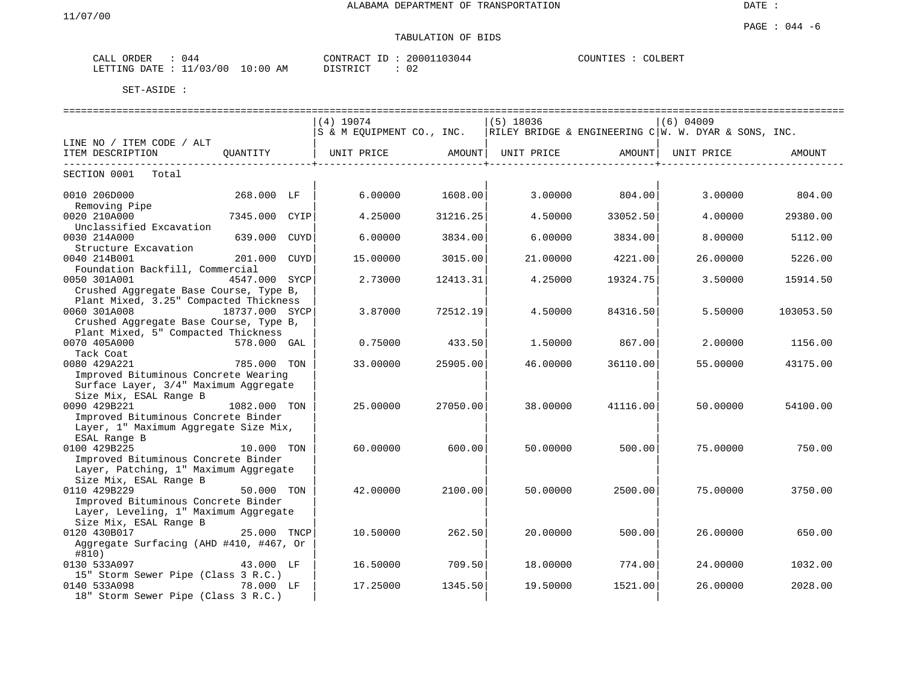ALABAMA DEPARTMENT OF TRANSPORTATION

11/07/00

DATE :

PAGE : 044 -6

TABULATION OF BIDS

CALL ORDER : 044
LETTING DATE : 11/03/00 10:00 AM

CONTRACT ID : 20001103044
DISTRICT : 02

COUNTIES : COLBERT

SET-ASIDE :

| LINE NO / ITEM CODE / ALT<br>ITEM DESCRIPTION | QUANTITY | (4) 19074<br>S & M EQUIPMENT CO., INC.<br>UNIT PRICE | AMOUNT | (5) 18036<br>RILEY BRIDGE & ENGINEERING C<br>UNIT PRICE | AMOUNT | (6) 04009<br>W. W. DYAR & SONS, INC.<br>UNIT PRICE | AMOUNT |
|---|---|---|---|---|---|---|---|
| SECTION 0001 Total | | | | | | | |
| 0010 206D000<br>Removing Pipe | 268.000 LF | 6.00000 | 1608.00 | 3.00000 | 804.00 | 3.00000 | 804.00 |
| 0020 210A000<br>Unclassified Excavation | 7345.000 CYIP | 4.25000 | 31216.25 | 4.50000 | 33052.50 | 4.00000 | 29380.00 |
| 0030 214A000<br>Structure Excavation | 639.000 CUYD | 6.00000 | 3834.00 | 6.00000 | 3834.00 | 8.00000 | 5112.00 |
| 0040 214B001<br>Foundation Backfill, Commercial | 201.000 CUYD | 15.00000 | 3015.00 | 21.00000 | 4221.00 | 26.00000 | 5226.00 |
| 0050 301A001<br>Crushed Aggregate Base Course, Type B, Plant Mixed, 3.25" Compacted Thickness | 4547.000 SYCP | 2.73000 | 12413.31 | 4.25000 | 19324.75 | 3.50000 | 15914.50 |
| 0060 301A008<br>Crushed Aggregate Base Course, Type B, Plant Mixed, 5" Compacted Thickness | 18737.000 SYCP | 3.87000 | 72512.19 | 4.50000 | 84316.50 | 5.50000 | 103053.50 |
| 0070 405A000<br>Tack Coat | 578.000 GAL | 0.75000 | 433.50 | 1.50000 | 867.00 | 2.00000 | 1156.00 |
| 0080 429A221<br>Improved Bituminous Concrete Wearing Surface Layer, 3/4" Maximum Aggregate Size Mix, ESAL Range B | 785.000 TON | 33.00000 | 25905.00 | 46.00000 | 36110.00 | 55.00000 | 43175.00 |
| 0090 429B221<br>Improved Bituminous Concrete Binder Layer, 1" Maximum Aggregate Size Mix, ESAL Range B | 1082.000 TON | 25.00000 | 27050.00 | 38.00000 | 41116.00 | 50.00000 | 54100.00 |
| 0100 429B225<br>Improved Bituminous Concrete Binder Layer, Patching, 1" Maximum Aggregate Size Mix, ESAL Range B | 10.000 TON | 60.00000 | 600.00 | 50.00000 | 500.00 | 75.00000 | 750.00 |
| 0110 429B229<br>Improved Bituminous Concrete Binder Layer, Leveling, 1" Maximum Aggregate Size Mix, ESAL Range B | 50.000 TON | 42.00000 | 2100.00 | 50.00000 | 2500.00 | 75.00000 | 3750.00 |
| 0120 430B017<br>Aggregate Surfacing (AHD #410, #467, Or #810) | 25.000 TNCP | 10.50000 | 262.50 | 20.00000 | 500.00 | 26.00000 | 650.00 |
| 0130 533A097<br>15" Storm Sewer Pipe (Class 3 R.C.) | 43.000 LF | 16.50000 | 709.50 | 18.00000 | 774.00 | 24.00000 | 1032.00 |
| 0140 533A098<br>18" Storm Sewer Pipe (Class 3 R.C.) | 78.000 LF | 17.25000 | 1345.50 | 19.50000 | 1521.00 | 26.00000 | 2028.00 |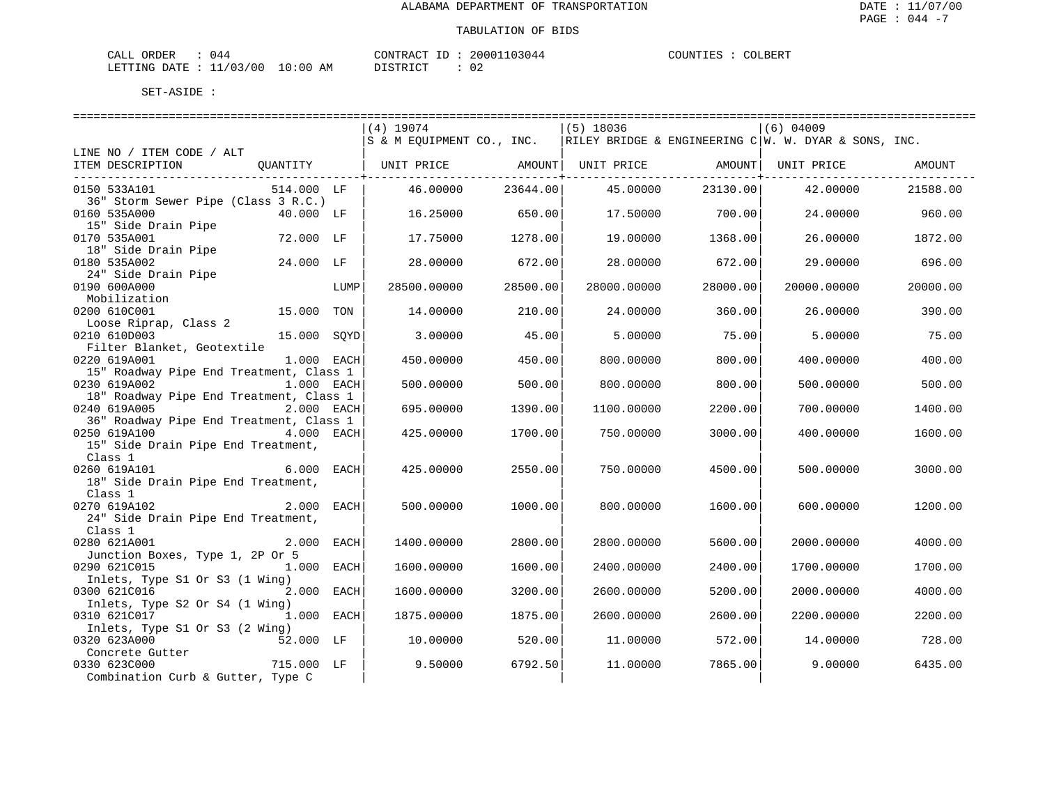ALABAMA DEPARTMENT OF TRANSPORTATION

TABULATION OF BIDS

DATE : 11/07/00
PAGE : 044 -7

CALL ORDER : 044 &nbsp;&nbsp;&nbsp;&nbsp; CONTRACT ID : 20001103044 &nbsp;&nbsp;&nbsp;&nbsp; COUNTIES : COLBERT
LETTING DATE : 11/03/00 10:00 AM &nbsp;&nbsp;&nbsp;&nbsp; DISTRICT : 02

SET-ASIDE :

| LINE NO / ITEM CODE / ALT ITEM DESCRIPTION | QUANTITY | (4) 19074 S & M EQUIPMENT CO., INC. UNIT PRICE | AMOUNT | (5) 18036 RILEY BRIDGE & ENGINEERING C UNIT PRICE | AMOUNT | (6) 04009 W. W. DYAR & SONS, INC. UNIT PRICE | AMOUNT |
|---|---|---|---|---|---|---|---|
| 0150 533A101 36" Storm Sewer Pipe (Class 3 R.C.) | 514.000 LF | 46.00000 | 23644.00 | 45.00000 | 23130.00 | 42.00000 | 21588.00 |
| 0160 535A000 15" Side Drain Pipe | 40.000 LF | 16.25000 | 650.00 | 17.50000 | 700.00 | 24.00000 | 960.00 |
| 0170 535A001 18" Side Drain Pipe | 72.000 LF | 17.75000 | 1278.00 | 19.00000 | 1368.00 | 26.00000 | 1872.00 |
| 0180 535A002 24" Side Drain Pipe | 24.000 LF | 28.00000 | 672.00 | 28.00000 | 672.00 | 29.00000 | 696.00 |
| 0190 600A000 Mobilization | LUMP | 28500.00000 | 28500.00 | 28000.00000 | 28000.00 | 20000.00000 | 20000.00 |
| 0200 610C001 Loose Riprap, Class 2 | 15.000 TON | 14.00000 | 210.00 | 24.00000 | 360.00 | 26.00000 | 390.00 |
| 0210 610D003 Filter Blanket, Geotextile | 15.000 SQYD | 3.00000 | 45.00 | 5.00000 | 75.00 | 5.00000 | 75.00 |
| 0220 619A001 15" Roadway Pipe End Treatment, Class 1 | 1.000 EACH | 450.00000 | 450.00 | 800.00000 | 800.00 | 400.00000 | 400.00 |
| 0230 619A002 18" Roadway Pipe End Treatment, Class 1 | 1.000 EACH | 500.00000 | 500.00 | 800.00000 | 800.00 | 500.00000 | 500.00 |
| 0240 619A005 36" Roadway Pipe End Treatment, Class 1 | 2.000 EACH | 695.00000 | 1390.00 | 1100.00000 | 2200.00 | 700.00000 | 1400.00 |
| 0250 619A100 15" Side Drain Pipe End Treatment, Class 1 | 4.000 EACH | 425.00000 | 1700.00 | 750.00000 | 3000.00 | 400.00000 | 1600.00 |
| 0260 619A101 18" Side Drain Pipe End Treatment, Class 1 | 6.000 EACH | 425.00000 | 2550.00 | 750.00000 | 4500.00 | 500.00000 | 3000.00 |
| 0270 619A102 24" Side Drain Pipe End Treatment, Class 1 | 2.000 EACH | 500.00000 | 1000.00 | 800.00000 | 1600.00 | 600.00000 | 1200.00 |
| 0280 621A001 Junction Boxes, Type 1, 2P Or 5 | 2.000 EACH | 1400.00000 | 2800.00 | 2800.00000 | 5600.00 | 2000.00000 | 4000.00 |
| 0290 621C015 Inlets, Type S1 Or S3 (1 Wing) | 1.000 EACH | 1600.00000 | 1600.00 | 2400.00000 | 2400.00 | 1700.00000 | 1700.00 |
| 0300 621C016 Inlets, Type S2 Or S4 (1 Wing) | 2.000 EACH | 1600.00000 | 3200.00 | 2600.00000 | 5200.00 | 2000.00000 | 4000.00 |
| 0310 621C017 Inlets, Type S1 Or S3 (2 Wing) | 1.000 EACH | 1875.00000 | 1875.00 | 2600.00000 | 2600.00 | 2200.00000 | 2200.00 |
| 0320 623A000 Concrete Gutter | 52.000 LF | 10.00000 | 520.00 | 11.00000 | 572.00 | 14.00000 | 728.00 |
| 0330 623C000 Combination Curb & Gutter, Type C | 715.000 LF | 9.50000 | 6792.50 | 11.00000 | 7865.00 | 9.00000 | 6435.00 |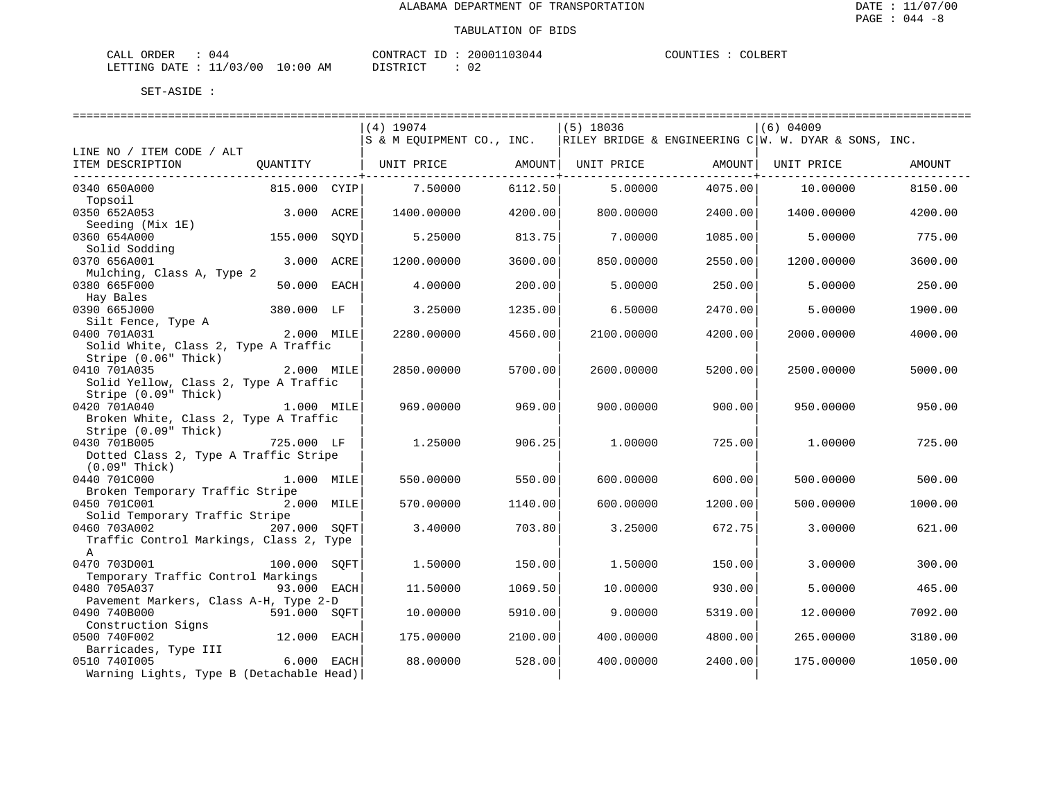ALABAMA DEPARTMENT OF TRANSPORTATION

TABULATION OF BIDS

CALL ORDER : 044    CONTRACT ID : 20001103044    COUNTIES : COLBERT
LETTING DATE : 11/03/00 10:00 AM    DISTRICT : 02

SET-ASIDE :

| LINE NO / ITEM CODE / ALT ITEM DESCRIPTION | QUANTITY | | (4) 19074 S & M EQUIPMENT CO., INC. UNIT PRICE | AMOUNT | (5) 18036 RILEY BRIDGE & ENGINEERING C UNIT PRICE | AMOUNT | (6) 04009 W. W. DYAR & SONS, INC. UNIT PRICE | AMOUNT |
|---|---|---|---|---|---|---|---|---|
| 0340 650A000 Topsoil | 815.000 | CYIP | 7.50000 | 6112.50 | 5.00000 | 4075.00 | 10.00000 | 8150.00 |
| 0350 652A053 Seeding (Mix 1E) | 3.000 | ACRE | 1400.00000 | 4200.00 | 800.00000 | 2400.00 | 1400.00000 | 4200.00 |
| 0360 654A000 Solid Sodding | 155.000 | SQYD | 5.25000 | 813.75 | 7.00000 | 1085.00 | 5.00000 | 775.00 |
| 0370 656A001 Mulching, Class A, Type 2 | 3.000 | ACRE | 1200.00000 | 3600.00 | 850.00000 | 2550.00 | 1200.00000 | 3600.00 |
| 0380 665F000 Hay Bales | 50.000 | EACH | 4.00000 | 200.00 | 5.00000 | 250.00 | 5.00000 | 250.00 |
| 0390 665J000 Silt Fence, Type A | 380.000 | LF | 3.25000 | 1235.00 | 6.50000 | 2470.00 | 5.00000 | 1900.00 |
| 0400 701A031 Solid White, Class 2, Type A Traffic Stripe (0.06" Thick) | 2.000 | MILE | 2280.00000 | 4560.00 | 2100.00000 | 4200.00 | 2000.00000 | 4000.00 |
| 0410 701A035 Solid Yellow, Class 2, Type A Traffic Stripe (0.09" Thick) | 2.000 | MILE | 2850.00000 | 5700.00 | 2600.00000 | 5200.00 | 2500.00000 | 5000.00 |
| 0420 701A040 Broken White, Class 2, Type A Traffic Stripe (0.09" Thick) | 1.000 | MILE | 969.00000 | 969.00 | 900.00000 | 900.00 | 950.00000 | 950.00 |
| 0430 701B005 Dotted Class 2, Type A Traffic Stripe (0.09" Thick) | 725.000 | LF | 1.25000 | 906.25 | 1.00000 | 725.00 | 1.00000 | 725.00 |
| 0440 701C000 Broken Temporary Traffic Stripe | 1.000 | MILE | 550.00000 | 550.00 | 600.00000 | 600.00 | 500.00000 | 500.00 |
| 0450 701C001 Solid Temporary Traffic Stripe | 2.000 | MILE | 570.00000 | 1140.00 | 600.00000 | 1200.00 | 500.00000 | 1000.00 |
| 0460 703A002 Traffic Control Markings, Class 2, Type A | 207.000 | SQFT | 3.40000 | 703.80 | 3.25000 | 672.75 | 3.00000 | 621.00 |
| 0470 703D001 Temporary Traffic Control Markings | 100.000 | SQFT | 1.50000 | 150.00 | 1.50000 | 150.00 | 3.00000 | 300.00 |
| 0480 705A037 Pavement Markers, Class A-H, Type 2-D | 93.000 | EACH | 11.50000 | 1069.50 | 10.00000 | 930.00 | 5.00000 | 465.00 |
| 0490 740B000 Construction Signs | 591.000 | SQFT | 10.00000 | 5910.00 | 9.00000 | 5319.00 | 12.00000 | 7092.00 |
| 0500 740F002 Barricades, Type III | 12.000 | EACH | 175.00000 | 2100.00 | 400.00000 | 4800.00 | 265.00000 | 3180.00 |
| 0510 740I005 Warning Lights, Type B (Detachable Head) | 6.000 | EACH | 88.00000 | 528.00 | 400.00000 | 2400.00 | 175.00000 | 1050.00 |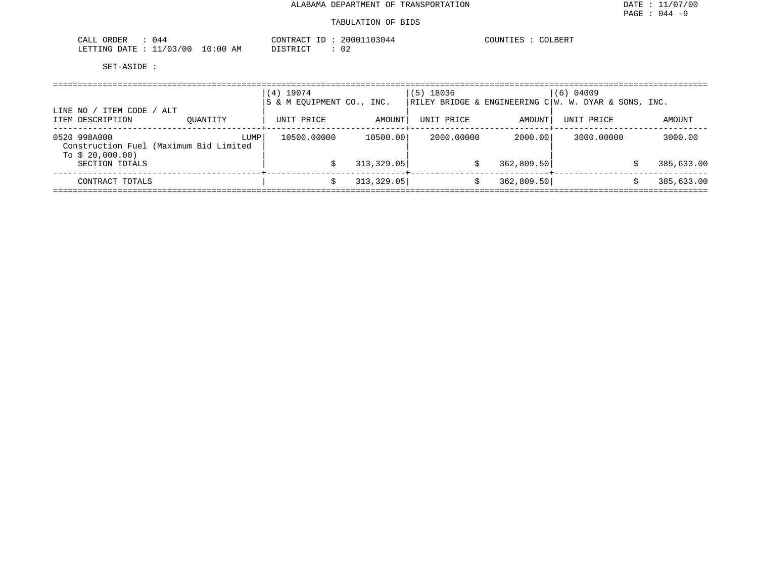ALABAMA DEPARTMENT OF TRANSPORTATION

TABULATION OF BIDS

DATE : 11/07/00
PAGE : 044 -9

CALL ORDER : 044
LETTING DATE : 11/03/00 10:00 AM

CONTRACT ID : 20001103044
DISTRICT : 02

COUNTIES : COLBERT

SET-ASIDE :

| LINE NO / ITEM CODE / ALT<br>ITEM DESCRIPTION | QUANTITY | (4) 19074<br>S & M EQUIPMENT CO., INC.<br>UNIT PRICE | AMOUNT | (5) 18036<br>RILEY BRIDGE & ENGINEERING C<br>UNIT PRICE | AMOUNT | (6) 04009<br>W. W. DYAR & SONS, INC.<br>UNIT PRICE | AMOUNT |
|---|---|---|---|---|---|---|---|
| 0520 998A000<br>Construction Fuel (Maximum Bid Limited To $ 20,000.00) | LUMP | 10500.00000 | 10500.00 | 2000.00000 | 2000.00 | 3000.00000 | 3000.00 |
| SECTION TOTALS | | | $ 313,329.05 | | $ 362,809.50 | | $ 385,633.00 |
| CONTRACT TOTALS | | | $ 313,329.05 | | $ 362,809.50 | | $ 385,633.00 |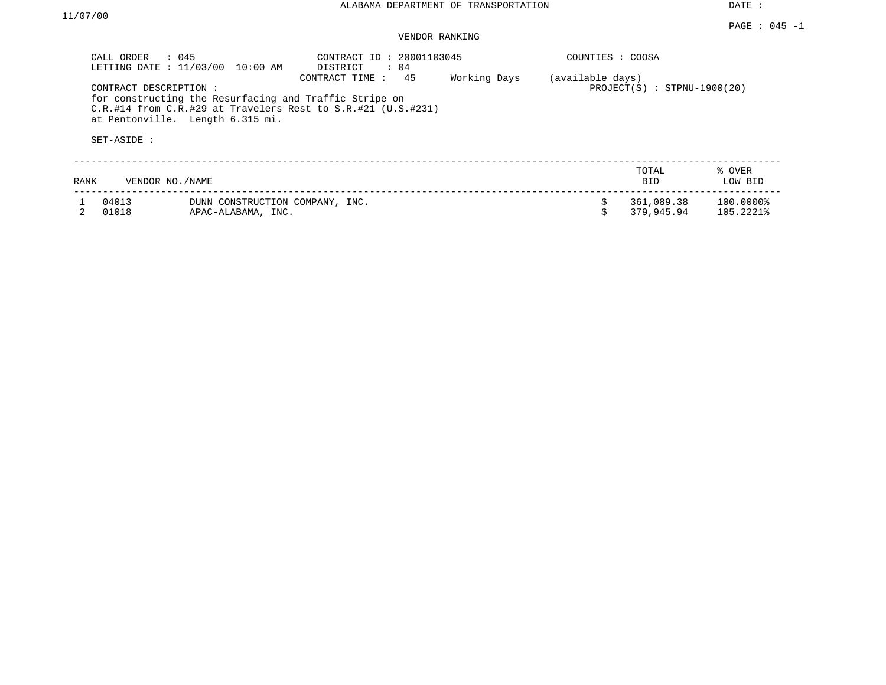ALABAMA DEPARTMENT OF TRANSPORTATION

DATE : 11/07/00

PAGE : 045 -1

VENDOR RANKING

CALL ORDER : 045
LETTING DATE : 11/03/00 10:00 AM

CONTRACT ID : 20001103045
DISTRICT : 04
CONTRACT TIME : 45 Working Days (available days)

COUNTIES : COOSA

PROJECT(S) : STPNU-1900(20)

CONTRACT DESCRIPTION :
for constructing the Resurfacing and Traffic Stripe on C.R.#14 from C.R.#29 at Travelers Rest to S.R.#21 (U.S.#231) at Pentonville. Length 6.315 mi.

SET-ASIDE :

| RANK | VENDOR NO./NAME | | TOTAL BID | % OVER LOW BID |
|---|---|---|---|---|
| 1 | 04013 | DUNN CONSTRUCTION COMPANY, INC. | $ 361,089.38 | 100.0000% |
| 2 | 01018 | APAC-ALABAMA, INC. | $ 379,945.94 | 105.2221% |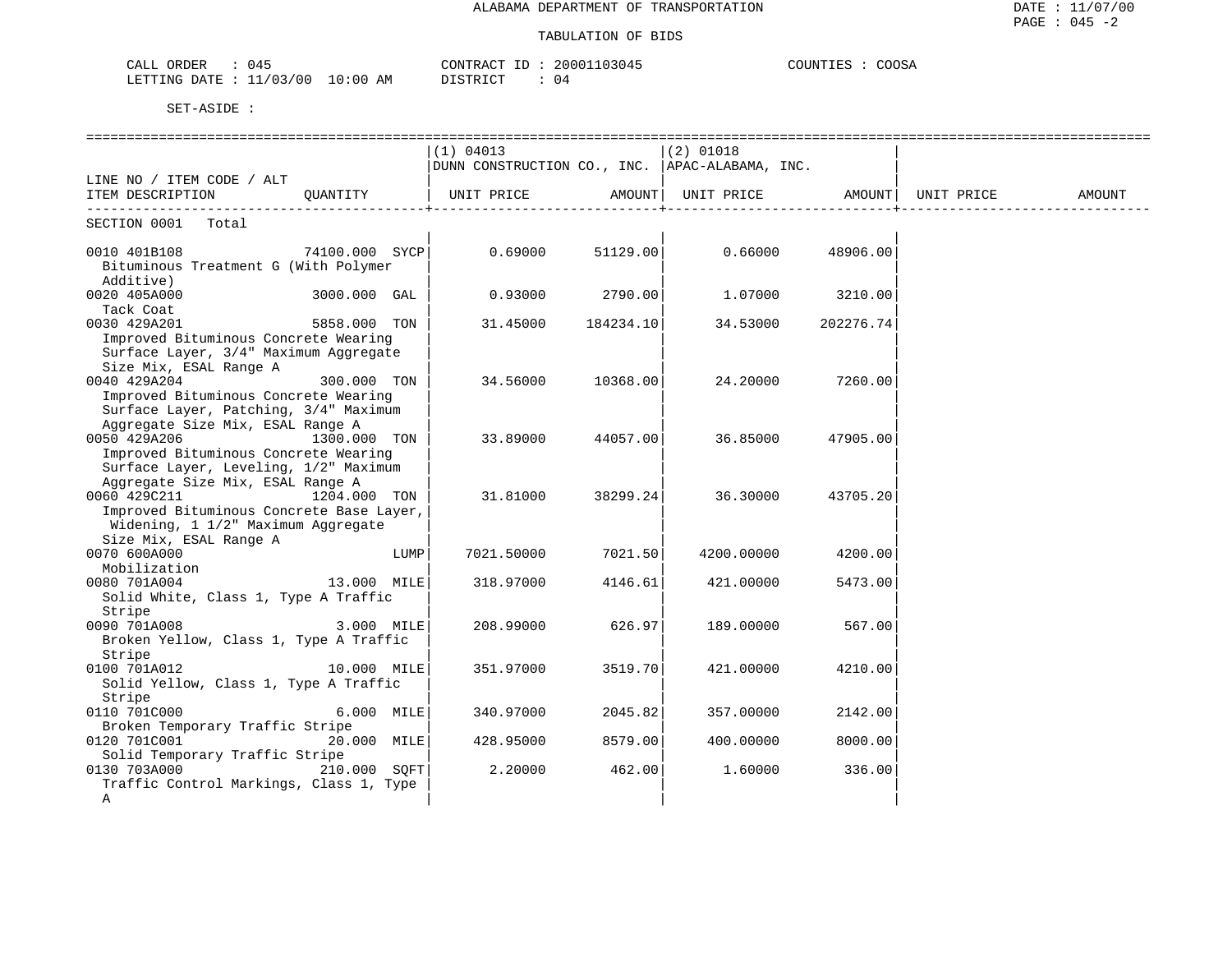# ALABAMA DEPARTMENT OF TRANSPORTATION

## TABULATION OF BIDS

CALL ORDER : 045 &nbsp;&nbsp;&nbsp; CONTRACT ID : 20001103045 &nbsp;&nbsp;&nbsp; COUNTIES : COOSA

LETTING DATE : 11/03/00 10:00 AM &nbsp;&nbsp;&nbsp; DISTRICT : 04

SET-ASIDE :

| LINE NO / ITEM CODE / ALT ITEM DESCRIPTION | QUANTITY | (1) 04013 DUNN CONSTRUCTION CO., INC. UNIT PRICE | AMOUNT | (2) 01018 APAC-ALABAMA, INC. UNIT PRICE | AMOUNT | UNIT PRICE | AMOUNT |
|---|---|---|---|---|---|---|---|
| SECTION 0001 Total | | | | | | | |
| 0010 401B108 Bituminous Treatment G (With Polymer Additive) | 74100.000 SYCP | 0.69000 | 51129.00 | 0.66000 | 48906.00 | | |
| 0020 405A000 Tack Coat | 3000.000 GAL | 0.93000 | 2790.00 | 1.07000 | 3210.00 | | |
| 0030 429A201 Improved Bituminous Concrete Wearing Surface Layer, 3/4" Maximum Aggregate Size Mix, ESAL Range A | 5858.000 TON | 31.45000 | 184234.10 | 34.53000 | 202276.74 | | |
| 0040 429A204 Improved Bituminous Concrete Wearing Surface Layer, Patching, 3/4" Maximum Aggregate Size Mix, ESAL Range A | 300.000 TON | 34.56000 | 10368.00 | 24.20000 | 7260.00 | | |
| 0050 429A206 Improved Bituminous Concrete Wearing Surface Layer, Leveling, 1/2" Maximum Aggregate Size Mix, ESAL Range A | 1300.000 TON | 33.89000 | 44057.00 | 36.85000 | 47905.00 | | |
| 0060 429C211 Improved Bituminous Concrete Base Layer, Widening, 1 1/2" Maximum Aggregate Size Mix, ESAL Range A | 1204.000 TON | 31.81000 | 38299.24 | 36.30000 | 43705.20 | | |
| 0070 600A000 Mobilization | LUMP | 7021.50000 | 7021.50 | 4200.00000 | 4200.00 | | |
| 0080 701A004 Solid White, Class 1, Type A Traffic Stripe | 13.000 MILE | 318.97000 | 4146.61 | 421.00000 | 5473.00 | | |
| 0090 701A008 Broken Yellow, Class 1, Type A Traffic Stripe | 3.000 MILE | 208.99000 | 626.97 | 189.00000 | 567.00 | | |
| 0100 701A012 Solid Yellow, Class 1, Type A Traffic Stripe | 10.000 MILE | 351.97000 | 3519.70 | 421.00000 | 4210.00 | | |
| 0110 701C000 Broken Temporary Traffic Stripe | 6.000 MILE | 340.97000 | 2045.82 | 357.00000 | 2142.00 | | |
| 0120 701C001 Solid Temporary Traffic Stripe | 20.000 MILE | 428.95000 | 8579.00 | 400.00000 | 8000.00 | | |
| 0130 703A000 Traffic Control Markings, Class 1, Type A | 210.000 SQFT | 2.20000 | 462.00 | 1.60000 | 336.00 | | |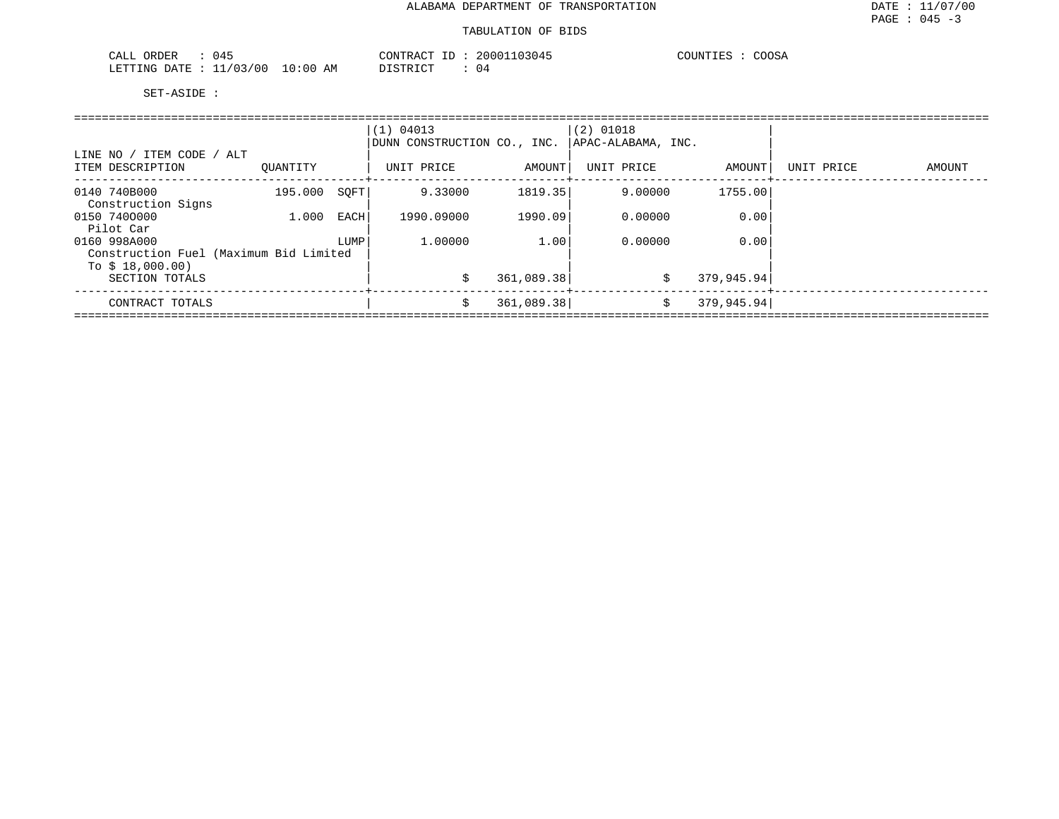ALABAMA DEPARTMENT OF TRANSPORTATION

TABULATION OF BIDS

CALL ORDER : 045　　CONTRACT ID : 20001103045　　COUNTIES : COOSA
LETTING DATE : 11/03/00 10:00 AM　　DISTRICT : 04

SET-ASIDE :

| LINE NO / ITEM CODE / ALT<br>ITEM DESCRIPTION | QUANTITY | | (1) 04013<br>DUNN CONSTRUCTION CO., INC.<br>UNIT PRICE | <br><br>AMOUNT | (2) 01018<br>APAC-ALABAMA, INC.<br>UNIT PRICE | <br><br>AMOUNT | <br><br>UNIT PRICE | <br><br>AMOUNT |
|---|---|---|---|---|---|---|---|---|
| 0140 740B000<br>Construction Signs | 195.000 | SQFT | 9.33000 | 1819.35 | 9.00000 | 1755.00 | | |
| 0150 740O000<br>Pilot Car | 1.000 | EACH | 1990.09000 | 1990.09 | 0.00000 | 0.00 | | |
| 0160 998A000<br>Construction Fuel (Maximum Bid Limited To $ 18,000.00) | | LUMP | 1.00000 | 1.00 | 0.00000 | 0.00 | | |
| SECTION TOTALS | | | $ | 361,089.38 | $ | 379,945.94 | | |
| CONTRACT TOTALS | | | $ | 361,089.38 | $ | 379,945.94 | | |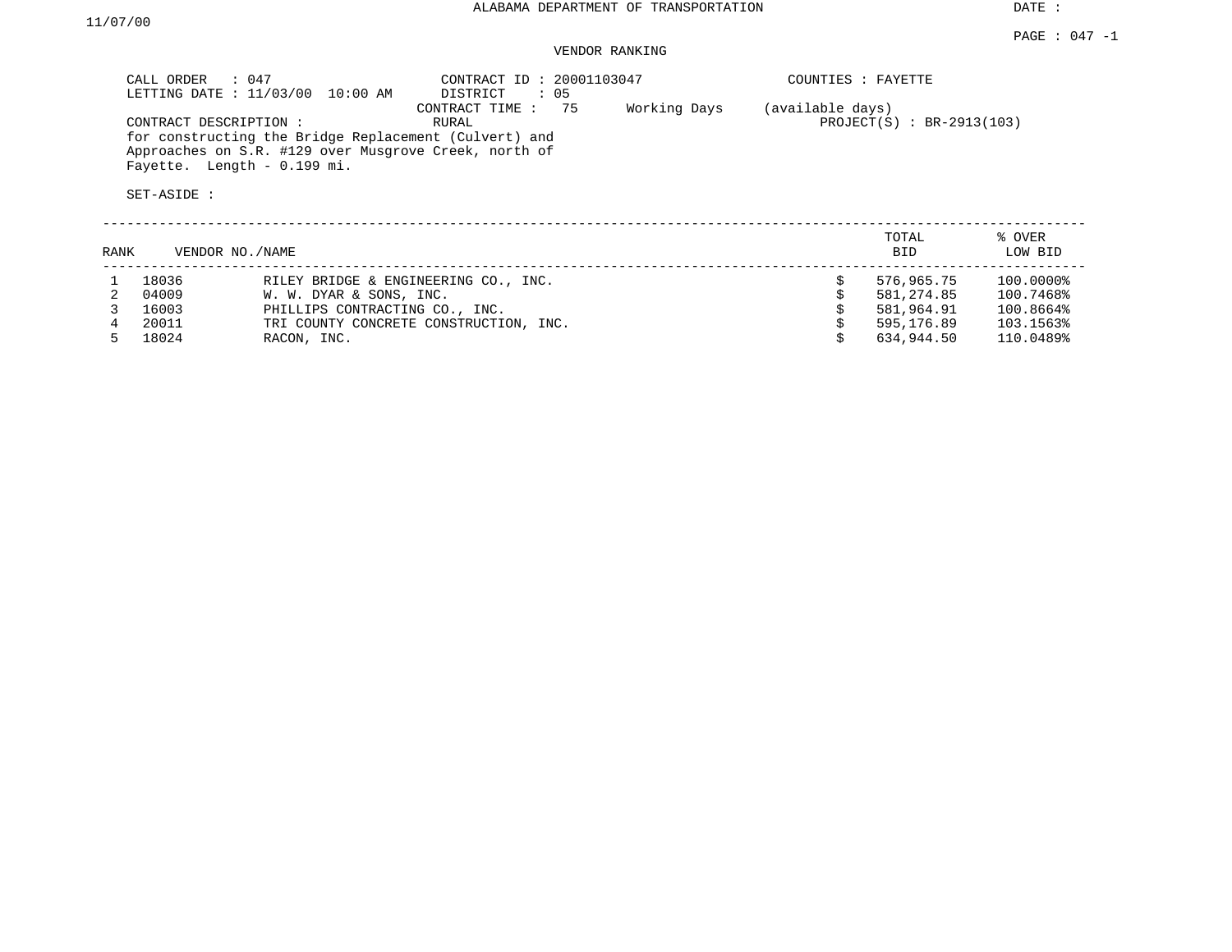ALABAMA DEPARTMENT OF TRANSPORTATION

DATE : 11/07/00

PAGE : 047 -1

VENDOR RANKING

CALL ORDER : 047
LETTING DATE : 11/03/00 10:00 AM

CONTRACT ID : 20001103047
DISTRICT : 05
CONTRACT TIME : 75 Working Days (available days)
RURAL

COUNTIES : FAYETTE
PROJECT(S) : BR-2913(103)

CONTRACT DESCRIPTION :
for constructing the Bridge Replacement (Culvert) and Approaches on S.R. #129 over Musgrove Creek, north of Fayette. Length - 0.199 mi.

SET-ASIDE :

| RANK | VENDOR NO./NAME | | TOTAL BID | % OVER LOW BID |
|---|---|---|---|---|
| 1 | 18036 | RILEY BRIDGE & ENGINEERING CO., INC. | $ 576,965.75 | 100.0000% |
| 2 | 04009 | W. W. DYAR & SONS, INC. | $ 581,274.85 | 100.7468% |
| 3 | 16003 | PHILLIPS CONTRACTING CO., INC. | $ 581,964.91 | 100.8664% |
| 4 | 20011 | TRI COUNTY CONCRETE CONSTRUCTION, INC. | $ 595,176.89 | 103.1563% |
| 5 | 18024 | RACON, INC. | $ 634,944.50 | 110.0489% |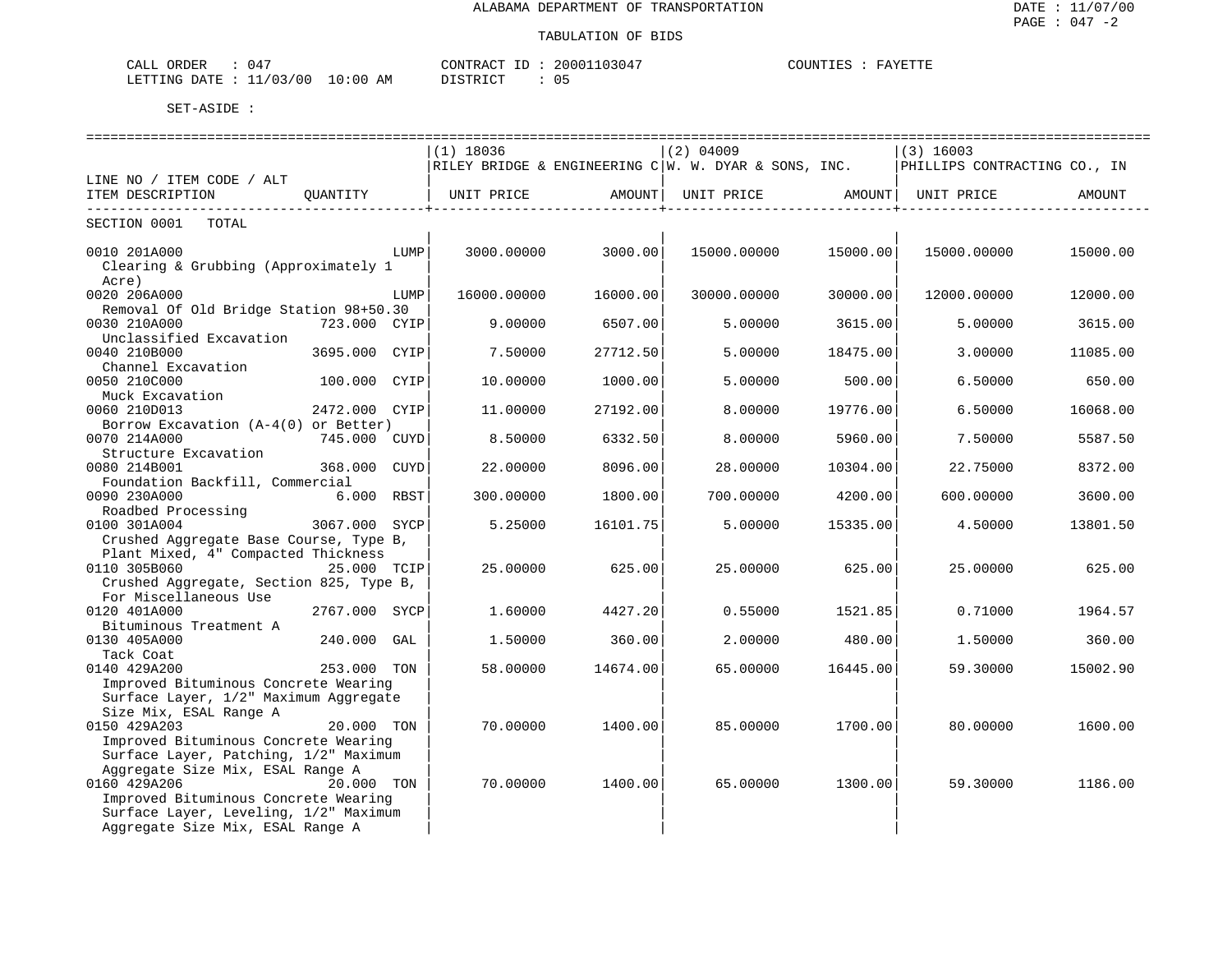ALABAMA DEPARTMENT OF TRANSPORTATION

TABULATION OF BIDS

CALL ORDER : 047  CONTRACT ID : 20001103047  COUNTIES : FAYETTE
LETTING DATE : 11/03/00 10:00 AM  DISTRICT : 05

SET-ASIDE :

| LINE NO / ITEM CODE / ALT ITEM DESCRIPTION | QUANTITY | (1) 18036 RILEY BRIDGE & ENGINEERING C UNIT PRICE | AMOUNT | (2) 04009 W. W. DYAR & SONS, INC. UNIT PRICE | AMOUNT | (3) 16003 PHILLIPS CONTRACTING CO., IN UNIT PRICE | AMOUNT |
|---|---|---|---|---|---|---|---|
| SECTION 0001 TOTAL | | | | | | | |
| 0010 201A000 Clearing & Grubbing (Approximately 1 Acre) | LUMP | 3000.00000 | 3000.00 | 15000.00000 | 15000.00 | 15000.00000 | 15000.00 |
| 0020 206A000 Removal Of Old Bridge Station 98+50.30 | LUMP | 16000.00000 | 16000.00 | 30000.00000 | 30000.00 | 12000.00000 | 12000.00 |
| 0030 210A000 Unclassified Excavation | 723.000 CYIP | 9.00000 | 6507.00 | 5.00000 | 3615.00 | 5.00000 | 3615.00 |
| 0040 210B000 Channel Excavation | 3695.000 CYIP | 7.50000 | 27712.50 | 5.00000 | 18475.00 | 3.00000 | 11085.00 |
| 0050 210C000 Muck Excavation | 100.000 CYIP | 10.00000 | 1000.00 | 5.00000 | 500.00 | 6.50000 | 650.00 |
| 0060 210D013 Borrow Excavation (A-4(0) or Better) | 2472.000 CYIP | 11.00000 | 27192.00 | 8.00000 | 19776.00 | 6.50000 | 16068.00 |
| 0070 214A000 Structure Excavation | 745.000 CUYD | 8.50000 | 6332.50 | 8.00000 | 5960.00 | 7.50000 | 5587.50 |
| 0080 214B001 Foundation Backfill, Commercial | 368.000 CUYD | 22.00000 | 8096.00 | 28.00000 | 10304.00 | 22.75000 | 8372.00 |
| 0090 230A000 Roadbed Processing | 6.000 RBST | 300.00000 | 1800.00 | 700.00000 | 4200.00 | 600.00000 | 3600.00 |
| 0100 301A004 Crushed Aggregate Base Course, Type B, Plant Mixed, 4" Compacted Thickness | 3067.000 SYCP | 5.25000 | 16101.75 | 5.00000 | 15335.00 | 4.50000 | 13801.50 |
| 0110 305B060 Crushed Aggregate, Section 825, Type B, For Miscellaneous Use | 25.000 TCIP | 25.00000 | 625.00 | 25.00000 | 625.00 | 25.00000 | 625.00 |
| 0120 401A000 Bituminous Treatment A | 2767.000 SYCP | 1.60000 | 4427.20 | 0.55000 | 1521.85 | 0.71000 | 1964.57 |
| 0130 405A000 Tack Coat | 240.000 GAL | 1.50000 | 360.00 | 2.00000 | 480.00 | 1.50000 | 360.00 |
| 0140 429A200 Improved Bituminous Concrete Wearing Surface Layer, 1/2" Maximum Aggregate Size Mix, ESAL Range A | 253.000 TON | 58.00000 | 14674.00 | 65.00000 | 16445.00 | 59.30000 | 15002.90 |
| 0150 429A203 Improved Bituminous Concrete Wearing Surface Layer, Patching, 1/2" Maximum Aggregate Size Mix, ESAL Range A | 20.000 TON | 70.00000 | 1400.00 | 85.00000 | 1700.00 | 80.00000 | 1600.00 |
| 0160 429A206 Improved Bituminous Concrete Wearing Surface Layer, Leveling, 1/2" Maximum Aggregate Size Mix, ESAL Range A | 20.000 TON | 70.00000 | 1400.00 | 65.00000 | 1300.00 | 59.30000 | 1186.00 |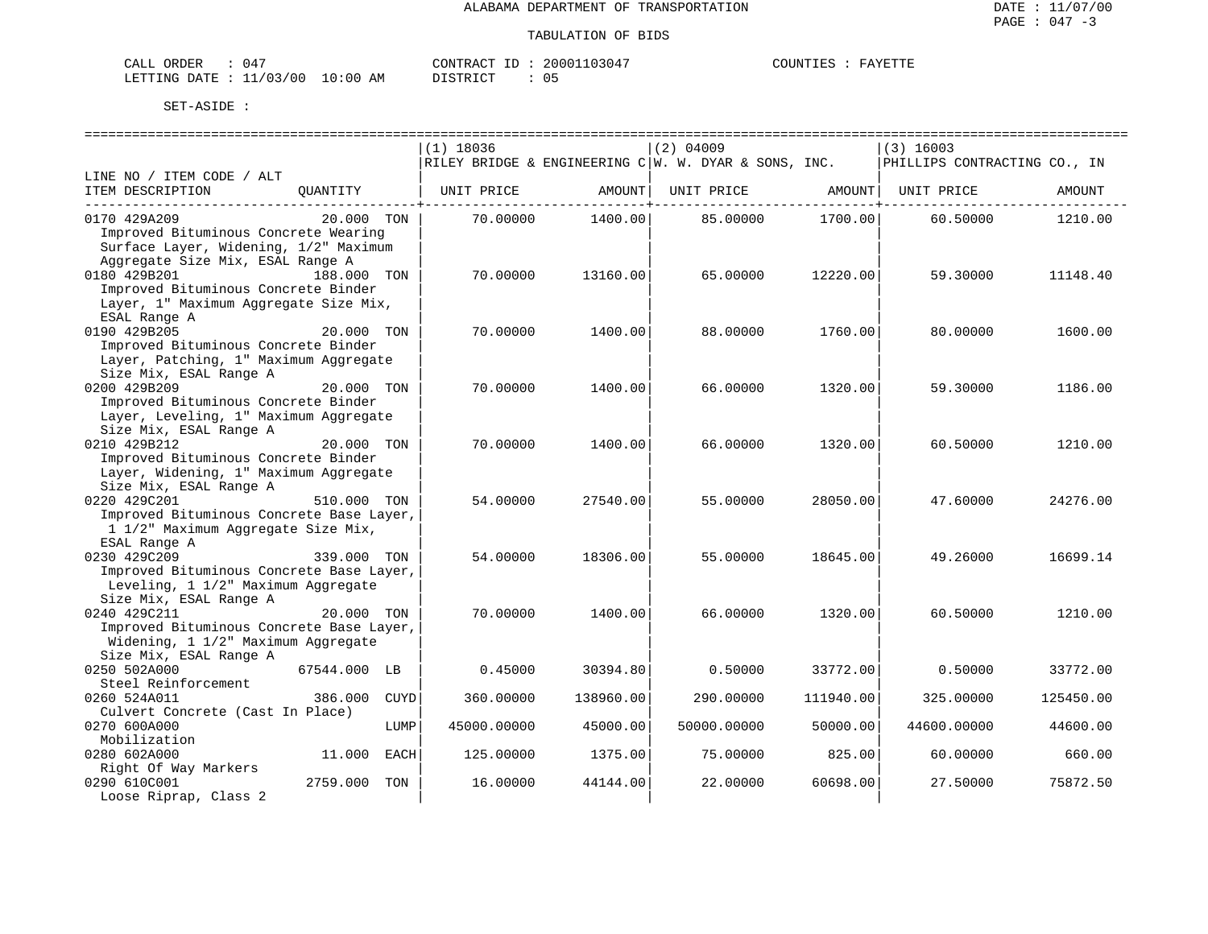ALABAMA DEPARTMENT OF TRANSPORTATION

DATE : 11/07/00
PAGE : 047 -3

TABULATION OF BIDS

CALL ORDER : 047 &nbsp;&nbsp; CONTRACT ID : 20001103047 &nbsp;&nbsp; COUNTIES : FAYETTE
LETTING DATE : 11/03/00 10:00 AM &nbsp;&nbsp; DISTRICT : 05

SET-ASIDE :

| LINE NO / ITEM CODE / ALT ITEM DESCRIPTION | QUANTITY | (1) 18036 RILEY BRIDGE & ENGINEERING C UNIT PRICE | AMOUNT | (2) 04009 W. W. DYAR & SONS, INC. UNIT PRICE | AMOUNT | (3) 16003 PHILLIPS CONTRACTING CO., IN UNIT PRICE | AMOUNT |
|---|---|---|---|---|---|---|---|
| 0170 429A209 Improved Bituminous Concrete Wearing Surface Layer, Widening, 1/2" Maximum Aggregate Size Mix, ESAL Range A | 20.000 TON | 70.00000 | 1400.00 | 85.00000 | 1700.00 | 60.50000 | 1210.00 |
| 0180 429B201 Improved Bituminous Concrete Binder Layer, 1" Maximum Aggregate Size Mix, ESAL Range A | 188.000 TON | 70.00000 | 13160.00 | 65.00000 | 12220.00 | 59.30000 | 11148.40 |
| 0190 429B205 Improved Bituminous Concrete Binder Layer, Patching, 1" Maximum Aggregate Size Mix, ESAL Range A | 20.000 TON | 70.00000 | 1400.00 | 88.00000 | 1760.00 | 80.00000 | 1600.00 |
| 0200 429B209 Improved Bituminous Concrete Binder Layer, Leveling, 1" Maximum Aggregate Size Mix, ESAL Range A | 20.000 TON | 70.00000 | 1400.00 | 66.00000 | 1320.00 | 59.30000 | 1186.00 |
| 0210 429B212 Improved Bituminous Concrete Binder Layer, Widening, 1" Maximum Aggregate Size Mix, ESAL Range A | 20.000 TON | 70.00000 | 1400.00 | 66.00000 | 1320.00 | 60.50000 | 1210.00 |
| 0220 429C201 Improved Bituminous Concrete Base Layer, 1 1/2" Maximum Aggregate Size Mix, ESAL Range A | 510.000 TON | 54.00000 | 27540.00 | 55.00000 | 28050.00 | 47.60000 | 24276.00 |
| 0230 429C209 Improved Bituminous Concrete Base Layer, Leveling, 1 1/2" Maximum Aggregate Size Mix, ESAL Range A | 339.000 TON | 54.00000 | 18306.00 | 55.00000 | 18645.00 | 49.26000 | 16699.14 |
| 0240 429C211 Improved Bituminous Concrete Base Layer, Widening, 1 1/2" Maximum Aggregate Size Mix, ESAL Range A | 20.000 TON | 70.00000 | 1400.00 | 66.00000 | 1320.00 | 60.50000 | 1210.00 |
| 0250 502A000 Steel Reinforcement | 67544.000 LB | 0.45000 | 30394.80 | 0.50000 | 33772.00 | 0.50000 | 33772.00 |
| 0260 524A011 Culvert Concrete (Cast In Place) | 386.000 CUYD | 360.00000 | 138960.00 | 290.00000 | 111940.00 | 325.00000 | 125450.00 |
| 0270 600A000 Mobilization | LUMP | 45000.00000 | 45000.00 | 50000.00000 | 50000.00 | 44600.00000 | 44600.00 |
| 0280 602A000 Right Of Way Markers | 11.000 EACH | 125.00000 | 1375.00 | 75.00000 | 825.00 | 60.00000 | 660.00 |
| 0290 610C001 Loose Riprap, Class 2 | 2759.000 TON | 16.00000 | 44144.00 | 22.00000 | 60698.00 | 27.50000 | 75872.50 |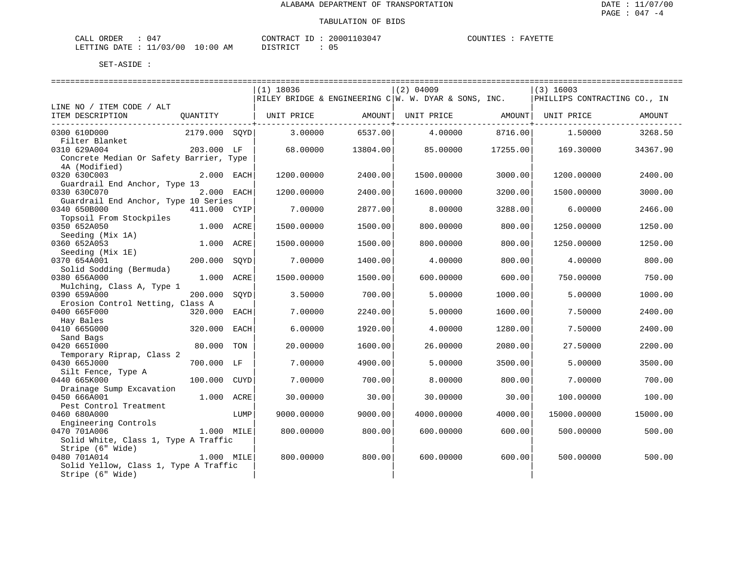ALABAMA DEPARTMENT OF TRANSPORTATION

TABULATION OF BIDS

DATE : 11/07/00
PAGE : 047 -4

CALL ORDER : 047
LETTING DATE : 11/03/00 10:00 AM

CONTRACT ID : 20001103047
DISTRICT : 05

COUNTIES : FAYETTE

SET-ASIDE :

| LINE NO / ITEM CODE / ALT ITEM DESCRIPTION | QUANTITY | (1) 18036 RILEY BRIDGE & ENGINEERING C UNIT PRICE | AMOUNT | (2) 04009 W. W. DYAR & SONS, INC. UNIT PRICE | AMOUNT | (3) 16003 PHILLIPS CONTRACTING CO., IN UNIT PRICE | AMOUNT |
|---|---|---|---|---|---|---|---|
| 0300 610D000 Filter Blanket | 2179.000 SQYD | 3.00000 | 6537.00 | 4.00000 | 8716.00 | 1.50000 | 3268.50 |
| 0310 629A004 Concrete Median Or Safety Barrier, Type 4A (Modified) | 203.000 LF | 68.00000 | 13804.00 | 85.00000 | 17255.00 | 169.30000 | 34367.90 |
| 0320 630C003 Guardrail End Anchor, Type 13 | 2.000 EACH | 1200.00000 | 2400.00 | 1500.00000 | 3000.00 | 1200.00000 | 2400.00 |
| 0330 630C070 Guardrail End Anchor, Type 10 Series | 2.000 EACH | 1200.00000 | 2400.00 | 1600.00000 | 3200.00 | 1500.00000 | 3000.00 |
| 0340 650B000 Topsoil From Stockpiles | 411.000 CYIP | 7.00000 | 2877.00 | 8.00000 | 3288.00 | 6.00000 | 2466.00 |
| 0350 652A050 Seeding (Mix 1A) | 1.000 ACRE | 1500.00000 | 1500.00 | 800.00000 | 800.00 | 1250.00000 | 1250.00 |
| 0360 652A053 Seeding (Mix 1E) | 1.000 ACRE | 1500.00000 | 1500.00 | 800.00000 | 800.00 | 1250.00000 | 1250.00 |
| 0370 654A001 Solid Sodding (Bermuda) | 200.000 SQYD | 7.00000 | 1400.00 | 4.00000 | 800.00 | 4.00000 | 800.00 |
| 0380 656A000 Mulching, Class A, Type 1 | 1.000 ACRE | 1500.00000 | 1500.00 | 600.00000 | 600.00 | 750.00000 | 750.00 |
| 0390 659A000 Erosion Control Netting, Class A | 200.000 SQYD | 3.50000 | 700.00 | 5.00000 | 1000.00 | 5.00000 | 1000.00 |
| 0400 665F000 Hay Bales | 320.000 EACH | 7.00000 | 2240.00 | 5.00000 | 1600.00 | 7.50000 | 2400.00 |
| 0410 665G000 Sand Bags | 320.000 EACH | 6.00000 | 1920.00 | 4.00000 | 1280.00 | 7.50000 | 2400.00 |
| 0420 665I000 Temporary Riprap, Class 2 | 80.000 TON | 20.00000 | 1600.00 | 26.00000 | 2080.00 | 27.50000 | 2200.00 |
| 0430 665J000 Silt Fence, Type A | 700.000 LF | 7.00000 | 4900.00 | 5.00000 | 3500.00 | 5.00000 | 3500.00 |
| 0440 665K000 Drainage Sump Excavation | 100.000 CUYD | 7.00000 | 700.00 | 8.00000 | 800.00 | 7.00000 | 700.00 |
| 0450 666A001 Pest Control Treatment | 1.000 ACRE | 30.00000 | 30.00 | 30.00000 | 30.00 | 100.00000 | 100.00 |
| 0460 680A000 Engineering Controls | LUMP | 9000.00000 | 9000.00 | 4000.00000 | 4000.00 | 15000.00000 | 15000.00 |
| 0470 701A006 Solid White, Class 1, Type A Traffic Stripe (6" Wide) | 1.000 MILE | 800.00000 | 800.00 | 600.00000 | 600.00 | 500.00000 | 500.00 |
| 0480 701A014 Solid Yellow, Class 1, Type A Traffic Stripe (6" Wide) | 1.000 MILE | 800.00000 | 800.00 | 600.00000 | 600.00 | 500.00000 | 500.00 |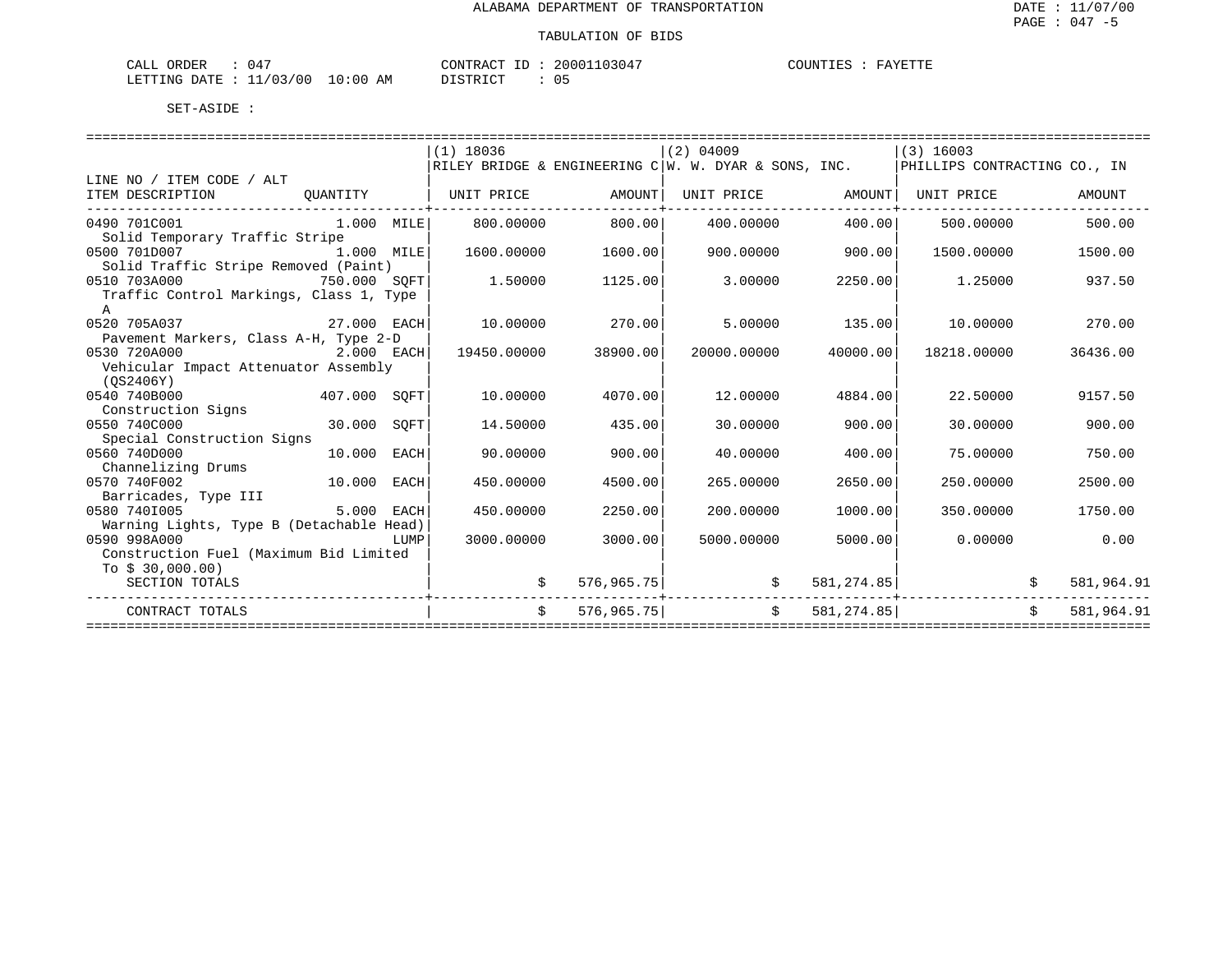ALABAMA DEPARTMENT OF TRANSPORTATION

TABULATION OF BIDS

CALL ORDER : 047 CONTRACT ID : 20001103047 COUNTIES : FAYETTE
LETTING DATE : 11/03/00 10:00 AM DISTRICT : 05

SET-ASIDE :

| LINE NO / ITEM CODE / ALT ITEM DESCRIPTION | QUANTITY | (1) 18036 RILEY BRIDGE & ENGINEERING C UNIT PRICE | AMOUNT | (2) 04009 W. W. DYAR & SONS, INC. UNIT PRICE | AMOUNT | (3) 16003 PHILLIPS CONTRACTING CO., IN UNIT PRICE | AMOUNT |
|---|---|---|---|---|---|---|---|
| 0490 701C001 Solid Temporary Traffic Stripe | 1.000 MILE | 800.00000 | 800.00 | 400.00000 | 400.00 | 500.00000 | 500.00 |
| 0500 701D007 Solid Traffic Stripe Removed (Paint) | 1.000 MILE | 1600.00000 | 1600.00 | 900.00000 | 900.00 | 1500.00000 | 1500.00 |
| 0510 703A000 Traffic Control Markings, Class 1, Type A | 750.000 SQFT | 1.50000 | 1125.00 | 3.00000 | 2250.00 | 1.25000 | 937.50 |
| 0520 705A037 Pavement Markers, Class A-H, Type 2-D | 27.000 EACH | 10.00000 | 270.00 | 5.00000 | 135.00 | 10.00000 | 270.00 |
| 0530 720A000 Vehicular Impact Attenuator Assembly (QS2406Y) | 2.000 EACH | 19450.00000 | 38900.00 | 20000.00000 | 40000.00 | 18218.00000 | 36436.00 |
| 0540 740B000 Construction Signs | 407.000 SQFT | 10.00000 | 4070.00 | 12.00000 | 4884.00 | 22.50000 | 9157.50 |
| 0550 740C000 Special Construction Signs | 30.000 SQFT | 14.50000 | 435.00 | 30.00000 | 900.00 | 30.00000 | 900.00 |
| 0560 740D000 Channelizing Drums | 10.000 EACH | 90.00000 | 900.00 | 40.00000 | 400.00 | 75.00000 | 750.00 |
| 0570 740F002 Barricades, Type III | 10.000 EACH | 450.00000 | 4500.00 | 265.00000 | 2650.00 | 250.00000 | 2500.00 |
| 0580 740I005 Warning Lights, Type B (Detachable Head) | 5.000 EACH | 450.00000 | 2250.00 | 200.00000 | 1000.00 | 350.00000 | 1750.00 |
| 0590 998A000 Construction Fuel (Maximum Bid Limited To $ 30,000.00) | LUMP | 3000.00000 | 3000.00 | 5000.00000 | 5000.00 | 0.00000 | 0.00 |
| SECTION TOTALS | | | $ 576,965.75 | | $ 581,274.85 | | $ 581,964.91 |
| CONTRACT TOTALS | | | $ 576,965.75 | | $ 581,274.85 | | $ 581,964.91 |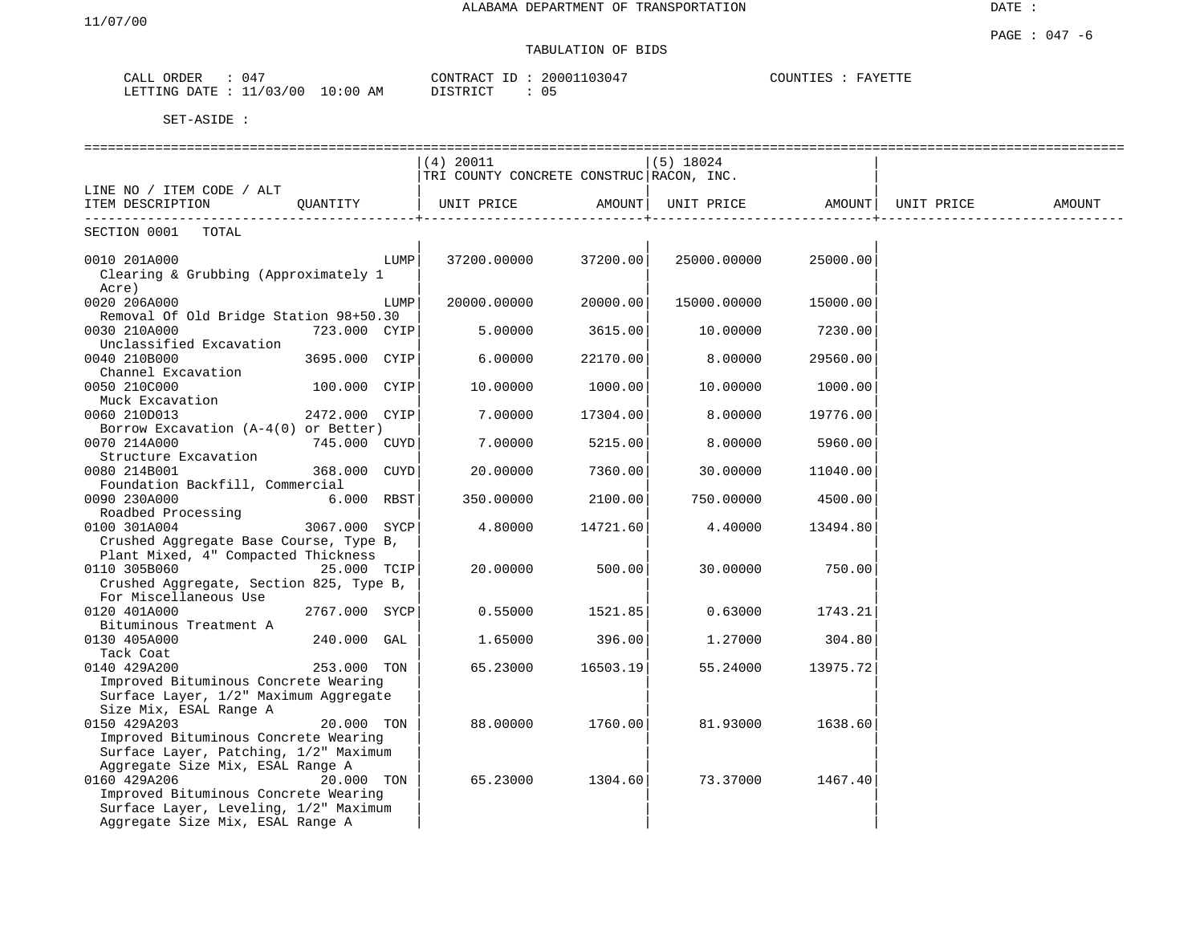ALABAMA DEPARTMENT OF TRANSPORTATION

11/07/00

DATE :

PAGE : 047 -6

TABULATION OF BIDS

CALL ORDER : 047 CONTRACT ID : 20001103047 COUNTIES : FAYETTE
LETTING DATE : 11/03/00 10:00 AM DISTRICT : 05

SET-ASIDE :

| LINE NO / ITEM CODE / ALT ITEM DESCRIPTION | QUANTITY | (4) 20011 TRI COUNTY CONCRETE CONSTRUC UNIT PRICE | AMOUNT | (5) 18024 RACON, INC. UNIT PRICE | AMOUNT | UNIT PRICE | AMOUNT |
|---|---|---|---|---|---|---|---|
| SECTION 0001 TOTAL | | | | | | | |
| 0010 201A000 Clearing & Grubbing (Approximately 1 Acre) | LUMP | 37200.00000 | 37200.00 | 25000.00000 | 25000.00 | | |
| 0020 206A000 Removal Of Old Bridge Station 98+50.30 | LUMP | 20000.00000 | 20000.00 | 15000.00000 | 15000.00 | | |
| 0030 210A000 Unclassified Excavation | 723.000 CYIP | 5.00000 | 3615.00 | 10.00000 | 7230.00 | | |
| 0040 210B000 Channel Excavation | 3695.000 CYIP | 6.00000 | 22170.00 | 8.00000 | 29560.00 | | |
| 0050 210C000 Muck Excavation | 100.000 CYIP | 10.00000 | 1000.00 | 10.00000 | 1000.00 | | |
| 0060 210D013 Borrow Excavation (A-4(0) or Better) | 2472.000 CYIP | 7.00000 | 17304.00 | 8.00000 | 19776.00 | | |
| 0070 214A000 Structure Excavation | 745.000 CUYD | 7.00000 | 5215.00 | 8.00000 | 5960.00 | | |
| 0080 214B001 Foundation Backfill, Commercial | 368.000 CUYD | 20.00000 | 7360.00 | 30.00000 | 11040.00 | | |
| 0090 230A000 Roadbed Processing | 6.000 RBST | 350.00000 | 2100.00 | 750.00000 | 4500.00 | | |
| 0100 301A004 Crushed Aggregate Base Course, Type B, Plant Mixed, 4" Compacted Thickness | 3067.000 SYCP | 4.80000 | 14721.60 | 4.40000 | 13494.80 | | |
| 0110 305B060 Crushed Aggregate, Section 825, Type B, For Miscellaneous Use | 25.000 TCIP | 20.00000 | 500.00 | 30.00000 | 750.00 | | |
| 0120 401A000 Bituminous Treatment A | 2767.000 SYCP | 0.55000 | 1521.85 | 0.63000 | 1743.21 | | |
| 0130 405A000 Tack Coat | 240.000 GAL | 1.65000 | 396.00 | 1.27000 | 304.80 | | |
| 0140 429A200 Improved Bituminous Concrete Wearing Surface Layer, 1/2" Maximum Aggregate Size Mix, ESAL Range A | 253.000 TON | 65.23000 | 16503.19 | 55.24000 | 13975.72 | | |
| 0150 429A203 Improved Bituminous Concrete Wearing Surface Layer, Patching, 1/2" Maximum Aggregate Size Mix, ESAL Range A | 20.000 TON | 88.00000 | 1760.00 | 81.93000 | 1638.60 | | |
| 0160 429A206 Improved Bituminous Concrete Wearing Surface Layer, Leveling, 1/2" Maximum Aggregate Size Mix, ESAL Range A | 20.000 TON | 65.23000 | 1304.60 | 73.37000 | 1467.40 | | |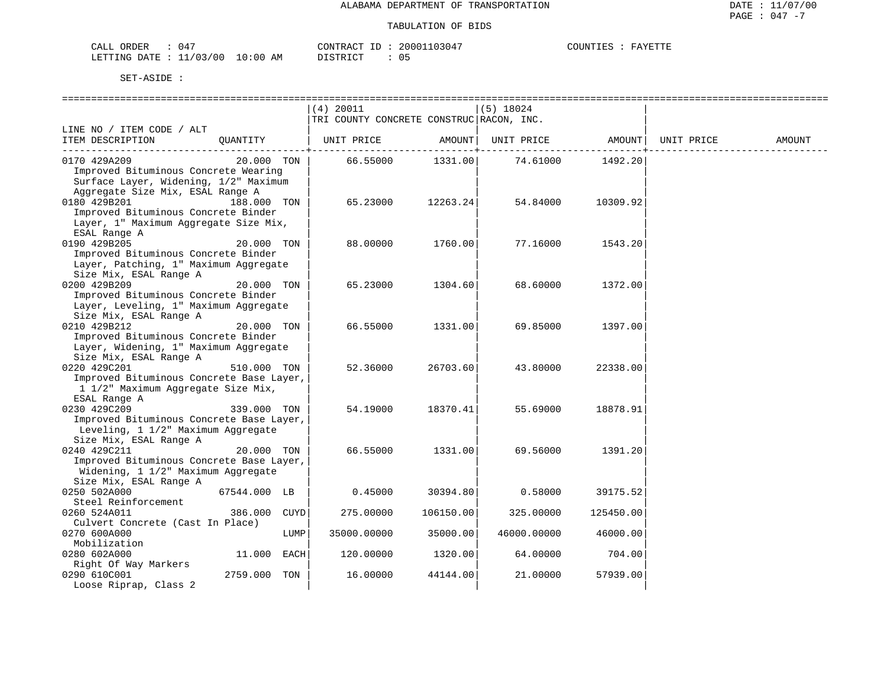ALABAMA DEPARTMENT OF TRANSPORTATION

TABULATION OF BIDS

CALL ORDER : 047  CONTRACT ID : 20001103047  COUNTIES : FAYETTE
LETTING DATE : 11/03/00 10:00 AM  DISTRICT : 05

SET-ASIDE :

| LINE NO / ITEM CODE / ALT ITEM DESCRIPTION | QUANTITY | (4) 20011 TRI COUNTY CONCRETE CONSTRUC UNIT PRICE | AMOUNT | (5) 18024 RACON, INC. UNIT PRICE | AMOUNT | UNIT PRICE | AMOUNT |
|---|---|---|---|---|---|---|---|
| 0170 429A209 Improved Bituminous Concrete Wearing Surface Layer, Widening, 1/2" Maximum Aggregate Size Mix, ESAL Range A | 20.000 TON | 66.55000 | 1331.00 | 74.61000 | 1492.20 | | |
| 0180 429B201 Improved Bituminous Concrete Binder Layer, 1" Maximum Aggregate Size Mix, ESAL Range A | 188.000 TON | 65.23000 | 12263.24 | 54.84000 | 10309.92 | | |
| 0190 429B205 Improved Bituminous Concrete Binder Layer, Patching, 1" Maximum Aggregate Size Mix, ESAL Range A | 20.000 TON | 88.00000 | 1760.00 | 77.16000 | 1543.20 | | |
| 0200 429B209 Improved Bituminous Concrete Binder Layer, Leveling, 1" Maximum Aggregate Size Mix, ESAL Range A | 20.000 TON | 65.23000 | 1304.60 | 68.60000 | 1372.00 | | |
| 0210 429B212 Improved Bituminous Concrete Binder Layer, Widening, 1" Maximum Aggregate Size Mix, ESAL Range A | 20.000 TON | 66.55000 | 1331.00 | 69.85000 | 1397.00 | | |
| 0220 429C201 Improved Bituminous Concrete Base Layer, 1 1/2" Maximum Aggregate Size Mix, ESAL Range A | 510.000 TON | 52.36000 | 26703.60 | 43.80000 | 22338.00 | | |
| 0230 429C209 Improved Bituminous Concrete Base Layer, Leveling, 1 1/2" Maximum Aggregate Size Mix, ESAL Range A | 339.000 TON | 54.19000 | 18370.41 | 55.69000 | 18878.91 | | |
| 0240 429C211 Improved Bituminous Concrete Base Layer, Widening, 1 1/2" Maximum Aggregate Size Mix, ESAL Range A | 20.000 TON | 66.55000 | 1331.00 | 69.56000 | 1391.20 | | |
| 0250 502A000 Steel Reinforcement | 67544.000 LB | 0.45000 | 30394.80 | 0.58000 | 39175.52 | | |
| 0260 524A011 Culvert Concrete (Cast In Place) | 386.000 CUYD | 275.00000 | 106150.00 | 325.00000 | 125450.00 | | |
| 0270 600A000 Mobilization | LUMP | 35000.00000 | 35000.00 | 46000.00000 | 46000.00 | | |
| 0280 602A000 Right Of Way Markers | 11.000 EACH | 120.00000 | 1320.00 | 64.00000 | 704.00 | | |
| 0290 610C001 Loose Riprap, Class 2 | 2759.000 TON | 16.00000 | 44144.00 | 21.00000 | 57939.00 | | |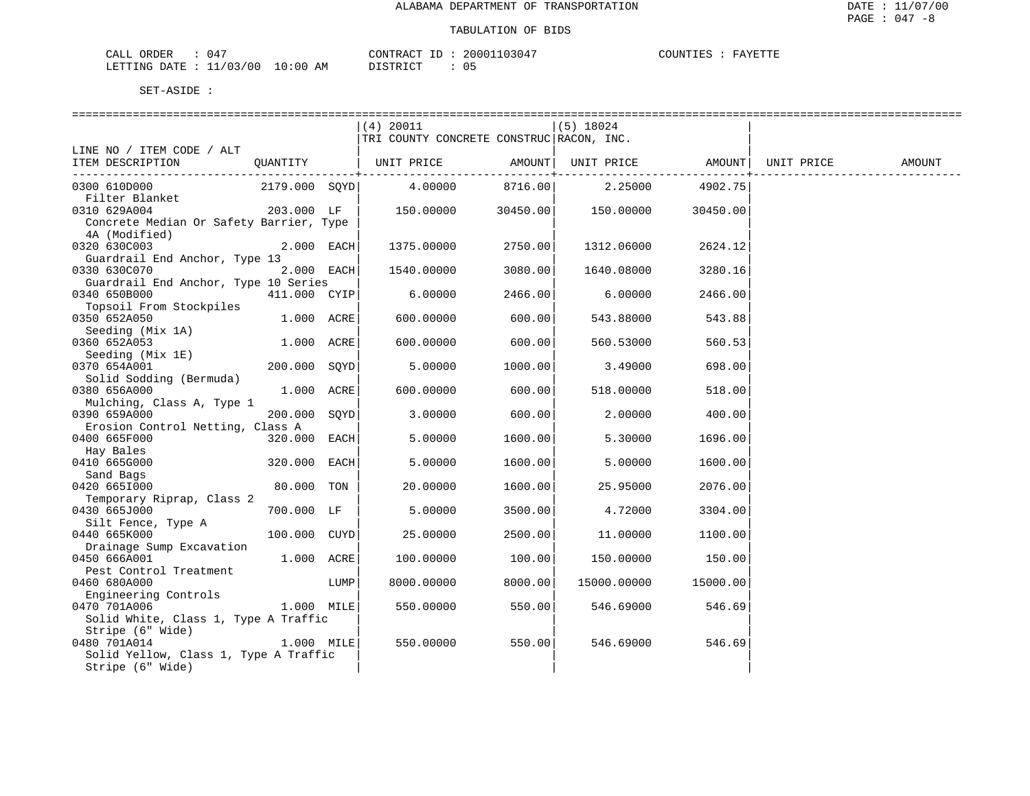ALABAMA DEPARTMENT OF TRANSPORTATION

TABULATION OF BIDS

CALL ORDER : 047　　CONTRACT ID : 20001103047　　COUNTIES : FAYETTE
LETTING DATE : 11/03/00 10:00 AM　　DISTRICT : 05

SET-ASIDE :

| LINE NO / ITEM CODE / ALT ITEM DESCRIPTION | QUANTITY | (4) 20011 TRI COUNTY CONCRETE CONSTRUC UNIT PRICE | AMOUNT | (5) 18024 RACON, INC. UNIT PRICE | AMOUNT | UNIT PRICE | AMOUNT |
|---|---|---|---|---|---|---|---|
| 0300 610D000 Filter Blanket | 2179.000 SQYD | 4.00000 | 8716.00 | 2.25000 | 4902.75 | | |
| 0310 629A004 Concrete Median Or Safety Barrier, Type 4A (Modified) | 203.000 LF | 150.00000 | 30450.00 | 150.00000 | 30450.00 | | |
| 0320 630C003 Guardrail End Anchor, Type 13 | 2.000 EACH | 1375.00000 | 2750.00 | 1312.06000 | 2624.12 | | |
| 0330 630C070 Guardrail End Anchor, Type 10 Series | 2.000 EACH | 1540.00000 | 3080.00 | 1640.08000 | 3280.16 | | |
| 0340 650B000 Topsoil From Stockpiles | 411.000 CYIP | 6.00000 | 2466.00 | 6.00000 | 2466.00 | | |
| 0350 652A050 Seeding (Mix 1A) | 1.000 ACRE | 600.00000 | 600.00 | 543.88000 | 543.88 | | |
| 0360 652A053 Seeding (Mix 1E) | 1.000 ACRE | 600.00000 | 600.00 | 560.53000 | 560.53 | | |
| 0370 654A001 Solid Sodding (Bermuda) | 200.000 SQYD | 5.00000 | 1000.00 | 3.49000 | 698.00 | | |
| 0380 656A000 Mulching, Class A, Type 1 | 1.000 ACRE | 600.00000 | 600.00 | 518.00000 | 518.00 | | |
| 0390 659A000 Erosion Control Netting, Class A | 200.000 SQYD | 3.00000 | 600.00 | 2.00000 | 400.00 | | |
| 0400 665F000 Hay Bales | 320.000 EACH | 5.00000 | 1600.00 | 5.30000 | 1696.00 | | |
| 0410 665G000 Sand Bags | 320.000 EACH | 5.00000 | 1600.00 | 5.00000 | 1600.00 | | |
| 0420 665I000 Temporary Riprap, Class 2 | 80.000 TON | 20.00000 | 1600.00 | 25.95000 | 2076.00 | | |
| 0430 665J000 Silt Fence, Type A | 700.000 LF | 5.00000 | 3500.00 | 4.72000 | 3304.00 | | |
| 0440 665K000 Drainage Sump Excavation | 100.000 CUYD | 25.00000 | 2500.00 | 11.00000 | 1100.00 | | |
| 0450 666A001 Pest Control Treatment | 1.000 ACRE | 100.00000 | 100.00 | 150.00000 | 150.00 | | |
| 0460 680A000 Engineering Controls | LUMP | 8000.00000 | 8000.00 | 15000.00000 | 15000.00 | | |
| 0470 701A006 Solid White, Class 1, Type A Traffic Stripe (6" Wide) | 1.000 MILE | 550.00000 | 550.00 | 546.69000 | 546.69 | | |
| 0480 701A014 Solid Yellow, Class 1, Type A Traffic Stripe (6" Wide) | 1.000 MILE | 550.00000 | 550.00 | 546.69000 | 546.69 | | |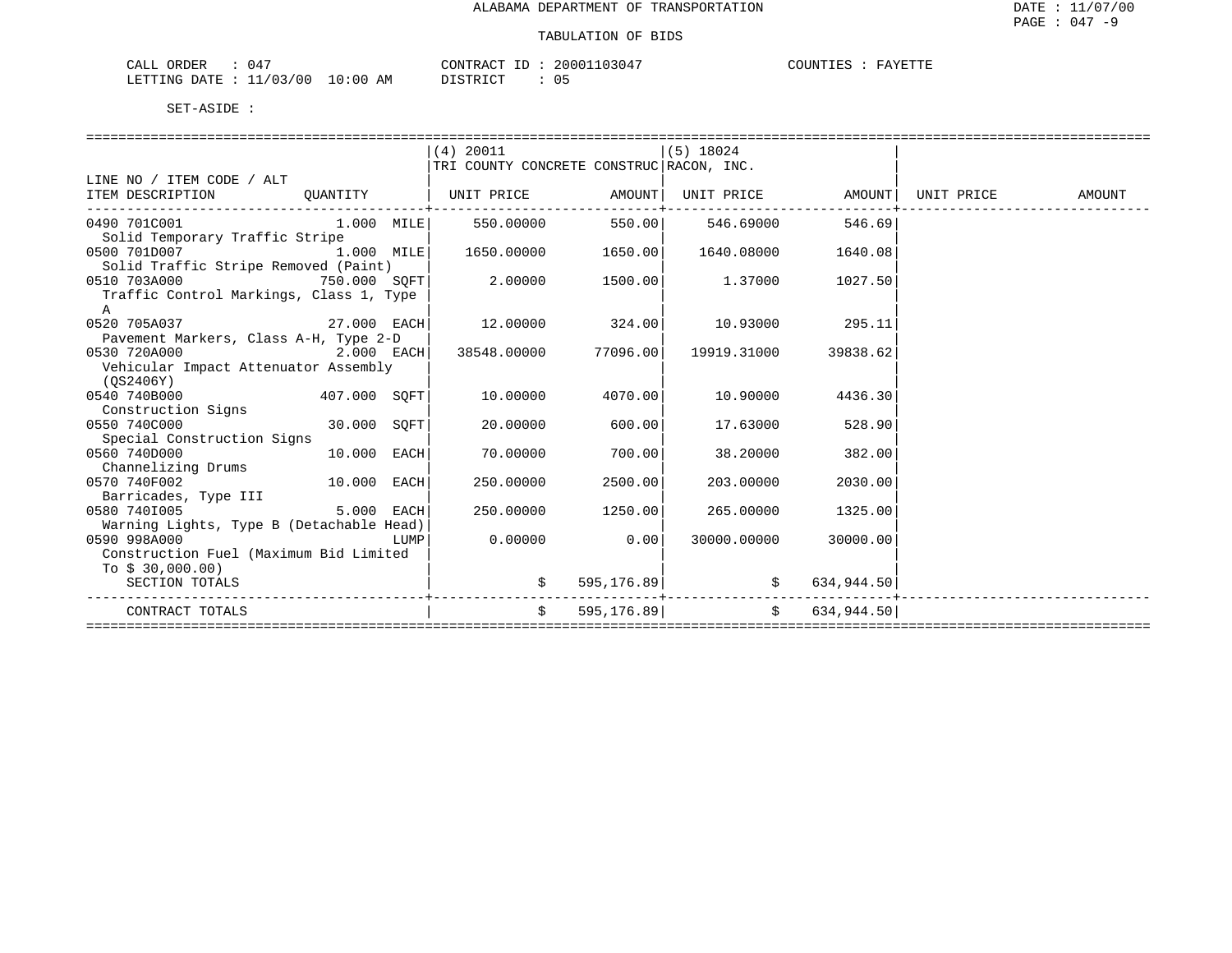ALABAMA DEPARTMENT OF TRANSPORTATION

TABULATION OF BIDS

DATE : 11/07/00
PAGE : 047 -9

CALL ORDER : 047 &nbsp;&nbsp;&nbsp; CONTRACT ID : 20001103047 &nbsp;&nbsp;&nbsp; COUNTIES : FAYETTE
LETTING DATE : 11/03/00 10:00 AM &nbsp;&nbsp;&nbsp; DISTRICT : 05

SET-ASIDE :

| LINE NO / ITEM CODE / ALT<br>ITEM DESCRIPTION | QUANTITY | (4) 20011<br>TRI COUNTY CONCRETE CONSTRUC<br>UNIT PRICE | AMOUNT | (5) 18024<br>RACON, INC.<br>UNIT PRICE | AMOUNT | UNIT PRICE | AMOUNT |
|---|---|---|---|---|---|---|---|
| 0490 701C001<br>Solid Temporary Traffic Stripe | 1.000 MILE | 550.00000 | 550.00 | 546.69000 | 546.69 | | |
| 0500 701D007<br>Solid Traffic Stripe Removed (Paint) | 1.000 MILE | 1650.00000 | 1650.00 | 1640.08000 | 1640.08 | | |
| 0510 703A000<br>Traffic Control Markings, Class 1, Type A | 750.000 SQFT | 2.00000 | 1500.00 | 1.37000 | 1027.50 | | |
| 0520 705A037<br>Pavement Markers, Class A-H, Type 2-D | 27.000 EACH | 12.00000 | 324.00 | 10.93000 | 295.11 | | |
| 0530 720A000<br>Vehicular Impact Attenuator Assembly (QS2406Y) | 2.000 EACH | 38548.00000 | 77096.00 | 19919.31000 | 39838.62 | | |
| 0540 740B000<br>Construction Signs | 407.000 SQFT | 10.00000 | 4070.00 | 10.90000 | 4436.30 | | |
| 0550 740C000<br>Special Construction Signs | 30.000 SQFT | 20.00000 | 600.00 | 17.63000 | 528.90 | | |
| 0560 740D000<br>Channelizing Drums | 10.000 EACH | 70.00000 | 700.00 | 38.20000 | 382.00 | | |
| 0570 740F002<br>Barricades, Type III | 10.000 EACH | 250.00000 | 2500.00 | 203.00000 | 2030.00 | | |
| 0580 740I005<br>Warning Lights, Type B (Detachable Head) | 5.000 EACH | 250.00000 | 1250.00 | 265.00000 | 1325.00 | | |
| 0590 998A000<br>Construction Fuel (Maximum Bid Limited To $ 30,000.00) | LUMP | 0.00000 | 0.00 | 30000.00000 | 30000.00 | | |
| SECTION TOTALS | | $ | 595,176.89 | $ | 634,944.50 | | |
| CONTRACT TOTALS | | $ | 595,176.89 | $ | 634,944.50 | | |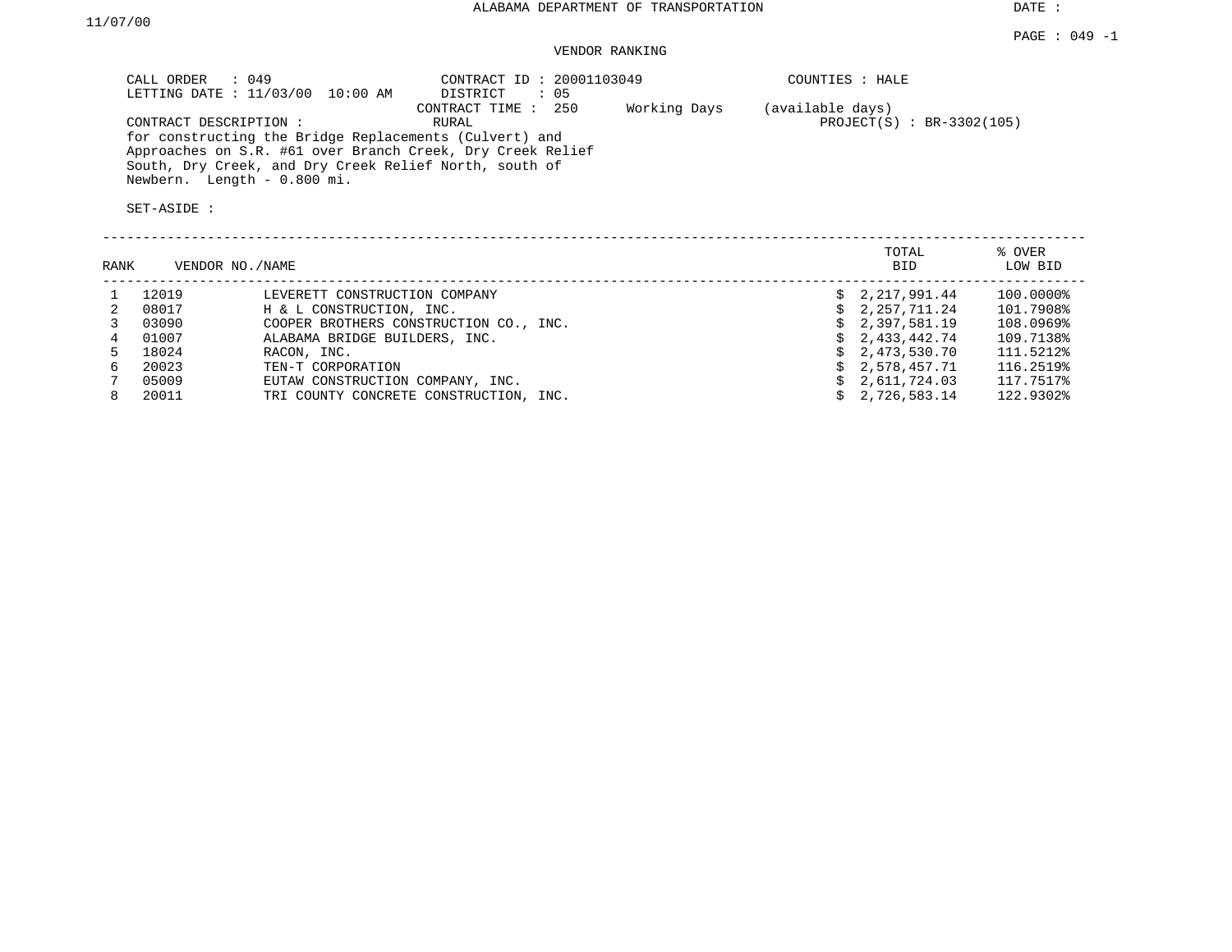ALABAMA DEPARTMENT OF TRANSPORTATION

DATE : 11/07/00

PAGE : 049 -1

VENDOR RANKING

CALL ORDER : 049
LETTING DATE : 11/03/00 10:00 AM

CONTRACT ID : 20001103049
DISTRICT : 05
CONTRACT TIME : 250 Working Days (available days)
RURAL

COUNTIES : HALE

PROJECT(S) : BR-3302(105)

CONTRACT DESCRIPTION :
for constructing the Bridge Replacements (Culvert) and Approaches on S.R. #61 over Branch Creek, Dry Creek Relief South, Dry Creek, and Dry Creek Relief North, south of Newbern. Length - 0.800 mi.

SET-ASIDE :

| RANK | VENDOR NO. | NAME | TOTAL BID | % OVER LOW BID |
|---|---|---|---|---|
| 1 | 12019 | LEVERETT CONSTRUCTION COMPANY | $ 2,217,991.44 | 100.0000% |
| 2 | 08017 | H & L CONSTRUCTION, INC. | $ 2,257,711.24 | 101.7908% |
| 3 | 03090 | COOPER BROTHERS CONSTRUCTION CO., INC. | $ 2,397,581.19 | 108.0969% |
| 4 | 01007 | ALABAMA BRIDGE BUILDERS, INC. | $ 2,433,442.74 | 109.7138% |
| 5 | 18024 | RACON, INC. | $ 2,473,530.70 | 111.5212% |
| 6 | 20023 | TEN-T CORPORATION | $ 2,578,457.71 | 116.2519% |
| 7 | 05009 | EUTAW CONSTRUCTION COMPANY, INC. | $ 2,611,724.03 | 117.7517% |
| 8 | 20011 | TRI COUNTY CONCRETE CONSTRUCTION, INC. | $ 2,726,583.14 | 122.9302% |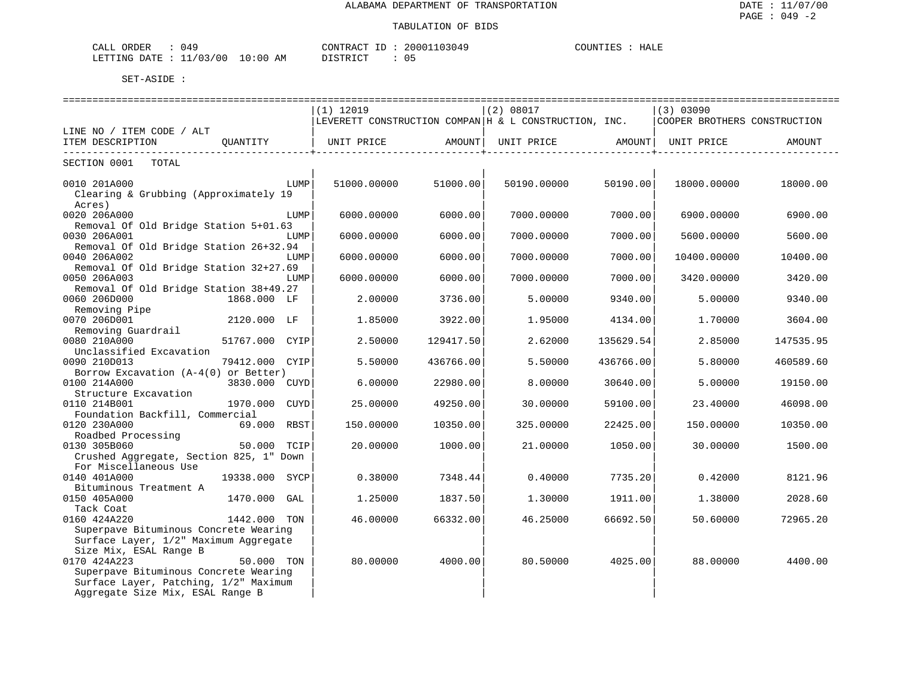ALABAMA DEPARTMENT OF TRANSPORTATION

TABULATION OF BIDS

DATE : 11/07/00
PAGE : 049 -2

CALL ORDER : 049
LETTING DATE : 11/03/00 10:00 AM

CONTRACT ID : 20001103049
DISTRICT : 05

COUNTIES : HALE

SET-ASIDE :

| LINE NO / ITEM CODE / ALT ITEM DESCRIPTION | QUANTITY | (1) 12019 LEVERETT CONSTRUCTION COMPAN UNIT PRICE | AMOUNT | (2) 08017 H & L CONSTRUCTION, INC. UNIT PRICE | AMOUNT | (3) 03090 COOPER BROTHERS CONSTRUCTION UNIT PRICE | AMOUNT |
|---|---|---|---|---|---|---|---|
| SECTION 0001 TOTAL | | | | | | | |
| 0010 201A000 Clearing & Grubbing (Approximately 19 Acres) | LUMP | 51000.00000 | 51000.00 | 50190.00000 | 50190.00 | 18000.00000 | 18000.00 |
| 0020 206A000 Removal Of Old Bridge Station 5+01.63 | LUMP | 6000.00000 | 6000.00 | 7000.00000 | 7000.00 | 6900.00000 | 6900.00 |
| 0030 206A001 Removal Of Old Bridge Station 26+32.94 | LUMP | 6000.00000 | 6000.00 | 7000.00000 | 7000.00 | 5600.00000 | 5600.00 |
| 0040 206A002 Removal Of Old Bridge Station 32+27.69 | LUMP | 6000.00000 | 6000.00 | 7000.00000 | 7000.00 | 10400.00000 | 10400.00 |
| 0050 206A003 Removal Of Old Bridge Station 38+49.27 | LUMP | 6000.00000 | 6000.00 | 7000.00000 | 7000.00 | 3420.00000 | 3420.00 |
| 0060 206D000 Removing Pipe | 1868.000 LF | 2.00000 | 3736.00 | 5.00000 | 9340.00 | 5.00000 | 9340.00 |
| 0070 206D001 Removing Guardrail | 2120.000 LF | 1.85000 | 3922.00 | 1.95000 | 4134.00 | 1.70000 | 3604.00 |
| 0080 210A000 Unclassified Excavation | 51767.000 CYIP | 2.50000 | 129417.50 | 2.62000 | 135629.54 | 2.85000 | 147535.95 |
| 0090 210D013 Borrow Excavation (A-4(0) or Better) | 79412.000 CYIP | 5.50000 | 436766.00 | 5.50000 | 436766.00 | 5.80000 | 460589.60 |
| 0100 214A000 Structure Excavation | 3830.000 CUYD | 6.00000 | 22980.00 | 8.00000 | 30640.00 | 5.00000 | 19150.00 |
| 0110 214B001 Foundation Backfill, Commercial | 1970.000 CUYD | 25.00000 | 49250.00 | 30.00000 | 59100.00 | 23.40000 | 46098.00 |
| 0120 230A000 Roadbed Processing | 69.000 RBST | 150.00000 | 10350.00 | 325.00000 | 22425.00 | 150.00000 | 10350.00 |
| 0130 305B060 Crushed Aggregate, Section 825, 1" Down For Miscellaneous Use | 50.000 TCIP | 20.00000 | 1000.00 | 21.00000 | 1050.00 | 30.00000 | 1500.00 |
| 0140 401A000 Bituminous Treatment A | 19338.000 SYCP | 0.38000 | 7348.44 | 0.40000 | 7735.20 | 0.42000 | 8121.96 |
| 0150 405A000 Tack Coat | 1470.000 GAL | 1.25000 | 1837.50 | 1.30000 | 1911.00 | 1.38000 | 2028.60 |
| 0160 424A220 Superpave Bituminous Concrete Wearing Surface Layer, 1/2" Maximum Aggregate Size Mix, ESAL Range B | 1442.000 TON | 46.00000 | 66332.00 | 46.25000 | 66692.50 | 50.60000 | 72965.20 |
| 0170 424A223 Superpave Bituminous Concrete Wearing Surface Layer, Patching, 1/2" Maximum Aggregate Size Mix, ESAL Range B | 50.000 TON | 80.00000 | 4000.00 | 80.50000 | 4025.00 | 88.00000 | 4400.00 |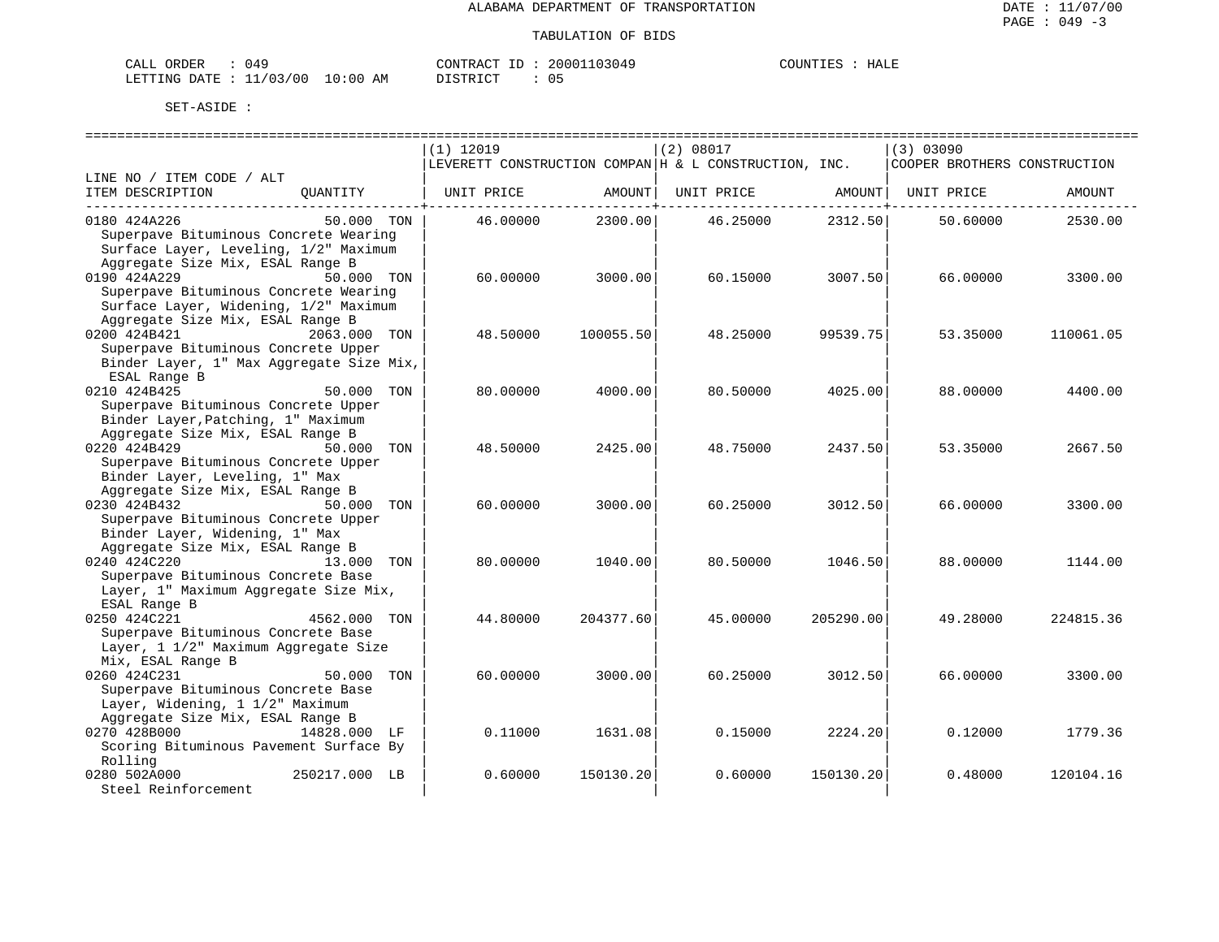ALABAMA DEPARTMENT OF TRANSPORTATION

TABULATION OF BIDS

DATE : 11/07/00
PAGE : 049 -3

CALL ORDER : 049 &nbsp;&nbsp;&nbsp;&nbsp; CONTRACT ID : 20001103049 &nbsp;&nbsp;&nbsp;&nbsp; COUNTIES : HALE
LETTING DATE : 11/03/00 10:00 AM &nbsp;&nbsp;&nbsp;&nbsp; DISTRICT : 05

SET-ASIDE :

| LINE NO / ITEM CODE / ALT ITEM DESCRIPTION | QUANTITY | (1) 12019 LEVERETT CONSTRUCTION COMPAN UNIT PRICE | AMOUNT | (2) 08017 H & L CONSTRUCTION, INC. UNIT PRICE | AMOUNT | (3) 03090 COOPER BROTHERS CONSTRUCTION UNIT PRICE | AMOUNT |
|---|---|---|---|---|---|---|---|
| 0180 424A226 Superpave Bituminous Concrete Wearing Surface Layer, Leveling, 1/2" Maximum Aggregate Size Mix, ESAL Range B | 50.000 TON | 46.00000 | 2300.00 | 46.25000 | 2312.50 | 50.60000 | 2530.00 |
| 0190 424A229 Superpave Bituminous Concrete Wearing Surface Layer, Widening, 1/2" Maximum Aggregate Size Mix, ESAL Range B | 50.000 TON | 60.00000 | 3000.00 | 60.15000 | 3007.50 | 66.00000 | 3300.00 |
| 0200 424B421 Superpave Bituminous Concrete Upper Binder Layer, 1" Max Aggregate Size Mix, ESAL Range B | 2063.000 TON | 48.50000 | 100055.50 | 48.25000 | 99539.75 | 53.35000 | 110061.05 |
| 0210 424B425 Superpave Bituminous Concrete Upper Binder Layer,Patching, 1" Maximum Aggregate Size Mix, ESAL Range B | 50.000 TON | 80.00000 | 4000.00 | 80.50000 | 4025.00 | 88.00000 | 4400.00 |
| 0220 424B429 Superpave Bituminous Concrete Upper Binder Layer, Leveling, 1" Max Aggregate Size Mix, ESAL Range B | 50.000 TON | 48.50000 | 2425.00 | 48.75000 | 2437.50 | 53.35000 | 2667.50 |
| 0230 424B432 Superpave Bituminous Concrete Upper Binder Layer, Widening, 1" Max Aggregate Size Mix, ESAL Range B | 50.000 TON | 60.00000 | 3000.00 | 60.25000 | 3012.50 | 66.00000 | 3300.00 |
| 0240 424C220 Superpave Bituminous Concrete Base Layer, 1" Maximum Aggregate Size Mix, ESAL Range B | 13.000 TON | 80.00000 | 1040.00 | 80.50000 | 1046.50 | 88.00000 | 1144.00 |
| 0250 424C221 Superpave Bituminous Concrete Base Layer, 1 1/2" Maximum Aggregate Size Mix, ESAL Range B | 4562.000 TON | 44.80000 | 204377.60 | 45.00000 | 205290.00 | 49.28000 | 224815.36 |
| 0260 424C231 Superpave Bituminous Concrete Base Layer, Widening, 1 1/2" Maximum Aggregate Size Mix, ESAL Range B | 50.000 TON | 60.00000 | 3000.00 | 60.25000 | 3012.50 | 66.00000 | 3300.00 |
| 0270 428B000 Scoring Bituminous Pavement Surface By Rolling | 14828.000 LF | 0.11000 | 1631.08 | 0.15000 | 2224.20 | 0.12000 | 1779.36 |
| 0280 502A000 Steel Reinforcement | 250217.000 LB | 0.60000 | 150130.20 | 0.60000 | 150130.20 | 0.48000 | 120104.16 |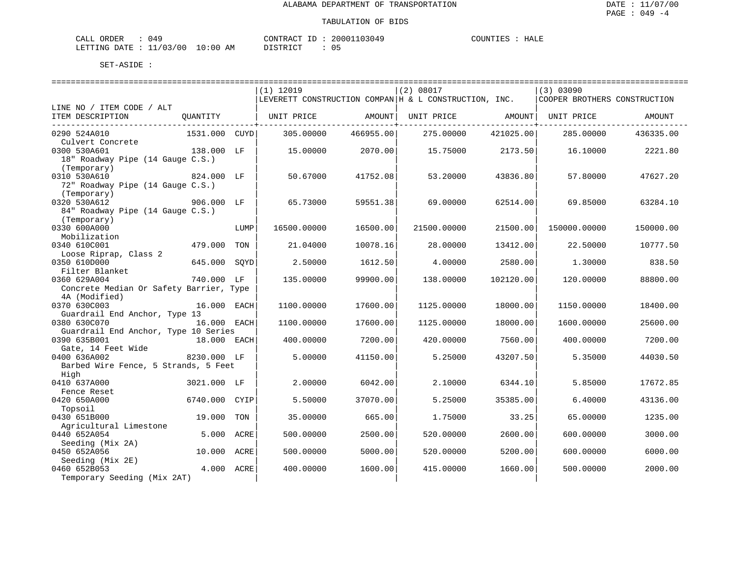ALABAMA DEPARTMENT OF TRANSPORTATION

TABULATION OF BIDS

DATE : 11/07/00
PAGE : 049 -4

CALL ORDER : 049 &nbsp;&nbsp;&nbsp; CONTRACT ID : 20001103049 &nbsp;&nbsp;&nbsp; COUNTIES : HALE
LETTING DATE : 11/03/00 10:00 AM &nbsp;&nbsp;&nbsp; DISTRICT : 05

SET-ASIDE :

| LINE NO / ITEM CODE / ALT<br>ITEM DESCRIPTION | QUANTITY | | (1) 12019<br>LEVERETT CONSTRUCTION COMPAN<br>UNIT PRICE | <br><br>AMOUNT | (2) 08017<br>H & L CONSTRUCTION, INC.<br>UNIT PRICE | <br><br>AMOUNT | (3) 03090<br>COOPER BROTHERS CONSTRUCTION<br>UNIT PRICE | <br><br>AMOUNT |
|---|---|---|---|---|---|---|---|---|
| 0290 524A010<br>Culvert Concrete | 1531.000 | CUYD | 305.00000 | 466955.00 | 275.00000 | 421025.00 | 285.00000 | 436335.00 |
| 0300 530A601<br>18" Roadway Pipe (14 Gauge C.S.) (Temporary) | 138.000 | LF | 15.00000 | 2070.00 | 15.75000 | 2173.50 | 16.10000 | 2221.80 |
| 0310 530A610<br>72" Roadway Pipe (14 Gauge C.S.) (Temporary) | 824.000 | LF | 50.67000 | 41752.08 | 53.20000 | 43836.80 | 57.80000 | 47627.20 |
| 0320 530A612<br>84" Roadway Pipe (14 Gauge C.S.) (Temporary) | 906.000 | LF | 65.73000 | 59551.38 | 69.00000 | 62514.00 | 69.85000 | 63284.10 |
| 0330 600A000<br>Mobilization | | LUMP | 16500.00000 | 16500.00 | 21500.00000 | 21500.00 | 150000.00000 | 150000.00 |
| 0340 610C001<br>Loose Riprap, Class 2 | 479.000 | TON | 21.04000 | 10078.16 | 28.00000 | 13412.00 | 22.50000 | 10777.50 |
| 0350 610D000<br>Filter Blanket | 645.000 | SQYD | 2.50000 | 1612.50 | 4.00000 | 2580.00 | 1.30000 | 838.50 |
| 0360 629A004<br>Concrete Median Or Safety Barrier, Type 4A (Modified) | 740.000 | LF | 135.00000 | 99900.00 | 138.00000 | 102120.00 | 120.00000 | 88800.00 |
| 0370 630C003<br>Guardrail End Anchor, Type 13 | 16.000 | EACH | 1100.00000 | 17600.00 | 1125.00000 | 18000.00 | 1150.00000 | 18400.00 |
| 0380 630C070<br>Guardrail End Anchor, Type 10 Series | 16.000 | EACH | 1100.00000 | 17600.00 | 1125.00000 | 18000.00 | 1600.00000 | 25600.00 |
| 0390 635B001<br>Gate, 14 Feet Wide | 18.000 | EACH | 400.00000 | 7200.00 | 420.00000 | 7560.00 | 400.00000 | 7200.00 |
| 0400 636A002<br>Barbed Wire Fence, 5 Strands, 5 Feet High | 8230.000 | LF | 5.00000 | 41150.00 | 5.25000 | 43207.50 | 5.35000 | 44030.50 |
| 0410 637A000<br>Fence Reset | 3021.000 | LF | 2.00000 | 6042.00 | 2.10000 | 6344.10 | 5.85000 | 17672.85 |
| 0420 650A000<br>Topsoil | 6740.000 | CYIP | 5.50000 | 37070.00 | 5.25000 | 35385.00 | 6.40000 | 43136.00 |
| 0430 651B000<br>Agricultural Limestone | 19.000 | TON | 35.00000 | 665.00 | 1.75000 | 33.25 | 65.00000 | 1235.00 |
| 0440 652A054<br>Seeding (Mix 2A) | 5.000 | ACRE | 500.00000 | 2500.00 | 520.00000 | 2600.00 | 600.00000 | 3000.00 |
| 0450 652A056<br>Seeding (Mix 2E) | 10.000 | ACRE | 500.00000 | 5000.00 | 520.00000 | 5200.00 | 600.00000 | 6000.00 |
| 0460 652B053<br>Temporary Seeding (Mix 2AT) | 4.000 | ACRE | 400.00000 | 1600.00 | 415.00000 | 1660.00 | 500.00000 | 2000.00 |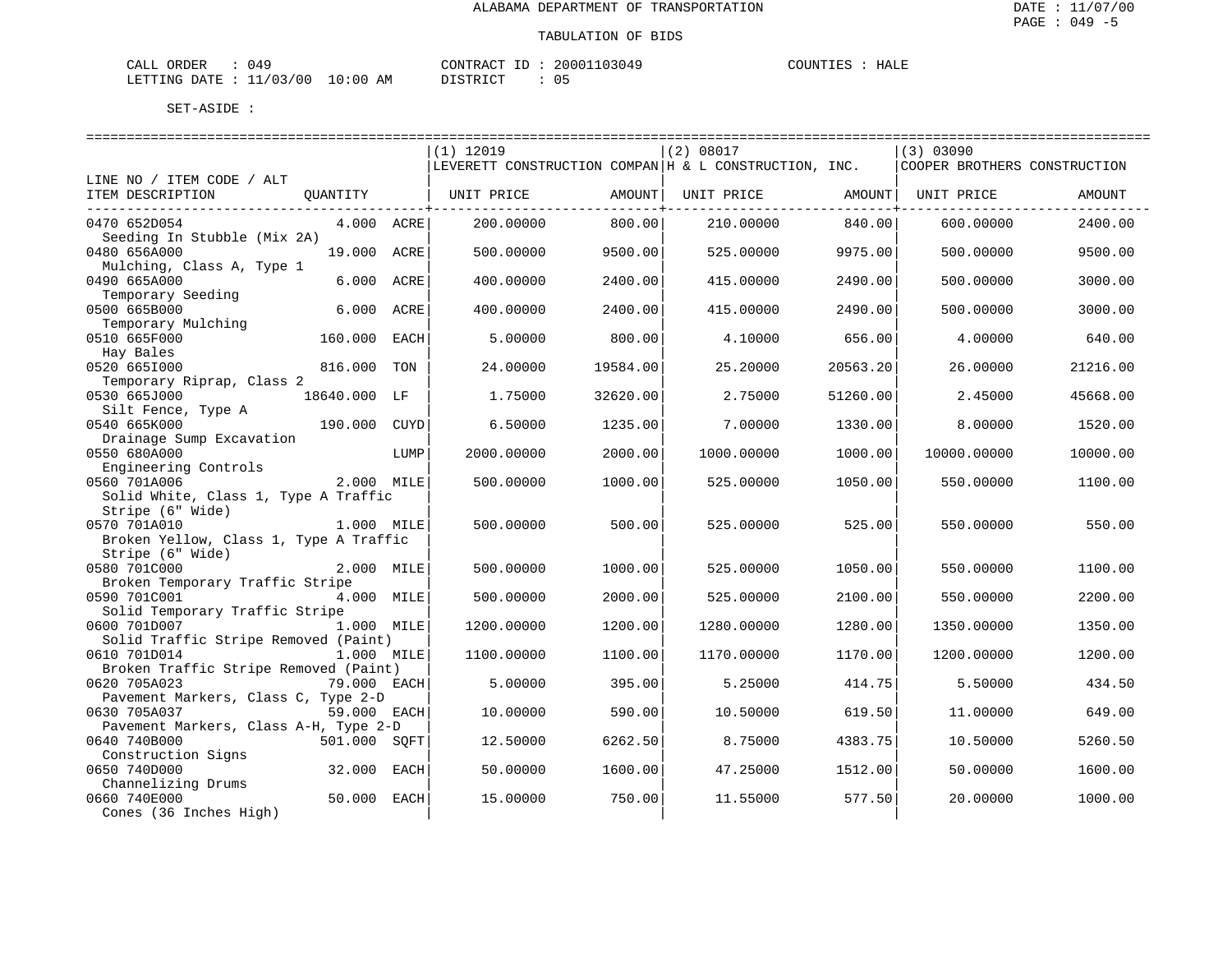ALABAMA DEPARTMENT OF TRANSPORTATION

TABULATION OF BIDS

DATE : 11/07/00
PAGE : 049 -5

CALL ORDER : 049
LETTING DATE : 11/03/00 10:00 AM

CONTRACT ID : 20001103049
DISTRICT : 05

COUNTIES : HALE

SET-ASIDE :

| LINE NO / ITEM CODE / ALT ITEM DESCRIPTION | QUANTITY | | (1) 12019 LEVERETT CONSTRUCTION COMPAN UNIT PRICE | AMOUNT | (2) 08017 H & L CONSTRUCTION, INC. UNIT PRICE | AMOUNT | (3) 03090 COOPER BROTHERS CONSTRUCTION UNIT PRICE | AMOUNT |
|---|---|---|---|---|---|---|---|---|
| 0470 652D054 Seeding In Stubble (Mix 2A) | 4.000 | ACRE | 200.00000 | 800.00 | 210.00000 | 840.00 | 600.00000 | 2400.00 |
| 0480 656A000 Mulching, Class A, Type 1 | 19.000 | ACRE | 500.00000 | 9500.00 | 525.00000 | 9975.00 | 500.00000 | 9500.00 |
| 0490 665A000 Temporary Seeding | 6.000 | ACRE | 400.00000 | 2400.00 | 415.00000 | 2490.00 | 500.00000 | 3000.00 |
| 0500 665B000 Temporary Mulching | 6.000 | ACRE | 400.00000 | 2400.00 | 415.00000 | 2490.00 | 500.00000 | 3000.00 |
| 0510 665F000 Hay Bales | 160.000 | EACH | 5.00000 | 800.00 | 4.10000 | 656.00 | 4.00000 | 640.00 |
| 0520 665I000 Temporary Riprap, Class 2 | 816.000 | TON | 24.00000 | 19584.00 | 25.20000 | 20563.20 | 26.00000 | 21216.00 |
| 0530 665J000 Silt Fence, Type A | 18640.000 | LF | 1.75000 | 32620.00 | 2.75000 | 51260.00 | 2.45000 | 45668.00 |
| 0540 665K000 Drainage Sump Excavation | 190.000 | CUYD | 6.50000 | 1235.00 | 7.00000 | 1330.00 | 8.00000 | 1520.00 |
| 0550 680A000 Engineering Controls | | LUMP | 2000.00000 | 2000.00 | 1000.00000 | 1000.00 | 10000.00000 | 10000.00 |
| 0560 701A006 Solid White, Class 1, Type A Traffic Stripe (6" Wide) | 2.000 | MILE | 500.00000 | 1000.00 | 525.00000 | 1050.00 | 550.00000 | 1100.00 |
| 0570 701A010 Broken Yellow, Class 1, Type A Traffic Stripe (6" Wide) | 1.000 | MILE | 500.00000 | 500.00 | 525.00000 | 525.00 | 550.00000 | 550.00 |
| 0580 701C000 Broken Temporary Traffic Stripe | 2.000 | MILE | 500.00000 | 1000.00 | 525.00000 | 1050.00 | 550.00000 | 1100.00 |
| 0590 701C001 Solid Temporary Traffic Stripe | 4.000 | MILE | 500.00000 | 2000.00 | 525.00000 | 2100.00 | 550.00000 | 2200.00 |
| 0600 701D007 Solid Traffic Stripe Removed (Paint) | 1.000 | MILE | 1200.00000 | 1200.00 | 1280.00000 | 1280.00 | 1350.00000 | 1350.00 |
| 0610 701D014 Broken Traffic Stripe Removed (Paint) | 1.000 | MILE | 1100.00000 | 1100.00 | 1170.00000 | 1170.00 | 1200.00000 | 1200.00 |
| 0620 705A023 Pavement Markers, Class C, Type 2-D | 79.000 | EACH | 5.00000 | 395.00 | 5.25000 | 414.75 | 5.50000 | 434.50 |
| 0630 705A037 Pavement Markers, Class A-H, Type 2-D | 59.000 | EACH | 10.00000 | 590.00 | 10.50000 | 619.50 | 11.00000 | 649.00 |
| 0640 740B000 Construction Signs | 501.000 | SQFT | 12.50000 | 6262.50 | 8.75000 | 4383.75 | 10.50000 | 5260.50 |
| 0650 740D000 Channelizing Drums | 32.000 | EACH | 50.00000 | 1600.00 | 47.25000 | 1512.00 | 50.00000 | 1600.00 |
| 0660 740E000 Cones (36 Inches High) | 50.000 | EACH | 15.00000 | 750.00 | 11.55000 | 577.50 | 20.00000 | 1000.00 |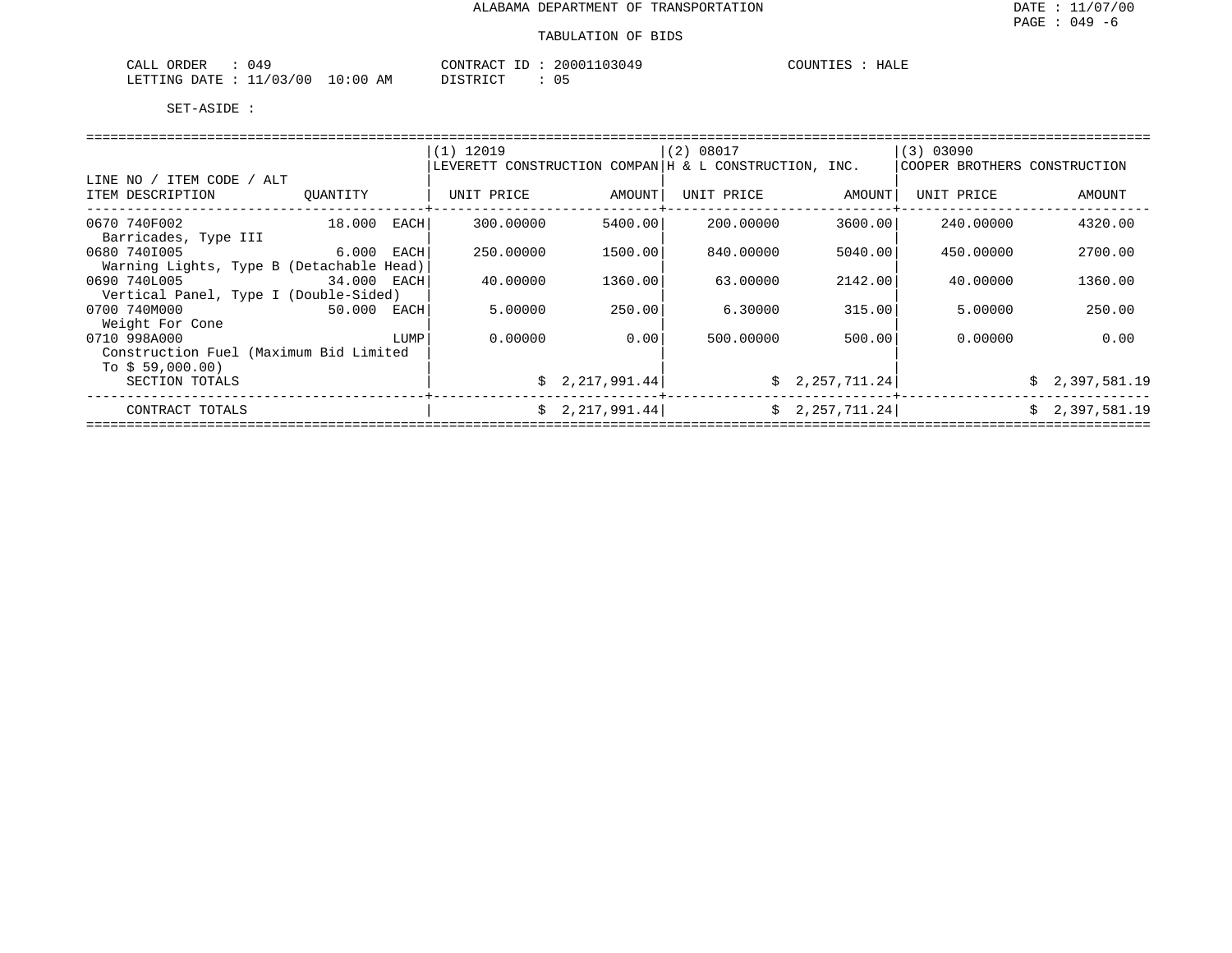ALABAMA DEPARTMENT OF TRANSPORTATION

TABULATION OF BIDS

CALL ORDER : 049 CONTRACT ID : 20001103049 COUNTIES : HALE
LETTING DATE : 11/03/00 10:00 AM DISTRICT : 05

SET-ASIDE :

| LINE NO / ITEM CODE / ALT ITEM DESCRIPTION | QUANTITY | (1) 12019 LEVERETT CONSTRUCTION COMPAN UNIT PRICE | AMOUNT | (2) 08017 H & L CONSTRUCTION, INC. UNIT PRICE | AMOUNT | (3) 03090 COOPER BROTHERS CONSTRUCTION UNIT PRICE | AMOUNT |
|---|---|---|---|---|---|---|---|
| 0670 740F002 Barricades, Type III | 18.000 EACH | 300.00000 | 5400.00 | 200.00000 | 3600.00 | 240.00000 | 4320.00 |
| 0680 740I005 Warning Lights, Type B (Detachable Head) | 6.000 EACH | 250.00000 | 1500.00 | 840.00000 | 5040.00 | 450.00000 | 2700.00 |
| 0690 740L005 Vertical Panel, Type I (Double-Sided) | 34.000 EACH | 40.00000 | 1360.00 | 63.00000 | 2142.00 | 40.00000 | 1360.00 |
| 0700 740M000 Weight For Cone | 50.000 EACH | 5.00000 | 250.00 | 6.30000 | 315.00 | 5.00000 | 250.00 |
| 0710 998A000 Construction Fuel (Maximum Bid Limited To $ 59,000.00) | LUMP | 0.00000 | 0.00 | 500.00000 | 500.00 | 0.00000 | 0.00 |
| SECTION TOTALS | | | $ 2,217,991.44 | | $ 2,257,711.24 | | $ 2,397,581.19 |
| CONTRACT TOTALS | | | $ 2,217,991.44 | | $ 2,257,711.24 | | $ 2,397,581.19 |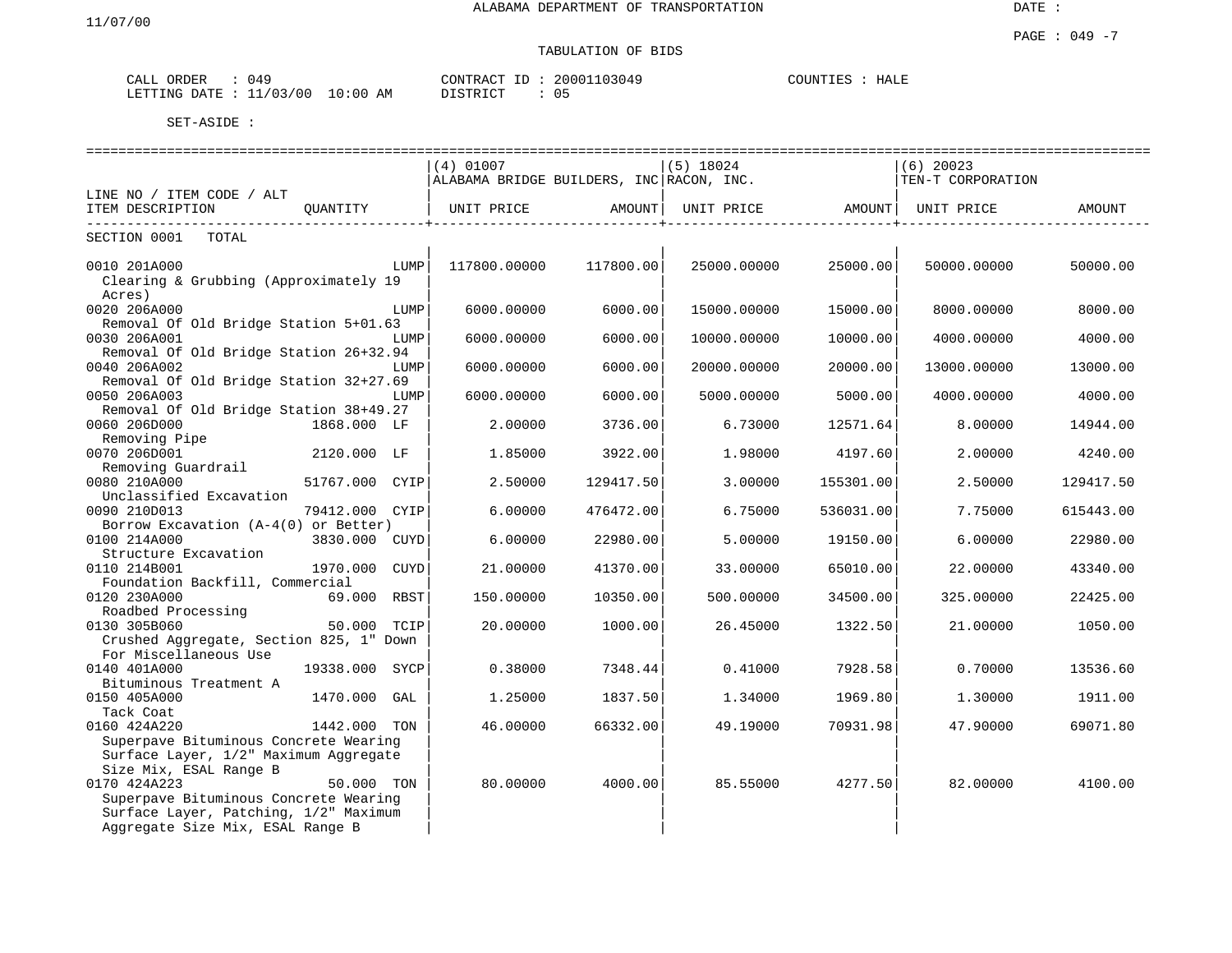ALABAMA DEPARTMENT OF TRANSPORTATION

11/07/00

DATE :

PAGE : 049 -7

TABULATION OF BIDS

CALL ORDER : 049
LETTING DATE : 11/03/00 10:00 AM

CONTRACT ID : 20001103049
DISTRICT : 05

COUNTIES : HALE

SET-ASIDE :

| LINE NO / ITEM CODE / ALT<br>ITEM DESCRIPTION | QUANTITY | (4) 01007<br>ALABAMA BRIDGE BUILDERS, INC<br>UNIT PRICE | AMOUNT | (5) 18024<br>RACON, INC.<br>UNIT PRICE | AMOUNT | (6) 20023<br>TEN-T CORPORATION<br>UNIT PRICE | AMOUNT |
|---|---|---|---|---|---|---|---|
| SECTION 0001 TOTAL | | | | | | | |
| 0010 201A000<br>Clearing & Grubbing (Approximately 19 Acres) | LUMP | 117800.00000 | 117800.00 | 25000.00000 | 25000.00 | 50000.00000 | 50000.00 |
| 0020 206A000<br>Removal Of Old Bridge Station 5+01.63 | LUMP | 6000.00000 | 6000.00 | 15000.00000 | 15000.00 | 8000.00000 | 8000.00 |
| 0030 206A001<br>Removal Of Old Bridge Station 26+32.94 | LUMP | 6000.00000 | 6000.00 | 10000.00000 | 10000.00 | 4000.00000 | 4000.00 |
| 0040 206A002<br>Removal Of Old Bridge Station 32+27.69 | LUMP | 6000.00000 | 6000.00 | 20000.00000 | 20000.00 | 13000.00000 | 13000.00 |
| 0050 206A003<br>Removal Of Old Bridge Station 38+49.27 | LUMP | 6000.00000 | 6000.00 | 5000.00000 | 5000.00 | 4000.00000 | 4000.00 |
| 0060 206D000<br>Removing Pipe | 1868.000 LF | 2.00000 | 3736.00 | 6.73000 | 12571.64 | 8.00000 | 14944.00 |
| 0070 206D001<br>Removing Guardrail | 2120.000 LF | 1.85000 | 3922.00 | 1.98000 | 4197.60 | 2.00000 | 4240.00 |
| 0080 210A000<br>Unclassified Excavation | 51767.000 CYIP | 2.50000 | 129417.50 | 3.00000 | 155301.00 | 2.50000 | 129417.50 |
| 0090 210D013<br>Borrow Excavation (A-4(0) or Better) | 79412.000 CYIP | 6.00000 | 476472.00 | 6.75000 | 536031.00 | 7.75000 | 615443.00 |
| 0100 214A000<br>Structure Excavation | 3830.000 CUYD | 6.00000 | 22980.00 | 5.00000 | 19150.00 | 6.00000 | 22980.00 |
| 0110 214B001<br>Foundation Backfill, Commercial | 1970.000 CUYD | 21.00000 | 41370.00 | 33.00000 | 65010.00 | 22.00000 | 43340.00 |
| 0120 230A000<br>Roadbed Processing | 69.000 RBST | 150.00000 | 10350.00 | 500.00000 | 34500.00 | 325.00000 | 22425.00 |
| 0130 305B060<br>Crushed Aggregate, Section 825, 1" Down For Miscellaneous Use | 50.000 TCIP | 20.00000 | 1000.00 | 26.45000 | 1322.50 | 21.00000 | 1050.00 |
| 0140 401A000<br>Bituminous Treatment A | 19338.000 SYCP | 0.38000 | 7348.44 | 0.41000 | 7928.58 | 0.70000 | 13536.60 |
| 0150 405A000<br>Tack Coat | 1470.000 GAL | 1.25000 | 1837.50 | 1.34000 | 1969.80 | 1.30000 | 1911.00 |
| 0160 424A220<br>Superpave Bituminous Concrete Wearing Surface Layer, 1/2" Maximum Aggregate Size Mix, ESAL Range B | 1442.000 TON | 46.00000 | 66332.00 | 49.19000 | 70931.98 | 47.90000 | 69071.80 |
| 0170 424A223<br>Superpave Bituminous Concrete Wearing Surface Layer, Patching, 1/2" Maximum Aggregate Size Mix, ESAL Range B | 50.000 TON | 80.00000 | 4000.00 | 85.55000 | 4277.50 | 82.00000 | 4100.00 |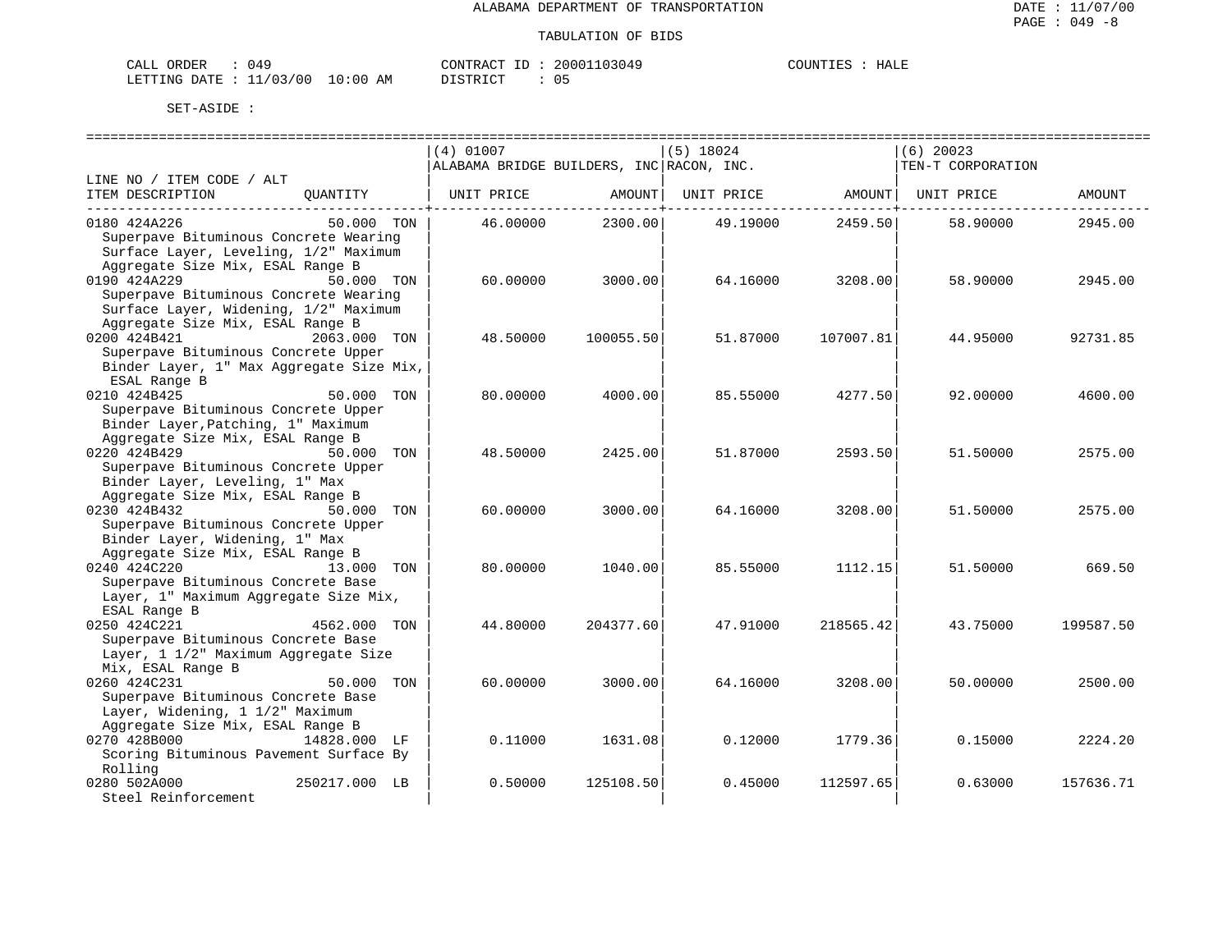ALABAMA DEPARTMENT OF TRANSPORTATION

TABULATION OF BIDS

CALL ORDER : 049 CONTRACT ID : 20001103049 COUNTIES : HALE
LETTING DATE : 11/03/00 10:00 AM DISTRICT : 05

SET-ASIDE :

| LINE NO / ITEM CODE / ALT ITEM DESCRIPTION | QUANTITY | (4) 01007 ALABAMA BRIDGE BUILDERS, INC UNIT PRICE | AMOUNT | (5) 18024 RACON, INC. UNIT PRICE | AMOUNT | (6) 20023 TEN-T CORPORATION UNIT PRICE | AMOUNT |
|---|---|---|---|---|---|---|---|
| 0180 424A226 Superpave Bituminous Concrete Wearing Surface Layer, Leveling, 1/2" Maximum Aggregate Size Mix, ESAL Range B | 50.000 TON | 46.00000 | 2300.00 | 49.19000 | 2459.50 | 58.90000 | 2945.00 |
| 0190 424A229 Superpave Bituminous Concrete Wearing Surface Layer, Widening, 1/2" Maximum Aggregate Size Mix, ESAL Range B | 50.000 TON | 60.00000 | 3000.00 | 64.16000 | 3208.00 | 58.90000 | 2945.00 |
| 0200 424B421 Superpave Bituminous Concrete Upper Binder Layer, 1" Max Aggregate Size Mix, ESAL Range B | 2063.000 TON | 48.50000 | 100055.50 | 51.87000 | 107007.81 | 44.95000 | 92731.85 |
| 0210 424B425 Superpave Bituminous Concrete Upper Binder Layer,Patching, 1" Maximum Aggregate Size Mix, ESAL Range B | 50.000 TON | 80.00000 | 4000.00 | 85.55000 | 4277.50 | 92.00000 | 4600.00 |
| 0220 424B429 Superpave Bituminous Concrete Upper Binder Layer, Leveling, 1" Max Aggregate Size Mix, ESAL Range B | 50.000 TON | 48.50000 | 2425.00 | 51.87000 | 2593.50 | 51.50000 | 2575.00 |
| 0230 424B432 Superpave Bituminous Concrete Upper Binder Layer, Widening, 1" Max Aggregate Size Mix, ESAL Range B | 50.000 TON | 60.00000 | 3000.00 | 64.16000 | 3208.00 | 51.50000 | 2575.00 |
| 0240 424C220 Superpave Bituminous Concrete Base Layer, 1" Maximum Aggregate Size Mix, ESAL Range B | 13.000 TON | 80.00000 | 1040.00 | 85.55000 | 1112.15 | 51.50000 | 669.50 |
| 0250 424C221 Superpave Bituminous Concrete Base Layer, 1 1/2" Maximum Aggregate Size Mix, ESAL Range B | 4562.000 TON | 44.80000 | 204377.60 | 47.91000 | 218565.42 | 43.75000 | 199587.50 |
| 0260 424C231 Superpave Bituminous Concrete Base Layer, Widening, 1 1/2" Maximum Aggregate Size Mix, ESAL Range B | 50.000 TON | 60.00000 | 3000.00 | 64.16000 | 3208.00 | 50.00000 | 2500.00 |
| 0270 428B000 Scoring Bituminous Pavement Surface By Rolling | 14828.000 LF | 0.11000 | 1631.08 | 0.12000 | 1779.36 | 0.15000 | 2224.20 |
| 0280 502A000 Steel Reinforcement | 250217.000 LB | 0.50000 | 125108.50 | 0.45000 | 112597.65 | 0.63000 | 157636.71 |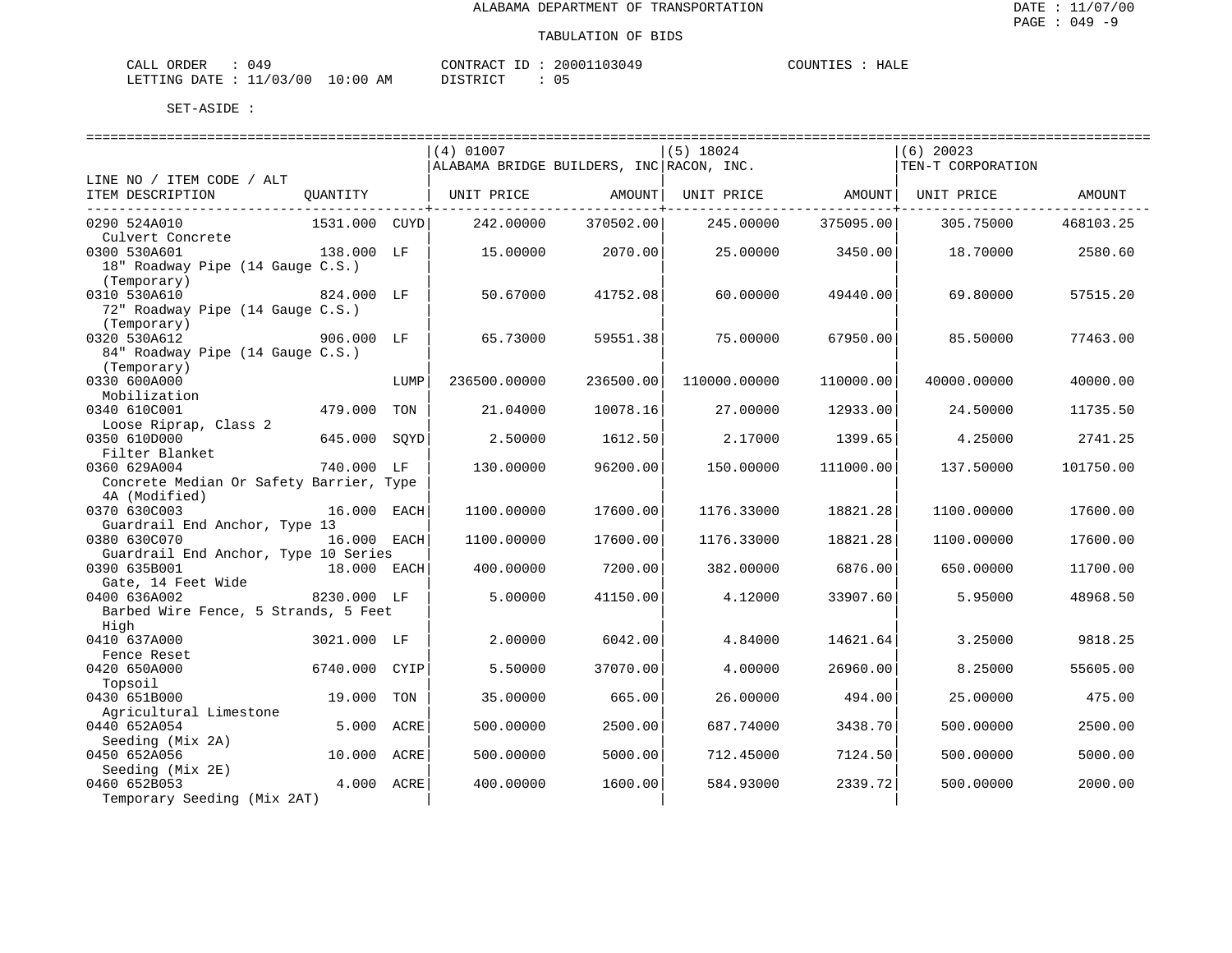ALABAMA DEPARTMENT OF TRANSPORTATION

TABULATION OF BIDS

CALL ORDER : 049 CONTRACT ID : 20001103049 COUNTIES : HALE
LETTING DATE : 11/03/00 10:00 AM DISTRICT : 05

SET-ASIDE :

| LINE NO / ITEM CODE / ALT ITEM DESCRIPTION | QUANTITY | | (4) 01007 ALABAMA BRIDGE BUILDERS, INC UNIT PRICE | AMOUNT | (5) 18024 RACON, INC. UNIT PRICE | AMOUNT | (6) 20023 TEN-T CORPORATION UNIT PRICE | AMOUNT |
|---|---|---|---|---|---|---|---|---|
| 0290 524A010 Culvert Concrete | 1531.000 | CUYD | 242.00000 | 370502.00 | 245.00000 | 375095.00 | 305.75000 | 468103.25 |
| 0300 530A601 18" Roadway Pipe (14 Gauge C.S.) (Temporary) | 138.000 | LF | 15.00000 | 2070.00 | 25.00000 | 3450.00 | 18.70000 | 2580.60 |
| 0310 530A610 72" Roadway Pipe (14 Gauge C.S.) (Temporary) | 824.000 | LF | 50.67000 | 41752.08 | 60.00000 | 49440.00 | 69.80000 | 57515.20 |
| 0320 530A612 84" Roadway Pipe (14 Gauge C.S.) (Temporary) | 906.000 | LF | 65.73000 | 59551.38 | 75.00000 | 67950.00 | 85.50000 | 77463.00 |
| 0330 600A000 Mobilization | | LUMP | 236500.00000 | 236500.00 | 110000.00000 | 110000.00 | 40000.00000 | 40000.00 |
| 0340 610C001 Loose Riprap, Class 2 | 479.000 | TON | 21.04000 | 10078.16 | 27.00000 | 12933.00 | 24.50000 | 11735.50 |
| 0350 610D000 Filter Blanket | 645.000 | SQYD | 2.50000 | 1612.50 | 2.17000 | 1399.65 | 4.25000 | 2741.25 |
| 0360 629A004 Concrete Median Or Safety Barrier, Type 4A (Modified) | 740.000 | LF | 130.00000 | 96200.00 | 150.00000 | 111000.00 | 137.50000 | 101750.00 |
| 0370 630C003 Guardrail End Anchor, Type 13 | 16.000 | EACH | 1100.00000 | 17600.00 | 1176.33000 | 18821.28 | 1100.00000 | 17600.00 |
| 0380 630C070 Guardrail End Anchor, Type 10 Series | 16.000 | EACH | 1100.00000 | 17600.00 | 1176.33000 | 18821.28 | 1100.00000 | 17600.00 |
| 0390 635B001 Gate, 14 Feet Wide | 18.000 | EACH | 400.00000 | 7200.00 | 382.00000 | 6876.00 | 650.00000 | 11700.00 |
| 0400 636A002 Barbed Wire Fence, 5 Strands, 5 Feet High | 8230.000 | LF | 5.00000 | 41150.00 | 4.12000 | 33907.60 | 5.95000 | 48968.50 |
| 0410 637A000 Fence Reset | 3021.000 | LF | 2.00000 | 6042.00 | 4.84000 | 14621.64 | 3.25000 | 9818.25 |
| 0420 650A000 Topsoil | 6740.000 | CYIP | 5.50000 | 37070.00 | 4.00000 | 26960.00 | 8.25000 | 55605.00 |
| 0430 651B000 Agricultural Limestone | 19.000 | TON | 35.00000 | 665.00 | 26.00000 | 494.00 | 25.00000 | 475.00 |
| 0440 652A054 Seeding (Mix 2A) | 5.000 | ACRE | 500.00000 | 2500.00 | 687.74000 | 3438.70 | 500.00000 | 2500.00 |
| 0450 652A056 Seeding (Mix 2E) | 10.000 | ACRE | 500.00000 | 5000.00 | 712.45000 | 7124.50 | 500.00000 | 5000.00 |
| 0460 652B053 Temporary Seeding (Mix 2AT) | 4.000 | ACRE | 400.00000 | 1600.00 | 584.93000 | 2339.72 | 500.00000 | 2000.00 |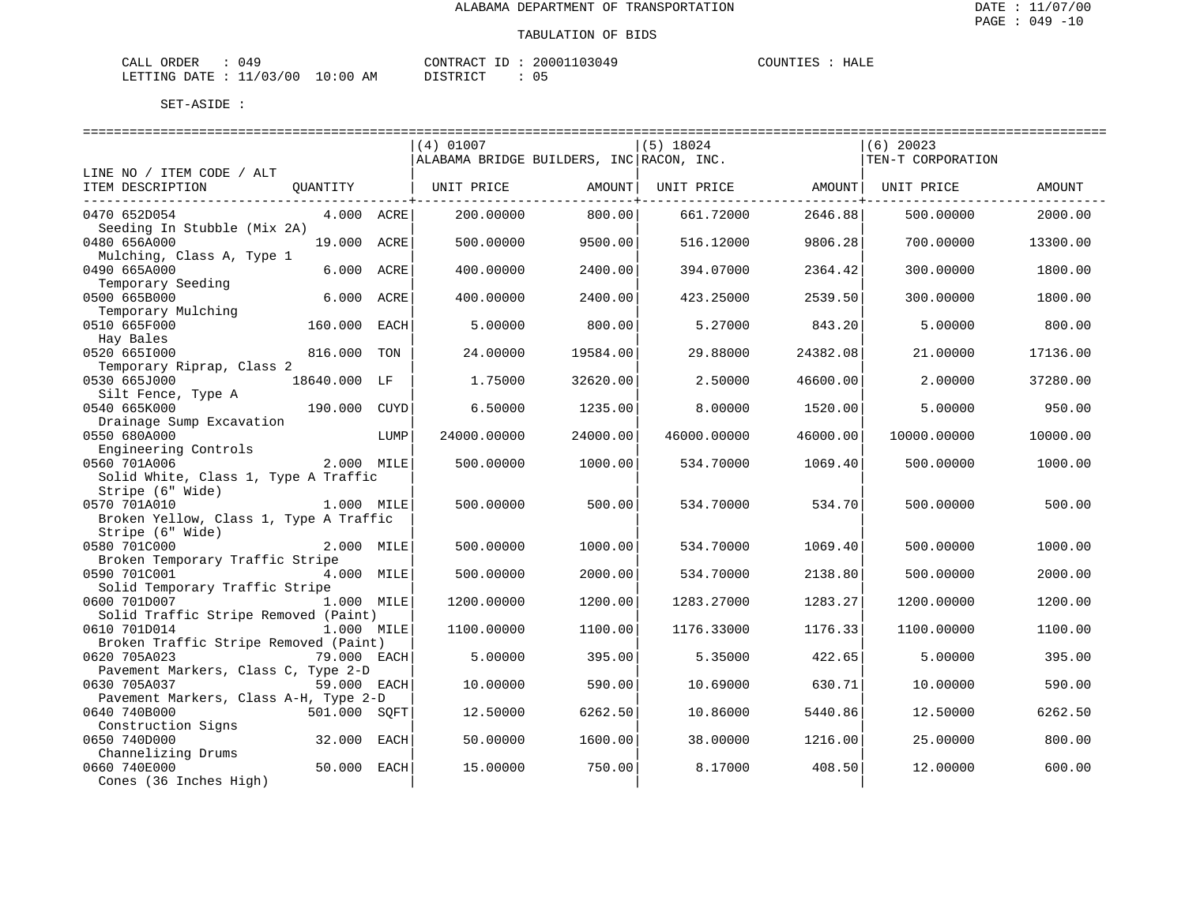ALABAMA DEPARTMENT OF TRANSPORTATION

TABULATION OF BIDS

CALL ORDER : 049 CONTRACT ID : 20001103049 COUNTIES : HALE
LETTING DATE : 11/03/00 10:00 AM DISTRICT : 05

SET-ASIDE :

| LINE NO / ITEM CODE / ALT ITEM DESCRIPTION | QUANTITY | | (4) 01007 ALABAMA BRIDGE BUILDERS, INC UNIT PRICE | AMOUNT | (5) 18024 RACON, INC. UNIT PRICE | AMOUNT | (6) 20023 TEN-T CORPORATION UNIT PRICE | AMOUNT |
|---|---|---|---|---|---|---|---|---|
| 0470 652D054 Seeding In Stubble (Mix 2A) | 4.000 | ACRE | 200.00000 | 800.00 | 661.72000 | 2646.88 | 500.00000 | 2000.00 |
| 0480 656A000 Mulching, Class A, Type 1 | 19.000 | ACRE | 500.00000 | 9500.00 | 516.12000 | 9806.28 | 700.00000 | 13300.00 |
| 0490 665A000 Temporary Seeding | 6.000 | ACRE | 400.00000 | 2400.00 | 394.07000 | 2364.42 | 300.00000 | 1800.00 |
| 0500 665B000 Temporary Mulching | 6.000 | ACRE | 400.00000 | 2400.00 | 423.25000 | 2539.50 | 300.00000 | 1800.00 |
| 0510 665F000 Hay Bales | 160.000 | EACH | 5.00000 | 800.00 | 5.27000 | 843.20 | 5.00000 | 800.00 |
| 0520 665I000 Temporary Riprap, Class 2 | 816.000 | TON | 24.00000 | 19584.00 | 29.88000 | 24382.08 | 21.00000 | 17136.00 |
| 0530 665J000 Silt Fence, Type A | 18640.000 | LF | 1.75000 | 32620.00 | 2.50000 | 46600.00 | 2.00000 | 37280.00 |
| 0540 665K000 Drainage Sump Excavation | 190.000 | CUYD | 6.50000 | 1235.00 | 8.00000 | 1520.00 | 5.00000 | 950.00 |
| 0550 680A000 Engineering Controls | | LUMP | 24000.00000 | 24000.00 | 46000.00000 | 46000.00 | 10000.00000 | 10000.00 |
| 0560 701A006 Solid White, Class 1, Type A Traffic Stripe (6" Wide) | 2.000 | MILE | 500.00000 | 1000.00 | 534.70000 | 1069.40 | 500.00000 | 1000.00 |
| 0570 701A010 Broken Yellow, Class 1, Type A Traffic Stripe (6" Wide) | 1.000 | MILE | 500.00000 | 500.00 | 534.70000 | 534.70 | 500.00000 | 500.00 |
| 0580 701C000 Broken Temporary Traffic Stripe | 2.000 | MILE | 500.00000 | 1000.00 | 534.70000 | 1069.40 | 500.00000 | 1000.00 |
| 0590 701C001 Solid Temporary Traffic Stripe | 4.000 | MILE | 500.00000 | 2000.00 | 534.70000 | 2138.80 | 500.00000 | 2000.00 |
| 0600 701D007 Solid Traffic Stripe Removed (Paint) | 1.000 | MILE | 1200.00000 | 1200.00 | 1283.27000 | 1283.27 | 1200.00000 | 1200.00 |
| 0610 701D014 Broken Traffic Stripe Removed (Paint) | 1.000 | MILE | 1100.00000 | 1100.00 | 1176.33000 | 1176.33 | 1100.00000 | 1100.00 |
| 0620 705A023 Pavement Markers, Class C, Type 2-D | 79.000 | EACH | 5.00000 | 395.00 | 5.35000 | 422.65 | 5.00000 | 395.00 |
| 0630 705A037 Pavement Markers, Class A-H, Type 2-D | 59.000 | EACH | 10.00000 | 590.00 | 10.69000 | 630.71 | 10.00000 | 590.00 |
| 0640 740B000 Construction Signs | 501.000 | SQFT | 12.50000 | 6262.50 | 10.86000 | 5440.86 | 12.50000 | 6262.50 |
| 0650 740D000 Channelizing Drums | 32.000 | EACH | 50.00000 | 1600.00 | 38.00000 | 1216.00 | 25.00000 | 800.00 |
| 0660 740E000 Cones (36 Inches High) | 50.000 | EACH | 15.00000 | 750.00 | 8.17000 | 408.50 | 12.00000 | 600.00 |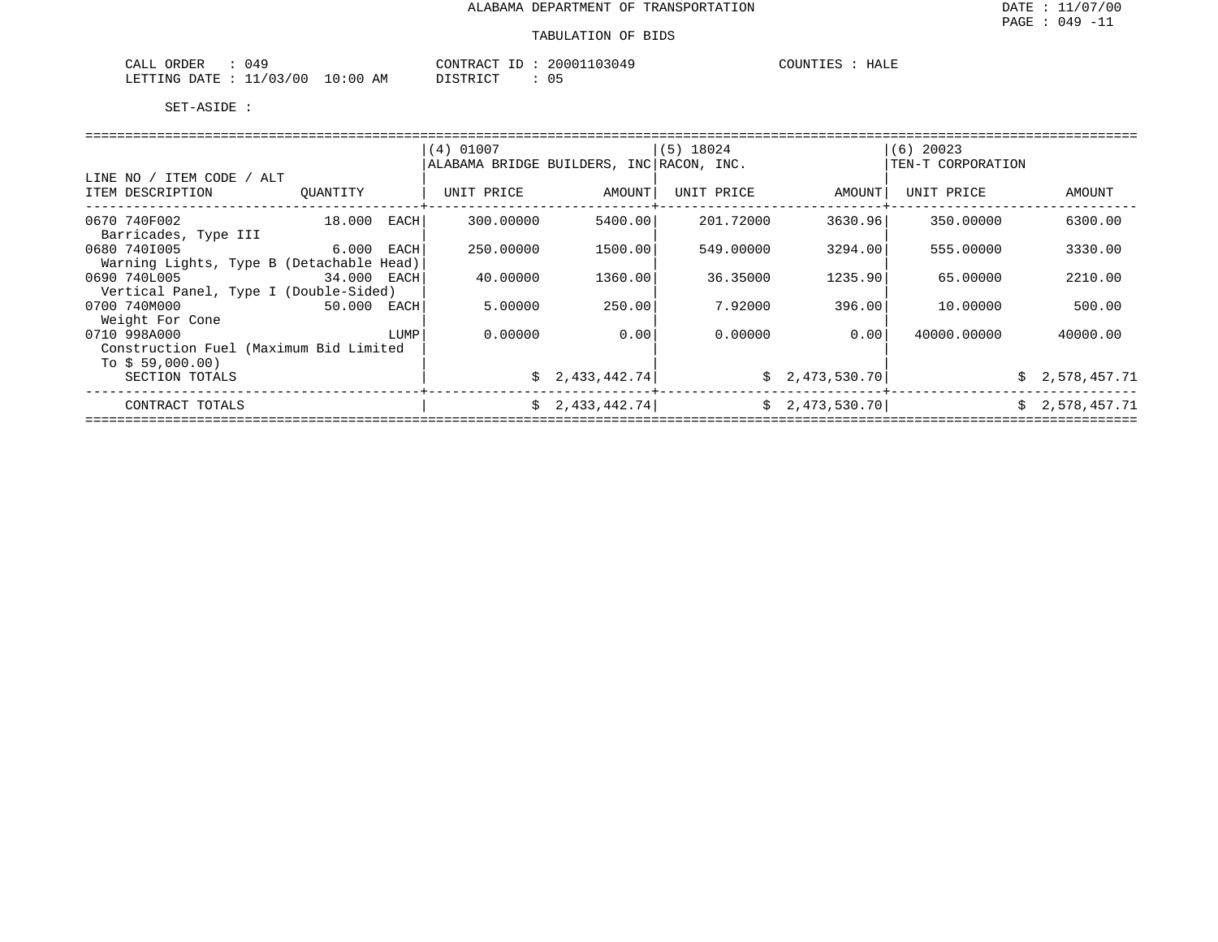ALABAMA DEPARTMENT OF TRANSPORTATION

TABULATION OF BIDS

CALL ORDER : 049
LETTING DATE : 11/03/00 10:00 AM

CONTRACT ID : 20001103049
DISTRICT : 05

COUNTIES : HALE

SET-ASIDE :

| LINE NO / ITEM CODE / ALT ITEM DESCRIPTION | QUANTITY | (4) 01007 ALABAMA BRIDGE BUILDERS, INC UNIT PRICE | AMOUNT | (5) 18024 RACON, INC. UNIT PRICE | AMOUNT | (6) 20023 TEN-T CORPORATION UNIT PRICE | AMOUNT |
|---|---|---|---|---|---|---|---|
| 0670 740F002 Barricades, Type III | 18.000 EACH | 300.00000 | 5400.00 | 201.72000 | 3630.96 | 350.00000 | 6300.00 |
| 0680 740I005 Warning Lights, Type B (Detachable Head) | 6.000 EACH | 250.00000 | 1500.00 | 549.00000 | 3294.00 | 555.00000 | 3330.00 |
| 0690 740L005 Vertical Panel, Type I (Double-Sided) | 34.000 EACH | 40.00000 | 1360.00 | 36.35000 | 1235.90 | 65.00000 | 2210.00 |
| 0700 740M000 Weight For Cone | 50.000 EACH | 5.00000 | 250.00 | 7.92000 | 396.00 | 10.00000 | 500.00 |
| 0710 998A000 Construction Fuel (Maximum Bid Limited To $ 59,000.00) | LUMP | 0.00000 | 0.00 | 0.00000 | 0.00 | 40000.00000 | 40000.00 |
| SECTION TOTALS | | | $ 2,433,442.74 | | $ 2,473,530.70 | | $ 2,578,457.71 |
| CONTRACT TOTALS | | | $ 2,433,442.74 | | $ 2,473,530.70 | | $ 2,578,457.71 |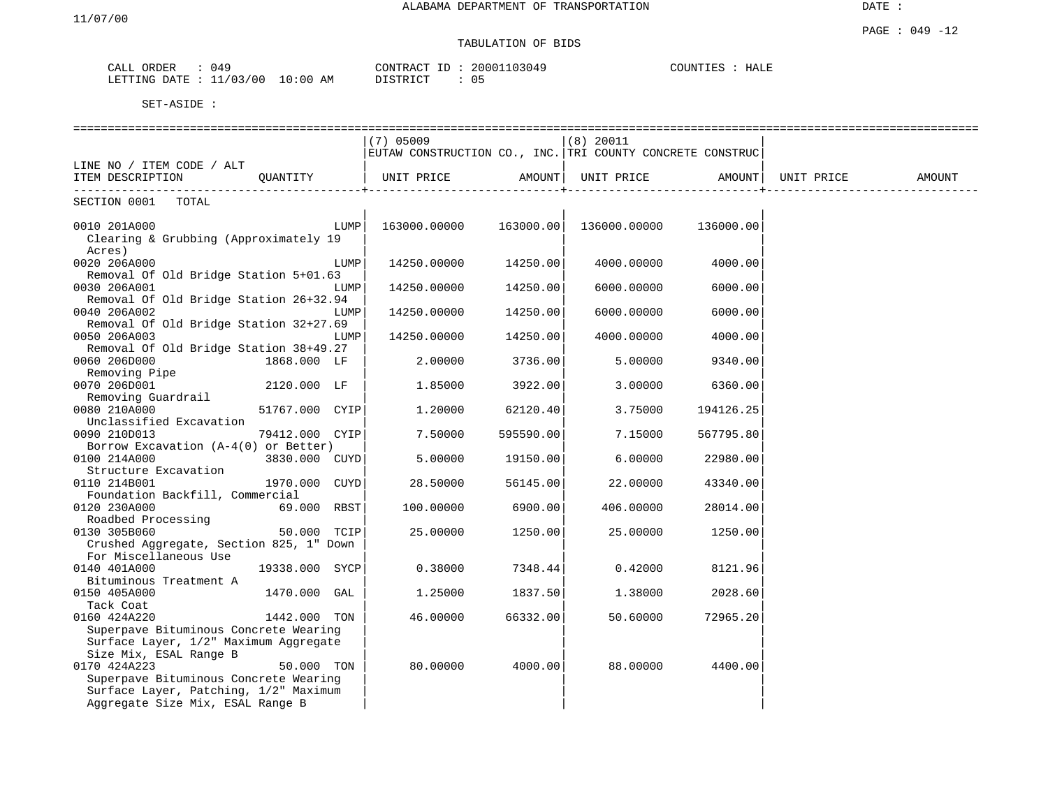ALABAMA DEPARTMENT OF TRANSPORTATION

11/07/00

DATE :

PAGE : 049 -12

TABULATION OF BIDS

CALL ORDER : 049  
LETTING DATE : 11/03/00 10:00 AM

CONTRACT ID : 20001103049  
DISTRICT : 05

COUNTIES : HALE

SET-ASIDE :

| LINE NO / ITEM CODE / ALT<br>ITEM DESCRIPTION | QUANTITY | (7) 05009<br>EUTAW CONSTRUCTION CO., INC.<br>UNIT PRICE | AMOUNT | (8) 20011<br>TRI COUNTY CONCRETE CONSTRUC<br>UNIT PRICE | AMOUNT | UNIT PRICE | AMOUNT |
|---|---|---|---|---|---|---|---|
| SECTION 0001 TOTAL | | | | | | | |
| 0010 201A000<br>Clearing & Grubbing (Approximately 19 Acres) | LUMP | 163000.00000 | 163000.00 | 136000.00000 | 136000.00 | | |
| 0020 206A000<br>Removal Of Old Bridge Station 5+01.63 | LUMP | 14250.00000 | 14250.00 | 4000.00000 | 4000.00 | | |
| 0030 206A001<br>Removal Of Old Bridge Station 26+32.94 | LUMP | 14250.00000 | 14250.00 | 6000.00000 | 6000.00 | | |
| 0040 206A002<br>Removal Of Old Bridge Station 32+27.69 | LUMP | 14250.00000 | 14250.00 | 6000.00000 | 6000.00 | | |
| 0050 206A003<br>Removal Of Old Bridge Station 38+49.27 | LUMP | 14250.00000 | 14250.00 | 4000.00000 | 4000.00 | | |
| 0060 206D000<br>Removing Pipe | 1868.000 LF | 2.00000 | 3736.00 | 5.00000 | 9340.00 | | |
| 0070 206D001<br>Removing Guardrail | 2120.000 LF | 1.85000 | 3922.00 | 3.00000 | 6360.00 | | |
| 0080 210A000<br>Unclassified Excavation | 51767.000 CYIP | 1.20000 | 62120.40 | 3.75000 | 194126.25 | | |
| 0090 210D013<br>Borrow Excavation (A-4(0) or Better) | 79412.000 CYIP | 7.50000 | 595590.00 | 7.15000 | 567795.80 | | |
| 0100 214A000<br>Structure Excavation | 3830.000 CUYD | 5.00000 | 19150.00 | 6.00000 | 22980.00 | | |
| 0110 214B001<br>Foundation Backfill, Commercial | 1970.000 CUYD | 28.50000 | 56145.00 | 22.00000 | 43340.00 | | |
| 0120 230A000<br>Roadbed Processing | 69.000 RBST | 100.00000 | 6900.00 | 406.00000 | 28014.00 | | |
| 0130 305B060<br>Crushed Aggregate, Section 825, 1" Down For Miscellaneous Use | 50.000 TCIP | 25.00000 | 1250.00 | 25.00000 | 1250.00 | | |
| 0140 401A000<br>Bituminous Treatment A | 19338.000 SYCP | 0.38000 | 7348.44 | 0.42000 | 8121.96 | | |
| 0150 405A000<br>Tack Coat | 1470.000 GAL | 1.25000 | 1837.50 | 1.38000 | 2028.60 | | |
| 0160 424A220<br>Superpave Bituminous Concrete Wearing Surface Layer, 1/2" Maximum Aggregate Size Mix, ESAL Range B | 1442.000 TON | 46.00000 | 66332.00 | 50.60000 | 72965.20 | | |
| 0170 424A223<br>Superpave Bituminous Concrete Wearing Surface Layer, Patching, 1/2" Maximum Aggregate Size Mix, ESAL Range B | 50.000 TON | 80.00000 | 4000.00 | 88.00000 | 4400.00 | | |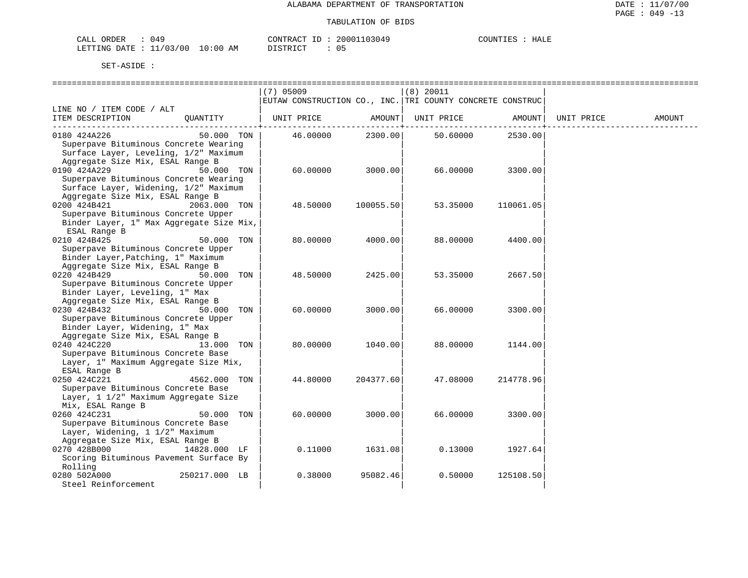ALABAMA DEPARTMENT OF TRANSPORTATION

TABULATION OF BIDS

CALL ORDER : 049 CONTRACT ID : 20001103049 COUNTIES : HALE
LETTING DATE : 11/03/00 10:00 AM DISTRICT : 05

SET-ASIDE :

| LINE NO / ITEM CODE / ALT ITEM DESCRIPTION | QUANTITY | (7) 05009 EUTAW CONSTRUCTION CO., INC. UNIT PRICE | AMOUNT | (8) 20011 TRI COUNTY CONCRETE CONSTRUC UNIT PRICE | AMOUNT | UNIT PRICE | AMOUNT |
|---|---|---|---|---|---|---|---|
| 0180 424A226 Superpave Bituminous Concrete Wearing Surface Layer, Leveling, 1/2" Maximum Aggregate Size Mix, ESAL Range B | 50.000 TON | 46.00000 | 2300.00 | 50.60000 | 2530.00 | | |
| 0190 424A229 Superpave Bituminous Concrete Wearing Surface Layer, Widening, 1/2" Maximum Aggregate Size Mix, ESAL Range B | 50.000 TON | 60.00000 | 3000.00 | 66.00000 | 3300.00 | | |
| 0200 424B421 Superpave Bituminous Concrete Upper Binder Layer, 1" Max Aggregate Size Mix, ESAL Range B | 2063.000 TON | 48.50000 | 100055.50 | 53.35000 | 110061.05 | | |
| 0210 424B425 Superpave Bituminous Concrete Upper Binder Layer,Patching, 1" Maximum Aggregate Size Mix, ESAL Range B | 50.000 TON | 80.00000 | 4000.00 | 88.00000 | 4400.00 | | |
| 0220 424B429 Superpave Bituminous Concrete Upper Binder Layer, Leveling, 1" Max Aggregate Size Mix, ESAL Range B | 50.000 TON | 48.50000 | 2425.00 | 53.35000 | 2667.50 | | |
| 0230 424B432 Superpave Bituminous Concrete Upper Binder Layer, Widening, 1" Max Aggregate Size Mix, ESAL Range B | 50.000 TON | 60.00000 | 3000.00 | 66.00000 | 3300.00 | | |
| 0240 424C220 Superpave Bituminous Concrete Base Layer, 1" Maximum Aggregate Size Mix, ESAL Range B | 13.000 TON | 80.00000 | 1040.00 | 88.00000 | 1144.00 | | |
| 0250 424C221 Superpave Bituminous Concrete Base Layer, 1 1/2" Maximum Aggregate Size Mix, ESAL Range B | 4562.000 TON | 44.80000 | 204377.60 | 47.08000 | 214778.96 | | |
| 0260 424C231 Superpave Bituminous Concrete Base Layer, Widening, 1 1/2" Maximum Aggregate Size Mix, ESAL Range B | 50.000 TON | 60.00000 | 3000.00 | 66.00000 | 3300.00 | | |
| 0270 428B000 Scoring Bituminous Pavement Surface By Rolling | 14828.000 LF | 0.11000 | 1631.08 | 0.13000 | 1927.64 | | |
| 0280 502A000 Steel Reinforcement | 250217.000 LB | 0.38000 | 95082.46 | 0.50000 | 125108.50 | | |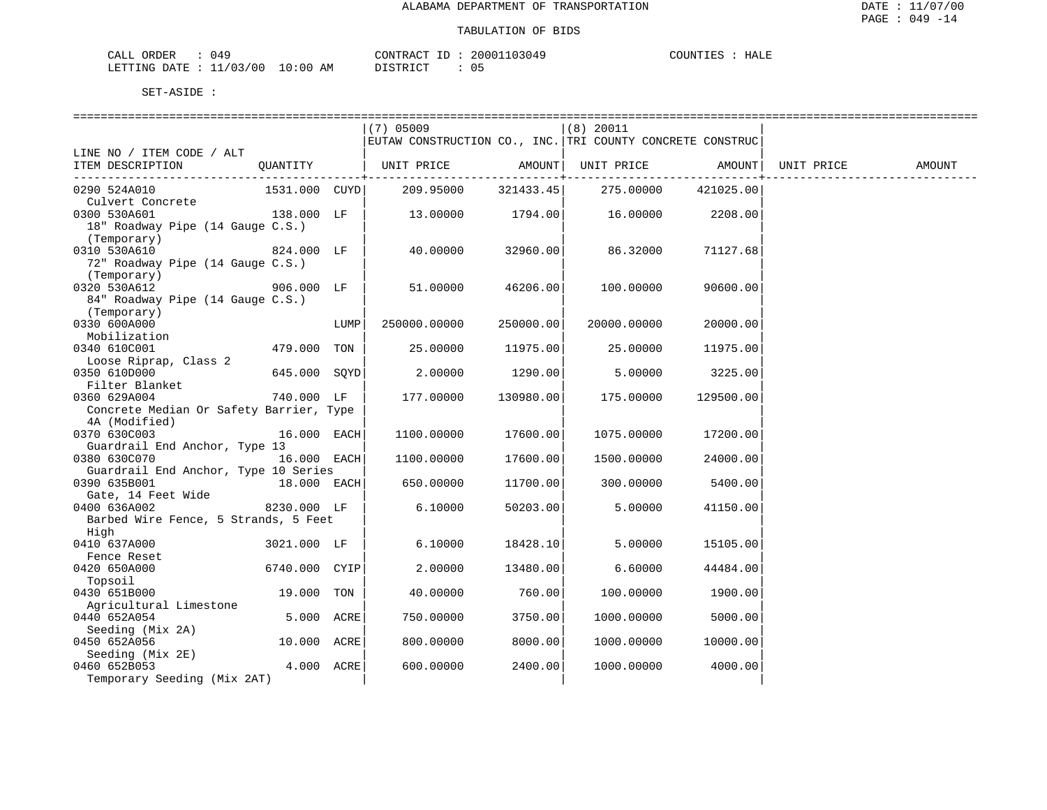ALABAMA DEPARTMENT OF TRANSPORTATION

TABULATION OF BIDS

CALL ORDER : 049
LETTING DATE : 11/03/00 10:00 AM

CONTRACT ID : 20001103049
DISTRICT : 05

COUNTIES : HALE

SET-ASIDE :

| LINE NO / ITEM CODE / ALT ITEM DESCRIPTION | QUANTITY | | (7) 05009 EUTAW CONSTRUCTION CO., INC. UNIT PRICE | AMOUNT | (8) 20011 TRI COUNTY CONCRETE CONSTRUC UNIT PRICE | AMOUNT | UNIT PRICE | AMOUNT |
|---|---|---|---|---|---|---|---|---|
| 0290 524A010 Culvert Concrete | 1531.000 | CUYD | 209.95000 | 321433.45 | 275.00000 | 421025.00 | | |
| 0300 530A601 18" Roadway Pipe (14 Gauge C.S.) (Temporary) | 138.000 | LF | 13.00000 | 1794.00 | 16.00000 | 2208.00 | | |
| 0310 530A610 72" Roadway Pipe (14 Gauge C.S.) (Temporary) | 824.000 | LF | 40.00000 | 32960.00 | 86.32000 | 71127.68 | | |
| 0320 530A612 84" Roadway Pipe (14 Gauge C.S.) (Temporary) | 906.000 | LF | 51.00000 | 46206.00 | 100.00000 | 90600.00 | | |
| 0330 600A000 Mobilization | | LUMP | 250000.00000 | 250000.00 | 20000.00000 | 20000.00 | | |
| 0340 610C001 Loose Riprap, Class 2 | 479.000 | TON | 25.00000 | 11975.00 | 25.00000 | 11975.00 | | |
| 0350 610D000 Filter Blanket | 645.000 | SQYD | 2.00000 | 1290.00 | 5.00000 | 3225.00 | | |
| 0360 629A004 Concrete Median Or Safety Barrier, Type 4A (Modified) | 740.000 | LF | 177.00000 | 130980.00 | 175.00000 | 129500.00 | | |
| 0370 630C003 Guardrail End Anchor, Type 13 | 16.000 | EACH | 1100.00000 | 17600.00 | 1075.00000 | 17200.00 | | |
| 0380 630C070 Guardrail End Anchor, Type 10 Series | 16.000 | EACH | 1100.00000 | 17600.00 | 1500.00000 | 24000.00 | | |
| 0390 635B001 Gate, 14 Feet Wide | 18.000 | EACH | 650.00000 | 11700.00 | 300.00000 | 5400.00 | | |
| 0400 636A002 Barbed Wire Fence, 5 Strands, 5 Feet High | 8230.000 | LF | 6.10000 | 50203.00 | 5.00000 | 41150.00 | | |
| 0410 637A000 Fence Reset | 3021.000 | LF | 6.10000 | 18428.10 | 5.00000 | 15105.00 | | |
| 0420 650A000 Topsoil | 6740.000 | CYIP | 2.00000 | 13480.00 | 6.60000 | 44484.00 | | |
| 0430 651B000 Agricultural Limestone | 19.000 | TON | 40.00000 | 760.00 | 100.00000 | 1900.00 | | |
| 0440 652A054 Seeding (Mix 2A) | 5.000 | ACRE | 750.00000 | 3750.00 | 1000.00000 | 5000.00 | | |
| 0450 652A056 Seeding (Mix 2E) | 10.000 | ACRE | 800.00000 | 8000.00 | 1000.00000 | 10000.00 | | |
| 0460 652B053 Temporary Seeding (Mix 2AT) | 4.000 | ACRE | 600.00000 | 2400.00 | 1000.00000 | 4000.00 | | |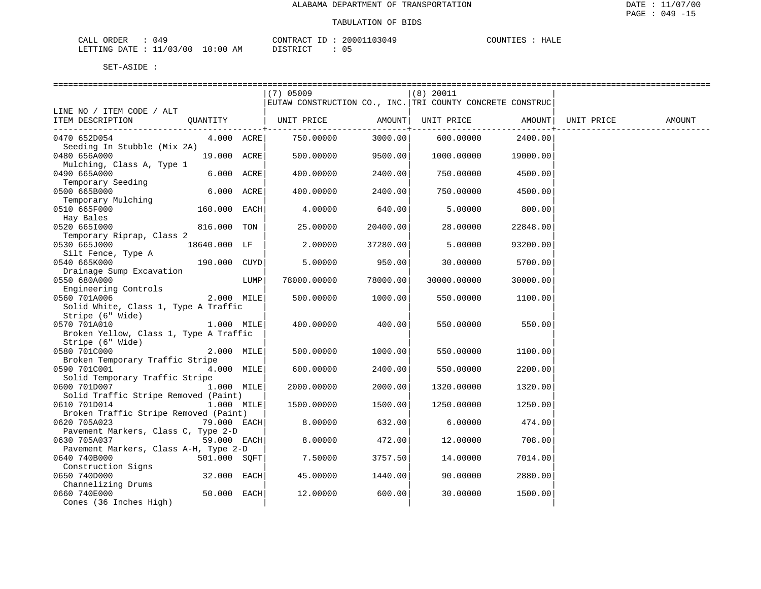# ALABAMA DEPARTMENT OF TRANSPORTATION

## TABULATION OF BIDS

CALL ORDER : 049 | CONTRACT ID : 20001103049 | COUNTIES : HALE

LETTING DATE : 11/03/00 10:00 AM | DISTRICT : 05

SET-ASIDE :

| LINE NO / ITEM CODE / ALT ITEM DESCRIPTION | QUANTITY | (7) 05009 EUTAW CONSTRUCTION CO., INC. UNIT PRICE | AMOUNT | (8) 20011 TRI COUNTY CONCRETE CONSTRUC UNIT PRICE | AMOUNT | UNIT PRICE | AMOUNT |
|---|---|---|---|---|---|---|---|
| 0470 652D054 Seeding In Stubble (Mix 2A) | 4.000 ACRE | 750.00000 | 3000.00 | 600.00000 | 2400.00 | | |
| 0480 656A000 Mulching, Class A, Type 1 | 19.000 ACRE | 500.00000 | 9500.00 | 1000.00000 | 19000.00 | | |
| 0490 665A000 Temporary Seeding | 6.000 ACRE | 400.00000 | 2400.00 | 750.00000 | 4500.00 | | |
| 0500 665B000 Temporary Mulching | 6.000 ACRE | 400.00000 | 2400.00 | 750.00000 | 4500.00 | | |
| 0510 665F000 Hay Bales | 160.000 EACH | 4.00000 | 640.00 | 5.00000 | 800.00 | | |
| 0520 665I000 Temporary Riprap, Class 2 | 816.000 TON | 25.00000 | 20400.00 | 28.00000 | 22848.00 | | |
| 0530 665J000 Silt Fence, Type A | 18640.000 LF | 2.00000 | 37280.00 | 5.00000 | 93200.00 | | |
| 0540 665K000 Drainage Sump Excavation | 190.000 CUYD | 5.00000 | 950.00 | 30.00000 | 5700.00 | | |
| 0550 680A000 Engineering Controls | LUMP | 78000.00000 | 78000.00 | 30000.00000 | 30000.00 | | |
| 0560 701A006 Solid White, Class 1, Type A Traffic Stripe (6" Wide) | 2.000 MILE | 500.00000 | 1000.00 | 550.00000 | 1100.00 | | |
| 0570 701A010 Broken Yellow, Class 1, Type A Traffic Stripe (6" Wide) | 1.000 MILE | 400.00000 | 400.00 | 550.00000 | 550.00 | | |
| 0580 701C000 Broken Temporary Traffic Stripe | 2.000 MILE | 500.00000 | 1000.00 | 550.00000 | 1100.00 | | |
| 0590 701C001 Solid Temporary Traffic Stripe | 4.000 MILE | 600.00000 | 2400.00 | 550.00000 | 2200.00 | | |
| 0600 701D007 Solid Traffic Stripe Removed (Paint) | 1.000 MILE | 2000.00000 | 2000.00 | 1320.00000 | 1320.00 | | |
| 0610 701D014 Broken Traffic Stripe Removed (Paint) | 1.000 MILE | 1500.00000 | 1500.00 | 1250.00000 | 1250.00 | | |
| 0620 705A023 Pavement Markers, Class C, Type 2-D | 79.000 EACH | 8.00000 | 632.00 | 6.00000 | 474.00 | | |
| 0630 705A037 Pavement Markers, Class A-H, Type 2-D | 59.000 EACH | 8.00000 | 472.00 | 12.00000 | 708.00 | | |
| 0640 740B000 Construction Signs | 501.000 SQFT | 7.50000 | 3757.50 | 14.00000 | 7014.00 | | |
| 0650 740D000 Channelizing Drums | 32.000 EACH | 45.00000 | 1440.00 | 90.00000 | 2880.00 | | |
| 0660 740E000 Cones (36 Inches High) | 50.000 EACH | 12.00000 | 600.00 | 30.00000 | 1500.00 | | |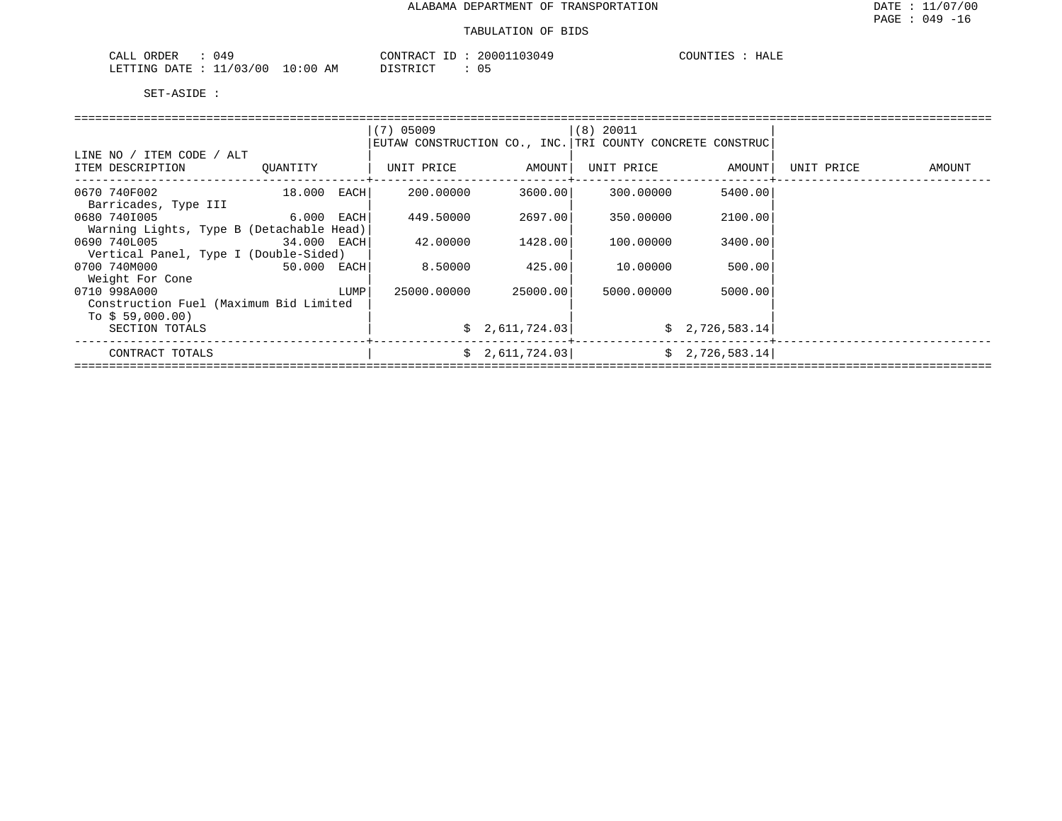ALABAMA DEPARTMENT OF TRANSPORTATION

TABULATION OF BIDS

DATE : 11/07/00
PAGE : 049 -16

CALL ORDER : 049
LETTING DATE : 11/03/00 10:00 AM

CONTRACT ID : 20001103049
DISTRICT : 05

COUNTIES : HALE

SET-ASIDE :

| LINE NO / ITEM CODE / ALT | | (7) 05009 EUTAW CONSTRUCTION CO., INC. | | (8) 20011 TRI COUNTY CONCRETE CONSTRUC | | | |
|---|---|---|---|---|---|---|---|
| ITEM DESCRIPTION | QUANTITY | UNIT PRICE | AMOUNT | UNIT PRICE | AMOUNT | UNIT PRICE | AMOUNT |
| 0670 740F002 Barricades, Type III | 18.000 EACH | 200.00000 | 3600.00 | 300.00000 | 5400.00 | | |
| 0680 740I005 Warning Lights, Type B (Detachable Head) | 6.000 EACH | 449.50000 | 2697.00 | 350.00000 | 2100.00 | | |
| 0690 740L005 Vertical Panel, Type I (Double-Sided) | 34.000 EACH | 42.00000 | 1428.00 | 100.00000 | 3400.00 | | |
| 0700 740M000 Weight For Cone | 50.000 EACH | 8.50000 | 425.00 | 10.00000 | 500.00 | | |
| 0710 998A000 Construction Fuel (Maximum Bid Limited To $ 59,000.00) | LUMP | 25000.00000 | 25000.00 | 5000.00000 | 5000.00 | | |
| SECTION TOTALS | | | $ 2,611,724.03 | | $ 2,726,583.14 | | |
| CONTRACT TOTALS | | | $ 2,611,724.03 | | $ 2,726,583.14 | | |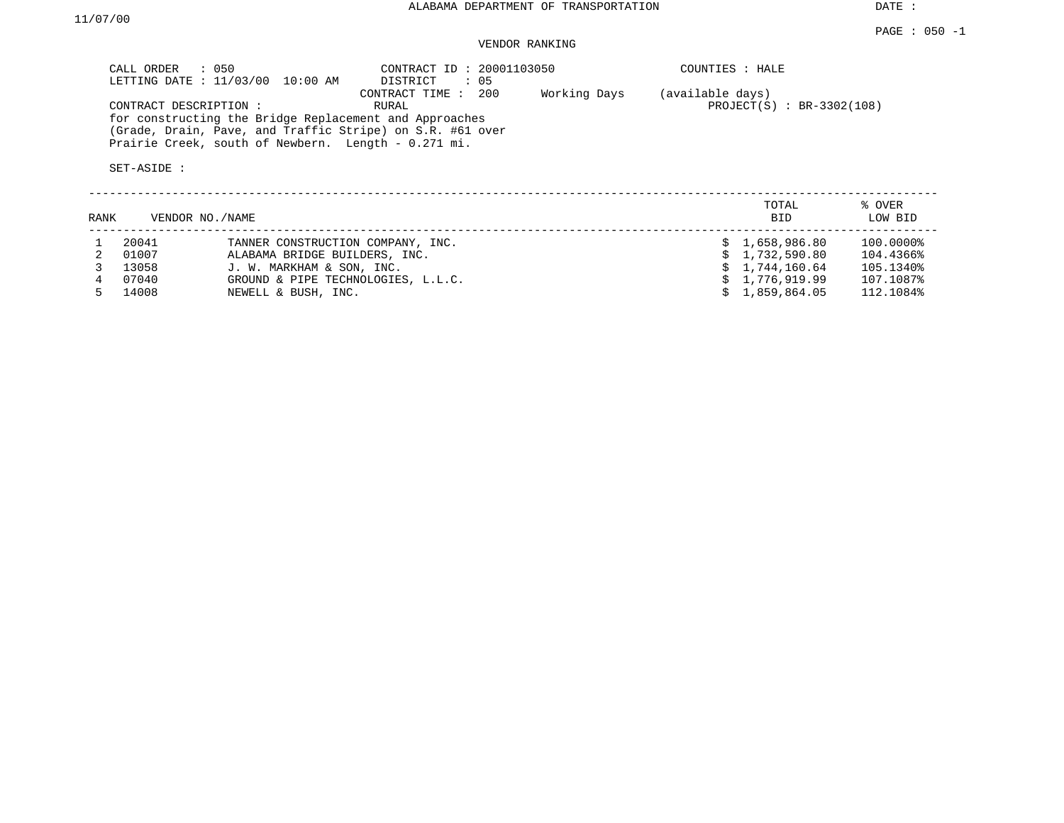ALABAMA DEPARTMENT OF TRANSPORTATION

DATE : 11/07/00

PAGE : 050 -1

VENDOR RANKING

CALL ORDER : 050
LETTING DATE : 11/03/00 10:00 AM

CONTRACT ID : 20001103050
DISTRICT : 05
CONTRACT TIME : 200 Working Days (available days)

COUNTIES : HALE

CONTRACT DESCRIPTION : RURAL
for constructing the Bridge Replacement and Approaches (Grade, Drain, Pave, and Traffic Stripe) on S.R. #61 over Prairie Creek, south of Newbern. Length - 0.271 mi.

PROJECT(S) : BR-3302(108)

SET-ASIDE :

| RANK | VENDOR NO./NAME | | TOTAL BID | % OVER LOW BID |
|---|---|---|---|---|
| 1 | 20041 | TANNER CONSTRUCTION COMPANY, INC. | $ 1,658,986.80 | 100.0000% |
| 2 | 01007 | ALABAMA BRIDGE BUILDERS, INC. | $ 1,732,590.80 | 104.4366% |
| 3 | 13058 | J. W. MARKHAM & SON, INC. | $ 1,744,160.64 | 105.1340% |
| 4 | 07040 | GROUND & PIPE TECHNOLOGIES, L.L.C. | $ 1,776,919.99 | 107.1087% |
| 5 | 14008 | NEWELL & BUSH, INC. | $ 1,859,864.05 | 112.1084% |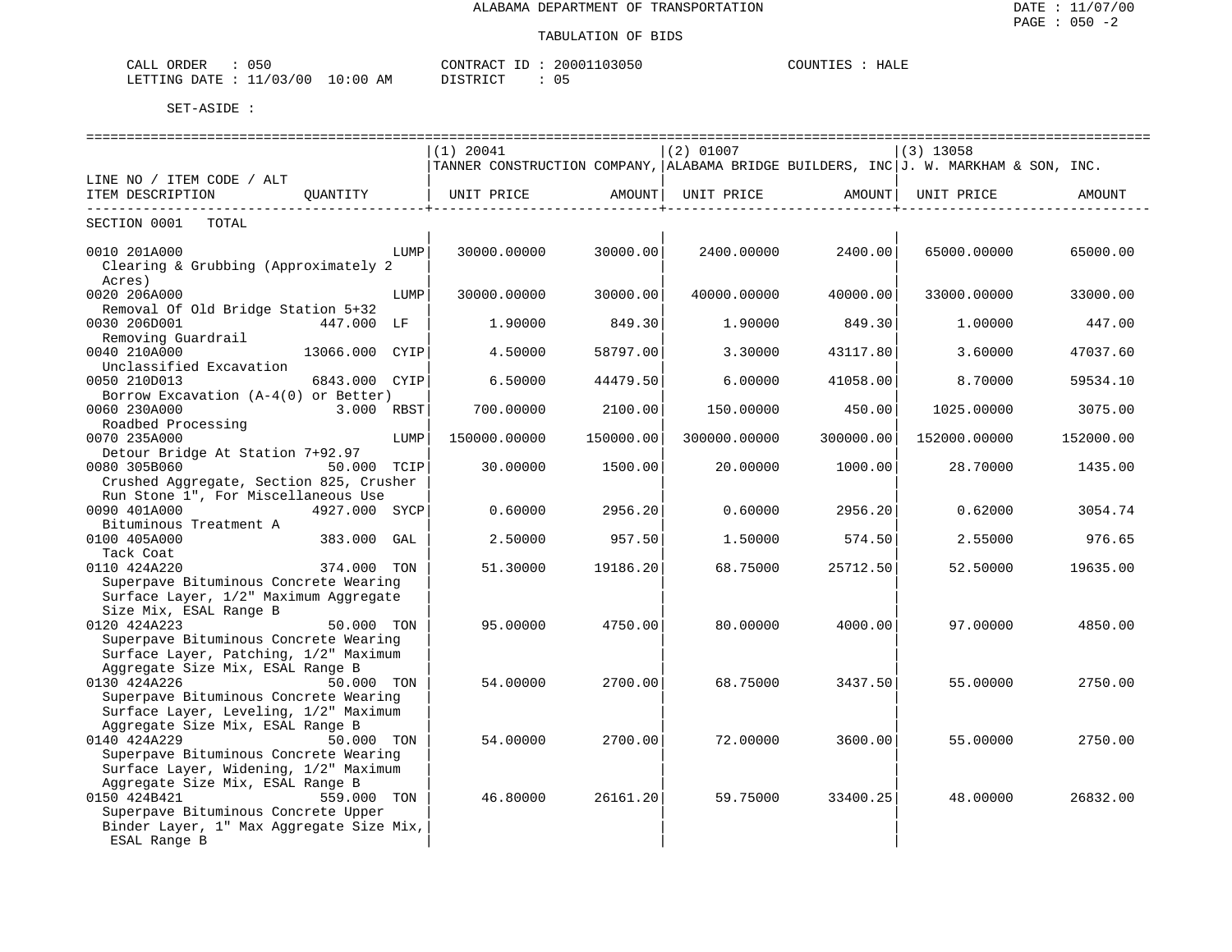ALABAMA DEPARTMENT OF TRANSPORTATION

TABULATION OF BIDS

DATE : 11/07/00
PAGE : 050 -2

CALL ORDER : 050
LETTING DATE : 11/03/00 10:00 AM

CONTRACT ID : 20001103050
DISTRICT : 05

COUNTIES : HALE

SET-ASIDE :

| LINE NO / ITEM CODE / ALT ITEM DESCRIPTION | QUANTITY | (1) 20041 TANNER CONSTRUCTION COMPANY, UNIT PRICE | AMOUNT | (2) 01007 ALABAMA BRIDGE BUILDERS, INC UNIT PRICE | AMOUNT | (3) 13058 J. W. MARKHAM & SON, INC. UNIT PRICE | AMOUNT |
|---|---|---|---|---|---|---|---|
| SECTION 0001 TOTAL | | | | | | | |
| 0010 201A000 Clearing & Grubbing (Approximately 2 Acres) | LUMP | 30000.00000 | 30000.00 | 2400.00000 | 2400.00 | 65000.00000 | 65000.00 |
| 0020 206A000 Removal Of Old Bridge Station 5+32 | LUMP | 30000.00000 | 30000.00 | 40000.00000 | 40000.00 | 33000.00000 | 33000.00 |
| 0030 206D001 Removing Guardrail | 447.000 LF | 1.90000 | 849.30 | 1.90000 | 849.30 | 1.00000 | 447.00 |
| 0040 210A000 Unclassified Excavation | 13066.000 CYIP | 4.50000 | 58797.00 | 3.30000 | 43117.80 | 3.60000 | 47037.60 |
| 0050 210D013 Borrow Excavation (A-4(0) or Better) | 6843.000 CYIP | 6.50000 | 44479.50 | 6.00000 | 41058.00 | 8.70000 | 59534.10 |
| 0060 230A000 Roadbed Processing | 3.000 RBST | 700.00000 | 2100.00 | 150.00000 | 450.00 | 1025.00000 | 3075.00 |
| 0070 235A000 Detour Bridge At Station 7+92.97 | LUMP | 150000.00000 | 150000.00 | 300000.00000 | 300000.00 | 152000.00000 | 152000.00 |
| 0080 305B060 Crushed Aggregate, Section 825, Crusher Run Stone 1", For Miscellaneous Use | 50.000 TCIP | 30.00000 | 1500.00 | 20.00000 | 1000.00 | 28.70000 | 1435.00 |
| 0090 401A000 Bituminous Treatment A | 4927.000 SYCP | 0.60000 | 2956.20 | 0.60000 | 2956.20 | 0.62000 | 3054.74 |
| 0100 405A000 Tack Coat | 383.000 GAL | 2.50000 | 957.50 | 1.50000 | 574.50 | 2.55000 | 976.65 |
| 0110 424A220 Superpave Bituminous Concrete Wearing Surface Layer, 1/2" Maximum Aggregate Size Mix, ESAL Range B | 374.000 TON | 51.30000 | 19186.20 | 68.75000 | 25712.50 | 52.50000 | 19635.00 |
| 0120 424A223 Superpave Bituminous Concrete Wearing Surface Layer, Patching, 1/2" Maximum Aggregate Size Mix, ESAL Range B | 50.000 TON | 95.00000 | 4750.00 | 80.00000 | 4000.00 | 97.00000 | 4850.00 |
| 0130 424A226 Superpave Bituminous Concrete Wearing Surface Layer, Leveling, 1/2" Maximum Aggregate Size Mix, ESAL Range B | 50.000 TON | 54.00000 | 2700.00 | 68.75000 | 3437.50 | 55.00000 | 2750.00 |
| 0140 424A229 Superpave Bituminous Concrete Wearing Surface Layer, Widening, 1/2" Maximum Aggregate Size Mix, ESAL Range B | 50.000 TON | 54.00000 | 2700.00 | 72.00000 | 3600.00 | 55.00000 | 2750.00 |
| 0150 424B421 Superpave Bituminous Concrete Upper Binder Layer, 1" Max Aggregate Size Mix, ESAL Range B | 559.000 TON | 46.80000 | 26161.20 | 59.75000 | 33400.25 | 48.00000 | 26832.00 |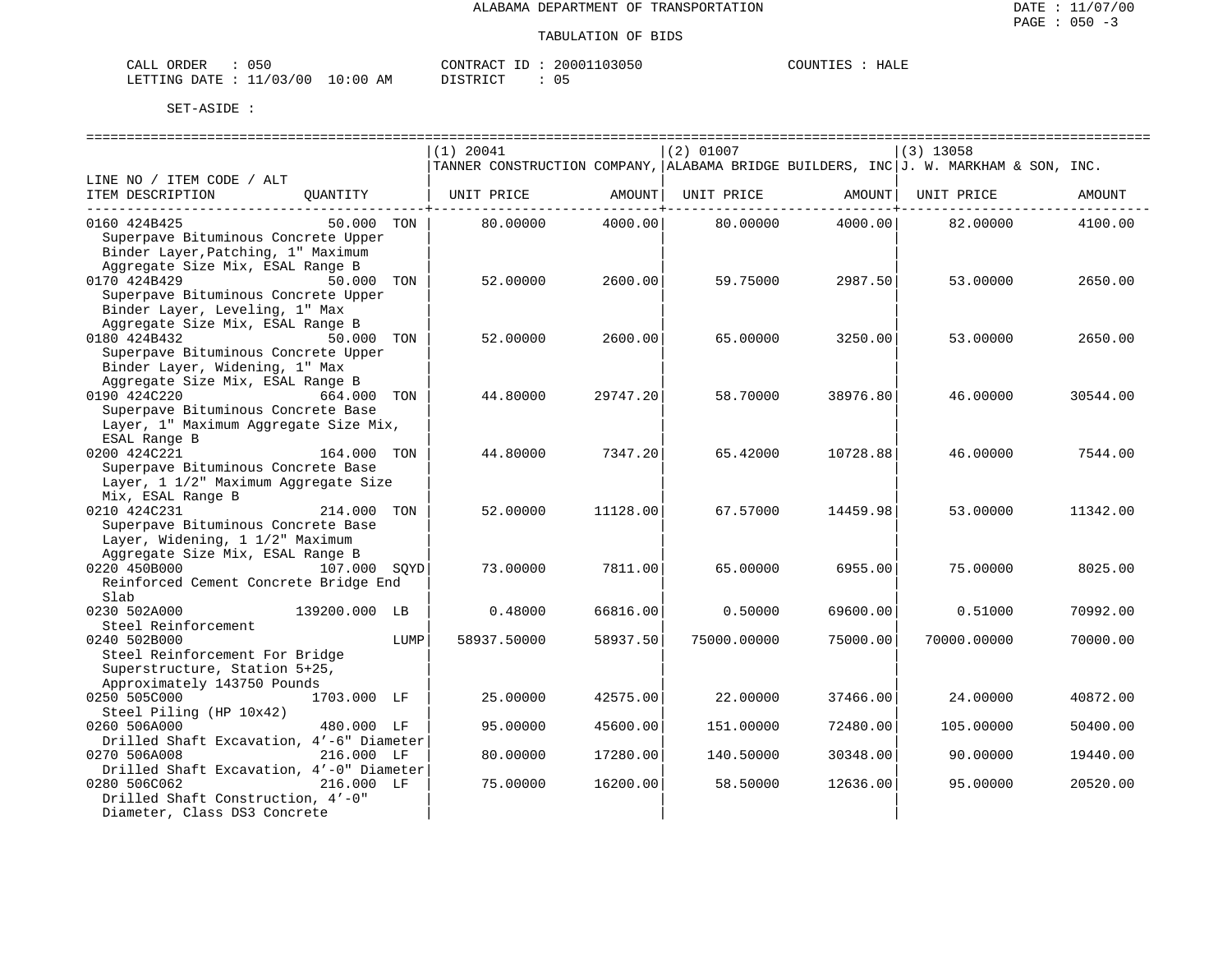ALABAMA DEPARTMENT OF TRANSPORTATION

TABULATION OF BIDS

DATE : 11/07/00
PAGE : 050 -3

CALL ORDER : 050 CONTRACT ID : 20001103050 COUNTIES : HALE
LETTING DATE : 11/03/00 10:00 AM DISTRICT : 05

SET-ASIDE :

| LINE NO / ITEM CODE / ALT ITEM DESCRIPTION | QUANTITY | (1) 20041 TANNER CONSTRUCTION COMPANY, UNIT PRICE | AMOUNT | (2) 01007 ALABAMA BRIDGE BUILDERS, INC UNIT PRICE | AMOUNT | (3) 13058 J. W. MARKHAM & SON, INC. UNIT PRICE | AMOUNT |
|---|---|---|---|---|---|---|---|
| 0160 424B425 Superpave Bituminous Concrete Upper Binder Layer,Patching, 1" Maximum Aggregate Size Mix, ESAL Range B | 50.000 TON | 80.00000 | 4000.00 | 80.00000 | 4000.00 | 82.00000 | 4100.00 |
| 0170 424B429 Superpave Bituminous Concrete Upper Binder Layer, Leveling, 1" Max Aggregate Size Mix, ESAL Range B | 50.000 TON | 52.00000 | 2600.00 | 59.75000 | 2987.50 | 53.00000 | 2650.00 |
| 0180 424B432 Superpave Bituminous Concrete Upper Binder Layer, Widening, 1" Max Aggregate Size Mix, ESAL Range B | 50.000 TON | 52.00000 | 2600.00 | 65.00000 | 3250.00 | 53.00000 | 2650.00 |
| 0190 424C220 Superpave Bituminous Concrete Base Layer, 1" Maximum Aggregate Size Mix, ESAL Range B | 664.000 TON | 44.80000 | 29747.20 | 58.70000 | 38976.80 | 46.00000 | 30544.00 |
| 0200 424C221 Superpave Bituminous Concrete Base Layer, 1 1/2" Maximum Aggregate Size Mix, ESAL Range B | 164.000 TON | 44.80000 | 7347.20 | 65.42000 | 10728.88 | 46.00000 | 7544.00 |
| 0210 424C231 Superpave Bituminous Concrete Base Layer, Widening, 1 1/2" Maximum Aggregate Size Mix, ESAL Range B | 214.000 TON | 52.00000 | 11128.00 | 67.57000 | 14459.98 | 53.00000 | 11342.00 |
| 0220 450B000 Reinforced Cement Concrete Bridge End Slab | 107.000 SQYD | 73.00000 | 7811.00 | 65.00000 | 6955.00 | 75.00000 | 8025.00 |
| 0230 502A000 Steel Reinforcement | 139200.000 LB | 0.48000 | 66816.00 | 0.50000 | 69600.00 | 0.51000 | 70992.00 |
| 0240 502B000 Steel Reinforcement For Bridge Superstructure, Station 5+25, Approximately 143750 Pounds | LUMP | 58937.50000 | 58937.50 | 75000.00000 | 75000.00 | 70000.00000 | 70000.00 |
| 0250 505C000 Steel Piling (HP 10x42) | 1703.000 LF | 25.00000 | 42575.00 | 22.00000 | 37466.00 | 24.00000 | 40872.00 |
| 0260 506A000 Drilled Shaft Excavation, 4'-6" Diameter | 480.000 LF | 95.00000 | 45600.00 | 151.00000 | 72480.00 | 105.00000 | 50400.00 |
| 0270 506A008 Drilled Shaft Excavation, 4'-0" Diameter | 216.000 LF | 80.00000 | 17280.00 | 140.50000 | 30348.00 | 90.00000 | 19440.00 |
| 0280 506C062 Drilled Shaft Construction, 4'-0" Diameter, Class DS3 Concrete | 216.000 LF | 75.00000 | 16200.00 | 58.50000 | 12636.00 | 95.00000 | 20520.00 |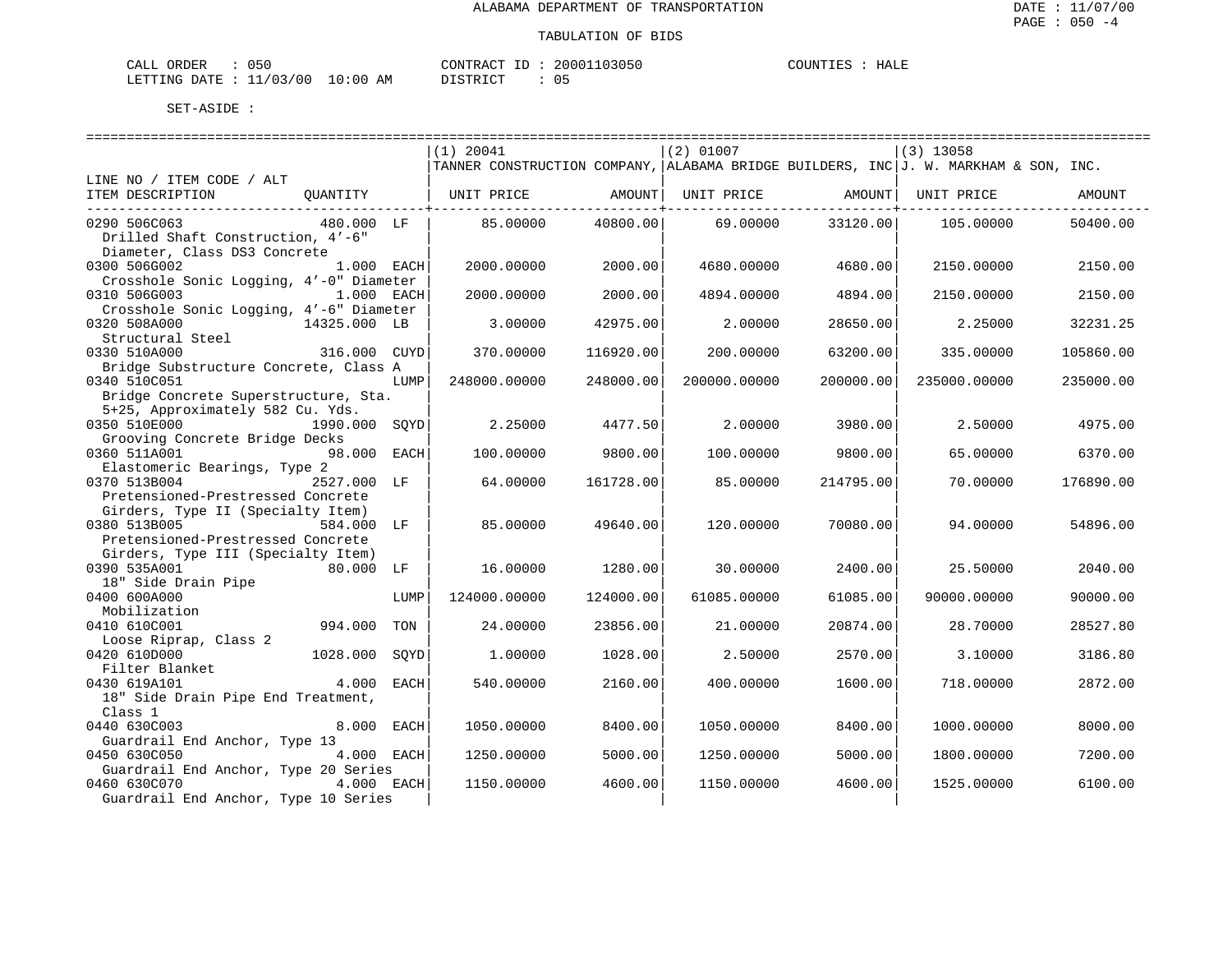# ALABAMA DEPARTMENT OF TRANSPORTATION

## TABULATION OF BIDS

CALL ORDER : 050　　CONTRACT ID : 20001103050　　COUNTIES : HALE
LETTING DATE : 11/03/00 10:00 AM　　DISTRICT : 05

SET-ASIDE :

| LINE NO / ITEM CODE / ALT ITEM DESCRIPTION | QUANTITY | (1) 20041 TANNER CONSTRUCTION COMPANY, UNIT PRICE | AMOUNT | (2) 01007 ALABAMA BRIDGE BUILDERS, INC UNIT PRICE | AMOUNT | (3) 13058 J. W. MARKHAM & SON, INC. UNIT PRICE | AMOUNT |
|---|---|---|---|---|---|---|---|
| 0290 506C063 Drilled Shaft Construction, 4'-6" Diameter, Class DS3 Concrete | 480.000 LF | 85.00000 | 40800.00 | 69.00000 | 33120.00 | 105.00000 | 50400.00 |
| 0300 506G002 Crosshole Sonic Logging, 4'-0" Diameter | 1.000 EACH | 2000.00000 | 2000.00 | 4680.00000 | 4680.00 | 2150.00000 | 2150.00 |
| 0310 506G003 Crosshole Sonic Logging, 4'-6" Diameter | 1.000 EACH | 2000.00000 | 2000.00 | 4894.00000 | 4894.00 | 2150.00000 | 2150.00 |
| 0320 508A000 Structural Steel | 14325.000 LB | 3.00000 | 42975.00 | 2.00000 | 28650.00 | 2.25000 | 32231.25 |
| 0330 510A000 Bridge Substructure Concrete, Class A | 316.000 CUYD | 370.00000 | 116920.00 | 200.00000 | 63200.00 | 335.00000 | 105860.00 |
| 0340 510C051 Bridge Concrete Superstructure, Sta. 5+25, Approximately 582 Cu. Yds. | LUMP | 248000.00000 | 248000.00 | 200000.00000 | 200000.00 | 235000.00000 | 235000.00 |
| 0350 510E000 Grooving Concrete Bridge Decks | 1990.000 SQYD | 2.25000 | 4477.50 | 2.00000 | 3980.00 | 2.50000 | 4975.00 |
| 0360 511A001 Elastomeric Bearings, Type 2 | 98.000 EACH | 100.00000 | 9800.00 | 100.00000 | 9800.00 | 65.00000 | 6370.00 |
| 0370 513B004 Pretensioned-Prestressed Concrete Girders, Type II (Specialty Item) | 2527.000 LF | 64.00000 | 161728.00 | 85.00000 | 214795.00 | 70.00000 | 176890.00 |
| 0380 513B005 Pretensioned-Prestressed Concrete Girders, Type III (Specialty Item) | 584.000 LF | 85.00000 | 49640.00 | 120.00000 | 70080.00 | 94.00000 | 54896.00 |
| 0390 535A001 18" Side Drain Pipe | 80.000 LF | 16.00000 | 1280.00 | 30.00000 | 2400.00 | 25.50000 | 2040.00 |
| 0400 600A000 Mobilization | LUMP | 124000.00000 | 124000.00 | 61085.00000 | 61085.00 | 90000.00000 | 90000.00 |
| 0410 610C001 Loose Riprap, Class 2 | 994.000 TON | 24.00000 | 23856.00 | 21.00000 | 20874.00 | 28.70000 | 28527.80 |
| 0420 610D000 Filter Blanket | 1028.000 SQYD | 1.00000 | 1028.00 | 2.50000 | 2570.00 | 3.10000 | 3186.80 |
| 0430 619A101 18" Side Drain Pipe End Treatment, Class 1 | 4.000 EACH | 540.00000 | 2160.00 | 400.00000 | 1600.00 | 718.00000 | 2872.00 |
| 0440 630C003 Guardrail End Anchor, Type 13 | 8.000 EACH | 1050.00000 | 8400.00 | 1050.00000 | 8400.00 | 1000.00000 | 8000.00 |
| 0450 630C050 Guardrail End Anchor, Type 20 Series | 4.000 EACH | 1250.00000 | 5000.00 | 1250.00000 | 5000.00 | 1800.00000 | 7200.00 |
| 0460 630C070 Guardrail End Anchor, Type 10 Series | 4.000 EACH | 1150.00000 | 4600.00 | 1150.00000 | 4600.00 | 1525.00000 | 6100.00 |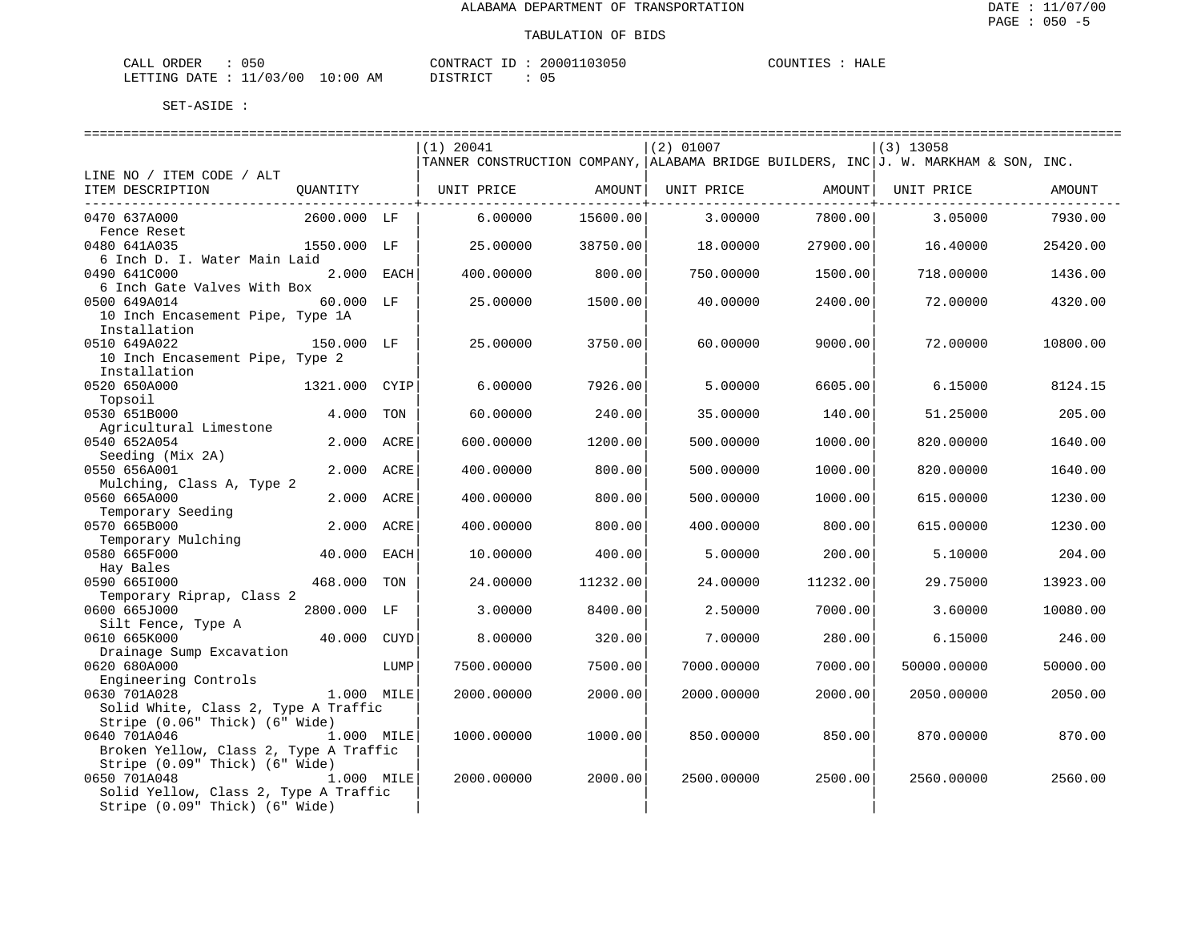ALABAMA DEPARTMENT OF TRANSPORTATION

TABULATION OF BIDS

DATE : 11/07/00

PAGE : 050 -5

CALL ORDER : 050
LETTING DATE : 11/03/00 10:00 AM

CONTRACT ID : 20001103050
DISTRICT : 05

COUNTIES : HALE

SET-ASIDE :

| LINE NO / ITEM CODE / ALT ITEM DESCRIPTION | QUANTITY | | (1) 20041 TANNER CONSTRUCTION COMPANY, UNIT PRICE | AMOUNT | (2) 01007 ALABAMA BRIDGE BUILDERS, INC UNIT PRICE | AMOUNT | (3) 13058 J. W. MARKHAM & SON, INC. UNIT PRICE | AMOUNT |
|---|---|---|---|---|---|---|---|---|
| 0470 637A000 Fence Reset | 2600.000 | LF | 6.00000 | 15600.00 | 3.00000 | 7800.00 | 3.05000 | 7930.00 |
| 0480 641A035 6 Inch D. I. Water Main Laid | 1550.000 | LF | 25.00000 | 38750.00 | 18.00000 | 27900.00 | 16.40000 | 25420.00 |
| 0490 641C000 6 Inch Gate Valves With Box | 2.000 | EACH | 400.00000 | 800.00 | 750.00000 | 1500.00 | 718.00000 | 1436.00 |
| 0500 649A014 10 Inch Encasement Pipe, Type 1A Installation | 60.000 | LF | 25.00000 | 1500.00 | 40.00000 | 2400.00 | 72.00000 | 4320.00 |
| 0510 649A022 10 Inch Encasement Pipe, Type 2 Installation | 150.000 | LF | 25.00000 | 3750.00 | 60.00000 | 9000.00 | 72.00000 | 10800.00 |
| 0520 650A000 Topsoil | 1321.000 | CYIP | 6.00000 | 7926.00 | 5.00000 | 6605.00 | 6.15000 | 8124.15 |
| 0530 651B000 Agricultural Limestone | 4.000 | TON | 60.00000 | 240.00 | 35.00000 | 140.00 | 51.25000 | 205.00 |
| 0540 652A054 Seeding (Mix 2A) | 2.000 | ACRE | 600.00000 | 1200.00 | 500.00000 | 1000.00 | 820.00000 | 1640.00 |
| 0550 656A001 Mulching, Class A, Type 2 | 2.000 | ACRE | 400.00000 | 800.00 | 500.00000 | 1000.00 | 820.00000 | 1640.00 |
| 0560 665A000 Temporary Seeding | 2.000 | ACRE | 400.00000 | 800.00 | 500.00000 | 1000.00 | 615.00000 | 1230.00 |
| 0570 665B000 Temporary Mulching | 2.000 | ACRE | 400.00000 | 800.00 | 400.00000 | 800.00 | 615.00000 | 1230.00 |
| 0580 665F000 Hay Bales | 40.000 | EACH | 10.00000 | 400.00 | 5.00000 | 200.00 | 5.10000 | 204.00 |
| 0590 665I000 Temporary Riprap, Class 2 | 468.000 | TON | 24.00000 | 11232.00 | 24.00000 | 11232.00 | 29.75000 | 13923.00 |
| 0600 665J000 Silt Fence, Type A | 2800.000 | LF | 3.00000 | 8400.00 | 2.50000 | 7000.00 | 3.60000 | 10080.00 |
| 0610 665K000 Drainage Sump Excavation | 40.000 | CUYD | 8.00000 | 320.00 | 7.00000 | 280.00 | 6.15000 | 246.00 |
| 0620 680A000 Engineering Controls | | LUMP | 7500.00000 | 7500.00 | 7000.00000 | 7000.00 | 50000.00000 | 50000.00 |
| 0630 701A028 Solid White, Class 2, Type A Traffic Stripe (0.06" Thick) (6" Wide) | 1.000 | MILE | 2000.00000 | 2000.00 | 2000.00000 | 2000.00 | 2050.00000 | 2050.00 |
| 0640 701A046 Broken Yellow, Class 2, Type A Traffic Stripe (0.09" Thick) (6" Wide) | 1.000 | MILE | 1000.00000 | 1000.00 | 850.00000 | 850.00 | 870.00000 | 870.00 |
| 0650 701A048 Solid Yellow, Class 2, Type A Traffic Stripe (0.09" Thick) (6" Wide) | 1.000 | MILE | 2000.00000 | 2000.00 | 2500.00000 | 2500.00 | 2560.00000 | 2560.00 |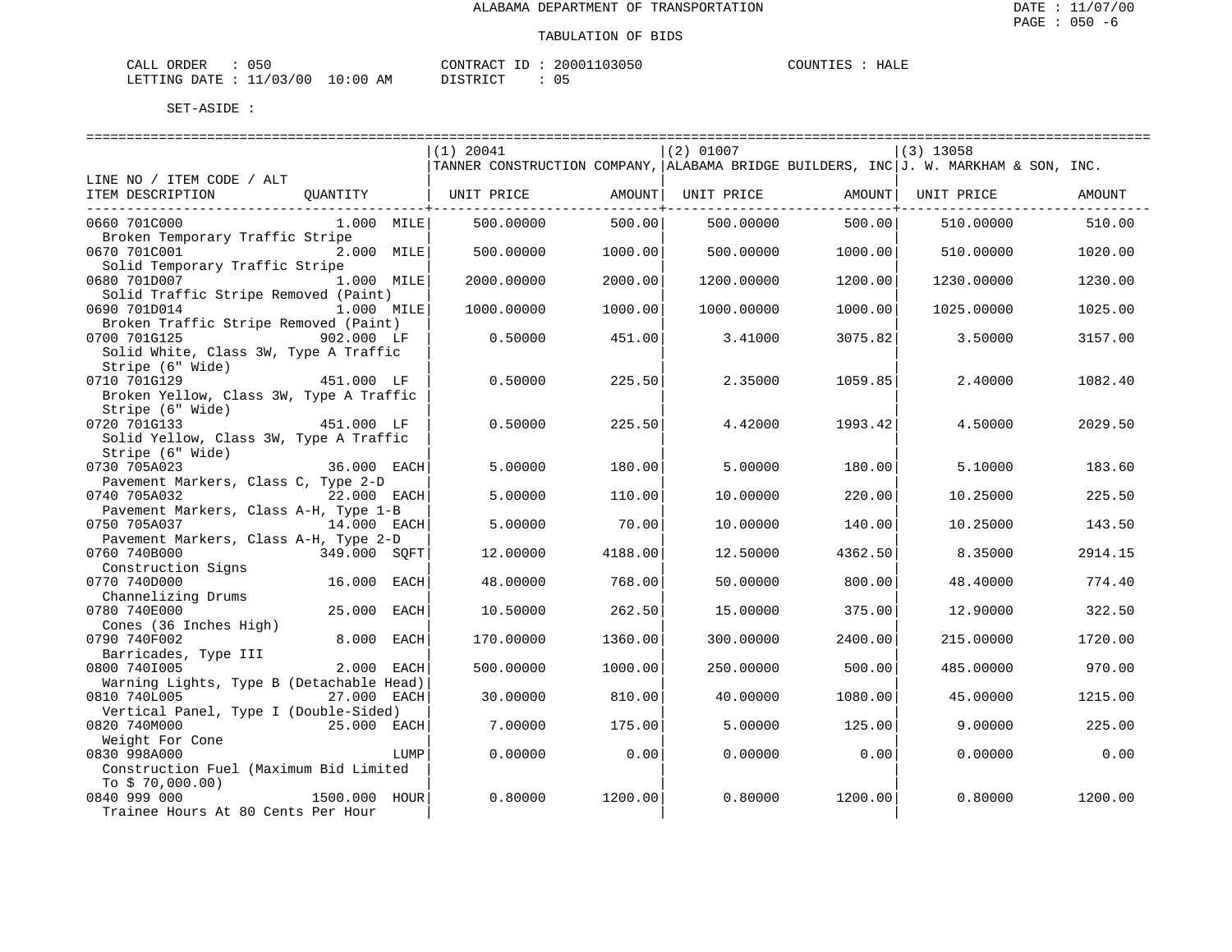ALABAMA DEPARTMENT OF TRANSPORTATION

TABULATION OF BIDS

CALL ORDER : 050 CONTRACT ID : 20001103050 COUNTIES : HALE
LETTING DATE : 11/03/00 10:00 AM DISTRICT : 05

SET-ASIDE :

| LINE NO / ITEM CODE / ALT ITEM DESCRIPTION | QUANTITY | (1) 20041 TANNER CONSTRUCTION COMPANY, UNIT PRICE | AMOUNT | (2) 01007 ALABAMA BRIDGE BUILDERS, INC UNIT PRICE | AMOUNT | (3) 13058 J. W. MARKHAM & SON, INC. UNIT PRICE | AMOUNT |
|---|---|---|---|---|---|---|---|
| 0660 701C000 Broken Temporary Traffic Stripe | 1.000 MILE | 500.00000 | 500.00 | 500.00000 | 500.00 | 510.00000 | 510.00 |
| 0670 701C001 Solid Temporary Traffic Stripe | 2.000 MILE | 500.00000 | 1000.00 | 500.00000 | 1000.00 | 510.00000 | 1020.00 |
| 0680 701D007 Solid Traffic Stripe Removed (Paint) | 1.000 MILE | 2000.00000 | 2000.00 | 1200.00000 | 1200.00 | 1230.00000 | 1230.00 |
| 0690 701D014 Broken Traffic Stripe Removed (Paint) | 1.000 MILE | 1000.00000 | 1000.00 | 1000.00000 | 1000.00 | 1025.00000 | 1025.00 |
| 0700 701G125 Solid White, Class 3W, Type A Traffic Stripe (6" Wide) | 902.000 LF | 0.50000 | 451.00 | 3.41000 | 3075.82 | 3.50000 | 3157.00 |
| 0710 701G129 Broken Yellow, Class 3W, Type A Traffic Stripe (6" Wide) | 451.000 LF | 0.50000 | 225.50 | 2.35000 | 1059.85 | 2.40000 | 1082.40 |
| 0720 701G133 Solid Yellow, Class 3W, Type A Traffic Stripe (6" Wide) | 451.000 LF | 0.50000 | 225.50 | 4.42000 | 1993.42 | 4.50000 | 2029.50 |
| 0730 705A023 Pavement Markers, Class C, Type 2-D | 36.000 EACH | 5.00000 | 180.00 | 5.00000 | 180.00 | 5.10000 | 183.60 |
| 0740 705A032 Pavement Markers, Class A-H, Type 1-B | 22.000 EACH | 5.00000 | 110.00 | 10.00000 | 220.00 | 10.25000 | 225.50 |
| 0750 705A037 Pavement Markers, Class A-H, Type 2-D | 14.000 EACH | 5.00000 | 70.00 | 10.00000 | 140.00 | 10.25000 | 143.50 |
| 0760 740B000 Construction Signs | 349.000 SQFT | 12.00000 | 4188.00 | 12.50000 | 4362.50 | 8.35000 | 2914.15 |
| 0770 740D000 Channelizing Drums | 16.000 EACH | 48.00000 | 768.00 | 50.00000 | 800.00 | 48.40000 | 774.40 |
| 0780 740E000 Cones (36 Inches High) | 25.000 EACH | 10.50000 | 262.50 | 15.00000 | 375.00 | 12.90000 | 322.50 |
| 0790 740F002 Barricades, Type III | 8.000 EACH | 170.00000 | 1360.00 | 300.00000 | 2400.00 | 215.00000 | 1720.00 |
| 0800 740I005 Warning Lights, Type B (Detachable Head) | 2.000 EACH | 500.00000 | 1000.00 | 250.00000 | 500.00 | 485.00000 | 970.00 |
| 0810 740L005 Vertical Panel, Type I (Double-Sided) | 27.000 EACH | 30.00000 | 810.00 | 40.00000 | 1080.00 | 45.00000 | 1215.00 |
| 0820 740M000 Weight For Cone | 25.000 EACH | 7.00000 | 175.00 | 5.00000 | 125.00 | 9.00000 | 225.00 |
| 0830 998A000 Construction Fuel (Maximum Bid Limited To $ 70,000.00) | LUMP | 0.00000 | 0.00 | 0.00000 | 0.00 | 0.00000 | 0.00 |
| 0840 999 000 Trainee Hours At 80 Cents Per Hour | 1500.000 HOUR | 0.80000 | 1200.00 | 0.80000 | 1200.00 | 0.80000 | 1200.00 |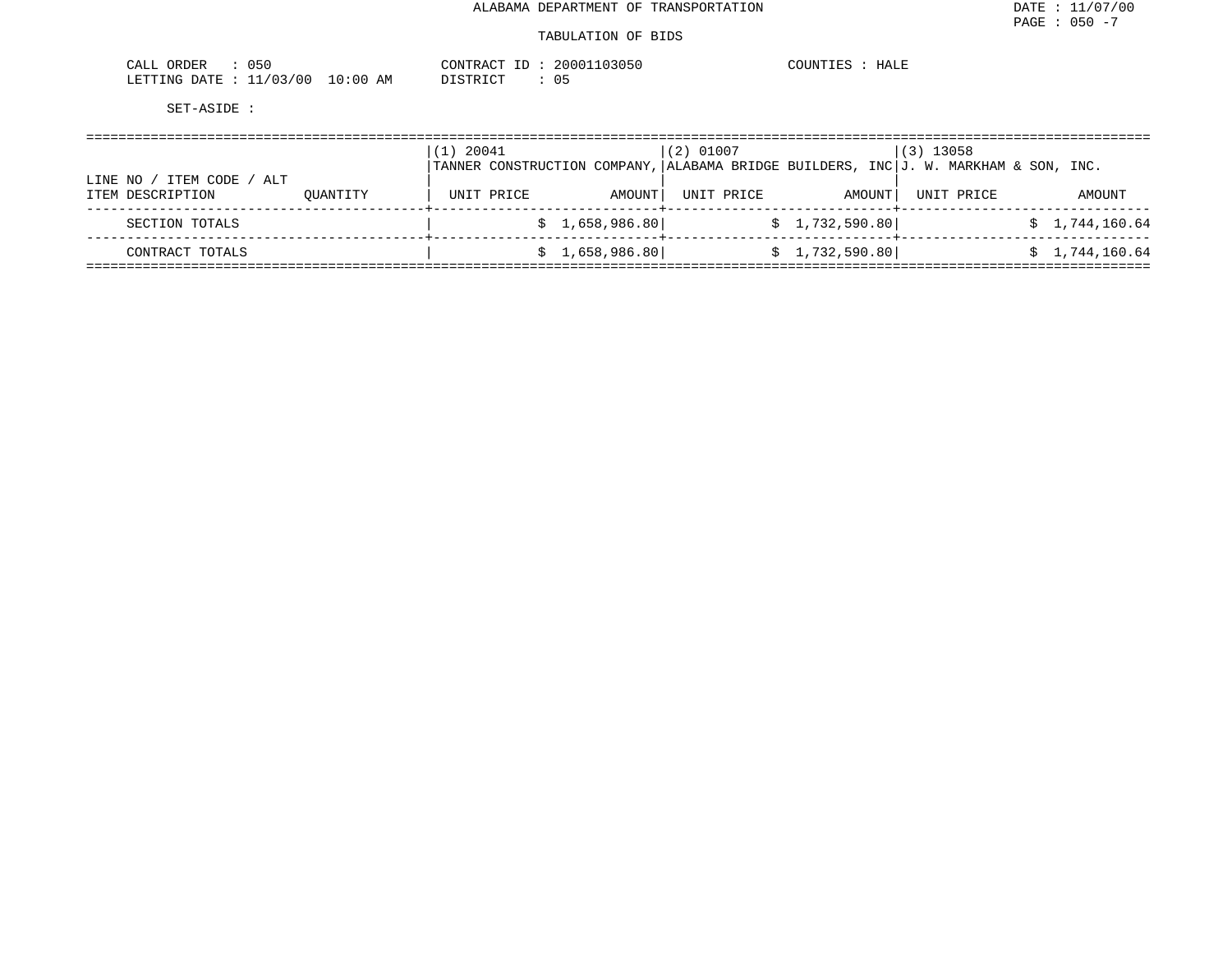ALABAMA DEPARTMENT OF TRANSPORTATION

TABULATION OF BIDS

DATE : 11/07/00
PAGE : 050 -7

CALL ORDER : 050
LETTING DATE : 11/03/00 10:00 AM

CONTRACT ID : 20001103050
DISTRICT : 05

COUNTIES : HALE

SET-ASIDE :

| LINE NO / ITEM CODE / ALT ITEM DESCRIPTION | QUANTITY | (1) 20041 TANNER CONSTRUCTION COMPANY, UNIT PRICE | AMOUNT | (2) 01007 ALABAMA BRIDGE BUILDERS, INC UNIT PRICE | AMOUNT | (3) 13058 J. W. MARKHAM & SON, INC. UNIT PRICE | AMOUNT |
|---|---|---|---|---|---|---|---|
| SECTION TOTALS | | | $ 1,658,986.80 | | $ 1,732,590.80 | | $ 1,744,160.64 |
| CONTRACT TOTALS | | | $ 1,658,986.80 | | $ 1,732,590.80 | | $ 1,744,160.64 |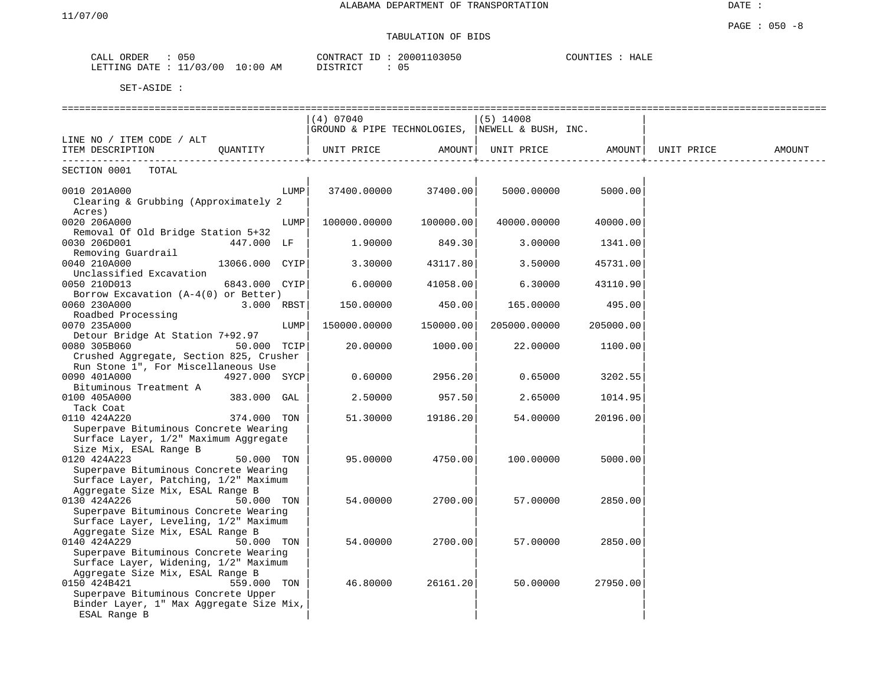ALABAMA DEPARTMENT OF TRANSPORTATION

DATE :

11/07/00

PAGE : 050 -8

TABULATION OF BIDS

CALL ORDER : 050 CONTRACT ID : 20001103050 COUNTIES : HALE
LETTING DATE : 11/03/00 10:00 AM DISTRICT : 05

SET-ASIDE :

| LINE NO / ITEM CODE / ALT ITEM DESCRIPTION | QUANTITY | (4) 07040 GROUND & PIPE TECHNOLOGIES, UNIT PRICE | AMOUNT | (5) 14008 NEWELL & BUSH, INC. UNIT PRICE | AMOUNT | UNIT PRICE | AMOUNT |
|---|---|---|---|---|---|---|---|
| SECTION 0001 TOTAL | | | | | | | |
| 0010 201A000 Clearing & Grubbing (Approximately 2 Acres) | LUMP | 37400.00000 | 37400.00 | 5000.00000 | 5000.00 | | |
| 0020 206A000 Removal Of Old Bridge Station 5+32 | LUMP | 100000.00000 | 100000.00 | 40000.00000 | 40000.00 | | |
| 0030 206D001 Removing Guardrail | 447.000 LF | 1.90000 | 849.30 | 3.00000 | 1341.00 | | |
| 0040 210A000 Unclassified Excavation | 13066.000 CYIP | 3.30000 | 43117.80 | 3.50000 | 45731.00 | | |
| 0050 210D013 Borrow Excavation (A-4(0) or Better) | 6843.000 CYIP | 6.00000 | 41058.00 | 6.30000 | 43110.90 | | |
| 0060 230A000 Roadbed Processing | 3.000 RBST | 150.00000 | 450.00 | 165.00000 | 495.00 | | |
| 0070 235A000 Detour Bridge At Station 7+92.97 | LUMP | 150000.00000 | 150000.00 | 205000.00000 | 205000.00 | | |
| 0080 305B060 Crushed Aggregate, Section 825, Crusher Run Stone 1", For Miscellaneous Use | 50.000 TCIP | 20.00000 | 1000.00 | 22.00000 | 1100.00 | | |
| 0090 401A000 Bituminous Treatment A | 4927.000 SYCP | 0.60000 | 2956.20 | 0.65000 | 3202.55 | | |
| 0100 405A000 Tack Coat | 383.000 GAL | 2.50000 | 957.50 | 2.65000 | 1014.95 | | |
| 0110 424A220 Superpave Bituminous Concrete Wearing Surface Layer, 1/2" Maximum Aggregate Size Mix, ESAL Range B | 374.000 TON | 51.30000 | 19186.20 | 54.00000 | 20196.00 | | |
| 0120 424A223 Superpave Bituminous Concrete Wearing Surface Layer, Patching, 1/2" Maximum Aggregate Size Mix, ESAL Range B | 50.000 TON | 95.00000 | 4750.00 | 100.00000 | 5000.00 | | |
| 0130 424A226 Superpave Bituminous Concrete Wearing Surface Layer, Leveling, 1/2" Maximum Aggregate Size Mix, ESAL Range B | 50.000 TON | 54.00000 | 2700.00 | 57.00000 | 2850.00 | | |
| 0140 424A229 Superpave Bituminous Concrete Wearing Surface Layer, Widening, 1/2" Maximum Aggregate Size Mix, ESAL Range B | 50.000 TON | 54.00000 | 2700.00 | 57.00000 | 2850.00 | | |
| 0150 424B421 Superpave Bituminous Concrete Upper Binder Layer, 1" Max Aggregate Size Mix, ESAL Range B | 559.000 TON | 46.80000 | 26161.20 | 50.00000 | 27950.00 | | |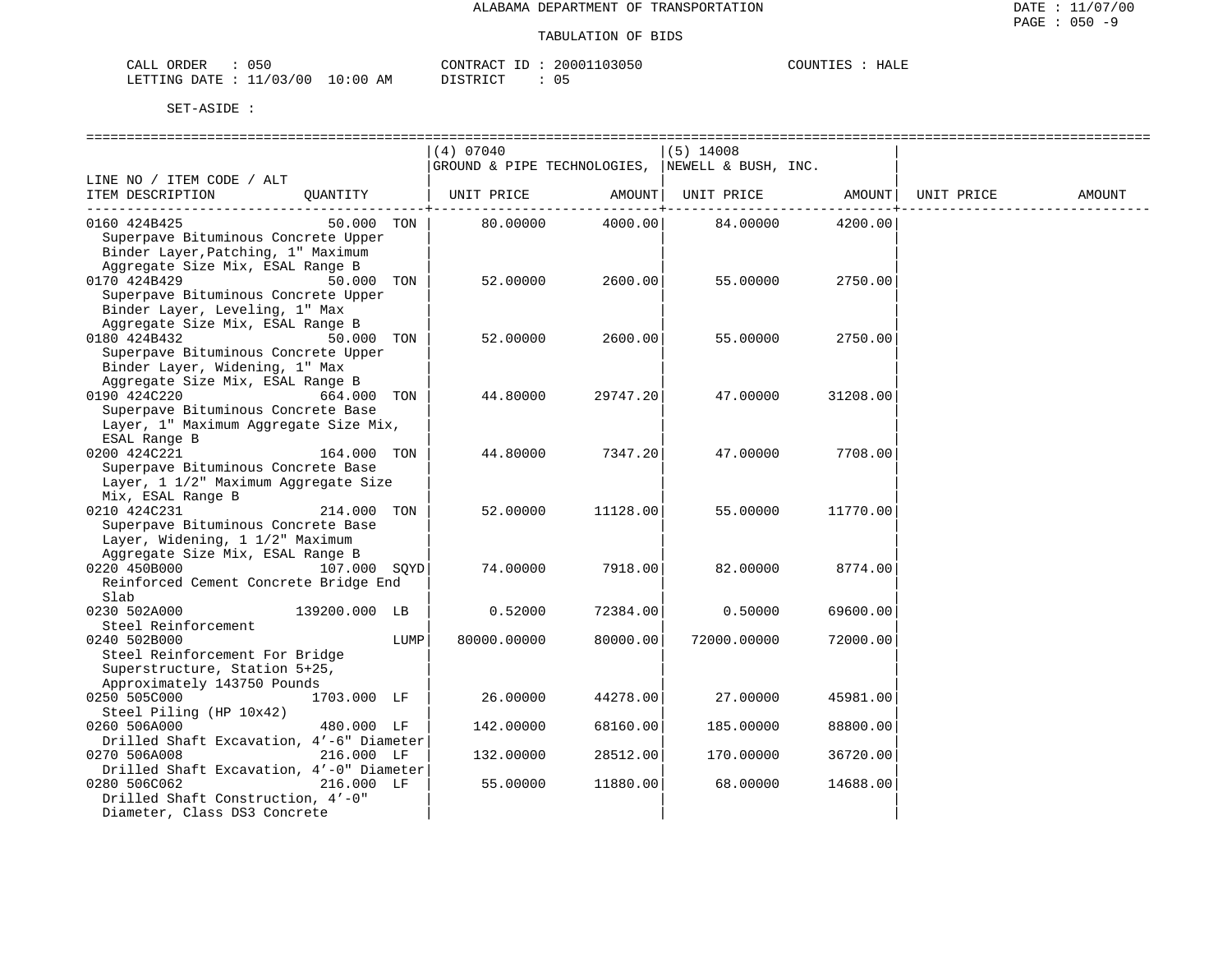ALABAMA DEPARTMENT OF TRANSPORTATION

TABULATION OF BIDS

CALL ORDER : 050 CONTRACT ID : 20001103050 COUNTIES : HALE
LETTING DATE : 11/03/00 10:00 AM DISTRICT : 05

SET-ASIDE :

| LINE NO / ITEM CODE / ALT ITEM DESCRIPTION | QUANTITY | (4) 07040 GROUND & PIPE TECHNOLOGIES, UNIT PRICE | AMOUNT | (5) 14008 NEWELL & BUSH, INC. UNIT PRICE | AMOUNT | UNIT PRICE | AMOUNT |
|---|---|---|---|---|---|---|---|
| 0160 424B425 Superpave Bituminous Concrete Upper Binder Layer,Patching, 1" Maximum Aggregate Size Mix, ESAL Range B | 50.000 TON | 80.00000 | 4000.00 | 84.00000 | 4200.00 | | |
| 0170 424B429 Superpave Bituminous Concrete Upper Binder Layer, Leveling, 1" Max Aggregate Size Mix, ESAL Range B | 50.000 TON | 52.00000 | 2600.00 | 55.00000 | 2750.00 | | |
| 0180 424B432 Superpave Bituminous Concrete Upper Binder Layer, Widening, 1" Max Aggregate Size Mix, ESAL Range B | 50.000 TON | 52.00000 | 2600.00 | 55.00000 | 2750.00 | | |
| 0190 424C220 Superpave Bituminous Concrete Base Layer, 1" Maximum Aggregate Size Mix, ESAL Range B | 664.000 TON | 44.80000 | 29747.20 | 47.00000 | 31208.00 | | |
| 0200 424C221 Superpave Bituminous Concrete Base Layer, 1 1/2" Maximum Aggregate Size Mix, ESAL Range B | 164.000 TON | 44.80000 | 7347.20 | 47.00000 | 7708.00 | | |
| 0210 424C231 Superpave Bituminous Concrete Base Layer, Widening, 1 1/2" Maximum Aggregate Size Mix, ESAL Range B | 214.000 TON | 52.00000 | 11128.00 | 55.00000 | 11770.00 | | |
| 0220 450B000 Reinforced Cement Concrete Bridge End Slab | 107.000 SQYD | 74.00000 | 7918.00 | 82.00000 | 8774.00 | | |
| 0230 502A000 Steel Reinforcement | 139200.000 LB | 0.52000 | 72384.00 | 0.50000 | 69600.00 | | |
| 0240 502B000 Steel Reinforcement For Bridge Superstructure, Station 5+25, Approximately 143750 Pounds | LUMP | 80000.00000 | 80000.00 | 72000.00000 | 72000.00 | | |
| 0250 505C000 Steel Piling (HP 10x42) | 1703.000 LF | 26.00000 | 44278.00 | 27.00000 | 45981.00 | | |
| 0260 506A000 Drilled Shaft Excavation, 4'-6" Diameter | 480.000 LF | 142.00000 | 68160.00 | 185.00000 | 88800.00 | | |
| 0270 506A008 Drilled Shaft Excavation, 4'-0" Diameter | 216.000 LF | 132.00000 | 28512.00 | 170.00000 | 36720.00 | | |
| 0280 506C062 Drilled Shaft Construction, 4'-0" Diameter, Class DS3 Concrete | 216.000 LF | 55.00000 | 11880.00 | 68.00000 | 14688.00 | | |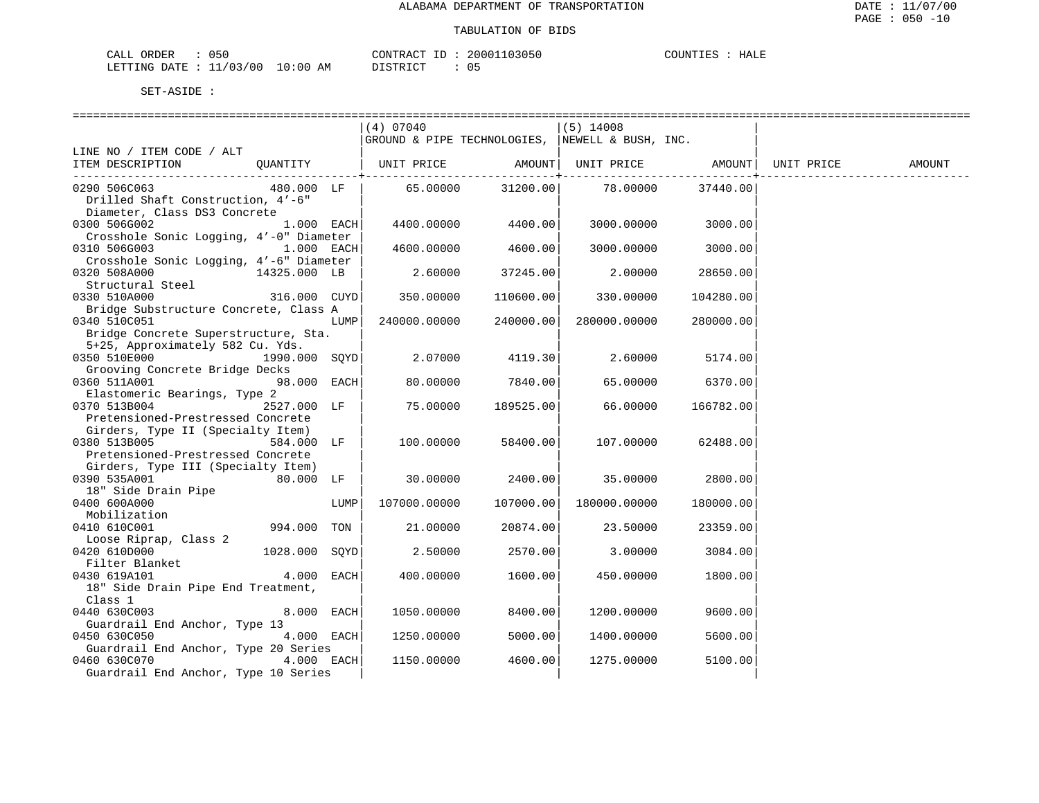ALABAMA DEPARTMENT OF TRANSPORTATION

TABULATION OF BIDS

CALL ORDER : 050 CONTRACT ID : 20001103050 COUNTIES : HALE
LETTING DATE : 11/03/00 10:00 AM DISTRICT : 05

SET-ASIDE :

| LINE NO / ITEM CODE / ALT ITEM DESCRIPTION | QUANTITY | (4) 07040 GROUND & PIPE TECHNOLOGIES, UNIT PRICE | AMOUNT | (5) 14008 NEWELL & BUSH, INC. UNIT PRICE | AMOUNT | UNIT PRICE | AMOUNT |
|---|---|---|---|---|---|---|---|
| 0290 506C063 Drilled Shaft Construction, 4'-6" Diameter, Class DS3 Concrete | 480.000 LF | 65.00000 | 31200.00 | 78.00000 | 37440.00 | | |
| 0300 506G002 Crosshole Sonic Logging, 4'-0" Diameter | 1.000 EACH | 4400.00000 | 4400.00 | 3000.00000 | 3000.00 | | |
| 0310 506G003 Crosshole Sonic Logging, 4'-6" Diameter | 1.000 EACH | 4600.00000 | 4600.00 | 3000.00000 | 3000.00 | | |
| 0320 508A000 Structural Steel | 14325.000 LB | 2.60000 | 37245.00 | 2.00000 | 28650.00 | | |
| 0330 510A000 Bridge Substructure Concrete, Class A | 316.000 CUYD | 350.00000 | 110600.00 | 330.00000 | 104280.00 | | |
| 0340 510C051 Bridge Concrete Superstructure, Sta. 5+25, Approximately 582 Cu. Yds. | LUMP | 240000.00000 | 240000.00 | 280000.00000 | 280000.00 | | |
| 0350 510E000 Grooving Concrete Bridge Decks | 1990.000 SQYD | 2.07000 | 4119.30 | 2.60000 | 5174.00 | | |
| 0360 511A001 Elastomeric Bearings, Type 2 | 98.000 EACH | 80.00000 | 7840.00 | 65.00000 | 6370.00 | | |
| 0370 513B004 Pretensioned-Prestressed Concrete Girders, Type II (Specialty Item) | 2527.000 LF | 75.00000 | 189525.00 | 66.00000 | 166782.00 | | |
| 0380 513B005 Pretensioned-Prestressed Concrete Girders, Type III (Specialty Item) | 584.000 LF | 100.00000 | 58400.00 | 107.00000 | 62488.00 | | |
| 0390 535A001 18" Side Drain Pipe | 80.000 LF | 30.00000 | 2400.00 | 35.00000 | 2800.00 | | |
| 0400 600A000 Mobilization | LUMP | 107000.00000 | 107000.00 | 180000.00000 | 180000.00 | | |
| 0410 610C001 Loose Riprap, Class 2 | 994.000 TON | 21.00000 | 20874.00 | 23.50000 | 23359.00 | | |
| 0420 610D000 Filter Blanket | 1028.000 SQYD | 2.50000 | 2570.00 | 3.00000 | 3084.00 | | |
| 0430 619A101 18" Side Drain Pipe End Treatment, Class 1 | 4.000 EACH | 400.00000 | 1600.00 | 450.00000 | 1800.00 | | |
| 0440 630C003 Guardrail End Anchor, Type 13 | 8.000 EACH | 1050.00000 | 8400.00 | 1200.00000 | 9600.00 | | |
| 0450 630C050 Guardrail End Anchor, Type 20 Series | 4.000 EACH | 1250.00000 | 5000.00 | 1400.00000 | 5600.00 | | |
| 0460 630C070 Guardrail End Anchor, Type 10 Series | 4.000 EACH | 1150.00000 | 4600.00 | 1275.00000 | 5100.00 | | |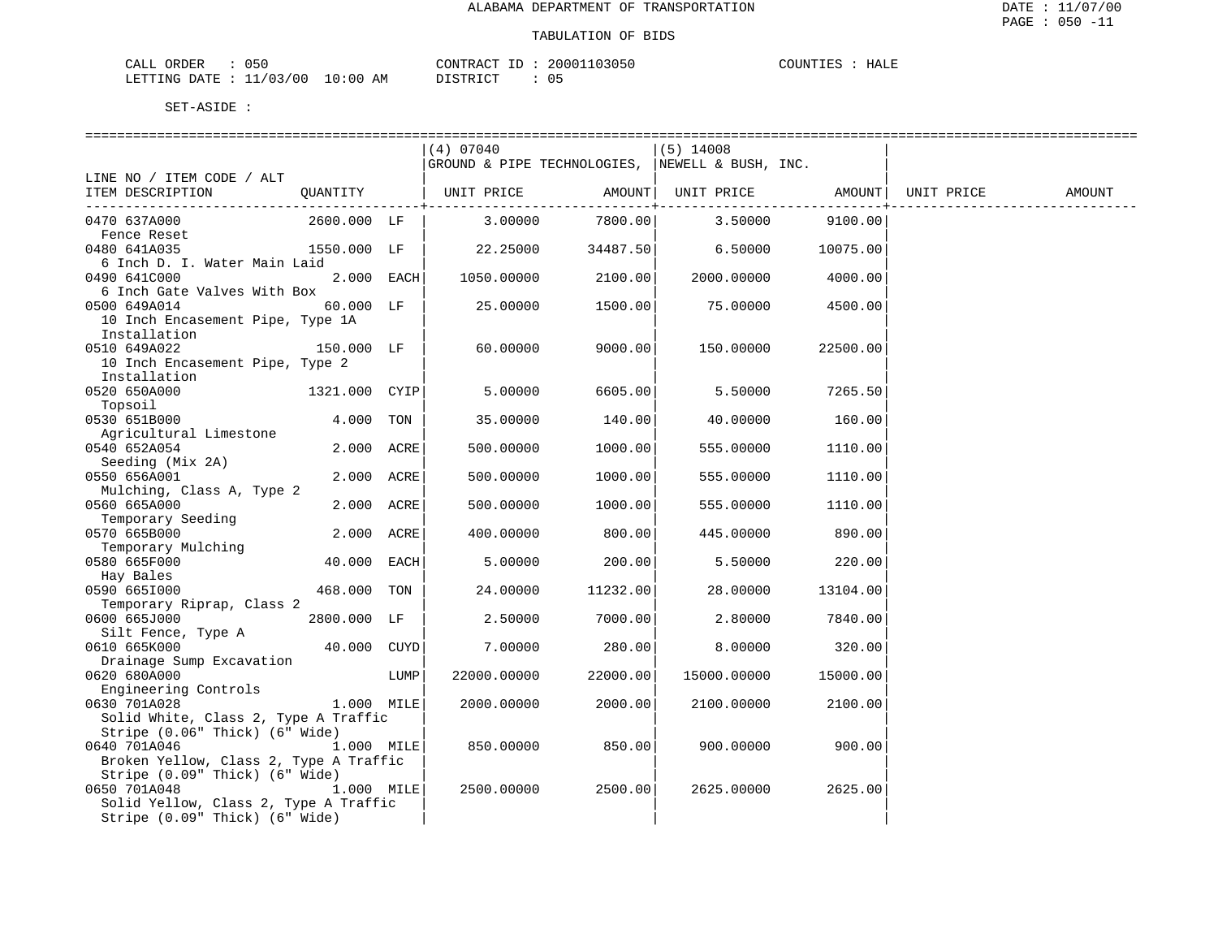ALABAMA DEPARTMENT OF TRANSPORTATION

TABULATION OF BIDS

CALL ORDER : 050    CONTRACT ID : 20001103050    COUNTIES : HALE
LETTING DATE : 11/03/00 10:00 AM    DISTRICT : 05

SET-ASIDE :

| LINE NO / ITEM CODE / ALT ITEM DESCRIPTION | QUANTITY | | (4) 07040 GROUND & PIPE TECHNOLOGIES, UNIT PRICE | AMOUNT | (5) 14008 NEWELL & BUSH, INC. UNIT PRICE | AMOUNT | UNIT PRICE | AMOUNT |
|---|---|---|---|---|---|---|---|---|
| 0470 637A000 Fence Reset | 2600.000 | LF | 3.00000 | 7800.00 | 3.50000 | 9100.00 | | |
| 0480 641A035 6 Inch D. I. Water Main Laid | 1550.000 | LF | 22.25000 | 34487.50 | 6.50000 | 10075.00 | | |
| 0490 641C000 6 Inch Gate Valves With Box | 2.000 | EACH | 1050.00000 | 2100.00 | 2000.00000 | 4000.00 | | |
| 0500 649A014 10 Inch Encasement Pipe, Type 1A Installation | 60.000 | LF | 25.00000 | 1500.00 | 75.00000 | 4500.00 | | |
| 0510 649A022 10 Inch Encasement Pipe, Type 2 Installation | 150.000 | LF | 60.00000 | 9000.00 | 150.00000 | 22500.00 | | |
| 0520 650A000 Topsoil | 1321.000 | CYIP | 5.00000 | 6605.00 | 5.50000 | 7265.50 | | |
| 0530 651B000 Agricultural Limestone | 4.000 | TON | 35.00000 | 140.00 | 40.00000 | 160.00 | | |
| 0540 652A054 Seeding (Mix 2A) | 2.000 | ACRE | 500.00000 | 1000.00 | 555.00000 | 1110.00 | | |
| 0550 656A001 Mulching, Class A, Type 2 | 2.000 | ACRE | 500.00000 | 1000.00 | 555.00000 | 1110.00 | | |
| 0560 665A000 Temporary Seeding | 2.000 | ACRE | 500.00000 | 1000.00 | 555.00000 | 1110.00 | | |
| 0570 665B000 Temporary Mulching | 2.000 | ACRE | 400.00000 | 800.00 | 445.00000 | 890.00 | | |
| 0580 665F000 Hay Bales | 40.000 | EACH | 5.00000 | 200.00 | 5.50000 | 220.00 | | |
| 0590 665I000 Temporary Riprap, Class 2 | 468.000 | TON | 24.00000 | 11232.00 | 28.00000 | 13104.00 | | |
| 0600 665J000 Silt Fence, Type A | 2800.000 | LF | 2.50000 | 7000.00 | 2.80000 | 7840.00 | | |
| 0610 665K000 Drainage Sump Excavation | 40.000 | CUYD | 7.00000 | 280.00 | 8.00000 | 320.00 | | |
| 0620 680A000 Engineering Controls | | LUMP | 22000.00000 | 22000.00 | 15000.00000 | 15000.00 | | |
| 0630 701A028 Solid White, Class 2, Type A Traffic Stripe (0.06" Thick) (6" Wide) | 1.000 | MILE | 2000.00000 | 2000.00 | 2100.00000 | 2100.00 | | |
| 0640 701A046 Broken Yellow, Class 2, Type A Traffic Stripe (0.09" Thick) (6" Wide) | 1.000 | MILE | 850.00000 | 850.00 | 900.00000 | 900.00 | | |
| 0650 701A048 Solid Yellow, Class 2, Type A Traffic Stripe (0.09" Thick) (6" Wide) | 1.000 | MILE | 2500.00000 | 2500.00 | 2625.00000 | 2625.00 | | |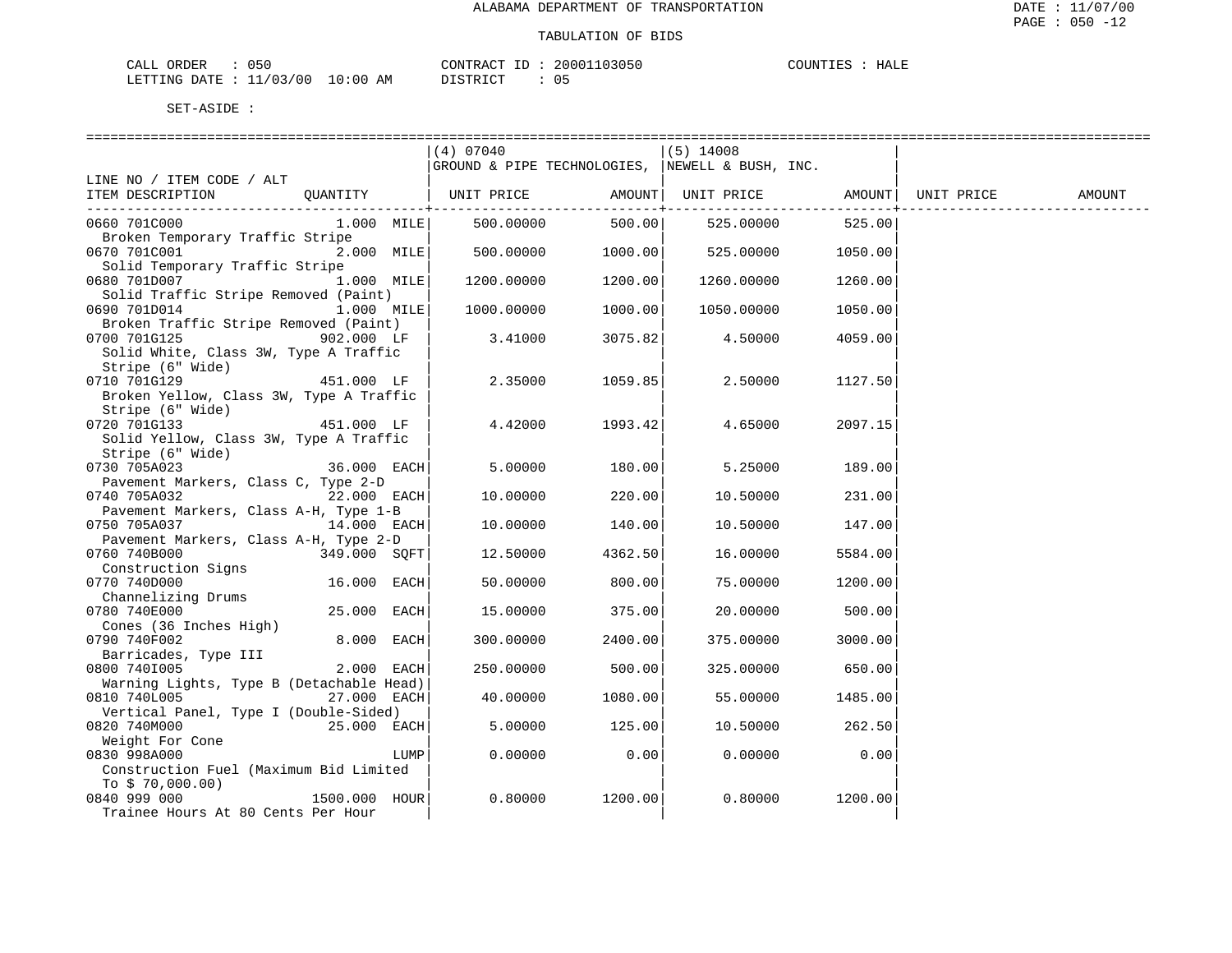ALABAMA DEPARTMENT OF TRANSPORTATION

TABULATION OF BIDS

CALL ORDER : 050 CONTRACT ID : 20001103050 COUNTIES : HALE
LETTING DATE : 11/03/00 10:00 AM DISTRICT : 05

SET-ASIDE :

| LINE NO / ITEM CODE / ALT ITEM DESCRIPTION | QUANTITY | (4) 07040 GROUND & PIPE TECHNOLOGIES, UNIT PRICE | AMOUNT | (5) 14008 NEWELL & BUSH, INC. UNIT PRICE | AMOUNT | UNIT PRICE | AMOUNT |
|---|---|---|---|---|---|---|---|
| 0660 701C000 Broken Temporary Traffic Stripe | 1.000 MILE | 500.00000 | 500.00 | 525.00000 | 525.00 | | |
| 0670 701C001 Solid Temporary Traffic Stripe | 2.000 MILE | 500.00000 | 1000.00 | 525.00000 | 1050.00 | | |
| 0680 701D007 Solid Traffic Stripe Removed (Paint) | 1.000 MILE | 1200.00000 | 1200.00 | 1260.00000 | 1260.00 | | |
| 0690 701D014 Broken Traffic Stripe Removed (Paint) | 1.000 MILE | 1000.00000 | 1000.00 | 1050.00000 | 1050.00 | | |
| 0700 701G125 Solid White, Class 3W, Type A Traffic Stripe (6" Wide) | 902.000 LF | 3.41000 | 3075.82 | 4.50000 | 4059.00 | | |
| 0710 701G129 Broken Yellow, Class 3W, Type A Traffic Stripe (6" Wide) | 451.000 LF | 2.35000 | 1059.85 | 2.50000 | 1127.50 | | |
| 0720 701G133 Solid Yellow, Class 3W, Type A Traffic Stripe (6" Wide) | 451.000 LF | 4.42000 | 1993.42 | 4.65000 | 2097.15 | | |
| 0730 705A023 Pavement Markers, Class C, Type 2-D | 36.000 EACH | 5.00000 | 180.00 | 5.25000 | 189.00 | | |
| 0740 705A032 Pavement Markers, Class A-H, Type 1-B | 22.000 EACH | 10.00000 | 220.00 | 10.50000 | 231.00 | | |
| 0750 705A037 Pavement Markers, Class A-H, Type 2-D | 14.000 EACH | 10.00000 | 140.00 | 10.50000 | 147.00 | | |
| 0760 740B000 Construction Signs | 349.000 SQFT | 12.50000 | 4362.50 | 16.00000 | 5584.00 | | |
| 0770 740D000 Channelizing Drums | 16.000 EACH | 50.00000 | 800.00 | 75.00000 | 1200.00 | | |
| 0780 740E000 Cones (36 Inches High) | 25.000 EACH | 15.00000 | 375.00 | 20.00000 | 500.00 | | |
| 0790 740F002 Barricades, Type III | 8.000 EACH | 300.00000 | 2400.00 | 375.00000 | 3000.00 | | |
| 0800 740I005 Warning Lights, Type B (Detachable Head) | 2.000 EACH | 250.00000 | 500.00 | 325.00000 | 650.00 | | |
| 0810 740L005 Vertical Panel, Type I (Double-Sided) | 27.000 EACH | 40.00000 | 1080.00 | 55.00000 | 1485.00 | | |
| 0820 740M000 Weight For Cone | 25.000 EACH | 5.00000 | 125.00 | 10.50000 | 262.50 | | |
| 0830 998A000 Construction Fuel (Maximum Bid Limited To $ 70,000.00) | LUMP | 0.00000 | 0.00 | 0.00000 | 0.00 | | |
| 0840 999 000 Trainee Hours At 80 Cents Per Hour | 1500.000 HOUR | 0.80000 | 1200.00 | 0.80000 | 1200.00 | | |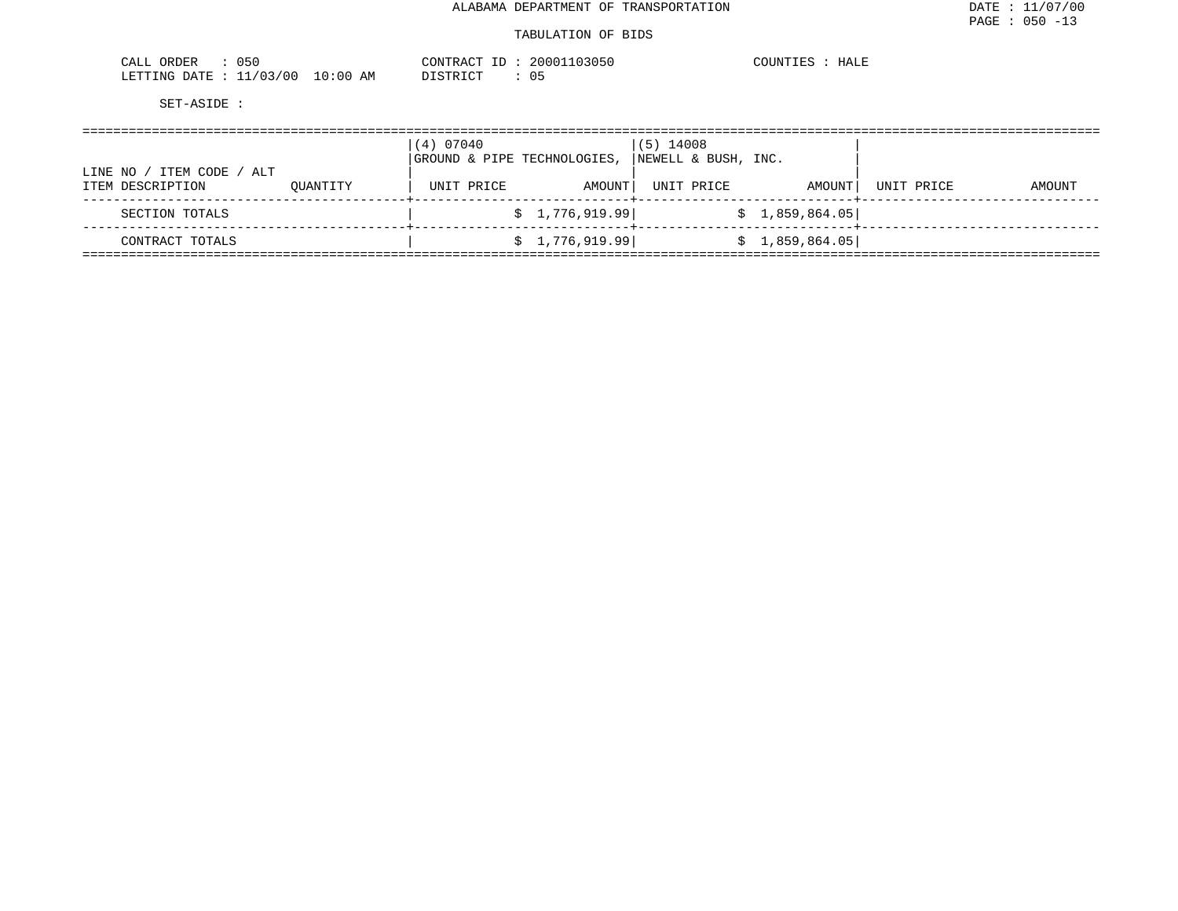# ALABAMA DEPARTMENT OF TRANSPORTATION

DATE : 11/07/00

PAGE : 050 -13

## TABULATION OF BIDS

CALL ORDER : 050    CONTRACT ID : 20001103050    COUNTIES : HALE

LETTING DATE : 11/03/00 10:00 AM    DISTRICT : 05

SET-ASIDE :

| LINE NO / ITEM CODE / ALT<br>ITEM DESCRIPTION | QUANTITY | (4) 07040<br>GROUND & PIPE TECHNOLOGIES,<br>UNIT PRICE | AMOUNT | (5) 14008<br>NEWELL & BUSH, INC.<br>UNIT PRICE | AMOUNT | UNIT PRICE | AMOUNT |
|---|---|---|---|---|---|---|---|
| SECTION TOTALS | | | $ 1,776,919.99 | | $ 1,859,864.05 | | |
| CONTRACT TOTALS | | | $ 1,776,919.99 | | $ 1,859,864.05 | | |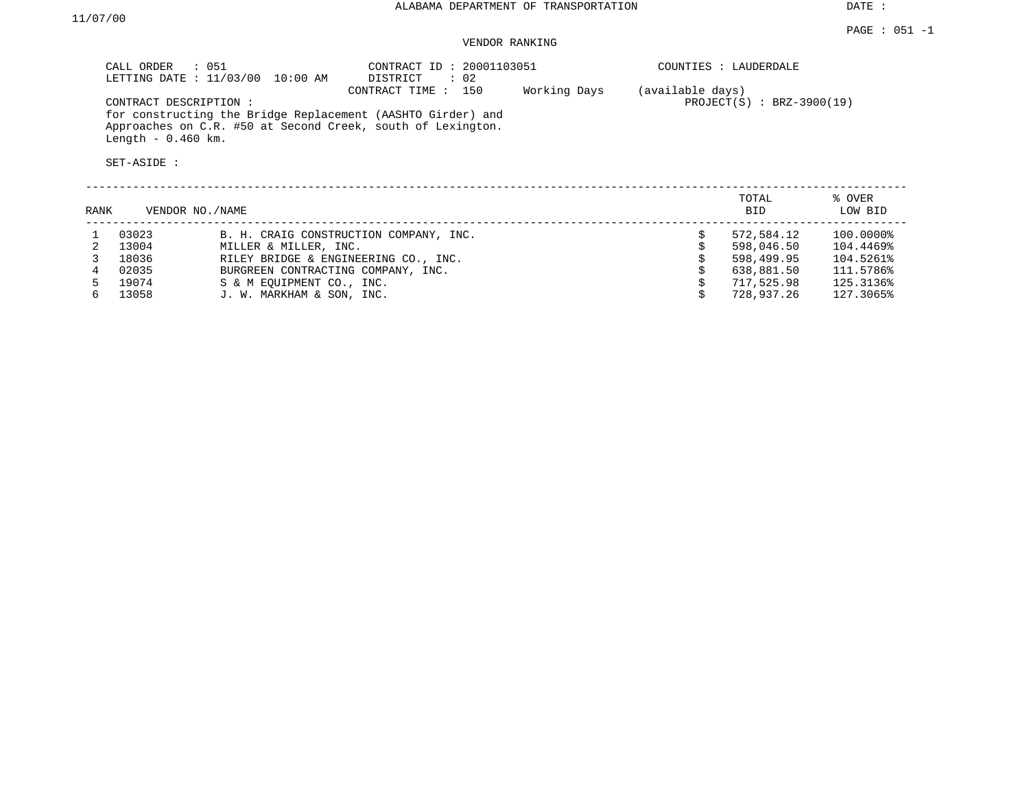DATE :

11/07/00

ALABAMA DEPARTMENT OF TRANSPORTATION

PAGE : 051 -1

VENDOR RANKING

CALL ORDER : 051
LETTING DATE : 11/03/00 10:00 AM

CONTRACT ID : 20001103051
DISTRICT : 02
CONTRACT TIME : 150 Working Days (available days)

COUNTIES : LAUDERDALE

PROJECT(S) : BRZ-3900(19)

CONTRACT DESCRIPTION :
for constructing the Bridge Replacement (AASHTO Girder) and Approaches on C.R. #50 at Second Creek, south of Lexington. Length - 0.460 km.

SET-ASIDE :

| RANK | VENDOR NO./NAME | | | TOTAL BID | % OVER LOW BID |
|---|---|---|---|---|---|
| 1 | 03023 | B. H. CRAIG CONSTRUCTION COMPANY, INC. | $ | 572,584.12 | 100.0000% |
| 2 | 13004 | MILLER & MILLER, INC. | $ | 598,046.50 | 104.4469% |
| 3 | 18036 | RILEY BRIDGE & ENGINEERING CO., INC. | $ | 598,499.95 | 104.5261% |
| 4 | 02035 | BURGREEN CONTRACTING COMPANY, INC. | $ | 638,881.50 | 111.5786% |
| 5 | 19074 | S & M EQUIPMENT CO., INC. | $ | 717,525.98 | 125.3136% |
| 6 | 13058 | J. W. MARKHAM & SON, INC. | $ | 728,937.26 | 127.3065% |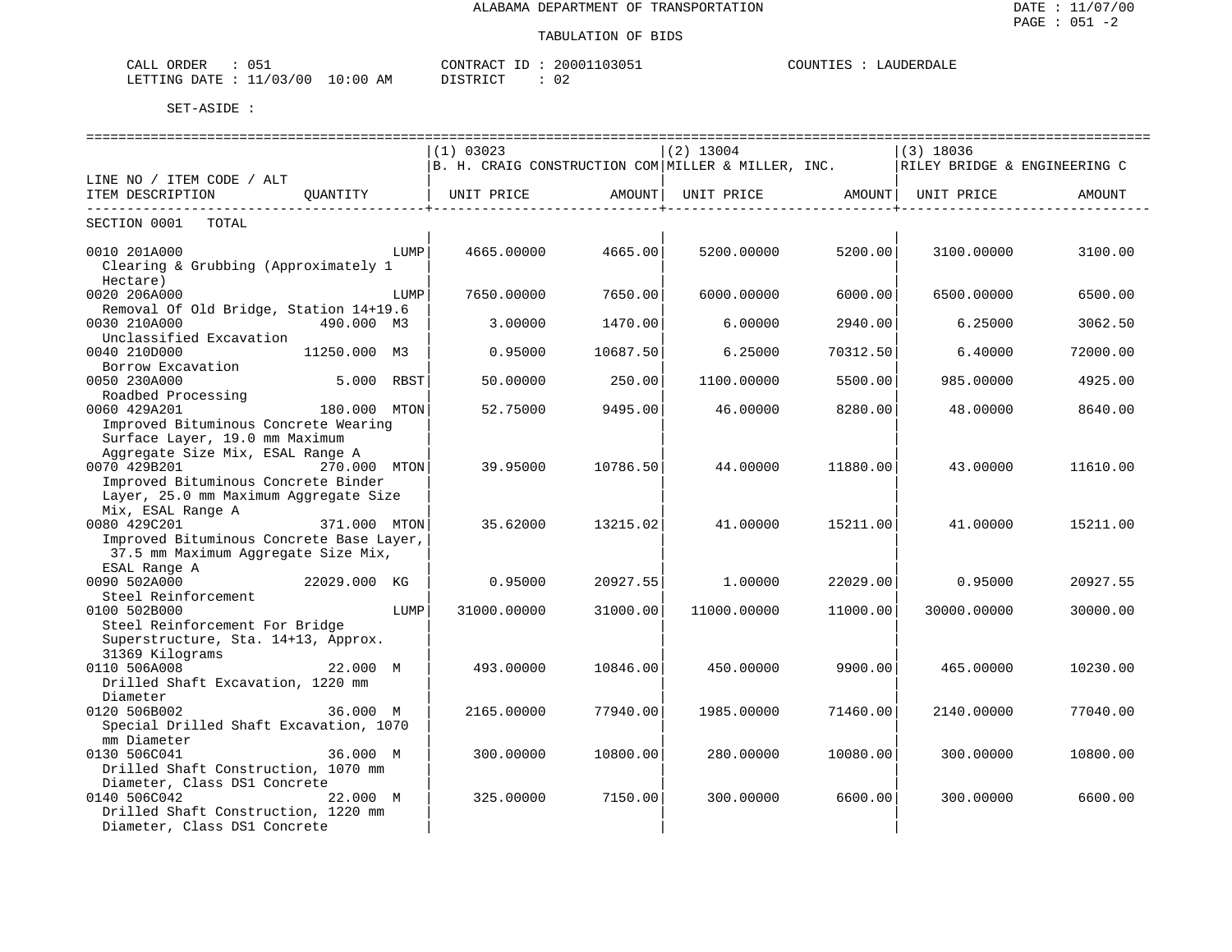ALABAMA DEPARTMENT OF TRANSPORTATION

TABULATION OF BIDS

CALL ORDER : 051 CONTRACT ID : 20001103051 COUNTIES : LAUDERDALE
LETTING DATE : 11/03/00 10:00 AM DISTRICT : 02

SET-ASIDE :

| LINE NO / ITEM CODE / ALT ITEM DESCRIPTION | QUANTITY | (1) 03023 B. H. CRAIG CONSTRUCTION COM UNIT PRICE | AMOUNT | (2) 13004 MILLER & MILLER, INC. UNIT PRICE | AMOUNT | (3) 18036 RILEY BRIDGE & ENGINEERING C UNIT PRICE | AMOUNT |
|---|---|---|---|---|---|---|---|
| SECTION 0001 TOTAL | | | | | | | |
| 0010 201A000 Clearing & Grubbing (Approximately 1 Hectare) | LUMP | 4665.00000 | 4665.00 | 5200.00000 | 5200.00 | 3100.00000 | 3100.00 |
| 0020 206A000 Removal Of Old Bridge, Station 14+19.6 | LUMP | 7650.00000 | 7650.00 | 6000.00000 | 6000.00 | 6500.00000 | 6500.00 |
| 0030 210A000 Unclassified Excavation | 490.000 M3 | 3.00000 | 1470.00 | 6.00000 | 2940.00 | 6.25000 | 3062.50 |
| 0040 210D000 Borrow Excavation | 11250.000 M3 | 0.95000 | 10687.50 | 6.25000 | 70312.50 | 6.40000 | 72000.00 |
| 0050 230A000 Roadbed Processing | 5.000 RBST | 50.00000 | 250.00 | 1100.00000 | 5500.00 | 985.00000 | 4925.00 |
| 0060 429A201 Improved Bituminous Concrete Wearing Surface Layer, 19.0 mm Maximum Aggregate Size Mix, ESAL Range A | 180.000 MTON | 52.75000 | 9495.00 | 46.00000 | 8280.00 | 48.00000 | 8640.00 |
| 0070 429B201 Improved Bituminous Concrete Binder Layer, 25.0 mm Maximum Aggregate Size Mix, ESAL Range A | 270.000 MTON | 39.95000 | 10786.50 | 44.00000 | 11880.00 | 43.00000 | 11610.00 |
| 0080 429C201 Improved Bituminous Concrete Base Layer, 37.5 mm Maximum Aggregate Size Mix, ESAL Range A | 371.000 MTON | 35.62000 | 13215.02 | 41.00000 | 15211.00 | 41.00000 | 15211.00 |
| 0090 502A000 Steel Reinforcement | 22029.000 KG | 0.95000 | 20927.55 | 1.00000 | 22029.00 | 0.95000 | 20927.55 |
| 0100 502B000 Steel Reinforcement For Bridge Superstructure, Sta. 14+13, Approx. 31369 Kilograms | LUMP | 31000.00000 | 31000.00 | 11000.00000 | 11000.00 | 30000.00000 | 30000.00 |
| 0110 506A008 Drilled Shaft Excavation, 1220 mm Diameter | 22.000 M | 493.00000 | 10846.00 | 450.00000 | 9900.00 | 465.00000 | 10230.00 |
| 0120 506B002 Special Drilled Shaft Excavation, 1070 mm Diameter | 36.000 M | 2165.00000 | 77940.00 | 1985.00000 | 71460.00 | 2140.00000 | 77040.00 |
| 0130 506C041 Drilled Shaft Construction, 1070 mm Diameter, Class DS1 Concrete | 36.000 M | 300.00000 | 10800.00 | 280.00000 | 10080.00 | 300.00000 | 10800.00 |
| 0140 506C042 Drilled Shaft Construction, 1220 mm Diameter, Class DS1 Concrete | 22.000 M | 325.00000 | 7150.00 | 300.00000 | 6600.00 | 300.00000 | 6600.00 |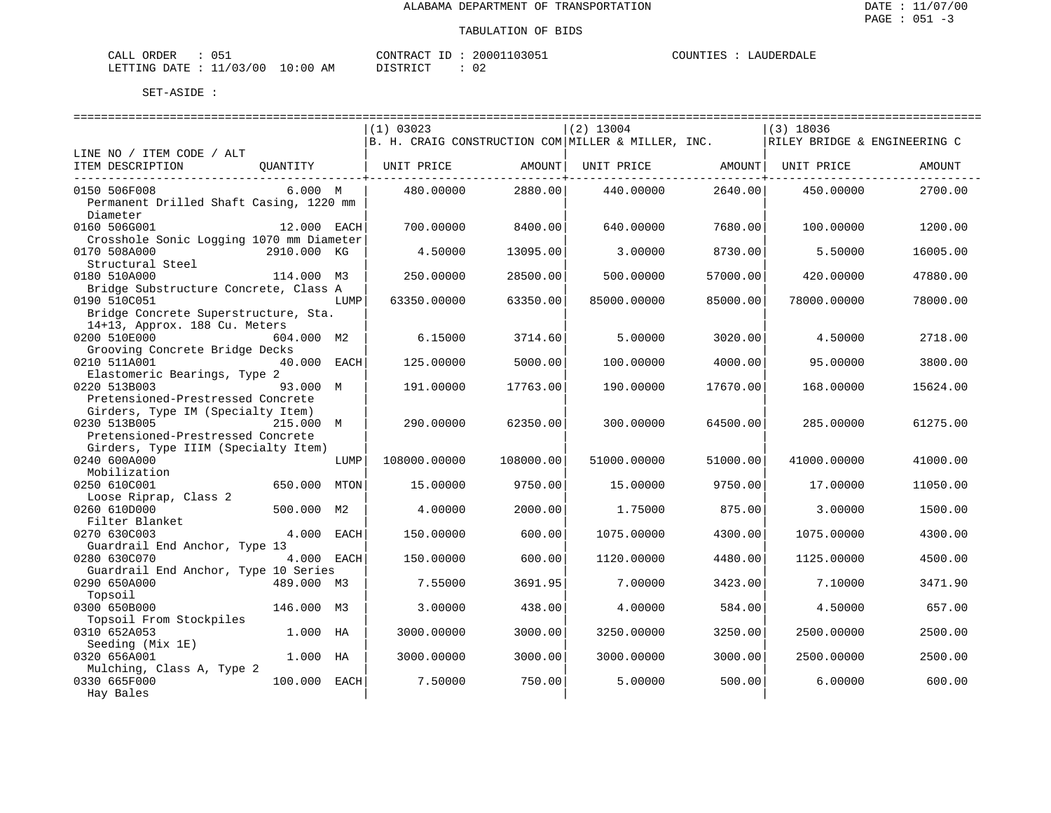ALABAMA DEPARTMENT OF TRANSPORTATION

TABULATION OF BIDS

CALL ORDER : 051 CONTRACT ID : 20001103051 COUNTIES : LAUDERDALE
LETTING DATE : 11/03/00 10:00 AM DISTRICT : 02

SET-ASIDE :

| LINE NO / ITEM CODE / ALT ITEM DESCRIPTION | QUANTITY | (1) 03023 B. H. CRAIG CONSTRUCTION COM UNIT PRICE | AMOUNT | (2) 13004 MILLER & MILLER, INC. UNIT PRICE | AMOUNT | (3) 18036 RILEY BRIDGE & ENGINEERING C UNIT PRICE | AMOUNT |
|---|---|---|---|---|---|---|---|
| 0150 506F008 Permanent Drilled Shaft Casing, 1220 mm Diameter | 6.000 M | 480.00000 | 2880.00 | 440.00000 | 2640.00 | 450.00000 | 2700.00 |
| 0160 506G001 Crosshole Sonic Logging 1070 mm Diameter | 12.000 EACH | 700.00000 | 8400.00 | 640.00000 | 7680.00 | 100.00000 | 1200.00 |
| 0170 508A000 Structural Steel | 2910.000 KG | 4.50000 | 13095.00 | 3.00000 | 8730.00 | 5.50000 | 16005.00 |
| 0180 510A000 Bridge Substructure Concrete, Class A | 114.000 M3 | 250.00000 | 28500.00 | 500.00000 | 57000.00 | 420.00000 | 47880.00 |
| 0190 510C051 Bridge Concrete Superstructure, Sta. 14+13, Approx. 188 Cu. Meters | LUMP | 63350.00000 | 63350.00 | 85000.00000 | 85000.00 | 78000.00000 | 78000.00 |
| 0200 510E000 Grooving Concrete Bridge Decks | 604.000 M2 | 6.15000 | 3714.60 | 5.00000 | 3020.00 | 4.50000 | 2718.00 |
| 0210 511A001 Elastomeric Bearings, Type 2 | 40.000 EACH | 125.00000 | 5000.00 | 100.00000 | 4000.00 | 95.00000 | 3800.00 |
| 0220 513B003 Pretensioned-Prestressed Concrete Girders, Type IM (Specialty Item) | 93.000 M | 191.00000 | 17763.00 | 190.00000 | 17670.00 | 168.00000 | 15624.00 |
| 0230 513B005 Pretensioned-Prestressed Concrete Girders, Type IIIM (Specialty Item) | 215.000 M | 290.00000 | 62350.00 | 300.00000 | 64500.00 | 285.00000 | 61275.00 |
| 0240 600A000 Mobilization | LUMP | 108000.00000 | 108000.00 | 51000.00000 | 51000.00 | 41000.00000 | 41000.00 |
| 0250 610C001 Loose Riprap, Class 2 | 650.000 MTON | 15.00000 | 9750.00 | 15.00000 | 9750.00 | 17.00000 | 11050.00 |
| 0260 610D000 Filter Blanket | 500.000 M2 | 4.00000 | 2000.00 | 1.75000 | 875.00 | 3.00000 | 1500.00 |
| 0270 630C003 Guardrail End Anchor, Type 13 | 4.000 EACH | 150.00000 | 600.00 | 1075.00000 | 4300.00 | 1075.00000 | 4300.00 |
| 0280 630C070 Guardrail End Anchor, Type 10 Series | 4.000 EACH | 150.00000 | 600.00 | 1120.00000 | 4480.00 | 1125.00000 | 4500.00 |
| 0290 650A000 Topsoil | 489.000 M3 | 7.55000 | 3691.95 | 7.00000 | 3423.00 | 7.10000 | 3471.90 |
| 0300 650B000 Topsoil From Stockpiles | 146.000 M3 | 3.00000 | 438.00 | 4.00000 | 584.00 | 4.50000 | 657.00 |
| 0310 652A053 Seeding (Mix 1E) | 1.000 HA | 3000.00000 | 3000.00 | 3250.00000 | 3250.00 | 2500.00000 | 2500.00 |
| 0320 656A001 Mulching, Class A, Type 2 | 1.000 HA | 3000.00000 | 3000.00 | 3000.00000 | 3000.00 | 2500.00000 | 2500.00 |
| 0330 665F000 Hay Bales | 100.000 EACH | 7.50000 | 750.00 | 5.00000 | 500.00 | 6.00000 | 600.00 |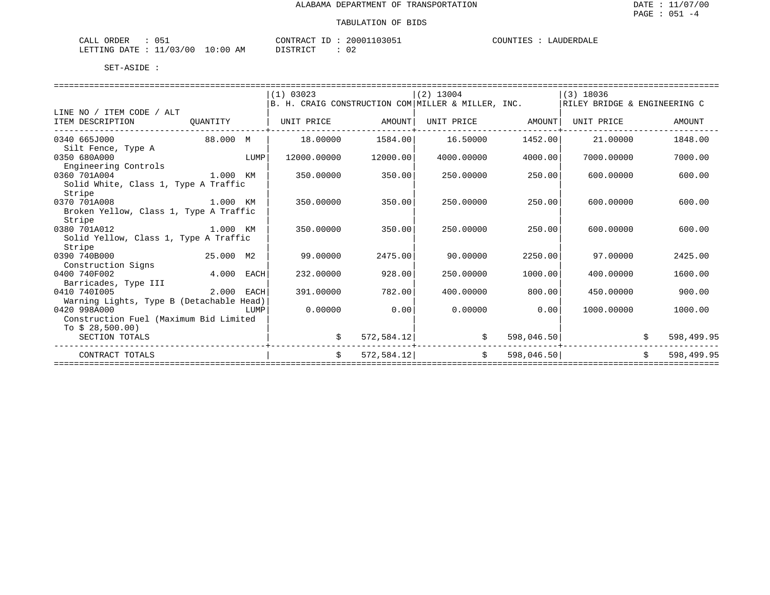ALABAMA DEPARTMENT OF TRANSPORTATION

TABULATION OF BIDS

CALL ORDER : 051 CONTRACT ID : 20001103051 COUNTIES : LAUDERDALE
LETTING DATE : 11/03/00 10:00 AM DISTRICT : 02

SET-ASIDE :

| LINE NO / ITEM CODE / ALT ITEM DESCRIPTION | QUANTITY | (1) 03023 B. H. CRAIG CONSTRUCTION COM UNIT PRICE | AMOUNT | (2) 13004 MILLER & MILLER, INC. UNIT PRICE | AMOUNT | (3) 18036 RILEY BRIDGE & ENGINEERING C UNIT PRICE | AMOUNT |
|---|---|---|---|---|---|---|---|
| 0340 665J000 Silt Fence, Type A | 88.000 M | 18.00000 | 1584.00 | 16.50000 | 1452.00 | 21.00000 | 1848.00 |
| 0350 680A000 Engineering Controls | LUMP | 12000.00000 | 12000.00 | 4000.00000 | 4000.00 | 7000.00000 | 7000.00 |
| 0360 701A004 Solid White, Class 1, Type A Traffic Stripe | 1.000 KM | 350.00000 | 350.00 | 250.00000 | 250.00 | 600.00000 | 600.00 |
| 0370 701A008 Broken Yellow, Class 1, Type A Traffic Stripe | 1.000 KM | 350.00000 | 350.00 | 250.00000 | 250.00 | 600.00000 | 600.00 |
| 0380 701A012 Solid Yellow, Class 1, Type A Traffic Stripe | 1.000 KM | 350.00000 | 350.00 | 250.00000 | 250.00 | 600.00000 | 600.00 |
| 0390 740B000 Construction Signs | 25.000 M2 | 99.00000 | 2475.00 | 90.00000 | 2250.00 | 97.00000 | 2425.00 |
| 0400 740F002 Barricades, Type III | 4.000 EACH | 232.00000 | 928.00 | 250.00000 | 1000.00 | 400.00000 | 1600.00 |
| 0410 740I005 Warning Lights, Type B (Detachable Head) | 2.000 EACH | 391.00000 | 782.00 | 400.00000 | 800.00 | 450.00000 | 900.00 |
| 0420 998A000 Construction Fuel (Maximum Bid Limited To $ 28,500.00) | LUMP | 0.00000 | 0.00 | 0.00000 | 0.00 | 1000.00000 | 1000.00 |
| SECTION TOTALS | | | $ 572,584.12 | | $ 598,046.50 | | $ 598,499.95 |
| CONTRACT TOTALS | | | $ 572,584.12 | | $ 598,046.50 | | $ 598,499.95 |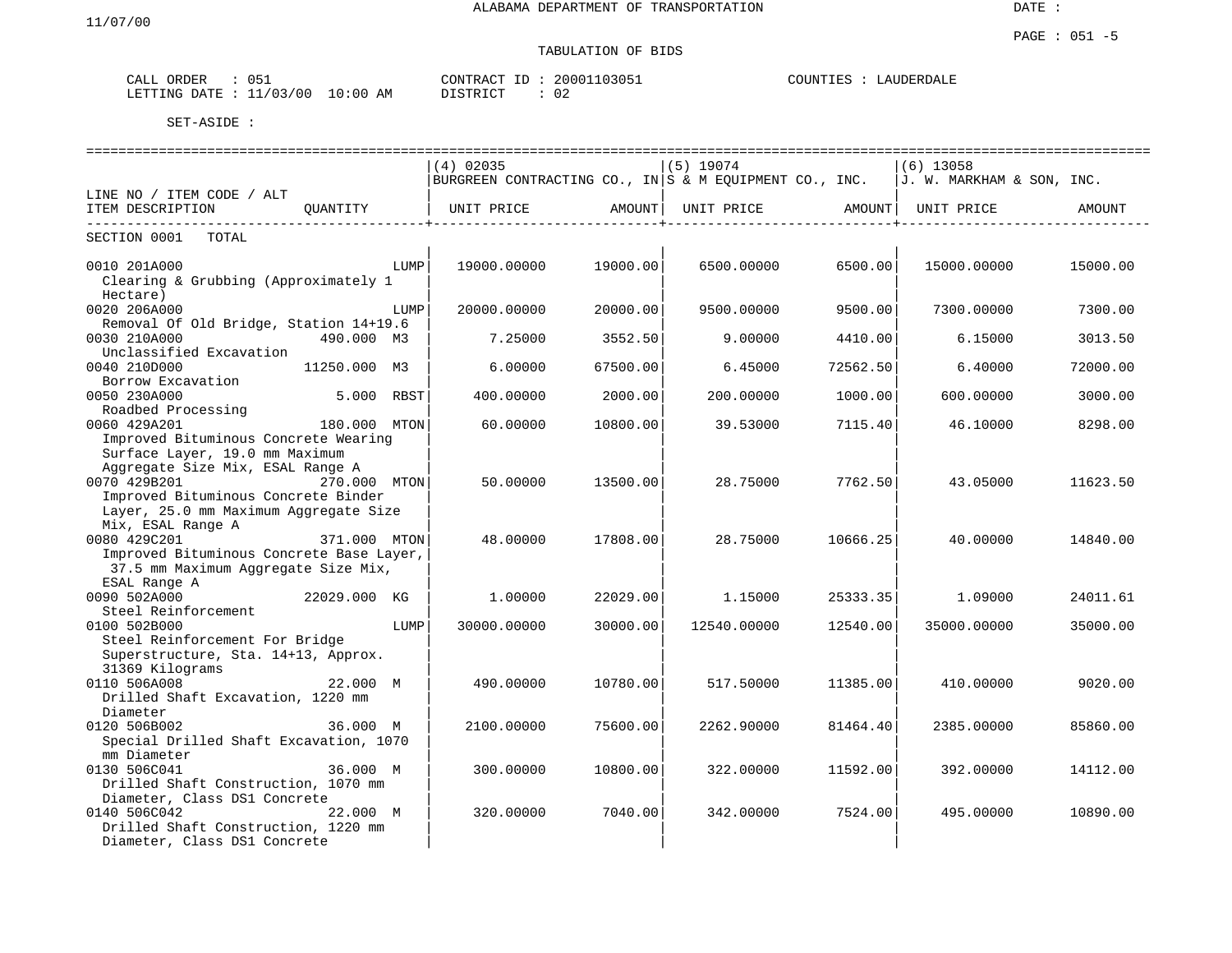ALABAMA DEPARTMENT OF TRANSPORTATION

11/07/00

DATE :

PAGE : 051 -5

TABULATION OF BIDS

CALL ORDER : 051 CONTRACT ID : 20001103051 COUNTIES : LAUDERDALE
LETTING DATE : 11/03/00 10:00 AM DISTRICT : 02

SET-ASIDE :

| LINE NO / ITEM CODE / ALT ITEM DESCRIPTION | QUANTITY | (4) 02035 BURGREEN CONTRACTING CO., IN UNIT PRICE | AMOUNT | (5) 19074 S & M EQUIPMENT CO., INC. UNIT PRICE | AMOUNT | (6) 13058 J. W. MARKHAM & SON, INC. UNIT PRICE | AMOUNT |
|---|---|---|---|---|---|---|---|
| SECTION 0001 TOTAL | | | | | | | |
| 0010 201A000 Clearing & Grubbing (Approximately 1 Hectare) | LUMP | 19000.00000 | 19000.00 | 6500.00000 | 6500.00 | 15000.00000 | 15000.00 |
| 0020 206A000 Removal Of Old Bridge, Station 14+19.6 | LUMP | 20000.00000 | 20000.00 | 9500.00000 | 9500.00 | 7300.00000 | 7300.00 |
| 0030 210A000 Unclassified Excavation | 490.000 M3 | 7.25000 | 3552.50 | 9.00000 | 4410.00 | 6.15000 | 3013.50 |
| 0040 210D000 Borrow Excavation | 11250.000 M3 | 6.00000 | 67500.00 | 6.45000 | 72562.50 | 6.40000 | 72000.00 |
| 0050 230A000 Roadbed Processing | 5.000 RBST | 400.00000 | 2000.00 | 200.00000 | 1000.00 | 600.00000 | 3000.00 |
| 0060 429A201 Improved Bituminous Concrete Wearing Surface Layer, 19.0 mm Maximum Aggregate Size Mix, ESAL Range A | 180.000 MTON | 60.00000 | 10800.00 | 39.53000 | 7115.40 | 46.10000 | 8298.00 |
| 0070 429B201 Improved Bituminous Concrete Binder Layer, 25.0 mm Maximum Aggregate Size Mix, ESAL Range A | 270.000 MTON | 50.00000 | 13500.00 | 28.75000 | 7762.50 | 43.05000 | 11623.50 |
| 0080 429C201 Improved Bituminous Concrete Base Layer, 37.5 mm Maximum Aggregate Size Mix, ESAL Range A | 371.000 MTON | 48.00000 | 17808.00 | 28.75000 | 10666.25 | 40.00000 | 14840.00 |
| 0090 502A000 Steel Reinforcement | 22029.000 KG | 1.00000 | 22029.00 | 1.15000 | 25333.35 | 1.09000 | 24011.61 |
| 0100 502B000 Steel Reinforcement For Bridge Superstructure, Sta. 14+13, Approx. 31369 Kilograms | LUMP | 30000.00000 | 30000.00 | 12540.00000 | 12540.00 | 35000.00000 | 35000.00 |
| 0110 506A008 Drilled Shaft Excavation, 1220 mm Diameter | 22.000 M | 490.00000 | 10780.00 | 517.50000 | 11385.00 | 410.00000 | 9020.00 |
| 0120 506B002 Special Drilled Shaft Excavation, 1070 mm Diameter | 36.000 M | 2100.00000 | 75600.00 | 2262.90000 | 81464.40 | 2385.00000 | 85860.00 |
| 0130 506C041 Drilled Shaft Construction, 1070 mm Diameter, Class DS1 Concrete | 36.000 M | 300.00000 | 10800.00 | 322.00000 | 11592.00 | 392.00000 | 14112.00 |
| 0140 506C042 Drilled Shaft Construction, 1220 mm Diameter, Class DS1 Concrete | 22.000 M | 320.00000 | 7040.00 | 342.00000 | 7524.00 | 495.00000 | 10890.00 |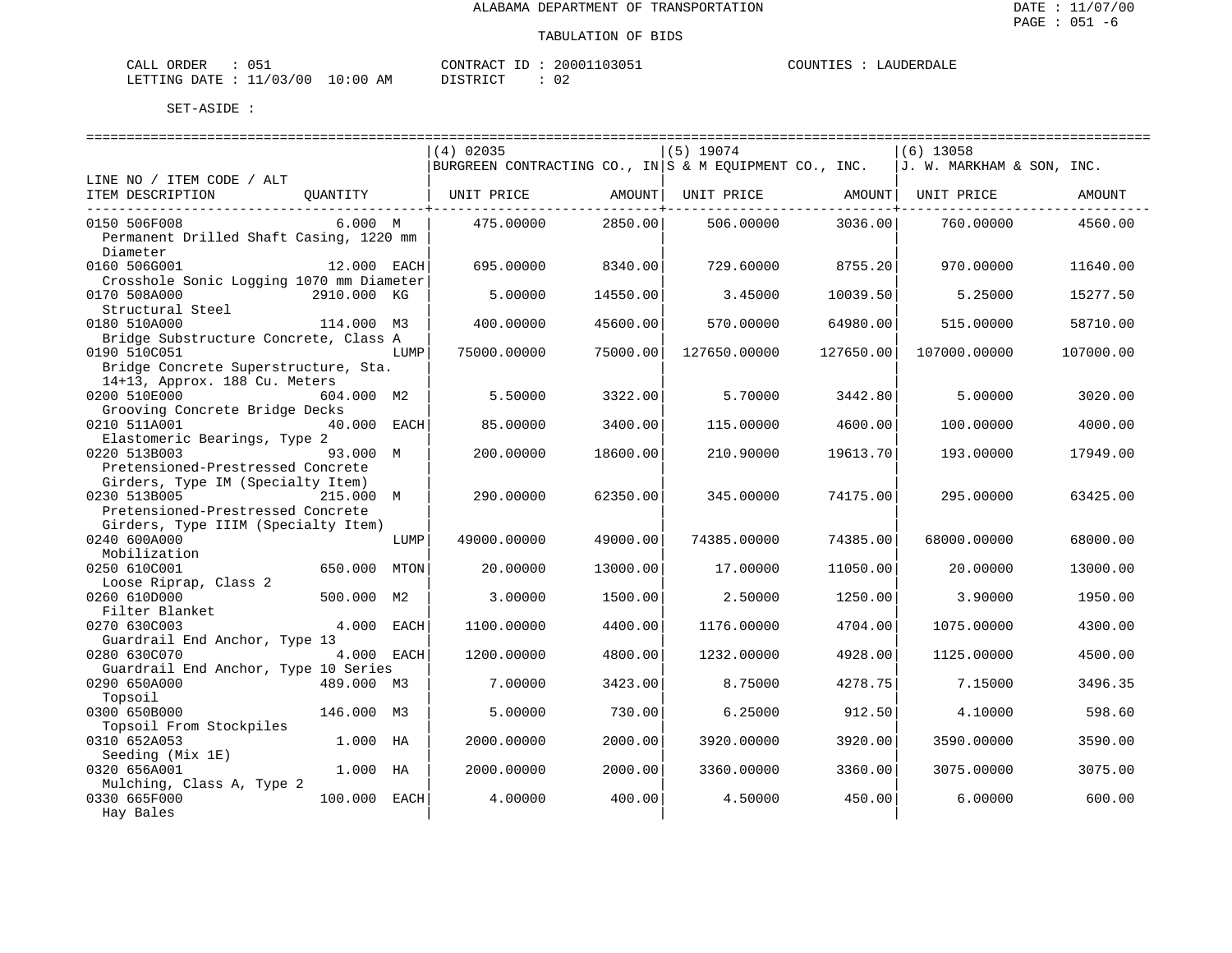ALABAMA DEPARTMENT OF TRANSPORTATION

TABULATION OF BIDS

CALL ORDER : 051 CONTRACT ID : 20001103051 COUNTIES : LAUDERDALE
LETTING DATE : 11/03/00 10:00 AM DISTRICT : 02

SET-ASIDE :

| LINE NO / ITEM CODE / ALT ITEM DESCRIPTION | QUANTITY | (4) 02035 BURGREEN CONTRACTING CO., IN UNIT PRICE | AMOUNT | (5) 19074 S & M EQUIPMENT CO., INC. UNIT PRICE | AMOUNT | (6) 13058 J. W. MARKHAM & SON, INC. UNIT PRICE | AMOUNT |
|---|---|---|---|---|---|---|---|
| 0150 506F008 Permanent Drilled Shaft Casing, 1220 mm Diameter | 6.000 M | 475.00000 | 2850.00 | 506.00000 | 3036.00 | 760.00000 | 4560.00 |
| 0160 506G001 Crosshole Sonic Logging 1070 mm Diameter | 12.000 EACH | 695.00000 | 8340.00 | 729.60000 | 8755.20 | 970.00000 | 11640.00 |
| 0170 508A000 Structural Steel | 2910.000 KG | 5.00000 | 14550.00 | 3.45000 | 10039.50 | 5.25000 | 15277.50 |
| 0180 510A000 Bridge Substructure Concrete, Class A | 114.000 M3 | 400.00000 | 45600.00 | 570.00000 | 64980.00 | 515.00000 | 58710.00 |
| 0190 510C051 Bridge Concrete Superstructure, Sta. 14+13, Approx. 188 Cu. Meters | LUMP | 75000.00000 | 75000.00 | 127650.00000 | 127650.00 | 107000.00000 | 107000.00 |
| 0200 510E000 Grooving Concrete Bridge Decks | 604.000 M2 | 5.50000 | 3322.00 | 5.70000 | 3442.80 | 5.00000 | 3020.00 |
| 0210 511A001 Elastomeric Bearings, Type 2 | 40.000 EACH | 85.00000 | 3400.00 | 115.00000 | 4600.00 | 100.00000 | 4000.00 |
| 0220 513B003 Pretensioned-Prestressed Concrete Girders, Type IM (Specialty Item) | 93.000 M | 200.00000 | 18600.00 | 210.90000 | 19613.70 | 193.00000 | 17949.00 |
| 0230 513B005 Pretensioned-Prestressed Concrete Girders, Type IIIM (Specialty Item) | 215.000 M | 290.00000 | 62350.00 | 345.00000 | 74175.00 | 295.00000 | 63425.00 |
| 0240 600A000 Mobilization | LUMP | 49000.00000 | 49000.00 | 74385.00000 | 74385.00 | 68000.00000 | 68000.00 |
| 0250 610C001 Loose Riprap, Class 2 | 650.000 MTON | 20.00000 | 13000.00 | 17.00000 | 11050.00 | 20.00000 | 13000.00 |
| 0260 610D000 Filter Blanket | 500.000 M2 | 3.00000 | 1500.00 | 2.50000 | 1250.00 | 3.90000 | 1950.00 |
| 0270 630C003 Guardrail End Anchor, Type 13 | 4.000 EACH | 1100.00000 | 4400.00 | 1176.00000 | 4704.00 | 1075.00000 | 4300.00 |
| 0280 630C070 Guardrail End Anchor, Type 10 Series | 4.000 EACH | 1200.00000 | 4800.00 | 1232.00000 | 4928.00 | 1125.00000 | 4500.00 |
| 0290 650A000 Topsoil | 489.000 M3 | 7.00000 | 3423.00 | 8.75000 | 4278.75 | 7.15000 | 3496.35 |
| 0300 650B000 Topsoil From Stockpiles | 146.000 M3 | 5.00000 | 730.00 | 6.25000 | 912.50 | 4.10000 | 598.60 |
| 0310 652A053 Seeding (Mix 1E) | 1.000 HA | 2000.00000 | 2000.00 | 3920.00000 | 3920.00 | 3590.00000 | 3590.00 |
| 0320 656A001 Mulching, Class A, Type 2 | 1.000 HA | 2000.00000 | 2000.00 | 3360.00000 | 3360.00 | 3075.00000 | 3075.00 |
| 0330 665F000 Hay Bales | 100.000 EACH | 4.00000 | 400.00 | 4.50000 | 450.00 | 6.00000 | 600.00 |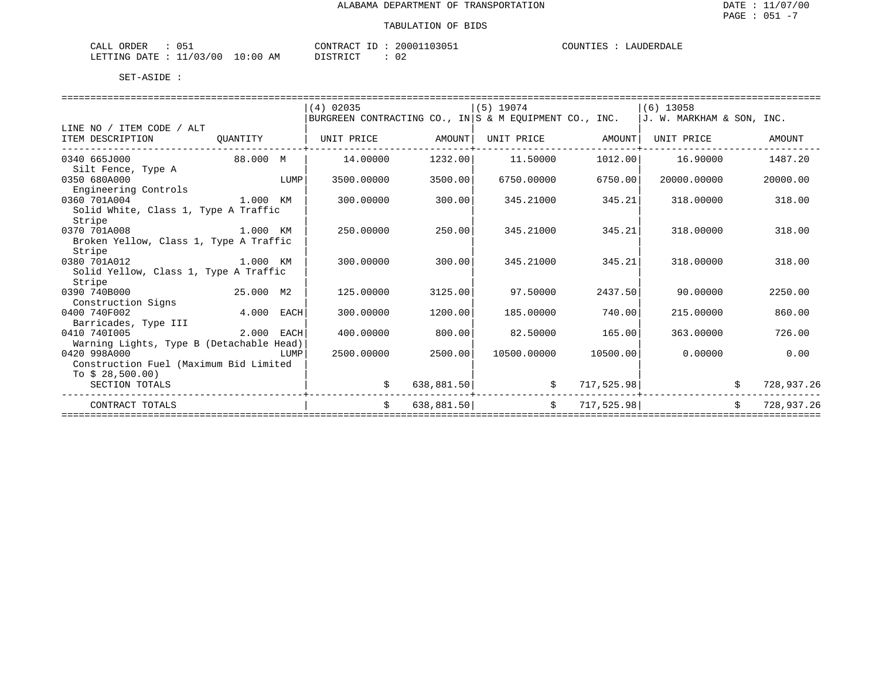ALABAMA DEPARTMENT OF TRANSPORTATION

TABULATION OF BIDS

CALL ORDER : 051 CONTRACT ID : 20001103051 COUNTIES : LAUDERDALE
LETTING DATE : 11/03/00 10:00 AM DISTRICT : 02

SET-ASIDE :

| LINE NO / ITEM CODE / ALT ITEM DESCRIPTION | QUANTITY | (4) 02035 BURGREEN CONTRACTING CO., IN UNIT PRICE | AMOUNT | (5) 19074 S & M EQUIPMENT CO., INC. UNIT PRICE | AMOUNT | (6) 13058 J. W. MARKHAM & SON, INC. UNIT PRICE | AMOUNT |
|---|---|---|---|---|---|---|---|
| 0340 665J000 Silt Fence, Type A | 88.000 M | 14.00000 | 1232.00 | 11.50000 | 1012.00 | 16.90000 | 1487.20 |
| 0350 680A000 Engineering Controls | LUMP | 3500.00000 | 3500.00 | 6750.00000 | 6750.00 | 20000.00000 | 20000.00 |
| 0360 701A004 Solid White, Class 1, Type A Traffic Stripe | 1.000 KM | 300.00000 | 300.00 | 345.21000 | 345.21 | 318.00000 | 318.00 |
| 0370 701A008 Broken Yellow, Class 1, Type A Traffic Stripe | 1.000 KM | 250.00000 | 250.00 | 345.21000 | 345.21 | 318.00000 | 318.00 |
| 0380 701A012 Solid Yellow, Class 1, Type A Traffic Stripe | 1.000 KM | 300.00000 | 300.00 | 345.21000 | 345.21 | 318.00000 | 318.00 |
| 0390 740B000 Construction Signs | 25.000 M2 | 125.00000 | 3125.00 | 97.50000 | 2437.50 | 90.00000 | 2250.00 |
| 0400 740F002 Barricades, Type III | 4.000 EACH | 300.00000 | 1200.00 | 185.00000 | 740.00 | 215.00000 | 860.00 |
| 0410 740I005 Warning Lights, Type B (Detachable Head) | 2.000 EACH | 400.00000 | 800.00 | 82.50000 | 165.00 | 363.00000 | 726.00 |
| 0420 998A000 Construction Fuel (Maximum Bid Limited To $ 28,500.00) | LUMP | 2500.00000 | 2500.00 | 10500.00000 | 10500.00 | 0.00000 | 0.00 |
| SECTION TOTALS | | | $ 638,881.50 | | $ 717,525.98 | | $ 728,937.26 |
| CONTRACT TOTALS | | | $ 638,881.50 | | $ 717,525.98 | | $ 728,937.26 |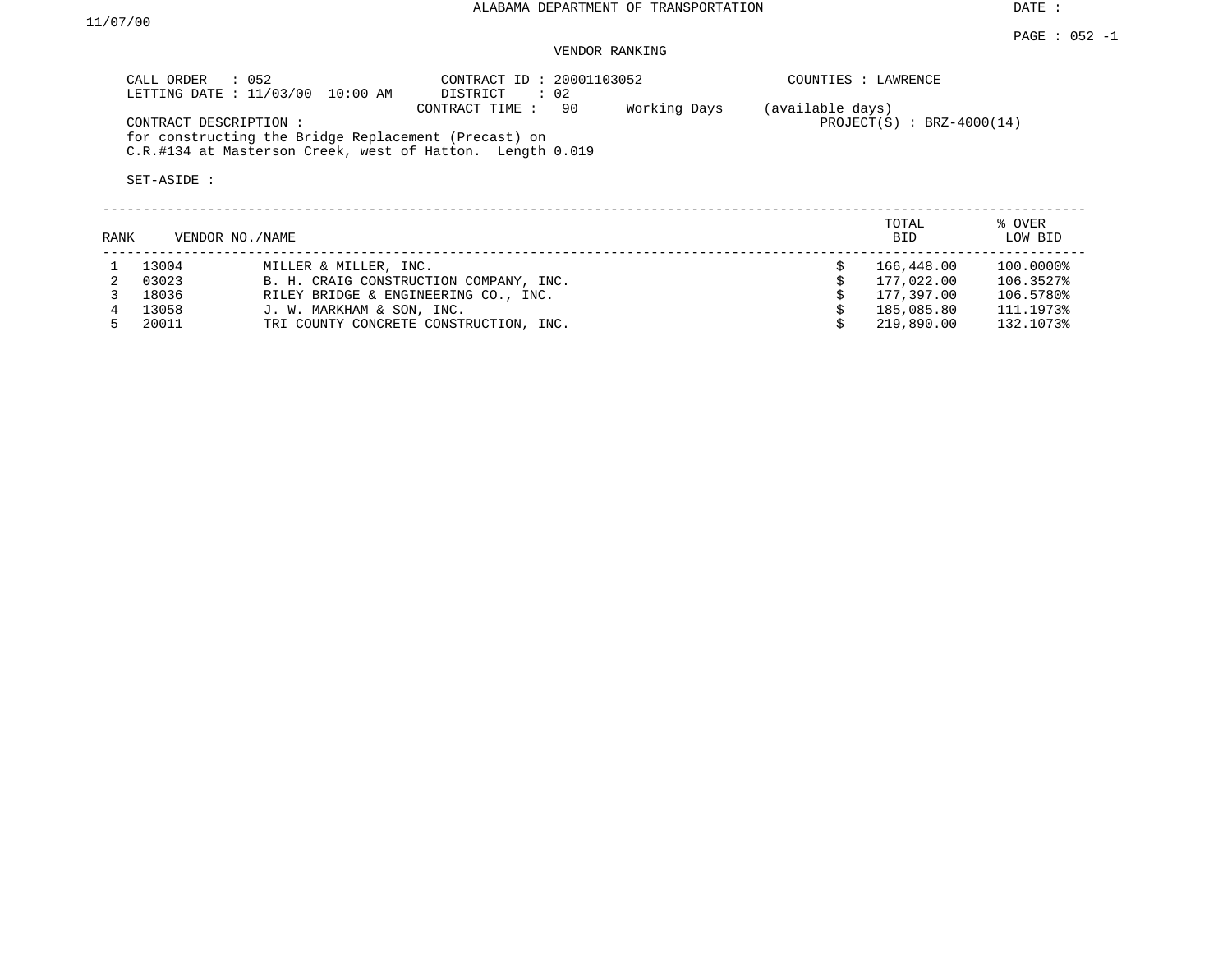ALABAMA DEPARTMENT OF TRANSPORTATION

DATE : 11/07/00

PAGE : 052 -1

VENDOR RANKING

CALL ORDER : 052
LETTING DATE : 11/03/00 10:00 AM

CONTRACT ID : 20001103052
DISTRICT : 02
CONTRACT TIME : 90 Working Days (available days)

COUNTIES : LAWRENCE

PROJECT(S) : BRZ-4000(14)

CONTRACT DESCRIPTION :
for constructing the Bridge Replacement (Precast) on
C.R.#134 at Masterson Creek, west of Hatton. Length 0.019

SET-ASIDE :

| RANK | VENDOR NO. | NAME | TOTAL BID | % OVER LOW BID |
|---|---|---|---|---|
| 1 | 13004 | MILLER & MILLER, INC. | $ 166,448.00 | 100.0000% |
| 2 | 03023 | B. H. CRAIG CONSTRUCTION COMPANY, INC. | $ 177,022.00 | 106.3527% |
| 3 | 18036 | RILEY BRIDGE & ENGINEERING CO., INC. | $ 177,397.00 | 106.5780% |
| 4 | 13058 | J. W. MARKHAM & SON, INC. | $ 185,085.80 | 111.1973% |
| 5 | 20011 | TRI COUNTY CONCRETE CONSTRUCTION, INC. | $ 219,890.00 | 132.1073% |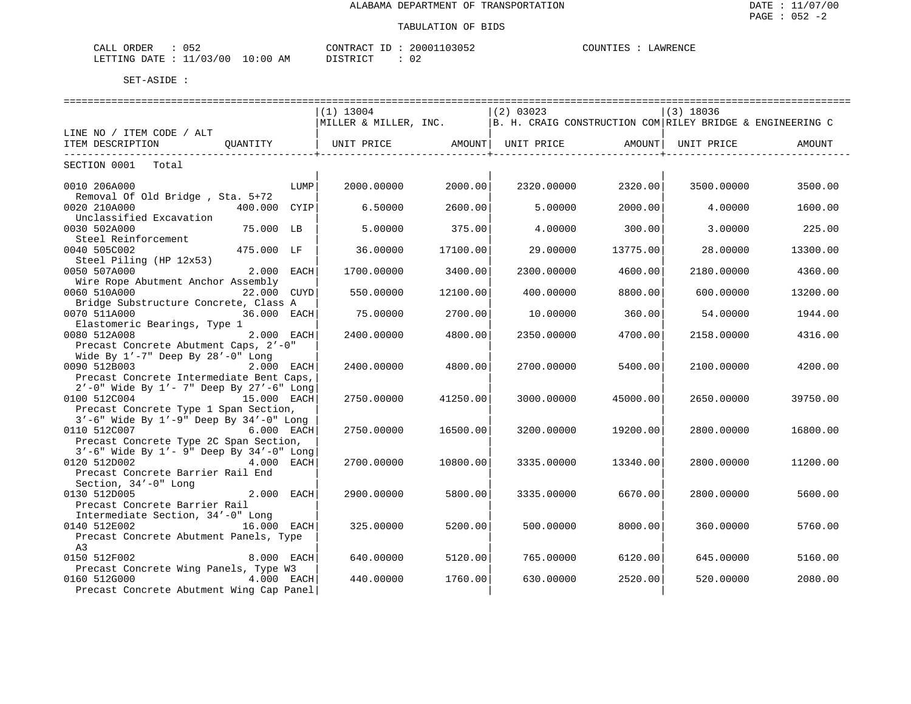ALABAMA DEPARTMENT OF TRANSPORTATION

TABULATION OF BIDS

CALL ORDER : 052　　CONTRACT ID : 20001103052　　COUNTIES : LAWRENCE
LETTING DATE : 11/03/00 10:00 AM　　DISTRICT : 02

SET-ASIDE :

| LINE NO / ITEM CODE / ALT ITEM DESCRIPTION | QUANTITY | (1) 13004 MILLER & MILLER, INC. UNIT PRICE | AMOUNT | (2) 03023 B. H. CRAIG CONSTRUCTION COM UNIT PRICE | AMOUNT | (3) 18036 RILEY BRIDGE & ENGINEERING C UNIT PRICE | AMOUNT |
|---|---|---|---|---|---|---|---|
| SECTION 0001 Total | | | | | | | |
| 0010 206A000 Removal Of Old Bridge , Sta. 5+72 | LUMP | 2000.00000 | 2000.00 | 2320.00000 | 2320.00 | 3500.00000 | 3500.00 |
| 0020 210A000 Unclassified Excavation | 400.000 CYIP | 6.50000 | 2600.00 | 5.00000 | 2000.00 | 4.00000 | 1600.00 |
| 0030 502A000 Steel Reinforcement | 75.000 LB | 5.00000 | 375.00 | 4.00000 | 300.00 | 3.00000 | 225.00 |
| 0040 505C002 Steel Piling (HP 12x53) | 475.000 LF | 36.00000 | 17100.00 | 29.00000 | 13775.00 | 28.00000 | 13300.00 |
| 0050 507A000 Wire Rope Abutment Anchor Assembly | 2.000 EACH | 1700.00000 | 3400.00 | 2300.00000 | 4600.00 | 2180.00000 | 4360.00 |
| 0060 510A000 Bridge Substructure Concrete, Class A | 22.000 CUYD | 550.00000 | 12100.00 | 400.00000 | 8800.00 | 600.00000 | 13200.00 |
| 0070 511A000 Elastomeric Bearings, Type 1 | 36.000 EACH | 75.00000 | 2700.00 | 10.00000 | 360.00 | 54.00000 | 1944.00 |
| 0080 512A008 Precast Concrete Abutment Caps, 2'-0" Wide By 1'-7" Deep By 28'-0" Long | 2.000 EACH | 2400.00000 | 4800.00 | 2350.00000 | 4700.00 | 2158.00000 | 4316.00 |
| 0090 512B003 Precast Concrete Intermediate Bent Caps, 2'-0" Wide By 1'- 7" Deep By 27'-6" Long | 2.000 EACH | 2400.00000 | 4800.00 | 2700.00000 | 5400.00 | 2100.00000 | 4200.00 |
| 0100 512C004 Precast Concrete Type 1 Span Section, 3'-6" Wide By 1'-9" Deep By 34'-0" Long | 15.000 EACH | 2750.00000 | 41250.00 | 3000.00000 | 45000.00 | 2650.00000 | 39750.00 |
| 0110 512C007 Precast Concrete Type 2C Span Section, 3'-6" Wide By 1'- 9" Deep By 34'-0" Long | 6.000 EACH | 2750.00000 | 16500.00 | 3200.00000 | 19200.00 | 2800.00000 | 16800.00 |
| 0120 512D002 Precast Concrete Barrier Rail End Section, 34'-0" Long | 4.000 EACH | 2700.00000 | 10800.00 | 3335.00000 | 13340.00 | 2800.00000 | 11200.00 |
| 0130 512D005 Precast Concrete Barrier Rail Intermediate Section, 34'-0" Long | 2.000 EACH | 2900.00000 | 5800.00 | 3335.00000 | 6670.00 | 2800.00000 | 5600.00 |
| 0140 512E002 Precast Concrete Abutment Panels, Type A3 | 16.000 EACH | 325.00000 | 5200.00 | 500.00000 | 8000.00 | 360.00000 | 5760.00 |
| 0150 512F002 Precast Concrete Wing Panels, Type W3 | 8.000 EACH | 640.00000 | 5120.00 | 765.00000 | 6120.00 | 645.00000 | 5160.00 |
| 0160 512G000 Precast Concrete Abutment Wing Cap Panel | 4.000 EACH | 440.00000 | 1760.00 | 630.00000 | 2520.00 | 520.00000 | 2080.00 |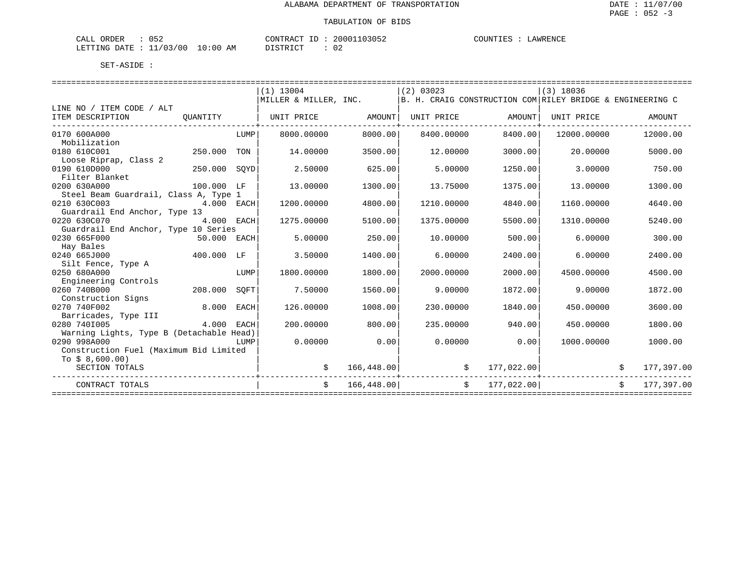# ALABAMA DEPARTMENT OF TRANSPORTATION

DATE : 11/07/00

PAGE : 052 -3

## TABULATION OF BIDS

CALL ORDER : 052    CONTRACT ID : 20001103052    COUNTIES : LAWRENCE

LETTING DATE : 11/03/00 10:00 AM    DISTRICT : 02

SET-ASIDE :

| LINE NO / ITEM CODE / ALT ITEM DESCRIPTION | QUANTITY | | (1) 13004 MILLER & MILLER, INC. UNIT PRICE | AMOUNT | (2) 03023 B. H. CRAIG CONSTRUCTION COM UNIT PRICE | AMOUNT | (3) 18036 RILEY BRIDGE & ENGINEERING C UNIT PRICE | AMOUNT |
|---|---|---|---|---|---|---|---|---|
| 0170 600A000 Mobilization | | LUMP | 8000.00000 | 8000.00 | 8400.00000 | 8400.00 | 12000.00000 | 12000.00 |
| 0180 610C001 Loose Riprap, Class 2 | 250.000 | TON | 14.00000 | 3500.00 | 12.00000 | 3000.00 | 20.00000 | 5000.00 |
| 0190 610D000 Filter Blanket | 250.000 | SQYD | 2.50000 | 625.00 | 5.00000 | 1250.00 | 3.00000 | 750.00 |
| 0200 630A000 Steel Beam Guardrail, Class A, Type 1 | 100.000 | LF | 13.00000 | 1300.00 | 13.75000 | 1375.00 | 13.00000 | 1300.00 |
| 0210 630C003 Guardrail End Anchor, Type 13 | 4.000 | EACH | 1200.00000 | 4800.00 | 1210.00000 | 4840.00 | 1160.00000 | 4640.00 |
| 0220 630C070 Guardrail End Anchor, Type 10 Series | 4.000 | EACH | 1275.00000 | 5100.00 | 1375.00000 | 5500.00 | 1310.00000 | 5240.00 |
| 0230 665F000 Hay Bales | 50.000 | EACH | 5.00000 | 250.00 | 10.00000 | 500.00 | 6.00000 | 300.00 |
| 0240 665J000 Silt Fence, Type A | 400.000 | LF | 3.50000 | 1400.00 | 6.00000 | 2400.00 | 6.00000 | 2400.00 |
| 0250 680A000 Engineering Controls | | LUMP | 1800.00000 | 1800.00 | 2000.00000 | 2000.00 | 4500.00000 | 4500.00 |
| 0260 740B000 Construction Signs | 208.000 | SQFT | 7.50000 | 1560.00 | 9.00000 | 1872.00 | 9.00000 | 1872.00 |
| 0270 740F002 Barricades, Type III | 8.000 | EACH | 126.00000 | 1008.00 | 230.00000 | 1840.00 | 450.00000 | 3600.00 |
| 0280 740I005 Warning Lights, Type B (Detachable Head) | 4.000 | EACH | 200.00000 | 800.00 | 235.00000 | 940.00 | 450.00000 | 1800.00 |
| 0290 998A000 Construction Fuel (Maximum Bid Limited To $ 8,600.00) | | LUMP | 0.00000 | 0.00 | 0.00000 | 0.00 | 1000.00000 | 1000.00 |
| SECTION TOTALS | | | $ | 166,448.00 | $ | 177,022.00 | $ | 177,397.00 |
| CONTRACT TOTALS | | | $ | 166,448.00 | $ | 177,022.00 | $ | 177,397.00 |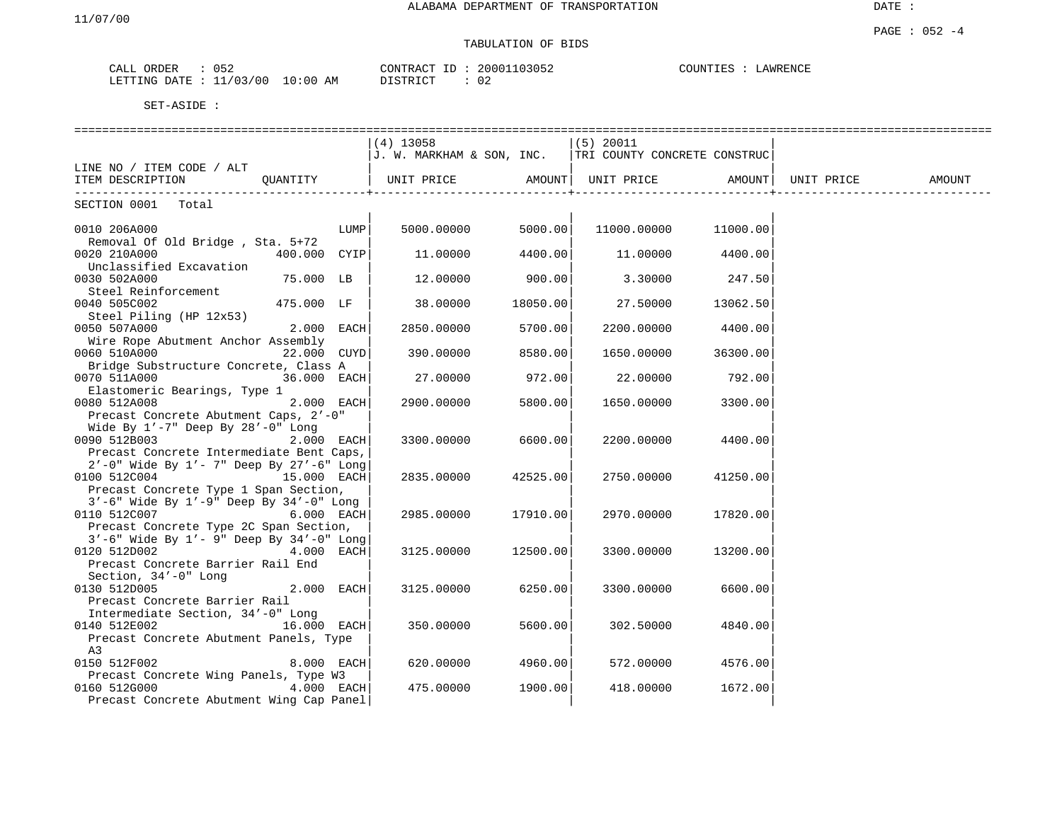ALABAMA DEPARTMENT OF TRANSPORTATION

11/07/00

DATE :

PAGE : 052 -4

TABULATION OF BIDS

CALL ORDER : 052 &nbsp;&nbsp;&nbsp;&nbsp; CONTRACT ID : 20001103052 &nbsp;&nbsp;&nbsp;&nbsp; COUNTIES : LAWRENCE
LETTING DATE : 11/03/00 10:00 AM &nbsp;&nbsp;&nbsp;&nbsp; DISTRICT : 02

SET-ASIDE :

| LINE NO / ITEM CODE / ALT ITEM DESCRIPTION | QUANTITY | (4) 13058 J. W. MARKHAM & SON, INC. UNIT PRICE | AMOUNT | (5) 20011 TRI COUNTY CONCRETE CONSTRUC UNIT PRICE | AMOUNT | UNIT PRICE | AMOUNT |
|---|---|---|---|---|---|---|---|
| SECTION 0001 Total | | | | | | | |
| 0010 206A000 Removal Of Old Bridge , Sta. 5+72 | LUMP | 5000.00000 | 5000.00 | 11000.00000 | 11000.00 | | |
| 0020 210A000 Unclassified Excavation | 400.000 CYIP | 11.00000 | 4400.00 | 11.00000 | 4400.00 | | |
| 0030 502A000 Steel Reinforcement | 75.000 LB | 12.00000 | 900.00 | 3.30000 | 247.50 | | |
| 0040 505C002 Steel Piling (HP 12x53) | 475.000 LF | 38.00000 | 18050.00 | 27.50000 | 13062.50 | | |
| 0050 507A000 Wire Rope Abutment Anchor Assembly | 2.000 EACH | 2850.00000 | 5700.00 | 2200.00000 | 4400.00 | | |
| 0060 510A000 Bridge Substructure Concrete, Class A | 22.000 CUYD | 390.00000 | 8580.00 | 1650.00000 | 36300.00 | | |
| 0070 511A000 Elastomeric Bearings, Type 1 | 36.000 EACH | 27.00000 | 972.00 | 22.00000 | 792.00 | | |
| 0080 512A008 Precast Concrete Abutment Caps, 2'-0" Wide By 1'-7" Deep By 28'-0" Long | 2.000 EACH | 2900.00000 | 5800.00 | 1650.00000 | 3300.00 | | |
| 0090 512B003 Precast Concrete Intermediate Bent Caps, 2'-0" Wide By 1'- 7" Deep By 27'-6" Long | 2.000 EACH | 3300.00000 | 6600.00 | 2200.00000 | 4400.00 | | |
| 0100 512C004 Precast Concrete Type 1 Span Section, 3'-6" Wide By 1'-9" Deep By 34'-0" Long | 15.000 EACH | 2835.00000 | 42525.00 | 2750.00000 | 41250.00 | | |
| 0110 512C007 Precast Concrete Type 2C Span Section, 3'-6" Wide By 1'- 9" Deep By 34'-0" Long | 6.000 EACH | 2985.00000 | 17910.00 | 2970.00000 | 17820.00 | | |
| 0120 512D002 Precast Concrete Barrier Rail End Section, 34'-0" Long | 4.000 EACH | 3125.00000 | 12500.00 | 3300.00000 | 13200.00 | | |
| 0130 512D005 Precast Concrete Barrier Rail Intermediate Section, 34'-0" Long | 2.000 EACH | 3125.00000 | 6250.00 | 3300.00000 | 6600.00 | | |
| 0140 512E002 Precast Concrete Abutment Panels, Type A3 | 16.000 EACH | 350.00000 | 5600.00 | 302.50000 | 4840.00 | | |
| 0150 512F002 Precast Concrete Wing Panels, Type W3 | 8.000 EACH | 620.00000 | 4960.00 | 572.00000 | 4576.00 | | |
| 0160 512G000 Precast Concrete Abutment Wing Cap Panel | 4.000 EACH | 475.00000 | 1900.00 | 418.00000 | 1672.00 | | |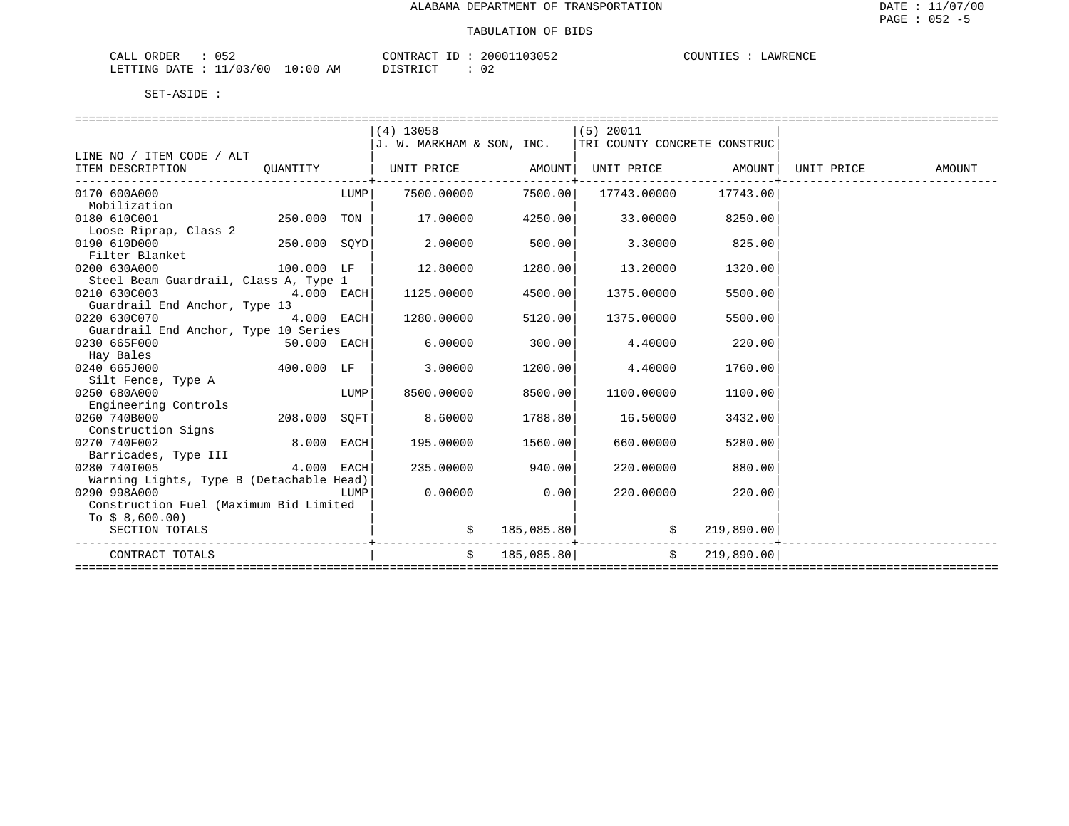ALABAMA DEPARTMENT OF TRANSPORTATION

TABULATION OF BIDS

DATE : 11/07/00
PAGE : 052 -5

CALL ORDER : 052 CONTRACT ID : 20001103052 COUNTIES : LAWRENCE
LETTING DATE : 11/03/00 10:00 AM DISTRICT : 02

SET-ASIDE :

| LINE NO / ITEM CODE / ALT<br>ITEM DESCRIPTION | QUANTITY | | (4) 13058<br>J. W. MARKHAM & SON, INC.<br>UNIT PRICE | AMOUNT | (5) 20011<br>TRI COUNTY CONCRETE CONSTRUC<br>UNIT PRICE | AMOUNT | UNIT PRICE | AMOUNT |
|---|---|---|---|---|---|---|---|---|
| 0170 600A000<br>Mobilization | | LUMP | 7500.00000 | 7500.00 | 17743.00000 | 17743.00 | | |
| 0180 610C001<br>Loose Riprap, Class 2 | 250.000 | TON | 17.00000 | 4250.00 | 33.00000 | 8250.00 | | |
| 0190 610D000<br>Filter Blanket | 250.000 | SQYD | 2.00000 | 500.00 | 3.30000 | 825.00 | | |
| 0200 630A000<br>Steel Beam Guardrail, Class A, Type 1 | 100.000 | LF | 12.80000 | 1280.00 | 13.20000 | 1320.00 | | |
| 0210 630C003<br>Guardrail End Anchor, Type 13 | 4.000 | EACH | 1125.00000 | 4500.00 | 1375.00000 | 5500.00 | | |
| 0220 630C070<br>Guardrail End Anchor, Type 10 Series | 4.000 | EACH | 1280.00000 | 5120.00 | 1375.00000 | 5500.00 | | |
| 0230 665F000<br>Hay Bales | 50.000 | EACH | 6.00000 | 300.00 | 4.40000 | 220.00 | | |
| 0240 665J000<br>Silt Fence, Type A | 400.000 | LF | 3.00000 | 1200.00 | 4.40000 | 1760.00 | | |
| 0250 680A000<br>Engineering Controls | | LUMP | 8500.00000 | 8500.00 | 1100.00000 | 1100.00 | | |
| 0260 740B000<br>Construction Signs | 208.000 | SQFT | 8.60000 | 1788.80 | 16.50000 | 3432.00 | | |
| 0270 740F002<br>Barricades, Type III | 8.000 | EACH | 195.00000 | 1560.00 | 660.00000 | 5280.00 | | |
| 0280 740I005<br>Warning Lights, Type B (Detachable Head) | 4.000 | EACH | 235.00000 | 940.00 | 220.00000 | 880.00 | | |
| 0290 998A000<br>Construction Fuel (Maximum Bid Limited To $ 8,600.00) | | LUMP | 0.00000 | 0.00 | 220.00000 | 220.00 | | |
| SECTION TOTALS | | | $ | 185,085.80 | $ | 219,890.00 | | |
| CONTRACT TOTALS | | | $ | 185,085.80 | $ | 219,890.00 | | |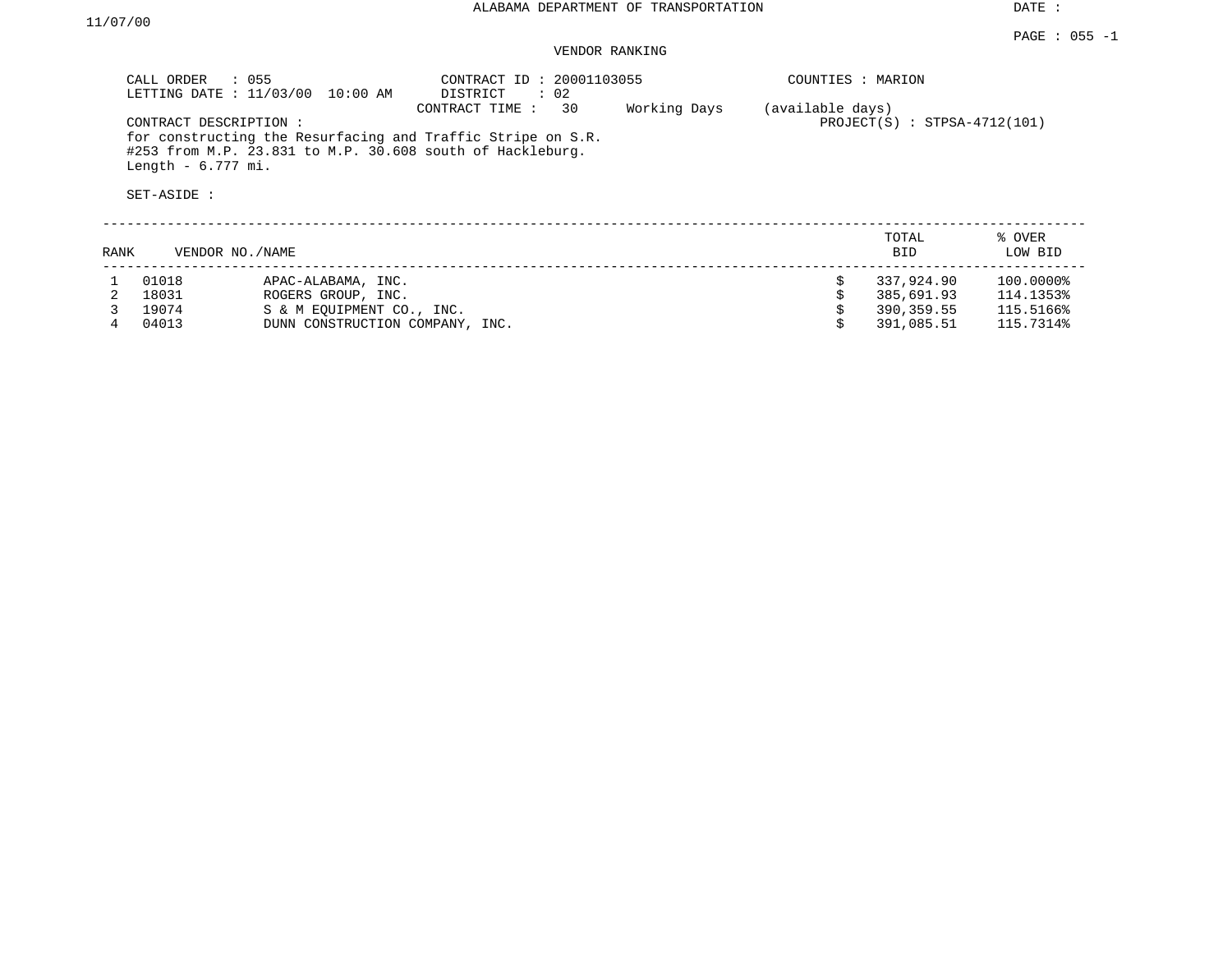ALABAMA DEPARTMENT OF TRANSPORTATION

DATE :

11/07/00

PAGE : 055 -1

## VENDOR RANKING

CALL ORDER : 055
LETTING DATE : 11/03/00 10:00 AM

CONTRACT ID : 20001103055
DISTRICT : 02
CONTRACT TIME : 30 Working Days (available days)

COUNTIES : MARION

PROJECT(S) : STPSA-4712(101)

CONTRACT DESCRIPTION :
for constructing the Resurfacing and Traffic Stripe on S.R. #253 from M.P. 23.831 to M.P. 30.608 south of Hackleburg. Length - 6.777 mi.

SET-ASIDE :

| RANK | VENDOR NO./NAME | | TOTAL BID | % OVER LOW BID |
|---|---|---|---|---|
| 1 | 01018 | APAC-ALABAMA, INC. | $ 337,924.90 | 100.0000% |
| 2 | 18031 | ROGERS GROUP, INC. | $ 385,691.93 | 114.1353% |
| 3 | 19074 | S & M EQUIPMENT CO., INC. | $ 390,359.55 | 115.5166% |
| 4 | 04013 | DUNN CONSTRUCTION COMPANY, INC. | $ 391,085.51 | 115.7314% |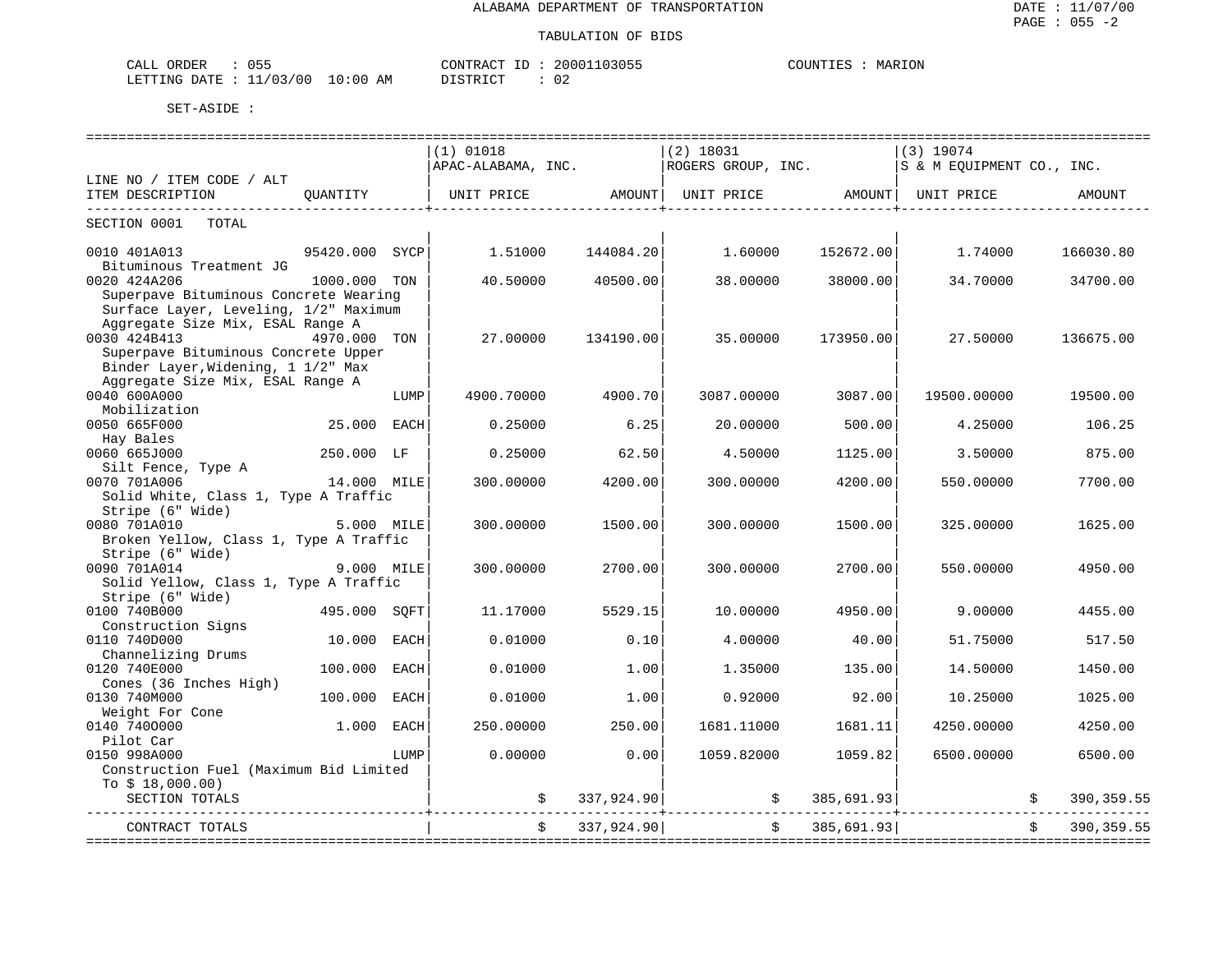ALABAMA DEPARTMENT OF TRANSPORTATION

TABULATION OF BIDS

CALL ORDER : 055 CONTRACT ID : 20001103055 COUNTIES : MARION
LETTING DATE : 11/03/00 10:00 AM DISTRICT : 02

SET-ASIDE :

| LINE NO / ITEM CODE / ALT ITEM DESCRIPTION | QUANTITY | (1) 01018 APAC-ALABAMA, INC. UNIT PRICE | AMOUNT | (2) 18031 ROGERS GROUP, INC. UNIT PRICE | AMOUNT | (3) 19074 S & M EQUIPMENT CO., INC. UNIT PRICE | AMOUNT |
|---|---|---|---|---|---|---|---|
| SECTION 0001 TOTAL | | | | | | | |
| 0010 401A013 Bituminous Treatment JG | 95420.000 SYCP | 1.51000 | 144084.20 | 1.60000 | 152672.00 | 1.74000 | 166030.80 |
| 0020 424A206 Superpave Bituminous Concrete Wearing Surface Layer, Leveling, 1/2" Maximum Aggregate Size Mix, ESAL Range A | 1000.000 TON | 40.50000 | 40500.00 | 38.00000 | 38000.00 | 34.70000 | 34700.00 |
| 0030 424B413 Superpave Bituminous Concrete Upper Binder Layer,Widening, 1 1/2" Max Aggregate Size Mix, ESAL Range A | 4970.000 TON | 27.00000 | 134190.00 | 35.00000 | 173950.00 | 27.50000 | 136675.00 |
| 0040 600A000 Mobilization | LUMP | 4900.70000 | 4900.70 | 3087.00000 | 3087.00 | 19500.00000 | 19500.00 |
| 0050 665F000 Hay Bales | 25.000 EACH | 0.25000 | 6.25 | 20.00000 | 500.00 | 4.25000 | 106.25 |
| 0060 665J000 Silt Fence, Type A | 250.000 LF | 0.25000 | 62.50 | 4.50000 | 1125.00 | 3.50000 | 875.00 |
| 0070 701A006 Solid White, Class 1, Type A Traffic Stripe (6" Wide) | 14.000 MILE | 300.00000 | 4200.00 | 300.00000 | 4200.00 | 550.00000 | 7700.00 |
| 0080 701A010 Broken Yellow, Class 1, Type A Traffic Stripe (6" Wide) | 5.000 MILE | 300.00000 | 1500.00 | 300.00000 | 1500.00 | 325.00000 | 1625.00 |
| 0090 701A014 Solid Yellow, Class 1, Type A Traffic Stripe (6" Wide) | 9.000 MILE | 300.00000 | 2700.00 | 300.00000 | 2700.00 | 550.00000 | 4950.00 |
| 0100 740B000 Construction Signs | 495.000 SQFT | 11.17000 | 5529.15 | 10.00000 | 4950.00 | 9.00000 | 4455.00 |
| 0110 740D000 Channelizing Drums | 10.000 EACH | 0.01000 | 0.10 | 4.00000 | 40.00 | 51.75000 | 517.50 |
| 0120 740E000 Cones (36 Inches High) | 100.000 EACH | 0.01000 | 1.00 | 1.35000 | 135.00 | 14.50000 | 1450.00 |
| 0130 740M000 Weight For Cone | 100.000 EACH | 0.01000 | 1.00 | 0.92000 | 92.00 | 10.25000 | 1025.00 |
| 0140 740O000 Pilot Car | 1.000 EACH | 250.00000 | 250.00 | 1681.11000 | 1681.11 | 4250.00000 | 4250.00 |
| 0150 998A000 Construction Fuel (Maximum Bid Limited To $ 18,000.00) | LUMP | 0.00000 | 0.00 | 1059.82000 | 1059.82 | 6500.00000 | 6500.00 |
| SECTION TOTALS | | | $ 337,924.90 | | $ 385,691.93 | | $ 390,359.55 |
| CONTRACT TOTALS | | | $ 337,924.90 | | $ 385,691.93 | | $ 390,359.55 |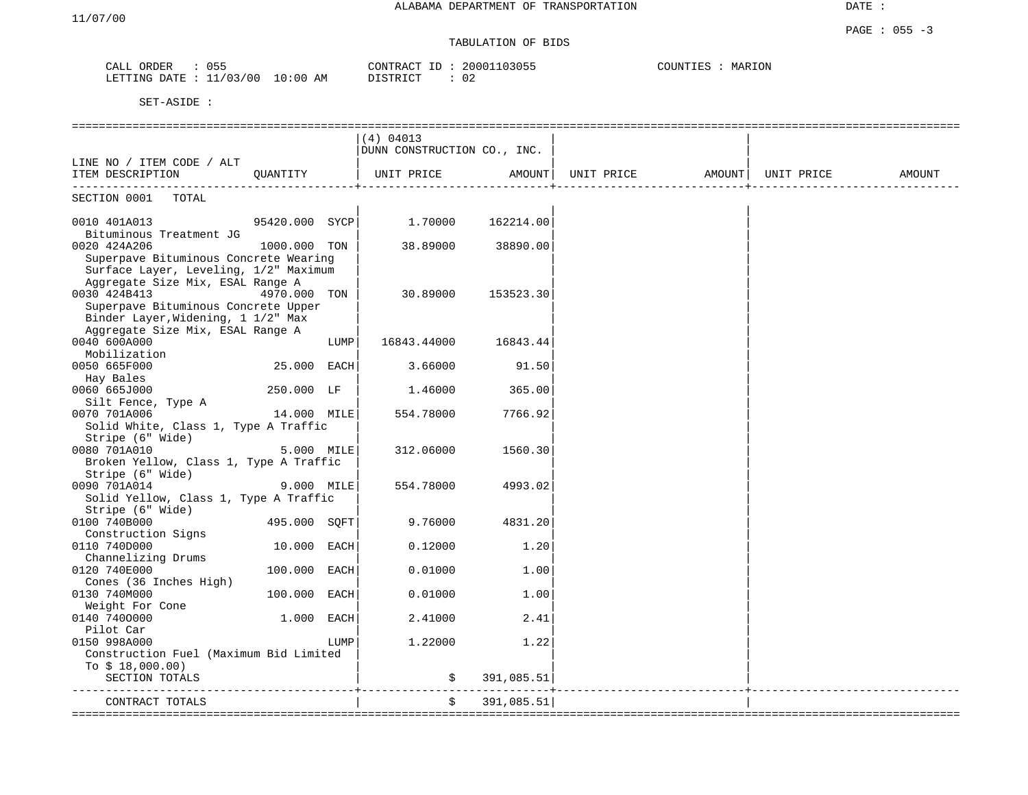11/07/00

ALABAMA DEPARTMENT OF TRANSPORTATION

DATE :

PAGE : 055 -3

TABULATION OF BIDS

CALL ORDER : 055
LETTING DATE : 11/03/00 10:00 AM

CONTRACT ID : 20001103055
DISTRICT : 02

COUNTIES : MARION

SET-ASIDE :

| LINE NO / ITEM CODE / ALT<br>ITEM DESCRIPTION | QUANTITY | (4) 04013 DUNN CONSTRUCTION CO., INC.<br>UNIT PRICE | AMOUNT | UNIT PRICE | AMOUNT | UNIT PRICE | AMOUNT |
|---|---|---|---|---|---|---|---|
| SECTION 0001 TOTAL | | | | | | | |
| 0010 401A013<br>Bituminous Treatment JG | 95420.000 SYCP | 1.70000 | 162214.00 | | | | |
| 0020 424A206<br>Superpave Bituminous Concrete Wearing Surface Layer, Leveling, 1/2" Maximum Aggregate Size Mix, ESAL Range A | 1000.000 TON | 38.89000 | 38890.00 | | | | |
| 0030 424B413<br>Superpave Bituminous Concrete Upper Binder Layer,Widening, 1 1/2" Max Aggregate Size Mix, ESAL Range A | 4970.000 TON | 30.89000 | 153523.30 | | | | |
| 0040 600A000<br>Mobilization | LUMP | 16843.44000 | 16843.44 | | | | |
| 0050 665F000<br>Hay Bales | 25.000 EACH | 3.66000 | 91.50 | | | | |
| 0060 665J000<br>Silt Fence, Type A | 250.000 LF | 1.46000 | 365.00 | | | | |
| 0070 701A006<br>Solid White, Class 1, Type A Traffic Stripe (6" Wide) | 14.000 MILE | 554.78000 | 7766.92 | | | | |
| 0080 701A010<br>Broken Yellow, Class 1, Type A Traffic Stripe (6" Wide) | 5.000 MILE | 312.06000 | 1560.30 | | | | |
| 0090 701A014<br>Solid Yellow, Class 1, Type A Traffic Stripe (6" Wide) | 9.000 MILE | 554.78000 | 4993.02 | | | | |
| 0100 740B000<br>Construction Signs | 495.000 SQFT | 9.76000 | 4831.20 | | | | |
| 0110 740D000<br>Channelizing Drums | 10.000 EACH | 0.12000 | 1.20 | | | | |
| 0120 740E000<br>Cones (36 Inches High) | 100.000 EACH | 0.01000 | 1.00 | | | | |
| 0130 740M000<br>Weight For Cone | 100.000 EACH | 0.01000 | 1.00 | | | | |
| 0140 740O000<br>Pilot Car | 1.000 EACH | 2.41000 | 2.41 | | | | |
| 0150 998A000<br>Construction Fuel (Maximum Bid Limited To $ 18,000.00) | LUMP | 1.22000 | 1.22 | | | | |
| SECTION TOTALS | | $ | 391,085.51 | | | | |
| CONTRACT TOTALS | | $ | 391,085.51 | | | | |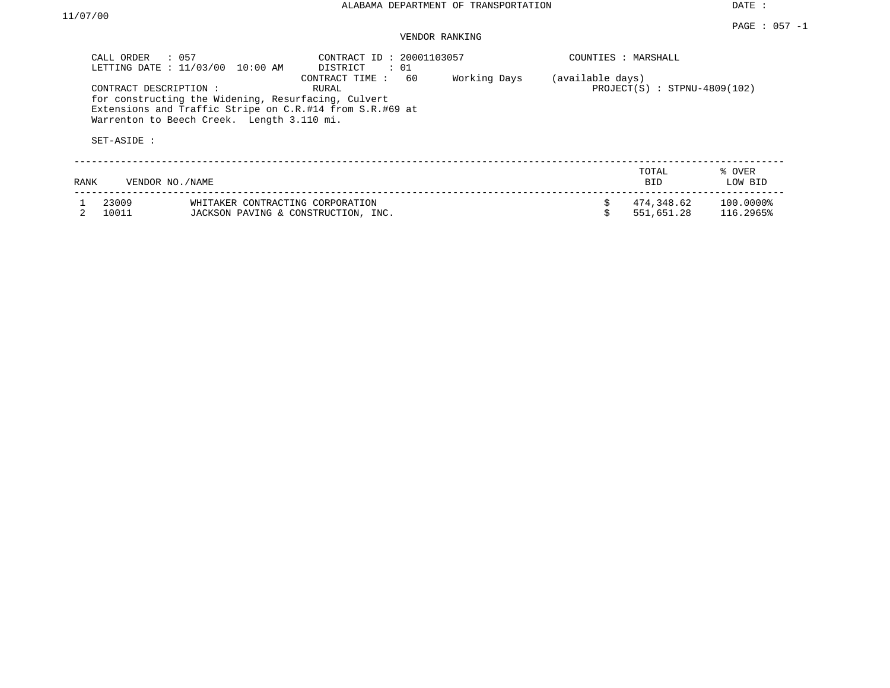ALABAMA DEPARTMENT OF TRANSPORTATION

DATE : 11/07/00

PAGE : 057 -1

VENDOR RANKING

CALL ORDER : 057
LETTING DATE : 11/03/00 10:00 AM

CONTRACT ID : 20001103057
DISTRICT : 01
CONTRACT TIME : 60 Working Days (available days)
RURAL

COUNTIES : MARSHALL

PROJECT(S) : STPNU-4809(102)

CONTRACT DESCRIPTION :
for constructing the Widening, Resurfacing, Culvert Extensions and Traffic Stripe on C.R.#14 from S.R.#69 at Warrenton to Beech Creek. Length 3.110 mi.

SET-ASIDE :

| RANK | VENDOR NO./NAME | | TOTAL BID | % OVER LOW BID |
|---|---|---|---|---|
| 1 | 23009 | WHITAKER CONTRACTING CORPORATION | $ 474,348.62 | 100.0000% |
| 2 | 10011 | JACKSON PAVING & CONSTRUCTION, INC. | $ 551,651.28 | 116.2965% |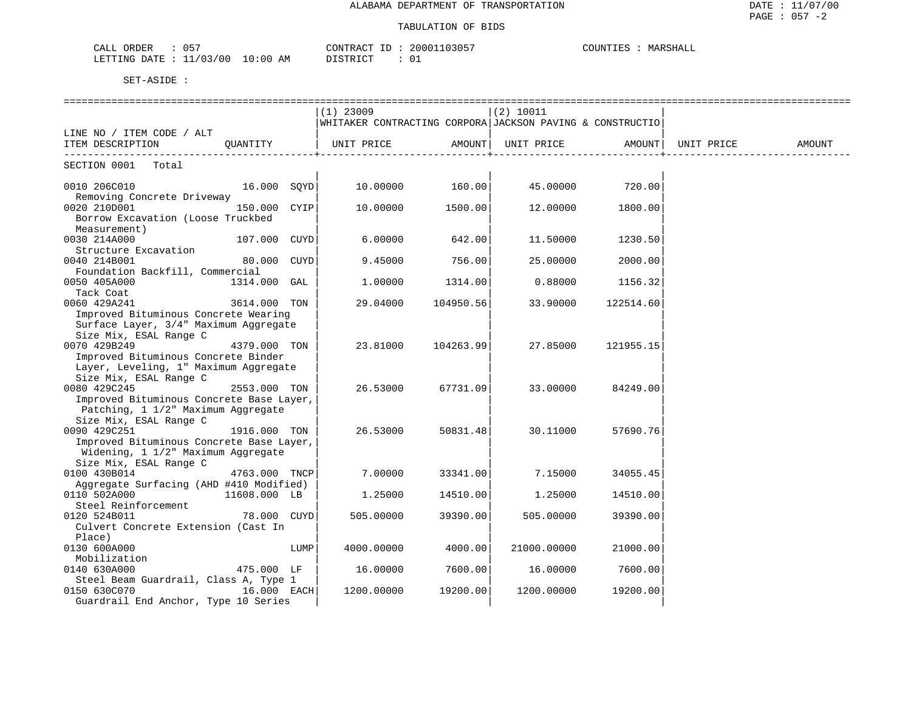ALABAMA DEPARTMENT OF TRANSPORTATION

TABULATION OF BIDS

DATE : 11/07/00
PAGE : 057 -2

CALL ORDER : 057 CONTRACT ID : 20001103057 COUNTIES : MARSHALL
LETTING DATE : 11/03/00 10:00 AM DISTRICT : 01

SET-ASIDE :

| LINE NO / ITEM CODE / ALT ITEM DESCRIPTION | QUANTITY | (1) 23009 WHITAKER CONTRACTING CORPORA UNIT PRICE | AMOUNT | (2) 10011 JACKSON PAVING & CONSTRUCTIO UNIT PRICE | AMOUNT | UNIT PRICE | AMOUNT |
|---|---|---|---|---|---|---|---|
| SECTION 0001 Total | | | | | | | |
| 0010 206C010 Removing Concrete Driveway | 16.000 SQYD | 10.00000 | 160.00 | 45.00000 | 720.00 | | |
| 0020 210D001 Borrow Excavation (Loose Truckbed Measurement) | 150.000 CYIP | 10.00000 | 1500.00 | 12.00000 | 1800.00 | | |
| 0030 214A000 Structure Excavation | 107.000 CUYD | 6.00000 | 642.00 | 11.50000 | 1230.50 | | |
| 0040 214B001 Foundation Backfill, Commercial | 80.000 CUYD | 9.45000 | 756.00 | 25.00000 | 2000.00 | | |
| 0050 405A000 Tack Coat | 1314.000 GAL | 1.00000 | 1314.00 | 0.88000 | 1156.32 | | |
| 0060 429A241 Improved Bituminous Concrete Wearing Surface Layer, 3/4" Maximum Aggregate Size Mix, ESAL Range C | 3614.000 TON | 29.04000 | 104950.56 | 33.90000 | 122514.60 | | |
| 0070 429B249 Improved Bituminous Concrete Binder Layer, Leveling, 1" Maximum Aggregate Size Mix, ESAL Range C | 4379.000 TON | 23.81000 | 104263.99 | 27.85000 | 121955.15 | | |
| 0080 429C245 Improved Bituminous Concrete Base Layer, Patching, 1 1/2" Maximum Aggregate Size Mix, ESAL Range C | 2553.000 TON | 26.53000 | 67731.09 | 33.00000 | 84249.00 | | |
| 0090 429C251 Improved Bituminous Concrete Base Layer, Widening, 1 1/2" Maximum Aggregate Size Mix, ESAL Range C | 1916.000 TON | 26.53000 | 50831.48 | 30.11000 | 57690.76 | | |
| 0100 430B014 Aggregate Surfacing (AHD #410 Modified) | 4763.000 TNCP | 7.00000 | 33341.00 | 7.15000 | 34055.45 | | |
| 0110 502A000 Steel Reinforcement | 11608.000 LB | 1.25000 | 14510.00 | 1.25000 | 14510.00 | | |
| 0120 524B011 Culvert Concrete Extension (Cast In Place) | 78.000 CUYD | 505.00000 | 39390.00 | 505.00000 | 39390.00 | | |
| 0130 600A000 Mobilization | LUMP | 4000.00000 | 4000.00 | 21000.00000 | 21000.00 | | |
| 0140 630A000 Steel Beam Guardrail, Class A, Type 1 | 475.000 LF | 16.00000 | 7600.00 | 16.00000 | 7600.00 | | |
| 0150 630C070 Guardrail End Anchor, Type 10 Series | 16.000 EACH | 1200.00000 | 19200.00 | 1200.00000 | 19200.00 | | |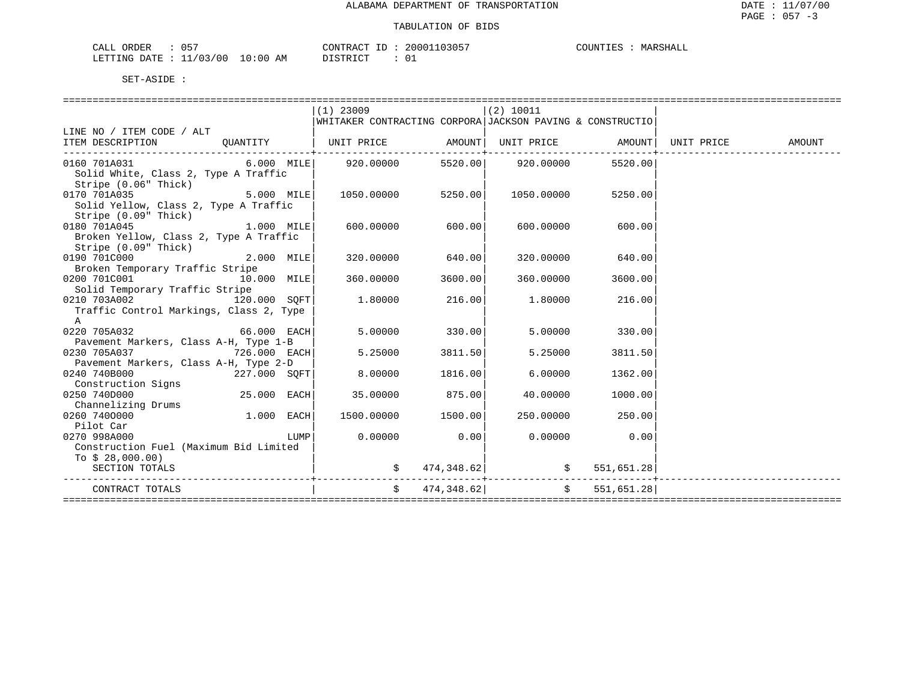ALABAMA DEPARTMENT OF TRANSPORTATION

TABULATION OF BIDS

CALL ORDER : 057 CONTRACT ID : 20001103057 COUNTIES : MARSHALL
LETTING DATE : 11/03/00 10:00 AM DISTRICT : 01

SET-ASIDE :

| LINE NO / ITEM CODE / ALT ITEM DESCRIPTION | QUANTITY | (1) 23009 WHITAKER CONTRACTING CORPORA UNIT PRICE | AMOUNT | (2) 10011 JACKSON PAVING & CONSTRUCTIO UNIT PRICE | AMOUNT | UNIT PRICE | AMOUNT |
|---|---|---|---|---|---|---|---|
| 0160 701A031 Solid White, Class 2, Type A Traffic Stripe (0.06" Thick) | 6.000 MILE | 920.00000 | 5520.00 | 920.00000 | 5520.00 | | |
| 0170 701A035 Solid Yellow, Class 2, Type A Traffic Stripe (0.09" Thick) | 5.000 MILE | 1050.00000 | 5250.00 | 1050.00000 | 5250.00 | | |
| 0180 701A045 Broken Yellow, Class 2, Type A Traffic Stripe (0.09" Thick) | 1.000 MILE | 600.00000 | 600.00 | 600.00000 | 600.00 | | |
| 0190 701C000 Broken Temporary Traffic Stripe | 2.000 MILE | 320.00000 | 640.00 | 320.00000 | 640.00 | | |
| 0200 701C001 Solid Temporary Traffic Stripe | 10.000 MILE | 360.00000 | 3600.00 | 360.00000 | 3600.00 | | |
| 0210 703A002 Traffic Control Markings, Class 2, Type A | 120.000 SQFT | 1.80000 | 216.00 | 1.80000 | 216.00 | | |
| 0220 705A032 Pavement Markers, Class A-H, Type 1-B | 66.000 EACH | 5.00000 | 330.00 | 5.00000 | 330.00 | | |
| 0230 705A037 Pavement Markers, Class A-H, Type 2-D | 726.000 EACH | 5.25000 | 3811.50 | 5.25000 | 3811.50 | | |
| 0240 740B000 Construction Signs | 227.000 SQFT | 8.00000 | 1816.00 | 6.00000 | 1362.00 | | |
| 0250 740D000 Channelizing Drums | 25.000 EACH | 35.00000 | 875.00 | 40.00000 | 1000.00 | | |
| 0260 740O000 Pilot Car | 1.000 EACH | 1500.00000 | 1500.00 | 250.00000 | 250.00 | | |
| 0270 998A000 Construction Fuel (Maximum Bid Limited To $ 28,000.00) | LUMP | 0.00000 | 0.00 | 0.00000 | 0.00 | | |
| SECTION TOTALS | | | $ 474,348.62 | | $ 551,651.28 | | |
| CONTRACT TOTALS | | | $ 474,348.62 | | $ 551,651.28 | | |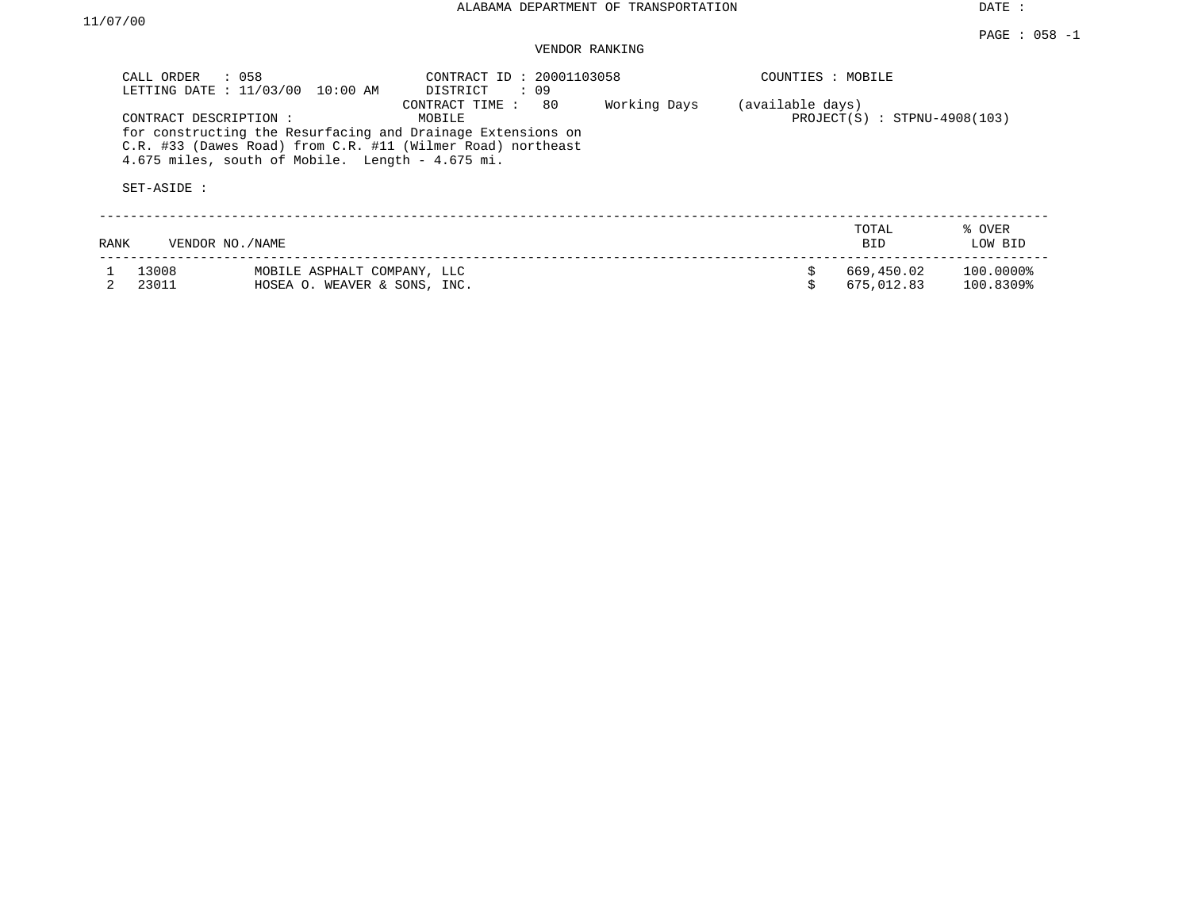ALABAMA DEPARTMENT OF TRANSPORTATION

DATE : 11/07/00

PAGE : 058 -1

VENDOR RANKING

CALL ORDER : 058
LETTING DATE : 11/03/00 10:00 AM

CONTRACT ID : 20001103058
DISTRICT : 09
CONTRACT TIME : 80 Working Days (available days)

COUNTIES : MOBILE

CONTRACT DESCRIPTION : MOBILE

PROJECT(S) : STPNU-4908(103)

for constructing the Resurfacing and Drainage Extensions on C.R. #33 (Dawes Road) from C.R. #11 (Wilmer Road) northeast 4.675 miles, south of Mobile. Length - 4.675 mi.

SET-ASIDE :

| RANK | VENDOR NO./NAME | | TOTAL BID | % OVER LOW BID |
|---|---|---|---|---|
| 1 | 13008 | MOBILE ASPHALT COMPANY, LLC | $ 669,450.02 | 100.0000% |
| 2 | 23011 | HOSEA O. WEAVER & SONS, INC. | $ 675,012.83 | 100.8309% |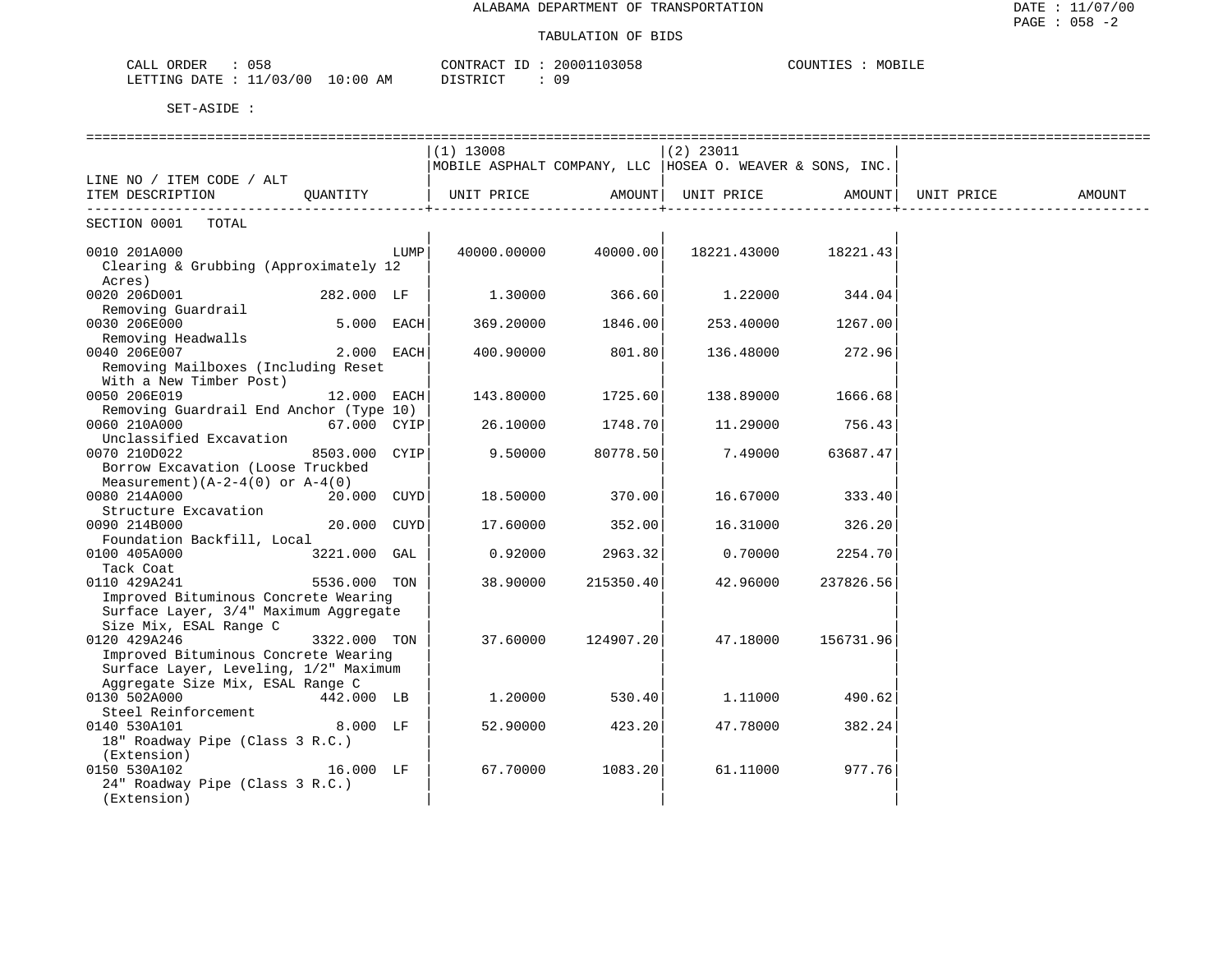ALABAMA DEPARTMENT OF TRANSPORTATION

TABULATION OF BIDS

CALL ORDER : 058  
LETTING DATE : 11/03/00 10:00 AM  
CONTRACT ID : 20001103058  
DISTRICT : 09  
COUNTIES : MOBILE

SET-ASIDE :

| LINE NO / ITEM CODE / ALT ITEM DESCRIPTION | QUANTITY | (1) 13008 MOBILE ASPHALT COMPANY, LLC UNIT PRICE | AMOUNT | (2) 23011 HOSEA O. WEAVER & SONS, INC. UNIT PRICE | AMOUNT | UNIT PRICE | AMOUNT |
|---|---|---|---|---|---|---|---|
| SECTION 0001 TOTAL | | | | | | | |
| 0010 201A000 Clearing & Grubbing (Approximately 12 Acres) | LUMP | 40000.00000 | 40000.00 | 18221.43000 | 18221.43 | | |
| 0020 206D001 Removing Guardrail | 282.000 LF | 1.30000 | 366.60 | 1.22000 | 344.04 | | |
| 0030 206E000 Removing Headwalls | 5.000 EACH | 369.20000 | 1846.00 | 253.40000 | 1267.00 | | |
| 0040 206E007 Removing Mailboxes (Including Reset With a New Timber Post) | 2.000 EACH | 400.90000 | 801.80 | 136.48000 | 272.96 | | |
| 0050 206E019 Removing Guardrail End Anchor (Type 10) | 12.000 EACH | 143.80000 | 1725.60 | 138.89000 | 1666.68 | | |
| 0060 210A000 Unclassified Excavation | 67.000 CYIP | 26.10000 | 1748.70 | 11.29000 | 756.43 | | |
| 0070 210D022 Borrow Excavation (Loose Truckbed Measurement)(A-2-4(0) or A-4(0) | 8503.000 CYIP | 9.50000 | 80778.50 | 7.49000 | 63687.47 | | |
| 0080 214A000 Structure Excavation | 20.000 CUYD | 18.50000 | 370.00 | 16.67000 | 333.40 | | |
| 0090 214B000 Foundation Backfill, Local | 20.000 CUYD | 17.60000 | 352.00 | 16.31000 | 326.20 | | |
| 0100 405A000 Tack Coat | 3221.000 GAL | 0.92000 | 2963.32 | 0.70000 | 2254.70 | | |
| 0110 429A241 Improved Bituminous Concrete Wearing Surface Layer, 3/4" Maximum Aggregate Size Mix, ESAL Range C | 5536.000 TON | 38.90000 | 215350.40 | 42.96000 | 237826.56 | | |
| 0120 429A246 Improved Bituminous Concrete Wearing Surface Layer, Leveling, 1/2" Maximum Aggregate Size Mix, ESAL Range C | 3322.000 TON | 37.60000 | 124907.20 | 47.18000 | 156731.96 | | |
| 0130 502A000 Steel Reinforcement | 442.000 LB | 1.20000 | 530.40 | 1.11000 | 490.62 | | |
| 0140 530A101 18" Roadway Pipe (Class 3 R.C.) (Extension) | 8.000 LF | 52.90000 | 423.20 | 47.78000 | 382.24 | | |
| 0150 530A102 24" Roadway Pipe (Class 3 R.C.) (Extension) | 16.000 LF | 67.70000 | 1083.20 | 61.11000 | 977.76 | | |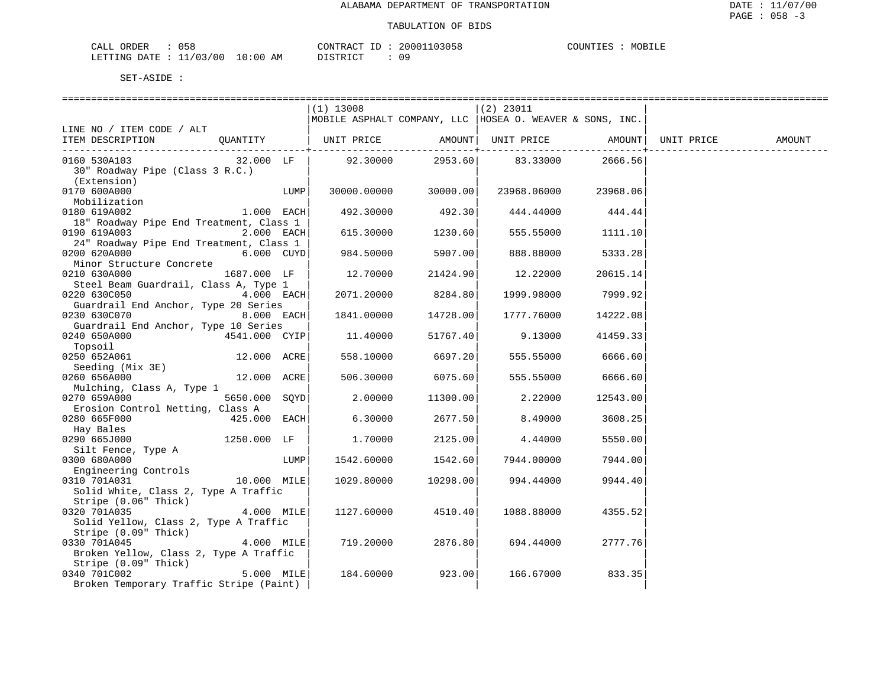ALABAMA DEPARTMENT OF TRANSPORTATION

TABULATION OF BIDS

CALL ORDER : 058 CONTRACT ID : 20001103058 COUNTIES : MOBILE
LETTING DATE : 11/03/00 10:00 AM DISTRICT : 09

SET-ASIDE :

| LINE NO / ITEM CODE / ALT ITEM DESCRIPTION | QUANTITY | (1) 13008 MOBILE ASPHALT COMPANY, LLC UNIT PRICE | AMOUNT | (2) 23011 HOSEA O. WEAVER & SONS, INC. UNIT PRICE | AMOUNT | UNIT PRICE | AMOUNT |
|---|---|---|---|---|---|---|---|
| 0160 530A103 30" Roadway Pipe (Class 3 R.C.) (Extension) | 32.000 LF | 92.30000 | 2953.60 | 83.33000 | 2666.56 | | |
| 0170 600A000 Mobilization | LUMP | 30000.00000 | 30000.00 | 23968.06000 | 23968.06 | | |
| 0180 619A002 18" Roadway Pipe End Treatment, Class 1 | 1.000 EACH | 492.30000 | 492.30 | 444.44000 | 444.44 | | |
| 0190 619A003 24" Roadway Pipe End Treatment, Class 1 | 2.000 EACH | 615.30000 | 1230.60 | 555.55000 | 1111.10 | | |
| 0200 620A000 Minor Structure Concrete | 6.000 CUYD | 984.50000 | 5907.00 | 888.88000 | 5333.28 | | |
| 0210 630A000 Steel Beam Guardrail, Class A, Type 1 | 1687.000 LF | 12.70000 | 21424.90 | 12.22000 | 20615.14 | | |
| 0220 630C050 Guardrail End Anchor, Type 20 Series | 4.000 EACH | 2071.20000 | 8284.80 | 1999.98000 | 7999.92 | | |
| 0230 630C070 Guardrail End Anchor, Type 10 Series | 8.000 EACH | 1841.00000 | 14728.00 | 1777.76000 | 14222.08 | | |
| 0240 650A000 Topsoil | 4541.000 CYIP | 11.40000 | 51767.40 | 9.13000 | 41459.33 | | |
| 0250 652A061 Seeding (Mix 3E) | 12.000 ACRE | 558.10000 | 6697.20 | 555.55000 | 6666.60 | | |
| 0260 656A000 Mulching, Class A, Type 1 | 12.000 ACRE | 506.30000 | 6075.60 | 555.55000 | 6666.60 | | |
| 0270 659A000 Erosion Control Netting, Class A | 5650.000 SQYD | 2.00000 | 11300.00 | 2.22000 | 12543.00 | | |
| 0280 665F000 Hay Bales | 425.000 EACH | 6.30000 | 2677.50 | 8.49000 | 3608.25 | | |
| 0290 665J000 Silt Fence, Type A | 1250.000 LF | 1.70000 | 2125.00 | 4.44000 | 5550.00 | | |
| 0300 680A000 Engineering Controls | LUMP | 1542.60000 | 1542.60 | 7944.00000 | 7944.00 | | |
| 0310 701A031 Solid White, Class 2, Type A Traffic Stripe (0.06" Thick) | 10.000 MILE | 1029.80000 | 10298.00 | 994.44000 | 9944.40 | | |
| 0320 701A035 Solid Yellow, Class 2, Type A Traffic Stripe (0.09" Thick) | 4.000 MILE | 1127.60000 | 4510.40 | 1088.88000 | 4355.52 | | |
| 0330 701A045 Broken Yellow, Class 2, Type A Traffic Stripe (0.09" Thick) | 4.000 MILE | 719.20000 | 2876.80 | 694.44000 | 2777.76 | | |
| 0340 701C002 Broken Temporary Traffic Stripe (Paint) | 5.000 MILE | 184.60000 | 923.00 | 166.67000 | 833.35 | | |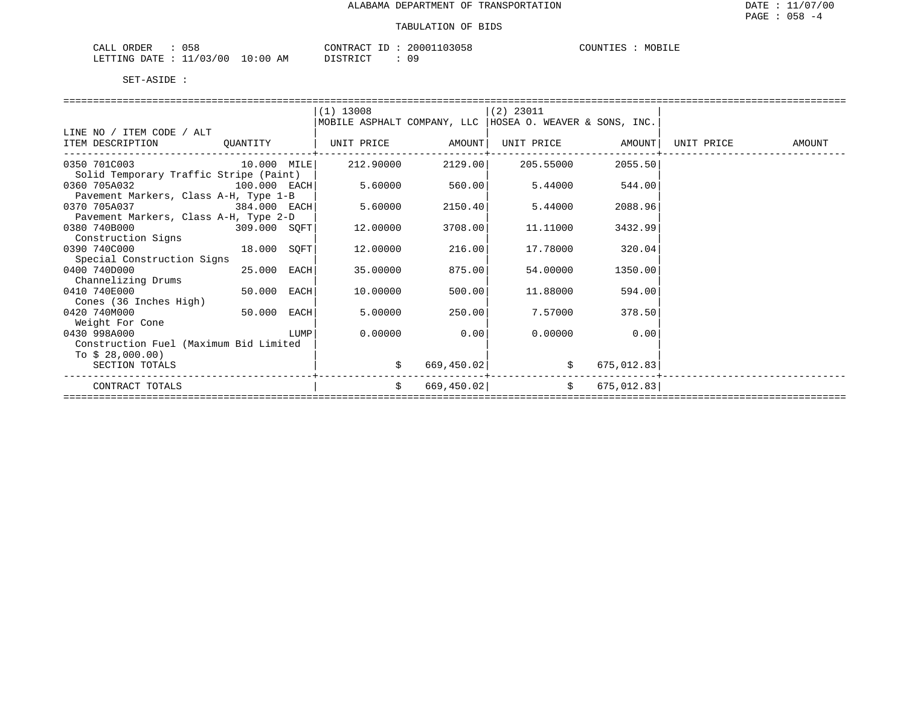# ALABAMA DEPARTMENT OF TRANSPORTATION

## TABULATION OF BIDS

DATE : 11/07/00
PAGE : 058 -4

CALL ORDER : 058
LETTING DATE : 11/03/00 10:00 AM
CONTRACT ID : 20001103058
DISTRICT : 09
COUNTIES : MOBILE

SET-ASIDE :

| LINE NO / ITEM CODE / ALT ITEM DESCRIPTION | QUANTITY | (1) 13008 MOBILE ASPHALT COMPANY, LLC UNIT PRICE | AMOUNT | (2) 23011 HOSEA O. WEAVER & SONS, INC. UNIT PRICE | AMOUNT | UNIT PRICE | AMOUNT |
|---|---|---|---|---|---|---|---|
| 0350 701C003 Solid Temporary Traffic Stripe (Paint) | 10.000 MILE | 212.90000 | 2129.00 | 205.55000 | 2055.50 | | |
| 0360 705A032 Pavement Markers, Class A-H, Type 1-B | 100.000 EACH | 5.60000 | 560.00 | 5.44000 | 544.00 | | |
| 0370 705A037 Pavement Markers, Class A-H, Type 2-D | 384.000 EACH | 5.60000 | 2150.40 | 5.44000 | 2088.96 | | |
| 0380 740B000 Construction Signs | 309.000 SQFT | 12.00000 | 3708.00 | 11.11000 | 3432.99 | | |
| 0390 740C000 Special Construction Signs | 18.000 SQFT | 12.00000 | 216.00 | 17.78000 | 320.04 | | |
| 0400 740D000 Channelizing Drums | 25.000 EACH | 35.00000 | 875.00 | 54.00000 | 1350.00 | | |
| 0410 740E000 Cones (36 Inches High) | 50.000 EACH | 10.00000 | 500.00 | 11.88000 | 594.00 | | |
| 0420 740M000 Weight For Cone | 50.000 EACH | 5.00000 | 250.00 | 7.57000 | 378.50 | | |
| 0430 998A000 Construction Fuel (Maximum Bid Limited To $ 28,000.00) | LUMP | 0.00000 | 0.00 | 0.00000 | 0.00 | | |
| SECTION TOTALS | | | $ 669,450.02 | | $ 675,012.83 | | |
| CONTRACT TOTALS | | | $ 669,450.02 | | $ 675,012.83 | | |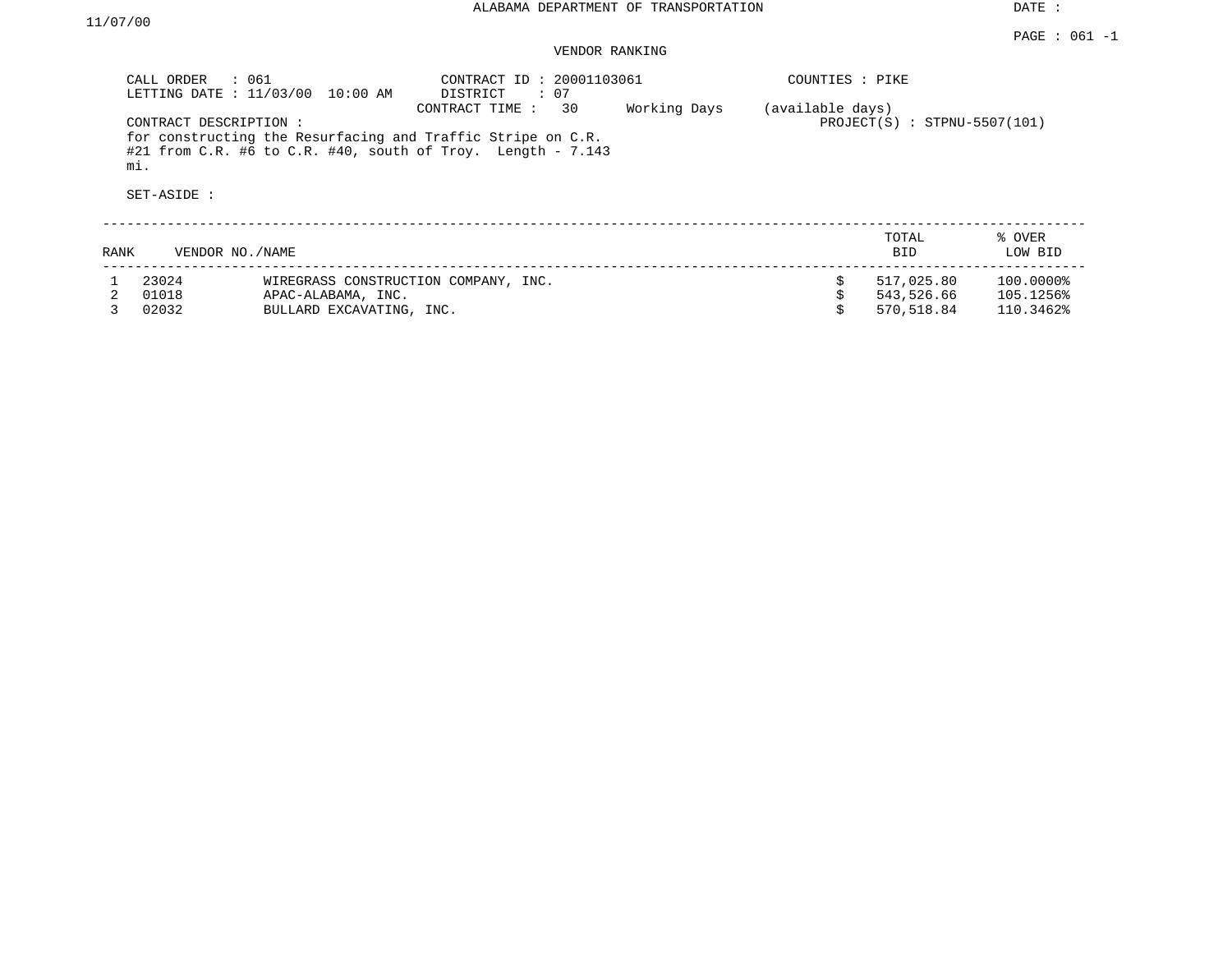ALABAMA DEPARTMENT OF TRANSPORTATION

DATE : 11/07/00

PAGE : 061 -1

VENDOR RANKING

CALL ORDER : 061
LETTING DATE : 11/03/00 10:00 AM

CONTRACT ID : 20001103061
DISTRICT : 07
CONTRACT TIME : 30 Working Days (available days)

COUNTIES : PIKE

PROJECT(S) : STPNU-5507(101)

CONTRACT DESCRIPTION :
for constructing the Resurfacing and Traffic Stripe on C.R. #21 from C.R. #6 to C.R. #40, south of Troy. Length - 7.143 mi.

SET-ASIDE :

| RANK | VENDOR NO. | NAME | TOTAL BID | % OVER LOW BID |
|---|---|---|---|---|
| 1 | 23024 | WIREGRASS CONSTRUCTION COMPANY, INC. | $ 517,025.80 | 100.0000% |
| 2 | 01018 | APAC-ALABAMA, INC. | $ 543,526.66 | 105.1256% |
| 3 | 02032 | BULLARD EXCAVATING, INC. | $ 570,518.84 | 110.3462% |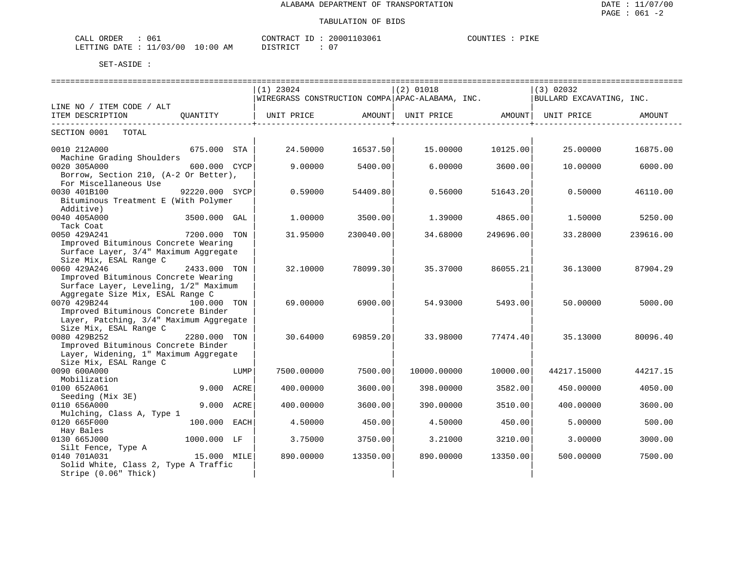ALABAMA DEPARTMENT OF TRANSPORTATION

TABULATION OF BIDS

DATE : 11/07/00
PAGE : 061 -2

CALL ORDER : 061
LETTING DATE : 11/03/00 10:00 AM

CONTRACT ID : 20001103061
DISTRICT : 07

COUNTIES : PIKE

SET-ASIDE :

| LINE NO / ITEM CODE / ALT<br>ITEM DESCRIPTION | QUANTITY | | (1) 23024<br>WIREGRASS CONSTRUCTION COMPA<br>UNIT PRICE | AMOUNT | (2) 01018<br>APAC-ALABAMA, INC.<br>UNIT PRICE | AMOUNT | (3) 02032<br>BULLARD EXCAVATING, INC.<br>UNIT PRICE | AMOUNT |
|---|---|---|---|---|---|---|---|---|
| SECTION 0001 TOTAL | | | | | | | | |
| 0010 212A000<br>Machine Grading Shoulders | 675.000 | STA | 24.50000 | 16537.50 | 15.00000 | 10125.00 | 25.00000 | 16875.00 |
| 0020 305A000<br>Borrow, Section 210, (A-2 Or Better), For Miscellaneous Use | 600.000 | CYCP | 9.00000 | 5400.00 | 6.00000 | 3600.00 | 10.00000 | 6000.00 |
| 0030 401B100<br>Bituminous Treatment E (With Polymer Additive) | 92220.000 | SYCP | 0.59000 | 54409.80 | 0.56000 | 51643.20 | 0.50000 | 46110.00 |
| 0040 405A000<br>Tack Coat | 3500.000 | GAL | 1.00000 | 3500.00 | 1.39000 | 4865.00 | 1.50000 | 5250.00 |
| 0050 429A241<br>Improved Bituminous Concrete Wearing Surface Layer, 3/4" Maximum Aggregate Size Mix, ESAL Range C | 7200.000 | TON | 31.95000 | 230040.00 | 34.68000 | 249696.00 | 33.28000 | 239616.00 |
| 0060 429A246<br>Improved Bituminous Concrete Wearing Surface Layer, Leveling, 1/2" Maximum Aggregate Size Mix, ESAL Range C | 2433.000 | TON | 32.10000 | 78099.30 | 35.37000 | 86055.21 | 36.13000 | 87904.29 |
| 0070 429B244<br>Improved Bituminous Concrete Binder Layer, Patching, 3/4" Maximum Aggregate Size Mix, ESAL Range C | 100.000 | TON | 69.00000 | 6900.00 | 54.93000 | 5493.00 | 50.00000 | 5000.00 |
| 0080 429B252<br>Improved Bituminous Concrete Binder Layer, Widening, 1" Maximum Aggregate Size Mix, ESAL Range C | 2280.000 | TON | 30.64000 | 69859.20 | 33.98000 | 77474.40 | 35.13000 | 80096.40 |
| 0090 600A000<br>Mobilization | | LUMP | 7500.00000 | 7500.00 | 10000.00000 | 10000.00 | 44217.15000 | 44217.15 |
| 0100 652A061<br>Seeding (Mix 3E) | 9.000 | ACRE | 400.00000 | 3600.00 | 398.00000 | 3582.00 | 450.00000 | 4050.00 |
| 0110 656A000<br>Mulching, Class A, Type 1 | 9.000 | ACRE | 400.00000 | 3600.00 | 390.00000 | 3510.00 | 400.00000 | 3600.00 |
| 0120 665F000<br>Hay Bales | 100.000 | EACH | 4.50000 | 450.00 | 4.50000 | 450.00 | 5.00000 | 500.00 |
| 0130 665J000<br>Silt Fence, Type A | 1000.000 | LF | 3.75000 | 3750.00 | 3.21000 | 3210.00 | 3.00000 | 3000.00 |
| 0140 701A031<br>Solid White, Class 2, Type A Traffic Stripe (0.06" Thick) | 15.000 | MILE | 890.00000 | 13350.00 | 890.00000 | 13350.00 | 500.00000 | 7500.00 |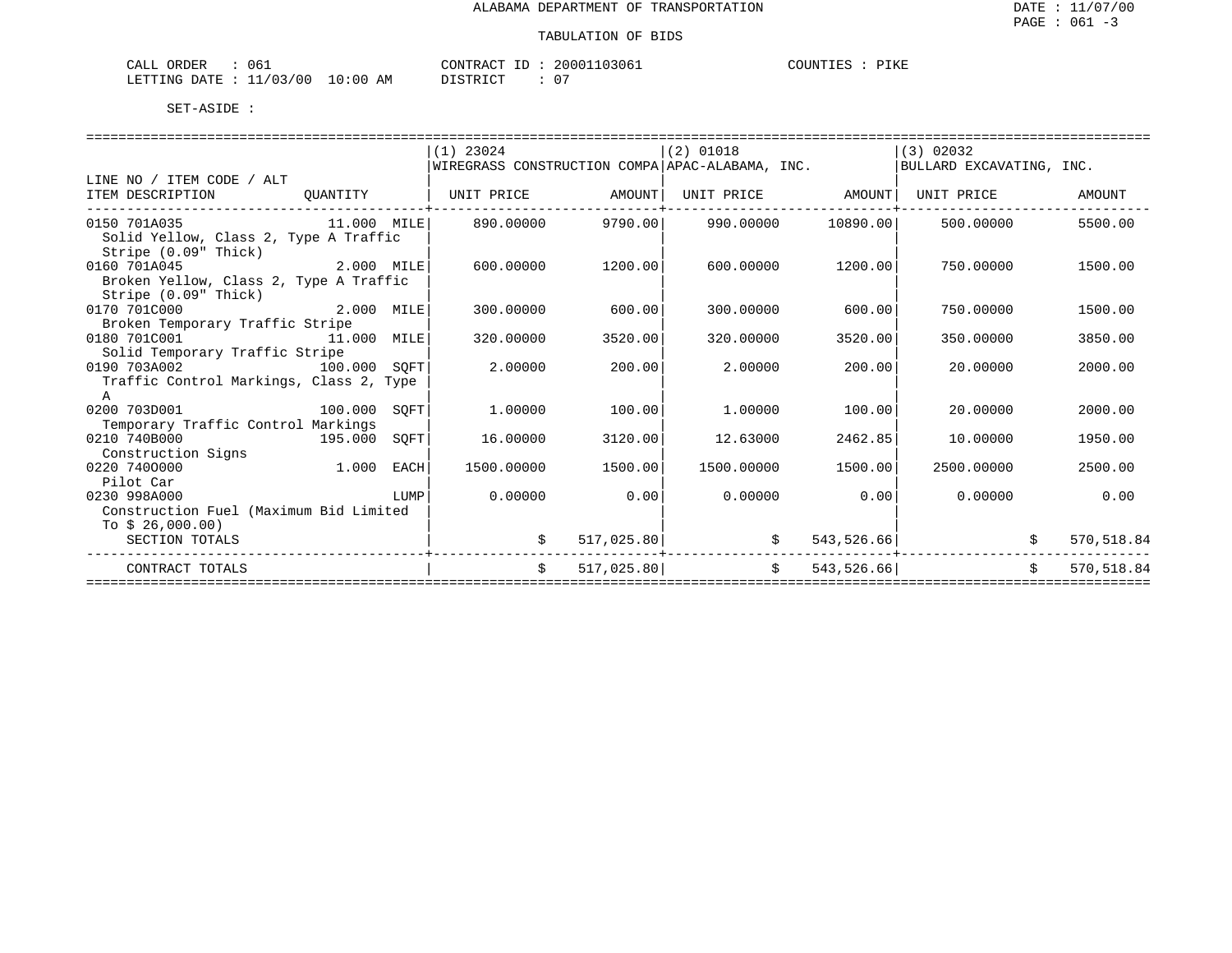ALABAMA DEPARTMENT OF TRANSPORTATION

TABULATION OF BIDS

DATE : 11/07/00
PAGE : 061 -3

CALL ORDER : 061　　CONTRACT ID : 20001103061　　COUNTIES : PIKE
LETTING DATE : 11/03/00 10:00 AM　　DISTRICT : 07

SET-ASIDE :

| LINE NO / ITEM CODE / ALT<br>ITEM DESCRIPTION | QUANTITY | (1) 23024<br>WIREGRASS CONSTRUCTION COMPA<br>UNIT PRICE | AMOUNT | (2) 01018<br>APAC-ALABAMA, INC.<br>UNIT PRICE | AMOUNT | (3) 02032<br>BULLARD EXCAVATING, INC.<br>UNIT PRICE | AMOUNT |
|---|---|---|---|---|---|---|---|
| 0150 701A035<br>Solid Yellow, Class 2, Type A Traffic Stripe (0.09" Thick) | 11.000 MILE | 890.00000 | 9790.00 | 990.00000 | 10890.00 | 500.00000 | 5500.00 |
| 0160 701A045<br>Broken Yellow, Class 2, Type A Traffic Stripe (0.09" Thick) | 2.000 MILE | 600.00000 | 1200.00 | 600.00000 | 1200.00 | 750.00000 | 1500.00 |
| 0170 701C000<br>Broken Temporary Traffic Stripe | 2.000 MILE | 300.00000 | 600.00 | 300.00000 | 600.00 | 750.00000 | 1500.00 |
| 0180 701C001<br>Solid Temporary Traffic Stripe | 11.000 MILE | 320.00000 | 3520.00 | 320.00000 | 3520.00 | 350.00000 | 3850.00 |
| 0190 703A002<br>Traffic Control Markings, Class 2, Type A | 100.000 SQFT | 2.00000 | 200.00 | 2.00000 | 200.00 | 20.00000 | 2000.00 |
| 0200 703D001<br>Temporary Traffic Control Markings | 100.000 SQFT | 1.00000 | 100.00 | 1.00000 | 100.00 | 20.00000 | 2000.00 |
| 0210 740B000<br>Construction Signs | 195.000 SQFT | 16.00000 | 3120.00 | 12.63000 | 2462.85 | 10.00000 | 1950.00 |
| 0220 740O000<br>Pilot Car | 1.000 EACH | 1500.00000 | 1500.00 | 1500.00000 | 1500.00 | 2500.00000 | 2500.00 |
| 0230 998A000<br>Construction Fuel (Maximum Bid Limited To $ 26,000.00) | LUMP | 0.00000 | 0.00 | 0.00000 | 0.00 | 0.00000 | 0.00 |
| SECTION TOTALS | | | $ 517,025.80 | | $ 543,526.66 | | $ 570,518.84 |
| CONTRACT TOTALS | | | $ 517,025.80 | | $ 543,526.66 | | $ 570,518.84 |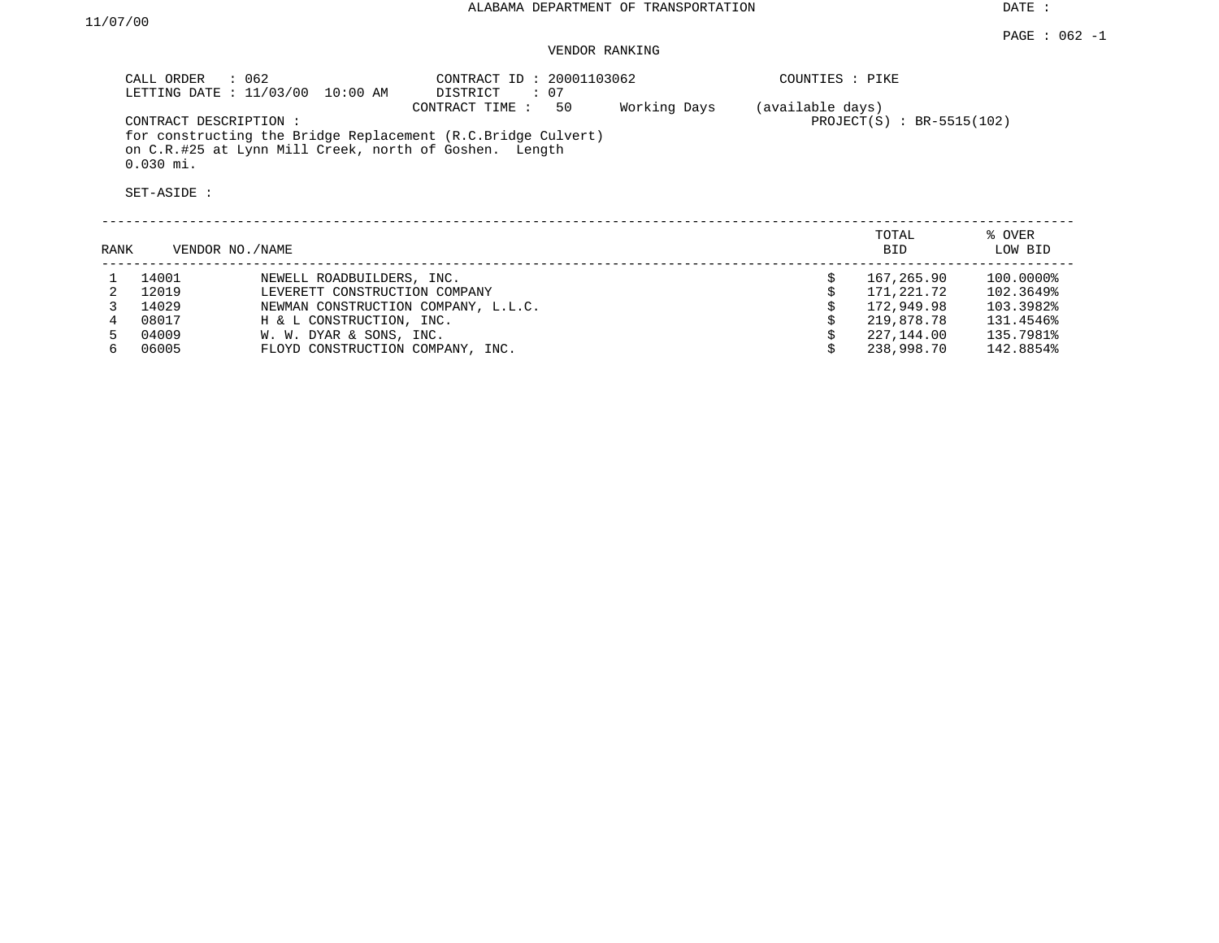ALABAMA DEPARTMENT OF TRANSPORTATION

DATE :

11/07/00

PAGE : 062 -1

VENDOR RANKING

CALL ORDER : 062
LETTING DATE : 11/03/00 10:00 AM

CONTRACT ID : 20001103062
DISTRICT : 07
CONTRACT TIME : 50 Working Days (available days)

COUNTIES : PIKE

PROJECT(S) : BR-5515(102)

CONTRACT DESCRIPTION :
for constructing the Bridge Replacement (R.C.Bridge Culvert) on C.R.#25 at Lynn Mill Creek, north of Goshen. Length 0.030 mi.

SET-ASIDE :

| RANK | VENDOR NO./NAME | | | TOTAL BID | % OVER LOW BID |
|---|---|---|---|---|---|
| 1 | 14001 | NEWELL ROADBUILDERS, INC. | $ | 167,265.90 | 100.0000% |
| 2 | 12019 | LEVERETT CONSTRUCTION COMPANY | $ | 171,221.72 | 102.3649% |
| 3 | 14029 | NEWMAN CONSTRUCTION COMPANY, L.L.C. | $ | 172,949.98 | 103.3982% |
| 4 | 08017 | H & L CONSTRUCTION, INC. | $ | 219,878.78 | 131.4546% |
| 5 | 04009 | W. W. DYAR & SONS, INC. | $ | 227,144.00 | 135.7981% |
| 6 | 06005 | FLOYD CONSTRUCTION COMPANY, INC. | $ | 238,998.70 | 142.8854% |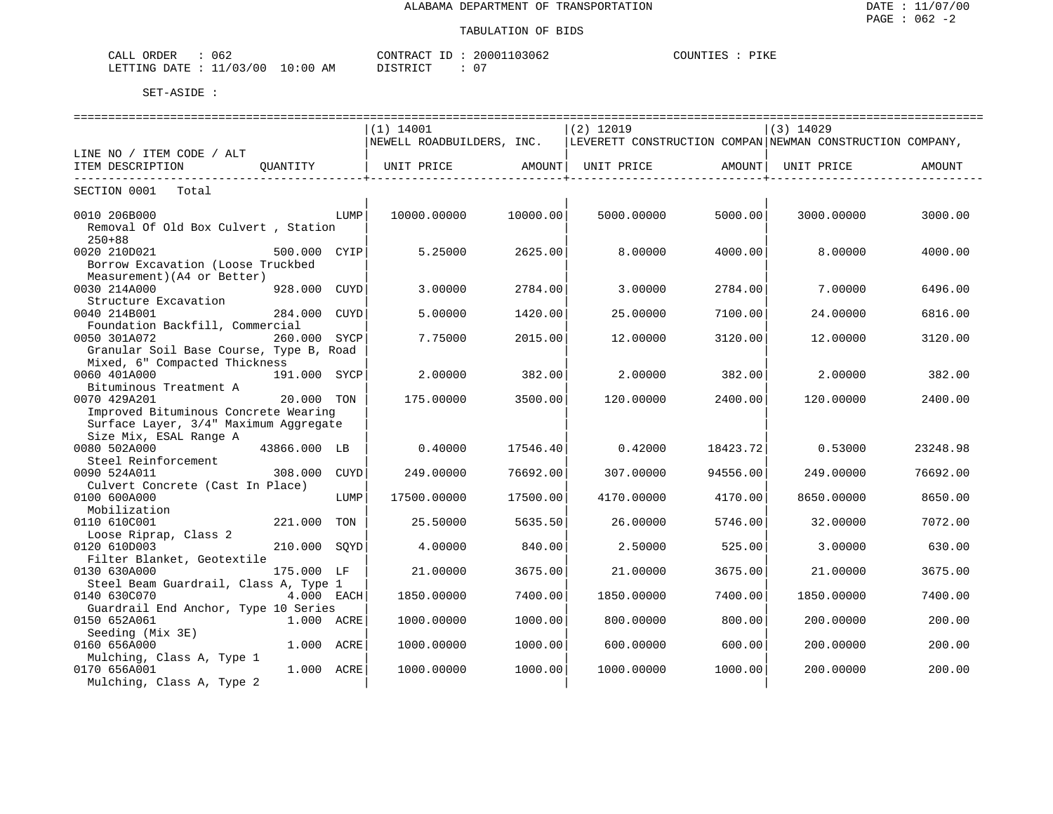ALABAMA DEPARTMENT OF TRANSPORTATION

TABULATION OF BIDS

CALL ORDER : 062 CONTRACT ID : 20001103062 COUNTIES : PIKE
LETTING DATE : 11/03/00 10:00 AM DISTRICT : 07

SET-ASIDE :

| LINE NO / ITEM CODE / ALT ITEM DESCRIPTION | QUANTITY | (1) 14001 NEWELL ROADBUILDERS, INC. UNIT PRICE | AMOUNT | (2) 12019 LEVERETT CONSTRUCTION COMPAN UNIT PRICE | AMOUNT | (3) 14029 NEWMAN CONSTRUCTION COMPANY, UNIT PRICE | AMOUNT |
|---|---|---|---|---|---|---|---|
| SECTION 0001 Total | | | | | | | |
| 0010 206B000 Removal Of Old Box Culvert , Station 250+88 | LUMP | 10000.00000 | 10000.00 | 5000.00000 | 5000.00 | 3000.00000 | 3000.00 |
| 0020 210D021 Borrow Excavation (Loose Truckbed Measurement)(A4 or Better) | 500.000 CYIP | 5.25000 | 2625.00 | 8.00000 | 4000.00 | 8.00000 | 4000.00 |
| 0030 214A000 Structure Excavation | 928.000 CUYD | 3.00000 | 2784.00 | 3.00000 | 2784.00 | 7.00000 | 6496.00 |
| 0040 214B001 Foundation Backfill, Commercial | 284.000 CUYD | 5.00000 | 1420.00 | 25.00000 | 7100.00 | 24.00000 | 6816.00 |
| 0050 301A072 Granular Soil Base Course, Type B, Road Mixed, 6" Compacted Thickness | 260.000 SYCP | 7.75000 | 2015.00 | 12.00000 | 3120.00 | 12.00000 | 3120.00 |
| 0060 401A000 Bituminous Treatment A | 191.000 SYCP | 2.00000 | 382.00 | 2.00000 | 382.00 | 2.00000 | 382.00 |
| 0070 429A201 Improved Bituminous Concrete Wearing Surface Layer, 3/4" Maximum Aggregate Size Mix, ESAL Range A | 20.000 TON | 175.00000 | 3500.00 | 120.00000 | 2400.00 | 120.00000 | 2400.00 |
| 0080 502A000 Steel Reinforcement | 43866.000 LB | 0.40000 | 17546.40 | 0.42000 | 18423.72 | 0.53000 | 23248.98 |
| 0090 524A011 Culvert Concrete (Cast In Place) | 308.000 CUYD | 249.00000 | 76692.00 | 307.00000 | 94556.00 | 249.00000 | 76692.00 |
| 0100 600A000 Mobilization | LUMP | 17500.00000 | 17500.00 | 4170.00000 | 4170.00 | 8650.00000 | 8650.00 |
| 0110 610C001 Loose Riprap, Class 2 | 221.000 TON | 25.50000 | 5635.50 | 26.00000 | 5746.00 | 32.00000 | 7072.00 |
| 0120 610D003 Filter Blanket, Geotextile | 210.000 SQYD | 4.00000 | 840.00 | 2.50000 | 525.00 | 3.00000 | 630.00 |
| 0130 630A000 Steel Beam Guardrail, Class A, Type 1 | 175.000 LF | 21.00000 | 3675.00 | 21.00000 | 3675.00 | 21.00000 | 3675.00 |
| 0140 630C070 Guardrail End Anchor, Type 10 Series | 4.000 EACH | 1850.00000 | 7400.00 | 1850.00000 | 7400.00 | 1850.00000 | 7400.00 |
| 0150 652A061 Seeding (Mix 3E) | 1.000 ACRE | 1000.00000 | 1000.00 | 800.00000 | 800.00 | 200.00000 | 200.00 |
| 0160 656A000 Mulching, Class A, Type 1 | 1.000 ACRE | 1000.00000 | 1000.00 | 600.00000 | 600.00 | 200.00000 | 200.00 |
| 0170 656A001 Mulching, Class A, Type 2 | 1.000 ACRE | 1000.00000 | 1000.00 | 1000.00000 | 1000.00 | 200.00000 | 200.00 |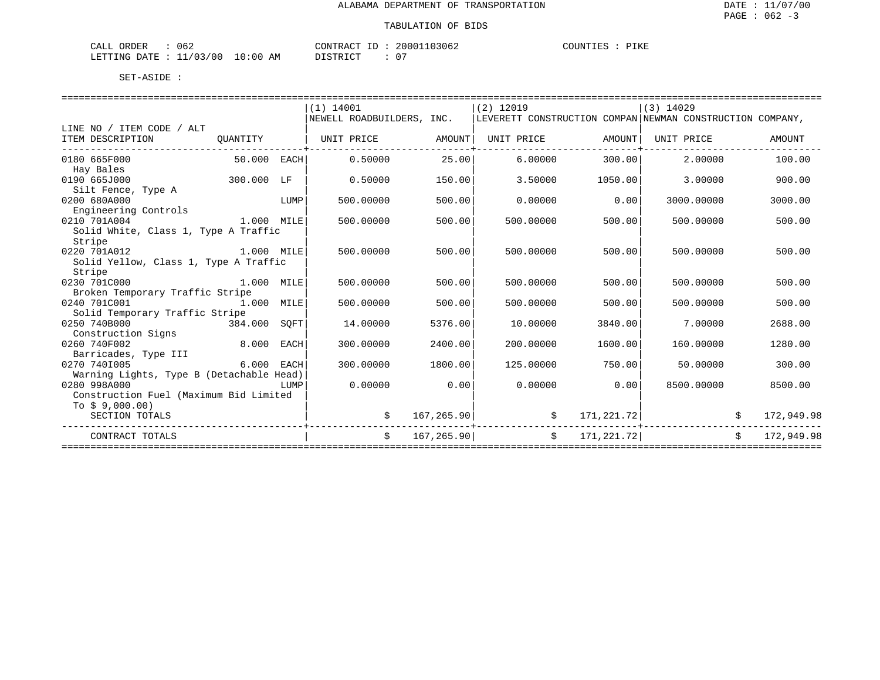ALABAMA DEPARTMENT OF TRANSPORTATION

TABULATION OF BIDS

DATE : 11/07/00
PAGE : 062 -3

CALL ORDER : 062 CONTRACT ID : 20001103062 COUNTIES : PIKE
LETTING DATE : 11/03/00 10:00 AM DISTRICT : 07

SET-ASIDE :

| LINE NO / ITEM CODE / ALT ITEM DESCRIPTION | QUANTITY | | (1) 14001 NEWELL ROADBUILDERS, INC. UNIT PRICE | AMOUNT | (2) 12019 LEVERETT CONSTRUCTION COMPAN UNIT PRICE | AMOUNT | (3) 14029 NEWMAN CONSTRUCTION COMPANY, UNIT PRICE | AMOUNT |
|---|---|---|---|---|---|---|---|---|
| 0180 665F000 Hay Bales | 50.000 | EACH | 0.50000 | 25.00 | 6.00000 | 300.00 | 2.00000 | 100.00 |
| 0190 665J000 Silt Fence, Type A | 300.000 | LF | 0.50000 | 150.00 | 3.50000 | 1050.00 | 3.00000 | 900.00 |
| 0200 680A000 Engineering Controls | | LUMP | 500.00000 | 500.00 | 0.00000 | 0.00 | 3000.00000 | 3000.00 |
| 0210 701A004 Solid White, Class 1, Type A Traffic Stripe | 1.000 | MILE | 500.00000 | 500.00 | 500.00000 | 500.00 | 500.00000 | 500.00 |
| 0220 701A012 Solid Yellow, Class 1, Type A Traffic Stripe | 1.000 | MILE | 500.00000 | 500.00 | 500.00000 | 500.00 | 500.00000 | 500.00 |
| 0230 701C000 Broken Temporary Traffic Stripe | 1.000 | MILE | 500.00000 | 500.00 | 500.00000 | 500.00 | 500.00000 | 500.00 |
| 0240 701C001 Solid Temporary Traffic Stripe | 1.000 | MILE | 500.00000 | 500.00 | 500.00000 | 500.00 | 500.00000 | 500.00 |
| 0250 740B000 Construction Signs | 384.000 | SQFT | 14.00000 | 5376.00 | 10.00000 | 3840.00 | 7.00000 | 2688.00 |
| 0260 740F002 Barricades, Type III | 8.000 | EACH | 300.00000 | 2400.00 | 200.00000 | 1600.00 | 160.00000 | 1280.00 |
| 0270 740I005 Warning Lights, Type B (Detachable Head) | 6.000 | EACH | 300.00000 | 1800.00 | 125.00000 | 750.00 | 50.00000 | 300.00 |
| 0280 998A000 Construction Fuel (Maximum Bid Limited To $ 9,000.00) | | LUMP | 0.00000 | 0.00 | 0.00000 | 0.00 | 8500.00000 | 8500.00 |
| SECTION TOTALS | | | $ | 167,265.90 | $ | 171,221.72 | $ | 172,949.98 |
| CONTRACT TOTALS | | | $ | 167,265.90 | $ | 171,221.72 | $ | 172,949.98 |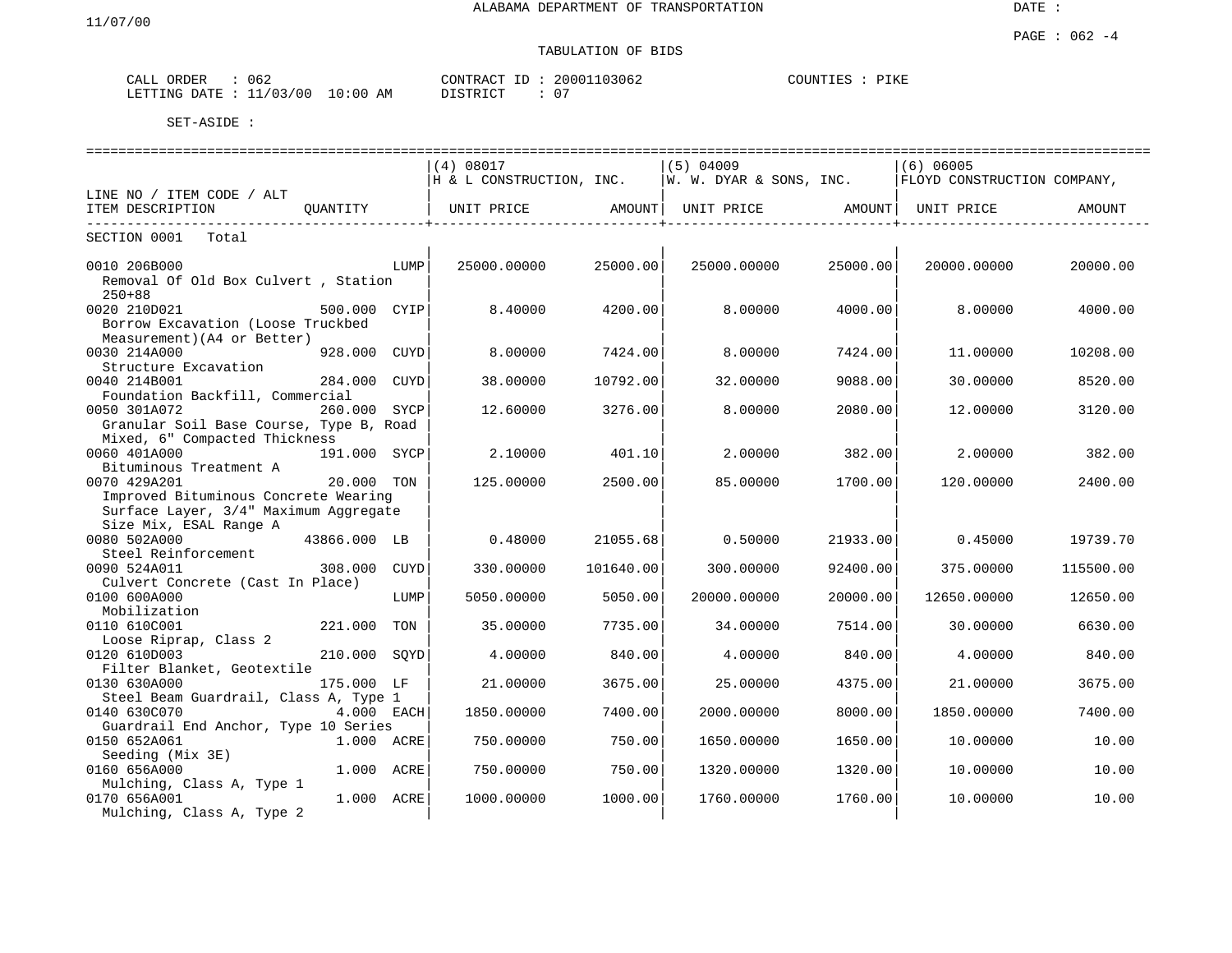ALABAMA DEPARTMENT OF TRANSPORTATION

11/07/00

DATE :

PAGE : 062 -4

TABULATION OF BIDS

CALL ORDER : 062 CONTRACT ID : 20001103062 COUNTIES : PIKE
LETTING DATE : 11/03/00 10:00 AM DISTRICT : 07

SET-ASIDE :

| LINE NO / ITEM CODE / ALT ITEM DESCRIPTION | QUANTITY | (4) 08017 H & L CONSTRUCTION, INC. UNIT PRICE | AMOUNT | (5) 04009 W. W. DYAR & SONS, INC. UNIT PRICE | AMOUNT | (6) 06005 FLOYD CONSTRUCTION COMPANY, UNIT PRICE | AMOUNT |
|---|---|---|---|---|---|---|---|
| SECTION 0001 Total | | | | | | | |
| 0010 206B000 Removal Of Old Box Culvert , Station 250+88 | LUMP | 25000.00000 | 25000.00 | 25000.00000 | 25000.00 | 20000.00000 | 20000.00 |
| 0020 210D021 Borrow Excavation (Loose Truckbed Measurement)(A4 or Better) | 500.000 CYIP | 8.40000 | 4200.00 | 8.00000 | 4000.00 | 8.00000 | 4000.00 |
| 0030 214A000 Structure Excavation | 928.000 CUYD | 8.00000 | 7424.00 | 8.00000 | 7424.00 | 11.00000 | 10208.00 |
| 0040 214B001 Foundation Backfill, Commercial | 284.000 CUYD | 38.00000 | 10792.00 | 32.00000 | 9088.00 | 30.00000 | 8520.00 |
| 0050 301A072 Granular Soil Base Course, Type B, Road Mixed, 6" Compacted Thickness | 260.000 SYCP | 12.60000 | 3276.00 | 8.00000 | 2080.00 | 12.00000 | 3120.00 |
| 0060 401A000 Bituminous Treatment A | 191.000 SYCP | 2.10000 | 401.10 | 2.00000 | 382.00 | 2.00000 | 382.00 |
| 0070 429A201 Improved Bituminous Concrete Wearing Surface Layer, 3/4" Maximum Aggregate Size Mix, ESAL Range A | 20.000 TON | 125.00000 | 2500.00 | 85.00000 | 1700.00 | 120.00000 | 2400.00 |
| 0080 502A000 Steel Reinforcement | 43866.000 LB | 0.48000 | 21055.68 | 0.50000 | 21933.00 | 0.45000 | 19739.70 |
| 0090 524A011 Culvert Concrete (Cast In Place) | 308.000 CUYD | 330.00000 | 101640.00 | 300.00000 | 92400.00 | 375.00000 | 115500.00 |
| 0100 600A000 Mobilization | LUMP | 5050.00000 | 5050.00 | 20000.00000 | 20000.00 | 12650.00000 | 12650.00 |
| 0110 610C001 Loose Riprap, Class 2 | 221.000 TON | 35.00000 | 7735.00 | 34.00000 | 7514.00 | 30.00000 | 6630.00 |
| 0120 610D003 Filter Blanket, Geotextile | 210.000 SQYD | 4.00000 | 840.00 | 4.00000 | 840.00 | 4.00000 | 840.00 |
| 0130 630A000 Steel Beam Guardrail, Class A, Type 1 | 175.000 LF | 21.00000 | 3675.00 | 25.00000 | 4375.00 | 21.00000 | 3675.00 |
| 0140 630C070 Guardrail End Anchor, Type 10 Series | 4.000 EACH | 1850.00000 | 7400.00 | 2000.00000 | 8000.00 | 1850.00000 | 7400.00 |
| 0150 652A061 Seeding (Mix 3E) | 1.000 ACRE | 750.00000 | 750.00 | 1650.00000 | 1650.00 | 10.00000 | 10.00 |
| 0160 656A000 Mulching, Class A, Type 1 | 1.000 ACRE | 750.00000 | 750.00 | 1320.00000 | 1320.00 | 10.00000 | 10.00 |
| 0170 656A001 Mulching, Class A, Type 2 | 1.000 ACRE | 1000.00000 | 1000.00 | 1760.00000 | 1760.00 | 10.00000 | 10.00 |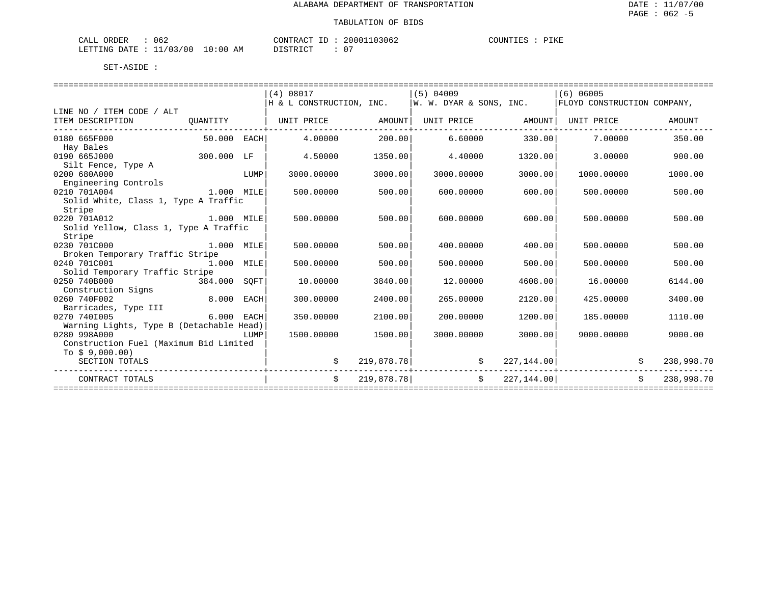ALABAMA DEPARTMENT OF TRANSPORTATION

TABULATION OF BIDS

DATE : 11/07/00
PAGE : 062 -5

CALL ORDER : 062　　CONTRACT ID : 20001103062　　COUNTIES : PIKE
LETTING DATE : 11/03/00 10:00 AM　　DISTRICT : 07

SET-ASIDE :

| LINE NO / ITEM CODE / ALT ITEM DESCRIPTION | QUANTITY | | (4) 08017 H & L CONSTRUCTION, INC. UNIT PRICE | AMOUNT | (5) 04009 W. W. DYAR & SONS, INC. UNIT PRICE | AMOUNT | (6) 06005 FLOYD CONSTRUCTION COMPANY, UNIT PRICE | AMOUNT |
|---|---|---|---|---|---|---|---|---|
| 0180 665F000 Hay Bales | 50.000 | EACH | 4.00000 | 200.00 | 6.60000 | 330.00 | 7.00000 | 350.00 |
| 0190 665J000 Silt Fence, Type A | 300.000 | LF | 4.50000 | 1350.00 | 4.40000 | 1320.00 | 3.00000 | 900.00 |
| 0200 680A000 Engineering Controls | | LUMP | 3000.00000 | 3000.00 | 3000.00000 | 3000.00 | 1000.00000 | 1000.00 |
| 0210 701A004 Solid White, Class 1, Type A Traffic Stripe | 1.000 | MILE | 500.00000 | 500.00 | 600.00000 | 600.00 | 500.00000 | 500.00 |
| 0220 701A012 Solid Yellow, Class 1, Type A Traffic Stripe | 1.000 | MILE | 500.00000 | 500.00 | 600.00000 | 600.00 | 500.00000 | 500.00 |
| 0230 701C000 Broken Temporary Traffic Stripe | 1.000 | MILE | 500.00000 | 500.00 | 400.00000 | 400.00 | 500.00000 | 500.00 |
| 0240 701C001 Solid Temporary Traffic Stripe | 1.000 | MILE | 500.00000 | 500.00 | 500.00000 | 500.00 | 500.00000 | 500.00 |
| 0250 740B000 Construction Signs | 384.000 | SQFT | 10.00000 | 3840.00 | 12.00000 | 4608.00 | 16.00000 | 6144.00 |
| 0260 740F002 Barricades, Type III | 8.000 | EACH | 300.00000 | 2400.00 | 265.00000 | 2120.00 | 425.00000 | 3400.00 |
| 0270 740I005 Warning Lights, Type B (Detachable Head) | 6.000 | EACH | 350.00000 | 2100.00 | 200.00000 | 1200.00 | 185.00000 | 1110.00 |
| 0280 998A000 Construction Fuel (Maximum Bid Limited To $ 9,000.00) | | LUMP | 1500.00000 | 1500.00 | 3000.00000 | 3000.00 | 9000.00000 | 9000.00 |
| SECTION TOTALS | | | $ | 219,878.78 | $ | 227,144.00 | $ | 238,998.70 |
| CONTRACT TOTALS | | | $ | 219,878.78 | $ | 227,144.00 | $ | 238,998.70 |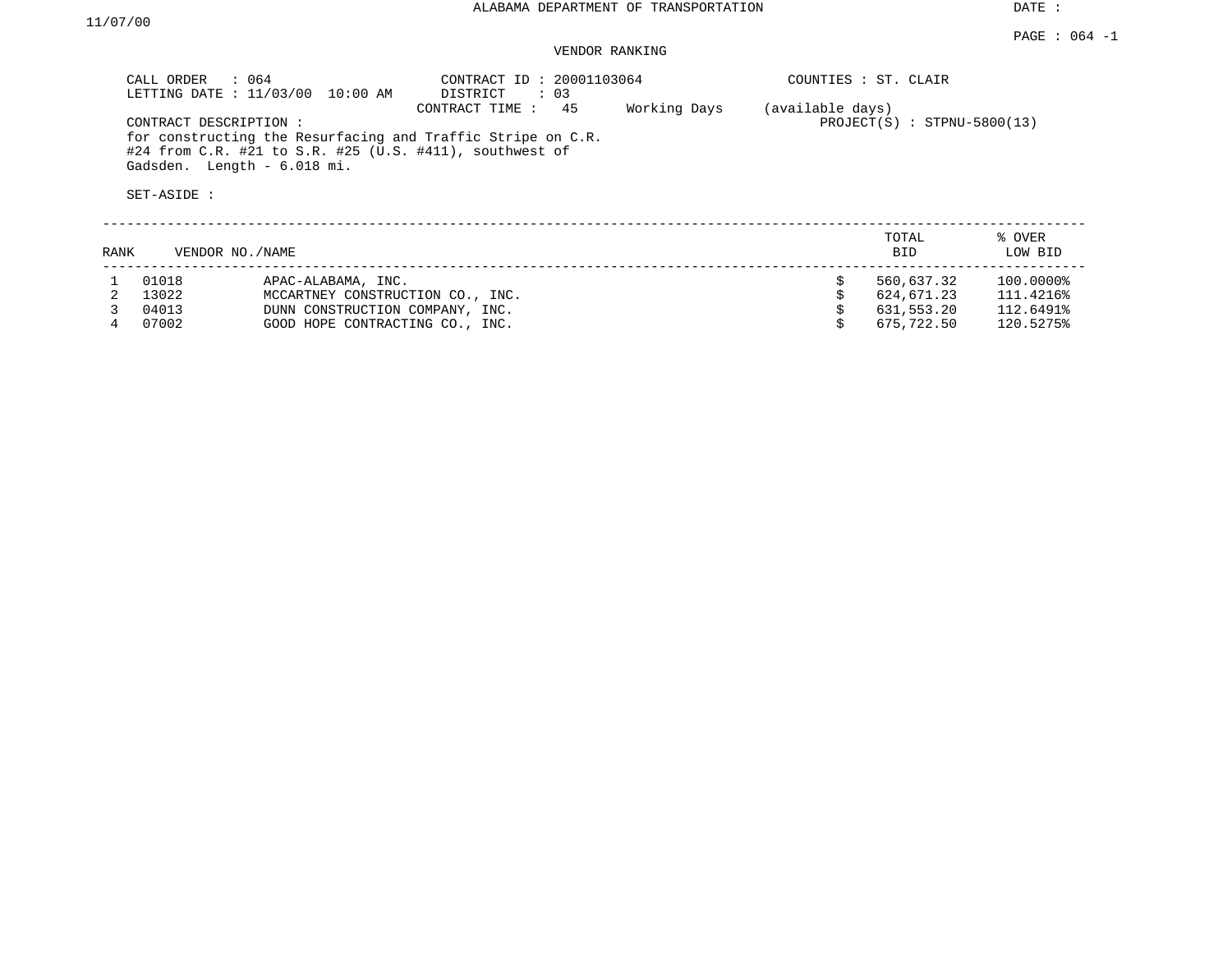ALABAMA DEPARTMENT OF TRANSPORTATION

DATE : 11/07/00

PAGE : 064 -1

VENDOR RANKING

CALL ORDER : 064
LETTING DATE : 11/03/00 10:00 AM

CONTRACT ID : 20001103064
DISTRICT : 03
CONTRACT TIME : 45 Working Days (available days)

COUNTIES : ST. CLAIR

PROJECT(S) : STPNU-5800(13)

CONTRACT DESCRIPTION :
for constructing the Resurfacing and Traffic Stripe on C.R. #24 from C.R. #21 to S.R. #25 (U.S. #411), southwest of Gadsden. Length - 6.018 mi.

SET-ASIDE :

| RANK | VENDOR NO./NAME | | TOTAL BID | % OVER LOW BID |
|---|---|---|---|---|
| 1 | 01018 | APAC-ALABAMA, INC. | $ 560,637.32 | 100.0000% |
| 2 | 13022 | MCCARTNEY CONSTRUCTION CO., INC. | $ 624,671.23 | 111.4216% |
| 3 | 04013 | DUNN CONSTRUCTION COMPANY, INC. | $ 631,553.20 | 112.6491% |
| 4 | 07002 | GOOD HOPE CONTRACTING CO., INC. | $ 675,722.50 | 120.5275% |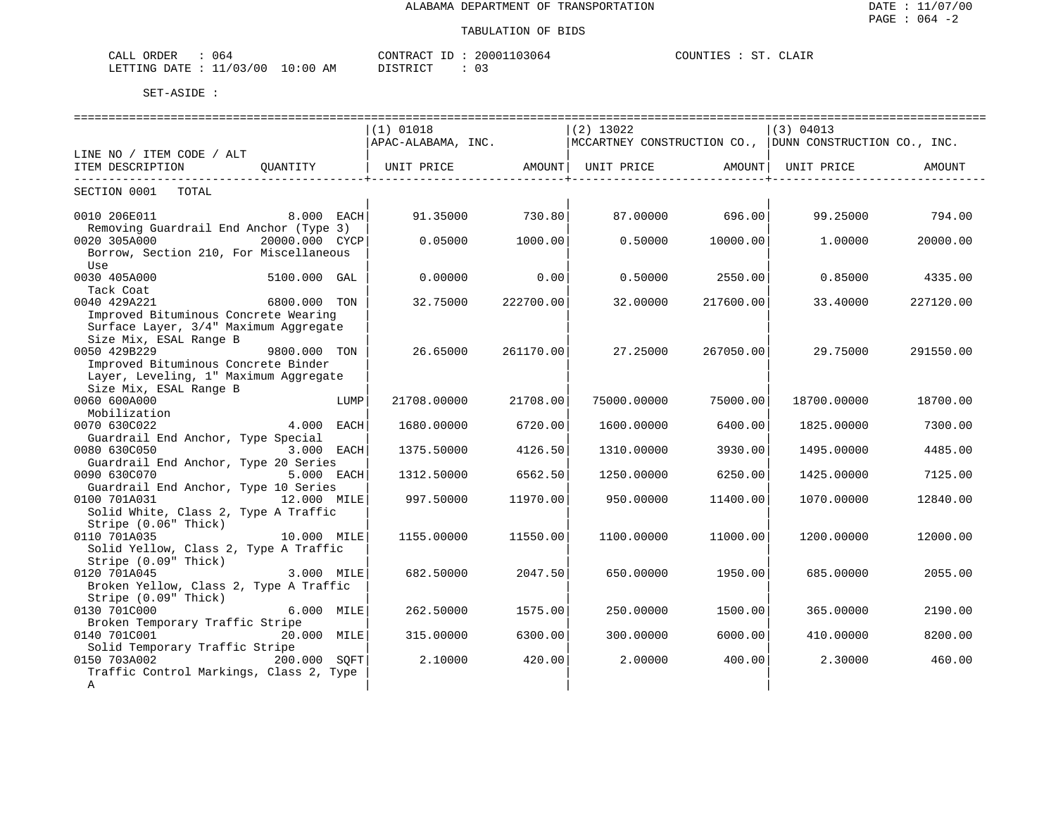ALABAMA DEPARTMENT OF TRANSPORTATION

TABULATION OF BIDS

CALL ORDER : 064 CONTRACT ID : 20001103064 COUNTIES : ST. CLAIR
LETTING DATE : 11/03/00 10:00 AM DISTRICT : 03

SET-ASIDE :

| LINE NO / ITEM CODE / ALT ITEM DESCRIPTION | QUANTITY | (1) 01018 APAC-ALABAMA, INC. UNIT PRICE | AMOUNT | (2) 13022 MCCARTNEY CONSTRUCTION CO., UNIT PRICE | AMOUNT | (3) 04013 DUNN CONSTRUCTION CO., INC. UNIT PRICE | AMOUNT |
|---|---|---|---|---|---|---|---|
| SECTION 0001 TOTAL | | | | | | | |
| 0010 206E011 Removing Guardrail End Anchor (Type 3) | 8.000 EACH | 91.35000 | 730.80 | 87.00000 | 696.00 | 99.25000 | 794.00 |
| 0020 305A000 Borrow, Section 210, For Miscellaneous Use | 20000.000 CYCP | 0.05000 | 1000.00 | 0.50000 | 10000.00 | 1.00000 | 20000.00 |
| 0030 405A000 Tack Coat | 5100.000 GAL | 0.00000 | 0.00 | 0.50000 | 2550.00 | 0.85000 | 4335.00 |
| 0040 429A221 Improved Bituminous Concrete Wearing Surface Layer, 3/4" Maximum Aggregate Size Mix, ESAL Range B | 6800.000 TON | 32.75000 | 222700.00 | 32.00000 | 217600.00 | 33.40000 | 227120.00 |
| 0050 429B229 Improved Bituminous Concrete Binder Layer, Leveling, 1" Maximum Aggregate Size Mix, ESAL Range B | 9800.000 TON | 26.65000 | 261170.00 | 27.25000 | 267050.00 | 29.75000 | 291550.00 |
| 0060 600A000 Mobilization | LUMP | 21708.00000 | 21708.00 | 75000.00000 | 75000.00 | 18700.00000 | 18700.00 |
| 0070 630C022 Guardrail End Anchor, Type Special | 4.000 EACH | 1680.00000 | 6720.00 | 1600.00000 | 6400.00 | 1825.00000 | 7300.00 |
| 0080 630C050 Guardrail End Anchor, Type 20 Series | 3.000 EACH | 1375.50000 | 4126.50 | 1310.00000 | 3930.00 | 1495.00000 | 4485.00 |
| 0090 630C070 Guardrail End Anchor, Type 10 Series | 5.000 EACH | 1312.50000 | 6562.50 | 1250.00000 | 6250.00 | 1425.00000 | 7125.00 |
| 0100 701A031 Solid White, Class 2, Type A Traffic Stripe (0.06" Thick) | 12.000 MILE | 997.50000 | 11970.00 | 950.00000 | 11400.00 | 1070.00000 | 12840.00 |
| 0110 701A035 Solid Yellow, Class 2, Type A Traffic Stripe (0.09" Thick) | 10.000 MILE | 1155.00000 | 11550.00 | 1100.00000 | 11000.00 | 1200.00000 | 12000.00 |
| 0120 701A045 Broken Yellow, Class 2, Type A Traffic Stripe (0.09" Thick) | 3.000 MILE | 682.50000 | 2047.50 | 650.00000 | 1950.00 | 685.00000 | 2055.00 |
| 0130 701C000 Broken Temporary Traffic Stripe | 6.000 MILE | 262.50000 | 1575.00 | 250.00000 | 1500.00 | 365.00000 | 2190.00 |
| 0140 701C001 Solid Temporary Traffic Stripe | 20.000 MILE | 315.00000 | 6300.00 | 300.00000 | 6000.00 | 410.00000 | 8200.00 |
| 0150 703A002 Traffic Control Markings, Class 2, Type A | 200.000 SQFT | 2.10000 | 420.00 | 2.00000 | 400.00 | 2.30000 | 460.00 |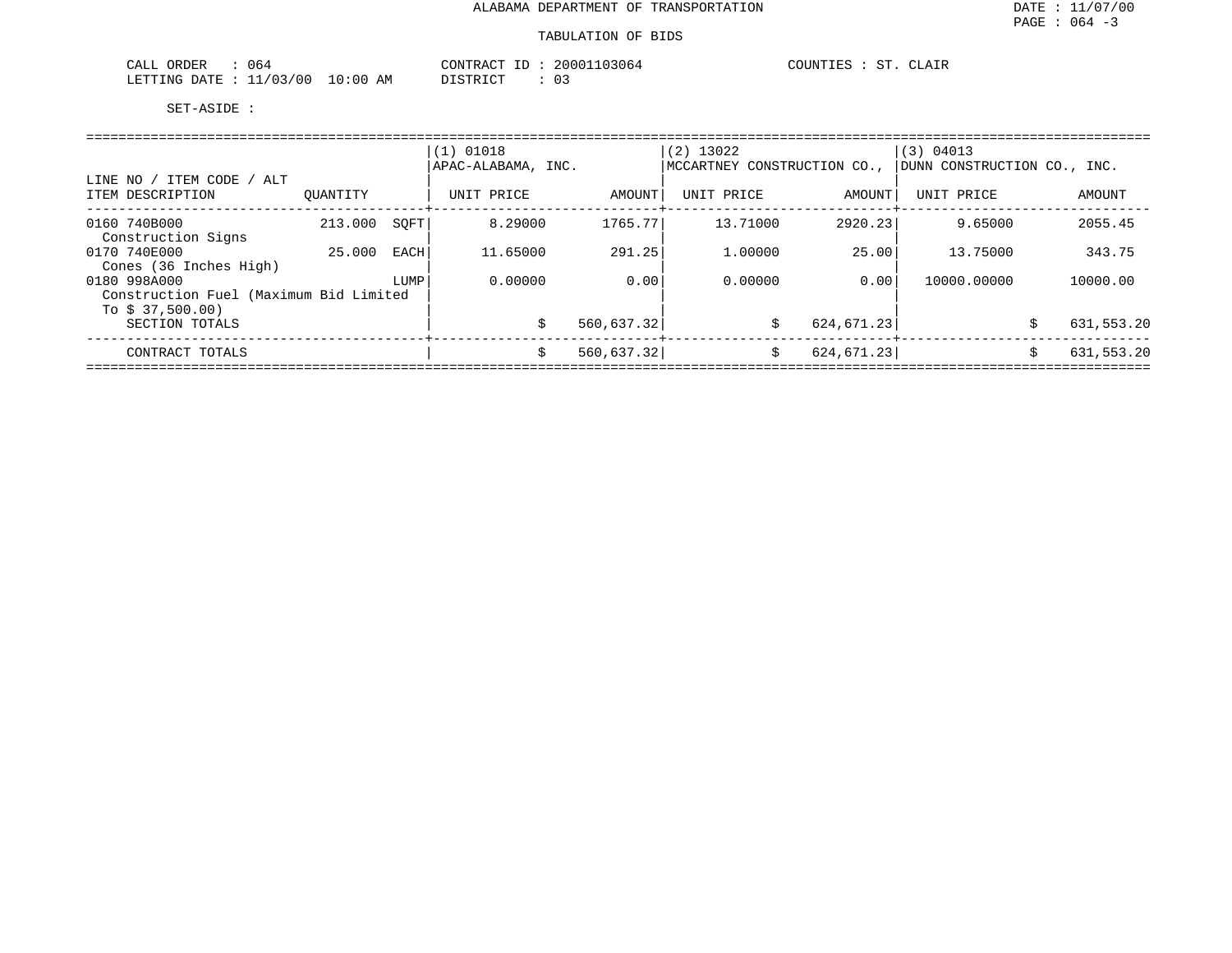ALABAMA DEPARTMENT OF TRANSPORTATION

TABULATION OF BIDS

CALL ORDER : 064　　CONTRACT ID : 20001103064　　COUNTIES : ST. CLAIR
LETTING DATE : 11/03/00 10:00 AM　　DISTRICT : 03

SET-ASIDE :

| LINE NO / ITEM CODE / ALT ITEM DESCRIPTION | QUANTITY | | (1) 01018 APAC-ALABAMA, INC. UNIT PRICE | AMOUNT | (2) 13022 MCCARTNEY CONSTRUCTION CO., UNIT PRICE | AMOUNT | (3) 04013 DUNN CONSTRUCTION CO., INC. UNIT PRICE | AMOUNT |
|---|---|---|---|---|---|---|---|---|
| 0160 740B000 Construction Signs | 213.000 | SQFT | 8.29000 | 1765.77 | 13.71000 | 2920.23 | 9.65000 | 2055.45 |
| 0170 740E000 Cones (36 Inches High) | 25.000 | EACH | 11.65000 | 291.25 | 1.00000 | 25.00 | 13.75000 | 343.75 |
| 0180 998A000 Construction Fuel (Maximum Bid Limited To $ 37,500.00) | | LUMP | 0.00000 | 0.00 | 0.00000 | 0.00 | 10000.00000 | 10000.00 |
| SECTION TOTALS | | | $ | 560,637.32 | $ | 624,671.23 | $ | 631,553.20 |
| CONTRACT TOTALS | | | $ | 560,637.32 | $ | 624,671.23 | $ | 631,553.20 |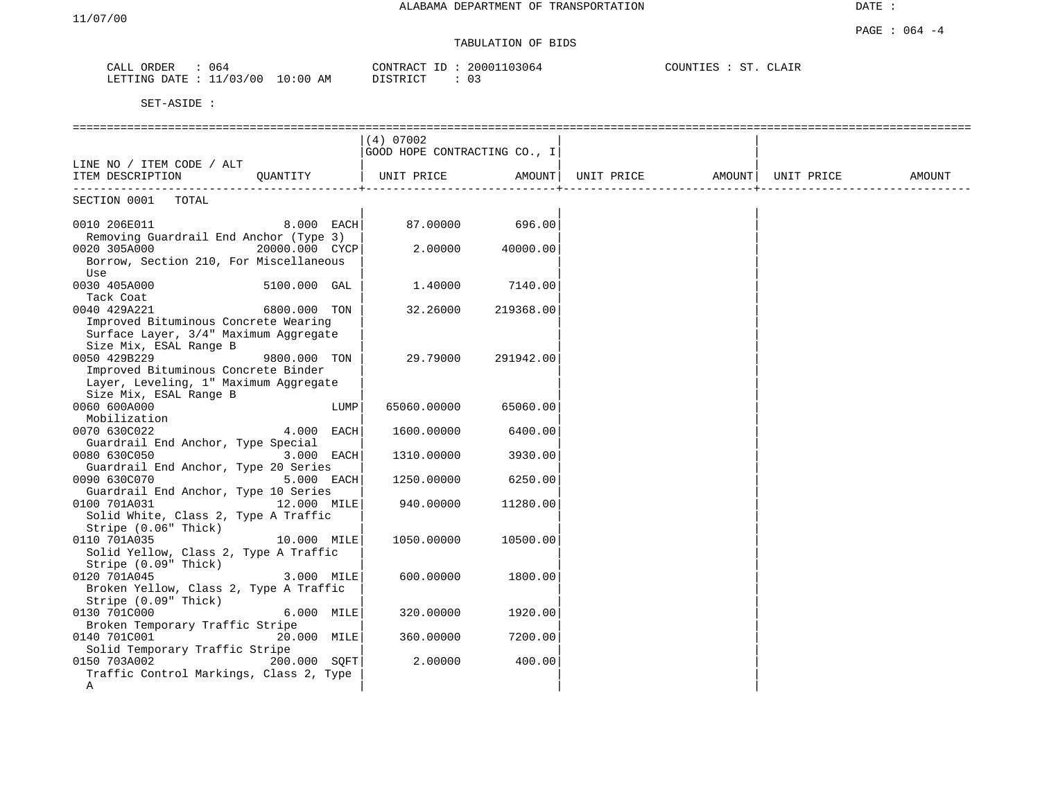ALABAMA DEPARTMENT OF TRANSPORTATION

11/07/00

DATE :

PAGE : 064 -4

TABULATION OF BIDS

CALL ORDER : 064 &nbsp;&nbsp;&nbsp;&nbsp; CONTRACT ID : 20001103064 &nbsp;&nbsp;&nbsp;&nbsp; COUNTIES : ST. CLAIR
LETTING DATE : 11/03/00 10:00 AM &nbsp;&nbsp;&nbsp;&nbsp; DISTRICT : 03

SET-ASIDE :

| LINE NO / ITEM CODE / ALT<br>ITEM DESCRIPTION | QUANTITY | (4) 07002<br>GOOD HOPE CONTRACTING CO., I<br>UNIT PRICE | AMOUNT | UNIT PRICE | AMOUNT | UNIT PRICE | AMOUNT |
|---|---|---|---|---|---|---|---|
| SECTION 0001 TOTAL | | | | | | | |
| 0010 206E011<br>Removing Guardrail End Anchor (Type 3) | 8.000 EACH | 87.00000 | 696.00 | | | | |
| 0020 305A000<br>Borrow, Section 210, For Miscellaneous Use | 20000.000 CYCP | 2.00000 | 40000.00 | | | | |
| 0030 405A000<br>Tack Coat | 5100.000 GAL | 1.40000 | 7140.00 | | | | |
| 0040 429A221<br>Improved Bituminous Concrete Wearing Surface Layer, 3/4" Maximum Aggregate Size Mix, ESAL Range B | 6800.000 TON | 32.26000 | 219368.00 | | | | |
| 0050 429B229<br>Improved Bituminous Concrete Binder Layer, Leveling, 1" Maximum Aggregate Size Mix, ESAL Range B | 9800.000 TON | 29.79000 | 291942.00 | | | | |
| 0060 600A000<br>Mobilization | LUMP | 65060.00000 | 65060.00 | | | | |
| 0070 630C022<br>Guardrail End Anchor, Type Special | 4.000 EACH | 1600.00000 | 6400.00 | | | | |
| 0080 630C050<br>Guardrail End Anchor, Type 20 Series | 3.000 EACH | 1310.00000 | 3930.00 | | | | |
| 0090 630C070<br>Guardrail End Anchor, Type 10 Series | 5.000 EACH | 1250.00000 | 6250.00 | | | | |
| 0100 701A031<br>Solid White, Class 2, Type A Traffic Stripe (0.06" Thick) | 12.000 MILE | 940.00000 | 11280.00 | | | | |
| 0110 701A035<br>Solid Yellow, Class 2, Type A Traffic Stripe (0.09" Thick) | 10.000 MILE | 1050.00000 | 10500.00 | | | | |
| 0120 701A045<br>Broken Yellow, Class 2, Type A Traffic Stripe (0.09" Thick) | 3.000 MILE | 600.00000 | 1800.00 | | | | |
| 0130 701C000<br>Broken Temporary Traffic Stripe | 6.000 MILE | 320.00000 | 1920.00 | | | | |
| 0140 701C001<br>Solid Temporary Traffic Stripe | 20.000 MILE | 360.00000 | 7200.00 | | | | |
| 0150 703A002<br>Traffic Control Markings, Class 2, Type A | 200.000 SQFT | 2.00000 | 400.00 | | | | |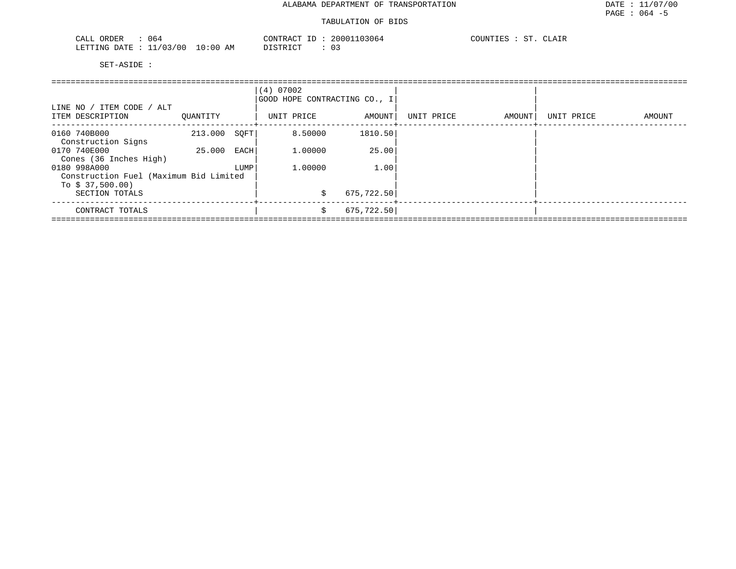ALABAMA DEPARTMENT OF TRANSPORTATION

TABULATION OF BIDS

CALL ORDER : 064
LETTING DATE : 11/03/00 10:00 AM

CONTRACT ID : 20001103064
DISTRICT : 03

COUNTIES : ST. CLAIR

SET-ASIDE :

| LINE NO / ITEM CODE / ALT<br>ITEM DESCRIPTION | QUANTITY | | (4) 07002<br>GOOD HOPE CONTRACTING CO., I<br>UNIT PRICE | AMOUNT | UNIT PRICE | AMOUNT | UNIT PRICE | AMOUNT |
|---|---|---|---|---|---|---|---|---|
| 0160 740B000<br>Construction Signs | 213.000 | SQFT | 8.50000 | 1810.50 | | | | |
| 0170 740E000<br>Cones (36 Inches High) | 25.000 | EACH | 1.00000 | 25.00 | | | | |
| 0180 998A000<br>Construction Fuel (Maximum Bid Limited To $ 37,500.00) | | LUMP | 1.00000 | 1.00 | | | | |
| SECTION TOTALS | | | $ | 675,722.50 | | | | |
| CONTRACT TOTALS | | | $ | 675,722.50 | | | | |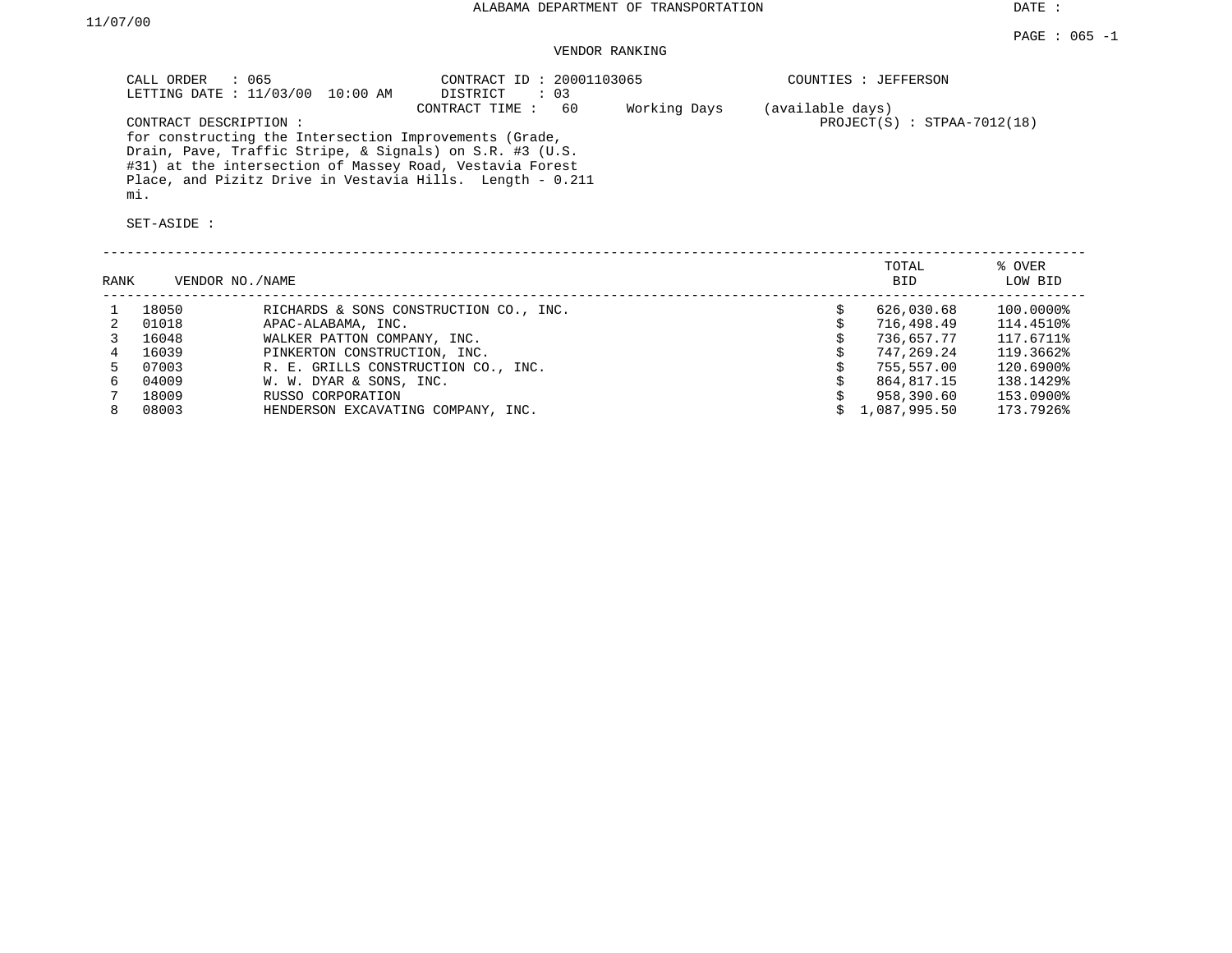ALABAMA DEPARTMENT OF TRANSPORTATION

DATE : 11/07/00

PAGE : 065 -1

VENDOR RANKING

CALL ORDER : 065
LETTING DATE : 11/03/00 10:00 AM

CONTRACT ID : 20001103065
DISTRICT : 03
CONTRACT TIME : 60 Working Days (available days)

COUNTIES : JEFFERSON
PROJECT(S) : STPAA-7012(18)

CONTRACT DESCRIPTION :
for constructing the Intersection Improvements (Grade, Drain, Pave, Traffic Stripe, & Signals) on S.R. #3 (U.S. #31) at the intersection of Massey Road, Vestavia Forest Place, and Pizitz Drive in Vestavia Hills. Length - 0.211 mi.

SET-ASIDE :

| RANK | VENDOR NO./NAME | | TOTAL BID | % OVER LOW BID |
|---|---|---|---|---|
| 1 | 18050 | RICHARDS & SONS CONSTRUCTION CO., INC. | $ 626,030.68 | 100.0000% |
| 2 | 01018 | APAC-ALABAMA, INC. | $ 716,498.49 | 114.4510% |
| 3 | 16048 | WALKER PATTON COMPANY, INC. | $ 736,657.77 | 117.6711% |
| 4 | 16039 | PINKERTON CONSTRUCTION, INC. | $ 747,269.24 | 119.3662% |
| 5 | 07003 | R. E. GRILLS CONSTRUCTION CO., INC. | $ 755,557.00 | 120.6900% |
| 6 | 04009 | W. W. DYAR & SONS, INC. | $ 864,817.15 | 138.1429% |
| 7 | 18009 | RUSSO CORPORATION | $ 958,390.60 | 153.0900% |
| 8 | 08003 | HENDERSON EXCAVATING COMPANY, INC. | $ 1,087,995.50 | 173.7926% |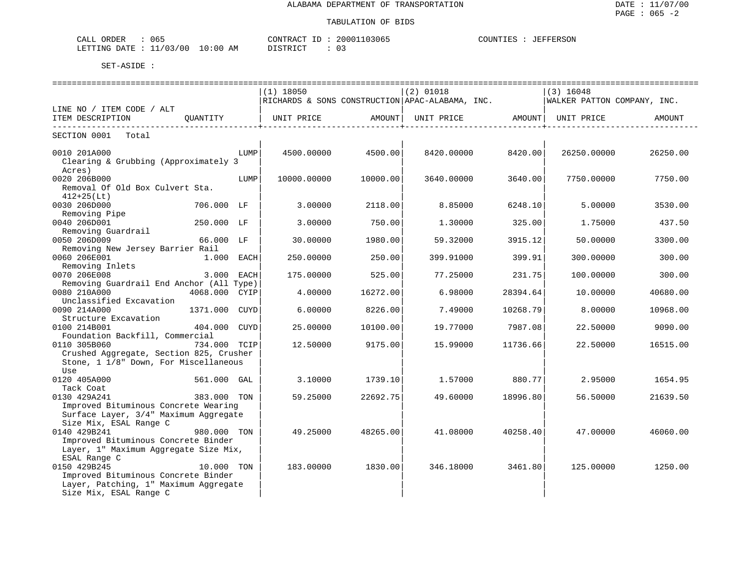ALABAMA DEPARTMENT OF TRANSPORTATION

TABULATION OF BIDS

DATE : 11/07/00
PAGE : 065 -2

CALL ORDER : 065 &nbsp;&nbsp;&nbsp;&nbsp; CONTRACT ID : 20001103065 &nbsp;&nbsp;&nbsp;&nbsp; COUNTIES : JEFFERSON
LETTING DATE : 11/03/00 10:00 AM &nbsp;&nbsp;&nbsp;&nbsp; DISTRICT : 03

SET-ASIDE :

| LINE NO / ITEM CODE / ALT ITEM DESCRIPTION | QUANTITY | (1) 18050 RICHARDS & SONS CONSTRUCTION UNIT PRICE | AMOUNT | (2) 01018 APAC-ALABAMA, INC. UNIT PRICE | AMOUNT | (3) 16048 WALKER PATTON COMPANY, INC. UNIT PRICE | AMOUNT |
|---|---|---|---|---|---|---|---|
| SECTION 0001 Total | | | | | | | |
| 0010 201A000 Clearing & Grubbing (Approximately 3 Acres) | LUMP | 4500.00000 | 4500.00 | 8420.00000 | 8420.00 | 26250.00000 | 26250.00 |
| 0020 206B000 Removal Of Old Box Culvert Sta. 412+25(Lt) | LUMP | 10000.00000 | 10000.00 | 3640.00000 | 3640.00 | 7750.00000 | 7750.00 |
| 0030 206D000 Removing Pipe | 706.000 LF | 3.00000 | 2118.00 | 8.85000 | 6248.10 | 5.00000 | 3530.00 |
| 0040 206D001 Removing Guardrail | 250.000 LF | 3.00000 | 750.00 | 1.30000 | 325.00 | 1.75000 | 437.50 |
| 0050 206D009 Removing New Jersey Barrier Rail | 66.000 LF | 30.00000 | 1980.00 | 59.32000 | 3915.12 | 50.00000 | 3300.00 |
| 0060 206E001 Removing Inlets | 1.000 EACH | 250.00000 | 250.00 | 399.91000 | 399.91 | 300.00000 | 300.00 |
| 0070 206E008 Removing Guardrail End Anchor (All Type) | 3.000 EACH | 175.00000 | 525.00 | 77.25000 | 231.75 | 100.00000 | 300.00 |
| 0080 210A000 Unclassified Excavation | 4068.000 CYIP | 4.00000 | 16272.00 | 6.98000 | 28394.64 | 10.00000 | 40680.00 |
| 0090 214A000 Structure Excavation | 1371.000 CUYD | 6.00000 | 8226.00 | 7.49000 | 10268.79 | 8.00000 | 10968.00 |
| 0100 214B001 Foundation Backfill, Commercial | 404.000 CUYD | 25.00000 | 10100.00 | 19.77000 | 7987.08 | 22.50000 | 9090.00 |
| 0110 305B060 Crushed Aggregate, Section 825, Crusher Stone, 1 1/8" Down, For Miscellaneous Use | 734.000 TCIP | 12.50000 | 9175.00 | 15.99000 | 11736.66 | 22.50000 | 16515.00 |
| 0120 405A000 Tack Coat | 561.000 GAL | 3.10000 | 1739.10 | 1.57000 | 880.77 | 2.95000 | 1654.95 |
| 0130 429A241 Improved Bituminous Concrete Wearing Surface Layer, 3/4" Maximum Aggregate Size Mix, ESAL Range C | 383.000 TON | 59.25000 | 22692.75 | 49.60000 | 18996.80 | 56.50000 | 21639.50 |
| 0140 429B241 Improved Bituminous Concrete Binder Layer, 1" Maximum Aggregate Size Mix, ESAL Range C | 980.000 TON | 49.25000 | 48265.00 | 41.08000 | 40258.40 | 47.00000 | 46060.00 |
| 0150 429B245 Improved Bituminous Concrete Binder Layer, Patching, 1" Maximum Aggregate Size Mix, ESAL Range C | 10.000 TON | 183.00000 | 1830.00 | 346.18000 | 3461.80 | 125.00000 | 1250.00 |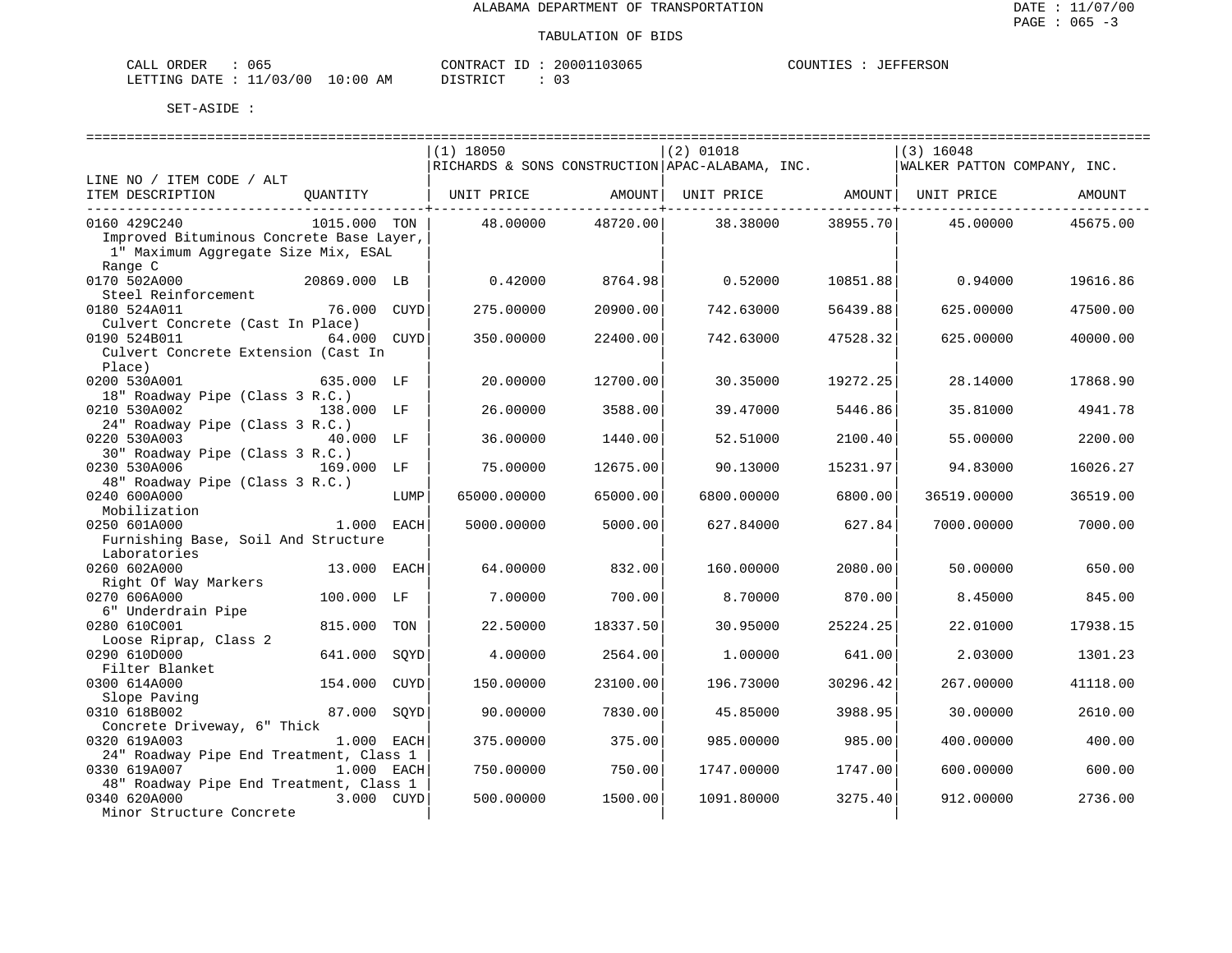ALABAMA DEPARTMENT OF TRANSPORTATION

TABULATION OF BIDS

CALL ORDER : 065 CONTRACT ID : 20001103065 COUNTIES : JEFFERSON
LETTING DATE : 11/03/00 10:00 AM DISTRICT : 03

SET-ASIDE :

| LINE NO / ITEM CODE / ALT ITEM DESCRIPTION | QUANTITY | | (1) 18050 RICHARDS & SONS CONSTRUCTION UNIT PRICE | AMOUNT | (2) 01018 APAC-ALABAMA, INC. UNIT PRICE | AMOUNT | (3) 16048 WALKER PATTON COMPANY, INC. UNIT PRICE | AMOUNT |
|---|---|---|---|---|---|---|---|---|
| 0160 429C240 Improved Bituminous Concrete Base Layer, 1" Maximum Aggregate Size Mix, ESAL Range C | 1015.000 | TON | 48.00000 | 48720.00 | 38.38000 | 38955.70 | 45.00000 | 45675.00 |
| 0170 502A000 Steel Reinforcement | 20869.000 | LB | 0.42000 | 8764.98 | 0.52000 | 10851.88 | 0.94000 | 19616.86 |
| 0180 524A011 Culvert Concrete (Cast In Place) | 76.000 | CUYD | 275.00000 | 20900.00 | 742.63000 | 56439.88 | 625.00000 | 47500.00 |
| 0190 524B011 Culvert Concrete Extension (Cast In Place) | 64.000 | CUYD | 350.00000 | 22400.00 | 742.63000 | 47528.32 | 625.00000 | 40000.00 |
| 0200 530A001 18" Roadway Pipe (Class 3 R.C.) | 635.000 | LF | 20.00000 | 12700.00 | 30.35000 | 19272.25 | 28.14000 | 17868.90 |
| 0210 530A002 24" Roadway Pipe (Class 3 R.C.) | 138.000 | LF | 26.00000 | 3588.00 | 39.47000 | 5446.86 | 35.81000 | 4941.78 |
| 0220 530A003 30" Roadway Pipe (Class 3 R.C.) | 40.000 | LF | 36.00000 | 1440.00 | 52.51000 | 2100.40 | 55.00000 | 2200.00 |
| 0230 530A006 48" Roadway Pipe (Class 3 R.C.) | 169.000 | LF | 75.00000 | 12675.00 | 90.13000 | 15231.97 | 94.83000 | 16026.27 |
| 0240 600A000 Mobilization | | LUMP | 65000.00000 | 65000.00 | 6800.00000 | 6800.00 | 36519.00000 | 36519.00 |
| 0250 601A000 Furnishing Base, Soil And Structure Laboratories | 1.000 | EACH | 5000.00000 | 5000.00 | 627.84000 | 627.84 | 7000.00000 | 7000.00 |
| 0260 602A000 Right Of Way Markers | 13.000 | EACH | 64.00000 | 832.00 | 160.00000 | 2080.00 | 50.00000 | 650.00 |
| 0270 606A000 6" Underdrain Pipe | 100.000 | LF | 7.00000 | 700.00 | 8.70000 | 870.00 | 8.45000 | 845.00 |
| 0280 610C001 Loose Riprap, Class 2 | 815.000 | TON | 22.50000 | 18337.50 | 30.95000 | 25224.25 | 22.01000 | 17938.15 |
| 0290 610D000 Filter Blanket | 641.000 | SQYD | 4.00000 | 2564.00 | 1.00000 | 641.00 | 2.03000 | 1301.23 |
| 0300 614A000 Slope Paving | 154.000 | CUYD | 150.00000 | 23100.00 | 196.73000 | 30296.42 | 267.00000 | 41118.00 |
| 0310 618B002 Concrete Driveway, 6" Thick | 87.000 | SQYD | 90.00000 | 7830.00 | 45.85000 | 3988.95 | 30.00000 | 2610.00 |
| 0320 619A003 24" Roadway Pipe End Treatment, Class 1 | 1.000 | EACH | 375.00000 | 375.00 | 985.00000 | 985.00 | 400.00000 | 400.00 |
| 0330 619A007 48" Roadway Pipe End Treatment, Class 1 | 1.000 | EACH | 750.00000 | 750.00 | 1747.00000 | 1747.00 | 600.00000 | 600.00 |
| 0340 620A000 Minor Structure Concrete | 3.000 | CUYD | 500.00000 | 1500.00 | 1091.80000 | 3275.40 | 912.00000 | 2736.00 |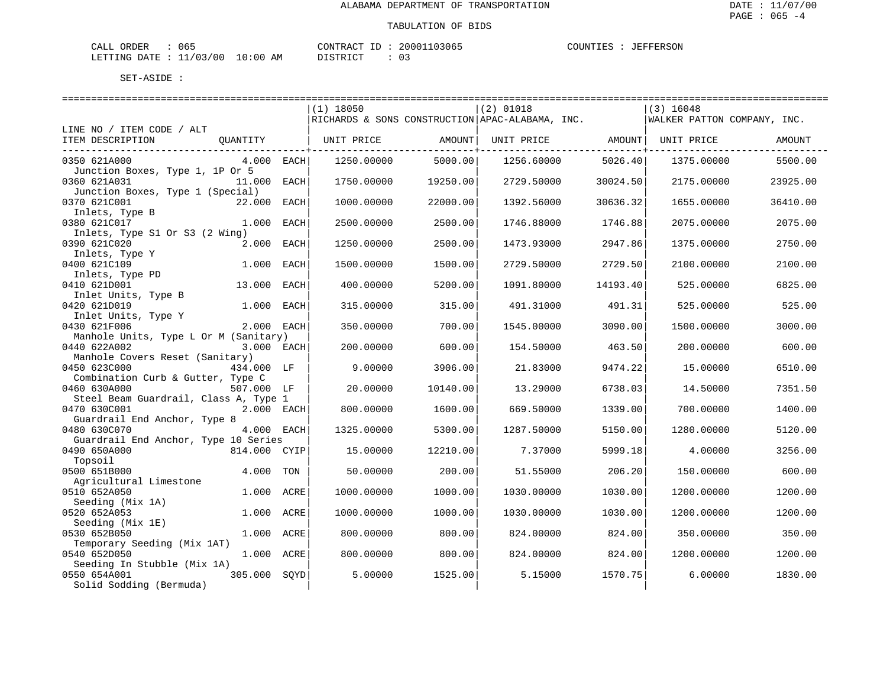ALABAMA DEPARTMENT OF TRANSPORTATION

TABULATION OF BIDS

DATE : 11/07/00
PAGE : 065 -4

CALL ORDER : 065  CONTRACT ID : 20001103065  COUNTIES : JEFFERSON
LETTING DATE : 11/03/00 10:00 AM  DISTRICT : 03

SET-ASIDE :

| LINE NO / ITEM CODE / ALT ITEM DESCRIPTION | QUANTITY | | (1) 18050 RICHARDS & SONS CONSTRUCTION UNIT PRICE | AMOUNT | (2) 01018 APAC-ALABAMA, INC. UNIT PRICE | AMOUNT | (3) 16048 WALKER PATTON COMPANY, INC. UNIT PRICE | AMOUNT |
|---|---|---|---|---|---|---|---|---|
| 0350 621A000 Junction Boxes, Type 1, 1P Or 5 | 4.000 | EACH | 1250.00000 | 5000.00 | 1256.60000 | 5026.40 | 1375.00000 | 5500.00 |
| 0360 621A031 Junction Boxes, Type 1 (Special) | 11.000 | EACH | 1750.00000 | 19250.00 | 2729.50000 | 30024.50 | 2175.00000 | 23925.00 |
| 0370 621C001 Inlets, Type B | 22.000 | EACH | 1000.00000 | 22000.00 | 1392.56000 | 30636.32 | 1655.00000 | 36410.00 |
| 0380 621C017 Inlets, Type S1 Or S3 (2 Wing) | 1.000 | EACH | 2500.00000 | 2500.00 | 1746.88000 | 1746.88 | 2075.00000 | 2075.00 |
| 0390 621C020 Inlets, Type Y | 2.000 | EACH | 1250.00000 | 2500.00 | 1473.93000 | 2947.86 | 1375.00000 | 2750.00 |
| 0400 621C109 Inlets, Type PD | 1.000 | EACH | 1500.00000 | 1500.00 | 2729.50000 | 2729.50 | 2100.00000 | 2100.00 |
| 0410 621D001 Inlet Units, Type B | 13.000 | EACH | 400.00000 | 5200.00 | 1091.80000 | 14193.40 | 525.00000 | 6825.00 |
| 0420 621D019 Inlet Units, Type Y | 1.000 | EACH | 315.00000 | 315.00 | 491.31000 | 491.31 | 525.00000 | 525.00 |
| 0430 621F006 Manhole Units, Type L Or M (Sanitary) | 2.000 | EACH | 350.00000 | 700.00 | 1545.00000 | 3090.00 | 1500.00000 | 3000.00 |
| 0440 622A002 Manhole Covers Reset (Sanitary) | 3.000 | EACH | 200.00000 | 600.00 | 154.50000 | 463.50 | 200.00000 | 600.00 |
| 0450 623C000 Combination Curb & Gutter, Type C | 434.000 | LF | 9.00000 | 3906.00 | 21.83000 | 9474.22 | 15.00000 | 6510.00 |
| 0460 630A000 Steel Beam Guardrail, Class A, Type 1 | 507.000 | LF | 20.00000 | 10140.00 | 13.29000 | 6738.03 | 14.50000 | 7351.50 |
| 0470 630C001 Guardrail End Anchor, Type 8 | 2.000 | EACH | 800.00000 | 1600.00 | 669.50000 | 1339.00 | 700.00000 | 1400.00 |
| 0480 630C070 Guardrail End Anchor, Type 10 Series | 4.000 | EACH | 1325.00000 | 5300.00 | 1287.50000 | 5150.00 | 1280.00000 | 5120.00 |
| 0490 650A000 Topsoil | 814.000 | CYIP | 15.00000 | 12210.00 | 7.37000 | 5999.18 | 4.00000 | 3256.00 |
| 0500 651B000 Agricultural Limestone | 4.000 | TON | 50.00000 | 200.00 | 51.55000 | 206.20 | 150.00000 | 600.00 |
| 0510 652A050 Seeding (Mix 1A) | 1.000 | ACRE | 1000.00000 | 1000.00 | 1030.00000 | 1030.00 | 1200.00000 | 1200.00 |
| 0520 652A053 Seeding (Mix 1E) | 1.000 | ACRE | 1000.00000 | 1000.00 | 1030.00000 | 1030.00 | 1200.00000 | 1200.00 |
| 0530 652B050 Temporary Seeding (Mix 1AT) | 1.000 | ACRE | 800.00000 | 800.00 | 824.00000 | 824.00 | 350.00000 | 350.00 |
| 0540 652D050 Seeding In Stubble (Mix 1A) | 1.000 | ACRE | 800.00000 | 800.00 | 824.00000 | 824.00 | 1200.00000 | 1200.00 |
| 0550 654A001 Solid Sodding (Bermuda) | 305.000 | SQYD | 5.00000 | 1525.00 | 5.15000 | 1570.75 | 6.00000 | 1830.00 |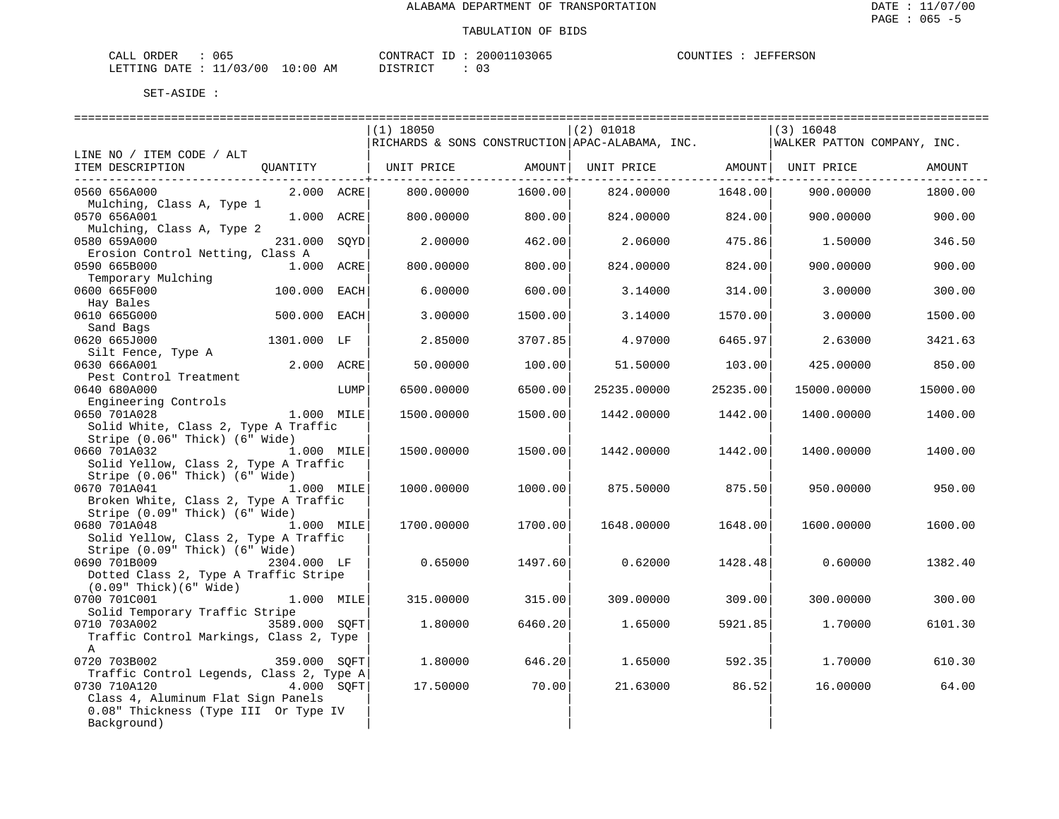ALABAMA DEPARTMENT OF TRANSPORTATION

TABULATION OF BIDS

DATE : 11/07/00
PAGE : 065 -5

CALL ORDER : 065 CONTRACT ID : 20001103065 COUNTIES : JEFFERSON
LETTING DATE : 11/03/00 10:00 AM DISTRICT : 03

SET-ASIDE :

| LINE NO / ITEM CODE / ALT ITEM DESCRIPTION | QUANTITY | (1) 18050 RICHARDS & SONS CONSTRUCTION UNIT PRICE | AMOUNT | (2) 01018 APAC-ALABAMA, INC. UNIT PRICE | AMOUNT | (3) 16048 WALKER PATTON COMPANY, INC. UNIT PRICE | AMOUNT |
|---|---|---|---|---|---|---|---|
| 0560 656A000 Mulching, Class A, Type 1 | 2.000 ACRE | 800.00000 | 1600.00 | 824.00000 | 1648.00 | 900.00000 | 1800.00 |
| 0570 656A001 Mulching, Class A, Type 2 | 1.000 ACRE | 800.00000 | 800.00 | 824.00000 | 824.00 | 900.00000 | 900.00 |
| 0580 659A000 Erosion Control Netting, Class A | 231.000 SQYD | 2.00000 | 462.00 | 2.06000 | 475.86 | 1.50000 | 346.50 |
| 0590 665B000 Temporary Mulching | 1.000 ACRE | 800.00000 | 800.00 | 824.00000 | 824.00 | 900.00000 | 900.00 |
| 0600 665F000 Hay Bales | 100.000 EACH | 6.00000 | 600.00 | 3.14000 | 314.00 | 3.00000 | 300.00 |
| 0610 665G000 Sand Bags | 500.000 EACH | 3.00000 | 1500.00 | 3.14000 | 1570.00 | 3.00000 | 1500.00 |
| 0620 665J000 Silt Fence, Type A | 1301.000 LF | 2.85000 | 3707.85 | 4.97000 | 6465.97 | 2.63000 | 3421.63 |
| 0630 666A001 Pest Control Treatment | 2.000 ACRE | 50.00000 | 100.00 | 51.50000 | 103.00 | 425.00000 | 850.00 |
| 0640 680A000 Engineering Controls | LUMP | 6500.00000 | 6500.00 | 25235.00000 | 25235.00 | 15000.00000 | 15000.00 |
| 0650 701A028 Solid White, Class 2, Type A Traffic Stripe (0.06" Thick) (6" Wide) | 1.000 MILE | 1500.00000 | 1500.00 | 1442.00000 | 1442.00 | 1400.00000 | 1400.00 |
| 0660 701A032 Solid Yellow, Class 2, Type A Traffic Stripe (0.06" Thick) (6" Wide) | 1.000 MILE | 1500.00000 | 1500.00 | 1442.00000 | 1442.00 | 1400.00000 | 1400.00 |
| 0670 701A041 Broken White, Class 2, Type A Traffic Stripe (0.09" Thick) (6" Wide) | 1.000 MILE | 1000.00000 | 1000.00 | 875.50000 | 875.50 | 950.00000 | 950.00 |
| 0680 701A048 Solid Yellow, Class 2, Type A Traffic Stripe (0.09" Thick) (6" Wide) | 1.000 MILE | 1700.00000 | 1700.00 | 1648.00000 | 1648.00 | 1600.00000 | 1600.00 |
| 0690 701B009 Dotted Class 2, Type A Traffic Stripe (0.09" Thick)(6" Wide) | 2304.000 LF | 0.65000 | 1497.60 | 0.62000 | 1428.48 | 0.60000 | 1382.40 |
| 0700 701C001 Solid Temporary Traffic Stripe | 1.000 MILE | 315.00000 | 315.00 | 309.00000 | 309.00 | 300.00000 | 300.00 |
| 0710 703A002 Traffic Control Markings, Class 2, Type A | 3589.000 SQFT | 1.80000 | 6460.20 | 1.65000 | 5921.85 | 1.70000 | 6101.30 |
| 0720 703B002 Traffic Control Legends, Class 2, Type A | 359.000 SQFT | 1.80000 | 646.20 | 1.65000 | 592.35 | 1.70000 | 610.30 |
| 0730 710A120 Class 4, Aluminum Flat Sign Panels 0.08" Thickness (Type III Or Type IV Background) | 4.000 SQFT | 17.50000 | 70.00 | 21.63000 | 86.52 | 16.00000 | 64.00 |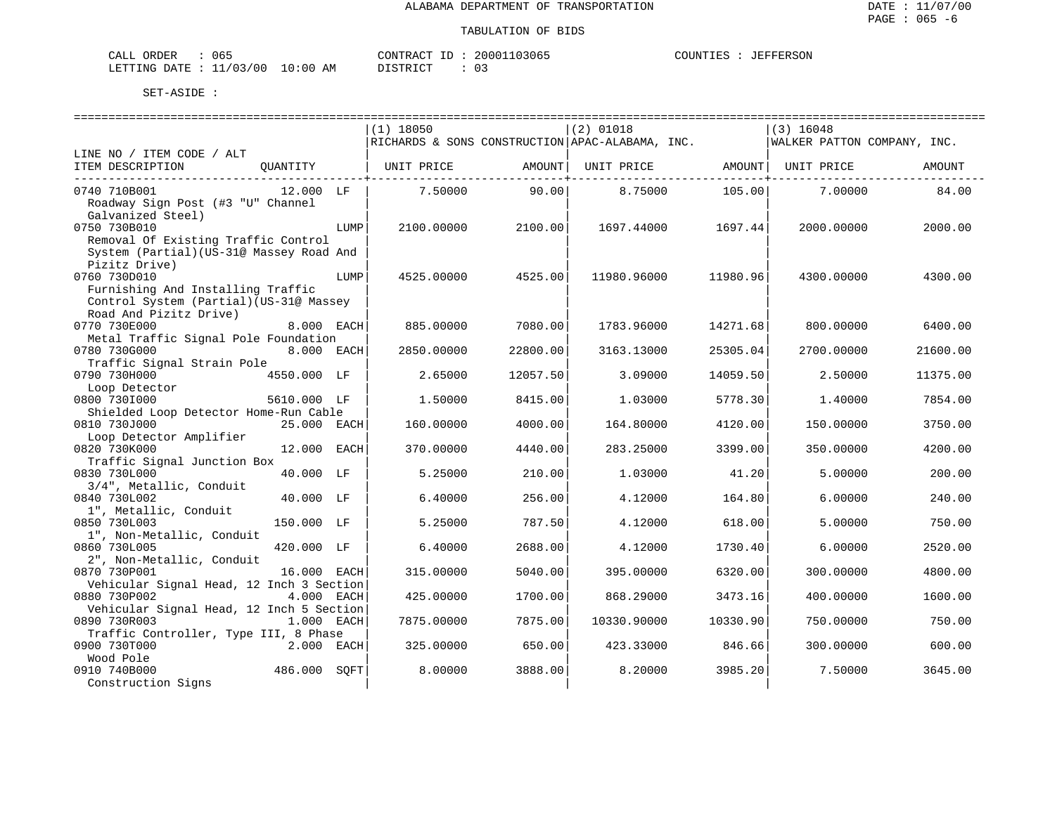ALABAMA DEPARTMENT OF TRANSPORTATION

TABULATION OF BIDS

CALL ORDER : 065 &nbsp;&nbsp;&nbsp;&nbsp; CONTRACT ID : 20001103065 &nbsp;&nbsp;&nbsp;&nbsp; COUNTIES : JEFFERSON
LETTING DATE : 11/03/00 10:00 AM &nbsp;&nbsp;&nbsp;&nbsp; DISTRICT : 03

SET-ASIDE :

| LINE NO / ITEM CODE / ALT ITEM DESCRIPTION | QUANTITY | (1) 18050 RICHARDS & SONS CONSTRUCTION UNIT PRICE | AMOUNT | (2) 01018 APAC-ALABAMA, INC. UNIT PRICE | AMOUNT | (3) 16048 WALKER PATTON COMPANY, INC. UNIT PRICE | AMOUNT |
|---|---|---|---|---|---|---|---|
| 0740 710B001 Roadway Sign Post (#3 "U" Channel Galvanized Steel) | 12.000 LF | 7.50000 | 90.00 | 8.75000 | 105.00 | 7.00000 | 84.00 |
| 0750 730B010 Removal Of Existing Traffic Control System (Partial)(US-31@ Massey Road And Pizitz Drive) | LUMP | 2100.00000 | 2100.00 | 1697.44000 | 1697.44 | 2000.00000 | 2000.00 |
| 0760 730D010 Furnishing And Installing Traffic Control System (Partial)(US-31@ Massey Road And Pizitz Drive) | LUMP | 4525.00000 | 4525.00 | 11980.96000 | 11980.96 | 4300.00000 | 4300.00 |
| 0770 730E000 Metal Traffic Signal Pole Foundation | 8.000 EACH | 885.00000 | 7080.00 | 1783.96000 | 14271.68 | 800.00000 | 6400.00 |
| 0780 730G000 Traffic Signal Strain Pole | 8.000 EACH | 2850.00000 | 22800.00 | 3163.13000 | 25305.04 | 2700.00000 | 21600.00 |
| 0790 730H000 Loop Detector | 4550.000 LF | 2.65000 | 12057.50 | 3.09000 | 14059.50 | 2.50000 | 11375.00 |
| 0800 730I000 Shielded Loop Detector Home-Run Cable | 5610.000 LF | 1.50000 | 8415.00 | 1.03000 | 5778.30 | 1.40000 | 7854.00 |
| 0810 730J000 Loop Detector Amplifier | 25.000 EACH | 160.00000 | 4000.00 | 164.80000 | 4120.00 | 150.00000 | 3750.00 |
| 0820 730K000 Traffic Signal Junction Box | 12.000 EACH | 370.00000 | 4440.00 | 283.25000 | 3399.00 | 350.00000 | 4200.00 |
| 0830 730L000 3/4", Metallic, Conduit | 40.000 LF | 5.25000 | 210.00 | 1.03000 | 41.20 | 5.00000 | 200.00 |
| 0840 730L002 1", Metallic, Conduit | 40.000 LF | 6.40000 | 256.00 | 4.12000 | 164.80 | 6.00000 | 240.00 |
| 0850 730L003 1", Non-Metallic, Conduit | 150.000 LF | 5.25000 | 787.50 | 4.12000 | 618.00 | 5.00000 | 750.00 |
| 0860 730L005 2", Non-Metallic, Conduit | 420.000 LF | 6.40000 | 2688.00 | 4.12000 | 1730.40 | 6.00000 | 2520.00 |
| 0870 730P001 Vehicular Signal Head, 12 Inch 3 Section | 16.000 EACH | 315.00000 | 5040.00 | 395.00000 | 6320.00 | 300.00000 | 4800.00 |
| 0880 730P002 Vehicular Signal Head, 12 Inch 5 Section | 4.000 EACH | 425.00000 | 1700.00 | 868.29000 | 3473.16 | 400.00000 | 1600.00 |
| 0890 730R003 Traffic Controller, Type III, 8 Phase | 1.000 EACH | 7875.00000 | 7875.00 | 10330.90000 | 10330.90 | 750.00000 | 750.00 |
| 0900 730T000 Wood Pole | 2.000 EACH | 325.00000 | 650.00 | 423.33000 | 846.66 | 300.00000 | 600.00 |
| 0910 740B000 Construction Signs | 486.000 SQFT | 8.00000 | 3888.00 | 8.20000 | 3985.20 | 7.50000 | 3645.00 |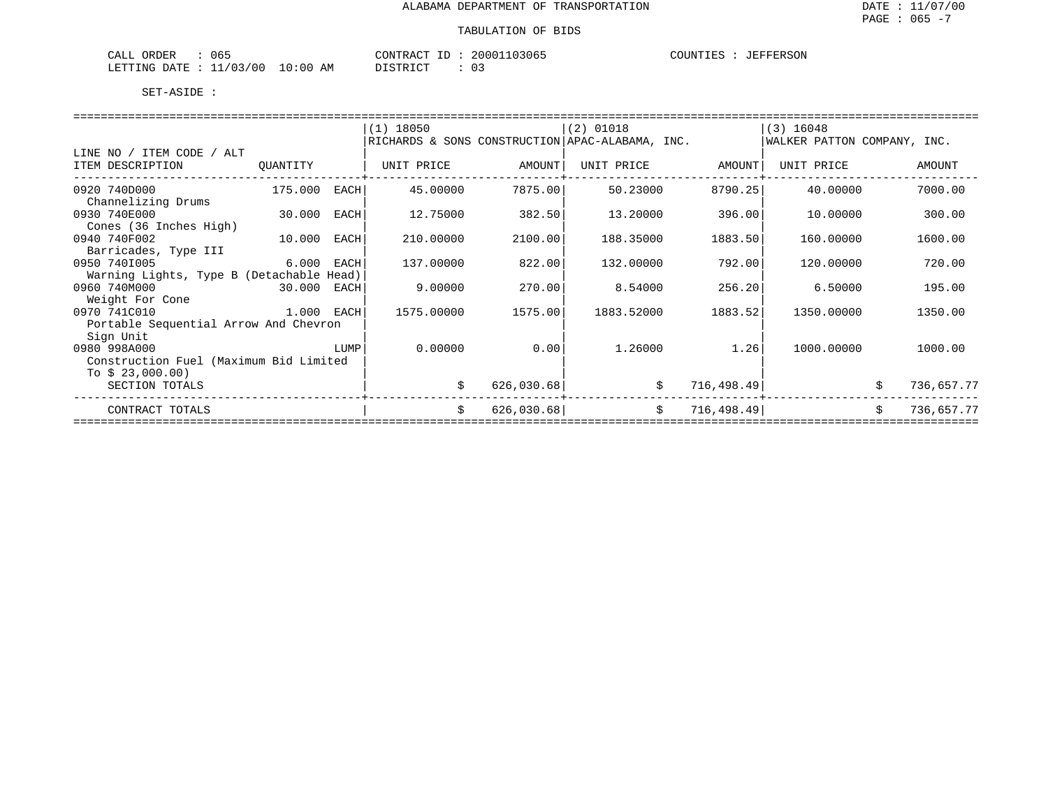ALABAMA DEPARTMENT OF TRANSPORTATION

TABULATION OF BIDS

DATE : 11/07/00
PAGE : 065 -7

CALL ORDER : 065
LETTING DATE : 11/03/00 10:00 AM

CONTRACT ID : 20001103065
DISTRICT : 03

COUNTIES : JEFFERSON

SET-ASIDE :

| LINE NO / ITEM CODE / ALT ITEM DESCRIPTION | QUANTITY | (1) 18050 RICHARDS & SONS CONSTRUCTION UNIT PRICE | AMOUNT | (2) 01018 APAC-ALABAMA, INC. UNIT PRICE | AMOUNT | (3) 16048 WALKER PATTON COMPANY, INC. UNIT PRICE | AMOUNT |
|---|---|---|---|---|---|---|---|
| 0920 740D000 Channelizing Drums | 175.000 EACH | 45.00000 | 7875.00 | 50.23000 | 8790.25 | 40.00000 | 7000.00 |
| 0930 740E000 Cones (36 Inches High) | 30.000 EACH | 12.75000 | 382.50 | 13.20000 | 396.00 | 10.00000 | 300.00 |
| 0940 740F002 Barricades, Type III | 10.000 EACH | 210.00000 | 2100.00 | 188.35000 | 1883.50 | 160.00000 | 1600.00 |
| 0950 740I005 Warning Lights, Type B (Detachable Head) | 6.000 EACH | 137.00000 | 822.00 | 132.00000 | 792.00 | 120.00000 | 720.00 |
| 0960 740M000 Weight For Cone | 30.000 EACH | 9.00000 | 270.00 | 8.54000 | 256.20 | 6.50000 | 195.00 |
| 0970 741C010 Portable Sequential Arrow And Chevron Sign Unit | 1.000 EACH | 1575.00000 | 1575.00 | 1883.52000 | 1883.52 | 1350.00000 | 1350.00 |
| 0980 998A000 Construction Fuel (Maximum Bid Limited To $ 23,000.00) | LUMP | 0.00000 | 0.00 | 1.26000 | 1.26 | 1000.00000 | 1000.00 |
| SECTION TOTALS | | | $ 626,030.68 | | $ 716,498.49 | | $ 736,657.77 |
| CONTRACT TOTALS | | | $ 626,030.68 | | $ 716,498.49 | | $ 736,657.77 |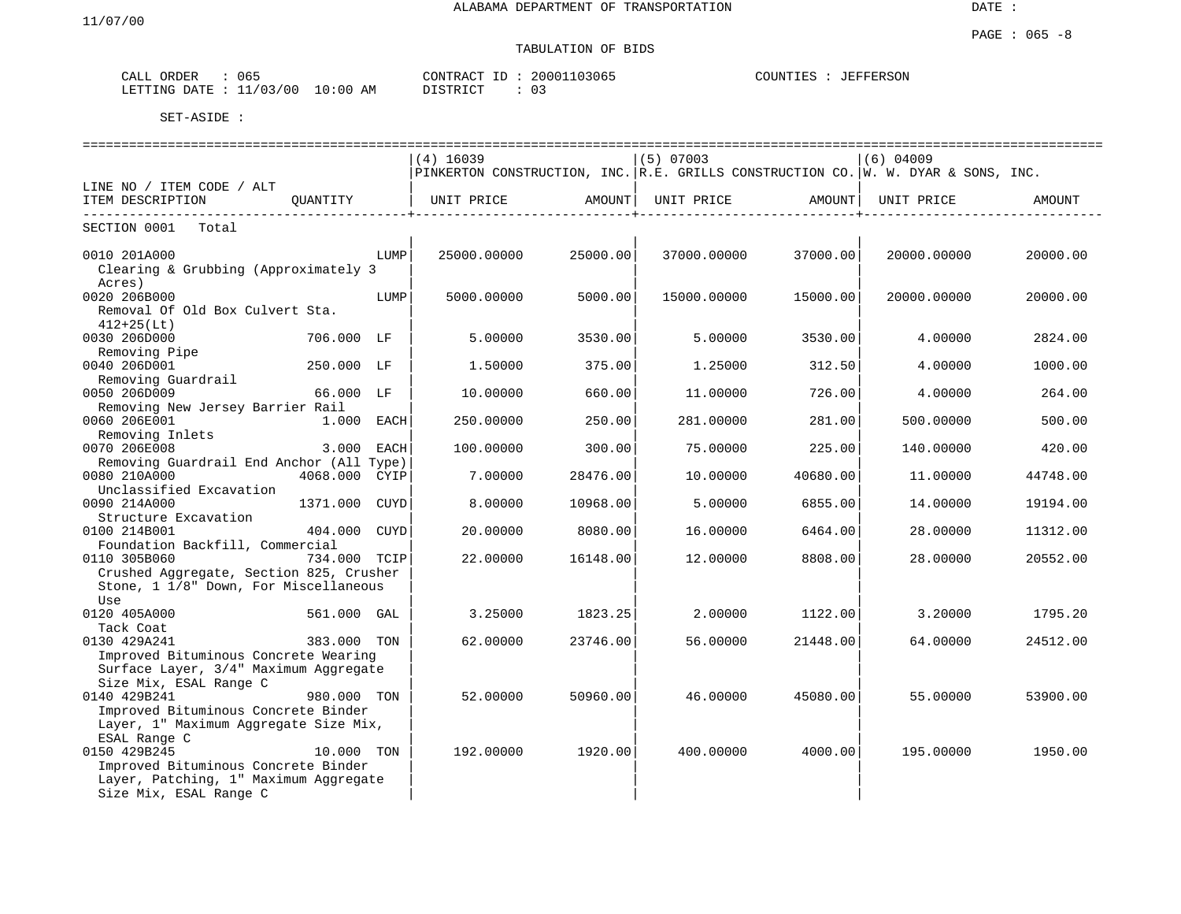11/07/00

ALABAMA DEPARTMENT OF TRANSPORTATION

DATE :

PAGE : 065 -8

TABULATION OF BIDS

CALL ORDER : 065 CONTRACT ID : 20001103065 COUNTIES : JEFFERSON
LETTING DATE : 11/03/00 10:00 AM DISTRICT : 03

SET-ASIDE :

| LINE NO / ITEM CODE / ALT<br>ITEM DESCRIPTION | QUANTITY | (4) 16039<br>PINKERTON CONSTRUCTION, INC.<br>UNIT PRICE | AMOUNT | (5) 07003<br>R.E. GRILLS CONSTRUCTION CO.<br>UNIT PRICE | AMOUNT | (6) 04009<br>W. W. DYAR & SONS, INC.<br>UNIT PRICE | AMOUNT |
|---|---|---|---|---|---|---|---|
| SECTION 0001 Total | | | | | | | |
| 0010 201A000<br>Clearing & Grubbing (Approximately 3 Acres) | LUMP | 25000.00000 | 25000.00 | 37000.00000 | 37000.00 | 20000.00000 | 20000.00 |
| 0020 206B000<br>Removal Of Old Box Culvert Sta. 412+25(Lt) | LUMP | 5000.00000 | 5000.00 | 15000.00000 | 15000.00 | 20000.00000 | 20000.00 |
| 0030 206D000<br>Removing Pipe | 706.000 LF | 5.00000 | 3530.00 | 5.00000 | 3530.00 | 4.00000 | 2824.00 |
| 0040 206D001<br>Removing Guardrail | 250.000 LF | 1.50000 | 375.00 | 1.25000 | 312.50 | 4.00000 | 1000.00 |
| 0050 206D009<br>Removing New Jersey Barrier Rail | 66.000 LF | 10.00000 | 660.00 | 11.00000 | 726.00 | 4.00000 | 264.00 |
| 0060 206E001<br>Removing Inlets | 1.000 EACH | 250.00000 | 250.00 | 281.00000 | 281.00 | 500.00000 | 500.00 |
| 0070 206E008<br>Removing Guardrail End Anchor (All Type) | 3.000 EACH | 100.00000 | 300.00 | 75.00000 | 225.00 | 140.00000 | 420.00 |
| 0080 210A000<br>Unclassified Excavation | 4068.000 CYIP | 7.00000 | 28476.00 | 10.00000 | 40680.00 | 11.00000 | 44748.00 |
| 0090 214A000<br>Structure Excavation | 1371.000 CUYD | 8.00000 | 10968.00 | 5.00000 | 6855.00 | 14.00000 | 19194.00 |
| 0100 214B001<br>Foundation Backfill, Commercial | 404.000 CUYD | 20.00000 | 8080.00 | 16.00000 | 6464.00 | 28.00000 | 11312.00 |
| 0110 305B060<br>Crushed Aggregate, Section 825, Crusher Stone, 1 1/8" Down, For Miscellaneous Use | 734.000 TCIP | 22.00000 | 16148.00 | 12.00000 | 8808.00 | 28.00000 | 20552.00 |
| 0120 405A000<br>Tack Coat | 561.000 GAL | 3.25000 | 1823.25 | 2.00000 | 1122.00 | 3.20000 | 1795.20 |
| 0130 429A241<br>Improved Bituminous Concrete Wearing Surface Layer, 3/4" Maximum Aggregate Size Mix, ESAL Range C | 383.000 TON | 62.00000 | 23746.00 | 56.00000 | 21448.00 | 64.00000 | 24512.00 |
| 0140 429B241<br>Improved Bituminous Concrete Binder Layer, 1" Maximum Aggregate Size Mix, ESAL Range C | 980.000 TON | 52.00000 | 50960.00 | 46.00000 | 45080.00 | 55.00000 | 53900.00 |
| 0150 429B245<br>Improved Bituminous Concrete Binder Layer, Patching, 1" Maximum Aggregate Size Mix, ESAL Range C | 10.000 TON | 192.00000 | 1920.00 | 400.00000 | 4000.00 | 195.00000 | 1950.00 |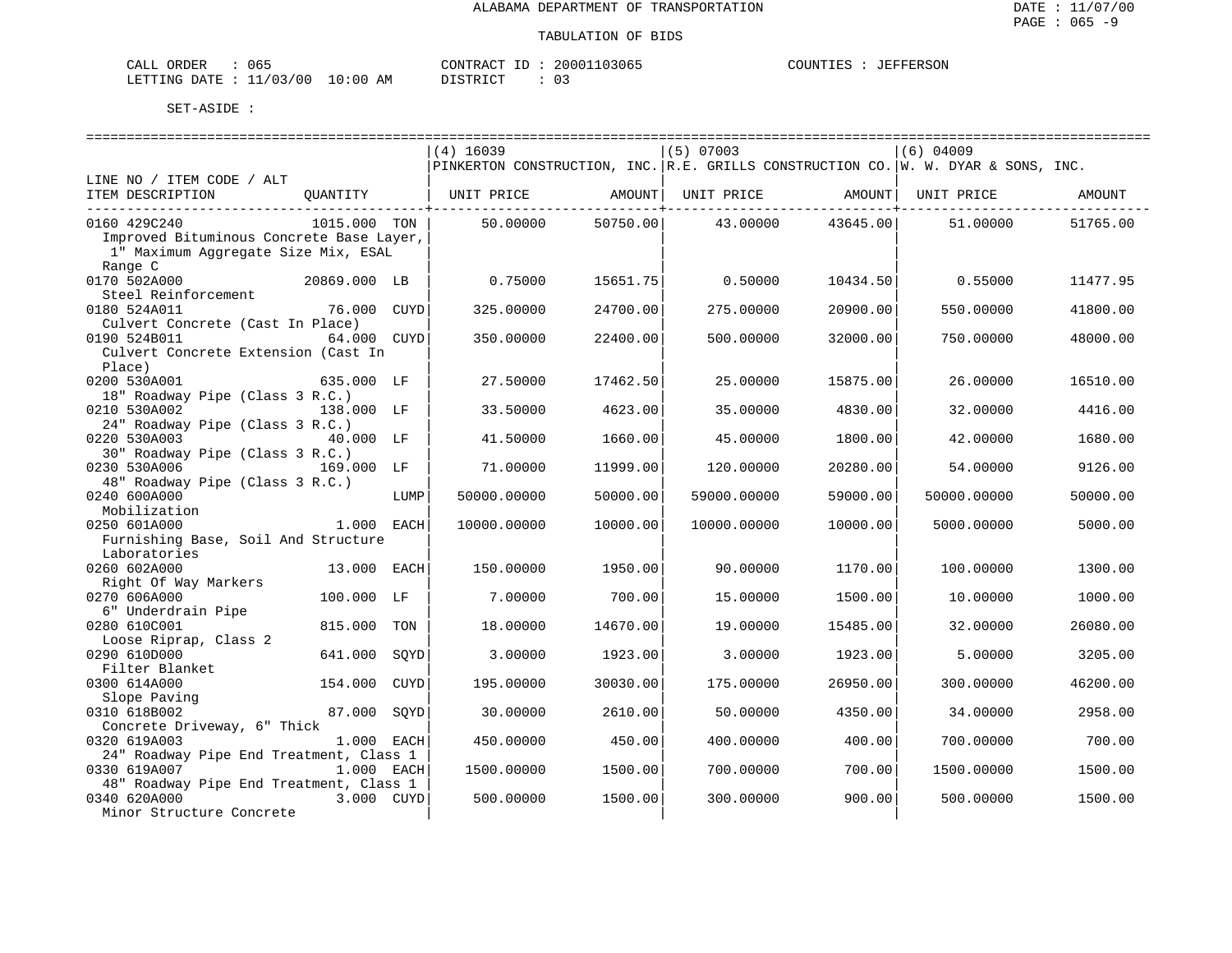# ALABAMA DEPARTMENT OF TRANSPORTATION

DATE : 11/07/00

PAGE : 065 -9

## TABULATION OF BIDS

CALL ORDER : 065 CONTRACT ID : 20001103065 COUNTIES : JEFFERSON

LETTING DATE : 11/03/00 10:00 AM DISTRICT : 03

SET-ASIDE :

| LINE NO / ITEM CODE / ALT ITEM DESCRIPTION | QUANTITY | | (4) 16039 PINKERTON CONSTRUCTION, INC. UNIT PRICE | AMOUNT | (5) 07003 R.E. GRILLS CONSTRUCTION CO. UNIT PRICE | AMOUNT | (6) 04009 W. W. DYAR & SONS, INC. UNIT PRICE | AMOUNT |
|---|---|---|---|---|---|---|---|---|
| 0160 429C240 Improved Bituminous Concrete Base Layer, 1" Maximum Aggregate Size Mix, ESAL Range C | 1015.000 | TON | 50.00000 | 50750.00 | 43.00000 | 43645.00 | 51.00000 | 51765.00 |
| 0170 502A000 Steel Reinforcement | 20869.000 | LB | 0.75000 | 15651.75 | 0.50000 | 10434.50 | 0.55000 | 11477.95 |
| 0180 524A011 Culvert Concrete (Cast In Place) | 76.000 | CUYD | 325.00000 | 24700.00 | 275.00000 | 20900.00 | 550.00000 | 41800.00 |
| 0190 524B011 Culvert Concrete Extension (Cast In Place) | 64.000 | CUYD | 350.00000 | 22400.00 | 500.00000 | 32000.00 | 750.00000 | 48000.00 |
| 0200 530A001 18" Roadway Pipe (Class 3 R.C.) | 635.000 | LF | 27.50000 | 17462.50 | 25.00000 | 15875.00 | 26.00000 | 16510.00 |
| 0210 530A002 24" Roadway Pipe (Class 3 R.C.) | 138.000 | LF | 33.50000 | 4623.00 | 35.00000 | 4830.00 | 32.00000 | 4416.00 |
| 0220 530A003 30" Roadway Pipe (Class 3 R.C.) | 40.000 | LF | 41.50000 | 1660.00 | 45.00000 | 1800.00 | 42.00000 | 1680.00 |
| 0230 530A006 48" Roadway Pipe (Class 3 R.C.) | 169.000 | LF | 71.00000 | 11999.00 | 120.00000 | 20280.00 | 54.00000 | 9126.00 |
| 0240 600A000 Mobilization | | LUMP | 50000.00000 | 50000.00 | 59000.00000 | 59000.00 | 50000.00000 | 50000.00 |
| 0250 601A000 Furnishing Base, Soil And Structure Laboratories | 1.000 | EACH | 10000.00000 | 10000.00 | 10000.00000 | 10000.00 | 5000.00000 | 5000.00 |
| 0260 602A000 Right Of Way Markers | 13.000 | EACH | 150.00000 | 1950.00 | 90.00000 | 1170.00 | 100.00000 | 1300.00 |
| 0270 606A000 6" Underdrain Pipe | 100.000 | LF | 7.00000 | 700.00 | 15.00000 | 1500.00 | 10.00000 | 1000.00 |
| 0280 610C001 Loose Riprap, Class 2 | 815.000 | TON | 18.00000 | 14670.00 | 19.00000 | 15485.00 | 32.00000 | 26080.00 |
| 0290 610D000 Filter Blanket | 641.000 | SQYD | 3.00000 | 1923.00 | 3.00000 | 1923.00 | 5.00000 | 3205.00 |
| 0300 614A000 Slope Paving | 154.000 | CUYD | 195.00000 | 30030.00 | 175.00000 | 26950.00 | 300.00000 | 46200.00 |
| 0310 618B002 Concrete Driveway, 6" Thick | 87.000 | SQYD | 30.00000 | 2610.00 | 50.00000 | 4350.00 | 34.00000 | 2958.00 |
| 0320 619A003 24" Roadway Pipe End Treatment, Class 1 | 1.000 | EACH | 450.00000 | 450.00 | 400.00000 | 400.00 | 700.00000 | 700.00 |
| 0330 619A007 48" Roadway Pipe End Treatment, Class 1 | 1.000 | EACH | 1500.00000 | 1500.00 | 700.00000 | 700.00 | 1500.00000 | 1500.00 |
| 0340 620A000 Minor Structure Concrete | 3.000 | CUYD | 500.00000 | 1500.00 | 300.00000 | 900.00 | 500.00000 | 1500.00 |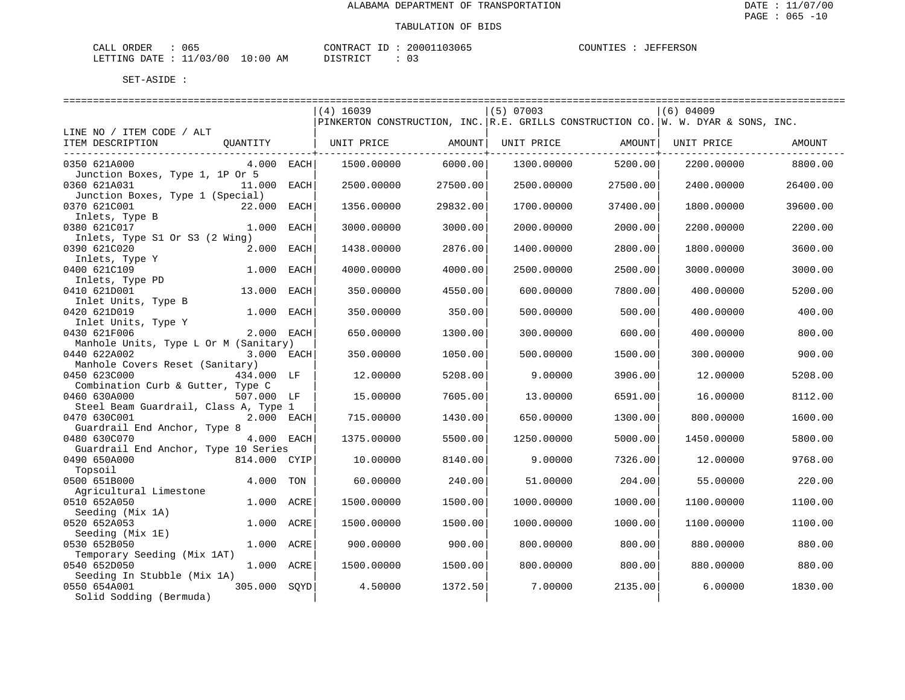ALABAMA DEPARTMENT OF TRANSPORTATION

TABULATION OF BIDS

CALL ORDER : 065 CONTRACT ID : 20001103065 COUNTIES : JEFFERSON
LETTING DATE : 11/03/00 10:00 AM DISTRICT : 03

SET-ASIDE :

| LINE NO / ITEM CODE / ALT ITEM DESCRIPTION | QUANTITY | | (4) 16039 PINKERTON CONSTRUCTION, INC. UNIT PRICE | AMOUNT | (5) 07003 R.E. GRILLS CONSTRUCTION CO. UNIT PRICE | AMOUNT | (6) 04009 W. W. DYAR & SONS, INC. UNIT PRICE | AMOUNT |
|---|---|---|---|---|---|---|---|---|
| 0350 621A000 Junction Boxes, Type 1, 1P Or 5 | 4.000 | EACH | 1500.00000 | 6000.00 | 1300.00000 | 5200.00 | 2200.00000 | 8800.00 |
| 0360 621A031 Junction Boxes, Type 1 (Special) | 11.000 | EACH | 2500.00000 | 27500.00 | 2500.00000 | 27500.00 | 2400.00000 | 26400.00 |
| 0370 621C001 Inlets, Type B | 22.000 | EACH | 1356.00000 | 29832.00 | 1700.00000 | 37400.00 | 1800.00000 | 39600.00 |
| 0380 621C017 Inlets, Type S1 Or S3 (2 Wing) | 1.000 | EACH | 3000.00000 | 3000.00 | 2000.00000 | 2000.00 | 2200.00000 | 2200.00 |
| 0390 621C020 Inlets, Type Y | 2.000 | EACH | 1438.00000 | 2876.00 | 1400.00000 | 2800.00 | 1800.00000 | 3600.00 |
| 0400 621C109 Inlets, Type PD | 1.000 | EACH | 4000.00000 | 4000.00 | 2500.00000 | 2500.00 | 3000.00000 | 3000.00 |
| 0410 621D001 Inlet Units, Type B | 13.000 | EACH | 350.00000 | 4550.00 | 600.00000 | 7800.00 | 400.00000 | 5200.00 |
| 0420 621D019 Inlet Units, Type Y | 1.000 | EACH | 350.00000 | 350.00 | 500.00000 | 500.00 | 400.00000 | 400.00 |
| 0430 621F006 Manhole Units, Type L Or M (Sanitary) | 2.000 | EACH | 650.00000 | 1300.00 | 300.00000 | 600.00 | 400.00000 | 800.00 |
| 0440 622A002 Manhole Covers Reset (Sanitary) | 3.000 | EACH | 350.00000 | 1050.00 | 500.00000 | 1500.00 | 300.00000 | 900.00 |
| 0450 623C000 Combination Curb & Gutter, Type C | 434.000 | LF | 12.00000 | 5208.00 | 9.00000 | 3906.00 | 12.00000 | 5208.00 |
| 0460 630A000 Steel Beam Guardrail, Class A, Type 1 | 507.000 | LF | 15.00000 | 7605.00 | 13.00000 | 6591.00 | 16.00000 | 8112.00 |
| 0470 630C001 Guardrail End Anchor, Type 8 | 2.000 | EACH | 715.00000 | 1430.00 | 650.00000 | 1300.00 | 800.00000 | 1600.00 |
| 0480 630C070 Guardrail End Anchor, Type 10 Series | 4.000 | EACH | 1375.00000 | 5500.00 | 1250.00000 | 5000.00 | 1450.00000 | 5800.00 |
| 0490 650A000 Topsoil | 814.000 | CYIP | 10.00000 | 8140.00 | 9.00000 | 7326.00 | 12.00000 | 9768.00 |
| 0500 651B000 Agricultural Limestone | 4.000 | TON | 60.00000 | 240.00 | 51.00000 | 204.00 | 55.00000 | 220.00 |
| 0510 652A050 Seeding (Mix 1A) | 1.000 | ACRE | 1500.00000 | 1500.00 | 1000.00000 | 1000.00 | 1100.00000 | 1100.00 |
| 0520 652A053 Seeding (Mix 1E) | 1.000 | ACRE | 1500.00000 | 1500.00 | 1000.00000 | 1000.00 | 1100.00000 | 1100.00 |
| 0530 652B050 Temporary Seeding (Mix 1AT) | 1.000 | ACRE | 900.00000 | 900.00 | 800.00000 | 800.00 | 880.00000 | 880.00 |
| 0540 652D050 Seeding In Stubble (Mix 1A) | 1.000 | ACRE | 1500.00000 | 1500.00 | 800.00000 | 800.00 | 880.00000 | 880.00 |
| 0550 654A001 Solid Sodding (Bermuda) | 305.000 | SQYD | 4.50000 | 1372.50 | 7.00000 | 2135.00 | 6.00000 | 1830.00 |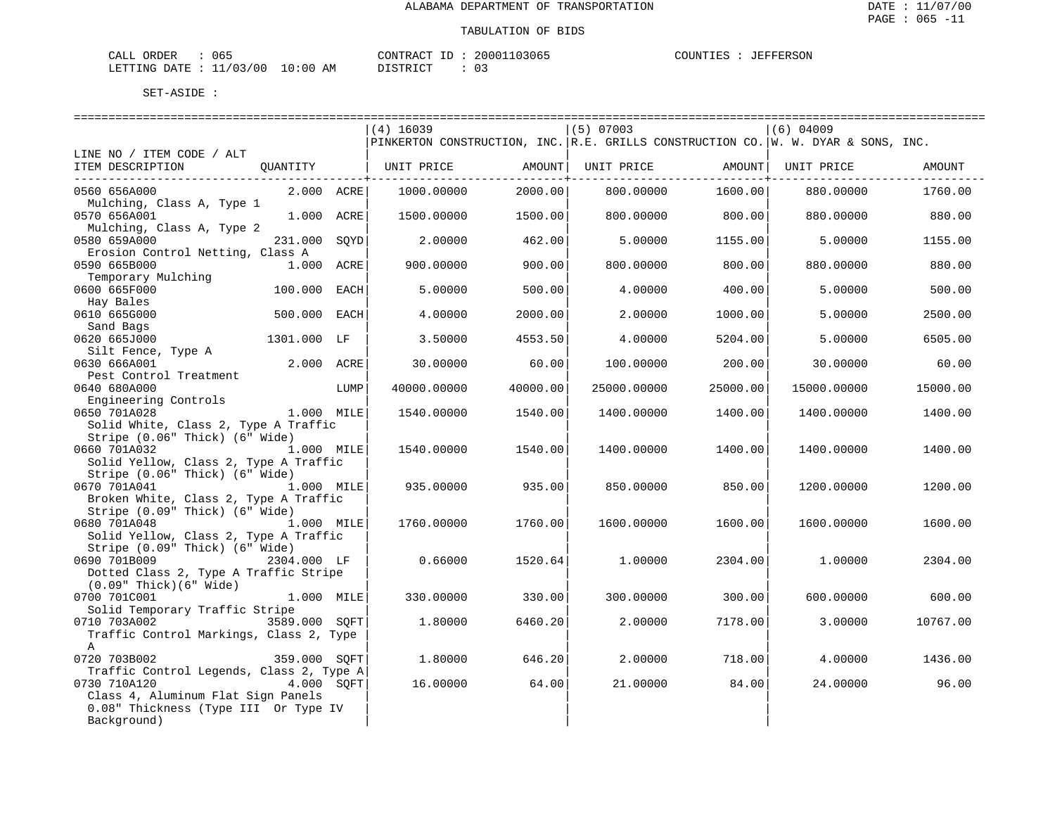ALABAMA DEPARTMENT OF TRANSPORTATION

TABULATION OF BIDS

CALL ORDER : 065 CONTRACT ID : 20001103065 COUNTIES : JEFFERSON
LETTING DATE : 11/03/00 10:00 AM DISTRICT : 03

SET-ASIDE :

| LINE NO / ITEM CODE / ALT ITEM DESCRIPTION | QUANTITY | (4) 16039 PINKERTON CONSTRUCTION, INC. UNIT PRICE | AMOUNT | (5) 07003 R.E. GRILLS CONSTRUCTION CO. UNIT PRICE | AMOUNT | (6) 04009 W. W. DYAR & SONS, INC. UNIT PRICE | AMOUNT |
|---|---|---|---|---|---|---|---|
| 0560 656A000 Mulching, Class A, Type 1 | 2.000 ACRE | 1000.00000 | 2000.00 | 800.00000 | 1600.00 | 880.00000 | 1760.00 |
| 0570 656A001 Mulching, Class A, Type 2 | 1.000 ACRE | 1500.00000 | 1500.00 | 800.00000 | 800.00 | 880.00000 | 880.00 |
| 0580 659A000 Erosion Control Netting, Class A | 231.000 SQYD | 2.00000 | 462.00 | 5.00000 | 1155.00 | 5.00000 | 1155.00 |
| 0590 665B000 Temporary Mulching | 1.000 ACRE | 900.00000 | 900.00 | 800.00000 | 800.00 | 880.00000 | 880.00 |
| 0600 665F000 Hay Bales | 100.000 EACH | 5.00000 | 500.00 | 4.00000 | 400.00 | 5.00000 | 500.00 |
| 0610 665G000 Sand Bags | 500.000 EACH | 4.00000 | 2000.00 | 2.00000 | 1000.00 | 5.00000 | 2500.00 |
| 0620 665J000 Silt Fence, Type A | 1301.000 LF | 3.50000 | 4553.50 | 4.00000 | 5204.00 | 5.00000 | 6505.00 |
| 0630 666A001 Pest Control Treatment | 2.000 ACRE | 30.00000 | 60.00 | 100.00000 | 200.00 | 30.00000 | 60.00 |
| 0640 680A000 Engineering Controls | LUMP | 40000.00000 | 40000.00 | 25000.00000 | 25000.00 | 15000.00000 | 15000.00 |
| 0650 701A028 Solid White, Class 2, Type A Traffic Stripe (0.06" Thick) (6" Wide) | 1.000 MILE | 1540.00000 | 1540.00 | 1400.00000 | 1400.00 | 1400.00000 | 1400.00 |
| 0660 701A032 Solid Yellow, Class 2, Type A Traffic Stripe (0.06" Thick) (6" Wide) | 1.000 MILE | 1540.00000 | 1540.00 | 1400.00000 | 1400.00 | 1400.00000 | 1400.00 |
| 0670 701A041 Broken White, Class 2, Type A Traffic Stripe (0.09" Thick) (6" Wide) | 1.000 MILE | 935.00000 | 935.00 | 850.00000 | 850.00 | 1200.00000 | 1200.00 |
| 0680 701A048 Solid Yellow, Class 2, Type A Traffic Stripe (0.09" Thick) (6" Wide) | 1.000 MILE | 1760.00000 | 1760.00 | 1600.00000 | 1600.00 | 1600.00000 | 1600.00 |
| 0690 701B009 Dotted Class 2, Type A Traffic Stripe (0.09" Thick)(6" Wide) | 2304.000 LF | 0.66000 | 1520.64 | 1.00000 | 2304.00 | 1.00000 | 2304.00 |
| 0700 701C001 Solid Temporary Traffic Stripe | 1.000 MILE | 330.00000 | 330.00 | 300.00000 | 300.00 | 600.00000 | 600.00 |
| 0710 703A002 Traffic Control Markings, Class 2, Type A | 3589.000 SQFT | 1.80000 | 6460.20 | 2.00000 | 7178.00 | 3.00000 | 10767.00 |
| 0720 703B002 Traffic Control Legends, Class 2, Type A | 359.000 SQFT | 1.80000 | 646.20 | 2.00000 | 718.00 | 4.00000 | 1436.00 |
| 0730 710A120 Class 4, Aluminum Flat Sign Panels 0.08" Thickness (Type III Or Type IV Background) | 4.000 SQFT | 16.00000 | 64.00 | 21.00000 | 84.00 | 24.00000 | 96.00 |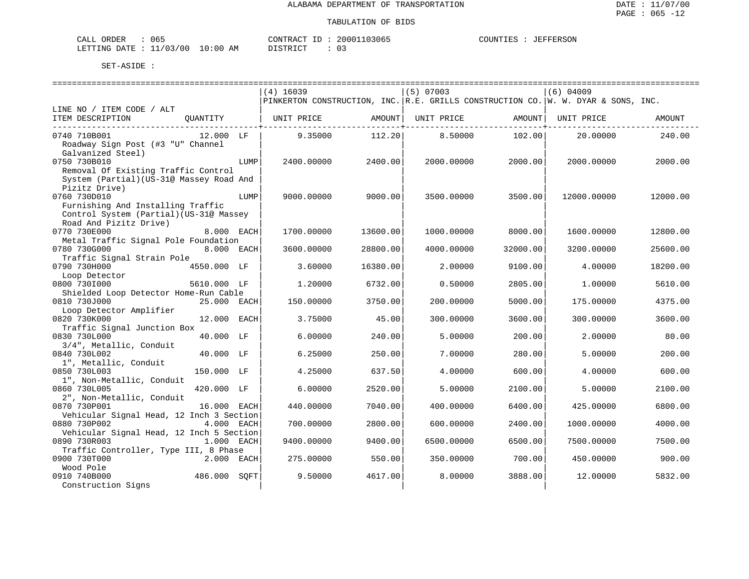ALABAMA DEPARTMENT OF TRANSPORTATION

TABULATION OF BIDS

CALL ORDER : 065 CONTRACT ID : 20001103065 COUNTIES : JEFFERSON
LETTING DATE : 11/03/00 10:00 AM DISTRICT : 03

SET-ASIDE :

| LINE NO / ITEM CODE / ALT ITEM DESCRIPTION | QUANTITY | (4) 16039 PINKERTON CONSTRUCTION, INC. UNIT PRICE | AMOUNT | (5) 07003 R.E. GRILLS CONSTRUCTION CO. UNIT PRICE | AMOUNT | (6) 04009 W. W. DYAR & SONS, INC. UNIT PRICE | AMOUNT |
|---|---|---|---|---|---|---|---|
| 0740 710B001 Roadway Sign Post (#3 "U" Channel Galvanized Steel) | 12.000 LF | 9.35000 | 112.20 | 8.50000 | 102.00 | 20.00000 | 240.00 |
| 0750 730B010 Removal Of Existing Traffic Control System (Partial)(US-31@ Massey Road And Pizitz Drive) | LUMP | 2400.00000 | 2400.00 | 2000.00000 | 2000.00 | 2000.00000 | 2000.00 |
| 0760 730D010 Furnishing And Installing Traffic Control System (Partial)(US-31@ Massey Road And Pizitz Drive) | LUMP | 9000.00000 | 9000.00 | 3500.00000 | 3500.00 | 12000.00000 | 12000.00 |
| 0770 730E000 Metal Traffic Signal Pole Foundation | 8.000 EACH | 1700.00000 | 13600.00 | 1000.00000 | 8000.00 | 1600.00000 | 12800.00 |
| 0780 730G000 Traffic Signal Strain Pole | 8.000 EACH | 3600.00000 | 28800.00 | 4000.00000 | 32000.00 | 3200.00000 | 25600.00 |
| 0790 730H000 Loop Detector | 4550.000 LF | 3.60000 | 16380.00 | 2.00000 | 9100.00 | 4.00000 | 18200.00 |
| 0800 730I000 Shielded Loop Detector Home-Run Cable | 5610.000 LF | 1.20000 | 6732.00 | 0.50000 | 2805.00 | 1.00000 | 5610.00 |
| 0810 730J000 Loop Detector Amplifier | 25.000 EACH | 150.00000 | 3750.00 | 200.00000 | 5000.00 | 175.00000 | 4375.00 |
| 0820 730K000 Traffic Signal Junction Box | 12.000 EACH | 3.75000 | 45.00 | 300.00000 | 3600.00 | 300.00000 | 3600.00 |
| 0830 730L000 3/4", Metallic, Conduit | 40.000 LF | 6.00000 | 240.00 | 5.00000 | 200.00 | 2.00000 | 80.00 |
| 0840 730L002 1", Metallic, Conduit | 40.000 LF | 6.25000 | 250.00 | 7.00000 | 280.00 | 5.00000 | 200.00 |
| 0850 730L003 1", Non-Metallic, Conduit | 150.000 LF | 4.25000 | 637.50 | 4.00000 | 600.00 | 4.00000 | 600.00 |
| 0860 730L005 2", Non-Metallic, Conduit | 420.000 LF | 6.00000 | 2520.00 | 5.00000 | 2100.00 | 5.00000 | 2100.00 |
| 0870 730P001 Vehicular Signal Head, 12 Inch 3 Section | 16.000 EACH | 440.00000 | 7040.00 | 400.00000 | 6400.00 | 425.00000 | 6800.00 |
| 0880 730P002 Vehicular Signal Head, 12 Inch 5 Section | 4.000 EACH | 700.00000 | 2800.00 | 600.00000 | 2400.00 | 1000.00000 | 4000.00 |
| 0890 730R003 Traffic Controller, Type III, 8 Phase | 1.000 EACH | 9400.00000 | 9400.00 | 6500.00000 | 6500.00 | 7500.00000 | 7500.00 |
| 0900 730T000 Wood Pole | 2.000 EACH | 275.00000 | 550.00 | 350.00000 | 700.00 | 450.00000 | 900.00 |
| 0910 740B000 Construction Signs | 486.000 SQFT | 9.50000 | 4617.00 | 8.00000 | 3888.00 | 12.00000 | 5832.00 |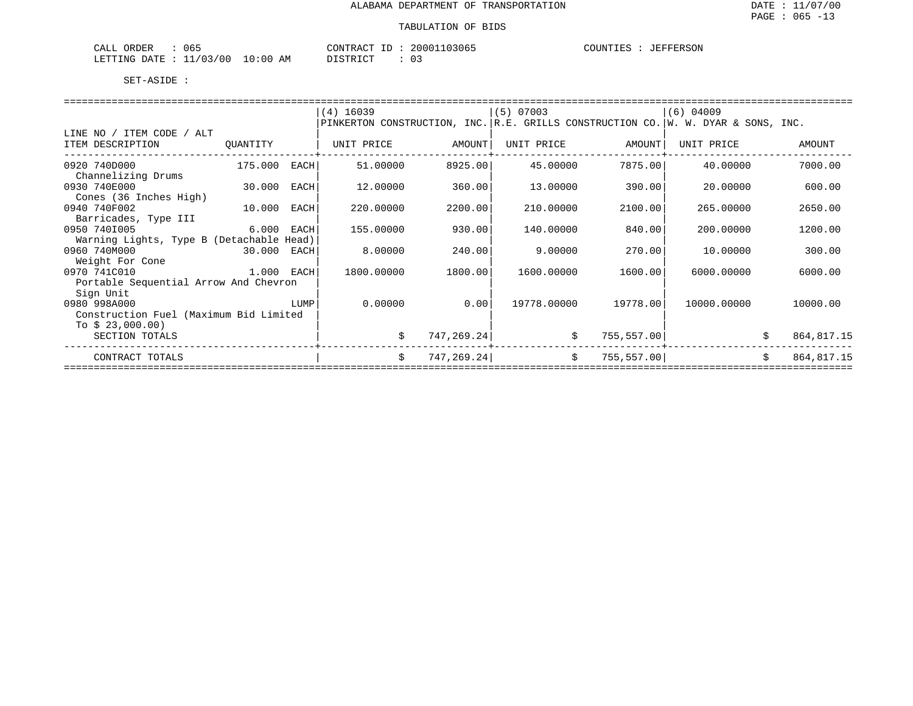ALABAMA DEPARTMENT OF TRANSPORTATION

TABULATION OF BIDS

CALL ORDER : 065    CONTRACT ID : 20001103065    COUNTIES : JEFFERSON
LETTING DATE : 11/03/00 10:00 AM    DISTRICT : 03

SET-ASIDE :

| LINE NO / ITEM CODE / ALT ITEM DESCRIPTION | QUANTITY | (4) 16039 PINKERTON CONSTRUCTION, INC. UNIT PRICE | AMOUNT | (5) 07003 R.E. GRILLS CONSTRUCTION CO. UNIT PRICE | AMOUNT | (6) 04009 W. W. DYAR & SONS, INC. UNIT PRICE | AMOUNT |
|---|---|---|---|---|---|---|---|
| 0920 740D000 Channelizing Drums | 175.000 EACH | 51.00000 | 8925.00 | 45.00000 | 7875.00 | 40.00000 | 7000.00 |
| 0930 740E000 Cones (36 Inches High) | 30.000 EACH | 12.00000 | 360.00 | 13.00000 | 390.00 | 20.00000 | 600.00 |
| 0940 740F002 Barricades, Type III | 10.000 EACH | 220.00000 | 2200.00 | 210.00000 | 2100.00 | 265.00000 | 2650.00 |
| 0950 740I005 Warning Lights, Type B (Detachable Head) | 6.000 EACH | 155.00000 | 930.00 | 140.00000 | 840.00 | 200.00000 | 1200.00 |
| 0960 740M000 Weight For Cone | 30.000 EACH | 8.00000 | 240.00 | 9.00000 | 270.00 | 10.00000 | 300.00 |
| 0970 741C010 Portable Sequential Arrow And Chevron Sign Unit | 1.000 EACH | 1800.00000 | 1800.00 | 1600.00000 | 1600.00 | 6000.00000 | 6000.00 |
| 0980 998A000 Construction Fuel (Maximum Bid Limited To $ 23,000.00) | LUMP | 0.00000 | 0.00 | 19778.00000 | 19778.00 | 10000.00000 | 10000.00 |
| SECTION TOTALS | | | $ 747,269.24 | | $ 755,557.00 | | $ 864,817.15 |
| CONTRACT TOTALS | | | $ 747,269.24 | | $ 755,557.00 | | $ 864,817.15 |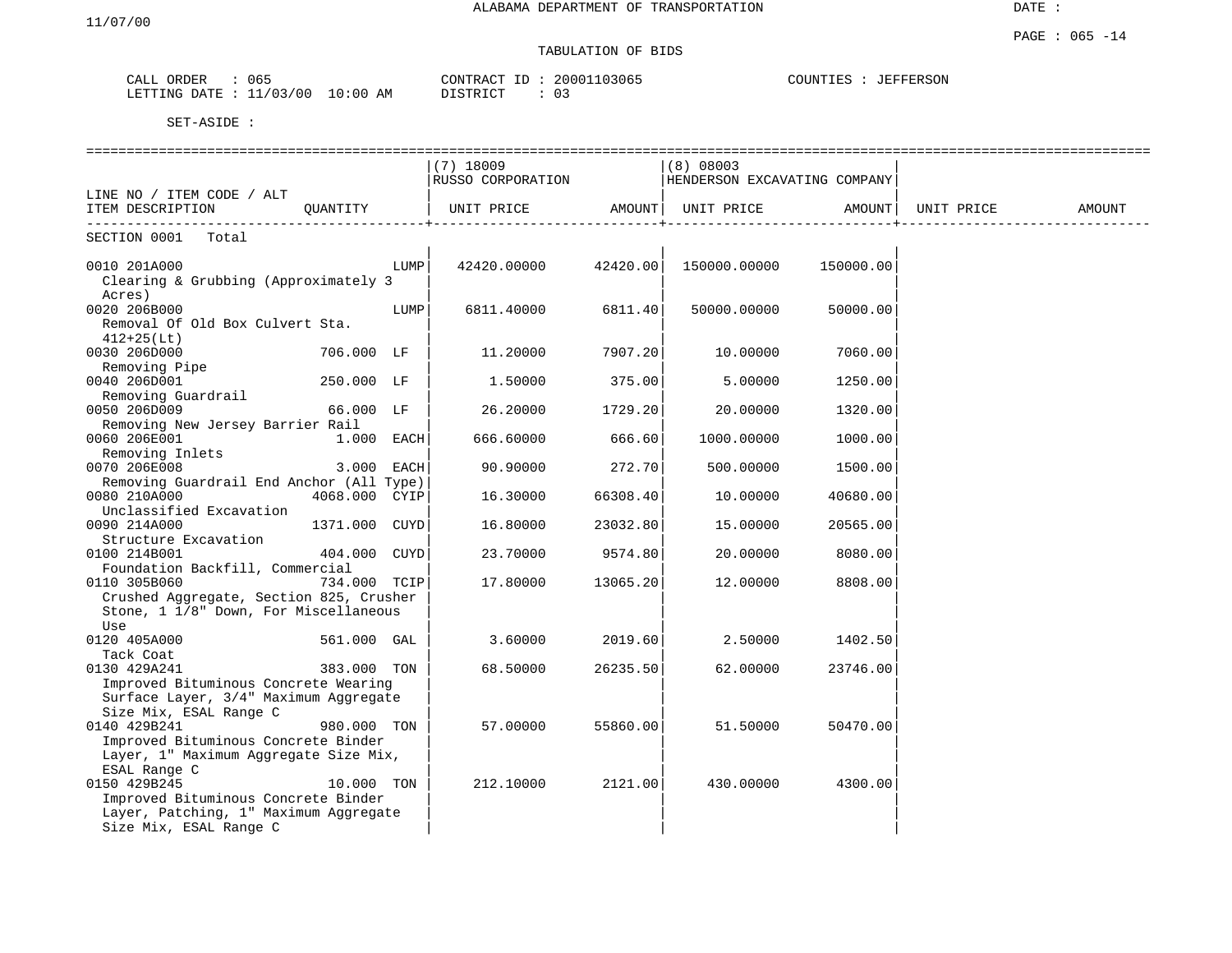ALABAMA DEPARTMENT OF TRANSPORTATION

TABULATION OF BIDS

CALL ORDER : 065 CONTRACT ID : 20001103065 COUNTIES : JEFFERSON
LETTING DATE : 11/03/00 10:00 AM DISTRICT : 03

SET-ASIDE :

| LINE NO / ITEM CODE / ALT ITEM DESCRIPTION | QUANTITY | (7) 18009 RUSSO CORPORATION UNIT PRICE | AMOUNT | (8) 08003 HENDERSON EXCAVATING COMPANY UNIT PRICE | AMOUNT | UNIT PRICE | AMOUNT |
|---|---|---|---|---|---|---|---|
| SECTION 0001 Total | | | | | | | |
| 0010 201A000 Clearing & Grubbing (Approximately 3 Acres) | LUMP | 42420.00000 | 42420.00 | 150000.00000 | 150000.00 | | |
| 0020 206B000 Removal Of Old Box Culvert Sta. 412+25(Lt) | LUMP | 6811.40000 | 6811.40 | 50000.00000 | 50000.00 | | |
| 0030 206D000 Removing Pipe | 706.000 LF | 11.20000 | 7907.20 | 10.00000 | 7060.00 | | |
| 0040 206D001 Removing Guardrail | 250.000 LF | 1.50000 | 375.00 | 5.00000 | 1250.00 | | |
| 0050 206D009 Removing New Jersey Barrier Rail | 66.000 LF | 26.20000 | 1729.20 | 20.00000 | 1320.00 | | |
| 0060 206E001 Removing Inlets | 1.000 EACH | 666.60000 | 666.60 | 1000.00000 | 1000.00 | | |
| 0070 206E008 Removing Guardrail End Anchor (All Type) | 3.000 EACH | 90.90000 | 272.70 | 500.00000 | 1500.00 | | |
| 0080 210A000 Unclassified Excavation | 4068.000 CYIP | 16.30000 | 66308.40 | 10.00000 | 40680.00 | | |
| 0090 214A000 Structure Excavation | 1371.000 CUYD | 16.80000 | 23032.80 | 15.00000 | 20565.00 | | |
| 0100 214B001 Foundation Backfill, Commercial | 404.000 CUYD | 23.70000 | 9574.80 | 20.00000 | 8080.00 | | |
| 0110 305B060 Crushed Aggregate, Section 825, Crusher Stone, 1 1/8" Down, For Miscellaneous Use | 734.000 TCIP | 17.80000 | 13065.20 | 12.00000 | 8808.00 | | |
| 0120 405A000 Tack Coat | 561.000 GAL | 3.60000 | 2019.60 | 2.50000 | 1402.50 | | |
| 0130 429A241 Improved Bituminous Concrete Wearing Surface Layer, 3/4" Maximum Aggregate Size Mix, ESAL Range C | 383.000 TON | 68.50000 | 26235.50 | 62.00000 | 23746.00 | | |
| 0140 429B241 Improved Bituminous Concrete Binder Layer, 1" Maximum Aggregate Size Mix, ESAL Range C | 980.000 TON | 57.00000 | 55860.00 | 51.50000 | 50470.00 | | |
| 0150 429B245 Improved Bituminous Concrete Binder Layer, Patching, 1" Maximum Aggregate Size Mix, ESAL Range C | 10.000 TON | 212.10000 | 2121.00 | 430.00000 | 4300.00 | | |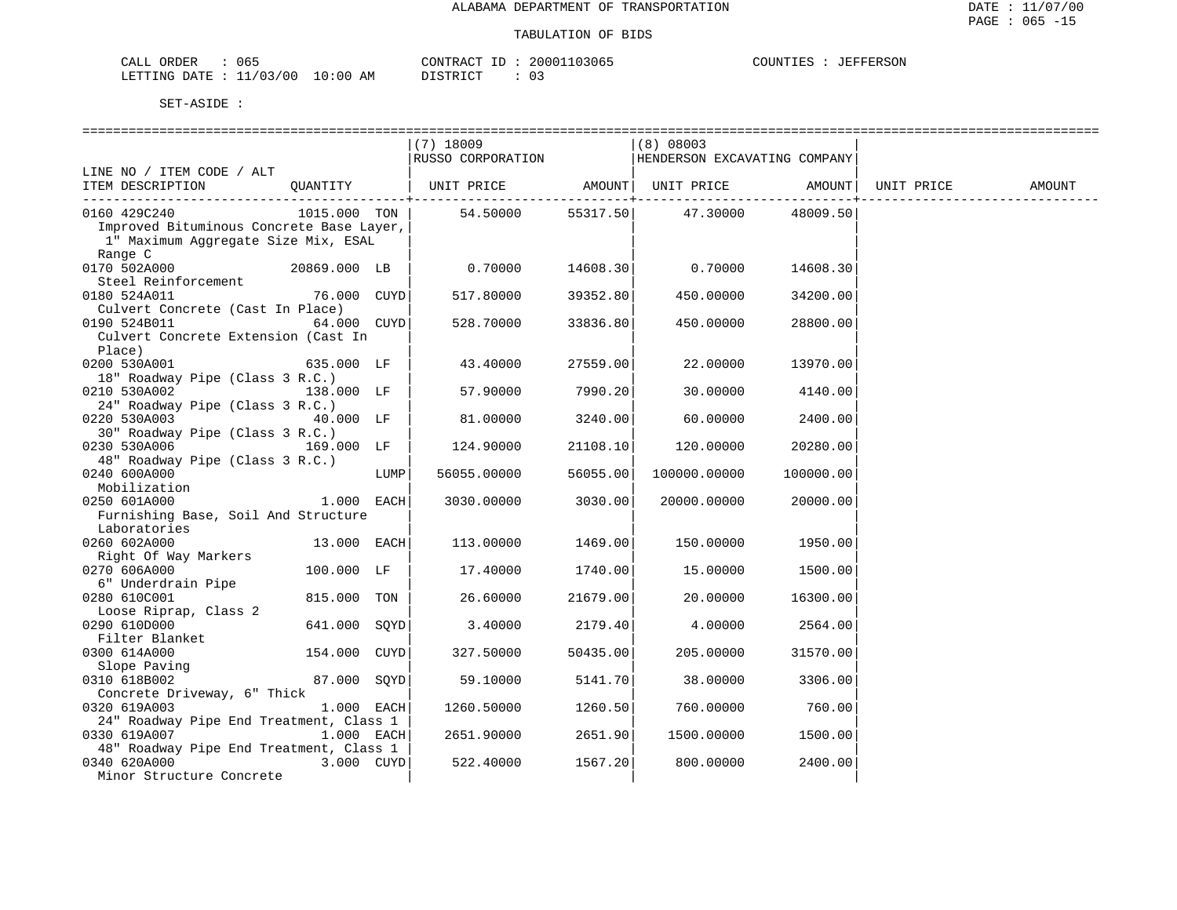ALABAMA DEPARTMENT OF TRANSPORTATION

TABULATION OF BIDS

CALL ORDER : 065 &nbsp;&nbsp;&nbsp; CONTRACT ID : 20001103065 &nbsp;&nbsp;&nbsp; COUNTIES : JEFFERSON
LETTING DATE : 11/03/00 10:00 AM &nbsp;&nbsp;&nbsp; DISTRICT : 03

SET-ASIDE :

| LINE NO / ITEM CODE / ALT ITEM DESCRIPTION | QUANTITY | | (7) 18009 RUSSO CORPORATION UNIT PRICE | AMOUNT | (8) 08003 HENDERSON EXCAVATING COMPANY UNIT PRICE | AMOUNT | UNIT PRICE | AMOUNT |
|---|---|---|---|---|---|---|---|---|
| 0160 429C240 Improved Bituminous Concrete Base Layer, 1" Maximum Aggregate Size Mix, ESAL Range C | 1015.000 | TON | 54.50000 | 55317.50 | 47.30000 | 48009.50 | | |
| 0170 502A000 Steel Reinforcement | 20869.000 | LB | 0.70000 | 14608.30 | 0.70000 | 14608.30 | | |
| 0180 524A011 Culvert Concrete (Cast In Place) | 76.000 | CUYD | 517.80000 | 39352.80 | 450.00000 | 34200.00 | | |
| 0190 524B011 Culvert Concrete Extension (Cast In Place) | 64.000 | CUYD | 528.70000 | 33836.80 | 450.00000 | 28800.00 | | |
| 0200 530A001 18" Roadway Pipe (Class 3 R.C.) | 635.000 | LF | 43.40000 | 27559.00 | 22.00000 | 13970.00 | | |
| 0210 530A002 24" Roadway Pipe (Class 3 R.C.) | 138.000 | LF | 57.90000 | 7990.20 | 30.00000 | 4140.00 | | |
| 0220 530A003 30" Roadway Pipe (Class 3 R.C.) | 40.000 | LF | 81.00000 | 3240.00 | 60.00000 | 2400.00 | | |
| 0230 530A006 48" Roadway Pipe (Class 3 R.C.) | 169.000 | LF | 124.90000 | 21108.10 | 120.00000 | 20280.00 | | |
| 0240 600A000 Mobilization | | LUMP | 56055.00000 | 56055.00 | 100000.00000 | 100000.00 | | |
| 0250 601A000 Furnishing Base, Soil And Structure Laboratories | 1.000 | EACH | 3030.00000 | 3030.00 | 20000.00000 | 20000.00 | | |
| 0260 602A000 Right Of Way Markers | 13.000 | EACH | 113.00000 | 1469.00 | 150.00000 | 1950.00 | | |
| 0270 606A000 6" Underdrain Pipe | 100.000 | LF | 17.40000 | 1740.00 | 15.00000 | 1500.00 | | |
| 0280 610C001 Loose Riprap, Class 2 | 815.000 | TON | 26.60000 | 21679.00 | 20.00000 | 16300.00 | | |
| 0290 610D000 Filter Blanket | 641.000 | SQYD | 3.40000 | 2179.40 | 4.00000 | 2564.00 | | |
| 0300 614A000 Slope Paving | 154.000 | CUYD | 327.50000 | 50435.00 | 205.00000 | 31570.00 | | |
| 0310 618B002 Concrete Driveway, 6" Thick | 87.000 | SQYD | 59.10000 | 5141.70 | 38.00000 | 3306.00 | | |
| 0320 619A003 24" Roadway Pipe End Treatment, Class 1 | 1.000 | EACH | 1260.50000 | 1260.50 | 760.00000 | 760.00 | | |
| 0330 619A007 48" Roadway Pipe End Treatment, Class 1 | 1.000 | EACH | 2651.90000 | 2651.90 | 1500.00000 | 1500.00 | | |
| 0340 620A000 Minor Structure Concrete | 3.000 | CUYD | 522.40000 | 1567.20 | 800.00000 | 2400.00 | | |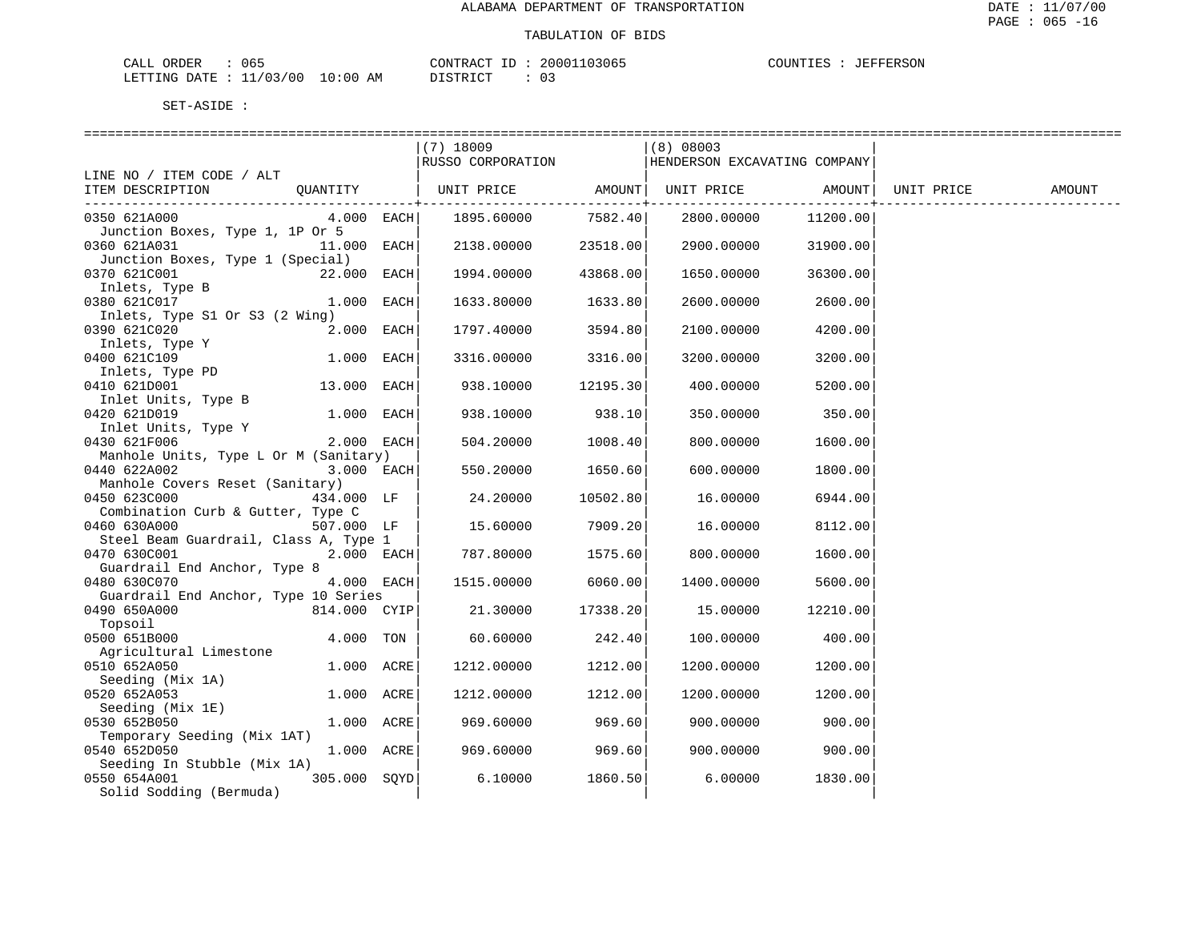ALABAMA DEPARTMENT OF TRANSPORTATION

TABULATION OF BIDS

CALL ORDER : 065    CONTRACT ID : 20001103065    COUNTIES : JEFFERSON
LETTING DATE : 11/03/00 10:00 AM    DISTRICT : 03

SET-ASIDE :

| LINE NO / ITEM CODE / ALT<br>ITEM DESCRIPTION | QUANTITY | (7) 18009<br>RUSSO CORPORATION<br>UNIT PRICE | AMOUNT | (8) 08003<br>HENDERSON EXCAVATING COMPANY<br>UNIT PRICE | AMOUNT | UNIT PRICE | AMOUNT |
|---|---|---|---|---|---|---|---|
| 0350 621A000<br>Junction Boxes, Type 1, 1P Or 5 | 4.000 EACH | 1895.60000 | 7582.40 | 2800.00000 | 11200.00 | | |
| 0360 621A031<br>Junction Boxes, Type 1 (Special) | 11.000 EACH | 2138.00000 | 23518.00 | 2900.00000 | 31900.00 | | |
| 0370 621C001<br>Inlets, Type B | 22.000 EACH | 1994.00000 | 43868.00 | 1650.00000 | 36300.00 | | |
| 0380 621C017<br>Inlets, Type S1 Or S3 (2 Wing) | 1.000 EACH | 1633.80000 | 1633.80 | 2600.00000 | 2600.00 | | |
| 0390 621C020<br>Inlets, Type Y | 2.000 EACH | 1797.40000 | 3594.80 | 2100.00000 | 4200.00 | | |
| 0400 621C109<br>Inlets, Type PD | 1.000 EACH | 3316.00000 | 3316.00 | 3200.00000 | 3200.00 | | |
| 0410 621D001<br>Inlet Units, Type B | 13.000 EACH | 938.10000 | 12195.30 | 400.00000 | 5200.00 | | |
| 0420 621D019<br>Inlet Units, Type Y | 1.000 EACH | 938.10000 | 938.10 | 350.00000 | 350.00 | | |
| 0430 621F006<br>Manhole Units, Type L Or M (Sanitary) | 2.000 EACH | 504.20000 | 1008.40 | 800.00000 | 1600.00 | | |
| 0440 622A002<br>Manhole Covers Reset (Sanitary) | 3.000 EACH | 550.20000 | 1650.60 | 600.00000 | 1800.00 | | |
| 0450 623C000<br>Combination Curb & Gutter, Type C | 434.000 LF | 24.20000 | 10502.80 | 16.00000 | 6944.00 | | |
| 0460 630A000<br>Steel Beam Guardrail, Class A, Type 1 | 507.000 LF | 15.60000 | 7909.20 | 16.00000 | 8112.00 | | |
| 0470 630C001<br>Guardrail End Anchor, Type 8 | 2.000 EACH | 787.80000 | 1575.60 | 800.00000 | 1600.00 | | |
| 0480 630C070<br>Guardrail End Anchor, Type 10 Series | 4.000 EACH | 1515.00000 | 6060.00 | 1400.00000 | 5600.00 | | |
| 0490 650A000<br>Topsoil | 814.000 CYIP | 21.30000 | 17338.20 | 15.00000 | 12210.00 | | |
| 0500 651B000<br>Agricultural Limestone | 4.000 TON | 60.60000 | 242.40 | 100.00000 | 400.00 | | |
| 0510 652A050<br>Seeding (Mix 1A) | 1.000 ACRE | 1212.00000 | 1212.00 | 1200.00000 | 1200.00 | | |
| 0520 652A053<br>Seeding (Mix 1E) | 1.000 ACRE | 1212.00000 | 1212.00 | 1200.00000 | 1200.00 | | |
| 0530 652B050<br>Temporary Seeding (Mix 1AT) | 1.000 ACRE | 969.60000 | 969.60 | 900.00000 | 900.00 | | |
| 0540 652D050<br>Seeding In Stubble (Mix 1A) | 1.000 ACRE | 969.60000 | 969.60 | 900.00000 | 900.00 | | |
| 0550 654A001<br>Solid Sodding (Bermuda) | 305.000 SQYD | 6.10000 | 1860.50 | 6.00000 | 1830.00 | | |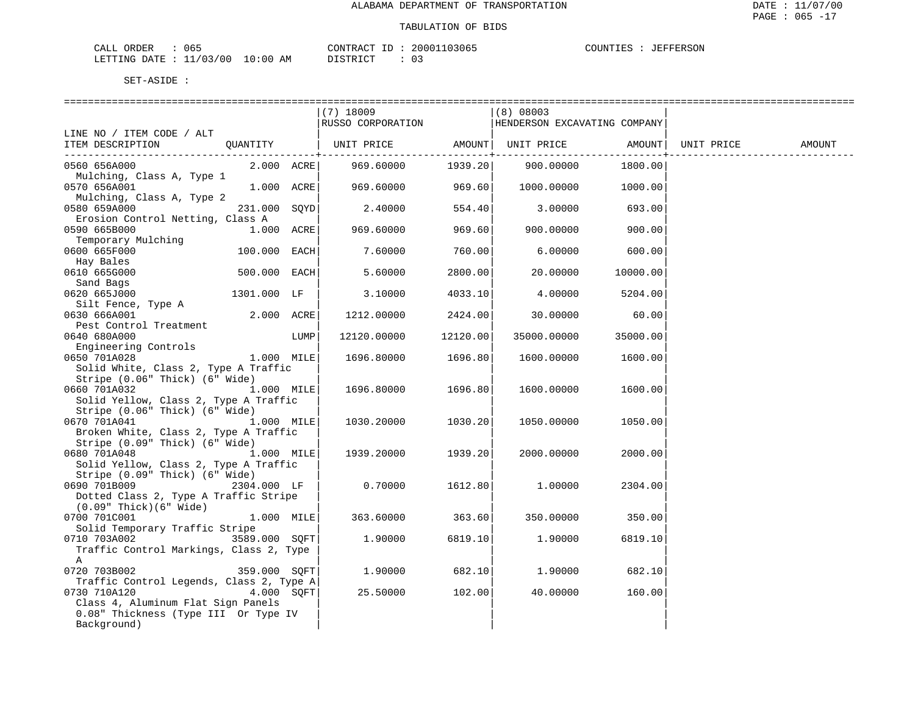ALABAMA DEPARTMENT OF TRANSPORTATION

TABULATION OF BIDS

CALL ORDER : 065 CONTRACT ID : 20001103065 COUNTIES : JEFFERSON
LETTING DATE : 11/03/00 10:00 AM DISTRICT : 03

SET-ASIDE :

| LINE NO / ITEM CODE / ALT ITEM DESCRIPTION | QUANTITY | (7) 18009 RUSSO CORPORATION UNIT PRICE | AMOUNT | (8) 08003 HENDERSON EXCAVATING COMPANY UNIT PRICE | AMOUNT | UNIT PRICE | AMOUNT |
|---|---|---|---|---|---|---|---|
| 0560 656A000 Mulching, Class A, Type 1 | 2.000 ACRE | 969.60000 | 1939.20 | 900.00000 | 1800.00 | | |
| 0570 656A001 Mulching, Class A, Type 2 | 1.000 ACRE | 969.60000 | 969.60 | 1000.00000 | 1000.00 | | |
| 0580 659A000 Erosion Control Netting, Class A | 231.000 SQYD | 2.40000 | 554.40 | 3.00000 | 693.00 | | |
| 0590 665B000 Temporary Mulching | 1.000 ACRE | 969.60000 | 969.60 | 900.00000 | 900.00 | | |
| 0600 665F000 Hay Bales | 100.000 EACH | 7.60000 | 760.00 | 6.00000 | 600.00 | | |
| 0610 665G000 Sand Bags | 500.000 EACH | 5.60000 | 2800.00 | 20.00000 | 10000.00 | | |
| 0620 665J000 Silt Fence, Type A | 1301.000 LF | 3.10000 | 4033.10 | 4.00000 | 5204.00 | | |
| 0630 666A001 Pest Control Treatment | 2.000 ACRE | 1212.00000 | 2424.00 | 30.00000 | 60.00 | | |
| 0640 680A000 Engineering Controls | LUMP | 12120.00000 | 12120.00 | 35000.00000 | 35000.00 | | |
| 0650 701A028 Solid White, Class 2, Type A Traffic Stripe (0.06" Thick) (6" Wide) | 1.000 MILE | 1696.80000 | 1696.80 | 1600.00000 | 1600.00 | | |
| 0660 701A032 Solid Yellow, Class 2, Type A Traffic Stripe (0.06" Thick) (6" Wide) | 1.000 MILE | 1696.80000 | 1696.80 | 1600.00000 | 1600.00 | | |
| 0670 701A041 Broken White, Class 2, Type A Traffic Stripe (0.09" Thick) (6" Wide) | 1.000 MILE | 1030.20000 | 1030.20 | 1050.00000 | 1050.00 | | |
| 0680 701A048 Solid Yellow, Class 2, Type A Traffic Stripe (0.09" Thick) (6" Wide) | 1.000 MILE | 1939.20000 | 1939.20 | 2000.00000 | 2000.00 | | |
| 0690 701B009 Dotted Class 2, Type A Traffic Stripe (0.09" Thick)(6" Wide) | 2304.000 LF | 0.70000 | 1612.80 | 1.00000 | 2304.00 | | |
| 0700 701C001 Solid Temporary Traffic Stripe | 1.000 MILE | 363.60000 | 363.60 | 350.00000 | 350.00 | | |
| 0710 703A002 Traffic Control Markings, Class 2, Type A | 3589.000 SQFT | 1.90000 | 6819.10 | 1.90000 | 6819.10 | | |
| 0720 703B002 Traffic Control Legends, Class 2, Type A | 359.000 SQFT | 1.90000 | 682.10 | 1.90000 | 682.10 | | |
| 0730 710A120 Class 4, Aluminum Flat Sign Panels 0.08" Thickness (Type III Or Type IV Background) | 4.000 SQFT | 25.50000 | 102.00 | 40.00000 | 160.00 | | |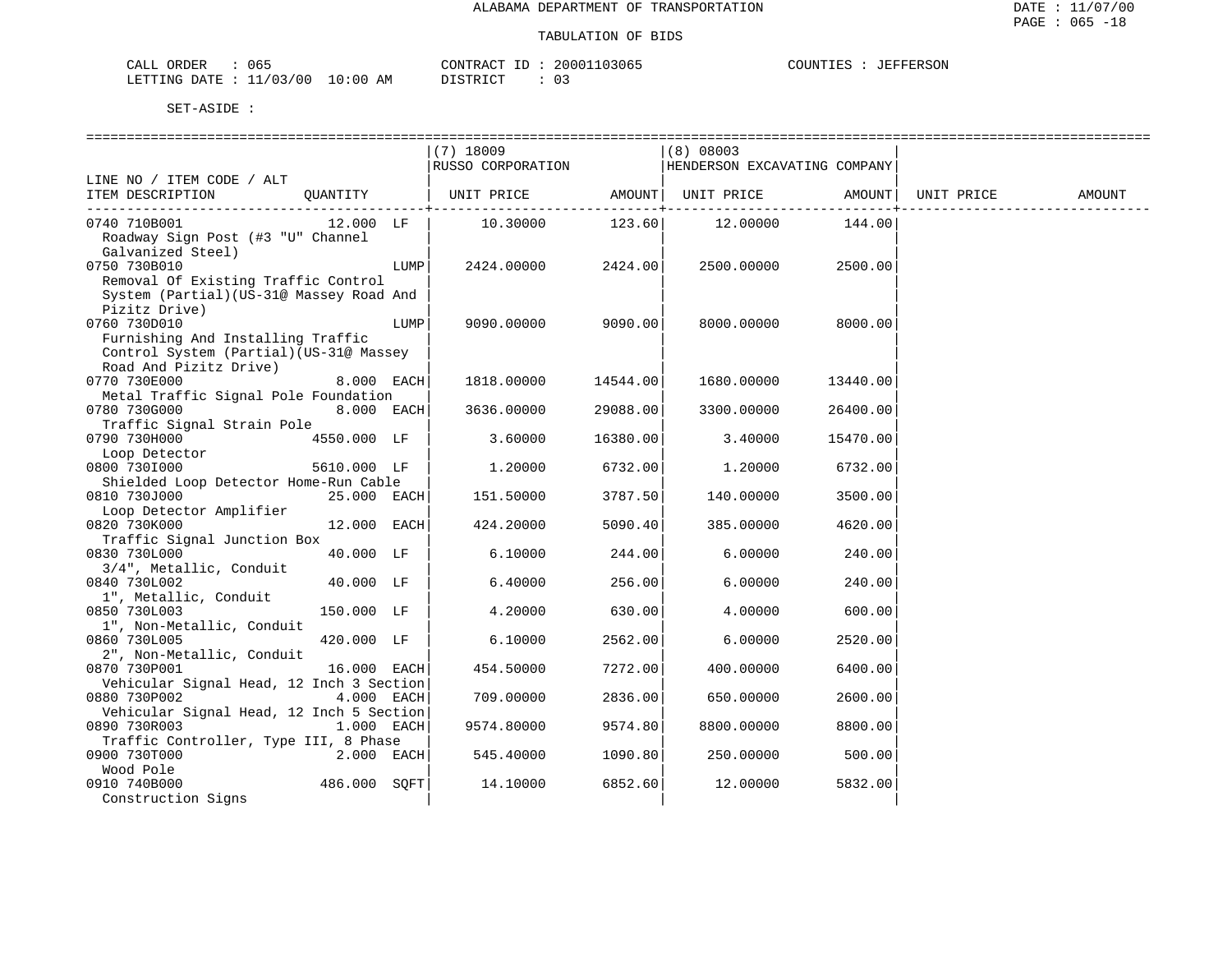ALABAMA DEPARTMENT OF TRANSPORTATION

TABULATION OF BIDS

CALL ORDER : 065 | CONTRACT ID : 20001103065 | COUNTIES : JEFFERSON
LETTING DATE : 11/03/00 10:00 AM | DISTRICT : 03

SET-ASIDE :

| LINE NO / ITEM CODE / ALT ITEM DESCRIPTION | QUANTITY | (7) 18009 RUSSO CORPORATION UNIT PRICE | AMOUNT | (8) 08003 HENDERSON EXCAVATING COMPANY UNIT PRICE | AMOUNT | UNIT PRICE | AMOUNT |
|---|---|---|---|---|---|---|---|
| 0740 710B001 Roadway Sign Post (#3 "U" Channel Galvanized Steel) | 12.000 LF | 10.30000 | 123.60 | 12.00000 | 144.00 | | |
| 0750 730B010 Removal Of Existing Traffic Control System (Partial)(US-31@ Massey Road And Pizitz Drive) | LUMP | 2424.00000 | 2424.00 | 2500.00000 | 2500.00 | | |
| 0760 730D010 Furnishing And Installing Traffic Control System (Partial)(US-31@ Massey Road And Pizitz Drive) | LUMP | 9090.00000 | 9090.00 | 8000.00000 | 8000.00 | | |
| 0770 730E000 Metal Traffic Signal Pole Foundation | 8.000 EACH | 1818.00000 | 14544.00 | 1680.00000 | 13440.00 | | |
| 0780 730G000 Traffic Signal Strain Pole | 8.000 EACH | 3636.00000 | 29088.00 | 3300.00000 | 26400.00 | | |
| 0790 730H000 Loop Detector | 4550.000 LF | 3.60000 | 16380.00 | 3.40000 | 15470.00 | | |
| 0800 730I000 Shielded Loop Detector Home-Run Cable | 5610.000 LF | 1.20000 | 6732.00 | 1.20000 | 6732.00 | | |
| 0810 730J000 Loop Detector Amplifier | 25.000 EACH | 151.50000 | 3787.50 | 140.00000 | 3500.00 | | |
| 0820 730K000 Traffic Signal Junction Box | 12.000 EACH | 424.20000 | 5090.40 | 385.00000 | 4620.00 | | |
| 0830 730L000 3/4", Metallic, Conduit | 40.000 LF | 6.10000 | 244.00 | 6.00000 | 240.00 | | |
| 0840 730L002 1", Metallic, Conduit | 40.000 LF | 6.40000 | 256.00 | 6.00000 | 240.00 | | |
| 0850 730L003 1", Non-Metallic, Conduit | 150.000 LF | 4.20000 | 630.00 | 4.00000 | 600.00 | | |
| 0860 730L005 2", Non-Metallic, Conduit | 420.000 LF | 6.10000 | 2562.00 | 6.00000 | 2520.00 | | |
| 0870 730P001 Vehicular Signal Head, 12 Inch 3 Section | 16.000 EACH | 454.50000 | 7272.00 | 400.00000 | 6400.00 | | |
| 0880 730P002 Vehicular Signal Head, 12 Inch 5 Section | 4.000 EACH | 709.00000 | 2836.00 | 650.00000 | 2600.00 | | |
| 0890 730R003 Traffic Controller, Type III, 8 Phase | 1.000 EACH | 9574.80000 | 9574.80 | 8800.00000 | 8800.00 | | |
| 0900 730T000 Wood Pole | 2.000 EACH | 545.40000 | 1090.80 | 250.00000 | 500.00 | | |
| 0910 740B000 Construction Signs | 486.000 SQFT | 14.10000 | 6852.60 | 12.00000 | 5832.00 | | |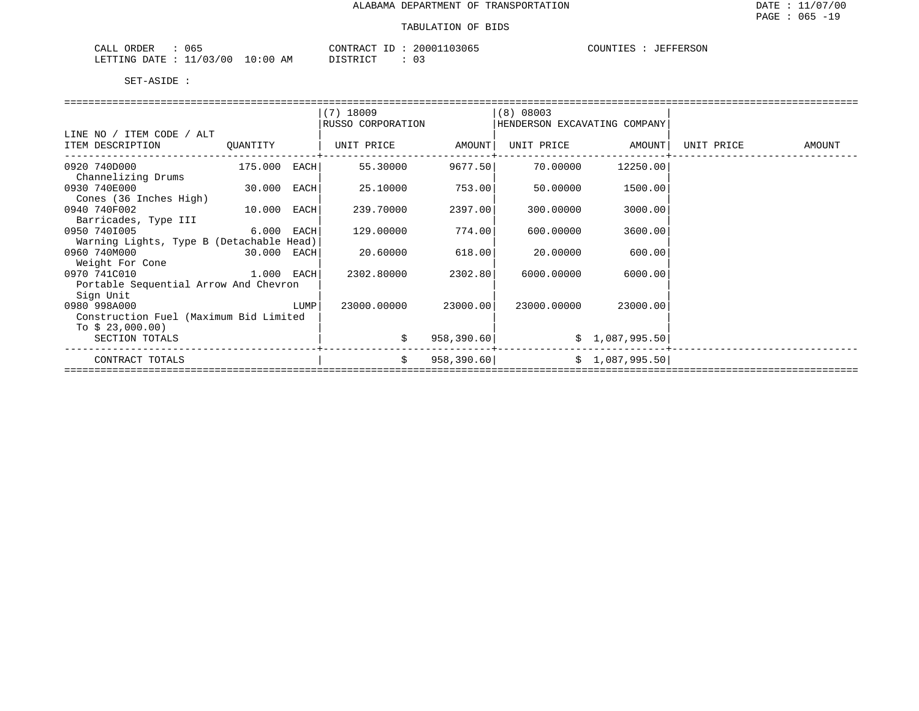# ALABAMA DEPARTMENT OF TRANSPORTATION

## TABULATION OF BIDS

CALL ORDER : 065 CONTRACT ID : 20001103065 COUNTIES : JEFFERSON
LETTING DATE : 11/03/00 10:00 AM DISTRICT : 03

SET-ASIDE :

| LINE NO / ITEM CODE / ALT ITEM DESCRIPTION | QUANTITY | (7) 18009 RUSSO CORPORATION UNIT PRICE | AMOUNT | (8) 08003 HENDERSON EXCAVATING COMPANY UNIT PRICE | AMOUNT | UNIT PRICE | AMOUNT |
|---|---|---|---|---|---|---|---|
| 0920 740D000 Channelizing Drums | 175.000 EACH | 55.30000 | 9677.50 | 70.00000 | 12250.00 | | |
| 0930 740E000 Cones (36 Inches High) | 30.000 EACH | 25.10000 | 753.00 | 50.00000 | 1500.00 | | |
| 0940 740F002 Barricades, Type III | 10.000 EACH | 239.70000 | 2397.00 | 300.00000 | 3000.00 | | |
| 0950 740I005 Warning Lights, Type B (Detachable Head) | 6.000 EACH | 129.00000 | 774.00 | 600.00000 | 3600.00 | | |
| 0960 740M000 Weight For Cone | 30.000 EACH | 20.60000 | 618.00 | 20.00000 | 600.00 | | |
| 0970 741C010 Portable Sequential Arrow And Chevron Sign Unit | 1.000 EACH | 2302.80000 | 2302.80 | 6000.00000 | 6000.00 | | |
| 0980 998A000 Construction Fuel (Maximum Bid Limited To $ 23,000.00) | LUMP | 23000.00000 | 23000.00 | 23000.00000 | 23000.00 | | |
| SECTION TOTALS | | | $ 958,390.60 | | $ 1,087,995.50 | | |
| CONTRACT TOTALS | | | $ 958,390.60 | | $ 1,087,995.50 | | |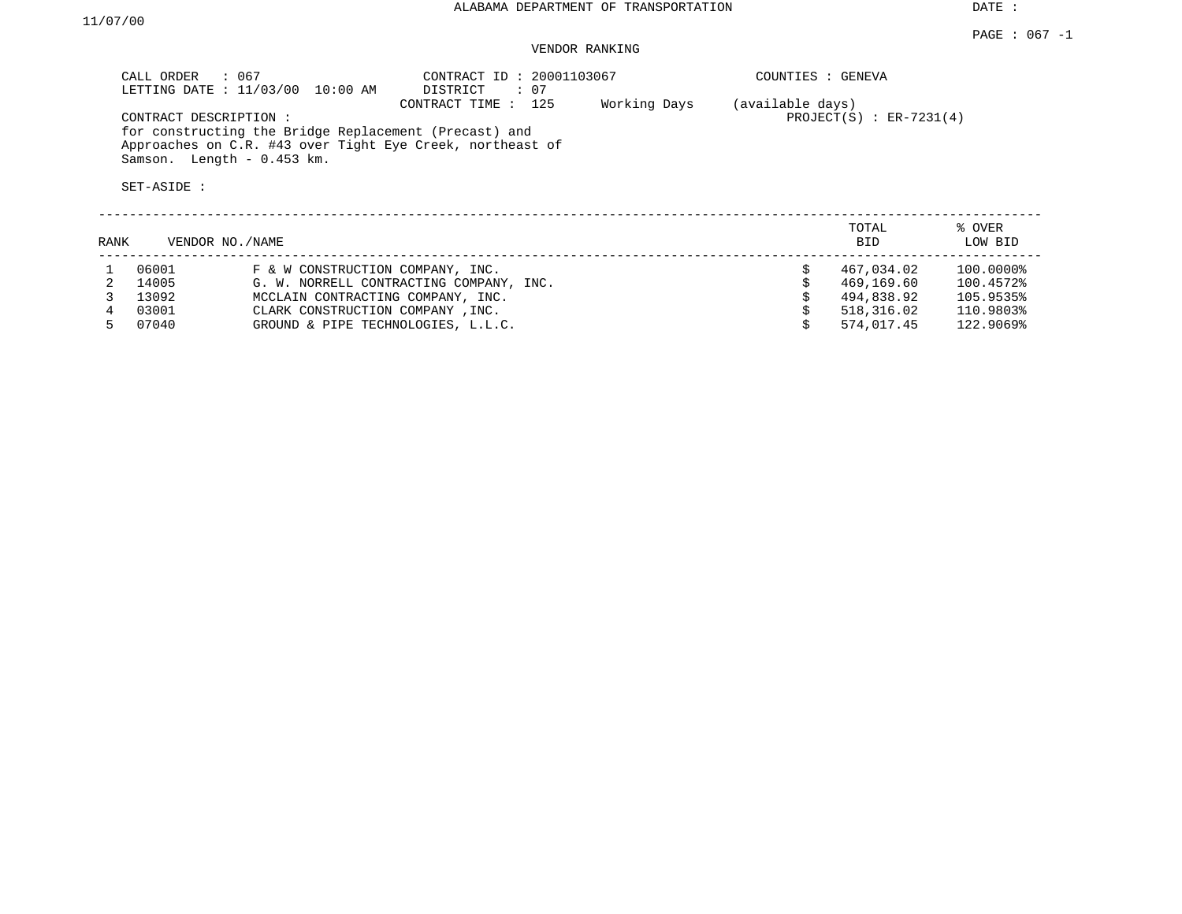DATE : 11/07/00

ALABAMA DEPARTMENT OF TRANSPORTATION

PAGE : 067 -1

VENDOR RANKING

CALL ORDER : 067
LETTING DATE : 11/03/00 10:00 AM

CONTRACT ID : 20001103067
DISTRICT : 07
CONTRACT TIME : 125 Working Days (available days)

COUNTIES : GENEVA

PROJECT(S) : ER-7231(4)

CONTRACT DESCRIPTION :
for constructing the Bridge Replacement (Precast) and Approaches on C.R. #43 over Tight Eye Creek, northeast of Samson. Length - 0.453 km.

SET-ASIDE :

| RANK | VENDOR NO./NAME | | TOTAL BID | % OVER LOW BID |
|---|---|---|---|---|
| 1 | 06001 | F & W CONSTRUCTION COMPANY, INC. | $ 467,034.02 | 100.0000% |
| 2 | 14005 | G. W. NORRELL CONTRACTING COMPANY, INC. | $ 469,169.60 | 100.4572% |
| 3 | 13092 | MCCLAIN CONTRACTING COMPANY, INC. | $ 494,838.92 | 105.9535% |
| 4 | 03001 | CLARK CONSTRUCTION COMPANY ,INC. | $ 518,316.02 | 110.9803% |
| 5 | 07040 | GROUND & PIPE TECHNOLOGIES, L.L.C. | $ 574,017.45 | 122.9069% |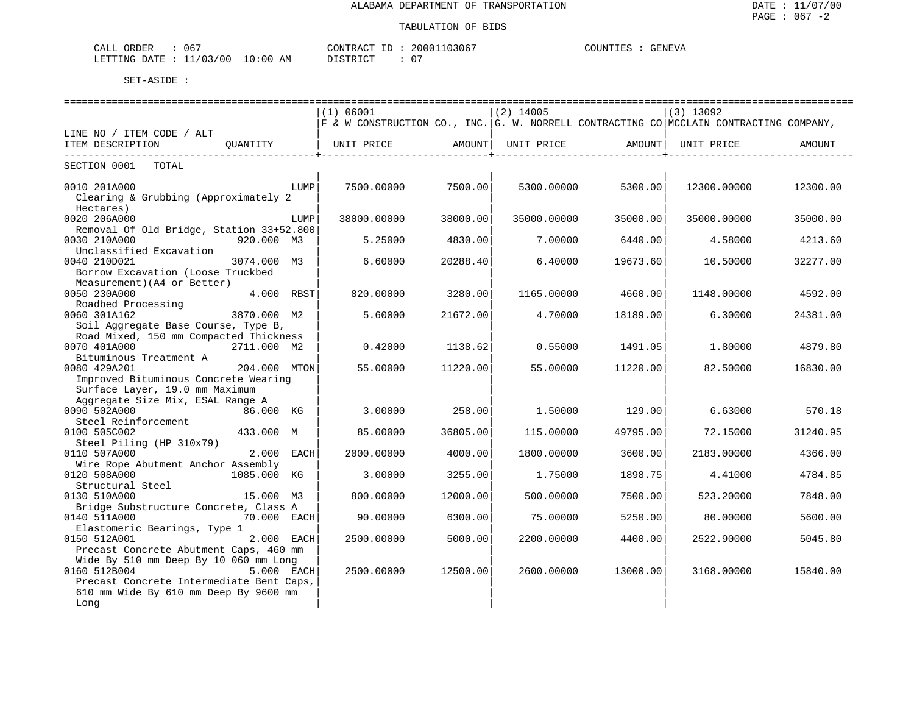ALABAMA DEPARTMENT OF TRANSPORTATION

TABULATION OF BIDS

DATE : 11/07/00
PAGE : 067 -2

CALL ORDER : 067
LETTING DATE : 11/03/00 10:00 AM

CONTRACT ID : 20001103067
DISTRICT : 07

COUNTIES : GENEVA

SET-ASIDE :

| LINE NO / ITEM CODE / ALT ITEM DESCRIPTION | QUANTITY | (1) 06001 F & W CONSTRUCTION CO., INC. UNIT PRICE | AMOUNT | (2) 14005 G. W. NORRELL CONTRACTING CO UNIT PRICE | AMOUNT | (3) 13092 MCCLAIN CONTRACTING COMPANY, UNIT PRICE | AMOUNT |
|---|---|---|---|---|---|---|---|
| SECTION 0001 TOTAL | | | | | | | |
| 0010 201A000 Clearing & Grubbing (Approximately 2 Hectares) | LUMP | 7500.00000 | 7500.00 | 5300.00000 | 5300.00 | 12300.00000 | 12300.00 |
| 0020 206A000 Removal Of Old Bridge, Station 33+52.800 | LUMP | 38000.00000 | 38000.00 | 35000.00000 | 35000.00 | 35000.00000 | 35000.00 |
| 0030 210A000 Unclassified Excavation | 920.000 M3 | 5.25000 | 4830.00 | 7.00000 | 6440.00 | 4.58000 | 4213.60 |
| 0040 210D021 Borrow Excavation (Loose Truckbed Measurement)(A4 or Better) | 3074.000 M3 | 6.60000 | 20288.40 | 6.40000 | 19673.60 | 10.50000 | 32277.00 |
| 0050 230A000 Roadbed Processing | 4.000 RBST | 820.00000 | 3280.00 | 1165.00000 | 4660.00 | 1148.00000 | 4592.00 |
| 0060 301A162 Soil Aggregate Base Course, Type B, Road Mixed, 150 mm Compacted Thickness | 3870.000 M2 | 5.60000 | 21672.00 | 4.70000 | 18189.00 | 6.30000 | 24381.00 |
| 0070 401A000 Bituminous Treatment A | 2711.000 M2 | 0.42000 | 1138.62 | 0.55000 | 1491.05 | 1.80000 | 4879.80 |
| 0080 429A201 Improved Bituminous Concrete Wearing Surface Layer, 19.0 mm Maximum Aggregate Size Mix, ESAL Range A | 204.000 MTON | 55.00000 | 11220.00 | 55.00000 | 11220.00 | 82.50000 | 16830.00 |
| 0090 502A000 Steel Reinforcement | 86.000 KG | 3.00000 | 258.00 | 1.50000 | 129.00 | 6.63000 | 570.18 |
| 0100 505C002 Steel Piling (HP 310x79) | 433.000 M | 85.00000 | 36805.00 | 115.00000 | 49795.00 | 72.15000 | 31240.95 |
| 0110 507A000 Wire Rope Abutment Anchor Assembly | 2.000 EACH | 2000.00000 | 4000.00 | 1800.00000 | 3600.00 | 2183.00000 | 4366.00 |
| 0120 508A000 Structural Steel | 1085.000 KG | 3.00000 | 3255.00 | 1.75000 | 1898.75 | 4.41000 | 4784.85 |
| 0130 510A000 Bridge Substructure Concrete, Class A | 15.000 M3 | 800.00000 | 12000.00 | 500.00000 | 7500.00 | 523.20000 | 7848.00 |
| 0140 511A000 Elastomeric Bearings, Type 1 | 70.000 EACH | 90.00000 | 6300.00 | 75.00000 | 5250.00 | 80.00000 | 5600.00 |
| 0150 512A001 Precast Concrete Abutment Caps, 460 mm Wide By 510 mm Deep By 10 060 mm Long | 2.000 EACH | 2500.00000 | 5000.00 | 2200.00000 | 4400.00 | 2522.90000 | 5045.80 |
| 0160 512B004 Precast Concrete Intermediate Bent Caps, 610 mm Wide By 610 mm Deep By 9600 mm Long | 5.000 EACH | 2500.00000 | 12500.00 | 2600.00000 | 13000.00 | 3168.00000 | 15840.00 |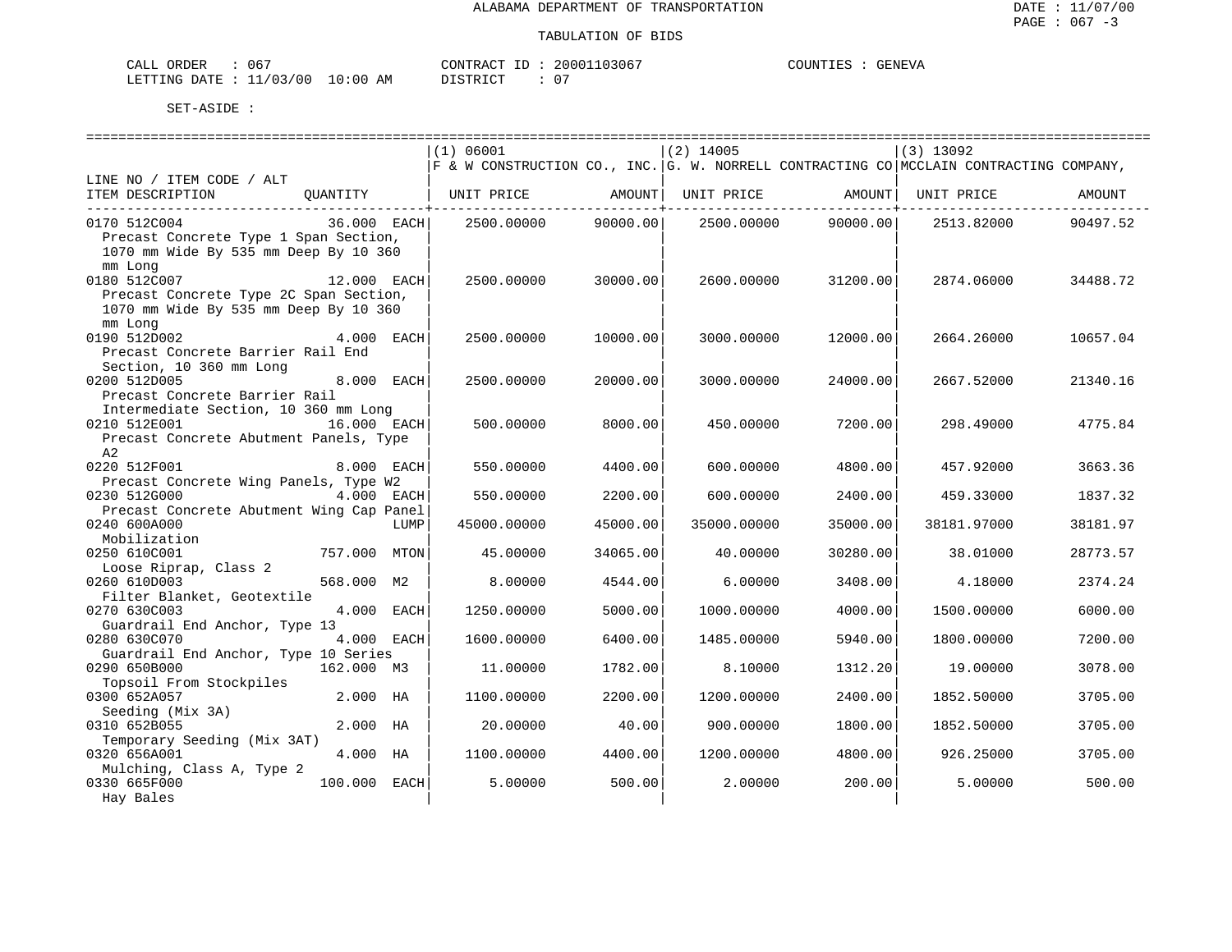ALABAMA DEPARTMENT OF TRANSPORTATION

TABULATION OF BIDS

DATE : 11/07/00

CALL ORDER : 067 CONTRACT ID : 20001103067 COUNTIES : GENEVA
LETTING DATE : 11/03/00 10:00 AM DISTRICT : 07

SET-ASIDE :

| LINE NO / ITEM CODE / ALT ITEM DESCRIPTION | QUANTITY | (1) 06001 F & W CONSTRUCTION CO., INC. UNIT PRICE | AMOUNT | (2) 14005 G. W. NORRELL CONTRACTING CO UNIT PRICE | AMOUNT | (3) 13092 MCCLAIN CONTRACTING COMPANY, UNIT PRICE | AMOUNT |
|---|---|---|---|---|---|---|---|
| 0170 512C004 Precast Concrete Type 1 Span Section, 1070 mm Wide By 535 mm Deep By 10 360 mm Long | 36.000 EACH | 2500.00000 | 90000.00 | 2500.00000 | 90000.00 | 2513.82000 | 90497.52 |
| 0180 512C007 Precast Concrete Type 2C Span Section, 1070 mm Wide By 535 mm Deep By 10 360 mm Long | 12.000 EACH | 2500.00000 | 30000.00 | 2600.00000 | 31200.00 | 2874.06000 | 34488.72 |
| 0190 512D002 Precast Concrete Barrier Rail End Section, 10 360 mm Long | 4.000 EACH | 2500.00000 | 10000.00 | 3000.00000 | 12000.00 | 2664.26000 | 10657.04 |
| 0200 512D005 Precast Concrete Barrier Rail Intermediate Section, 10 360 mm Long | 8.000 EACH | 2500.00000 | 20000.00 | 3000.00000 | 24000.00 | 2667.52000 | 21340.16 |
| 0210 512E001 Precast Concrete Abutment Panels, Type A2 | 16.000 EACH | 500.00000 | 8000.00 | 450.00000 | 7200.00 | 298.49000 | 4775.84 |
| 0220 512F001 Precast Concrete Wing Panels, Type W2 | 8.000 EACH | 550.00000 | 4400.00 | 600.00000 | 4800.00 | 457.92000 | 3663.36 |
| 0230 512G000 Precast Concrete Abutment Wing Cap Panel | 4.000 EACH | 550.00000 | 2200.00 | 600.00000 | 2400.00 | 459.33000 | 1837.32 |
| 0240 600A000 Mobilization | LUMP | 45000.00000 | 45000.00 | 35000.00000 | 35000.00 | 38181.97000 | 38181.97 |
| 0250 610C001 Loose Riprap, Class 2 | 757.000 MTON | 45.00000 | 34065.00 | 40.00000 | 30280.00 | 38.01000 | 28773.57 |
| 0260 610D003 Filter Blanket, Geotextile | 568.000 M2 | 8.00000 | 4544.00 | 6.00000 | 3408.00 | 4.18000 | 2374.24 |
| 0270 630C003 Guardrail End Anchor, Type 13 | 4.000 EACH | 1250.00000 | 5000.00 | 1000.00000 | 4000.00 | 1500.00000 | 6000.00 |
| 0280 630C070 Guardrail End Anchor, Type 10 Series | 4.000 EACH | 1600.00000 | 6400.00 | 1485.00000 | 5940.00 | 1800.00000 | 7200.00 |
| 0290 650B000 Topsoil From Stockpiles | 162.000 M3 | 11.00000 | 1782.00 | 8.10000 | 1312.20 | 19.00000 | 3078.00 |
| 0300 652A057 Seeding (Mix 3A) | 2.000 HA | 1100.00000 | 2200.00 | 1200.00000 | 2400.00 | 1852.50000 | 3705.00 |
| 0310 652B055 Temporary Seeding (Mix 3AT) | 2.000 HA | 20.00000 | 40.00 | 900.00000 | 1800.00 | 1852.50000 | 3705.00 |
| 0320 656A001 Mulching, Class A, Type 2 | 4.000 HA | 1100.00000 | 4400.00 | 1200.00000 | 4800.00 | 926.25000 | 3705.00 |
| 0330 665F000 Hay Bales | 100.000 EACH | 5.00000 | 500.00 | 2.00000 | 200.00 | 5.00000 | 500.00 |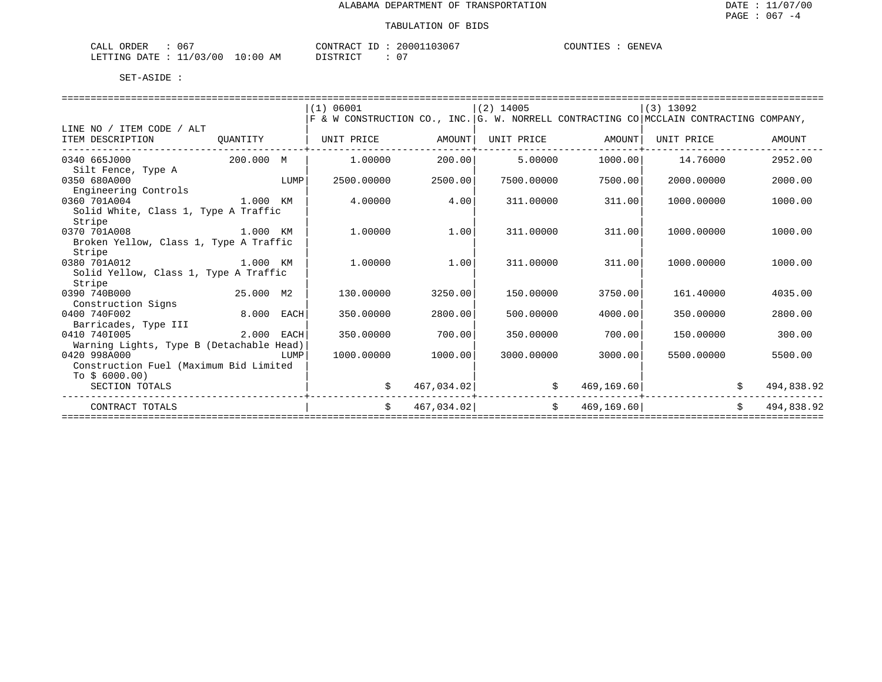# ALABAMA DEPARTMENT OF TRANSPORTATION

## TABULATION OF BIDS

DATE : 11/07/00
PAGE : 067 -4

CALL ORDER : 067
LETTING DATE : 11/03/00 10:00 AM

CONTRACT ID : 20001103067
DISTRICT : 07

COUNTIES : GENEVA

SET-ASIDE :

| LINE NO / ITEM CODE / ALT ITEM DESCRIPTION | QUANTITY | (1) 06001 F & W CONSTRUCTION CO., INC. UNIT PRICE | AMOUNT | (2) 14005 G. W. NORRELL CONTRACTING CO UNIT PRICE | AMOUNT | (3) 13092 MCCLAIN CONTRACTING COMPANY, UNIT PRICE | AMOUNT |
|---|---|---|---|---|---|---|---|
| 0340 665J000 Silt Fence, Type A | 200.000 M | 1.00000 | 200.00 | 5.00000 | 1000.00 | 14.76000 | 2952.00 |
| 0350 680A000 Engineering Controls | LUMP | 2500.00000 | 2500.00 | 7500.00000 | 7500.00 | 2000.00000 | 2000.00 |
| 0360 701A004 Solid White, Class 1, Type A Traffic Stripe | 1.000 KM | 4.00000 | 4.00 | 311.00000 | 311.00 | 1000.00000 | 1000.00 |
| 0370 701A008 Broken Yellow, Class 1, Type A Traffic Stripe | 1.000 KM | 1.00000 | 1.00 | 311.00000 | 311.00 | 1000.00000 | 1000.00 |
| 0380 701A012 Solid Yellow, Class 1, Type A Traffic Stripe | 1.000 KM | 1.00000 | 1.00 | 311.00000 | 311.00 | 1000.00000 | 1000.00 |
| 0390 740B000 Construction Signs | 25.000 M2 | 130.00000 | 3250.00 | 150.00000 | 3750.00 | 161.40000 | 4035.00 |
| 0400 740F002 Barricades, Type III | 8.000 EACH | 350.00000 | 2800.00 | 500.00000 | 4000.00 | 350.00000 | 2800.00 |
| 0410 740I005 Warning Lights, Type B (Detachable Head) | 2.000 EACH | 350.00000 | 700.00 | 350.00000 | 700.00 | 150.00000 | 300.00 |
| 0420 998A000 Construction Fuel (Maximum Bid Limited To $ 6000.00) | LUMP | 1000.00000 | 1000.00 | 3000.00000 | 3000.00 | 5500.00000 | 5500.00 |
| SECTION TOTALS | | | $ 467,034.02 | | $ 469,169.60 | | $ 494,838.92 |
| CONTRACT TOTALS | | | $ 467,034.02 | | $ 469,169.60 | | $ 494,838.92 |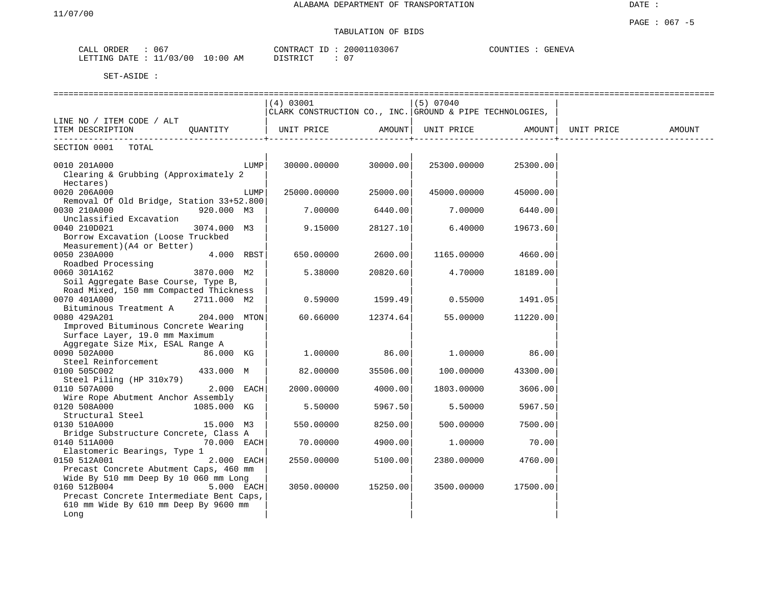11/07/00

ALABAMA DEPARTMENT OF TRANSPORTATION

DATE :

PAGE : 067 -5

TABULATION OF BIDS

CALL ORDER : 067 CONTRACT ID : 20001103067 COUNTIES : GENEVA
LETTING DATE : 11/03/00 10:00 AM DISTRICT : 07

SET-ASIDE :

| LINE NO / ITEM CODE / ALT ITEM DESCRIPTION | QUANTITY | (4) 03001 CLARK CONSTRUCTION CO., INC. UNIT PRICE | AMOUNT | (5) 07040 GROUND & PIPE TECHNOLOGIES, UNIT PRICE | AMOUNT | UNIT PRICE | AMOUNT |
|---|---|---|---|---|---|---|---|
| SECTION 0001 TOTAL | | | | | | | |
| 0010 201A000 Clearing & Grubbing (Approximately 2 Hectares) | LUMP | 30000.00000 | 30000.00 | 25300.00000 | 25300.00 | | |
| 0020 206A000 Removal Of Old Bridge, Station 33+52.800 | LUMP | 25000.00000 | 25000.00 | 45000.00000 | 45000.00 | | |
| 0030 210A000 Unclassified Excavation | 920.000 M3 | 7.00000 | 6440.00 | 7.00000 | 6440.00 | | |
| 0040 210D021 Borrow Excavation (Loose Truckbed Measurement)(A4 or Better) | 3074.000 M3 | 9.15000 | 28127.10 | 6.40000 | 19673.60 | | |
| 0050 230A000 Roadbed Processing | 4.000 RBST | 650.00000 | 2600.00 | 1165.00000 | 4660.00 | | |
| 0060 301A162 Soil Aggregate Base Course, Type B, Road Mixed, 150 mm Compacted Thickness | 3870.000 M2 | 5.38000 | 20820.60 | 4.70000 | 18189.00 | | |
| 0070 401A000 Bituminous Treatment A | 2711.000 M2 | 0.59000 | 1599.49 | 0.55000 | 1491.05 | | |
| 0080 429A201 Improved Bituminous Concrete Wearing Surface Layer, 19.0 mm Maximum Aggregate Size Mix, ESAL Range A | 204.000 MTON | 60.66000 | 12374.64 | 55.00000 | 11220.00 | | |
| 0090 502A000 Steel Reinforcement | 86.000 KG | 1.00000 | 86.00 | 1.00000 | 86.00 | | |
| 0100 505C002 Steel Piling (HP 310x79) | 433.000 M | 82.00000 | 35506.00 | 100.00000 | 43300.00 | | |
| 0110 507A000 Wire Rope Abutment Anchor Assembly | 2.000 EACH | 2000.00000 | 4000.00 | 1803.00000 | 3606.00 | | |
| 0120 508A000 Structural Steel | 1085.000 KG | 5.50000 | 5967.50 | 5.50000 | 5967.50 | | |
| 0130 510A000 Bridge Substructure Concrete, Class A | 15.000 M3 | 550.00000 | 8250.00 | 500.00000 | 7500.00 | | |
| 0140 511A000 Elastomeric Bearings, Type 1 | 70.000 EACH | 70.00000 | 4900.00 | 1.00000 | 70.00 | | |
| 0150 512A001 Precast Concrete Abutment Caps, 460 mm Wide By 510 mm Deep By 10 060 mm Long | 2.000 EACH | 2550.00000 | 5100.00 | 2380.00000 | 4760.00 | | |
| 0160 512B004 Precast Concrete Intermediate Bent Caps, 610 mm Wide By 610 mm Deep By 9600 mm Long | 5.000 EACH | 3050.00000 | 15250.00 | 3500.00000 | 17500.00 | | |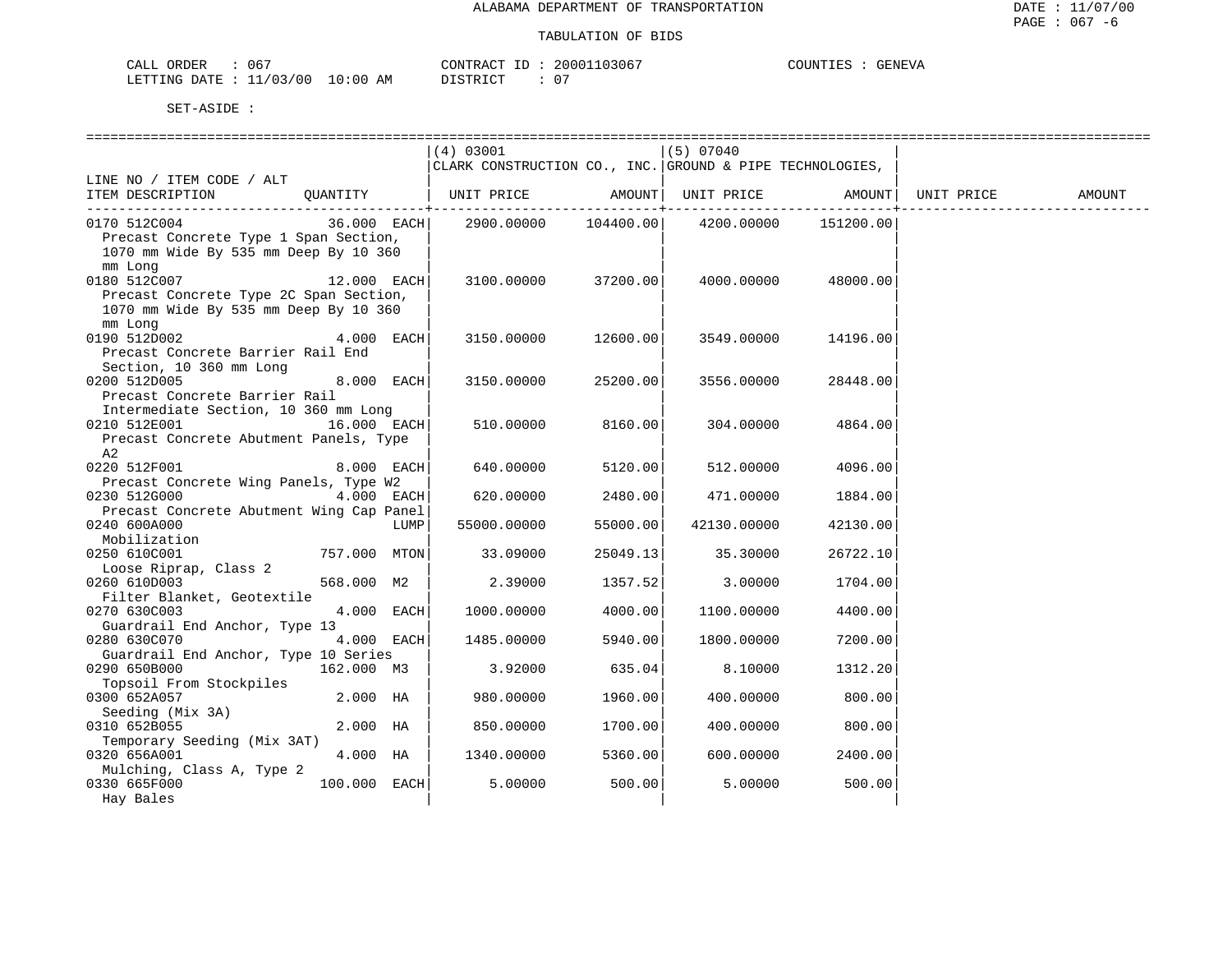ALABAMA DEPARTMENT OF TRANSPORTATION

TABULATION OF BIDS

CALL ORDER : 067 CONTRACT ID : 20001103067 COUNTIES : GENEVA
LETTING DATE : 11/03/00 10:00 AM DISTRICT : 07

SET-ASIDE :

| LINE NO / ITEM CODE / ALT ITEM DESCRIPTION | QUANTITY | (4) 03001 CLARK CONSTRUCTION CO., INC. UNIT PRICE | AMOUNT | (5) 07040 GROUND & PIPE TECHNOLOGIES, UNIT PRICE | AMOUNT | UNIT PRICE | AMOUNT |
|---|---|---|---|---|---|---|---|
| 0170 512C004 Precast Concrete Type 1 Span Section, 1070 mm Wide By 535 mm Deep By 10 360 mm Long | 36.000 EACH | 2900.00000 | 104400.00 | 4200.00000 | 151200.00 | | |
| 0180 512C007 Precast Concrete Type 2C Span Section, 1070 mm Wide By 535 mm Deep By 10 360 mm Long | 12.000 EACH | 3100.00000 | 37200.00 | 4000.00000 | 48000.00 | | |
| 0190 512D002 Precast Concrete Barrier Rail End Section, 10 360 mm Long | 4.000 EACH | 3150.00000 | 12600.00 | 3549.00000 | 14196.00 | | |
| 0200 512D005 Precast Concrete Barrier Rail Intermediate Section, 10 360 mm Long | 8.000 EACH | 3150.00000 | 25200.00 | 3556.00000 | 28448.00 | | |
| 0210 512E001 Precast Concrete Abutment Panels, Type A2 | 16.000 EACH | 510.00000 | 8160.00 | 304.00000 | 4864.00 | | |
| 0220 512F001 Precast Concrete Wing Panels, Type W2 | 8.000 EACH | 640.00000 | 5120.00 | 512.00000 | 4096.00 | | |
| 0230 512G000 Precast Concrete Abutment Wing Cap Panel | 4.000 EACH | 620.00000 | 2480.00 | 471.00000 | 1884.00 | | |
| 0240 600A000 Mobilization | LUMP | 55000.00000 | 55000.00 | 42130.00000 | 42130.00 | | |
| 0250 610C001 Loose Riprap, Class 2 | 757.000 MTON | 33.09000 | 25049.13 | 35.30000 | 26722.10 | | |
| 0260 610D003 Filter Blanket, Geotextile | 568.000 M2 | 2.39000 | 1357.52 | 3.00000 | 1704.00 | | |
| 0270 630C003 Guardrail End Anchor, Type 13 | 4.000 EACH | 1000.00000 | 4000.00 | 1100.00000 | 4400.00 | | |
| 0280 630C070 Guardrail End Anchor, Type 10 Series | 4.000 EACH | 1485.00000 | 5940.00 | 1800.00000 | 7200.00 | | |
| 0290 650B000 Topsoil From Stockpiles | 162.000 M3 | 3.92000 | 635.04 | 8.10000 | 1312.20 | | |
| 0300 652A057 Seeding (Mix 3A) | 2.000 HA | 980.00000 | 1960.00 | 400.00000 | 800.00 | | |
| 0310 652B055 Temporary Seeding (Mix 3AT) | 2.000 HA | 850.00000 | 1700.00 | 400.00000 | 800.00 | | |
| 0320 656A001 Mulching, Class A, Type 2 | 4.000 HA | 1340.00000 | 5360.00 | 600.00000 | 2400.00 | | |
| 0330 665F000 Hay Bales | 100.000 EACH | 5.00000 | 500.00 | 5.00000 | 500.00 | | |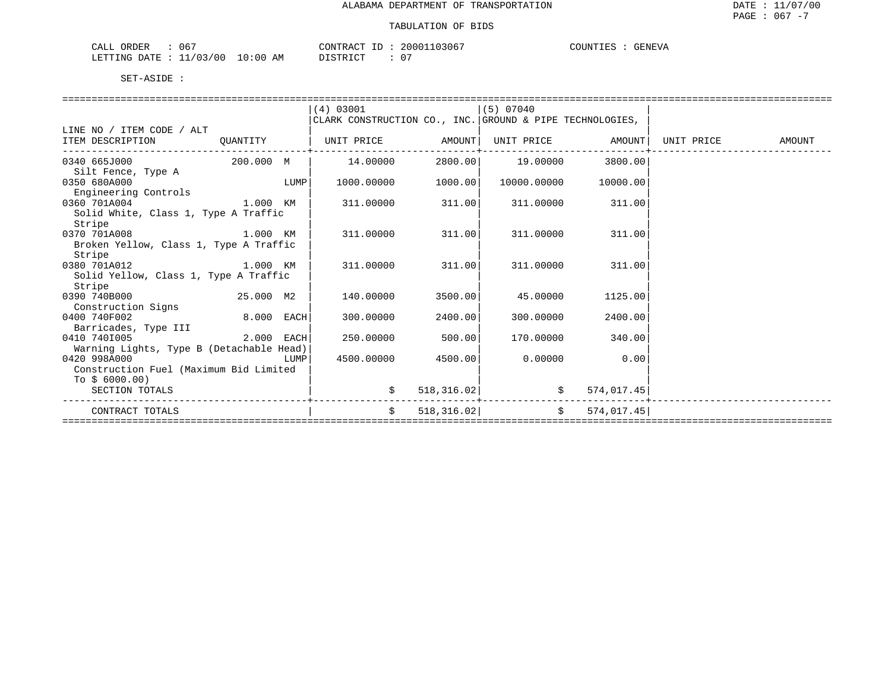# ALABAMA DEPARTMENT OF TRANSPORTATION

## TABULATION OF BIDS

CALL ORDER : 067  
LETTING DATE : 11/03/00 10:00 AM

CONTRACT ID : 20001103067  
DISTRICT : 07

COUNTIES : GENEVA

SET-ASIDE :

| LINE NO / ITEM CODE / ALT ITEM DESCRIPTION | QUANTITY | (4) 03001 CLARK CONSTRUCTION CO., INC. UNIT PRICE | AMOUNT | (5) 07040 GROUND & PIPE TECHNOLOGIES, UNIT PRICE | AMOUNT | UNIT PRICE | AMOUNT |
|---|---|---|---|---|---|---|---|
| 0340 665J000 Silt Fence, Type A | 200.000 M | 14.00000 | 2800.00 | 19.00000 | 3800.00 | | |
| 0350 680A000 Engineering Controls | LUMP | 1000.00000 | 1000.00 | 10000.00000 | 10000.00 | | |
| 0360 701A004 Solid White, Class 1, Type A Traffic Stripe | 1.000 KM | 311.00000 | 311.00 | 311.00000 | 311.00 | | |
| 0370 701A008 Broken Yellow, Class 1, Type A Traffic Stripe | 1.000 KM | 311.00000 | 311.00 | 311.00000 | 311.00 | | |
| 0380 701A012 Solid Yellow, Class 1, Type A Traffic Stripe | 1.000 KM | 311.00000 | 311.00 | 311.00000 | 311.00 | | |
| 0390 740B000 Construction Signs | 25.000 M2 | 140.00000 | 3500.00 | 45.00000 | 1125.00 | | |
| 0400 740F002 Barricades, Type III | 8.000 EACH | 300.00000 | 2400.00 | 300.00000 | 2400.00 | | |
| 0410 740I005 Warning Lights, Type B (Detachable Head) | 2.000 EACH | 250.00000 | 500.00 | 170.00000 | 340.00 | | |
| 0420 998A000 Construction Fuel (Maximum Bid Limited To $ 6000.00) | LUMP | 4500.00000 | 4500.00 | 0.00000 | 0.00 | | |
| SECTION TOTALS | | $ | 518,316.02 | $ | 574,017.45 | | |
| CONTRACT TOTALS | | $ | 518,316.02 | $ | 574,017.45 | | |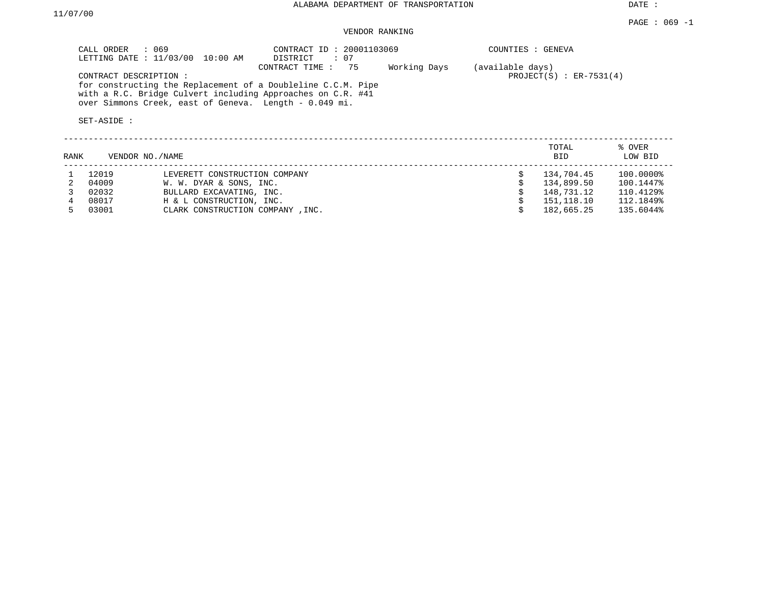ALABAMA DEPARTMENT OF TRANSPORTATION

DATE : 11/07/00

PAGE : 069 -1

VENDOR RANKING

CALL ORDER : 069
LETTING DATE : 11/03/00 10:00 AM

CONTRACT ID : 20001103069
DISTRICT : 07
CONTRACT TIME : 75 Working Days (available days)

COUNTIES : GENEVA

PROJECT(S) : ER-7531(4)

CONTRACT DESCRIPTION :
for constructing the Replacement of a Doubleline C.C.M. Pipe with a R.C. Bridge Culvert including Approaches on C.R. #41 over Simmons Creek, east of Geneva. Length - 0.049 mi.

SET-ASIDE :

| RANK | VENDOR NO./NAME | | TOTAL BID | % OVER LOW BID |
|---|---|---|---|---|
| 1 | 12019 | LEVERETT CONSTRUCTION COMPANY | $ 134,704.45 | 100.0000% |
| 2 | 04009 | W. W. DYAR & SONS, INC. | $ 134,899.50 | 100.1447% |
| 3 | 02032 | BULLARD EXCAVATING, INC. | $ 148,731.12 | 110.4129% |
| 4 | 08017 | H & L CONSTRUCTION, INC. | $ 151,118.10 | 112.1849% |
| 5 | 03001 | CLARK CONSTRUCTION COMPANY ,INC. | $ 182,665.25 | 135.6044% |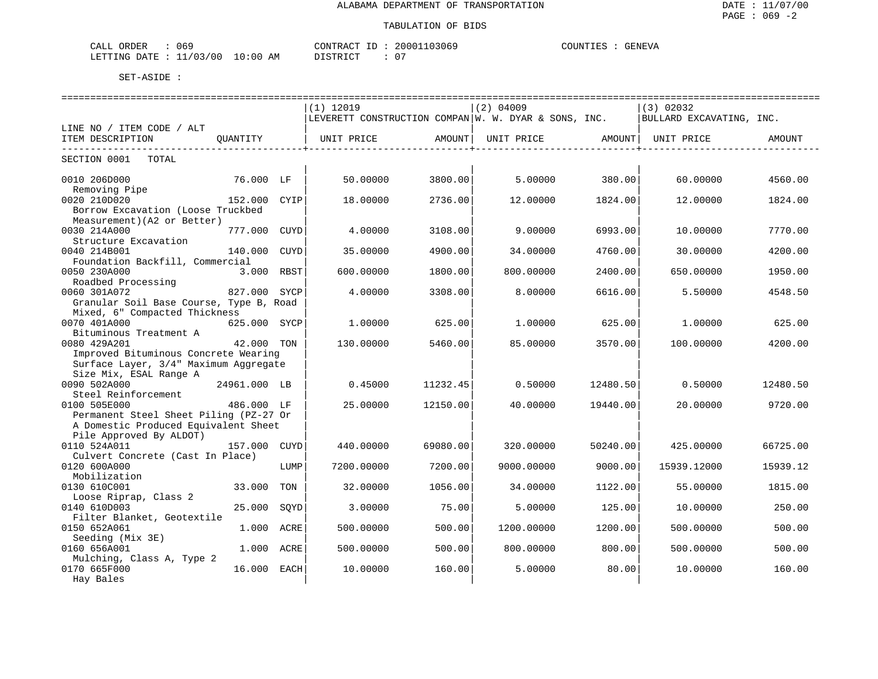ALABAMA DEPARTMENT OF TRANSPORTATION

TABULATION OF BIDS

CALL ORDER : 069 &nbsp;&nbsp;&nbsp;&nbsp; CONTRACT ID : 20001103069 &nbsp;&nbsp;&nbsp;&nbsp; COUNTIES : GENEVA
LETTING DATE : 11/03/00 10:00 AM &nbsp;&nbsp;&nbsp;&nbsp; DISTRICT : 07

SET-ASIDE :

| LINE NO / ITEM CODE / ALT ITEM DESCRIPTION | QUANTITY | | (1) 12019 LEVERETT CONSTRUCTION COMPAN UNIT PRICE | AMOUNT | (2) 04009 W. W. DYAR & SONS, INC. UNIT PRICE | AMOUNT | (3) 02032 BULLARD EXCAVATING, INC. UNIT PRICE | AMOUNT |
|---|---|---|---|---|---|---|---|---|
| SECTION 0001 TOTAL | | | | | | | | |
| 0010 206D000 Removing Pipe | 76.000 | LF | 50.00000 | 3800.00 | 5.00000 | 380.00 | 60.00000 | 4560.00 |
| 0020 210D020 Borrow Excavation (Loose Truckbed Measurement)(A2 or Better) | 152.000 | CYIP | 18.00000 | 2736.00 | 12.00000 | 1824.00 | 12.00000 | 1824.00 |
| 0030 214A000 Structure Excavation | 777.000 | CUYD | 4.00000 | 3108.00 | 9.00000 | 6993.00 | 10.00000 | 7770.00 |
| 0040 214B001 Foundation Backfill, Commercial | 140.000 | CUYD | 35.00000 | 4900.00 | 34.00000 | 4760.00 | 30.00000 | 4200.00 |
| 0050 230A000 Roadbed Processing | 3.000 | RBST | 600.00000 | 1800.00 | 800.00000 | 2400.00 | 650.00000 | 1950.00 |
| 0060 301A072 Granular Soil Base Course, Type B, Road Mixed, 6" Compacted Thickness | 827.000 | SYCP | 4.00000 | 3308.00 | 8.00000 | 6616.00 | 5.50000 | 4548.50 |
| 0070 401A000 Bituminous Treatment A | 625.000 | SYCP | 1.00000 | 625.00 | 1.00000 | 625.00 | 1.00000 | 625.00 |
| 0080 429A201 Improved Bituminous Concrete Wearing Surface Layer, 3/4" Maximum Aggregate Size Mix, ESAL Range A | 42.000 | TON | 130.00000 | 5460.00 | 85.00000 | 3570.00 | 100.00000 | 4200.00 |
| 0090 502A000 Steel Reinforcement | 24961.000 | LB | 0.45000 | 11232.45 | 0.50000 | 12480.50 | 0.50000 | 12480.50 |
| 0100 505E000 Permanent Steel Sheet Piling (PZ-27 Or A Domestic Produced Equivalent Sheet Pile Approved By ALDOT) | 486.000 | LF | 25.00000 | 12150.00 | 40.00000 | 19440.00 | 20.00000 | 9720.00 |
| 0110 524A011 Culvert Concrete (Cast In Place) | 157.000 | CUYD | 440.00000 | 69080.00 | 320.00000 | 50240.00 | 425.00000 | 66725.00 |
| 0120 600A000 Mobilization | | LUMP | 7200.00000 | 7200.00 | 9000.00000 | 9000.00 | 15939.12000 | 15939.12 |
| 0130 610C001 Loose Riprap, Class 2 | 33.000 | TON | 32.00000 | 1056.00 | 34.00000 | 1122.00 | 55.00000 | 1815.00 |
| 0140 610D003 Filter Blanket, Geotextile | 25.000 | SQYD | 3.00000 | 75.00 | 5.00000 | 125.00 | 10.00000 | 250.00 |
| 0150 652A061 Seeding (Mix 3E) | 1.000 | ACRE | 500.00000 | 500.00 | 1200.00000 | 1200.00 | 500.00000 | 500.00 |
| 0160 656A001 Mulching, Class A, Type 2 | 1.000 | ACRE | 500.00000 | 500.00 | 800.00000 | 800.00 | 500.00000 | 500.00 |
| 0170 665F000 Hay Bales | 16.000 | EACH | 10.00000 | 160.00 | 5.00000 | 80.00 | 10.00000 | 160.00 |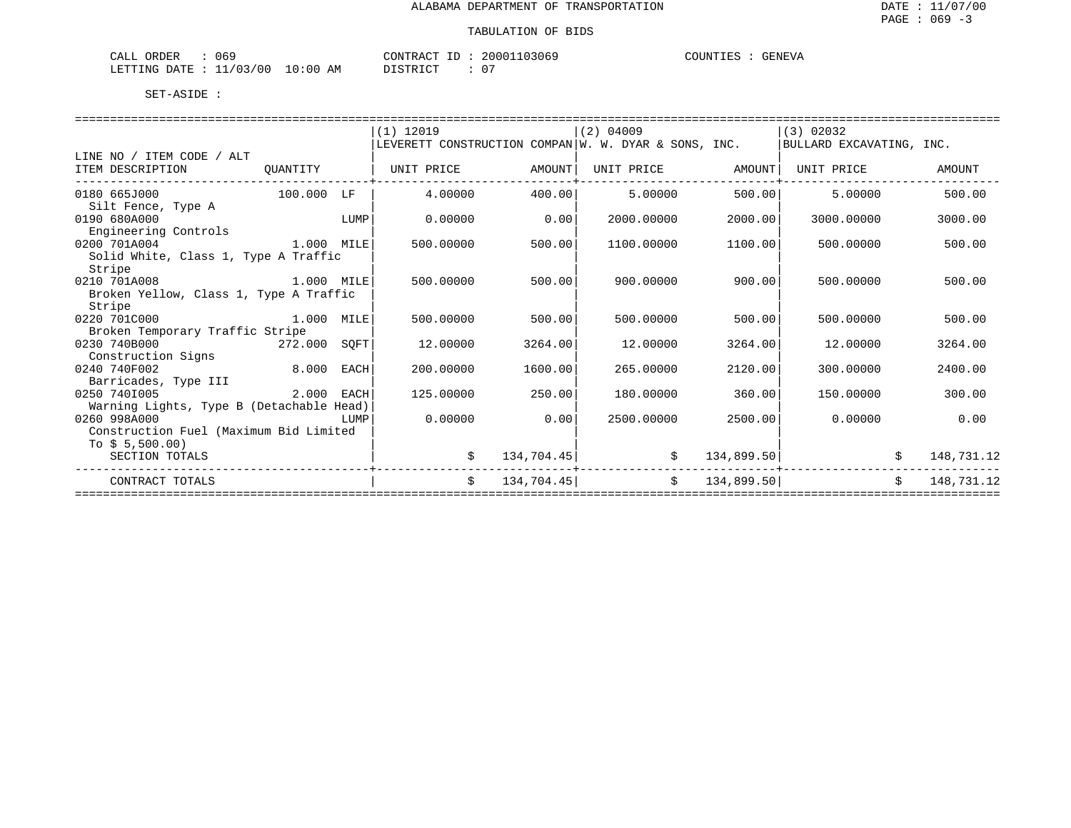ALABAMA DEPARTMENT OF TRANSPORTATION

DATE : 11/07/00

PAGE : 069 -3

TABULATION OF BIDS

CALL ORDER : 069 CONTRACT ID : 20001103069 COUNTIES : GENEVA

LETTING DATE : 11/03/00 10:00 AM DISTRICT : 07

SET-ASIDE :

| LINE NO / ITEM CODE / ALT ITEM DESCRIPTION | QUANTITY | (1) 12019 LEVERETT CONSTRUCTION COMPAN UNIT PRICE | AMOUNT | (2) 04009 W. W. DYAR & SONS, INC. UNIT PRICE | AMOUNT | (3) 02032 BULLARD EXCAVATING, INC. UNIT PRICE | AMOUNT |
|---|---|---|---|---|---|---|---|
| 0180 665J000 Silt Fence, Type A | 100.000 LF | 4.00000 | 400.00 | 5.00000 | 500.00 | 5.00000 | 500.00 |
| 0190 680A000 Engineering Controls | LUMP | 0.00000 | 0.00 | 2000.00000 | 2000.00 | 3000.00000 | 3000.00 |
| 0200 701A004 Solid White, Class 1, Type A Traffic Stripe | 1.000 MILE | 500.00000 | 500.00 | 1100.00000 | 1100.00 | 500.00000 | 500.00 |
| 0210 701A008 Broken Yellow, Class 1, Type A Traffic Stripe | 1.000 MILE | 500.00000 | 500.00 | 900.00000 | 900.00 | 500.00000 | 500.00 |
| 0220 701C000 Broken Temporary Traffic Stripe | 1.000 MILE | 500.00000 | 500.00 | 500.00000 | 500.00 | 500.00000 | 500.00 |
| 0230 740B000 Construction Signs | 272.000 SQFT | 12.00000 | 3264.00 | 12.00000 | 3264.00 | 12.00000 | 3264.00 |
| 0240 740F002 Barricades, Type III | 8.000 EACH | 200.00000 | 1600.00 | 265.00000 | 2120.00 | 300.00000 | 2400.00 |
| 0250 740I005 Warning Lights, Type B (Detachable Head) | 2.000 EACH | 125.00000 | 250.00 | 180.00000 | 360.00 | 150.00000 | 300.00 |
| 0260 998A000 Construction Fuel (Maximum Bid Limited To $ 5,500.00) | LUMP | 0.00000 | 0.00 | 2500.00000 | 2500.00 | 0.00000 | 0.00 |
| SECTION TOTALS | | | $ 134,704.45 | | $ 134,899.50 | | $ 148,731.12 |
| CONTRACT TOTALS | | | $ 134,704.45 | | $ 134,899.50 | | $ 148,731.12 |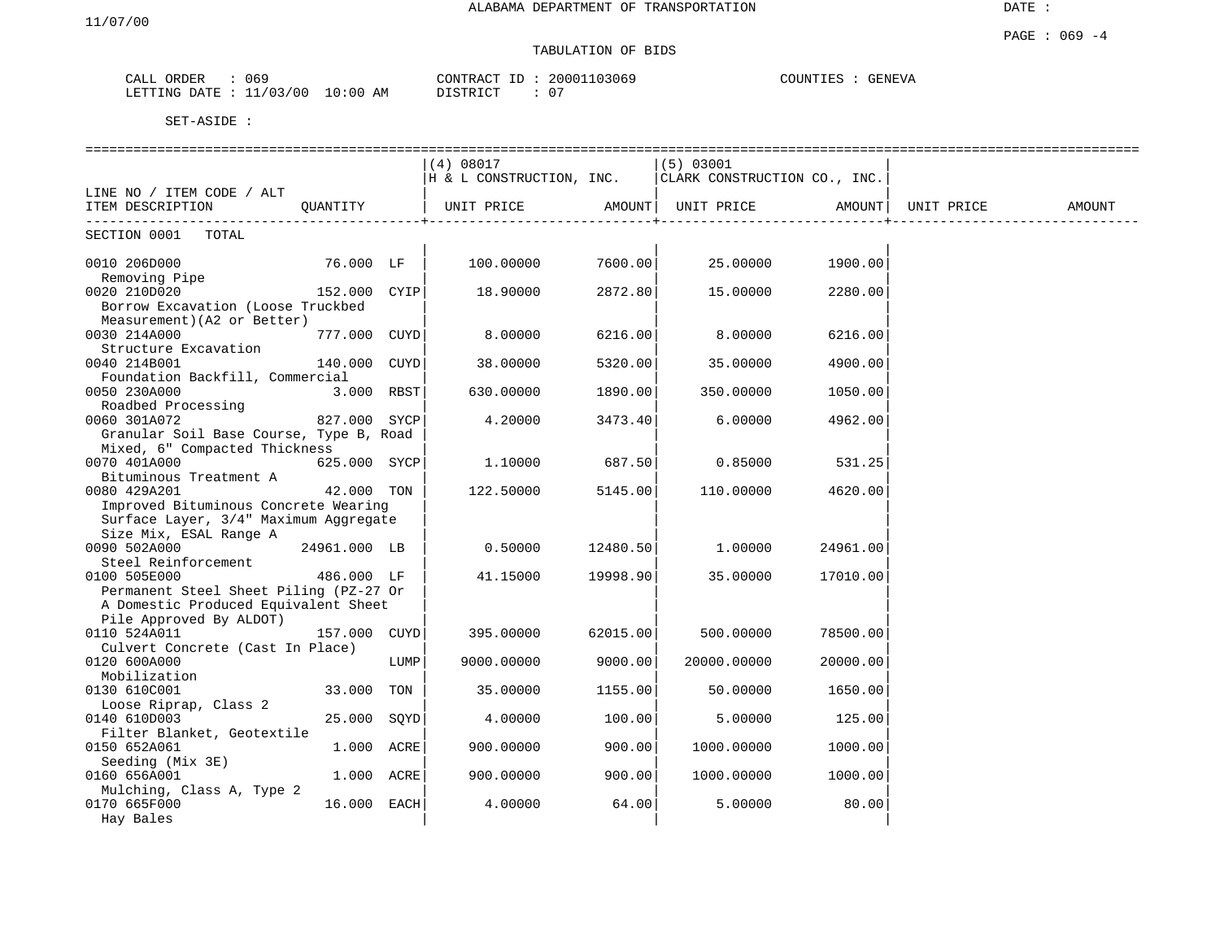ALABAMA DEPARTMENT OF TRANSPORTATION

11/07/00

DATE :

PAGE : 069 -4

TABULATION OF BIDS

CALL ORDER : 069 &nbsp;&nbsp;&nbsp;&nbsp; CONTRACT ID : 20001103069 &nbsp;&nbsp;&nbsp;&nbsp; COUNTIES : GENEVA
LETTING DATE : 11/03/00 10:00 AM &nbsp;&nbsp;&nbsp;&nbsp; DISTRICT : 07

SET-ASIDE :

| LINE NO / ITEM CODE / ALT ITEM DESCRIPTION | QUANTITY | | (4) 08017 H & L CONSTRUCTION, INC. UNIT PRICE | AMOUNT | (5) 03001 CLARK CONSTRUCTION CO., INC. UNIT PRICE | AMOUNT | UNIT PRICE | AMOUNT |
|---|---|---|---|---|---|---|---|---|
| SECTION 0001 TOTAL | | | | | | | | |
| 0010 206D000 Removing Pipe | 76.000 | LF | 100.00000 | 7600.00 | 25.00000 | 1900.00 | | |
| 0020 210D020 Borrow Excavation (Loose Truckbed Measurement)(A2 or Better) | 152.000 | CYIP | 18.90000 | 2872.80 | 15.00000 | 2280.00 | | |
| 0030 214A000 Structure Excavation | 777.000 | CUYD | 8.00000 | 6216.00 | 8.00000 | 6216.00 | | |
| 0040 214B001 Foundation Backfill, Commercial | 140.000 | CUYD | 38.00000 | 5320.00 | 35.00000 | 4900.00 | | |
| 0050 230A000 Roadbed Processing | 3.000 | RBST | 630.00000 | 1890.00 | 350.00000 | 1050.00 | | |
| 0060 301A072 Granular Soil Base Course, Type B, Road Mixed, 6" Compacted Thickness | 827.000 | SYCP | 4.20000 | 3473.40 | 6.00000 | 4962.00 | | |
| 0070 401A000 Bituminous Treatment A | 625.000 | SYCP | 1.10000 | 687.50 | 0.85000 | 531.25 | | |
| 0080 429A201 Improved Bituminous Concrete Wearing Surface Layer, 3/4" Maximum Aggregate Size Mix, ESAL Range A | 42.000 | TON | 122.50000 | 5145.00 | 110.00000 | 4620.00 | | |
| 0090 502A000 Steel Reinforcement | 24961.000 | LB | 0.50000 | 12480.50 | 1.00000 | 24961.00 | | |
| 0100 505E000 Permanent Steel Sheet Piling (PZ-27 Or A Domestic Produced Equivalent Sheet Pile Approved By ALDOT) | 486.000 | LF | 41.15000 | 19998.90 | 35.00000 | 17010.00 | | |
| 0110 524A011 Culvert Concrete (Cast In Place) | 157.000 | CUYD | 395.00000 | 62015.00 | 500.00000 | 78500.00 | | |
| 0120 600A000 Mobilization | | LUMP | 9000.00000 | 9000.00 | 20000.00000 | 20000.00 | | |
| 0130 610C001 Loose Riprap, Class 2 | 33.000 | TON | 35.00000 | 1155.00 | 50.00000 | 1650.00 | | |
| 0140 610D003 Filter Blanket, Geotextile | 25.000 | SQYD | 4.00000 | 100.00 | 5.00000 | 125.00 | | |
| 0150 652A061 Seeding (Mix 3E) | 1.000 | ACRE | 900.00000 | 900.00 | 1000.00000 | 1000.00 | | |
| 0160 656A001 Mulching, Class A, Type 2 | 1.000 | ACRE | 900.00000 | 900.00 | 1000.00000 | 1000.00 | | |
| 0170 665F000 Hay Bales | 16.000 | EACH | 4.00000 | 64.00 | 5.00000 | 80.00 | | |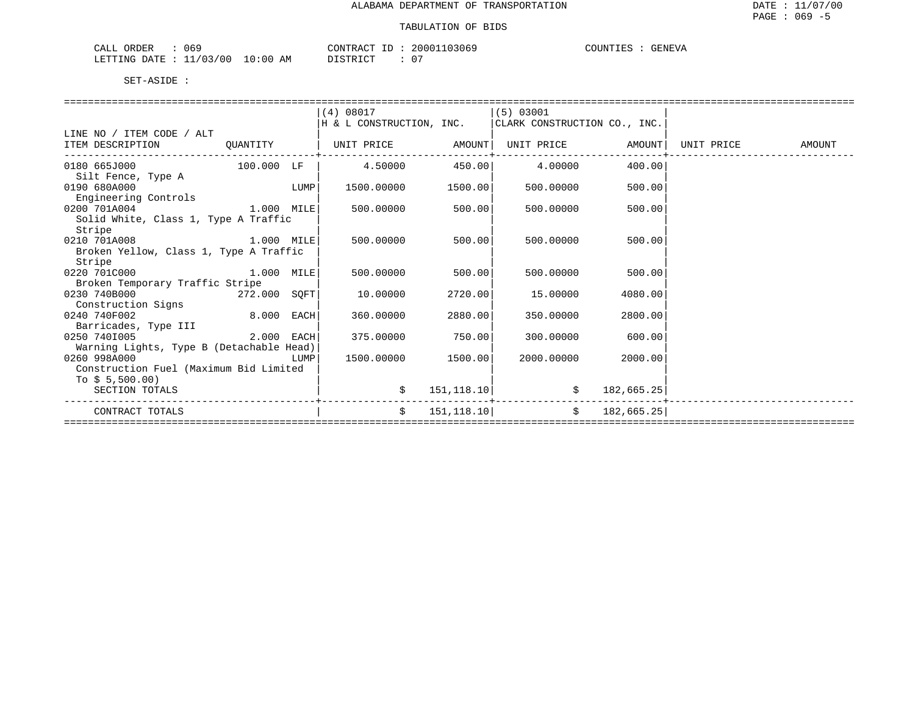ALABAMA DEPARTMENT OF TRANSPORTATION

TABULATION OF BIDS

CALL ORDER : 069 &nbsp;&nbsp;&nbsp; CONTRACT ID : 20001103069 &nbsp;&nbsp;&nbsp; COUNTIES : GENEVA

LETTING DATE : 11/03/00 10:00 AM &nbsp;&nbsp;&nbsp; DISTRICT : 07

SET-ASIDE :

| LINE NO / ITEM CODE / ALT<br>ITEM DESCRIPTION | QUANTITY | (4) 08017<br>H & L CONSTRUCTION, INC.<br>UNIT PRICE | AMOUNT | (5) 03001<br>CLARK CONSTRUCTION CO., INC.<br>UNIT PRICE | AMOUNT | UNIT PRICE | AMOUNT |
|---|---|---|---|---|---|---|---|
| 0180 665J000<br>Silt Fence, Type A | 100.000 LF | 4.50000 | 450.00 | 4.00000 | 400.00 | | |
| 0190 680A000<br>Engineering Controls | LUMP | 1500.00000 | 1500.00 | 500.00000 | 500.00 | | |
| 0200 701A004<br>Solid White, Class 1, Type A Traffic Stripe | 1.000 MILE | 500.00000 | 500.00 | 500.00000 | 500.00 | | |
| 0210 701A008<br>Broken Yellow, Class 1, Type A Traffic Stripe | 1.000 MILE | 500.00000 | 500.00 | 500.00000 | 500.00 | | |
| 0220 701C000<br>Broken Temporary Traffic Stripe | 1.000 MILE | 500.00000 | 500.00 | 500.00000 | 500.00 | | |
| 0230 740B000<br>Construction Signs | 272.000 SQFT | 10.00000 | 2720.00 | 15.00000 | 4080.00 | | |
| 0240 740F002<br>Barricades, Type III | 8.000 EACH | 360.00000 | 2880.00 | 350.00000 | 2800.00 | | |
| 0250 740I005<br>Warning Lights, Type B (Detachable Head) | 2.000 EACH | 375.00000 | 750.00 | 300.00000 | 600.00 | | |
| 0260 998A000<br>Construction Fuel (Maximum Bid Limited To $ 5,500.00) | LUMP | 1500.00000 | 1500.00 | 2000.00000 | 2000.00 | | |
| SECTION TOTALS | | $ | 151,118.10 | $ | 182,665.25 | | |
| CONTRACT TOTALS | | $ | 151,118.10 | $ | 182,665.25 | | |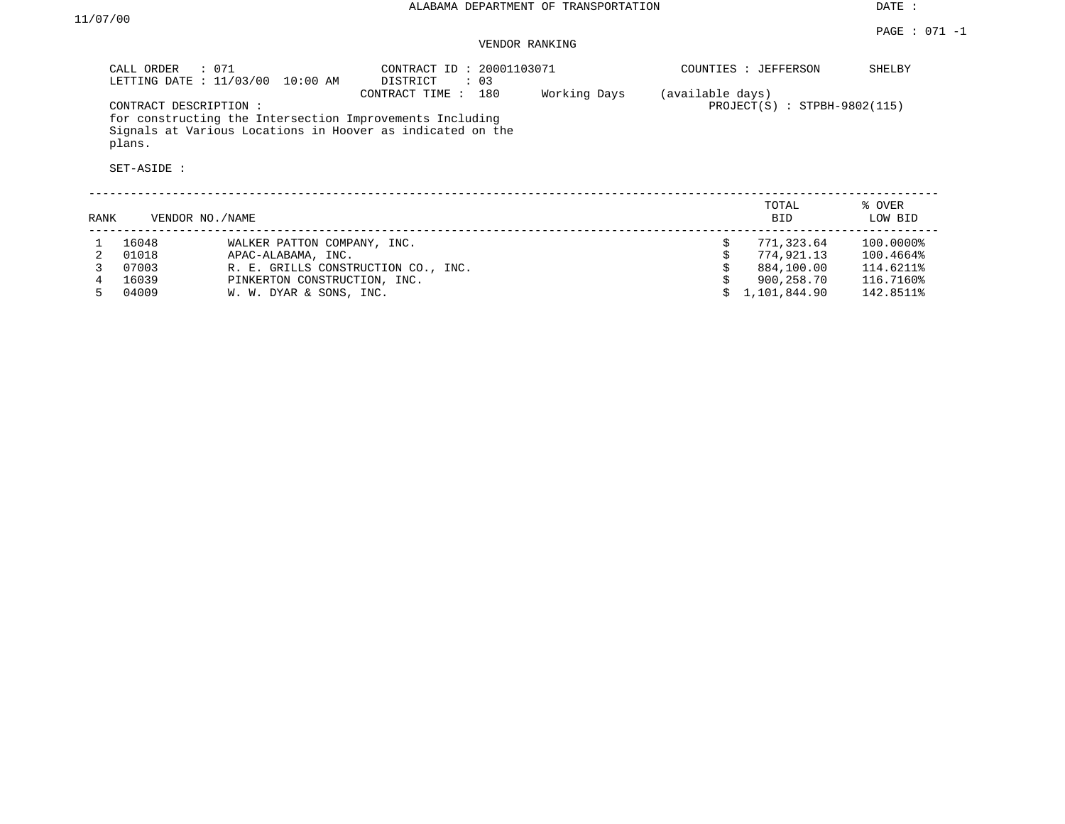ALABAMA DEPARTMENT OF TRANSPORTATION

DATE : 11/07/00

PAGE : 071 -1

VENDOR RANKING

CALL ORDER : 071
LETTING DATE : 11/03/00 10:00 AM

CONTRACT ID : 20001103071
DISTRICT : 03
CONTRACT TIME : 180 Working Days (available days)

COUNTIES : JEFFERSON SHELBY

PROJECT(S) : STPBH-9802(115)

CONTRACT DESCRIPTION :
for constructing the Intersection Improvements Including Signals at Various Locations in Hoover as indicated on the plans.

SET-ASIDE :

| RANK | VENDOR NO./NAME | | TOTAL BID | % OVER LOW BID |
|---|---|---|---|---|
| 1 | 16048 | WALKER PATTON COMPANY, INC. | $ 771,323.64 | 100.0000% |
| 2 | 01018 | APAC-ALABAMA, INC. | $ 774,921.13 | 100.4664% |
| 3 | 07003 | R. E. GRILLS CONSTRUCTION CO., INC. | $ 884,100.00 | 114.6211% |
| 4 | 16039 | PINKERTON CONSTRUCTION, INC. | $ 900,258.70 | 116.7160% |
| 5 | 04009 | W. W. DYAR & SONS, INC. | $ 1,101,844.90 | 142.8511% |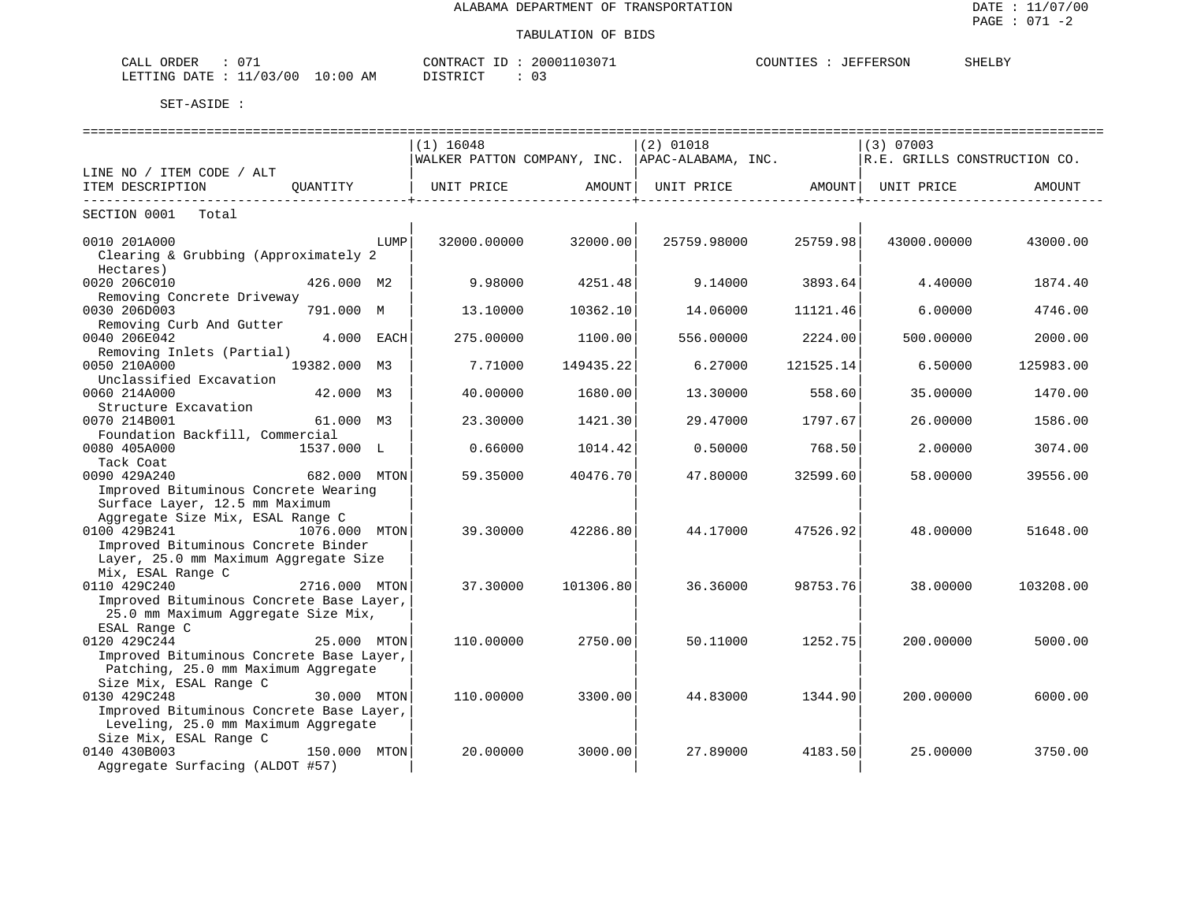ALABAMA DEPARTMENT OF TRANSPORTATION

TABULATION OF BIDS

CALL ORDER : 071 CONTRACT ID : 20001103071 COUNTIES : JEFFERSON SHELBY
LETTING DATE : 11/03/00 10:00 AM DISTRICT : 03

SET-ASIDE :

| LINE NO / ITEM CODE / ALT ITEM DESCRIPTION | QUANTITY | (1) 16048 WALKER PATTON COMPANY, INC. UNIT PRICE | AMOUNT | (2) 01018 APAC-ALABAMA, INC. UNIT PRICE | AMOUNT | (3) 07003 R.E. GRILLS CONSTRUCTION CO. UNIT PRICE | AMOUNT |
|---|---|---|---|---|---|---|---|
| SECTION 0001 Total | | | | | | | |
| 0010 201A000 Clearing & Grubbing (Approximately 2 Hectares) | LUMP | 32000.00000 | 32000.00 | 25759.98000 | 25759.98 | 43000.00000 | 43000.00 |
| 0020 206C010 Removing Concrete Driveway | 426.000 M2 | 9.98000 | 4251.48 | 9.14000 | 3893.64 | 4.40000 | 1874.40 |
| 0030 206D003 Removing Curb And Gutter | 791.000 M | 13.10000 | 10362.10 | 14.06000 | 11121.46 | 6.00000 | 4746.00 |
| 0040 206E042 Removing Inlets (Partial) | 4.000 EACH | 275.00000 | 1100.00 | 556.00000 | 2224.00 | 500.00000 | 2000.00 |
| 0050 210A000 Unclassified Excavation | 19382.000 M3 | 7.71000 | 149435.22 | 6.27000 | 121525.14 | 6.50000 | 125983.00 |
| 0060 214A000 Structure Excavation | 42.000 M3 | 40.00000 | 1680.00 | 13.30000 | 558.60 | 35.00000 | 1470.00 |
| 0070 214B001 Foundation Backfill, Commercial | 61.000 M3 | 23.30000 | 1421.30 | 29.47000 | 1797.67 | 26.00000 | 1586.00 |
| 0080 405A000 Tack Coat | 1537.000 L | 0.66000 | 1014.42 | 0.50000 | 768.50 | 2.00000 | 3074.00 |
| 0090 429A240 Improved Bituminous Concrete Wearing Surface Layer, 12.5 mm Maximum Aggregate Size Mix, ESAL Range C | 682.000 MTON | 59.35000 | 40476.70 | 47.80000 | 32599.60 | 58.00000 | 39556.00 |
| 0100 429B241 Improved Bituminous Concrete Binder Layer, 25.0 mm Maximum Aggregate Size Mix, ESAL Range C | 1076.000 MTON | 39.30000 | 42286.80 | 44.17000 | 47526.92 | 48.00000 | 51648.00 |
| 0110 429C240 Improved Bituminous Concrete Base Layer, 25.0 mm Maximum Aggregate Size Mix, ESAL Range C | 2716.000 MTON | 37.30000 | 101306.80 | 36.36000 | 98753.76 | 38.00000 | 103208.00 |
| 0120 429C244 Improved Bituminous Concrete Base Layer, Patching, 25.0 mm Maximum Aggregate Size Mix, ESAL Range C | 25.000 MTON | 110.00000 | 2750.00 | 50.11000 | 1252.75 | 200.00000 | 5000.00 |
| 0130 429C248 Improved Bituminous Concrete Base Layer, Leveling, 25.0 mm Maximum Aggregate Size Mix, ESAL Range C | 30.000 MTON | 110.00000 | 3300.00 | 44.83000 | 1344.90 | 200.00000 | 6000.00 |
| 0140 430B003 Aggregate Surfacing (ALDOT #57) | 150.000 MTON | 20.00000 | 3000.00 | 27.89000 | 4183.50 | 25.00000 | 3750.00 |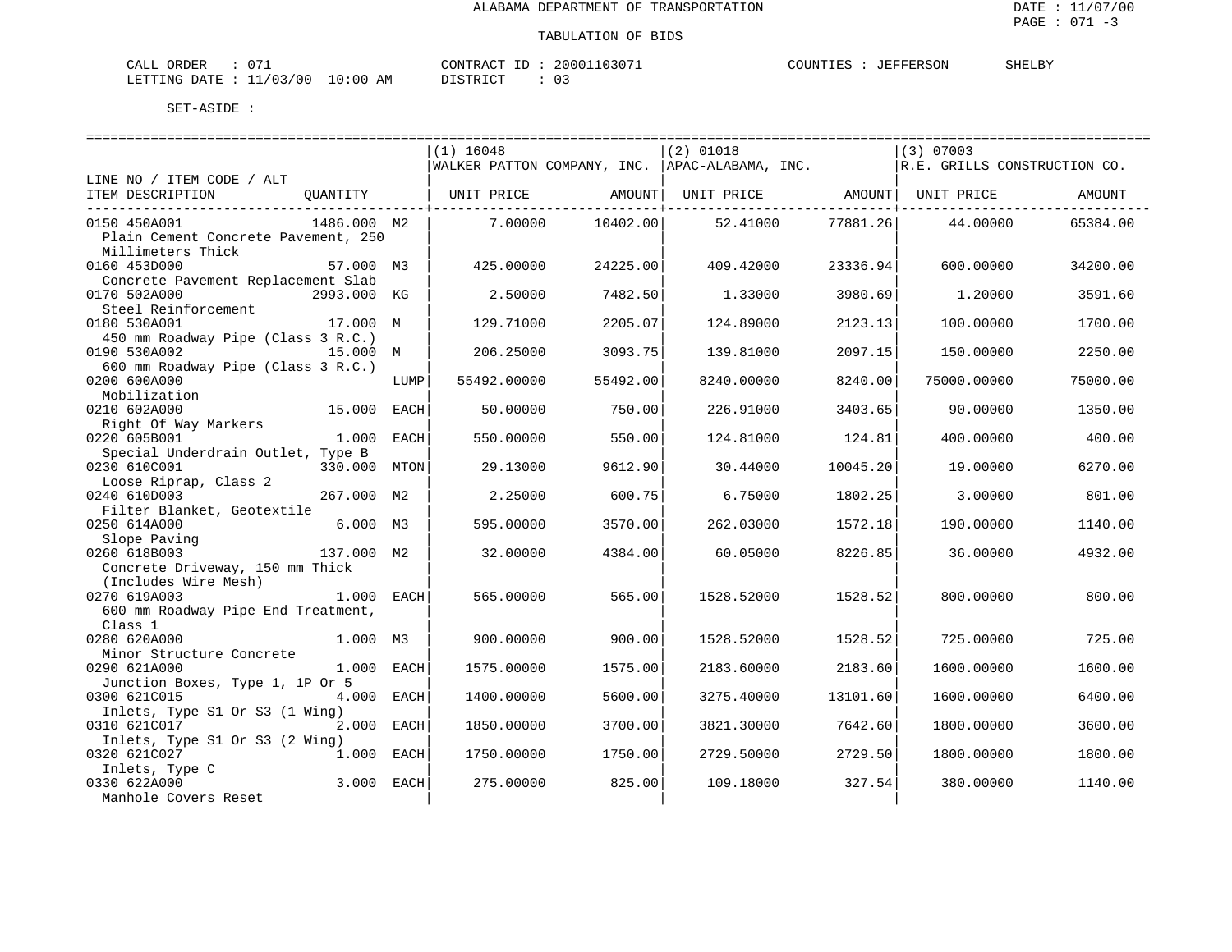ALABAMA DEPARTMENT OF TRANSPORTATION

TABULATION OF BIDS

CALL ORDER : 071 CONTRACT ID : 20001103071 COUNTIES : JEFFERSON SHELBY
LETTING DATE : 11/03/00 10:00 AM DISTRICT : 03

SET-ASIDE :

| LINE NO / ITEM CODE / ALT ITEM DESCRIPTION | QUANTITY | | (1) 16048 WALKER PATTON COMPANY, INC. UNIT PRICE | AMOUNT | (2) 01018 APAC-ALABAMA, INC. UNIT PRICE | AMOUNT | (3) 07003 R.E. GRILLS CONSTRUCTION CO. UNIT PRICE | AMOUNT |
|---|---|---|---|---|---|---|---|---|
| 0150 450A001 Plain Cement Concrete Pavement, 250 Millimeters Thick | 1486.000 | M2 | 7.00000 | 10402.00 | 52.41000 | 77881.26 | 44.00000 | 65384.00 |
| 0160 453D000 Concrete Pavement Replacement Slab | 57.000 | M3 | 425.00000 | 24225.00 | 409.42000 | 23336.94 | 600.00000 | 34200.00 |
| 0170 502A000 Steel Reinforcement | 2993.000 | KG | 2.50000 | 7482.50 | 1.33000 | 3980.69 | 1.20000 | 3591.60 |
| 0180 530A001 450 mm Roadway Pipe (Class 3 R.C.) | 17.000 | M | 129.71000 | 2205.07 | 124.89000 | 2123.13 | 100.00000 | 1700.00 |
| 0190 530A002 600 mm Roadway Pipe (Class 3 R.C.) | 15.000 | M | 206.25000 | 3093.75 | 139.81000 | 2097.15 | 150.00000 | 2250.00 |
| 0200 600A000 Mobilization | | LUMP | 55492.00000 | 55492.00 | 8240.00000 | 8240.00 | 75000.00000 | 75000.00 |
| 0210 602A000 Right Of Way Markers | 15.000 | EACH | 50.00000 | 750.00 | 226.91000 | 3403.65 | 90.00000 | 1350.00 |
| 0220 605B001 Special Underdrain Outlet, Type B | 1.000 | EACH | 550.00000 | 550.00 | 124.81000 | 124.81 | 400.00000 | 400.00 |
| 0230 610C001 Loose Riprap, Class 2 | 330.000 | MTON | 29.13000 | 9612.90 | 30.44000 | 10045.20 | 19.00000 | 6270.00 |
| 0240 610D003 Filter Blanket, Geotextile | 267.000 | M2 | 2.25000 | 600.75 | 6.75000 | 1802.25 | 3.00000 | 801.00 |
| 0250 614A000 Slope Paving | 6.000 | M3 | 595.00000 | 3570.00 | 262.03000 | 1572.18 | 190.00000 | 1140.00 |
| 0260 618B003 Concrete Driveway, 150 mm Thick (Includes Wire Mesh) | 137.000 | M2 | 32.00000 | 4384.00 | 60.05000 | 8226.85 | 36.00000 | 4932.00 |
| 0270 619A003 600 mm Roadway Pipe End Treatment, Class 1 | 1.000 | EACH | 565.00000 | 565.00 | 1528.52000 | 1528.52 | 800.00000 | 800.00 |
| 0280 620A000 Minor Structure Concrete | 1.000 | M3 | 900.00000 | 900.00 | 1528.52000 | 1528.52 | 725.00000 | 725.00 |
| 0290 621A000 Junction Boxes, Type 1, 1P Or 5 | 1.000 | EACH | 1575.00000 | 1575.00 | 2183.60000 | 2183.60 | 1600.00000 | 1600.00 |
| 0300 621C015 Inlets, Type S1 Or S3 (1 Wing) | 4.000 | EACH | 1400.00000 | 5600.00 | 3275.40000 | 13101.60 | 1600.00000 | 6400.00 |
| 0310 621C017 Inlets, Type S1 Or S3 (2 Wing) | 2.000 | EACH | 1850.00000 | 3700.00 | 3821.30000 | 7642.60 | 1800.00000 | 3600.00 |
| 0320 621C027 Inlets, Type C | 1.000 | EACH | 1750.00000 | 1750.00 | 2729.50000 | 2729.50 | 1800.00000 | 1800.00 |
| 0330 622A000 Manhole Covers Reset | 3.000 | EACH | 275.00000 | 825.00 | 109.18000 | 327.54 | 380.00000 | 1140.00 |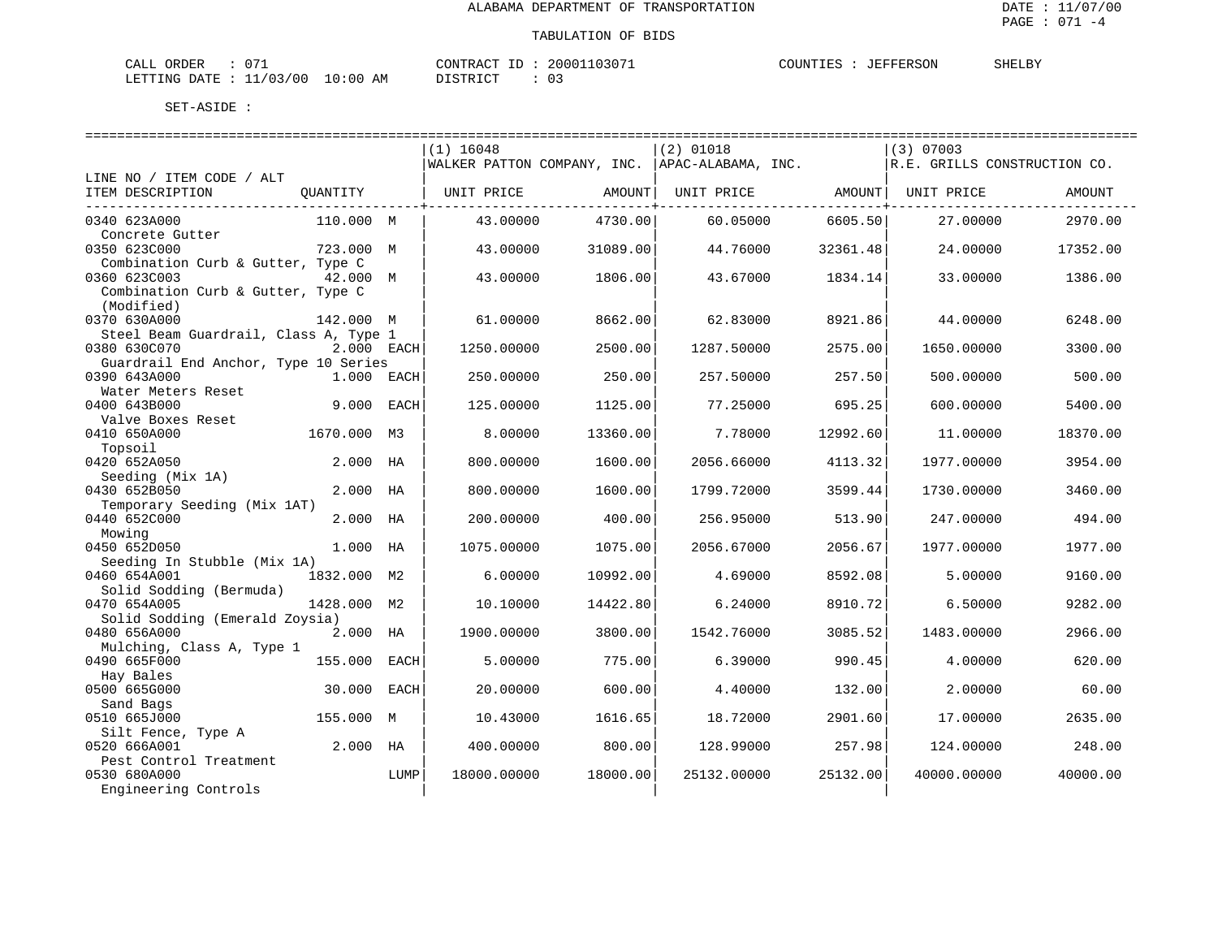# ALABAMA DEPARTMENT OF TRANSPORTATION

## TABULATION OF BIDS

DATE : 11/07/00
PAGE : 071 -4

CALL ORDER : 071 CONTRACT ID : 20001103071 COUNTIES : JEFFERSON SHELBY
LETTING DATE : 11/03/00 10:00 AM DISTRICT : 03

SET-ASIDE :

| LINE NO / ITEM CODE / ALT ITEM DESCRIPTION | QUANTITY | | (1) 16048 WALKER PATTON COMPANY, INC. UNIT PRICE | AMOUNT | (2) 01018 APAC-ALABAMA, INC. UNIT PRICE | AMOUNT | (3) 07003 R.E. GRILLS CONSTRUCTION CO. UNIT PRICE | AMOUNT |
|---|---|---|---|---|---|---|---|---|
| 0340 623A000 Concrete Gutter | 110.000 | M | 43.00000 | 4730.00 | 60.05000 | 6605.50 | 27.00000 | 2970.00 |
| 0350 623C000 Combination Curb & Gutter, Type C | 723.000 | M | 43.00000 | 31089.00 | 44.76000 | 32361.48 | 24.00000 | 17352.00 |
| 0360 623C003 Combination Curb & Gutter, Type C (Modified) | 42.000 | M | 43.00000 | 1806.00 | 43.67000 | 1834.14 | 33.00000 | 1386.00 |
| 0370 630A000 Steel Beam Guardrail, Class A, Type 1 | 142.000 | M | 61.00000 | 8662.00 | 62.83000 | 8921.86 | 44.00000 | 6248.00 |
| 0380 630C070 Guardrail End Anchor, Type 10 Series | 2.000 | EACH | 1250.00000 | 2500.00 | 1287.50000 | 2575.00 | 1650.00000 | 3300.00 |
| 0390 643A000 Water Meters Reset | 1.000 | EACH | 250.00000 | 250.00 | 257.50000 | 257.50 | 500.00000 | 500.00 |
| 0400 643B000 Valve Boxes Reset | 9.000 | EACH | 125.00000 | 1125.00 | 77.25000 | 695.25 | 600.00000 | 5400.00 |
| 0410 650A000 Topsoil | 1670.000 | M3 | 8.00000 | 13360.00 | 7.78000 | 12992.60 | 11.00000 | 18370.00 |
| 0420 652A050 Seeding (Mix 1A) | 2.000 | HA | 800.00000 | 1600.00 | 2056.66000 | 4113.32 | 1977.00000 | 3954.00 |
| 0430 652B050 Temporary Seeding (Mix 1AT) | 2.000 | HA | 800.00000 | 1600.00 | 1799.72000 | 3599.44 | 1730.00000 | 3460.00 |
| 0440 652C000 Mowing | 2.000 | HA | 200.00000 | 400.00 | 256.95000 | 513.90 | 247.00000 | 494.00 |
| 0450 652D050 Seeding In Stubble (Mix 1A) | 1.000 | HA | 1075.00000 | 1075.00 | 2056.67000 | 2056.67 | 1977.00000 | 1977.00 |
| 0460 654A001 Solid Sodding (Bermuda) | 1832.000 | M2 | 6.00000 | 10992.00 | 4.69000 | 8592.08 | 5.00000 | 9160.00 |
| 0470 654A005 Solid Sodding (Emerald Zoysia) | 1428.000 | M2 | 10.10000 | 14422.80 | 6.24000 | 8910.72 | 6.50000 | 9282.00 |
| 0480 656A000 Mulching, Class A, Type 1 | 2.000 | HA | 1900.00000 | 3800.00 | 1542.76000 | 3085.52 | 1483.00000 | 2966.00 |
| 0490 665F000 Hay Bales | 155.000 | EACH | 5.00000 | 775.00 | 6.39000 | 990.45 | 4.00000 | 620.00 |
| 0500 665G000 Sand Bags | 30.000 | EACH | 20.00000 | 600.00 | 4.40000 | 132.00 | 2.00000 | 60.00 |
| 0510 665J000 Silt Fence, Type A | 155.000 | M | 10.43000 | 1616.65 | 18.72000 | 2901.60 | 17.00000 | 2635.00 |
| 0520 666A001 Pest Control Treatment | 2.000 | HA | 400.00000 | 800.00 | 128.99000 | 257.98 | 124.00000 | 248.00 |
| 0530 680A000 Engineering Controls | | LUMP | 18000.00000 | 18000.00 | 25132.00000 | 25132.00 | 40000.00000 | 40000.00 |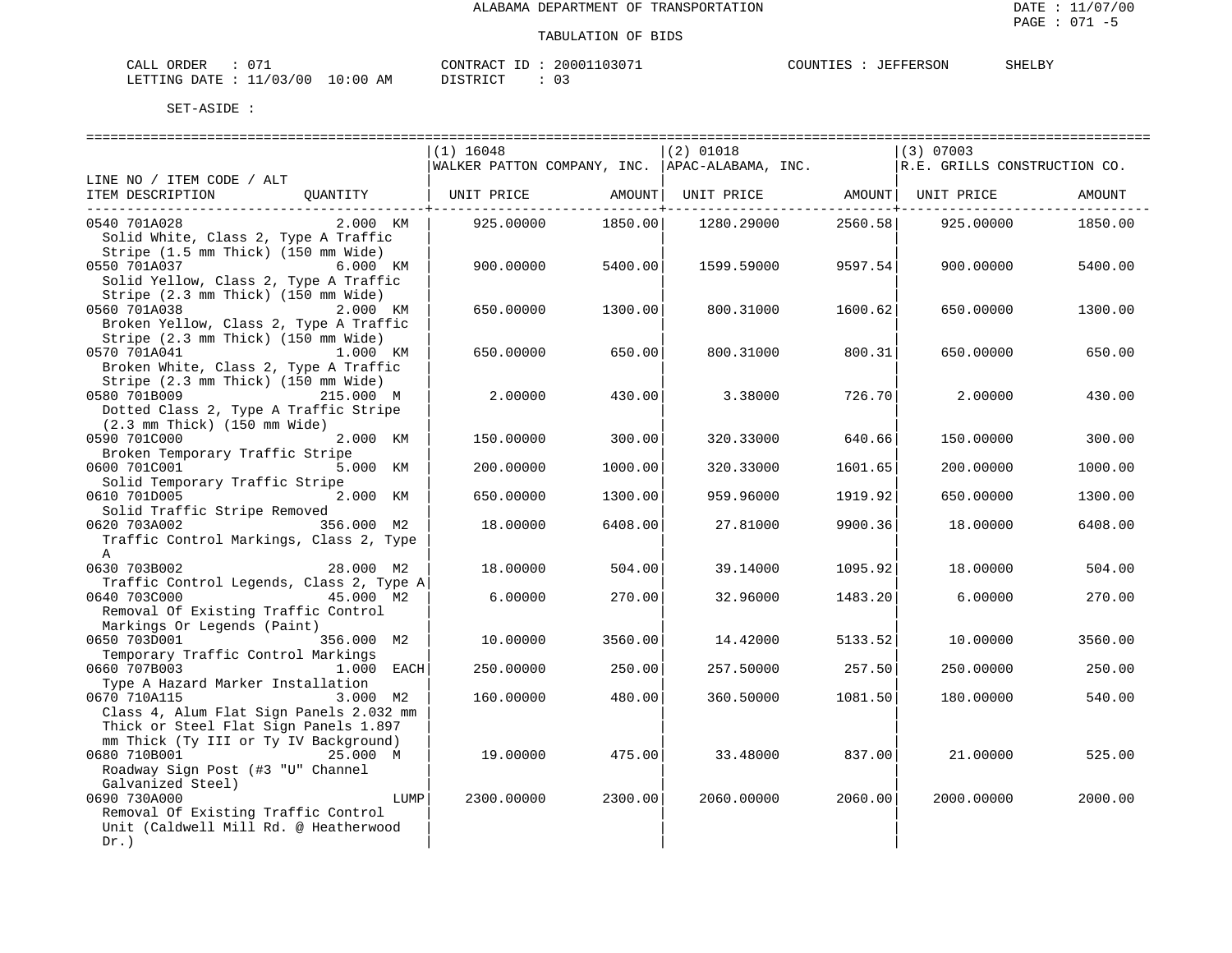ALABAMA DEPARTMENT OF TRANSPORTATION

TABULATION OF BIDS

DATE : 11/07/00
PAGE : 071 -5

CALL ORDER : 071 CONTRACT ID : 20001103071 COUNTIES : JEFFERSON SHELBY
LETTING DATE : 11/03/00 10:00 AM DISTRICT : 03

SET-ASIDE :

| LINE NO / ITEM CODE / ALT ITEM DESCRIPTION | QUANTITY | (1) 16048 WALKER PATTON COMPANY, INC. UNIT PRICE | AMOUNT | (2) 01018 APAC-ALABAMA, INC. UNIT PRICE | AMOUNT | (3) 07003 R.E. GRILLS CONSTRUCTION CO. UNIT PRICE | AMOUNT |
|---|---|---|---|---|---|---|---|
| 0540 701A028 Solid White, Class 2, Type A Traffic Stripe (1.5 mm Thick) (150 mm Wide) | 2.000 KM | 925.00000 | 1850.00 | 1280.29000 | 2560.58 | 925.00000 | 1850.00 |
| 0550 701A037 Solid Yellow, Class 2, Type A Traffic Stripe (2.3 mm Thick) (150 mm Wide) | 6.000 KM | 900.00000 | 5400.00 | 1599.59000 | 9597.54 | 900.00000 | 5400.00 |
| 0560 701A038 Broken Yellow, Class 2, Type A Traffic Stripe (2.3 mm Thick) (150 mm Wide) | 2.000 KM | 650.00000 | 1300.00 | 800.31000 | 1600.62 | 650.00000 | 1300.00 |
| 0570 701A041 Broken White, Class 2, Type A Traffic Stripe (2.3 mm Thick) (150 mm Wide) | 1.000 KM | 650.00000 | 650.00 | 800.31000 | 800.31 | 650.00000 | 650.00 |
| 0580 701B009 Dotted Class 2, Type A Traffic Stripe (2.3 mm Thick) (150 mm Wide) | 215.000 M | 2.00000 | 430.00 | 3.38000 | 726.70 | 2.00000 | 430.00 |
| 0590 701C000 Broken Temporary Traffic Stripe | 2.000 KM | 150.00000 | 300.00 | 320.33000 | 640.66 | 150.00000 | 300.00 |
| 0600 701C001 Solid Temporary Traffic Stripe | 5.000 KM | 200.00000 | 1000.00 | 320.33000 | 1601.65 | 200.00000 | 1000.00 |
| 0610 701D005 Solid Traffic Stripe Removed | 2.000 KM | 650.00000 | 1300.00 | 959.96000 | 1919.92 | 650.00000 | 1300.00 |
| 0620 703A002 Traffic Control Markings, Class 2, Type A | 356.000 M2 | 18.00000 | 6408.00 | 27.81000 | 9900.36 | 18.00000 | 6408.00 |
| 0630 703B002 Traffic Control Legends, Class 2, Type A | 28.000 M2 | 18.00000 | 504.00 | 39.14000 | 1095.92 | 18.00000 | 504.00 |
| 0640 703C000 Removal Of Existing Traffic Control Markings Or Legends (Paint) | 45.000 M2 | 6.00000 | 270.00 | 32.96000 | 1483.20 | 6.00000 | 270.00 |
| 0650 703D001 Temporary Traffic Control Markings | 356.000 M2 | 10.00000 | 3560.00 | 14.42000 | 5133.52 | 10.00000 | 3560.00 |
| 0660 707B003 Type A Hazard Marker Installation | 1.000 EACH | 250.00000 | 250.00 | 257.50000 | 257.50 | 250.00000 | 250.00 |
| 0670 710A115 Class 4, Alum Flat Sign Panels 2.032 mm Thick or Steel Flat Sign Panels 1.897 mm Thick (Ty III or Ty IV Background) | 3.000 M2 | 160.00000 | 480.00 | 360.50000 | 1081.50 | 180.00000 | 540.00 |
| 0680 710B001 Roadway Sign Post (#3 "U" Channel Galvanized Steel) | 25.000 M | 19.00000 | 475.00 | 33.48000 | 837.00 | 21.00000 | 525.00 |
| 0690 730A000 Removal Of Existing Traffic Control Unit (Caldwell Mill Rd. @ Heatherwood Dr.) | LUMP | 2300.00000 | 2300.00 | 2060.00000 | 2060.00 | 2000.00000 | 2000.00 |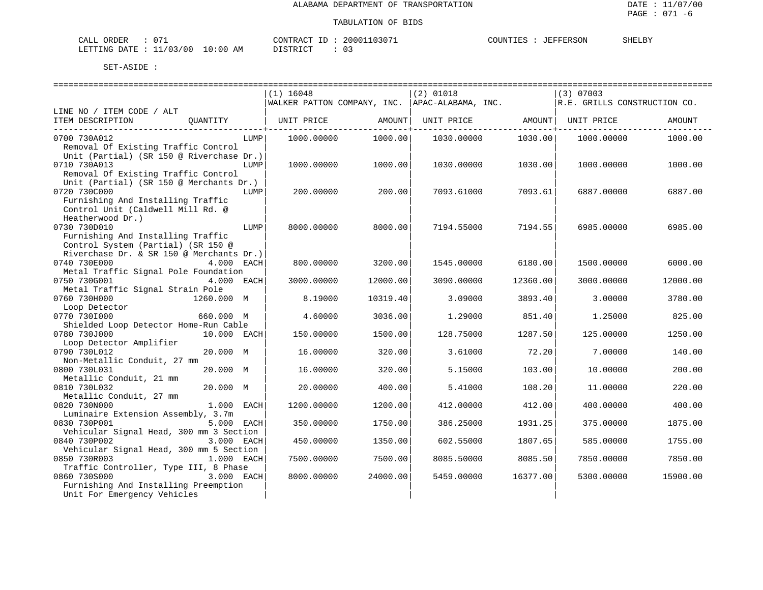ALABAMA DEPARTMENT OF TRANSPORTATION

TABULATION OF BIDS

CALL ORDER : 071 | CONTRACT ID : 20001103071 | COUNTIES : JEFFERSON SHELBY
LETTING DATE : 11/03/00 10:00 AM | DISTRICT : 03

SET-ASIDE :

| LINE NO / ITEM CODE / ALT<br>ITEM DESCRIPTION | QUANTITY | (1) 16048<br>WALKER PATTON COMPANY, INC.<br>UNIT PRICE | AMOUNT | (2) 01018<br>APAC-ALABAMA, INC.<br>UNIT PRICE | AMOUNT | (3) 07003<br>R.E. GRILLS CONSTRUCTION CO.<br>UNIT PRICE | AMOUNT |
|---|---|---|---|---|---|---|---|
| 0700 730A012<br>Removal Of Existing Traffic Control Unit (Partial) (SR 150 @ Riverchase Dr.) | LUMP | 1000.00000 | 1000.00 | 1030.00000 | 1030.00 | 1000.00000 | 1000.00 |
| 0710 730A013<br>Removal Of Existing Traffic Control Unit (Partial) (SR 150 @ Merchants Dr.) | LUMP | 1000.00000 | 1000.00 | 1030.00000 | 1030.00 | 1000.00000 | 1000.00 |
| 0720 730C000<br>Furnishing And Installing Traffic Control Unit (Caldwell Mill Rd. @ Heatherwood Dr.) | LUMP | 200.00000 | 200.00 | 7093.61000 | 7093.61 | 6887.00000 | 6887.00 |
| 0730 730D010<br>Furnishing And Installing Traffic Control System (Partial) (SR 150 @ Riverchase Dr. & SR 150 @ Merchants Dr.) | LUMP | 8000.00000 | 8000.00 | 7194.55000 | 7194.55 | 6985.00000 | 6985.00 |
| 0740 730E000<br>Metal Traffic Signal Pole Foundation | 4.000 EACH | 800.00000 | 3200.00 | 1545.00000 | 6180.00 | 1500.00000 | 6000.00 |
| 0750 730G001<br>Metal Traffic Signal Strain Pole | 4.000 EACH | 3000.00000 | 12000.00 | 3090.00000 | 12360.00 | 3000.00000 | 12000.00 |
| 0760 730H000<br>Loop Detector | 1260.000 M | 8.19000 | 10319.40 | 3.09000 | 3893.40 | 3.00000 | 3780.00 |
| 0770 730I000<br>Shielded Loop Detector Home-Run Cable | 660.000 M | 4.60000 | 3036.00 | 1.29000 | 851.40 | 1.25000 | 825.00 |
| 0780 730J000<br>Loop Detector Amplifier | 10.000 EACH | 150.00000 | 1500.00 | 128.75000 | 1287.50 | 125.00000 | 1250.00 |
| 0790 730L012<br>Non-Metallic Conduit, 27 mm | 20.000 M | 16.00000 | 320.00 | 3.61000 | 72.20 | 7.00000 | 140.00 |
| 0800 730L031<br>Metallic Conduit, 21 mm | 20.000 M | 16.00000 | 320.00 | 5.15000 | 103.00 | 10.00000 | 200.00 |
| 0810 730L032<br>Metallic Conduit, 27 mm | 20.000 M | 20.00000 | 400.00 | 5.41000 | 108.20 | 11.00000 | 220.00 |
| 0820 730N000<br>Luminaire Extension Assembly, 3.7m | 1.000 EACH | 1200.00000 | 1200.00 | 412.00000 | 412.00 | 400.00000 | 400.00 |
| 0830 730P001<br>Vehicular Signal Head, 300 mm 3 Section | 5.000 EACH | 350.00000 | 1750.00 | 386.25000 | 1931.25 | 375.00000 | 1875.00 |
| 0840 730P002<br>Vehicular Signal Head, 300 mm 5 Section | 3.000 EACH | 450.00000 | 1350.00 | 602.55000 | 1807.65 | 585.00000 | 1755.00 |
| 0850 730R003<br>Traffic Controller, Type III, 8 Phase | 1.000 EACH | 7500.00000 | 7500.00 | 8085.50000 | 8085.50 | 7850.00000 | 7850.00 |
| 0860 730S000<br>Furnishing And Installing Preemption Unit For Emergency Vehicles | 3.000 EACH | 8000.00000 | 24000.00 | 5459.00000 | 16377.00 | 5300.00000 | 15900.00 |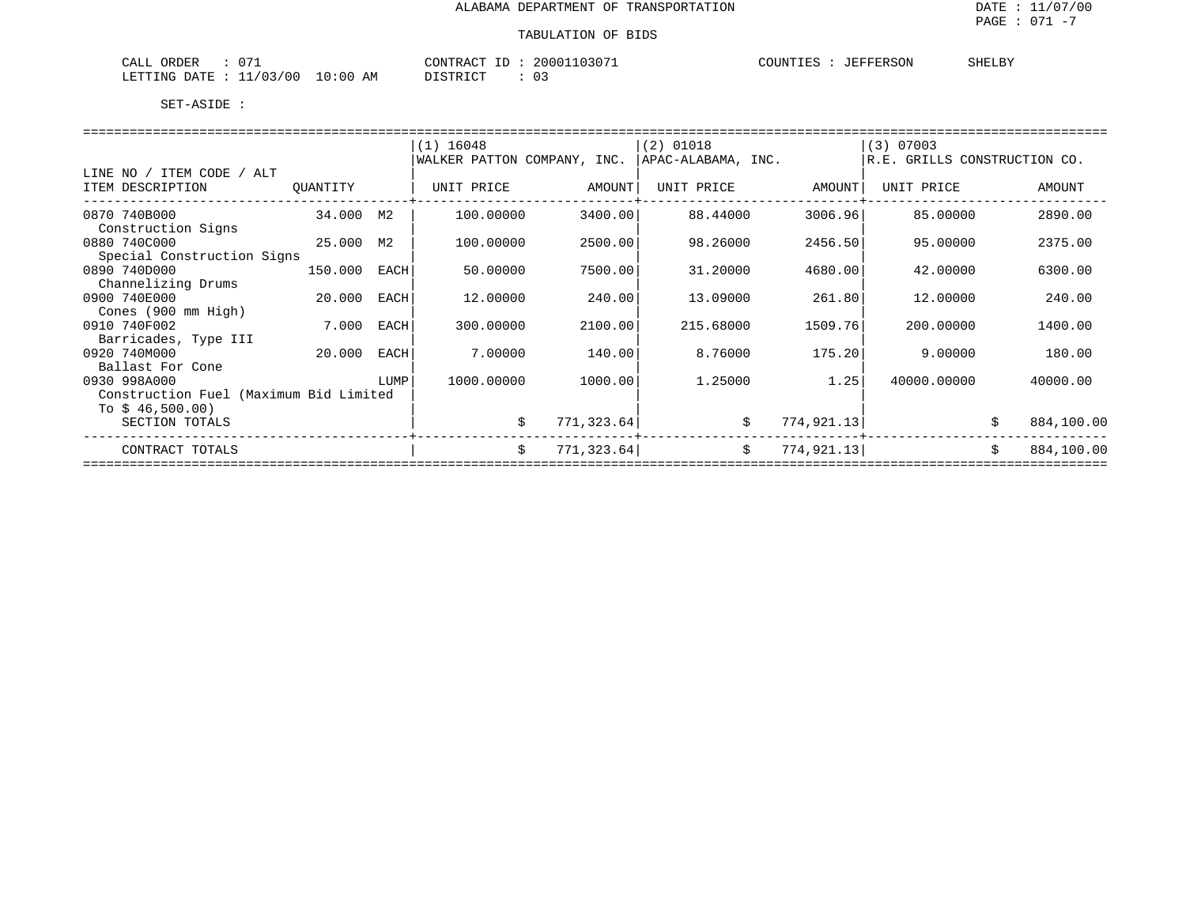ALABAMA DEPARTMENT OF TRANSPORTATION

TABULATION OF BIDS

CALL ORDER : 071    CONTRACT ID : 20001103071    COUNTIES : JEFFERSON SHELBY
LETTING DATE : 11/03/00 10:00 AM    DISTRICT : 03

SET-ASIDE :

| LINE NO / ITEM CODE / ALT ITEM DESCRIPTION | QUANTITY | | (1) 16048 WALKER PATTON COMPANY, INC. UNIT PRICE | AMOUNT | (2) 01018 APAC-ALABAMA, INC. UNIT PRICE | AMOUNT | (3) 07003 R.E. GRILLS CONSTRUCTION CO. UNIT PRICE | AMOUNT |
|---|---|---|---|---|---|---|---|---|
| 0870 740B000 Construction Signs | 34.000 | M2 | 100.00000 | 3400.00 | 88.44000 | 3006.96 | 85.00000 | 2890.00 |
| 0880 740C000 Special Construction Signs | 25.000 | M2 | 100.00000 | 2500.00 | 98.26000 | 2456.50 | 95.00000 | 2375.00 |
| 0890 740D000 Channelizing Drums | 150.000 | EACH | 50.00000 | 7500.00 | 31.20000 | 4680.00 | 42.00000 | 6300.00 |
| 0900 740E000 Cones (900 mm High) | 20.000 | EACH | 12.00000 | 240.00 | 13.09000 | 261.80 | 12.00000 | 240.00 |
| 0910 740F002 Barricades, Type III | 7.000 | EACH | 300.00000 | 2100.00 | 215.68000 | 1509.76 | 200.00000 | 1400.00 |
| 0920 740M000 Ballast For Cone | 20.000 | EACH | 7.00000 | 140.00 | 8.76000 | 175.20 | 9.00000 | 180.00 |
| 0930 998A000 Construction Fuel (Maximum Bid Limited To $ 46,500.00) | | LUMP | 1000.00000 | 1000.00 | 1.25000 | 1.25 | 40000.00000 | 40000.00 |
| SECTION TOTALS | | | | $ 771,323.64 | | $ 774,921.13 | | $ 884,100.00 |
| CONTRACT TOTALS | | | | $ 771,323.64 | | $ 774,921.13 | | $ 884,100.00 |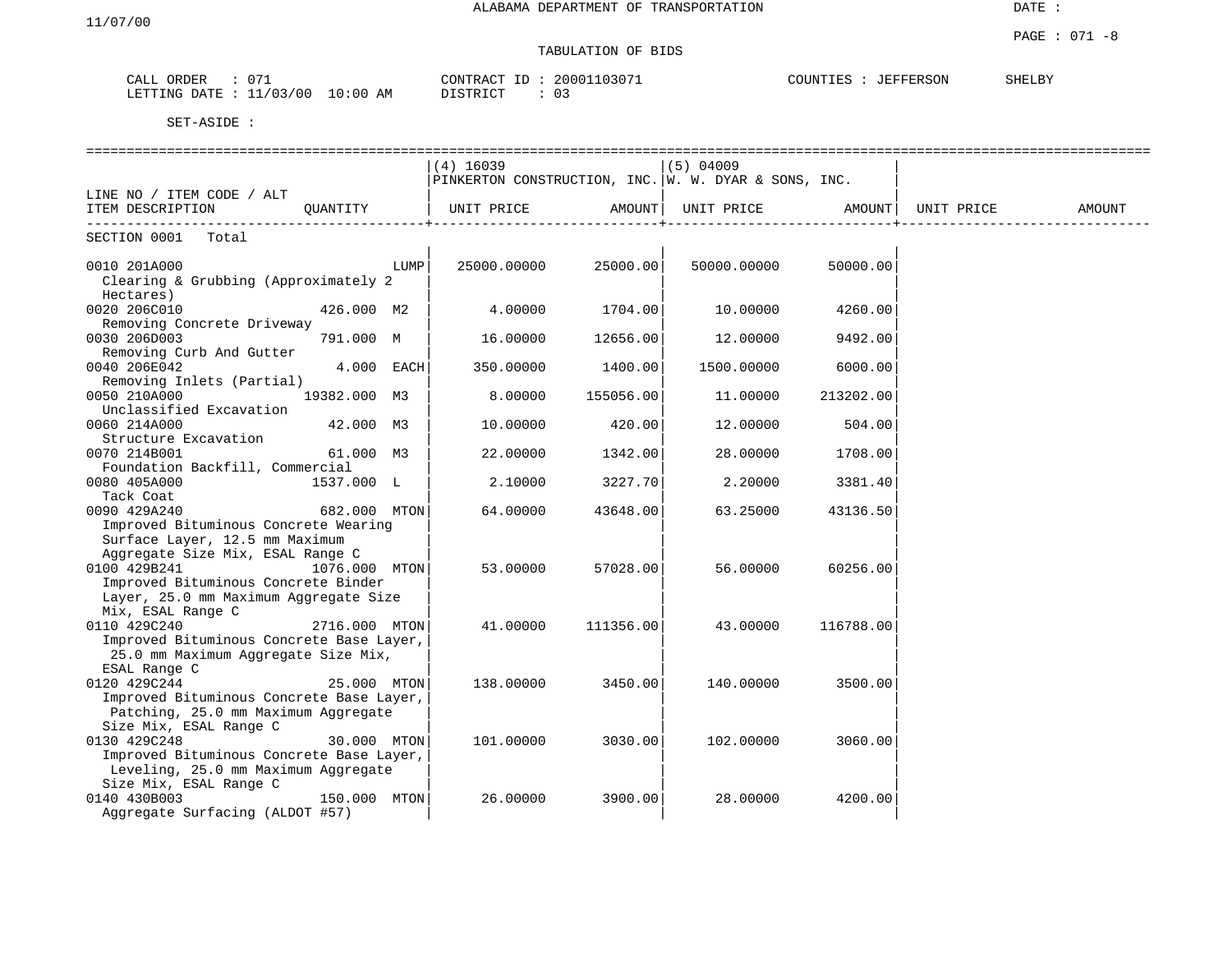11/07/00

ALABAMA DEPARTMENT OF TRANSPORTATION

DATE :

PAGE : 071 -8

TABULATION OF BIDS

CALL ORDER : 071 CONTRACT ID : 20001103071 COUNTIES : JEFFERSON SHELBY
LETTING DATE : 11/03/00 10:00 AM DISTRICT : 03

SET-ASIDE :

| LINE NO / ITEM CODE / ALT ITEM DESCRIPTION | QUANTITY | (4) 16039 PINKERTON CONSTRUCTION, INC. UNIT PRICE | AMOUNT | (5) 04009 W. W. DYAR & SONS, INC. UNIT PRICE | AMOUNT | UNIT PRICE | AMOUNT |
|---|---|---|---|---|---|---|---|
| SECTION 0001 Total | | | | | | | |
| 0010 201A000 Clearing & Grubbing (Approximately 2 Hectares) | LUMP | 25000.00000 | 25000.00 | 50000.00000 | 50000.00 | | |
| 0020 206C010 Removing Concrete Driveway | 426.000 M2 | 4.00000 | 1704.00 | 10.00000 | 4260.00 | | |
| 0030 206D003 Removing Curb And Gutter | 791.000 M | 16.00000 | 12656.00 | 12.00000 | 9492.00 | | |
| 0040 206E042 Removing Inlets (Partial) | 4.000 EACH | 350.00000 | 1400.00 | 1500.00000 | 6000.00 | | |
| 0050 210A000 Unclassified Excavation | 19382.000 M3 | 8.00000 | 155056.00 | 11.00000 | 213202.00 | | |
| 0060 214A000 Structure Excavation | 42.000 M3 | 10.00000 | 420.00 | 12.00000 | 504.00 | | |
| 0070 214B001 Foundation Backfill, Commercial | 61.000 M3 | 22.00000 | 1342.00 | 28.00000 | 1708.00 | | |
| 0080 405A000 Tack Coat | 1537.000 L | 2.10000 | 3227.70 | 2.20000 | 3381.40 | | |
| 0090 429A240 Improved Bituminous Concrete Wearing Surface Layer, 12.5 mm Maximum Aggregate Size Mix, ESAL Range C | 682.000 MTON | 64.00000 | 43648.00 | 63.25000 | 43136.50 | | |
| 0100 429B241 Improved Bituminous Concrete Binder Layer, 25.0 mm Maximum Aggregate Size Mix, ESAL Range C | 1076.000 MTON | 53.00000 | 57028.00 | 56.00000 | 60256.00 | | |
| 0110 429C240 Improved Bituminous Concrete Base Layer, 25.0 mm Maximum Aggregate Size Mix, ESAL Range C | 2716.000 MTON | 41.00000 | 111356.00 | 43.00000 | 116788.00 | | |
| 0120 429C244 Improved Bituminous Concrete Base Layer, Patching, 25.0 mm Maximum Aggregate Size Mix, ESAL Range C | 25.000 MTON | 138.00000 | 3450.00 | 140.00000 | 3500.00 | | |
| 0130 429C248 Improved Bituminous Concrete Base Layer, Leveling, 25.0 mm Maximum Aggregate Size Mix, ESAL Range C | 30.000 MTON | 101.00000 | 3030.00 | 102.00000 | 3060.00 | | |
| 0140 430B003 Aggregate Surfacing (ALDOT #57) | 150.000 MTON | 26.00000 | 3900.00 | 28.00000 | 4200.00 | | |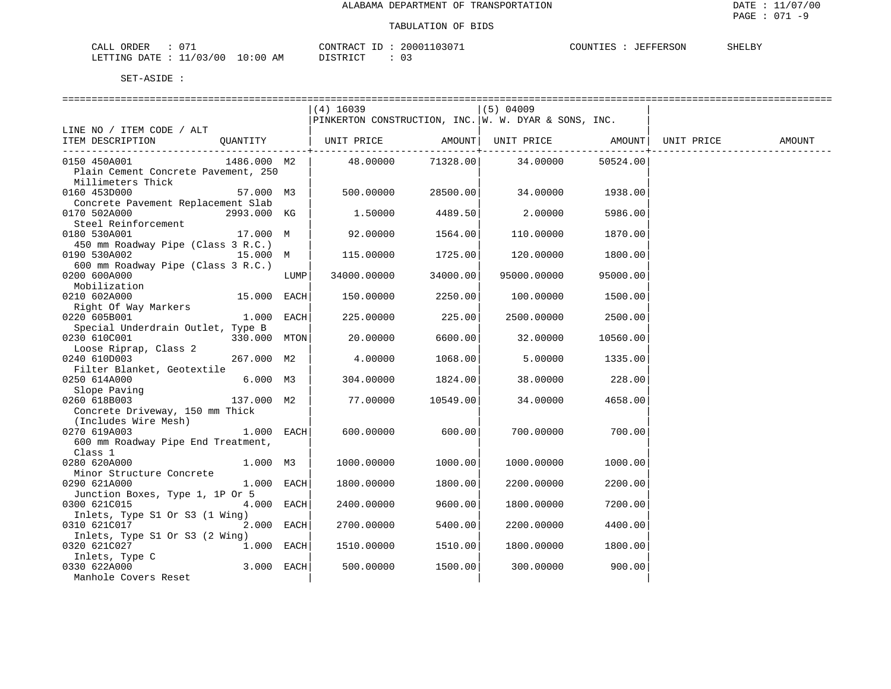ALABAMA DEPARTMENT OF TRANSPORTATION

TABULATION OF BIDS

DATE : 11/07/00
PAGE : 071 -9

CALL ORDER : 071    CONTRACT ID : 20001103071    COUNTIES : JEFFERSON SHELBY
LETTING DATE : 11/03/00 10:00 AM    DISTRICT : 03

SET-ASIDE :

| LINE NO / ITEM CODE / ALT ITEM DESCRIPTION | QUANTITY | | (4) 16039 PINKERTON CONSTRUCTION, INC. UNIT PRICE | AMOUNT | (5) 04009 W. W. DYAR & SONS, INC. UNIT PRICE | AMOUNT | UNIT PRICE | AMOUNT |
|---|---|---|---|---|---|---|---|---|
| 0150 450A001 Plain Cement Concrete Pavement, 250 Millimeters Thick | 1486.000 | M2 | 48.00000 | 71328.00 | 34.00000 | 50524.00 | | |
| 0160 453D000 Concrete Pavement Replacement Slab | 57.000 | M3 | 500.00000 | 28500.00 | 34.00000 | 1938.00 | | |
| 0170 502A000 Steel Reinforcement | 2993.000 | KG | 1.50000 | 4489.50 | 2.00000 | 5986.00 | | |
| 0180 530A001 450 mm Roadway Pipe (Class 3 R.C.) | 17.000 | M | 92.00000 | 1564.00 | 110.00000 | 1870.00 | | |
| 0190 530A002 600 mm Roadway Pipe (Class 3 R.C.) | 15.000 | M | 115.00000 | 1725.00 | 120.00000 | 1800.00 | | |
| 0200 600A000 Mobilization | | LUMP | 34000.00000 | 34000.00 | 95000.00000 | 95000.00 | | |
| 0210 602A000 Right Of Way Markers | 15.000 | EACH | 150.00000 | 2250.00 | 100.00000 | 1500.00 | | |
| 0220 605B001 Special Underdrain Outlet, Type B | 1.000 | EACH | 225.00000 | 225.00 | 2500.00000 | 2500.00 | | |
| 0230 610C001 Loose Riprap, Class 2 | 330.000 | MTON | 20.00000 | 6600.00 | 32.00000 | 10560.00 | | |
| 0240 610D003 Filter Blanket, Geotextile | 267.000 | M2 | 4.00000 | 1068.00 | 5.00000 | 1335.00 | | |
| 0250 614A000 Slope Paving | 6.000 | M3 | 304.00000 | 1824.00 | 38.00000 | 228.00 | | |
| 0260 618B003 Concrete Driveway, 150 mm Thick (Includes Wire Mesh) | 137.000 | M2 | 77.00000 | 10549.00 | 34.00000 | 4658.00 | | |
| 0270 619A003 600 mm Roadway Pipe End Treatment, Class 1 | 1.000 | EACH | 600.00000 | 600.00 | 700.00000 | 700.00 | | |
| 0280 620A000 Minor Structure Concrete | 1.000 | M3 | 1000.00000 | 1000.00 | 1000.00000 | 1000.00 | | |
| 0290 621A000 Junction Boxes, Type 1, 1P Or 5 | 1.000 | EACH | 1800.00000 | 1800.00 | 2200.00000 | 2200.00 | | |
| 0300 621C015 Inlets, Type S1 Or S3 (1 Wing) | 4.000 | EACH | 2400.00000 | 9600.00 | 1800.00000 | 7200.00 | | |
| 0310 621C017 Inlets, Type S1 Or S3 (2 Wing) | 2.000 | EACH | 2700.00000 | 5400.00 | 2200.00000 | 4400.00 | | |
| 0320 621C027 Inlets, Type C | 1.000 | EACH | 1510.00000 | 1510.00 | 1800.00000 | 1800.00 | | |
| 0330 622A000 Manhole Covers Reset | 3.000 | EACH | 500.00000 | 1500.00 | 300.00000 | 900.00 | | |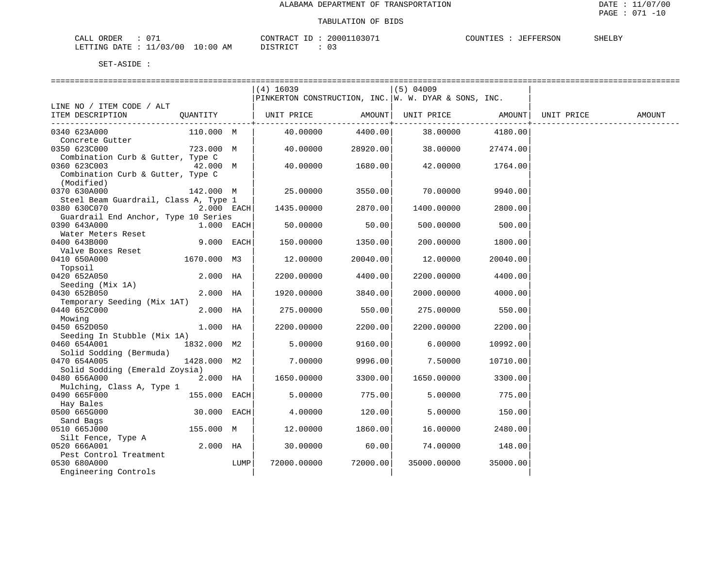ALABAMA DEPARTMENT OF TRANSPORTATION

TABULATION OF BIDS

CALL ORDER : 071 CONTRACT ID : 20001103071 COUNTIES : JEFFERSON SHELBY
LETTING DATE : 11/03/00 10:00 AM DISTRICT : 03

SET-ASIDE :

| LINE NO / ITEM CODE / ALT ITEM DESCRIPTION | QUANTITY | | (4) 16039 PINKERTON CONSTRUCTION, INC. UNIT PRICE | AMOUNT | (5) 04009 W. W. DYAR & SONS, INC. UNIT PRICE | AMOUNT | UNIT PRICE | AMOUNT |
|---|---|---|---|---|---|---|---|---|
| 0340 623A000 Concrete Gutter | 110.000 | M | 40.00000 | 4400.00 | 38.00000 | 4180.00 | | |
| 0350 623C000 Combination Curb & Gutter, Type C | 723.000 | M | 40.00000 | 28920.00 | 38.00000 | 27474.00 | | |
| 0360 623C003 Combination Curb & Gutter, Type C (Modified) | 42.000 | M | 40.00000 | 1680.00 | 42.00000 | 1764.00 | | |
| 0370 630A000 Steel Beam Guardrail, Class A, Type 1 | 142.000 | M | 25.00000 | 3550.00 | 70.00000 | 9940.00 | | |
| 0380 630C070 Guardrail End Anchor, Type 10 Series | 2.000 | EACH | 1435.00000 | 2870.00 | 1400.00000 | 2800.00 | | |
| 0390 643A000 Water Meters Reset | 1.000 | EACH | 50.00000 | 50.00 | 500.00000 | 500.00 | | |
| 0400 643B000 Valve Boxes Reset | 9.000 | EACH | 150.00000 | 1350.00 | 200.00000 | 1800.00 | | |
| 0410 650A000 Topsoil | 1670.000 | M3 | 12.00000 | 20040.00 | 12.00000 | 20040.00 | | |
| 0420 652A050 Seeding (Mix 1A) | 2.000 | HA | 2200.00000 | 4400.00 | 2200.00000 | 4400.00 | | |
| 0430 652B050 Temporary Seeding (Mix 1AT) | 2.000 | HA | 1920.00000 | 3840.00 | 2000.00000 | 4000.00 | | |
| 0440 652C000 Mowing | 2.000 | HA | 275.00000 | 550.00 | 275.00000 | 550.00 | | |
| 0450 652D050 Seeding In Stubble (Mix 1A) | 1.000 | HA | 2200.00000 | 2200.00 | 2200.00000 | 2200.00 | | |
| 0460 654A001 Solid Sodding (Bermuda) | 1832.000 | M2 | 5.00000 | 9160.00 | 6.00000 | 10992.00 | | |
| 0470 654A005 Solid Sodding (Emerald Zoysia) | 1428.000 | M2 | 7.00000 | 9996.00 | 7.50000 | 10710.00 | | |
| 0480 656A000 Mulching, Class A, Type 1 | 2.000 | HA | 1650.00000 | 3300.00 | 1650.00000 | 3300.00 | | |
| 0490 665F000 Hay Bales | 155.000 | EACH | 5.00000 | 775.00 | 5.00000 | 775.00 | | |
| 0500 665G000 Sand Bags | 30.000 | EACH | 4.00000 | 120.00 | 5.00000 | 150.00 | | |
| 0510 665J000 Silt Fence, Type A | 155.000 | M | 12.00000 | 1860.00 | 16.00000 | 2480.00 | | |
| 0520 666A001 Pest Control Treatment | 2.000 | HA | 30.00000 | 60.00 | 74.00000 | 148.00 | | |
| 0530 680A000 Engineering Controls | | LUMP | 72000.00000 | 72000.00 | 35000.00000 | 35000.00 | | |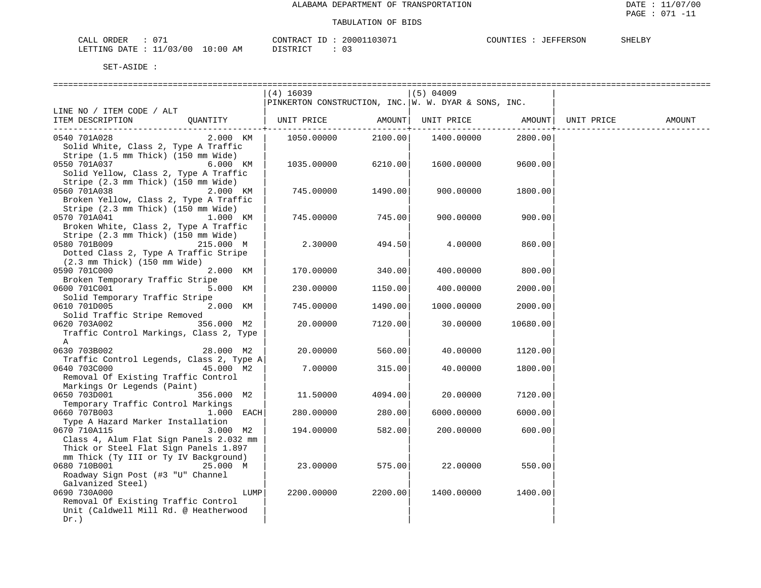ALABAMA DEPARTMENT OF TRANSPORTATION

TABULATION OF BIDS

DATE : 11/07/00
PAGE : 071 -11

CALL ORDER : 071 CONTRACT ID : 20001103071 COUNTIES : JEFFERSON SHELBY
LETTING DATE : 11/03/00 10:00 AM DISTRICT : 03

SET-ASIDE :

| LINE NO / ITEM CODE / ALT ITEM DESCRIPTION | QUANTITY | (4) 16039 PINKERTON CONSTRUCTION, INC. UNIT PRICE | AMOUNT | (5) 04009 W. W. DYAR & SONS, INC. UNIT PRICE | AMOUNT | UNIT PRICE | AMOUNT |
|---|---|---|---|---|---|---|---|
| 0540 701A028 Solid White, Class 2, Type A Traffic Stripe (1.5 mm Thick) (150 mm Wide) | 2.000 KM | 1050.00000 | 2100.00 | 1400.00000 | 2800.00 | | |
| 0550 701A037 Solid Yellow, Class 2, Type A Traffic Stripe (2.3 mm Thick) (150 mm Wide) | 6.000 KM | 1035.00000 | 6210.00 | 1600.00000 | 9600.00 | | |
| 0560 701A038 Broken Yellow, Class 2, Type A Traffic Stripe (2.3 mm Thick) (150 mm Wide) | 2.000 KM | 745.00000 | 1490.00 | 900.00000 | 1800.00 | | |
| 0570 701A041 Broken White, Class 2, Type A Traffic Stripe (2.3 mm Thick) (150 mm Wide) | 1.000 KM | 745.00000 | 745.00 | 900.00000 | 900.00 | | |
| 0580 701B009 Dotted Class 2, Type A Traffic Stripe (2.3 mm Thick) (150 mm Wide) | 215.000 M | 2.30000 | 494.50 | 4.00000 | 860.00 | | |
| 0590 701C000 Broken Temporary Traffic Stripe | 2.000 KM | 170.00000 | 340.00 | 400.00000 | 800.00 | | |
| 0600 701C001 Solid Temporary Traffic Stripe | 5.000 KM | 230.00000 | 1150.00 | 400.00000 | 2000.00 | | |
| 0610 701D005 Solid Traffic Stripe Removed | 2.000 KM | 745.00000 | 1490.00 | 1000.00000 | 2000.00 | | |
| 0620 703A002 Traffic Control Markings, Class 2, Type A | 356.000 M2 | 20.00000 | 7120.00 | 30.00000 | 10680.00 | | |
| 0630 703B002 Traffic Control Legends, Class 2, Type A | 28.000 M2 | 20.00000 | 560.00 | 40.00000 | 1120.00 | | |
| 0640 703C000 Removal Of Existing Traffic Control Markings Or Legends (Paint) | 45.000 M2 | 7.00000 | 315.00 | 40.00000 | 1800.00 | | |
| 0650 703D001 Temporary Traffic Control Markings | 356.000 M2 | 11.50000 | 4094.00 | 20.00000 | 7120.00 | | |
| 0660 707B003 Type A Hazard Marker Installation | 1.000 EACH | 280.00000 | 280.00 | 6000.00000 | 6000.00 | | |
| 0670 710A115 Class 4, Alum Flat Sign Panels 2.032 mm Thick or Steel Flat Sign Panels 1.897 mm Thick (Ty III or Ty IV Background) | 3.000 M2 | 194.00000 | 582.00 | 200.00000 | 600.00 | | |
| 0680 710B001 Roadway Sign Post (#3 "U" Channel Galvanized Steel) | 25.000 M | 23.00000 | 575.00 | 22.00000 | 550.00 | | |
| 0690 730A000 Removal Of Existing Traffic Control Unit (Caldwell Mill Rd. @ Heatherwood Dr.) | LUMP | 2200.00000 | 2200.00 | 1400.00000 | 1400.00 | | |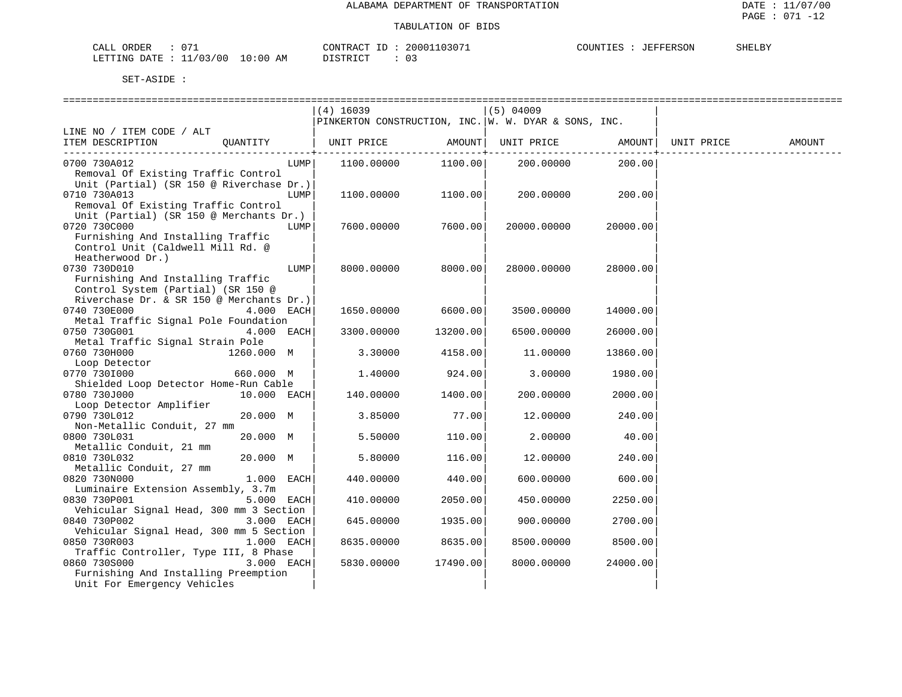ALABAMA DEPARTMENT OF TRANSPORTATION

TABULATION OF BIDS

CALL ORDER : 071 CONTRACT ID : 20001103071 COUNTIES : JEFFERSON SHELBY
LETTING DATE : 11/03/00 10:00 AM DISTRICT : 03

SET-ASIDE :

| LINE NO / ITEM CODE / ALT<br>ITEM DESCRIPTION | QUANTITY | (4) 16039 PINKERTON CONSTRUCTION, INC.<br>UNIT PRICE | AMOUNT | (5) 04009 W. W. DYAR & SONS, INC.<br>UNIT PRICE | AMOUNT | UNIT PRICE | AMOUNT |
|---|---|---|---|---|---|---|---|
| 0700 730A012<br>Removal Of Existing Traffic Control Unit (Partial) (SR 150 @ Riverchase Dr.) | LUMP | 1100.00000 | 1100.00 | 200.00000 | 200.00 | | |
| 0710 730A013<br>Removal Of Existing Traffic Control Unit (Partial) (SR 150 @ Merchants Dr.) | LUMP | 1100.00000 | 1100.00 | 200.00000 | 200.00 | | |
| 0720 730C000<br>Furnishing And Installing Traffic Control Unit (Caldwell Mill Rd. @ Heatherwood Dr.) | LUMP | 7600.00000 | 7600.00 | 20000.00000 | 20000.00 | | |
| 0730 730D010<br>Furnishing And Installing Traffic Control System (Partial) (SR 150 @ Riverchase Dr. & SR 150 @ Merchants Dr.) | LUMP | 8000.00000 | 8000.00 | 28000.00000 | 28000.00 | | |
| 0740 730E000<br>Metal Traffic Signal Pole Foundation | 4.000 EACH | 1650.00000 | 6600.00 | 3500.00000 | 14000.00 | | |
| 0750 730G001<br>Metal Traffic Signal Strain Pole | 4.000 EACH | 3300.00000 | 13200.00 | 6500.00000 | 26000.00 | | |
| 0760 730H000<br>Loop Detector | 1260.000 M | 3.30000 | 4158.00 | 11.00000 | 13860.00 | | |
| 0770 730I000<br>Shielded Loop Detector Home-Run Cable | 660.000 M | 1.40000 | 924.00 | 3.00000 | 1980.00 | | |
| 0780 730J000<br>Loop Detector Amplifier | 10.000 EACH | 140.00000 | 1400.00 | 200.00000 | 2000.00 | | |
| 0790 730L012<br>Non-Metallic Conduit, 27 mm | 20.000 M | 3.85000 | 77.00 | 12.00000 | 240.00 | | |
| 0800 730L031<br>Metallic Conduit, 21 mm | 20.000 M | 5.50000 | 110.00 | 2.00000 | 40.00 | | |
| 0810 730L032<br>Metallic Conduit, 27 mm | 20.000 M | 5.80000 | 116.00 | 12.00000 | 240.00 | | |
| 0820 730N000<br>Luminaire Extension Assembly, 3.7m | 1.000 EACH | 440.00000 | 440.00 | 600.00000 | 600.00 | | |
| 0830 730P001<br>Vehicular Signal Head, 300 mm 3 Section | 5.000 EACH | 410.00000 | 2050.00 | 450.00000 | 2250.00 | | |
| 0840 730P002<br>Vehicular Signal Head, 300 mm 5 Section | 3.000 EACH | 645.00000 | 1935.00 | 900.00000 | 2700.00 | | |
| 0850 730R003<br>Traffic Controller, Type III, 8 Phase | 1.000 EACH | 8635.00000 | 8635.00 | 8500.00000 | 8500.00 | | |
| 0860 730S000<br>Furnishing And Installing Preemption Unit For Emergency Vehicles | 3.000 EACH | 5830.00000 | 17490.00 | 8000.00000 | 24000.00 | | |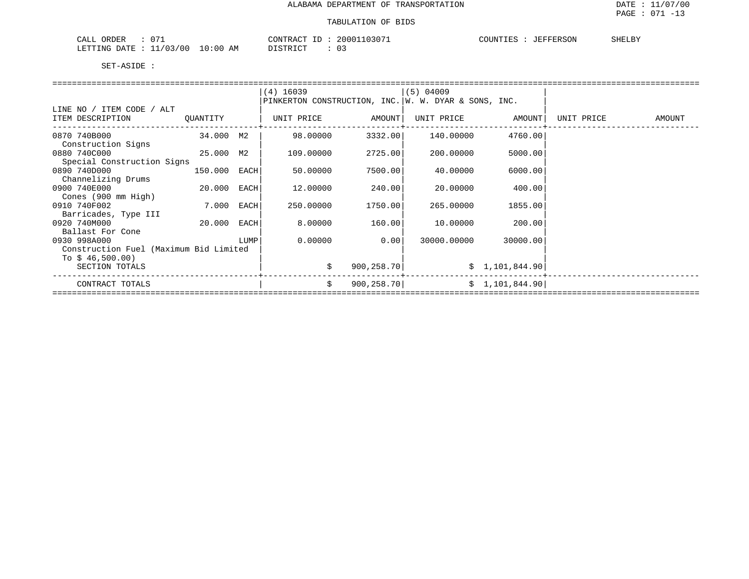ALABAMA DEPARTMENT OF TRANSPORTATION

TABULATION OF BIDS

DATE : 11/07/00
PAGE : 071 -13

CALL ORDER : 071 CONTRACT ID : 20001103071 COUNTIES : JEFFERSON SHELBY
LETTING DATE : 11/03/00 10:00 AM DISTRICT : 03

SET-ASIDE :

| LINE NO / ITEM CODE / ALT ITEM DESCRIPTION | QUANTITY | | (4) 16039 PINKERTON CONSTRUCTION, INC. UNIT PRICE | AMOUNT | (5) 04009 W. W. DYAR & SONS, INC. UNIT PRICE | AMOUNT | UNIT PRICE | AMOUNT |
|---|---|---|---|---|---|---|---|---|
| 0870 740B000 Construction Signs | 34.000 | M2 | 98.00000 | 3332.00 | 140.00000 | 4760.00 | | |
| 0880 740C000 Special Construction Signs | 25.000 | M2 | 109.00000 | 2725.00 | 200.00000 | 5000.00 | | |
| 0890 740D000 Channelizing Drums | 150.000 | EACH | 50.00000 | 7500.00 | 40.00000 | 6000.00 | | |
| 0900 740E000 Cones (900 mm High) | 20.000 | EACH | 12.00000 | 240.00 | 20.00000 | 400.00 | | |
| 0910 740F002 Barricades, Type III | 7.000 | EACH | 250.00000 | 1750.00 | 265.00000 | 1855.00 | | |
| 0920 740M000 Ballast For Cone | 20.000 | EACH | 8.00000 | 160.00 | 10.00000 | 200.00 | | |
| 0930 998A000 Construction Fuel (Maximum Bid Limited To $ 46,500.00) | | LUMP | 0.00000 | 0.00 | 30000.00000 | 30000.00 | | |
| SECTION TOTALS | | | | $ 900,258.70 | | $ 1,101,844.90 | | |
| CONTRACT TOTALS | | | | $ 900,258.70 | | $ 1,101,844.90 | | |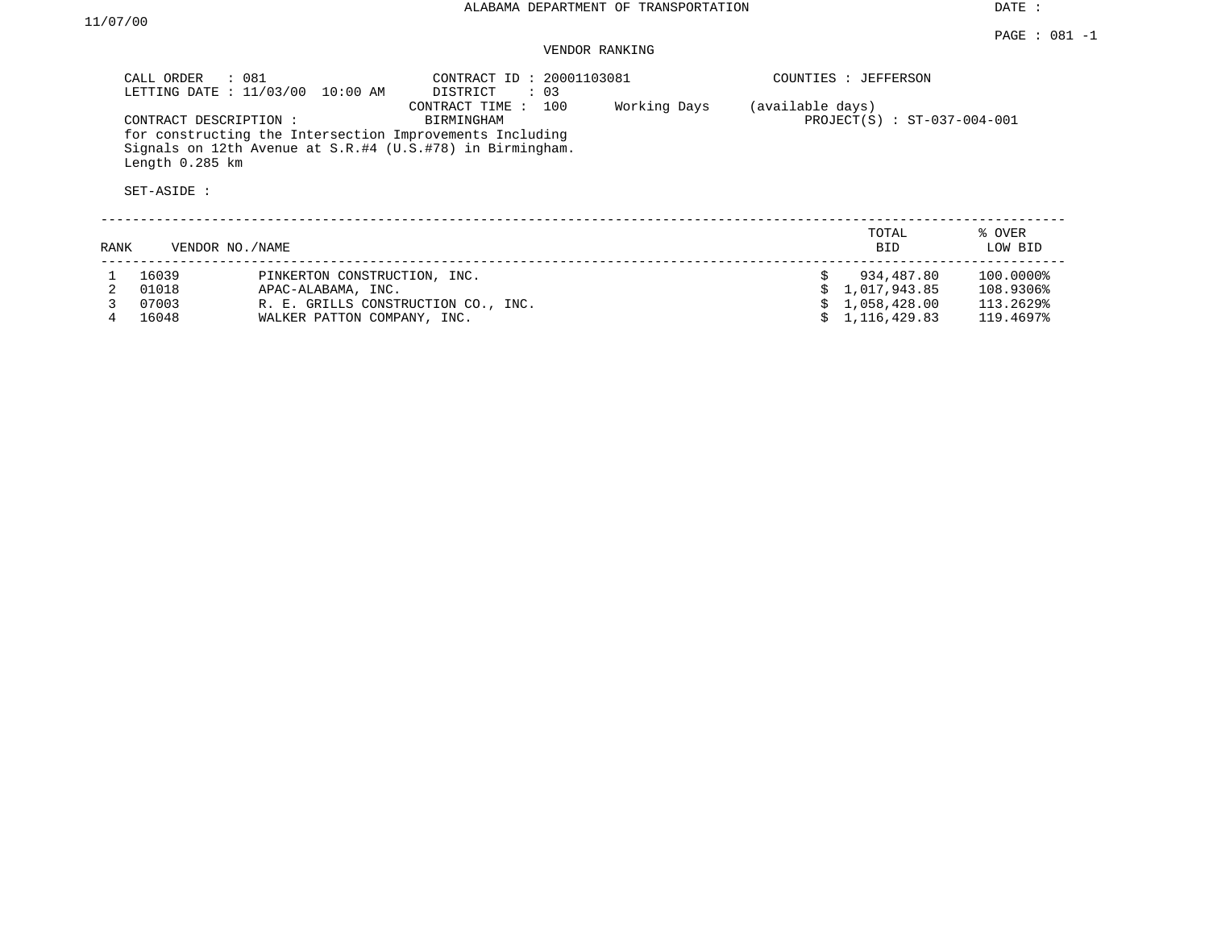ALABAMA DEPARTMENT OF TRANSPORTATION

DATE : 11/07/00

PAGE : 081 -1

VENDOR RANKING

CALL ORDER : 081
LETTING DATE : 11/03/00 10:00 AM

CONTRACT ID : 20001103081
DISTRICT : 03
CONTRACT TIME : 100 Working Days (available days)

COUNTIES : JEFFERSON

CONTRACT DESCRIPTION : BIRMINGHAM

PROJECT(S) : ST-037-004-001

for constructing the Intersection Improvements Including Signals on 12th Avenue at S.R.#4 (U.S.#78) in Birmingham. Length 0.285 km

SET-ASIDE :

| RANK | VENDOR NO. | NAME | TOTAL BID | % OVER LOW BID |
|---|---|---|---|---|
| 1 | 16039 | PINKERTON CONSTRUCTION, INC. | $ 934,487.80 | 100.0000% |
| 2 | 01018 | APAC-ALABAMA, INC. | $ 1,017,943.85 | 108.9306% |
| 3 | 07003 | R. E. GRILLS CONSTRUCTION CO., INC. | $ 1,058,428.00 | 113.2629% |
| 4 | 16048 | WALKER PATTON COMPANY, INC. | $ 1,116,429.83 | 119.4697% |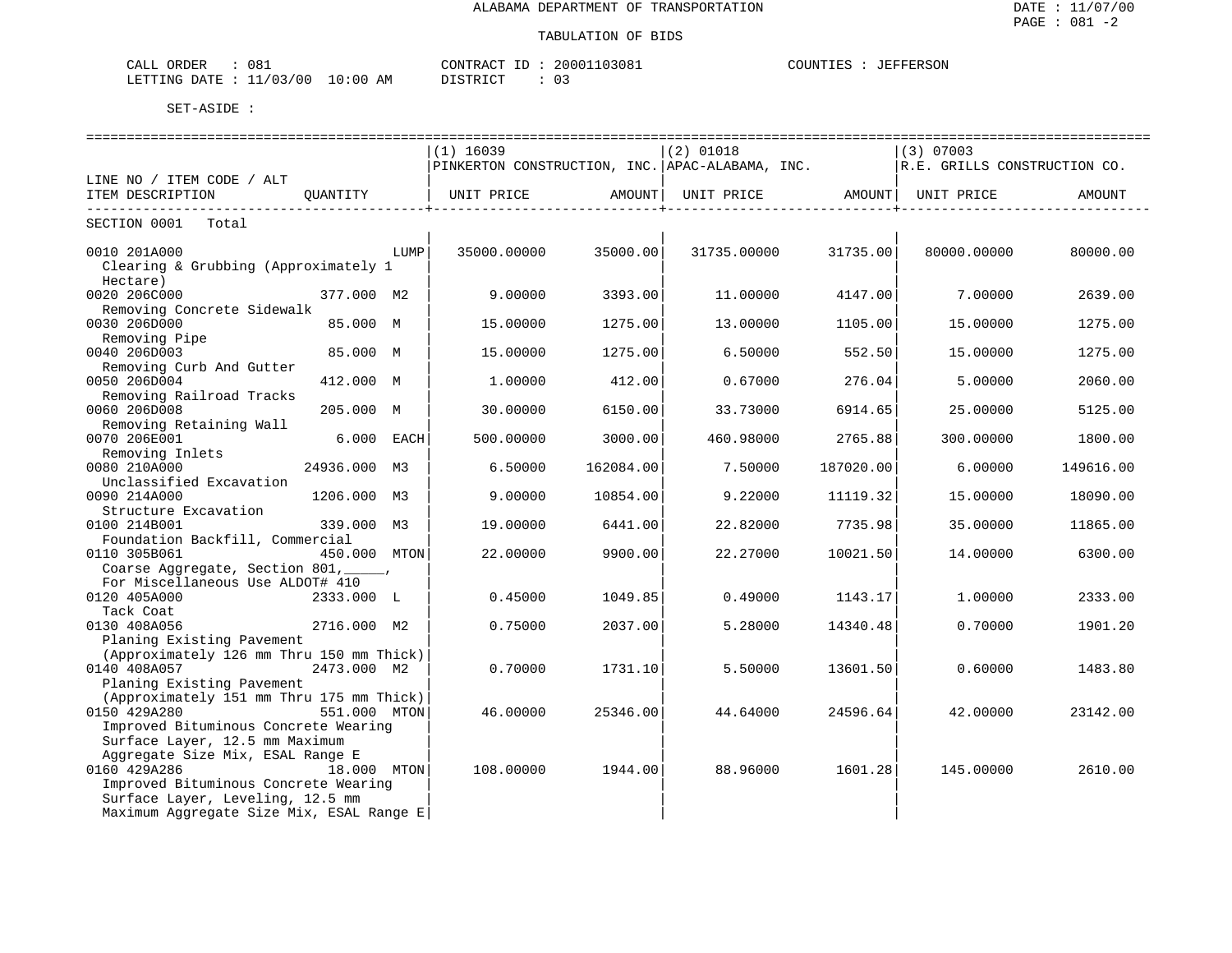ALABAMA DEPARTMENT OF TRANSPORTATION

TABULATION OF BIDS

DATE : 11/07/00
PAGE : 081 -2

CALL ORDER : 081
LETTING DATE : 11/03/00 10:00 AM

CONTRACT ID : 20001103081
DISTRICT : 03

COUNTIES : JEFFERSON

SET-ASIDE :

| LINE NO / ITEM CODE / ALT<br>ITEM DESCRIPTION | QUANTITY | (1) 16039<br>PINKERTON CONSTRUCTION, INC.<br>UNIT PRICE | AMOUNT | (2) 01018<br>APAC-ALABAMA, INC.<br>UNIT PRICE | AMOUNT | (3) 07003<br>R.E. GRILLS CONSTRUCTION CO.<br>UNIT PRICE | AMOUNT |
|---|---|---|---|---|---|---|---|
| SECTION 0001 Total | | | | | | | |
| 0010 201A000<br>Clearing & Grubbing (Approximately 1 Hectare) | LUMP | 35000.00000 | 35000.00 | 31735.00000 | 31735.00 | 80000.00000 | 80000.00 |
| 0020 206C000<br>Removing Concrete Sidewalk | 377.000 M2 | 9.00000 | 3393.00 | 11.00000 | 4147.00 | 7.00000 | 2639.00 |
| 0030 206D000<br>Removing Pipe | 85.000 M | 15.00000 | 1275.00 | 13.00000 | 1105.00 | 15.00000 | 1275.00 |
| 0040 206D003<br>Removing Curb And Gutter | 85.000 M | 15.00000 | 1275.00 | 6.50000 | 552.50 | 15.00000 | 1275.00 |
| 0050 206D004<br>Removing Railroad Tracks | 412.000 M | 1.00000 | 412.00 | 0.67000 | 276.04 | 5.00000 | 2060.00 |
| 0060 206D008<br>Removing Retaining Wall | 205.000 M | 30.00000 | 6150.00 | 33.73000 | 6914.65 | 25.00000 | 5125.00 |
| 0070 206E001<br>Removing Inlets | 6.000 EACH | 500.00000 | 3000.00 | 460.98000 | 2765.88 | 300.00000 | 1800.00 |
| 0080 210A000<br>Unclassified Excavation | 24936.000 M3 | 6.50000 | 162084.00 | 7.50000 | 187020.00 | 6.00000 | 149616.00 |
| 0090 214A000<br>Structure Excavation | 1206.000 M3 | 9.00000 | 10854.00 | 9.22000 | 11119.32 | 15.00000 | 18090.00 |
| 0100 214B001<br>Foundation Backfill, Commercial | 339.000 M3 | 19.00000 | 6441.00 | 22.82000 | 7735.98 | 35.00000 | 11865.00 |
| 0110 305B061<br>Coarse Aggregate, Section 801,_____, For Miscellaneous Use ALDOT# 410 | 450.000 MTON | 22.00000 | 9900.00 | 22.27000 | 10021.50 | 14.00000 | 6300.00 |
| 0120 405A000<br>Tack Coat | 2333.000 L | 0.45000 | 1049.85 | 0.49000 | 1143.17 | 1.00000 | 2333.00 |
| 0130 408A056<br>Planing Existing Pavement (Approximately 126 mm Thru 150 mm Thick) | 2716.000 M2 | 0.75000 | 2037.00 | 5.28000 | 14340.48 | 0.70000 | 1901.20 |
| 0140 408A057<br>Planing Existing Pavement (Approximately 151 mm Thru 175 mm Thick) | 2473.000 M2 | 0.70000 | 1731.10 | 5.50000 | 13601.50 | 0.60000 | 1483.80 |
| 0150 429A280<br>Improved Bituminous Concrete Wearing Surface Layer, 12.5 mm Maximum Aggregate Size Mix, ESAL Range E | 551.000 MTON | 46.00000 | 25346.00 | 44.64000 | 24596.64 | 42.00000 | 23142.00 |
| 0160 429A286<br>Improved Bituminous Concrete Wearing Surface Layer, Leveling, 12.5 mm Maximum Aggregate Size Mix, ESAL Range E | 18.000 MTON | 108.00000 | 1944.00 | 88.96000 | 1601.28 | 145.00000 | 2610.00 |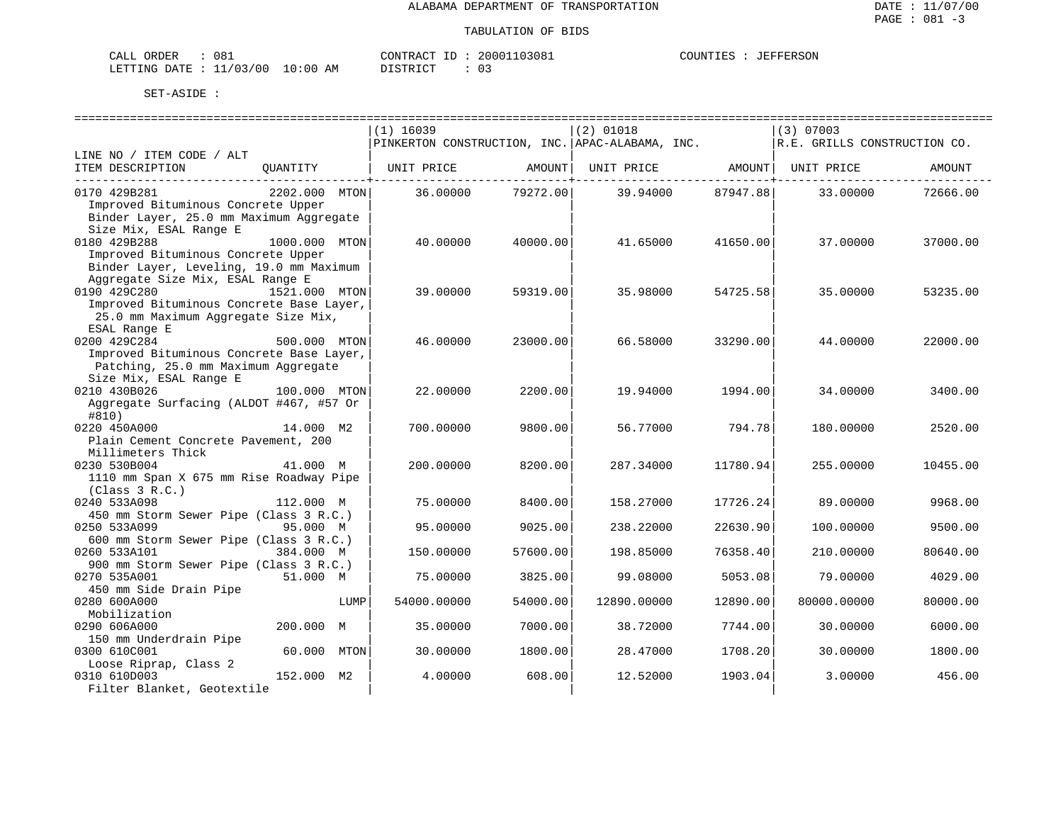ALABAMA DEPARTMENT OF TRANSPORTATION

TABULATION OF BIDS

CALL ORDER : 081 &nbsp;&nbsp;&nbsp; CONTRACT ID : 20001103081 &nbsp;&nbsp;&nbsp; COUNTIES : JEFFERSON

LETTING DATE : 11/03/00 10:00 AM &nbsp;&nbsp;&nbsp; DISTRICT : 03

SET-ASIDE :

| LINE NO / ITEM CODE / ALT ITEM DESCRIPTION | QUANTITY | (1) 16039 PINKERTON CONSTRUCTION, INC. UNIT PRICE | AMOUNT | (2) 01018 APAC-ALABAMA, INC. UNIT PRICE | AMOUNT | (3) 07003 R.E. GRILLS CONSTRUCTION CO. UNIT PRICE | AMOUNT |
|---|---|---|---|---|---|---|---|
| 0170 429B281 Improved Bituminous Concrete Upper Binder Layer, 25.0 mm Maximum Aggregate Size Mix, ESAL Range E | 2202.000 MTON | 36.00000 | 79272.00 | 39.94000 | 87947.88 | 33.00000 | 72666.00 |
| 0180 429B288 Improved Bituminous Concrete Upper Binder Layer, Leveling, 19.0 mm Maximum Aggregate Size Mix, ESAL Range E | 1000.000 MTON | 40.00000 | 40000.00 | 41.65000 | 41650.00 | 37.00000 | 37000.00 |
| 0190 429C280 Improved Bituminous Concrete Base Layer, 25.0 mm Maximum Aggregate Size Mix, ESAL Range E | 1521.000 MTON | 39.00000 | 59319.00 | 35.98000 | 54725.58 | 35.00000 | 53235.00 |
| 0200 429C284 Improved Bituminous Concrete Base Layer, Patching, 25.0 mm Maximum Aggregate Size Mix, ESAL Range E | 500.000 MTON | 46.00000 | 23000.00 | 66.58000 | 33290.00 | 44.00000 | 22000.00 |
| 0210 430B026 Aggregate Surfacing (ALDOT #467, #57 Or #810) | 100.000 MTON | 22.00000 | 2200.00 | 19.94000 | 1994.00 | 34.00000 | 3400.00 |
| 0220 450A000 Plain Cement Concrete Pavement, 200 Millimeters Thick | 14.000 M2 | 700.00000 | 9800.00 | 56.77000 | 794.78 | 180.00000 | 2520.00 |
| 0230 530B004 1110 mm Span X 675 mm Rise Roadway Pipe (Class 3 R.C.) | 41.000 M | 200.00000 | 8200.00 | 287.34000 | 11780.94 | 255.00000 | 10455.00 |
| 0240 533A098 450 mm Storm Sewer Pipe (Class 3 R.C.) | 112.000 M | 75.00000 | 8400.00 | 158.27000 | 17726.24 | 89.00000 | 9968.00 |
| 0250 533A099 600 mm Storm Sewer Pipe (Class 3 R.C.) | 95.000 M | 95.00000 | 9025.00 | 238.22000 | 22630.90 | 100.00000 | 9500.00 |
| 0260 533A101 900 mm Storm Sewer Pipe (Class 3 R.C.) | 384.000 M | 150.00000 | 57600.00 | 198.85000 | 76358.40 | 210.00000 | 80640.00 |
| 0270 535A001 450 mm Side Drain Pipe | 51.000 M | 75.00000 | 3825.00 | 99.08000 | 5053.08 | 79.00000 | 4029.00 |
| 0280 600A000 Mobilization | LUMP | 54000.00000 | 54000.00 | 12890.00000 | 12890.00 | 80000.00000 | 80000.00 |
| 0290 606A000 150 mm Underdrain Pipe | 200.000 M | 35.00000 | 7000.00 | 38.72000 | 7744.00 | 30.00000 | 6000.00 |
| 0300 610C001 Loose Riprap, Class 2 | 60.000 MTON | 30.00000 | 1800.00 | 28.47000 | 1708.20 | 30.00000 | 1800.00 |
| 0310 610D003 Filter Blanket, Geotextile | 152.000 M2 | 4.00000 | 608.00 | 12.52000 | 1903.04 | 3.00000 | 456.00 |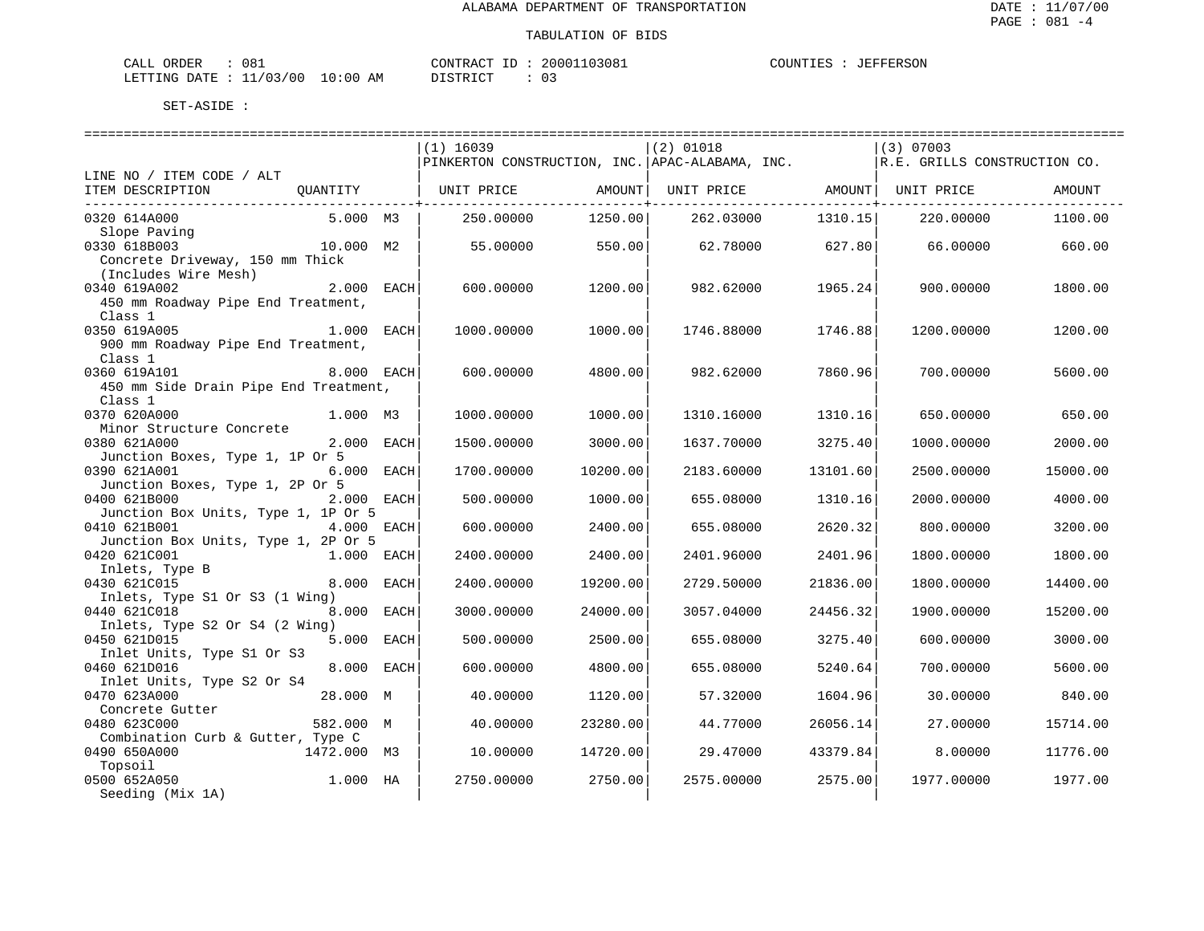ALABAMA DEPARTMENT OF TRANSPORTATION

TABULATION OF BIDS

DATE : 11/07/00

CALL ORDER : 081 CONTRACT ID : 20001103081 COUNTIES : JEFFERSON
LETTING DATE : 11/03/00 10:00 AM DISTRICT : 03

SET-ASIDE :

| LINE NO / ITEM CODE / ALT ITEM DESCRIPTION | QUANTITY | (1) 16039 PINKERTON CONSTRUCTION, INC. UNIT PRICE | AMOUNT | (2) 01018 APAC-ALABAMA, INC. UNIT PRICE | AMOUNT | (3) 07003 R.E. GRILLS CONSTRUCTION CO. UNIT PRICE | AMOUNT |
|---|---|---|---|---|---|---|---|
| 0320 614A000 Slope Paving | 5.000 M3 | 250.00000 | 1250.00 | 262.03000 | 1310.15 | 220.00000 | 1100.00 |
| 0330 618B003 Concrete Driveway, 150 mm Thick (Includes Wire Mesh) | 10.000 M2 | 55.00000 | 550.00 | 62.78000 | 627.80 | 66.00000 | 660.00 |
| 0340 619A002 450 mm Roadway Pipe End Treatment, Class 1 | 2.000 EACH | 600.00000 | 1200.00 | 982.62000 | 1965.24 | 900.00000 | 1800.00 |
| 0350 619A005 900 mm Roadway Pipe End Treatment, Class 1 | 1.000 EACH | 1000.00000 | 1000.00 | 1746.88000 | 1746.88 | 1200.00000 | 1200.00 |
| 0360 619A101 450 mm Side Drain Pipe End Treatment, Class 1 | 8.000 EACH | 600.00000 | 4800.00 | 982.62000 | 7860.96 | 700.00000 | 5600.00 |
| 0370 620A000 Minor Structure Concrete | 1.000 M3 | 1000.00000 | 1000.00 | 1310.16000 | 1310.16 | 650.00000 | 650.00 |
| 0380 621A000 Junction Boxes, Type 1, 1P Or 5 | 2.000 EACH | 1500.00000 | 3000.00 | 1637.70000 | 3275.40 | 1000.00000 | 2000.00 |
| 0390 621A001 Junction Boxes, Type 1, 2P Or 5 | 6.000 EACH | 1700.00000 | 10200.00 | 2183.60000 | 13101.60 | 2500.00000 | 15000.00 |
| 0400 621B000 Junction Box Units, Type 1, 1P Or 5 | 2.000 EACH | 500.00000 | 1000.00 | 655.08000 | 1310.16 | 2000.00000 | 4000.00 |
| 0410 621B001 Junction Box Units, Type 1, 2P Or 5 | 4.000 EACH | 600.00000 | 2400.00 | 655.08000 | 2620.32 | 800.00000 | 3200.00 |
| 0420 621C001 Inlets, Type B | 1.000 EACH | 2400.00000 | 2400.00 | 2401.96000 | 2401.96 | 1800.00000 | 1800.00 |
| 0430 621C015 Inlets, Type S1 Or S3 (1 Wing) | 8.000 EACH | 2400.00000 | 19200.00 | 2729.50000 | 21836.00 | 1800.00000 | 14400.00 |
| 0440 621C018 Inlets, Type S2 Or S4 (2 Wing) | 8.000 EACH | 3000.00000 | 24000.00 | 3057.04000 | 24456.32 | 1900.00000 | 15200.00 |
| 0450 621D015 Inlet Units, Type S1 Or S3 | 5.000 EACH | 500.00000 | 2500.00 | 655.08000 | 3275.40 | 600.00000 | 3000.00 |
| 0460 621D016 Inlet Units, Type S2 Or S4 | 8.000 EACH | 600.00000 | 4800.00 | 655.08000 | 5240.64 | 700.00000 | 5600.00 |
| 0470 623A000 Concrete Gutter | 28.000 M | 40.00000 | 1120.00 | 57.32000 | 1604.96 | 30.00000 | 840.00 |
| 0480 623C000 Combination Curb & Gutter, Type C | 582.000 M | 40.00000 | 23280.00 | 44.77000 | 26056.14 | 27.00000 | 15714.00 |
| 0490 650A000 Topsoil | 1472.000 M3 | 10.00000 | 14720.00 | 29.47000 | 43379.84 | 8.00000 | 11776.00 |
| 0500 652A050 Seeding (Mix 1A) | 1.000 HA | 2750.00000 | 2750.00 | 2575.00000 | 2575.00 | 1977.00000 | 1977.00 |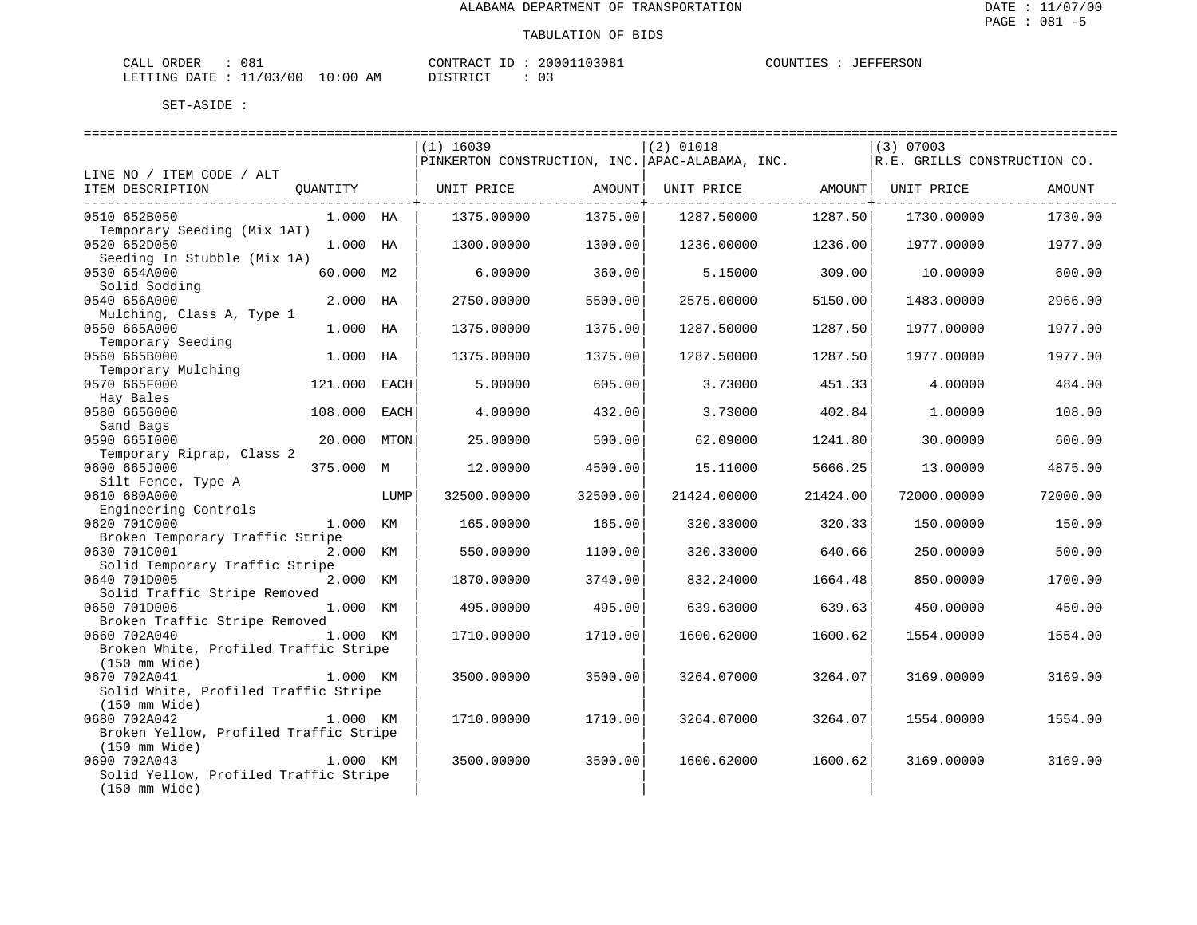ALABAMA DEPARTMENT OF TRANSPORTATION

TABULATION OF BIDS

CALL ORDER : 081 | CONTRACT ID : 20001103081 | COUNTIES : JEFFERSON
LETTING DATE : 11/03/00 10:00 AM | DISTRICT : 03

SET-ASIDE :

| LINE NO / ITEM CODE / ALT ITEM DESCRIPTION | QUANTITY | | (1) 16039 PINKERTON CONSTRUCTION, INC. UNIT PRICE | AMOUNT | (2) 01018 APAC-ALABAMA, INC. UNIT PRICE | AMOUNT | (3) 07003 R.E. GRILLS CONSTRUCTION CO. UNIT PRICE | AMOUNT |
|---|---|---|---|---|---|---|---|---|
| 0510 652B050 Temporary Seeding (Mix 1AT) | 1.000 | HA | 1375.00000 | 1375.00 | 1287.50000 | 1287.50 | 1730.00000 | 1730.00 |
| 0520 652D050 Seeding In Stubble (Mix 1A) | 1.000 | HA | 1300.00000 | 1300.00 | 1236.00000 | 1236.00 | 1977.00000 | 1977.00 |
| 0530 654A000 Solid Sodding | 60.000 | M2 | 6.00000 | 360.00 | 5.15000 | 309.00 | 10.00000 | 600.00 |
| 0540 656A000 Mulching, Class A, Type 1 | 2.000 | HA | 2750.00000 | 5500.00 | 2575.00000 | 5150.00 | 1483.00000 | 2966.00 |
| 0550 665A000 Temporary Seeding | 1.000 | HA | 1375.00000 | 1375.00 | 1287.50000 | 1287.50 | 1977.00000 | 1977.00 |
| 0560 665B000 Temporary Mulching | 1.000 | HA | 1375.00000 | 1375.00 | 1287.50000 | 1287.50 | 1977.00000 | 1977.00 |
| 0570 665F000 Hay Bales | 121.000 | EACH | 5.00000 | 605.00 | 3.73000 | 451.33 | 4.00000 | 484.00 |
| 0580 665G000 Sand Bags | 108.000 | EACH | 4.00000 | 432.00 | 3.73000 | 402.84 | 1.00000 | 108.00 |
| 0590 665I000 Temporary Riprap, Class 2 | 20.000 | MTON | 25.00000 | 500.00 | 62.09000 | 1241.80 | 30.00000 | 600.00 |
| 0600 665J000 Silt Fence, Type A | 375.000 | M | 12.00000 | 4500.00 | 15.11000 | 5666.25 | 13.00000 | 4875.00 |
| 0610 680A000 Engineering Controls | | LUMP | 32500.00000 | 32500.00 | 21424.00000 | 21424.00 | 72000.00000 | 72000.00 |
| 0620 701C000 Broken Temporary Traffic Stripe | 1.000 | KM | 165.00000 | 165.00 | 320.33000 | 320.33 | 150.00000 | 150.00 |
| 0630 701C001 Solid Temporary Traffic Stripe | 2.000 | KM | 550.00000 | 1100.00 | 320.33000 | 640.66 | 250.00000 | 500.00 |
| 0640 701D005 Solid Traffic Stripe Removed | 2.000 | KM | 1870.00000 | 3740.00 | 832.24000 | 1664.48 | 850.00000 | 1700.00 |
| 0650 701D006 Broken Traffic Stripe Removed | 1.000 | KM | 495.00000 | 495.00 | 639.63000 | 639.63 | 450.00000 | 450.00 |
| 0660 702A040 Broken White, Profiled Traffic Stripe (150 mm Wide) | 1.000 | KM | 1710.00000 | 1710.00 | 1600.62000 | 1600.62 | 1554.00000 | 1554.00 |
| 0670 702A041 Solid White, Profiled Traffic Stripe (150 mm Wide) | 1.000 | KM | 3500.00000 | 3500.00 | 3264.07000 | 3264.07 | 3169.00000 | 3169.00 |
| 0680 702A042 Broken Yellow, Profiled Traffic Stripe (150 mm Wide) | 1.000 | KM | 1710.00000 | 1710.00 | 3264.07000 | 3264.07 | 1554.00000 | 1554.00 |
| 0690 702A043 Solid Yellow, Profiled Traffic Stripe (150 mm Wide) | 1.000 | KM | 3500.00000 | 3500.00 | 1600.62000 | 1600.62 | 3169.00000 | 3169.00 |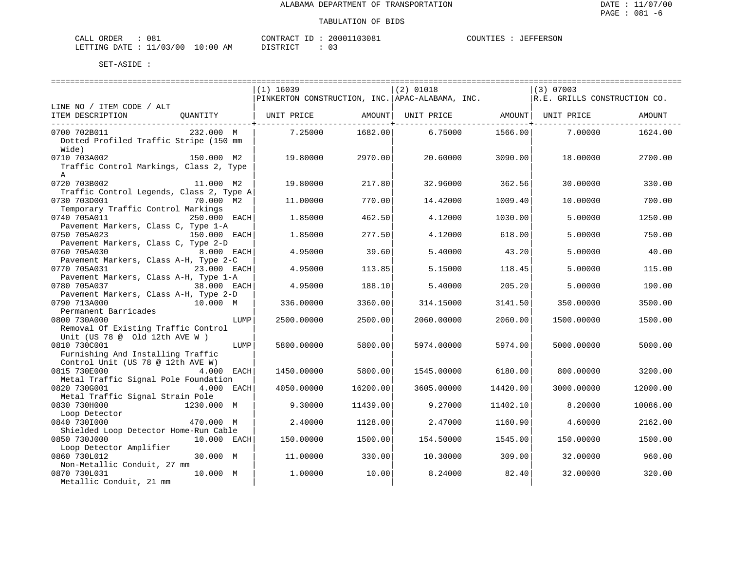ALABAMA DEPARTMENT OF TRANSPORTATION

TABULATION OF BIDS

CALL ORDER : 081 CONTRACT ID : 20001103081 COUNTIES : JEFFERSON
LETTING DATE : 11/03/00 10:00 AM DISTRICT : 03

SET-ASIDE :

| LINE NO / ITEM CODE / ALT ITEM DESCRIPTION | QUANTITY | (1) 16039 PINKERTON CONSTRUCTION, INC. UNIT PRICE | AMOUNT | (2) 01018 APAC-ALABAMA, INC. UNIT PRICE | AMOUNT | (3) 07003 R.E. GRILLS CONSTRUCTION CO. UNIT PRICE | AMOUNT |
|---|---|---|---|---|---|---|---|
| 0700 702B011 Dotted Profiled Traffic Stripe (150 mm Wide) | 232.000 M | 7.25000 | 1682.00 | 6.75000 | 1566.00 | 7.00000 | 1624.00 |
| 0710 703A002 Traffic Control Markings, Class 2, Type A | 150.000 M2 | 19.80000 | 2970.00 | 20.60000 | 3090.00 | 18.00000 | 2700.00 |
| 0720 703B002 Traffic Control Legends, Class 2, Type A | 11.000 M2 | 19.80000 | 217.80 | 32.96000 | 362.56 | 30.00000 | 330.00 |
| 0730 703D001 Temporary Traffic Control Markings | 70.000 M2 | 11.00000 | 770.00 | 14.42000 | 1009.40 | 10.00000 | 700.00 |
| 0740 705A011 Pavement Markers, Class C, Type 1-A | 250.000 EACH | 1.85000 | 462.50 | 4.12000 | 1030.00 | 5.00000 | 1250.00 |
| 0750 705A023 Pavement Markers, Class C, Type 2-D | 150.000 EACH | 1.85000 | 277.50 | 4.12000 | 618.00 | 5.00000 | 750.00 |
| 0760 705A030 Pavement Markers, Class A-H, Type 2-C | 8.000 EACH | 4.95000 | 39.60 | 5.40000 | 43.20 | 5.00000 | 40.00 |
| 0770 705A031 Pavement Markers, Class A-H, Type 1-A | 23.000 EACH | 4.95000 | 113.85 | 5.15000 | 118.45 | 5.00000 | 115.00 |
| 0780 705A037 Pavement Markers, Class A-H, Type 2-D | 38.000 EACH | 4.95000 | 188.10 | 5.40000 | 205.20 | 5.00000 | 190.00 |
| 0790 713A000 Permanent Barricades | 10.000 M | 336.00000 | 3360.00 | 314.15000 | 3141.50 | 350.00000 | 3500.00 |
| 0800 730A000 Removal Of Existing Traffic Control Unit (US 78 @ Old 12th AVE W ) | LUMP | 2500.00000 | 2500.00 | 2060.00000 | 2060.00 | 1500.00000 | 1500.00 |
| 0810 730C001 Furnishing And Installing Traffic Control Unit (US 78 @ 12th AVE W) | LUMP | 5800.00000 | 5800.00 | 5974.00000 | 5974.00 | 5000.00000 | 5000.00 |
| 0815 730E000 Metal Traffic Signal Pole Foundation | 4.000 EACH | 1450.00000 | 5800.00 | 1545.00000 | 6180.00 | 800.00000 | 3200.00 |
| 0820 730G001 Metal Traffic Signal Strain Pole | 4.000 EACH | 4050.00000 | 16200.00 | 3605.00000 | 14420.00 | 3000.00000 | 12000.00 |
| 0830 730H000 Loop Detector | 1230.000 M | 9.30000 | 11439.00 | 9.27000 | 11402.10 | 8.20000 | 10086.00 |
| 0840 730I000 Shielded Loop Detector Home-Run Cable | 470.000 M | 2.40000 | 1128.00 | 2.47000 | 1160.90 | 4.60000 | 2162.00 |
| 0850 730J000 Loop Detector Amplifier | 10.000 EACH | 150.00000 | 1500.00 | 154.50000 | 1545.00 | 150.00000 | 1500.00 |
| 0860 730L012 Non-Metallic Conduit, 27 mm | 30.000 M | 11.00000 | 330.00 | 10.30000 | 309.00 | 32.00000 | 960.00 |
| 0870 730L031 Metallic Conduit, 21 mm | 10.000 M | 1.00000 | 10.00 | 8.24000 | 82.40 | 32.00000 | 320.00 |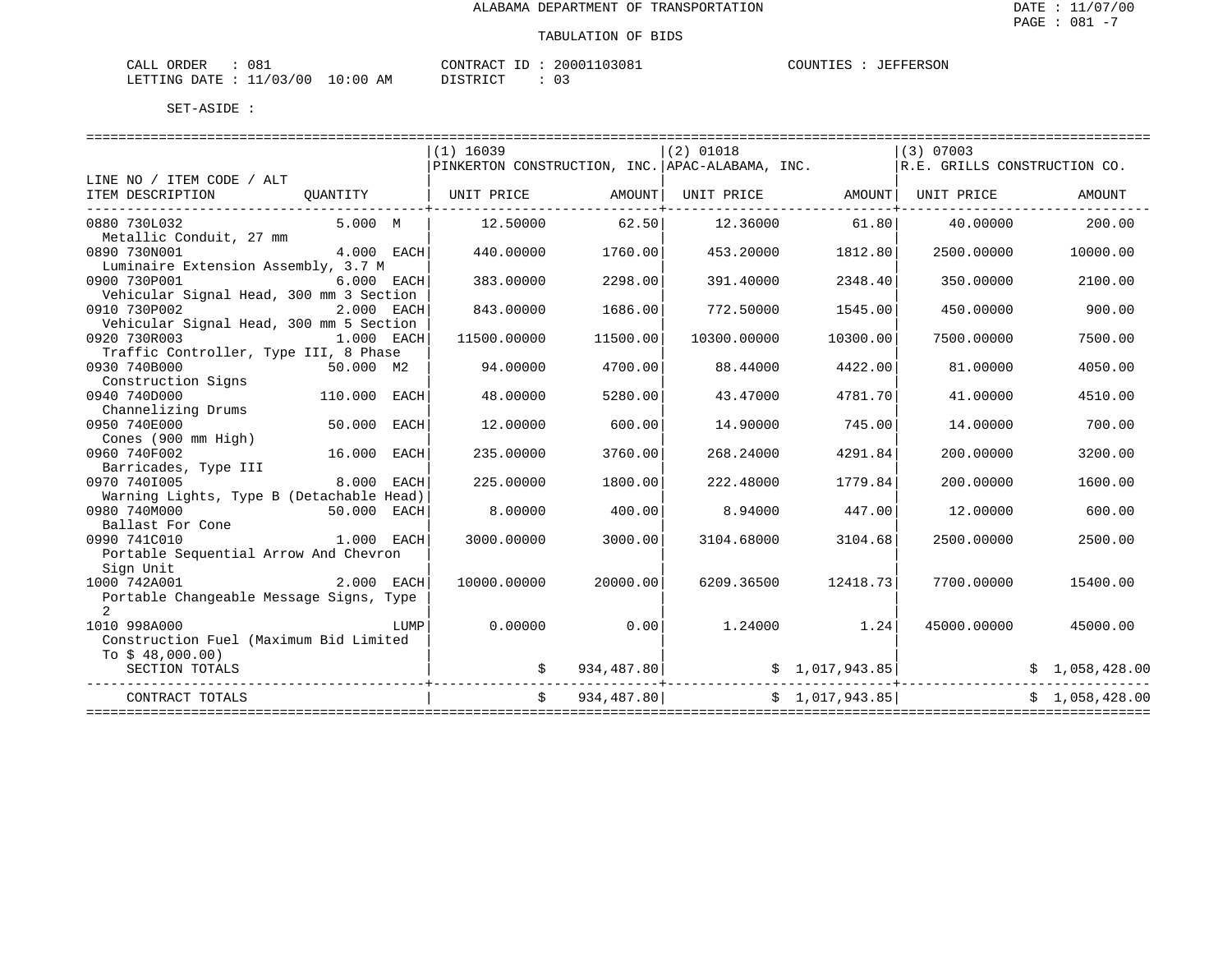ALABAMA DEPARTMENT OF TRANSPORTATION

TABULATION OF BIDS

DATE : 11/07/00
PAGE : 081 -7

CALL ORDER : 081
LETTING DATE : 11/03/00 10:00 AM

CONTRACT ID : 20001103081
DISTRICT : 03

COUNTIES : JEFFERSON

SET-ASIDE :

| LINE NO / ITEM CODE / ALT ITEM DESCRIPTION | QUANTITY | (1) 16039 PINKERTON CONSTRUCTION, INC. UNIT PRICE | AMOUNT | (2) 01018 APAC-ALABAMA, INC. UNIT PRICE | AMOUNT | (3) 07003 R.E. GRILLS CONSTRUCTION CO. UNIT PRICE | AMOUNT |
|---|---|---|---|---|---|---|---|
| 0880 730L032 Metallic Conduit, 27 mm | 5.000 M | 12.50000 | 62.50 | 12.36000 | 61.80 | 40.00000 | 200.00 |
| 0890 730N001 Luminaire Extension Assembly, 3.7 M | 4.000 EACH | 440.00000 | 1760.00 | 453.20000 | 1812.80 | 2500.00000 | 10000.00 |
| 0900 730P001 Vehicular Signal Head, 300 mm 3 Section | 6.000 EACH | 383.00000 | 2298.00 | 391.40000 | 2348.40 | 350.00000 | 2100.00 |
| 0910 730P002 Vehicular Signal Head, 300 mm 5 Section | 2.000 EACH | 843.00000 | 1686.00 | 772.50000 | 1545.00 | 450.00000 | 900.00 |
| 0920 730R003 Traffic Controller, Type III, 8 Phase | 1.000 EACH | 11500.00000 | 11500.00 | 10300.00000 | 10300.00 | 7500.00000 | 7500.00 |
| 0930 740B000 Construction Signs | 50.000 M2 | 94.00000 | 4700.00 | 88.44000 | 4422.00 | 81.00000 | 4050.00 |
| 0940 740D000 Channelizing Drums | 110.000 EACH | 48.00000 | 5280.00 | 43.47000 | 4781.70 | 41.00000 | 4510.00 |
| 0950 740E000 Cones (900 mm High) | 50.000 EACH | 12.00000 | 600.00 | 14.90000 | 745.00 | 14.00000 | 700.00 |
| 0960 740F002 Barricades, Type III | 16.000 EACH | 235.00000 | 3760.00 | 268.24000 | 4291.84 | 200.00000 | 3200.00 |
| 0970 740I005 Warning Lights, Type B (Detachable Head) | 8.000 EACH | 225.00000 | 1800.00 | 222.48000 | 1779.84 | 200.00000 | 1600.00 |
| 0980 740M000 Ballast For Cone | 50.000 EACH | 8.00000 | 400.00 | 8.94000 | 447.00 | 12.00000 | 600.00 |
| 0990 741C010 Portable Sequential Arrow And Chevron Sign Unit | 1.000 EACH | 3000.00000 | 3000.00 | 3104.68000 | 3104.68 | 2500.00000 | 2500.00 |
| 1000 742A001 Portable Changeable Message Signs, Type 2 | 2.000 EACH | 10000.00000 | 20000.00 | 6209.36500 | 12418.73 | 7700.00000 | 15400.00 |
| 1010 998A000 Construction Fuel (Maximum Bid Limited To $ 48,000.00) | LUMP | 0.00000 | 0.00 | 1.24000 | 1.24 | 45000.00000 | 45000.00 |
| SECTION TOTALS | | | $ 934,487.80 | | $ 1,017,943.85 | | $ 1,058,428.00 |
| CONTRACT TOTALS | | | $ 934,487.80 | | $ 1,017,943.85 | | $ 1,058,428.00 |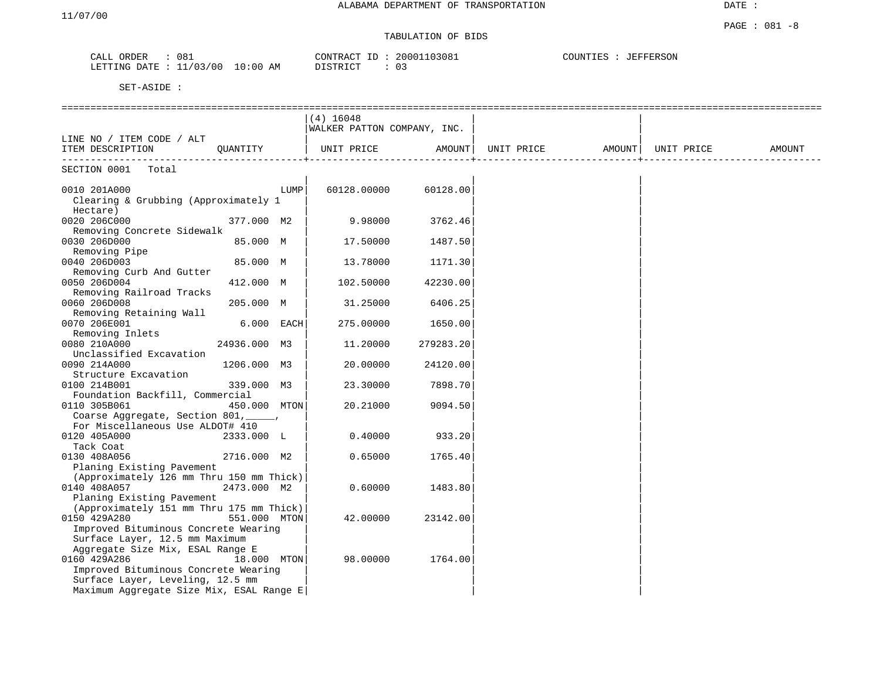ALABAMA DEPARTMENT OF TRANSPORTATION

11/07/00

DATE :

PAGE : 081 -8

TABULATION OF BIDS

CALL ORDER : 081
LETTING DATE : 11/03/00 10:00 AM

CONTRACT ID : 20001103081
DISTRICT : 03

COUNTIES : JEFFERSON

SET-ASIDE :

| LINE NO / ITEM CODE / ALT<br>ITEM DESCRIPTION | QUANTITY | (4) 16048<br>WALKER PATTON COMPANY, INC.<br>UNIT PRICE | AMOUNT | UNIT PRICE | AMOUNT | UNIT PRICE | AMOUNT |
|---|---|---|---|---|---|---|---|
| SECTION 0001 Total | | | | | | | |
| 0010 201A000<br>Clearing & Grubbing (Approximately 1 Hectare) | LUMP | 60128.00000 | 60128.00 | | | | |
| 0020 206C000<br>Removing Concrete Sidewalk | 377.000 M2 | 9.98000 | 3762.46 | | | | |
| 0030 206D000<br>Removing Pipe | 85.000 M | 17.50000 | 1487.50 | | | | |
| 0040 206D003<br>Removing Curb And Gutter | 85.000 M | 13.78000 | 1171.30 | | | | |
| 0050 206D004<br>Removing Railroad Tracks | 412.000 M | 102.50000 | 42230.00 | | | | |
| 0060 206D008<br>Removing Retaining Wall | 205.000 M | 31.25000 | 6406.25 | | | | |
| 0070 206E001<br>Removing Inlets | 6.000 EACH | 275.00000 | 1650.00 | | | | |
| 0080 210A000<br>Unclassified Excavation | 24936.000 M3 | 11.20000 | 279283.20 | | | | |
| 0090 214A000<br>Structure Excavation | 1206.000 M3 | 20.00000 | 24120.00 | | | | |
| 0100 214B001<br>Foundation Backfill, Commercial | 339.000 M3 | 23.30000 | 7898.70 | | | | |
| 0110 305B061<br>Coarse Aggregate, Section 801,_____, For Miscellaneous Use ALDOT# 410 | 450.000 MTON | 20.21000 | 9094.50 | | | | |
| 0120 405A000<br>Tack Coat | 2333.000 L | 0.40000 | 933.20 | | | | |
| 0130 408A056<br>Planing Existing Pavement (Approximately 126 mm Thru 150 mm Thick) | 2716.000 M2 | 0.65000 | 1765.40 | | | | |
| 0140 408A057<br>Planing Existing Pavement (Approximately 151 mm Thru 175 mm Thick) | 2473.000 M2 | 0.60000 | 1483.80 | | | | |
| 0150 429A280<br>Improved Bituminous Concrete Wearing Surface Layer, 12.5 mm Maximum Aggregate Size Mix, ESAL Range E | 551.000 MTON | 42.00000 | 23142.00 | | | | |
| 0160 429A286<br>Improved Bituminous Concrete Wearing Surface Layer, Leveling, 12.5 mm Maximum Aggregate Size Mix, ESAL Range E | 18.000 MTON | 98.00000 | 1764.00 | | | | |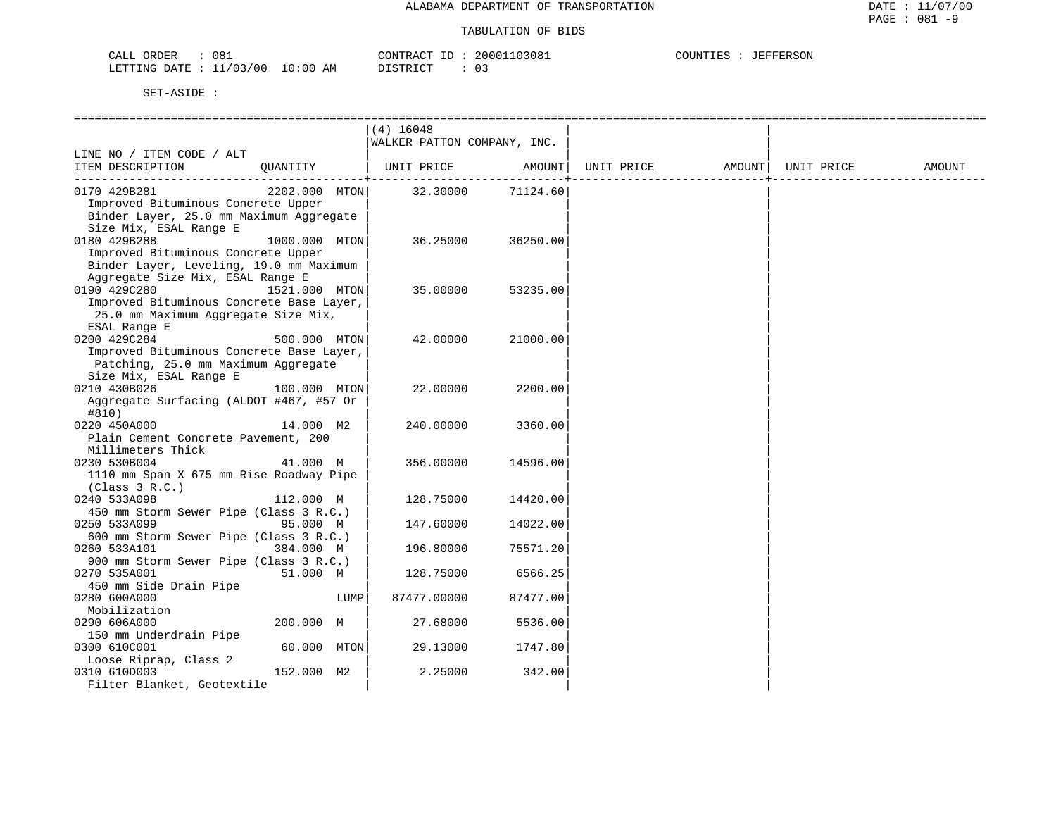ALABAMA DEPARTMENT OF TRANSPORTATION

TABULATION OF BIDS

CALL ORDER : 081 CONTRACT ID : 20001103081 COUNTIES : JEFFERSON
LETTING DATE : 11/03/00 10:00 AM DISTRICT : 03

SET-ASIDE :

| LINE NO / ITEM CODE / ALT ITEM DESCRIPTION | QUANTITY | (4) 16048 WALKER PATTON COMPANY, INC. UNIT PRICE | AMOUNT | UNIT PRICE | AMOUNT | UNIT PRICE | AMOUNT |
|---|---|---|---|---|---|---|---|
| 0170 429B281 Improved Bituminous Concrete Upper Binder Layer, 25.0 mm Maximum Aggregate Size Mix, ESAL Range E | 2202.000 MTON | 32.30000 | 71124.60 | | | | |
| 0180 429B288 Improved Bituminous Concrete Upper Binder Layer, Leveling, 19.0 mm Maximum Aggregate Size Mix, ESAL Range E | 1000.000 MTON | 36.25000 | 36250.00 | | | | |
| 0190 429C280 Improved Bituminous Concrete Base Layer, 25.0 mm Maximum Aggregate Size Mix, ESAL Range E | 1521.000 MTON | 35.00000 | 53235.00 | | | | |
| 0200 429C284 Improved Bituminous Concrete Base Layer, Patching, 25.0 mm Maximum Aggregate Size Mix, ESAL Range E | 500.000 MTON | 42.00000 | 21000.00 | | | | |
| 0210 430B026 Aggregate Surfacing (ALDOT #467, #57 Or #810) | 100.000 MTON | 22.00000 | 2200.00 | | | | |
| 0220 450A000 Plain Cement Concrete Pavement, 200 Millimeters Thick | 14.000 M2 | 240.00000 | 3360.00 | | | | |
| 0230 530B004 1110 mm Span X 675 mm Rise Roadway Pipe (Class 3 R.C.) | 41.000 M | 356.00000 | 14596.00 | | | | |
| 0240 533A098 450 mm Storm Sewer Pipe (Class 3 R.C.) | 112.000 M | 128.75000 | 14420.00 | | | | |
| 0250 533A099 600 mm Storm Sewer Pipe (Class 3 R.C.) | 95.000 M | 147.60000 | 14022.00 | | | | |
| 0260 533A101 900 mm Storm Sewer Pipe (Class 3 R.C.) | 384.000 M | 196.80000 | 75571.20 | | | | |
| 0270 535A001 450 mm Side Drain Pipe | 51.000 M | 128.75000 | 6566.25 | | | | |
| 0280 600A000 Mobilization | LUMP | 87477.00000 | 87477.00 | | | | |
| 0290 606A000 150 mm Underdrain Pipe | 200.000 M | 27.68000 | 5536.00 | | | | |
| 0300 610C001 Loose Riprap, Class 2 | 60.000 MTON | 29.13000 | 1747.80 | | | | |
| 0310 610D003 Filter Blanket, Geotextile | 152.000 M2 | 2.25000 | 342.00 | | | | |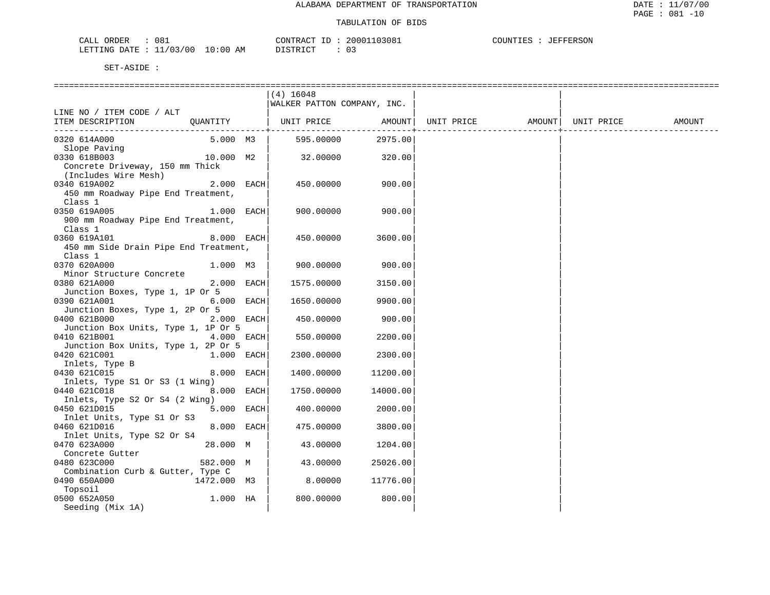ALABAMA DEPARTMENT OF TRANSPORTATION

TABULATION OF BIDS

CALL ORDER : 081 CONTRACT ID : 20001103081 COUNTIES : JEFFERSON
LETTING DATE : 11/03/00 10:00 AM DISTRICT : 03

SET-ASIDE :

| LINE NO / ITEM CODE / ALT ITEM DESCRIPTION | QUANTITY | (4) 16048 WALKER PATTON COMPANY, INC. UNIT PRICE | AMOUNT | UNIT PRICE | AMOUNT | UNIT PRICE | AMOUNT |
|---|---|---|---|---|---|---|---|
| 0320 614A000 Slope Paving | 5.000 M3 | 595.00000 | 2975.00 | | | | |
| 0330 618B003 Concrete Driveway, 150 mm Thick (Includes Wire Mesh) | 10.000 M2 | 32.00000 | 320.00 | | | | |
| 0340 619A002 450 mm Roadway Pipe End Treatment, Class 1 | 2.000 EACH | 450.00000 | 900.00 | | | | |
| 0350 619A005 900 mm Roadway Pipe End Treatment, Class 1 | 1.000 EACH | 900.00000 | 900.00 | | | | |
| 0360 619A101 450 mm Side Drain Pipe End Treatment, Class 1 | 8.000 EACH | 450.00000 | 3600.00 | | | | |
| 0370 620A000 Minor Structure Concrete | 1.000 M3 | 900.00000 | 900.00 | | | | |
| 0380 621A000 Junction Boxes, Type 1, 1P Or 5 | 2.000 EACH | 1575.00000 | 3150.00 | | | | |
| 0390 621A001 Junction Boxes, Type 1, 2P Or 5 | 6.000 EACH | 1650.00000 | 9900.00 | | | | |
| 0400 621B000 Junction Box Units, Type 1, 1P Or 5 | 2.000 EACH | 450.00000 | 900.00 | | | | |
| 0410 621B001 Junction Box Units, Type 1, 2P Or 5 | 4.000 EACH | 550.00000 | 2200.00 | | | | |
| 0420 621C001 Inlets, Type B | 1.000 EACH | 2300.00000 | 2300.00 | | | | |
| 0430 621C015 Inlets, Type S1 Or S3 (1 Wing) | 8.000 EACH | 1400.00000 | 11200.00 | | | | |
| 0440 621C018 Inlets, Type S2 Or S4 (2 Wing) | 8.000 EACH | 1750.00000 | 14000.00 | | | | |
| 0450 621D015 Inlet Units, Type S1 Or S3 | 5.000 EACH | 400.00000 | 2000.00 | | | | |
| 0460 621D016 Inlet Units, Type S2 Or S4 | 8.000 EACH | 475.00000 | 3800.00 | | | | |
| 0470 623A000 Concrete Gutter | 28.000 M | 43.00000 | 1204.00 | | | | |
| 0480 623C000 Combination Curb & Gutter, Type C | 582.000 M | 43.00000 | 25026.00 | | | | |
| 0490 650A000 Topsoil | 1472.000 M3 | 8.00000 | 11776.00 | | | | |
| 0500 652A050 Seeding (Mix 1A) | 1.000 HA | 800.00000 | 800.00 | | | | |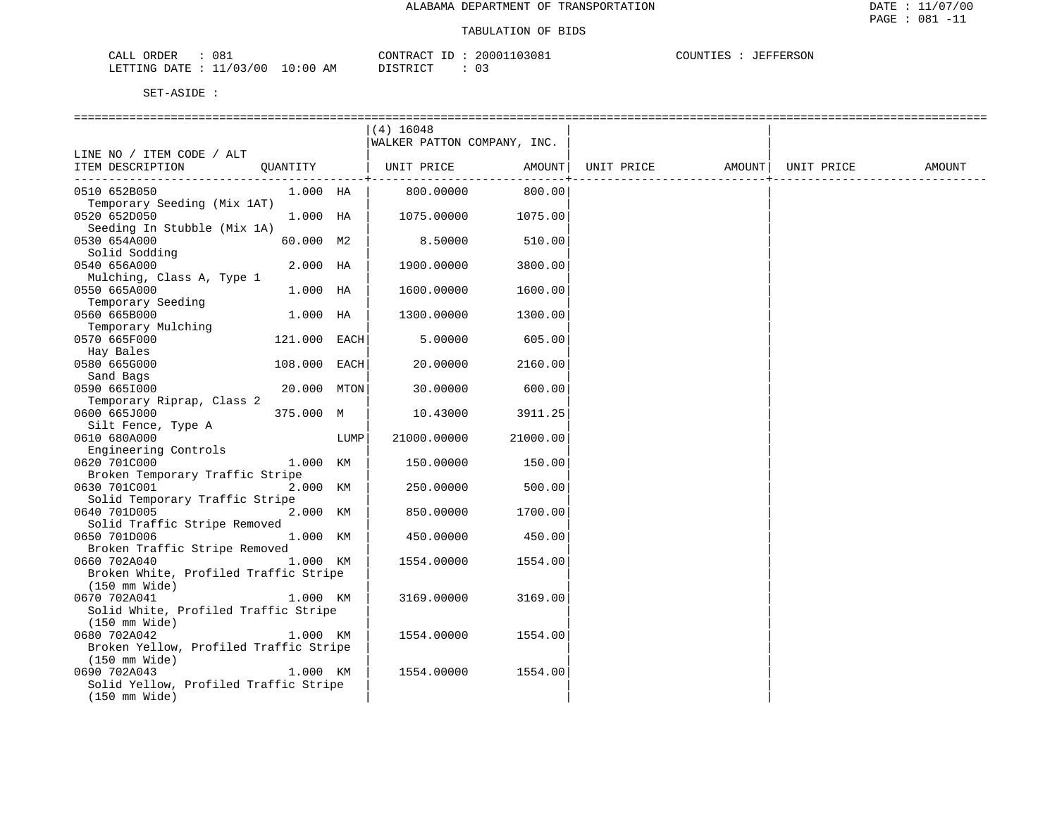ALABAMA DEPARTMENT OF TRANSPORTATION

TABULATION OF BIDS

CALL ORDER : 081 CONTRACT ID : 20001103081 COUNTIES : JEFFERSON
LETTING DATE : 11/03/00 10:00 AM DISTRICT : 03

SET-ASIDE :

| LINE NO / ITEM CODE / ALT ITEM DESCRIPTION | QUANTITY | (4) 16048 WALKER PATTON COMPANY, INC. UNIT PRICE | AMOUNT | UNIT PRICE | AMOUNT | UNIT PRICE | AMOUNT |
|---|---|---|---|---|---|---|---|
| 0510 652B050 Temporary Seeding (Mix 1AT) | 1.000 HA | 800.00000 | 800.00 | | | | |
| 0520 652D050 Seeding In Stubble (Mix 1A) | 1.000 HA | 1075.00000 | 1075.00 | | | | |
| 0530 654A000 Solid Sodding | 60.000 M2 | 8.50000 | 510.00 | | | | |
| 0540 656A000 Mulching, Class A, Type 1 | 2.000 HA | 1900.00000 | 3800.00 | | | | |
| 0550 665A000 Temporary Seeding | 1.000 HA | 1600.00000 | 1600.00 | | | | |
| 0560 665B000 Temporary Mulching | 1.000 HA | 1300.00000 | 1300.00 | | | | |
| 0570 665F000 Hay Bales | 121.000 EACH | 5.00000 | 605.00 | | | | |
| 0580 665G000 Sand Bags | 108.000 EACH | 20.00000 | 2160.00 | | | | |
| 0590 665I000 Temporary Riprap, Class 2 | 20.000 MTON | 30.00000 | 600.00 | | | | |
| 0600 665J000 Silt Fence, Type A | 375.000 M | 10.43000 | 3911.25 | | | | |
| 0610 680A000 Engineering Controls | LUMP | 21000.00000 | 21000.00 | | | | |
| 0620 701C000 Broken Temporary Traffic Stripe | 1.000 KM | 150.00000 | 150.00 | | | | |
| 0630 701C001 Solid Temporary Traffic Stripe | 2.000 KM | 250.00000 | 500.00 | | | | |
| 0640 701D005 Solid Traffic Stripe Removed | 2.000 KM | 850.00000 | 1700.00 | | | | |
| 0650 701D006 Broken Traffic Stripe Removed | 1.000 KM | 450.00000 | 450.00 | | | | |
| 0660 702A040 Broken White, Profiled Traffic Stripe (150 mm Wide) | 1.000 KM | 1554.00000 | 1554.00 | | | | |
| 0670 702A041 Solid White, Profiled Traffic Stripe (150 mm Wide) | 1.000 KM | 3169.00000 | 3169.00 | | | | |
| 0680 702A042 Broken Yellow, Profiled Traffic Stripe (150 mm Wide) | 1.000 KM | 1554.00000 | 1554.00 | | | | |
| 0690 702A043 Solid Yellow, Profiled Traffic Stripe (150 mm Wide) | 1.000 KM | 1554.00000 | 1554.00 | | | | |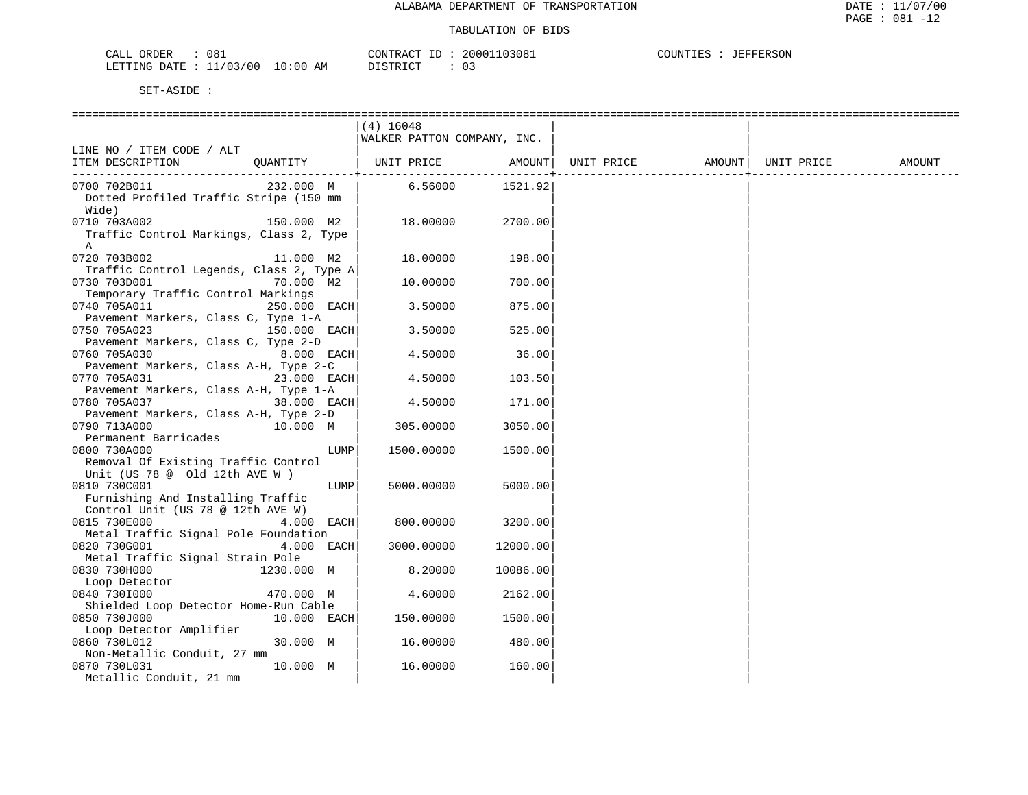ALABAMA DEPARTMENT OF TRANSPORTATION

TABULATION OF BIDS

CALL ORDER : 081  CONTRACT ID : 20001103081  COUNTIES : JEFFERSON
LETTING DATE : 11/03/00 10:00 AM  DISTRICT : 03

SET-ASIDE :

| LINE NO / ITEM CODE / ALT ITEM DESCRIPTION | QUANTITY | (4) 16048 WALKER PATTON COMPANY, INC. UNIT PRICE | AMOUNT | UNIT PRICE | AMOUNT | UNIT PRICE | AMOUNT |
|---|---|---|---|---|---|---|---|
| 0700 702B011 Dotted Profiled Traffic Stripe (150 mm Wide) | 232.000 M | 6.56000 | 1521.92 | | | | |
| 0710 703A002 Traffic Control Markings, Class 2, Type A | 150.000 M2 | 18.00000 | 2700.00 | | | | |
| 0720 703B002 Traffic Control Legends, Class 2, Type A | 11.000 M2 | 18.00000 | 198.00 | | | | |
| 0730 703D001 Temporary Traffic Control Markings | 70.000 M2 | 10.00000 | 700.00 | | | | |
| 0740 705A011 Pavement Markers, Class C, Type 1-A | 250.000 EACH | 3.50000 | 875.00 | | | | |
| 0750 705A023 Pavement Markers, Class C, Type 2-D | 150.000 EACH | 3.50000 | 525.00 | | | | |
| 0760 705A030 Pavement Markers, Class A-H, Type 2-C | 8.000 EACH | 4.50000 | 36.00 | | | | |
| 0770 705A031 Pavement Markers, Class A-H, Type 1-A | 23.000 EACH | 4.50000 | 103.50 | | | | |
| 0780 705A037 Pavement Markers, Class A-H, Type 2-D | 38.000 EACH | 4.50000 | 171.00 | | | | |
| 0790 713A000 Permanent Barricades | 10.000 M | 305.00000 | 3050.00 | | | | |
| 0800 730A000 Removal Of Existing Traffic Control Unit (US 78 @ Old 12th AVE W ) | LUMP | 1500.00000 | 1500.00 | | | | |
| 0810 730C001 Furnishing And Installing Traffic Control Unit (US 78 @ 12th AVE W) | LUMP | 5000.00000 | 5000.00 | | | | |
| 0815 730E000 Metal Traffic Signal Pole Foundation | 4.000 EACH | 800.00000 | 3200.00 | | | | |
| 0820 730G001 Metal Traffic Signal Strain Pole | 4.000 EACH | 3000.00000 | 12000.00 | | | | |
| 0830 730H000 Loop Detector | 1230.000 M | 8.20000 | 10086.00 | | | | |
| 0840 730I000 Shielded Loop Detector Home-Run Cable | 470.000 M | 4.60000 | 2162.00 | | | | |
| 0850 730J000 Loop Detector Amplifier | 10.000 EACH | 150.00000 | 1500.00 | | | | |
| 0860 730L012 Non-Metallic Conduit, 27 mm | 30.000 M | 16.00000 | 480.00 | | | | |
| 0870 730L031 Metallic Conduit, 21 mm | 10.000 M | 16.00000 | 160.00 | | | | |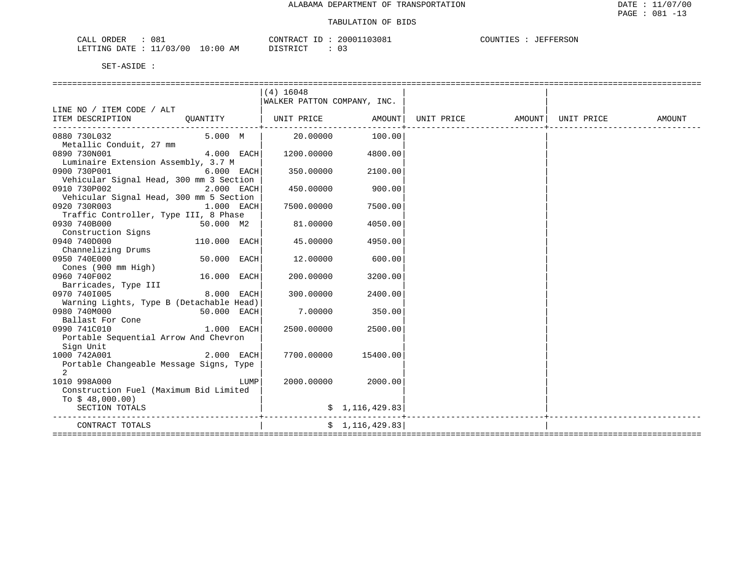ALABAMA DEPARTMENT OF TRANSPORTATION

TABULATION OF BIDS

CALL ORDER : 081 CONTRACT ID : 20001103081 COUNTIES : JEFFERSON
LETTING DATE : 11/03/00 10:00 AM DISTRICT : 03

SET-ASIDE :

| LINE NO / ITEM CODE / ALT ITEM DESCRIPTION | QUANTITY | (4) 16048 WALKER PATTON COMPANY, INC. UNIT PRICE | AMOUNT | UNIT PRICE | AMOUNT | UNIT PRICE | AMOUNT |
|---|---|---|---|---|---|---|---|
| 0880 730L032 Metallic Conduit, 27 mm | 5.000 M | 20.00000 | 100.00 | | | | |
| 0890 730N001 Luminaire Extension Assembly, 3.7 M | 4.000 EACH | 1200.00000 | 4800.00 | | | | |
| 0900 730P001 Vehicular Signal Head, 300 mm 3 Section | 6.000 EACH | 350.00000 | 2100.00 | | | | |
| 0910 730P002 Vehicular Signal Head, 300 mm 5 Section | 2.000 EACH | 450.00000 | 900.00 | | | | |
| 0920 730R003 Traffic Controller, Type III, 8 Phase | 1.000 EACH | 7500.00000 | 7500.00 | | | | |
| 0930 740B000 Construction Signs | 50.000 M2 | 81.00000 | 4050.00 | | | | |
| 0940 740D000 Channelizing Drums | 110.000 EACH | 45.00000 | 4950.00 | | | | |
| 0950 740E000 Cones (900 mm High) | 50.000 EACH | 12.00000 | 600.00 | | | | |
| 0960 740F002 Barricades, Type III | 16.000 EACH | 200.00000 | 3200.00 | | | | |
| 0970 740I005 Warning Lights, Type B (Detachable Head) | 8.000 EACH | 300.00000 | 2400.00 | | | | |
| 0980 740M000 Ballast For Cone | 50.000 EACH | 7.00000 | 350.00 | | | | |
| 0990 741C010 Portable Sequential Arrow And Chevron Sign Unit | 1.000 EACH | 2500.00000 | 2500.00 | | | | |
| 1000 742A001 Portable Changeable Message Signs, Type 2 | 2.000 EACH | 7700.00000 | 15400.00 | | | | |
| 1010 998A000 Construction Fuel (Maximum Bid Limited To $ 48,000.00) | LUMP | 2000.00000 | 2000.00 | | | | |
| SECTION TOTALS | | | $ 1,116,429.83 | | | | |
| CONTRACT TOTALS | | | $ 1,116,429.83 | | | | |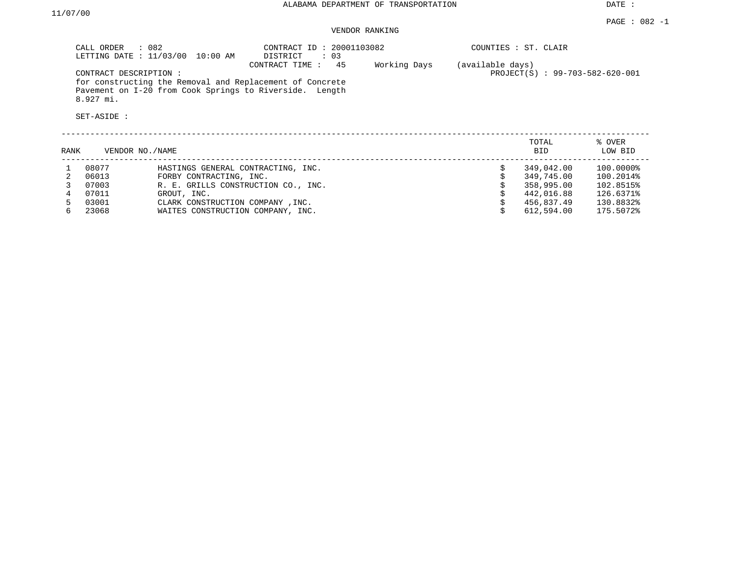ALABAMA DEPARTMENT OF TRANSPORTATION

DATE : 11/07/00

PAGE : 082 -1

VENDOR RANKING

CALL ORDER : 082
LETTING DATE : 11/03/00 10:00 AM

CONTRACT ID : 20001103082
DISTRICT : 03
CONTRACT TIME : 45 Working Days (available days)

COUNTIES : ST. CLAIR

PROJECT(S) : 99-703-582-620-001

CONTRACT DESCRIPTION :
for constructing the Removal and Replacement of Concrete Pavement on I-20 from Cook Springs to Riverside. Length 8.927 mi.

SET-ASIDE :

| RANK | VENDOR NO./NAME | | TOTAL BID | % OVER LOW BID |
|---|---|---|---|---|
| 1 | 08077 | HASTINGS GENERAL CONTRACTING, INC. | $ 349,042.00 | 100.0000% |
| 2 | 06013 | FORBY CONTRACTING, INC. | $ 349,745.00 | 100.2014% |
| 3 | 07003 | R. E. GRILLS CONSTRUCTION CO., INC. | $ 358,995.00 | 102.8515% |
| 4 | 07011 | GROUT, INC. | $ 442,016.88 | 126.6371% |
| 5 | 03001 | CLARK CONSTRUCTION COMPANY ,INC. | $ 456,837.49 | 130.8832% |
| 6 | 23068 | WAITES CONSTRUCTION COMPANY, INC. | $ 612,594.00 | 175.5072% |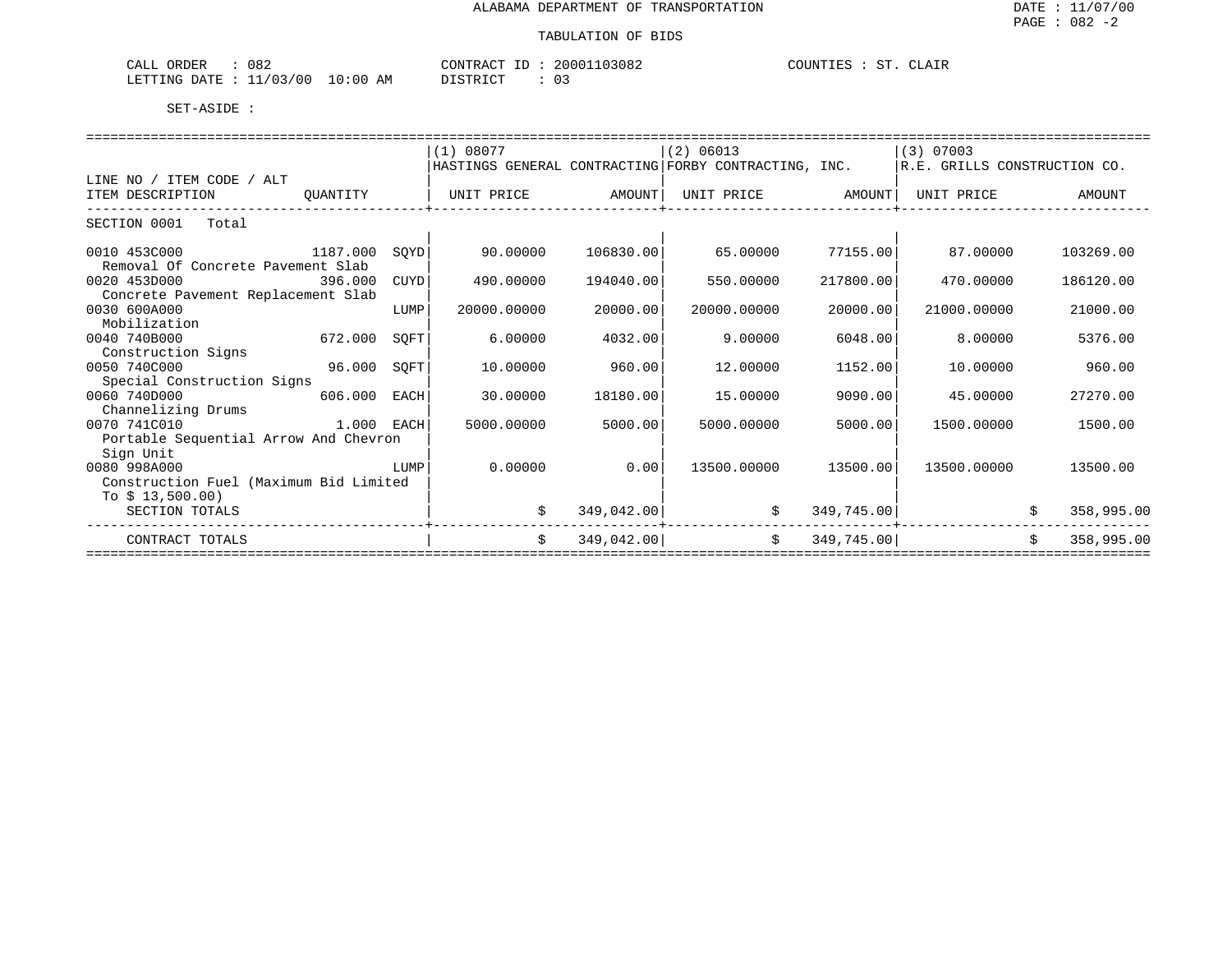# ALABAMA DEPARTMENT OF TRANSPORTATION

DATE : 11/07/00

## TABULATION OF BIDS

CALL ORDER : 082
LETTING DATE : 11/03/00 10:00 AM

CONTRACT ID : 20001103082
DISTRICT : 03

COUNTIES : ST. CLAIR

SET-ASIDE :

| LINE NO / ITEM CODE / ALT ITEM DESCRIPTION | QUANTITY | | (1) 08077 HASTINGS GENERAL CONTRACTING UNIT PRICE | AMOUNT | (2) 06013 FORBY CONTRACTING, INC. UNIT PRICE | AMOUNT | (3) 07003 R.E. GRILLS CONSTRUCTION CO. UNIT PRICE | AMOUNT |
|---|---|---|---|---|---|---|---|---|
| SECTION 0001 Total | | | | | | | | |
| 0010 453C000 Removal Of Concrete Pavement Slab | 1187.000 | SQYD | 90.00000 | 106830.00 | 65.00000 | 77155.00 | 87.00000 | 103269.00 |
| 0020 453D000 Concrete Pavement Replacement Slab | 396.000 | CUYD | 490.00000 | 194040.00 | 550.00000 | 217800.00 | 470.00000 | 186120.00 |
| 0030 600A000 Mobilization | | LUMP | 20000.00000 | 20000.00 | 20000.00000 | 20000.00 | 21000.00000 | 21000.00 |
| 0040 740B000 Construction Signs | 672.000 | SQFT | 6.00000 | 4032.00 | 9.00000 | 6048.00 | 8.00000 | 5376.00 |
| 0050 740C000 Special Construction Signs | 96.000 | SQFT | 10.00000 | 960.00 | 12.00000 | 1152.00 | 10.00000 | 960.00 |
| 0060 740D000 Channelizing Drums | 606.000 | EACH | 30.00000 | 18180.00 | 15.00000 | 9090.00 | 45.00000 | 27270.00 |
| 0070 741C010 Portable Sequential Arrow And Chevron Sign Unit | 1.000 | EACH | 5000.00000 | 5000.00 | 5000.00000 | 5000.00 | 1500.00000 | 1500.00 |
| 0080 998A000 Construction Fuel (Maximum Bid Limited To $ 13,500.00) | | LUMP | 0.00000 | 0.00 | 13500.00000 | 13500.00 | 13500.00000 | 13500.00 |
| SECTION TOTALS | | | | $ 349,042.00 | | $ 349,745.00 | | $ 358,995.00 |
| CONTRACT TOTALS | | | | $ 349,042.00 | | $ 349,745.00 | | $ 358,995.00 |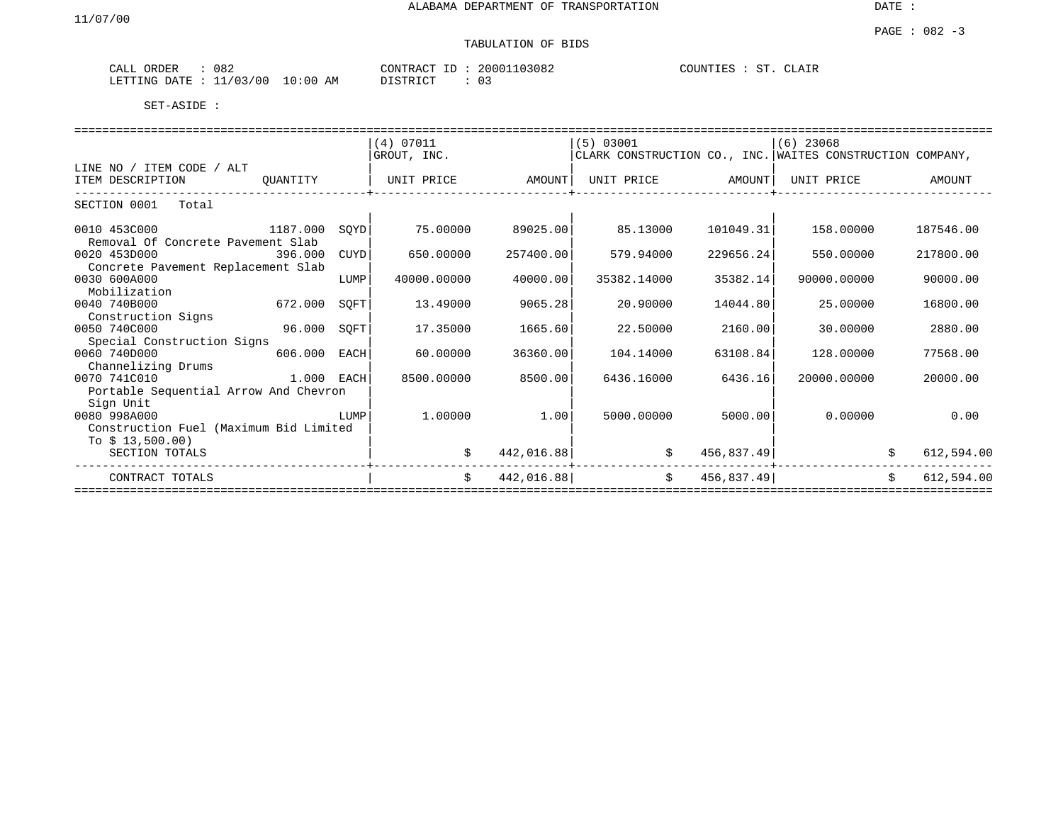ALABAMA DEPARTMENT OF TRANSPORTATION

DATE :

11/07/00

TABULATION OF BIDS

CALL ORDER : 082
LETTING DATE : 11/03/00 10:00 AM

CONTRACT ID : 20001103082
DISTRICT : 03

COUNTIES : ST. CLAIR

SET-ASIDE :

| LINE NO / ITEM CODE / ALT ITEM DESCRIPTION | QUANTITY | | (4) 07011 GROUT, INC. UNIT PRICE | AMOUNT | (5) 03001 CLARK CONSTRUCTION CO., INC. UNIT PRICE | AMOUNT | (6) 23068 WAITES CONSTRUCTION COMPANY, UNIT PRICE | AMOUNT |
|---|---|---|---|---|---|---|---|---|
| SECTION 0001 Total | | | | | | | | |
| 0010 453C000 Removal Of Concrete Pavement Slab | 1187.000 | SQYD | 75.00000 | 89025.00 | 85.13000 | 101049.31 | 158.00000 | 187546.00 |
| 0020 453D000 Concrete Pavement Replacement Slab | 396.000 | CUYD | 650.00000 | 257400.00 | 579.94000 | 229656.24 | 550.00000 | 217800.00 |
| 0030 600A000 Mobilization | | LUMP | 40000.00000 | 40000.00 | 35382.14000 | 35382.14 | 90000.00000 | 90000.00 |
| 0040 740B000 Construction Signs | 672.000 | SQFT | 13.49000 | 9065.28 | 20.90000 | 14044.80 | 25.00000 | 16800.00 |
| 0050 740C000 Special Construction Signs | 96.000 | SQFT | 17.35000 | 1665.60 | 22.50000 | 2160.00 | 30.00000 | 2880.00 |
| 0060 740D000 Channelizing Drums | 606.000 | EACH | 60.00000 | 36360.00 | 104.14000 | 63108.84 | 128.00000 | 77568.00 |
| 0070 741C010 Portable Sequential Arrow And Chevron Sign Unit | 1.000 | EACH | 8500.00000 | 8500.00 | 6436.16000 | 6436.16 | 20000.00000 | 20000.00 |
| 0080 998A000 Construction Fuel (Maximum Bid Limited To $ 13,500.00) | | LUMP | 1.00000 | 1.00 | 5000.00000 | 5000.00 | 0.00000 | 0.00 |
| SECTION TOTALS | | | $ | 442,016.88 | $ | 456,837.49 | $ | 612,594.00 |
| CONTRACT TOTALS | | | $ | 442,016.88 | $ | 456,837.49 | $ | 612,594.00 |